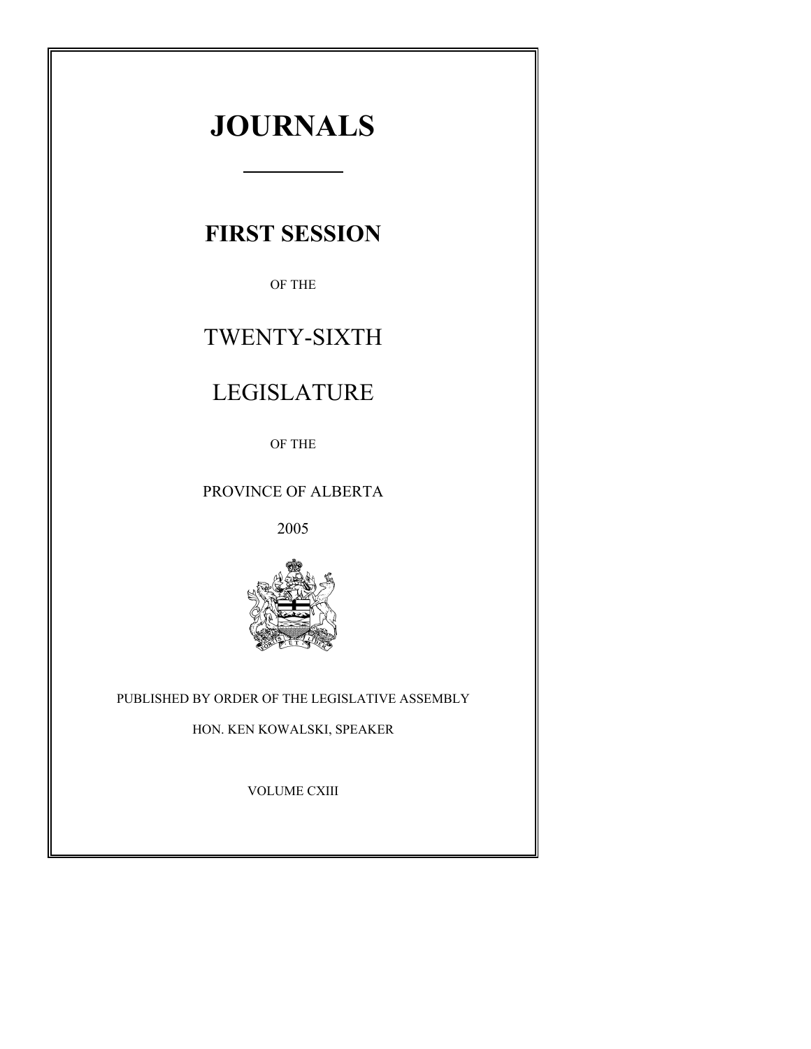# JOURNALS

## FIRST SESSION

OF THE

TWENTY-SIXTH

LEGISLATURE

OF THE

PROVINCE OF ALBERTA

2005

PUBLISHED BY ORDER OF THE LEGISLATIVE ASSEMBLY

HON. KEN KOWALSKI, SPEAKER

VOLUME CXIII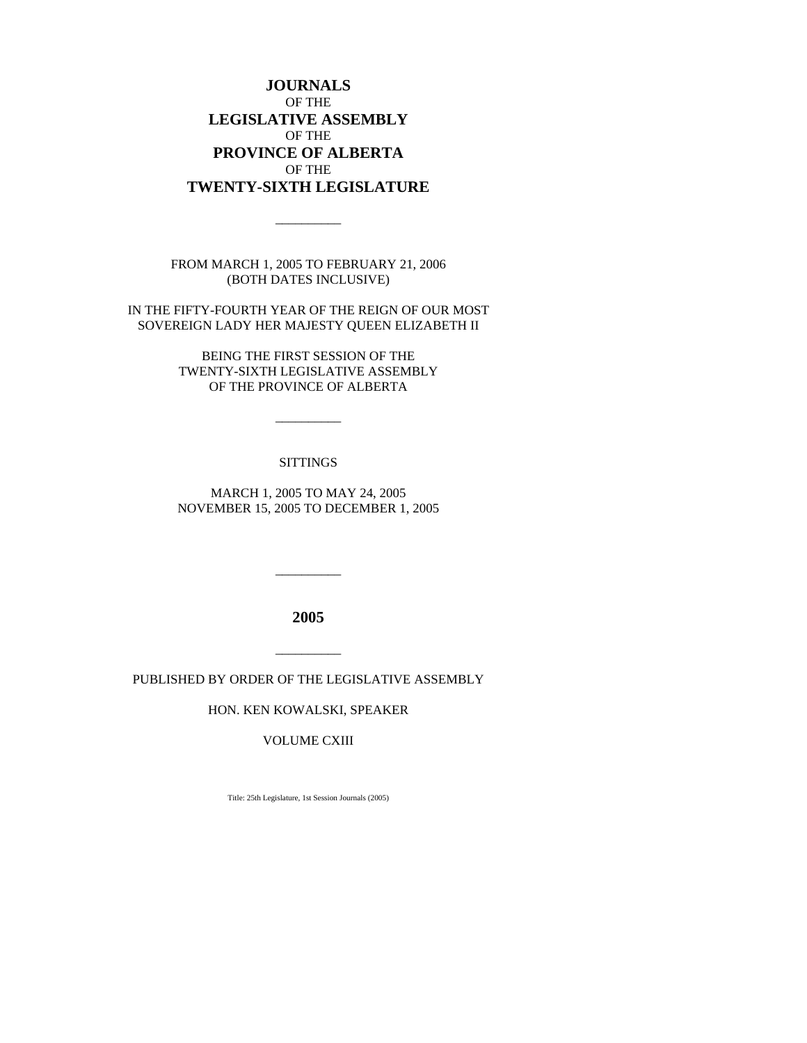# JOURNALS

OF THE

# LEGISLATIVE ASSEMBLY

OF THE

# PROVINCE OF ALBERTA

OF THE

# TWENTY-SIXTH LEGISLATURE

---

FROM MARCH 1, 2005 TO FEBRUARY 21, 2006
(BOTH DATES INCLUSIVE)

IN THE FIFTY-FOURTH YEAR OF THE REIGN OF OUR MOST SOVEREIGN LADY HER MAJESTY QUEEN ELIZABETH II

BEING THE FIRST SESSION OF THE
TWENTY-SIXTH LEGISLATIVE ASSEMBLY
OF THE PROVINCE OF ALBERTA

---

SITTINGS

MARCH 1, 2005 TO MAY 24, 2005
NOVEMBER 15, 2005 TO DECEMBER 1, 2005

---

**2005**

---

PUBLISHED BY ORDER OF THE LEGISLATIVE ASSEMBLY

HON. KEN KOWALSKI, SPEAKER

VOLUME CXIII

Title: 25th Legislature, 1st Session Journals (2005)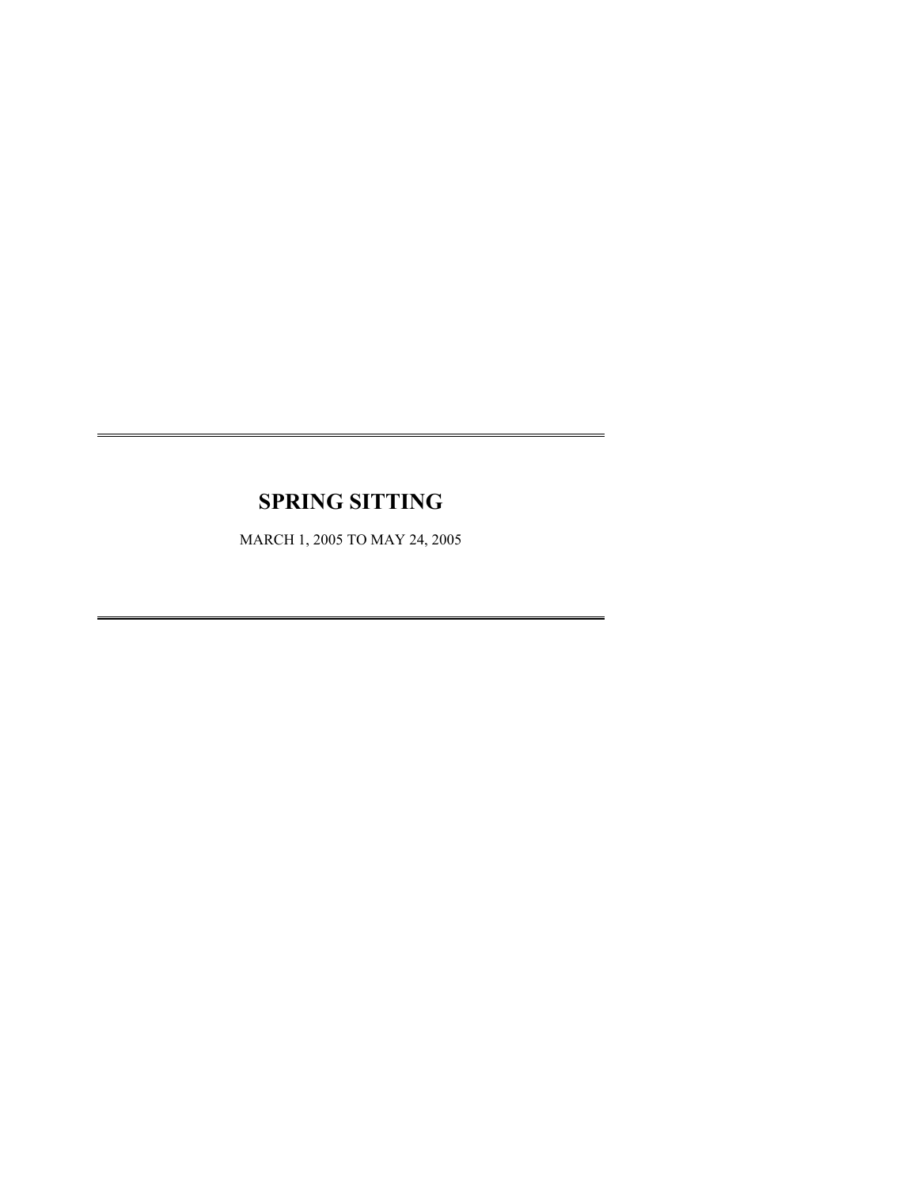# SPRING SITTING

MARCH 1, 2005 TO MAY 24, 2005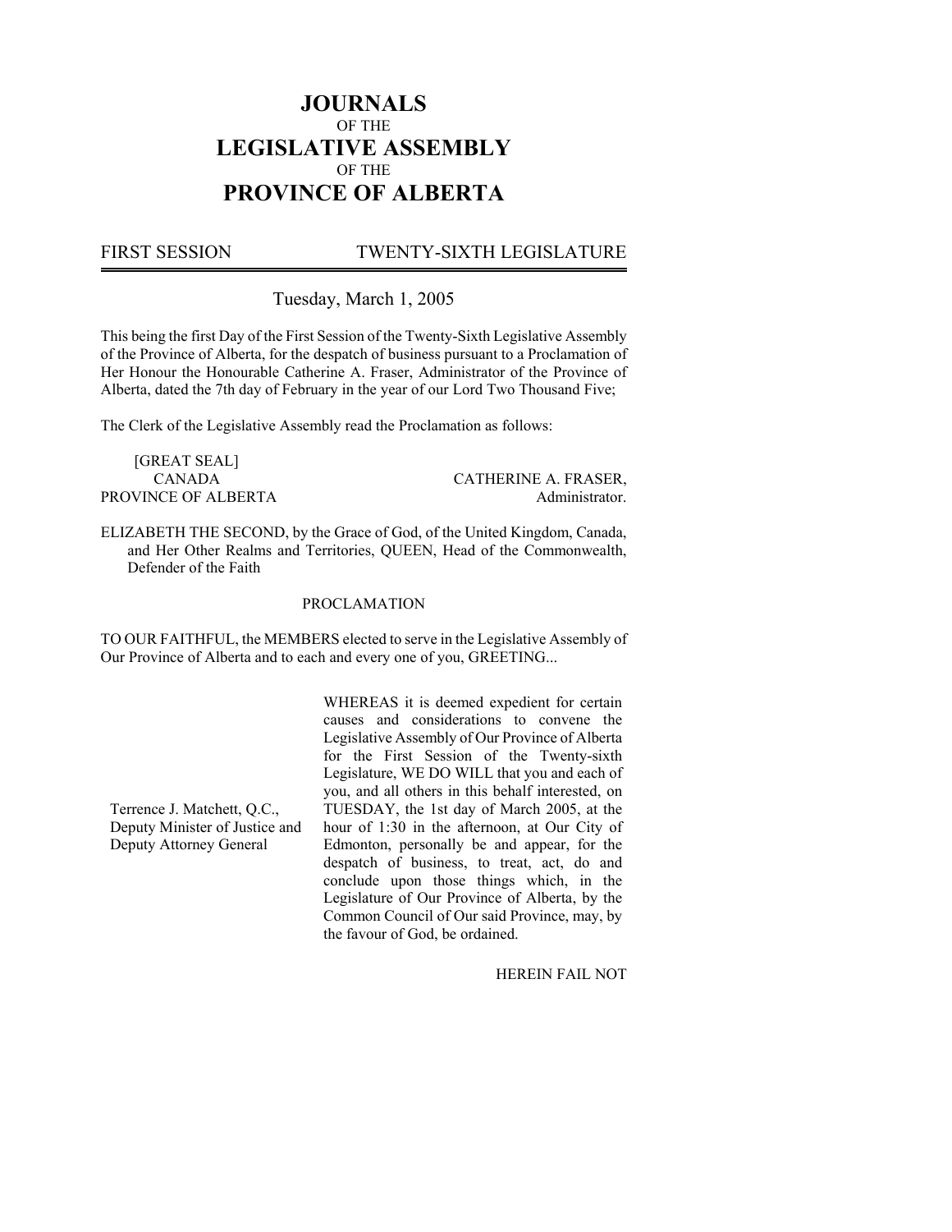# JOURNALS
OF THE
# LEGISLATIVE ASSEMBLY
OF THE
# PROVINCE OF ALBERTA

FIRST SESSION TWENTY-SIXTH LEGISLATURE

Tuesday, March 1, 2005

This being the first Day of the First Session of the Twenty-Sixth Legislative Assembly of the Province of Alberta, for the despatch of business pursuant to a Proclamation of Her Honour the Honourable Catherine A. Fraser, Administrator of the Province of Alberta, dated the 7th day of February in the year of our Lord Two Thousand Five;

The Clerk of the Legislative Assembly read the Proclamation as follows:

[GREAT SEAL]
CANADA
PROVINCE OF ALBERTA

CATHERINE A. FRASER,
Administrator.

ELIZABETH THE SECOND, by the Grace of God, of the United Kingdom, Canada, and Her Other Realms and Territories, QUEEN, Head of the Commonwealth, Defender of the Faith

PROCLAMATION

TO OUR FAITHFUL, the MEMBERS elected to serve in the Legislative Assembly of Our Province of Alberta and to each and every one of you, GREETING...

Terrence J. Matchett, Q.C.,
Deputy Minister of Justice and
Deputy Attorney General

WHEREAS it is deemed expedient for certain causes and considerations to convene the Legislative Assembly of Our Province of Alberta for the First Session of the Twenty-sixth Legislature, WE DO WILL that you and each of you, and all others in this behalf interested, on TUESDAY, the 1st day of March 2005, at the hour of 1:30 in the afternoon, at Our City of Edmonton, personally be and appear, for the despatch of business, to treat, act, do and conclude upon those things which, in the Legislature of Our Province of Alberta, by the Common Council of Our said Province, may, by the favour of God, be ordained.

HEREIN FAIL NOT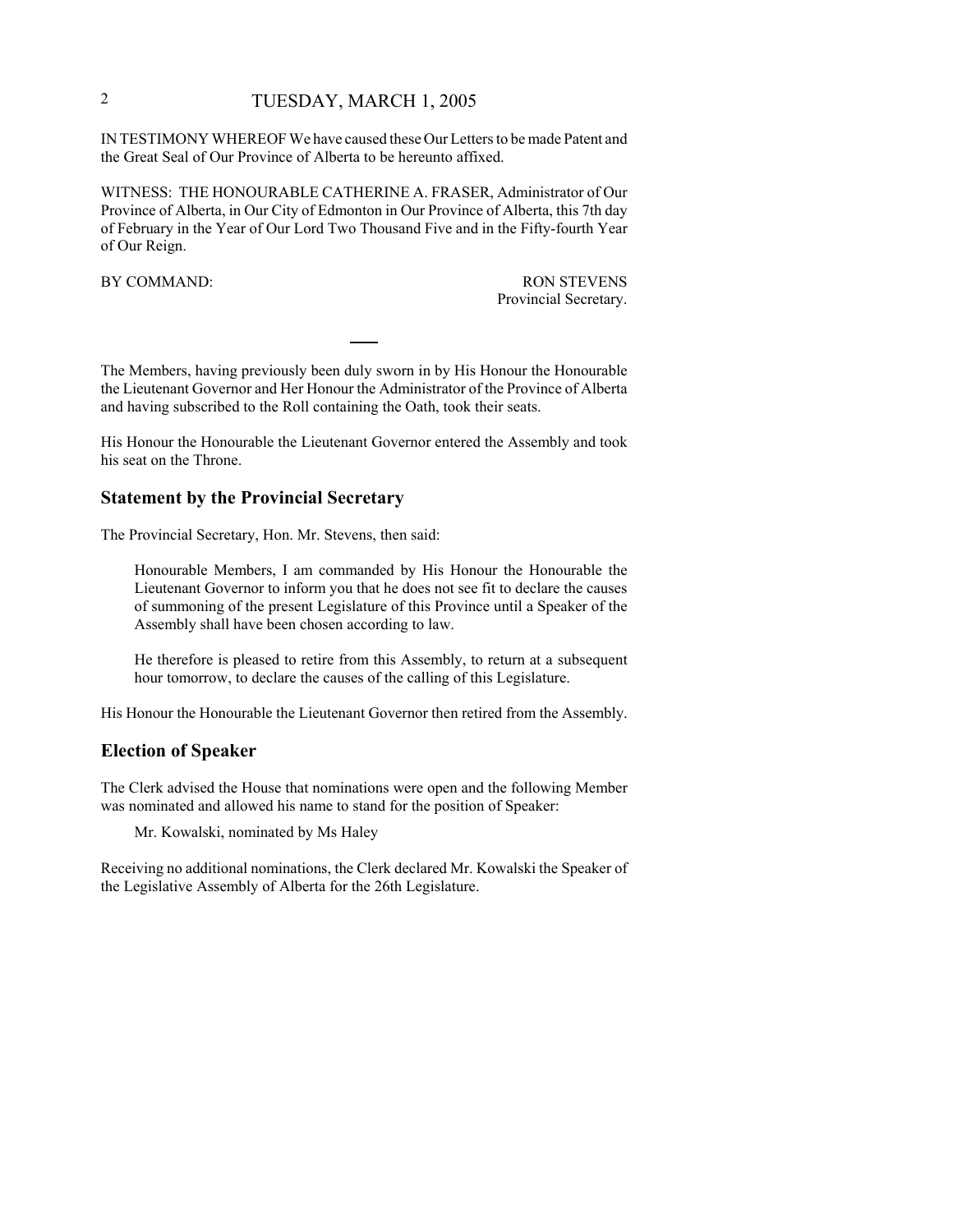IN TESTIMONY WHEREOF We have caused these Our Letters to be made Patent and the Great Seal of Our Province of Alberta to be hereunto affixed.

WITNESS: THE HONOURABLE CATHERINE A. FRASER, Administrator of Our Province of Alberta, in Our City of Edmonton in Our Province of Alberta, this 7th day of February in the Year of Our Lord Two Thousand Five and in the Fifty-fourth Year of Our Reign.

BY COMMAND: RON STEVENS
Provincial Secretary.

---

The Members, having previously been duly sworn in by His Honour the Honourable the Lieutenant Governor and Her Honour the Administrator of the Province of Alberta and having subscribed to the Roll containing the Oath, took their seats.

His Honour the Honourable the Lieutenant Governor entered the Assembly and took his seat on the Throne.

## Statement by the Provincial Secretary

The Provincial Secretary, Hon. Mr. Stevens, then said:

> Honourable Members, I am commanded by His Honour the Honourable the Lieutenant Governor to inform you that he does not see fit to declare the causes of summoning of the present Legislature of this Province until a Speaker of the Assembly shall have been chosen according to law.
>
> He therefore is pleased to retire from this Assembly, to return at a subsequent hour tomorrow, to declare the causes of the calling of this Legislature.

His Honour the Honourable the Lieutenant Governor then retired from the Assembly.

## Election of Speaker

The Clerk advised the House that nominations were open and the following Member was nominated and allowed his name to stand for the position of Speaker:

> Mr. Kowalski, nominated by Ms Haley

Receiving no additional nominations, the Clerk declared Mr. Kowalski the Speaker of the Legislative Assembly of Alberta for the 26th Legislature.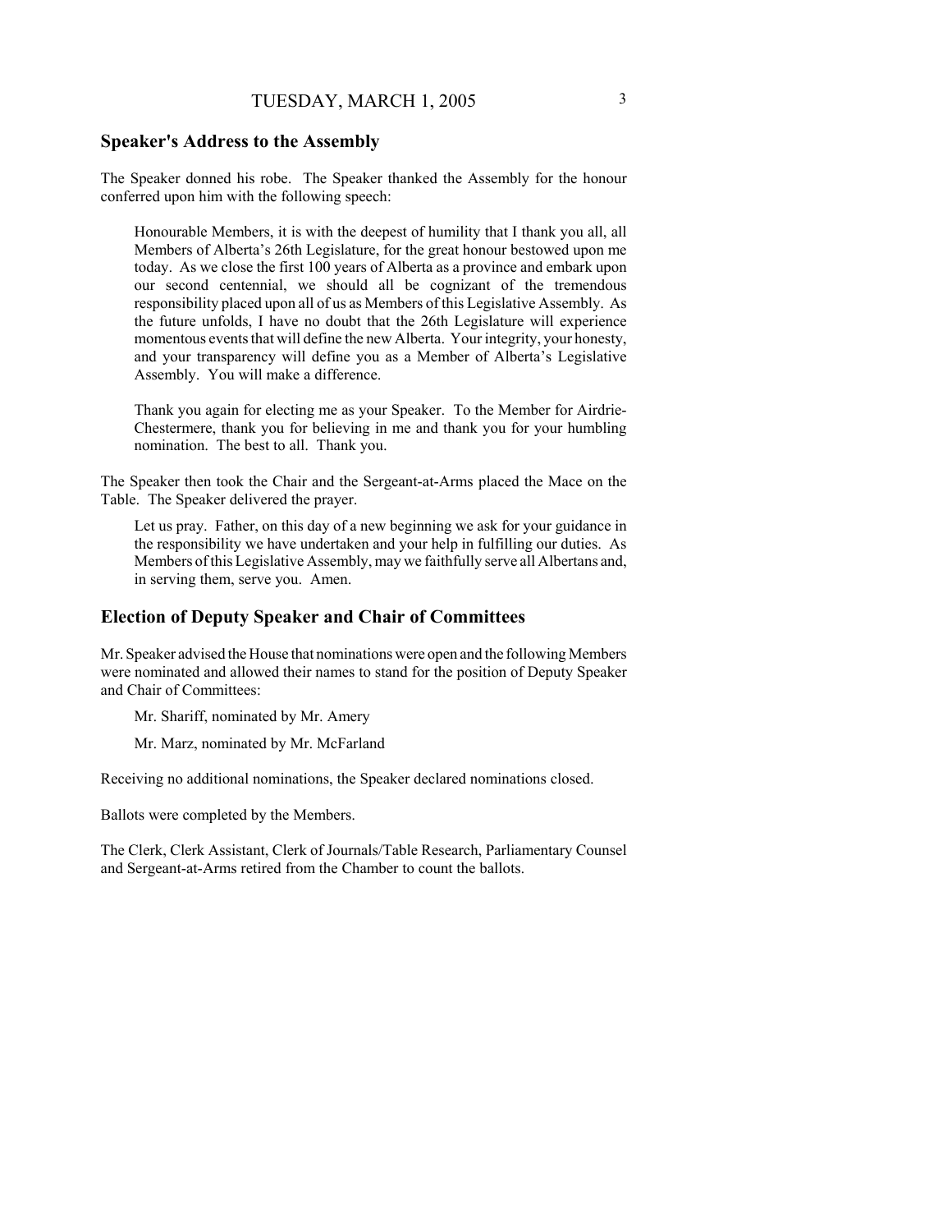## Speaker's Address to the Assembly

The Speaker donned his robe. The Speaker thanked the Assembly for the honour conferred upon him with the following speech:

> Honourable Members, it is with the deepest of humility that I thank you all, all Members of Alberta's 26th Legislature, for the great honour bestowed upon me today. As we close the first 100 years of Alberta as a province and embark upon our second centennial, we should all be cognizant of the tremendous responsibility placed upon all of us as Members of this Legislative Assembly. As the future unfolds, I have no doubt that the 26th Legislature will experience momentous events that will define the new Alberta. Your integrity, your honesty, and your transparency will define you as a Member of Alberta's Legislative Assembly. You will make a difference.
>
> Thank you again for electing me as your Speaker. To the Member for Airdrie-Chestermere, thank you for believing in me and thank you for your humbling nomination. The best to all. Thank you.

The Speaker then took the Chair and the Sergeant-at-Arms placed the Mace on the Table. The Speaker delivered the prayer.

> Let us pray. Father, on this day of a new beginning we ask for your guidance in the responsibility we have undertaken and your help in fulfilling our duties. As Members of this Legislative Assembly, may we faithfully serve all Albertans and, in serving them, serve you. Amen.

## Election of Deputy Speaker and Chair of Committees

Mr. Speaker advised the House that nominations were open and the following Members were nominated and allowed their names to stand for the position of Deputy Speaker and Chair of Committees:

> Mr. Shariff, nominated by Mr. Amery
>
> Mr. Marz, nominated by Mr. McFarland

Receiving no additional nominations, the Speaker declared nominations closed.

Ballots were completed by the Members.

The Clerk, Clerk Assistant, Clerk of Journals/Table Research, Parliamentary Counsel and Sergeant-at-Arms retired from the Chamber to count the ballots.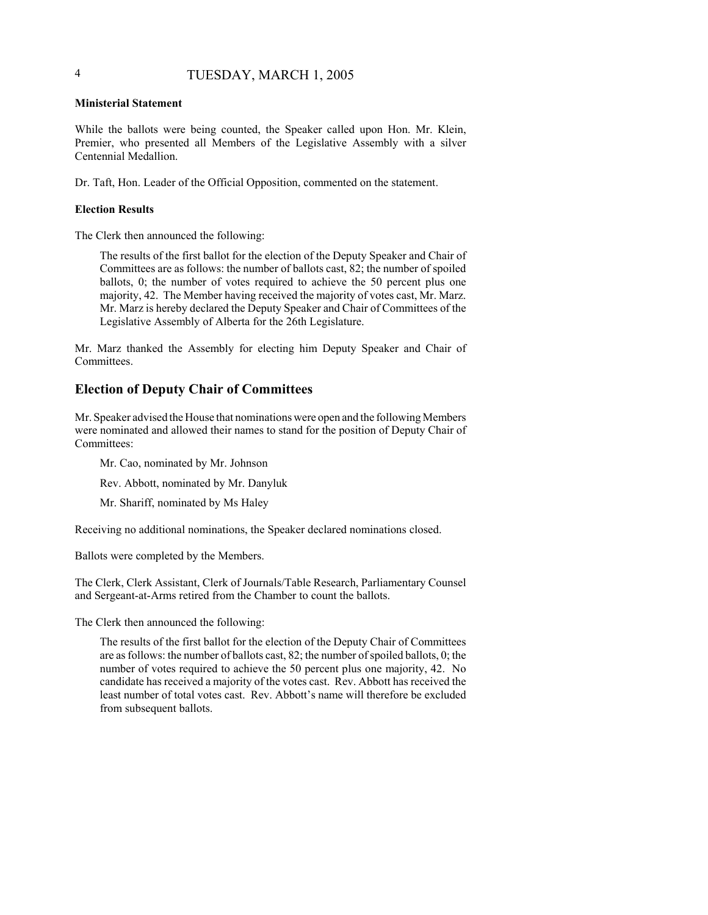**Ministerial Statement**

While the ballots were being counted, the Speaker called upon Hon. Mr. Klein, Premier, who presented all Members of the Legislative Assembly with a silver Centennial Medallion.

Dr. Taft, Hon. Leader of the Official Opposition, commented on the statement.

**Election Results**

The Clerk then announced the following:

> The results of the first ballot for the election of the Deputy Speaker and Chair of Committees are as follows: the number of ballots cast, 82; the number of spoiled ballots, 0; the number of votes required to achieve the 50 percent plus one majority, 42. The Member having received the majority of votes cast, Mr. Marz. Mr. Marz is hereby declared the Deputy Speaker and Chair of Committees of the Legislative Assembly of Alberta for the 26th Legislature.

Mr. Marz thanked the Assembly for electing him Deputy Speaker and Chair of Committees.

## Election of Deputy Chair of Committees

Mr. Speaker advised the House that nominations were open and the following Members were nominated and allowed their names to stand for the position of Deputy Chair of Committees:

> Mr. Cao, nominated by Mr. Johnson
>
> Rev. Abbott, nominated by Mr. Danyluk
>
> Mr. Shariff, nominated by Ms Haley

Receiving no additional nominations, the Speaker declared nominations closed.

Ballots were completed by the Members.

The Clerk, Clerk Assistant, Clerk of Journals/Table Research, Parliamentary Counsel and Sergeant-at-Arms retired from the Chamber to count the ballots.

The Clerk then announced the following:

> The results of the first ballot for the election of the Deputy Chair of Committees are as follows: the number of ballots cast, 82; the number of spoiled ballots, 0; the number of votes required to achieve the 50 percent plus one majority, 42. No candidate has received a majority of the votes cast. Rev. Abbott has received the least number of total votes cast. Rev. Abbott's name will therefore be excluded from subsequent ballots.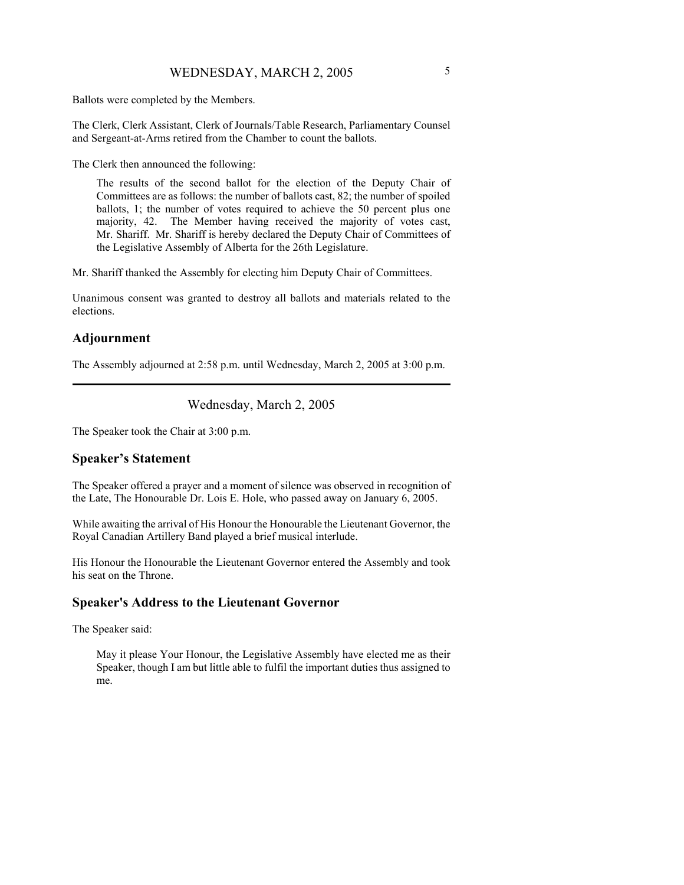Ballots were completed by the Members.

The Clerk, Clerk Assistant, Clerk of Journals/Table Research, Parliamentary Counsel and Sergeant-at-Arms retired from the Chamber to count the ballots.

The Clerk then announced the following:

> The results of the second ballot for the election of the Deputy Chair of Committees are as follows: the number of ballots cast, 82; the number of spoiled ballots, 1; the number of votes required to achieve the 50 percent plus one majority, 42. The Member having received the majority of votes cast, Mr. Shariff. Mr. Shariff is hereby declared the Deputy Chair of Committees of the Legislative Assembly of Alberta for the 26th Legislature.

Mr. Shariff thanked the Assembly for electing him Deputy Chair of Committees.

Unanimous consent was granted to destroy all ballots and materials related to the elections.

## Adjournment

The Assembly adjourned at 2:58 p.m. until Wednesday, March 2, 2005 at 3:00 p.m.

---

Wednesday, March 2, 2005

The Speaker took the Chair at 3:00 p.m.

## Speaker's Statement

The Speaker offered a prayer and a moment of silence was observed in recognition of the Late, The Honourable Dr. Lois E. Hole, who passed away on January 6, 2005.

While awaiting the arrival of His Honour the Honourable the Lieutenant Governor, the Royal Canadian Artillery Band played a brief musical interlude.

His Honour the Honourable the Lieutenant Governor entered the Assembly and took his seat on the Throne.

## Speaker's Address to the Lieutenant Governor

The Speaker said:

> May it please Your Honour, the Legislative Assembly have elected me as their Speaker, though I am but little able to fulfil the important duties thus assigned to me.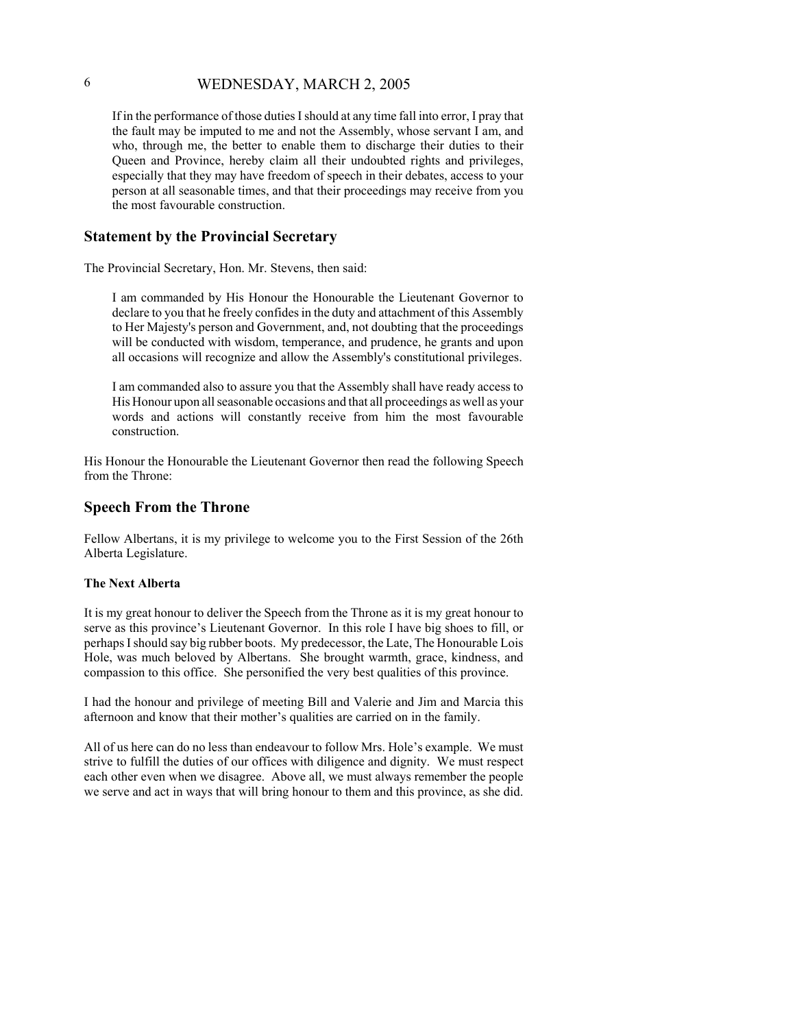If in the performance of those duties I should at any time fall into error, I pray that the fault may be imputed to me and not the Assembly, whose servant I am, and who, through me, the better to enable them to discharge their duties to their Queen and Province, hereby claim all their undoubted rights and privileges, especially that they may have freedom of speech in their debates, access to your person at all seasonable times, and that their proceedings may receive from you the most favourable construction.

## Statement by the Provincial Secretary

The Provincial Secretary, Hon. Mr. Stevens, then said:

> I am commanded by His Honour the Honourable the Lieutenant Governor to declare to you that he freely confides in the duty and attachment of this Assembly to Her Majesty's person and Government, and, not doubting that the proceedings will be conducted with wisdom, temperance, and prudence, he grants and upon all occasions will recognize and allow the Assembly's constitutional privileges.
>
> I am commanded also to assure you that the Assembly shall have ready access to His Honour upon all seasonable occasions and that all proceedings as well as your words and actions will constantly receive from him the most favourable construction.

His Honour the Honourable the Lieutenant Governor then read the following Speech from the Throne:

## Speech From the Throne

Fellow Albertans, it is my privilege to welcome you to the First Session of the 26th Alberta Legislature.

**The Next Alberta**

It is my great honour to deliver the Speech from the Throne as it is my great honour to serve as this province's Lieutenant Governor. In this role I have big shoes to fill, or perhaps I should say big rubber boots. My predecessor, the Late, The Honourable Lois Hole, was much beloved by Albertans. She brought warmth, grace, kindness, and compassion to this office. She personified the very best qualities of this province.

I had the honour and privilege of meeting Bill and Valerie and Jim and Marcia this afternoon and know that their mother's qualities are carried on in the family.

All of us here can do no less than endeavour to follow Mrs. Hole's example. We must strive to fulfill the duties of our offices with diligence and dignity. We must respect each other even when we disagree. Above all, we must always remember the people we serve and act in ways that will bring honour to them and this province, as she did.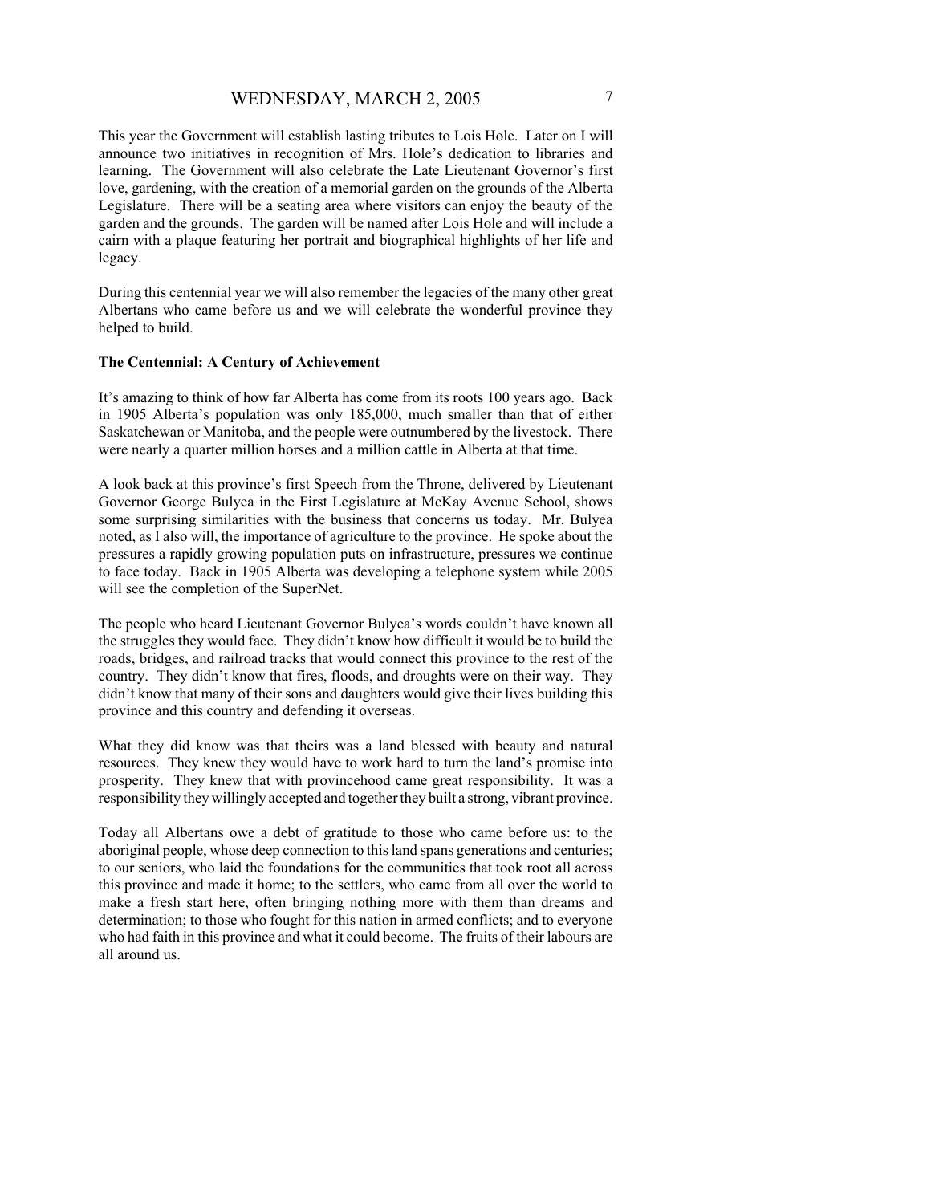This year the Government will establish lasting tributes to Lois Hole. Later on I will announce two initiatives in recognition of Mrs. Hole's dedication to libraries and learning. The Government will also celebrate the Late Lieutenant Governor's first love, gardening, with the creation of a memorial garden on the grounds of the Alberta Legislature. There will be a seating area where visitors can enjoy the beauty of the garden and the grounds. The garden will be named after Lois Hole and will include a cairn with a plaque featuring her portrait and biographical highlights of her life and legacy.

During this centennial year we will also remember the legacies of the many other great Albertans who came before us and we will celebrate the wonderful province they helped to build.

**The Centennial: A Century of Achievement**

It's amazing to think of how far Alberta has come from its roots 100 years ago. Back in 1905 Alberta's population was only 185,000, much smaller than that of either Saskatchewan or Manitoba, and the people were outnumbered by the livestock. There were nearly a quarter million horses and a million cattle in Alberta at that time.

A look back at this province's first Speech from the Throne, delivered by Lieutenant Governor George Bulyea in the First Legislature at McKay Avenue School, shows some surprising similarities with the business that concerns us today. Mr. Bulyea noted, as I also will, the importance of agriculture to the province. He spoke about the pressures a rapidly growing population puts on infrastructure, pressures we continue to face today. Back in 1905 Alberta was developing a telephone system while 2005 will see the completion of the SuperNet.

The people who heard Lieutenant Governor Bulyea's words couldn't have known all the struggles they would face. They didn't know how difficult it would be to build the roads, bridges, and railroad tracks that would connect this province to the rest of the country. They didn't know that fires, floods, and droughts were on their way. They didn't know that many of their sons and daughters would give their lives building this province and this country and defending it overseas.

What they did know was that theirs was a land blessed with beauty and natural resources. They knew they would have to work hard to turn the land's promise into prosperity. They knew that with provincehood came great responsibility. It was a responsibility they willingly accepted and together they built a strong, vibrant province.

Today all Albertans owe a debt of gratitude to those who came before us: to the aboriginal people, whose deep connection to this land spans generations and centuries; to our seniors, who laid the foundations for the communities that took root all across this province and made it home; to the settlers, who came from all over the world to make a fresh start here, often bringing nothing more with them than dreams and determination; to those who fought for this nation in armed conflicts; and to everyone who had faith in this province and what it could become. The fruits of their labours are all around us.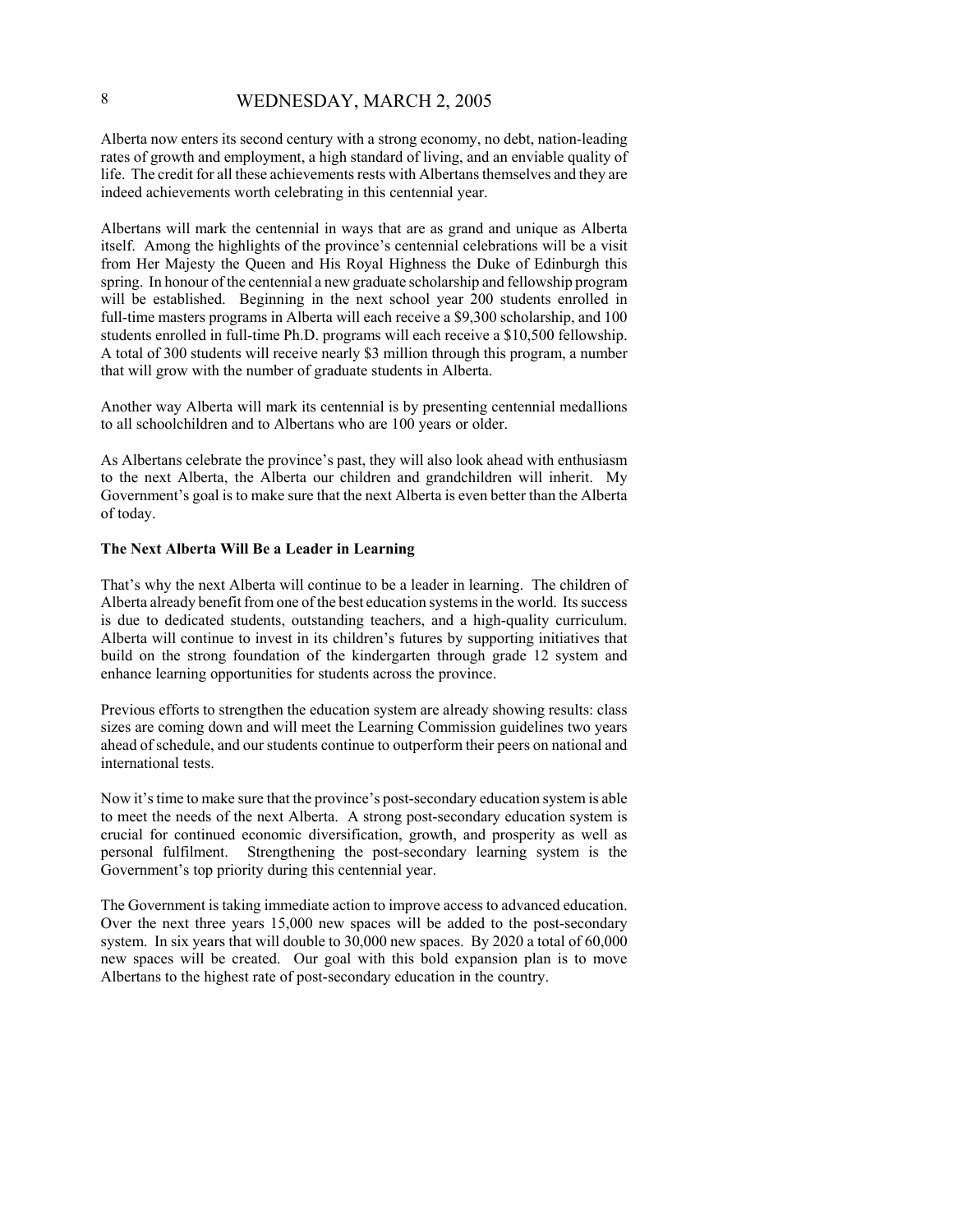Alberta now enters its second century with a strong economy, no debt, nation-leading rates of growth and employment, a high standard of living, and an enviable quality of life. The credit for all these achievements rests with Albertans themselves and they are indeed achievements worth celebrating in this centennial year.

Albertans will mark the centennial in ways that are as grand and unique as Alberta itself. Among the highlights of the province's centennial celebrations will be a visit from Her Majesty the Queen and His Royal Highness the Duke of Edinburgh this spring. In honour of the centennial a new graduate scholarship and fellowship program will be established. Beginning in the next school year 200 students enrolled in full-time masters programs in Alberta will each receive a $9,300 scholarship, and 100 students enrolled in full-time Ph.D. programs will each receive a $10,500 fellowship. A total of 300 students will receive nearly $3 million through this program, a number that will grow with the number of graduate students in Alberta.

Another way Alberta will mark its centennial is by presenting centennial medallions to all schoolchildren and to Albertans who are 100 years or older.

As Albertans celebrate the province's past, they will also look ahead with enthusiasm to the next Alberta, the Alberta our children and grandchildren will inherit. My Government's goal is to make sure that the next Alberta is even better than the Alberta of today.

**The Next Alberta Will Be a Leader in Learning**

That's why the next Alberta will continue to be a leader in learning. The children of Alberta already benefit from one of the best education systems in the world. Its success is due to dedicated students, outstanding teachers, and a high-quality curriculum. Alberta will continue to invest in its children's futures by supporting initiatives that build on the strong foundation of the kindergarten through grade 12 system and enhance learning opportunities for students across the province.

Previous efforts to strengthen the education system are already showing results: class sizes are coming down and will meet the Learning Commission guidelines two years ahead of schedule, and our students continue to outperform their peers on national and international tests.

Now it's time to make sure that the province's post-secondary education system is able to meet the needs of the next Alberta. A strong post-secondary education system is crucial for continued economic diversification, growth, and prosperity as well as personal fulfilment. Strengthening the post-secondary learning system is the Government's top priority during this centennial year.

The Government is taking immediate action to improve access to advanced education. Over the next three years 15,000 new spaces will be added to the post-secondary system. In six years that will double to 30,000 new spaces. By 2020 a total of 60,000 new spaces will be created. Our goal with this bold expansion plan is to move Albertans to the highest rate of post-secondary education in the country.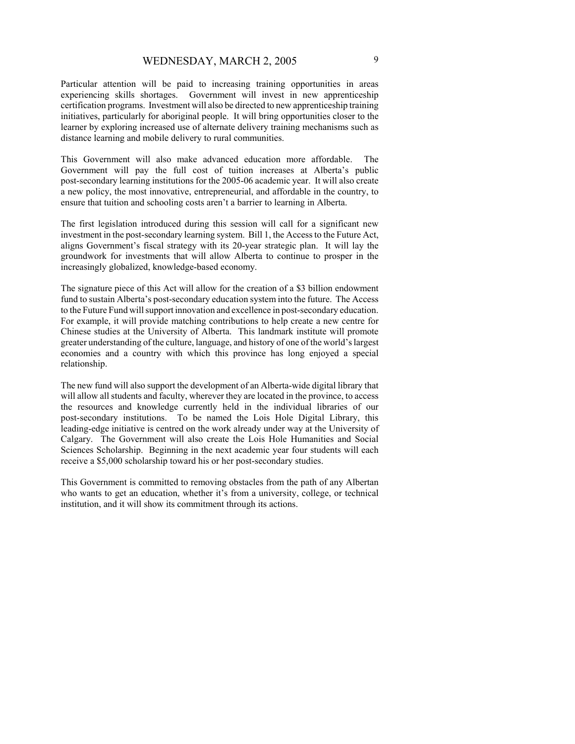Particular attention will be paid to increasing training opportunities in areas experiencing skills shortages. Government will invest in new apprenticeship certification programs. Investment will also be directed to new apprenticeship training initiatives, particularly for aboriginal people. It will bring opportunities closer to the learner by exploring increased use of alternate delivery training mechanisms such as distance learning and mobile delivery to rural communities.

This Government will also make advanced education more affordable. The Government will pay the full cost of tuition increases at Alberta's public post-secondary learning institutions for the 2005-06 academic year. It will also create a new policy, the most innovative, entrepreneurial, and affordable in the country, to ensure that tuition and schooling costs aren't a barrier to learning in Alberta.

The first legislation introduced during this session will call for a significant new investment in the post-secondary learning system. Bill 1, the Access to the Future Act, aligns Government's fiscal strategy with its 20-year strategic plan. It will lay the groundwork for investments that will allow Alberta to continue to prosper in the increasingly globalized, knowledge-based economy.

The signature piece of this Act will allow for the creation of a $3 billion endowment fund to sustain Alberta's post-secondary education system into the future. The Access to the Future Fund will support innovation and excellence in post-secondary education. For example, it will provide matching contributions to help create a new centre for Chinese studies at the University of Alberta. This landmark institute will promote greater understanding of the culture, language, and history of one of the world's largest economies and a country with which this province has long enjoyed a special relationship.

The new fund will also support the development of an Alberta-wide digital library that will allow all students and faculty, wherever they are located in the province, to access the resources and knowledge currently held in the individual libraries of our post-secondary institutions. To be named the Lois Hole Digital Library, this leading-edge initiative is centred on the work already under way at the University of Calgary. The Government will also create the Lois Hole Humanities and Social Sciences Scholarship. Beginning in the next academic year four students will each receive a $5,000 scholarship toward his or her post-secondary studies.

This Government is committed to removing obstacles from the path of any Albertan who wants to get an education, whether it's from a university, college, or technical institution, and it will show its commitment through its actions.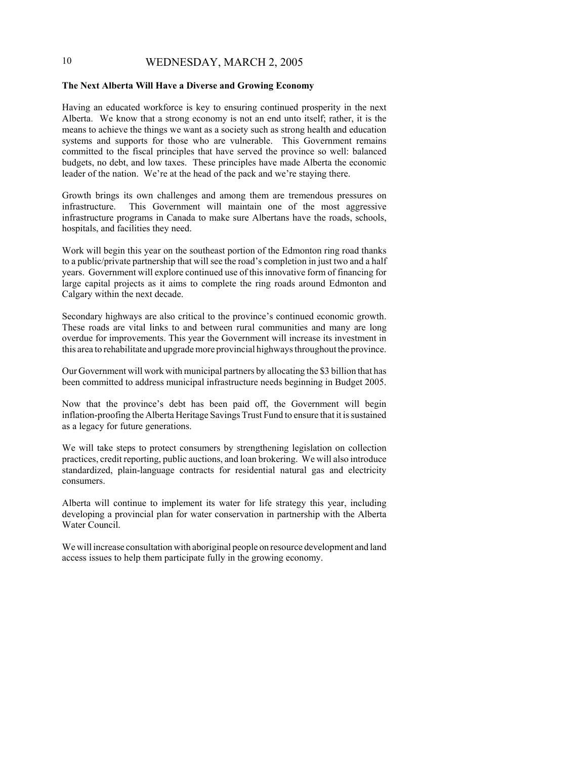**The Next Alberta Will Have a Diverse and Growing Economy**

Having an educated workforce is key to ensuring continued prosperity in the next Alberta. We know that a strong economy is not an end unto itself; rather, it is the means to achieve the things we want as a society such as strong health and education systems and supports for those who are vulnerable. This Government remains committed to the fiscal principles that have served the province so well: balanced budgets, no debt, and low taxes. These principles have made Alberta the economic leader of the nation. We're at the head of the pack and we're staying there.

Growth brings its own challenges and among them are tremendous pressures on infrastructure. This Government will maintain one of the most aggressive infrastructure programs in Canada to make sure Albertans have the roads, schools, hospitals, and facilities they need.

Work will begin this year on the southeast portion of the Edmonton ring road thanks to a public/private partnership that will see the road's completion in just two and a half years. Government will explore continued use of this innovative form of financing for large capital projects as it aims to complete the ring roads around Edmonton and Calgary within the next decade.

Secondary highways are also critical to the province's continued economic growth. These roads are vital links to and between rural communities and many are long overdue for improvements. This year the Government will increase its investment in this area to rehabilitate and upgrade more provincial highways throughout the province.

Our Government will work with municipal partners by allocating the $3 billion that has been committed to address municipal infrastructure needs beginning in Budget 2005.

Now that the province's debt has been paid off, the Government will begin inflation-proofing the Alberta Heritage Savings Trust Fund to ensure that it is sustained as a legacy for future generations.

We will take steps to protect consumers by strengthening legislation on collection practices, credit reporting, public auctions, and loan brokering. We will also introduce standardized, plain-language contracts for residential natural gas and electricity consumers.

Alberta will continue to implement its water for life strategy this year, including developing a provincial plan for water conservation in partnership with the Alberta Water Council.

We will increase consultation with aboriginal people on resource development and land access issues to help them participate fully in the growing economy.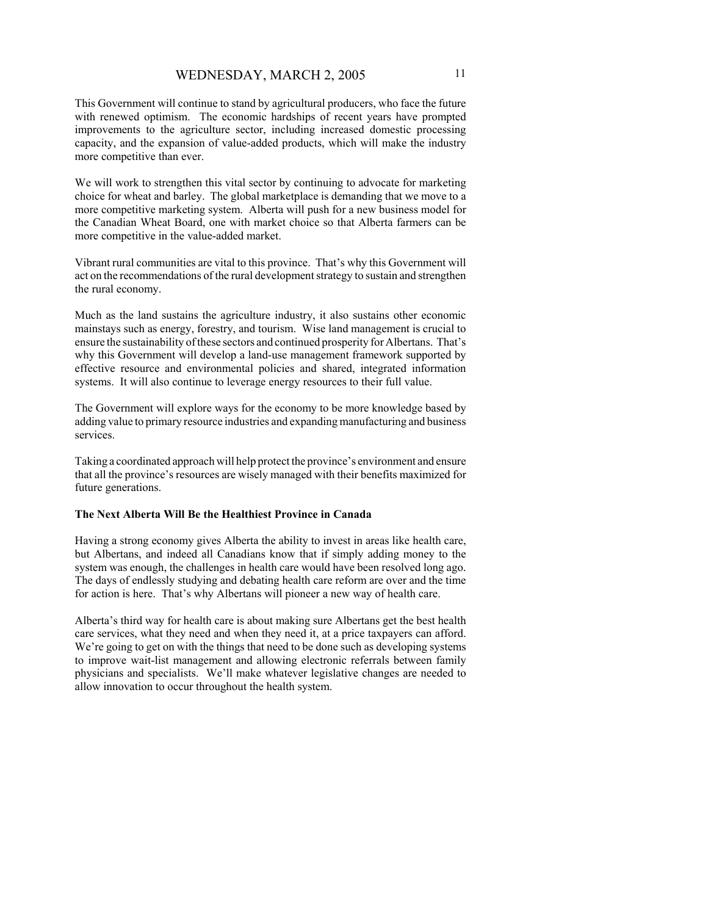This Government will continue to stand by agricultural producers, who face the future with renewed optimism. The economic hardships of recent years have prompted improvements to the agriculture sector, including increased domestic processing capacity, and the expansion of value-added products, which will make the industry more competitive than ever.

We will work to strengthen this vital sector by continuing to advocate for marketing choice for wheat and barley. The global marketplace is demanding that we move to a more competitive marketing system. Alberta will push for a new business model for the Canadian Wheat Board, one with market choice so that Alberta farmers can be more competitive in the value-added market.

Vibrant rural communities are vital to this province. That's why this Government will act on the recommendations of the rural development strategy to sustain and strengthen the rural economy.

Much as the land sustains the agriculture industry, it also sustains other economic mainstays such as energy, forestry, and tourism. Wise land management is crucial to ensure the sustainability of these sectors and continued prosperity for Albertans. That's why this Government will develop a land-use management framework supported by effective resource and environmental policies and shared, integrated information systems. It will also continue to leverage energy resources to their full value.

The Government will explore ways for the economy to be more knowledge based by adding value to primary resource industries and expanding manufacturing and business services.

Taking a coordinated approach will help protect the province's environment and ensure that all the province's resources are wisely managed with their benefits maximized for future generations.

**The Next Alberta Will Be the Healthiest Province in Canada**

Having a strong economy gives Alberta the ability to invest in areas like health care, but Albertans, and indeed all Canadians know that if simply adding money to the system was enough, the challenges in health care would have been resolved long ago. The days of endlessly studying and debating health care reform are over and the time for action is here. That's why Albertans will pioneer a new way of health care.

Alberta's third way for health care is about making sure Albertans get the best health care services, what they need and when they need it, at a price taxpayers can afford. We're going to get on with the things that need to be done such as developing systems to improve wait-list management and allowing electronic referrals between family physicians and specialists. We'll make whatever legislative changes are needed to allow innovation to occur throughout the health system.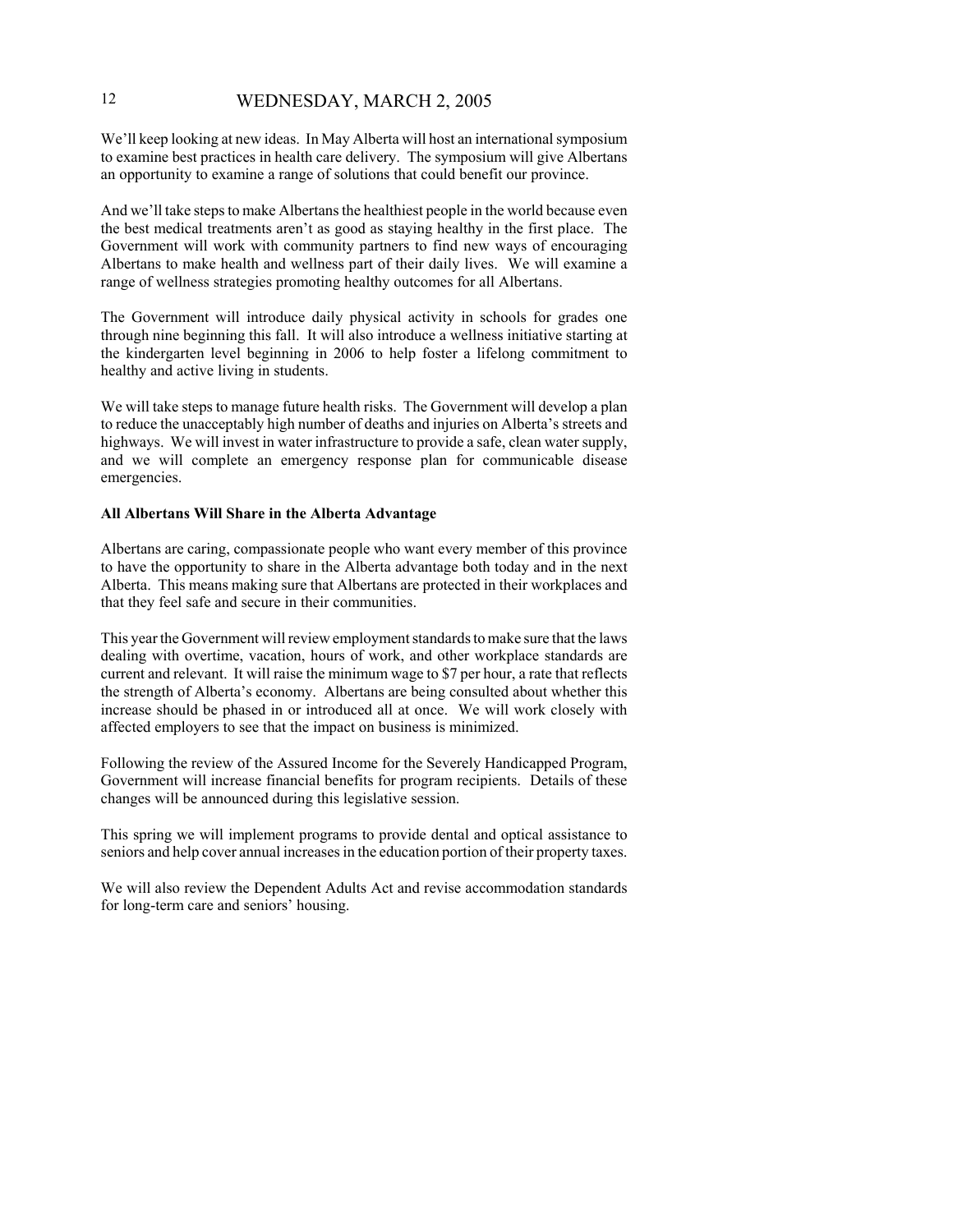We'll keep looking at new ideas. In May Alberta will host an international symposium to examine best practices in health care delivery. The symposium will give Albertans an opportunity to examine a range of solutions that could benefit our province.

And we'll take steps to make Albertans the healthiest people in the world because even the best medical treatments aren't as good as staying healthy in the first place. The Government will work with community partners to find new ways of encouraging Albertans to make health and wellness part of their daily lives. We will examine a range of wellness strategies promoting healthy outcomes for all Albertans.

The Government will introduce daily physical activity in schools for grades one through nine beginning this fall. It will also introduce a wellness initiative starting at the kindergarten level beginning in 2006 to help foster a lifelong commitment to healthy and active living in students.

We will take steps to manage future health risks. The Government will develop a plan to reduce the unacceptably high number of deaths and injuries on Alberta's streets and highways. We will invest in water infrastructure to provide a safe, clean water supply, and we will complete an emergency response plan for communicable disease emergencies.

**All Albertans Will Share in the Alberta Advantage**

Albertans are caring, compassionate people who want every member of this province to have the opportunity to share in the Alberta advantage both today and in the next Alberta. This means making sure that Albertans are protected in their workplaces and that they feel safe and secure in their communities.

This year the Government will review employment standards to make sure that the laws dealing with overtime, vacation, hours of work, and other workplace standards are current and relevant. It will raise the minimum wage to $7 per hour, a rate that reflects the strength of Alberta's economy. Albertans are being consulted about whether this increase should be phased in or introduced all at once. We will work closely with affected employers to see that the impact on business is minimized.

Following the review of the Assured Income for the Severely Handicapped Program, Government will increase financial benefits for program recipients. Details of these changes will be announced during this legislative session.

This spring we will implement programs to provide dental and optical assistance to seniors and help cover annual increases in the education portion of their property taxes.

We will also review the Dependent Adults Act and revise accommodation standards for long-term care and seniors' housing.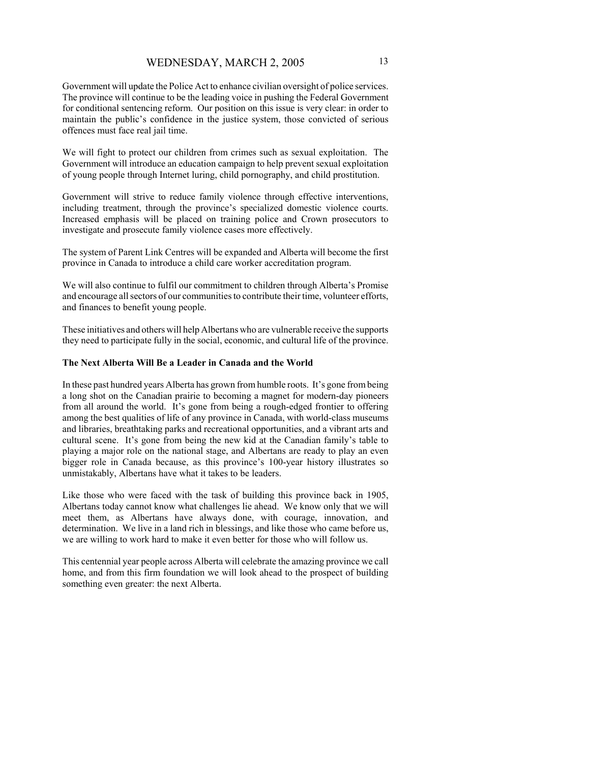Government will update the Police Act to enhance civilian oversight of police services. The province will continue to be the leading voice in pushing the Federal Government for conditional sentencing reform. Our position on this issue is very clear: in order to maintain the public's confidence in the justice system, those convicted of serious offences must face real jail time.

We will fight to protect our children from crimes such as sexual exploitation. The Government will introduce an education campaign to help prevent sexual exploitation of young people through Internet luring, child pornography, and child prostitution.

Government will strive to reduce family violence through effective interventions, including treatment, through the province's specialized domestic violence courts. Increased emphasis will be placed on training police and Crown prosecutors to investigate and prosecute family violence cases more effectively.

The system of Parent Link Centres will be expanded and Alberta will become the first province in Canada to introduce a child care worker accreditation program.

We will also continue to fulfil our commitment to children through Alberta's Promise and encourage all sectors of our communities to contribute their time, volunteer efforts, and finances to benefit young people.

These initiatives and others will help Albertans who are vulnerable receive the supports they need to participate fully in the social, economic, and cultural life of the province.

**The Next Alberta Will Be a Leader in Canada and the World**

In these past hundred years Alberta has grown from humble roots. It's gone from being a long shot on the Canadian prairie to becoming a magnet for modern-day pioneers from all around the world. It's gone from being a rough-edged frontier to offering among the best qualities of life of any province in Canada, with world-class museums and libraries, breathtaking parks and recreational opportunities, and a vibrant arts and cultural scene. It's gone from being the new kid at the Canadian family's table to playing a major role on the national stage, and Albertans are ready to play an even bigger role in Canada because, as this province's 100-year history illustrates so unmistakably, Albertans have what it takes to be leaders.

Like those who were faced with the task of building this province back in 1905, Albertans today cannot know what challenges lie ahead. We know only that we will meet them, as Albertans have always done, with courage, innovation, and determination. We live in a land rich in blessings, and like those who came before us, we are willing to work hard to make it even better for those who will follow us.

This centennial year people across Alberta will celebrate the amazing province we call home, and from this firm foundation we will look ahead to the prospect of building something even greater: the next Alberta.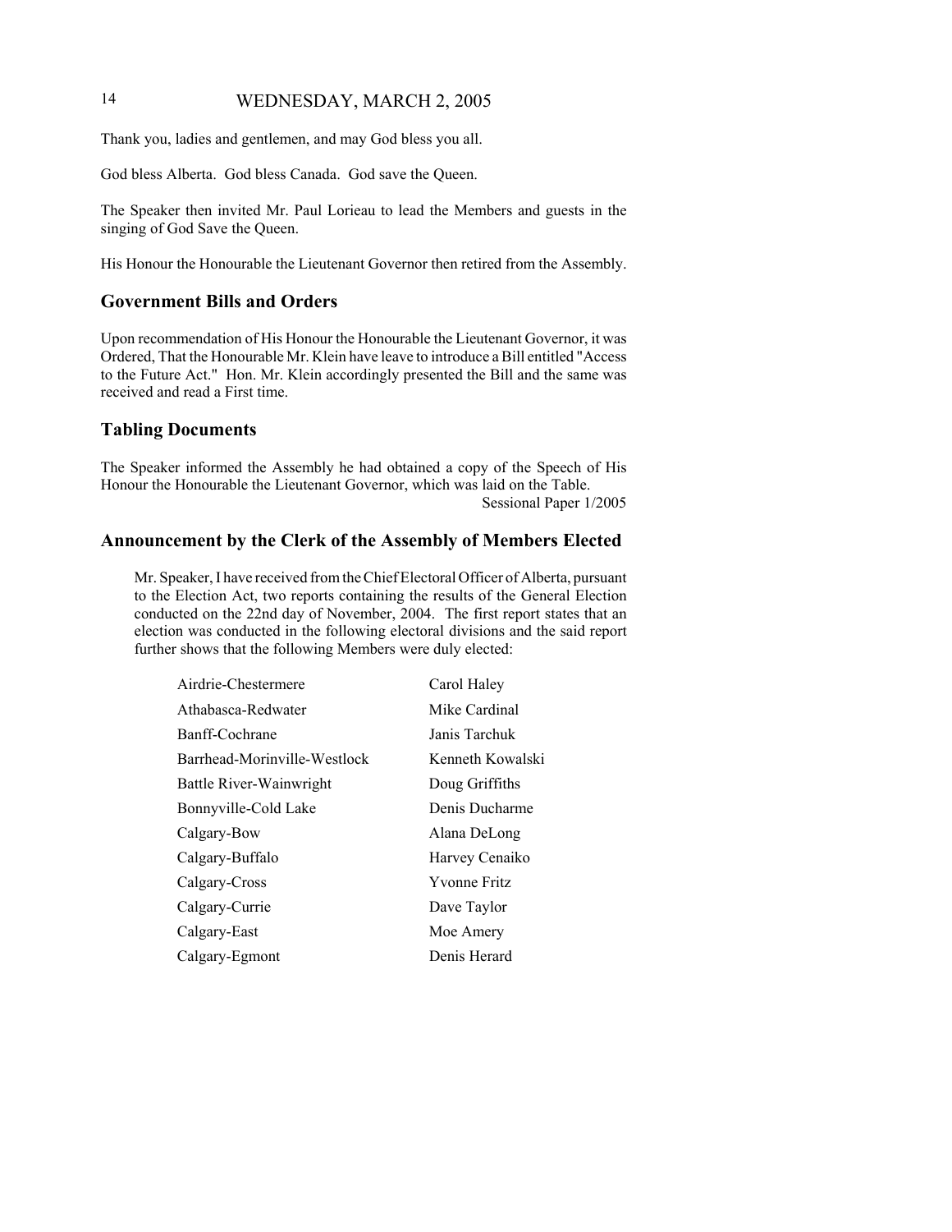Thank you, ladies and gentlemen, and may God bless you all.

God bless Alberta. God bless Canada. God save the Queen.

The Speaker then invited Mr. Paul Lorieau to lead the Members and guests in the singing of God Save the Queen.

His Honour the Honourable the Lieutenant Governor then retired from the Assembly.

## Government Bills and Orders

Upon recommendation of His Honour the Honourable the Lieutenant Governor, it was Ordered, That the Honourable Mr. Klein have leave to introduce a Bill entitled "Access to the Future Act." Hon. Mr. Klein accordingly presented the Bill and the same was received and read a First time.

## Tabling Documents

The Speaker informed the Assembly he had obtained a copy of the Speech of His Honour the Honourable the Lieutenant Governor, which was laid on the Table.

Sessional Paper 1/2005

## Announcement by the Clerk of the Assembly of Members Elected

Mr. Speaker, I have received from the Chief Electoral Officer of Alberta, pursuant to the Election Act, two reports containing the results of the General Election conducted on the 22nd day of November, 2004. The first report states that an election was conducted in the following electoral divisions and the said report further shows that the following Members were duly elected:

| | |
|---|---|
| Airdrie-Chestermere | Carol Haley |
| Athabasca-Redwater | Mike Cardinal |
| Banff-Cochrane | Janis Tarchuk |
| Barrhead-Morinville-Westlock | Kenneth Kowalski |
| Battle River-Wainwright | Doug Griffiths |
| Bonnyville-Cold Lake | Denis Ducharme |
| Calgary-Bow | Alana DeLong |
| Calgary-Buffalo | Harvey Cenaiko |
| Calgary-Cross | Yvonne Fritz |
| Calgary-Currie | Dave Taylor |
| Calgary-East | Moe Amery |
| Calgary-Egmont | Denis Herard |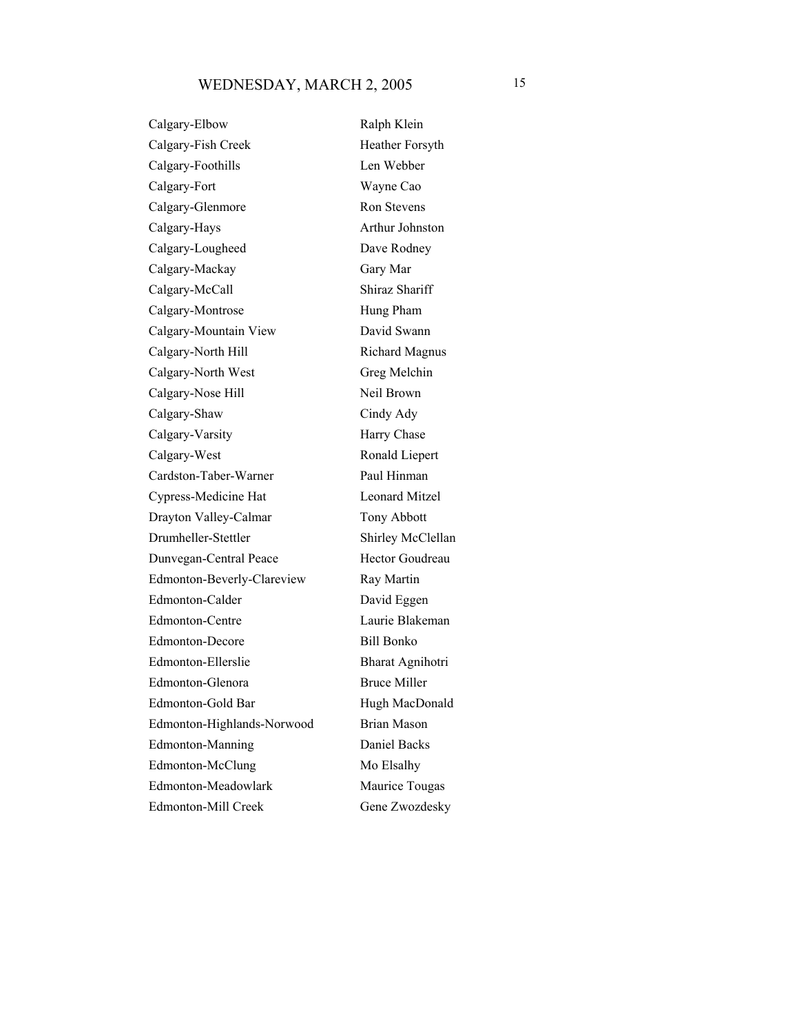| | |
|---|---|
| Calgary-Elbow | Ralph Klein |
| Calgary-Fish Creek | Heather Forsyth |
| Calgary-Foothills | Len Webber |
| Calgary-Fort | Wayne Cao |
| Calgary-Glenmore | Ron Stevens |
| Calgary-Hays | Arthur Johnston |
| Calgary-Lougheed | Dave Rodney |
| Calgary-Mackay | Gary Mar |
| Calgary-McCall | Shiraz Shariff |
| Calgary-Montrose | Hung Pham |
| Calgary-Mountain View | David Swann |
| Calgary-North Hill | Richard Magnus |
| Calgary-North West | Greg Melchin |
| Calgary-Nose Hill | Neil Brown |
| Calgary-Shaw | Cindy Ady |
| Calgary-Varsity | Harry Chase |
| Calgary-West | Ronald Liepert |
| Cardston-Taber-Warner | Paul Hinman |
| Cypress-Medicine Hat | Leonard Mitzel |
| Drayton Valley-Calmar | Tony Abbott |
| Drumheller-Stettler | Shirley McClellan |
| Dunvegan-Central Peace | Hector Goudreau |
| Edmonton-Beverly-Clareview | Ray Martin |
| Edmonton-Calder | David Eggen |
| Edmonton-Centre | Laurie Blakeman |
| Edmonton-Decore | Bill Bonko |
| Edmonton-Ellerslie | Bharat Agnihotri |
| Edmonton-Glenora | Bruce Miller |
| Edmonton-Gold Bar | Hugh MacDonald |
| Edmonton-Highlands-Norwood | Brian Mason |
| Edmonton-Manning | Daniel Backs |
| Edmonton-McClung | Mo Elsalhy |
| Edmonton-Meadowlark | Maurice Tougas |
| Edmonton-Mill Creek | Gene Zwozdesky |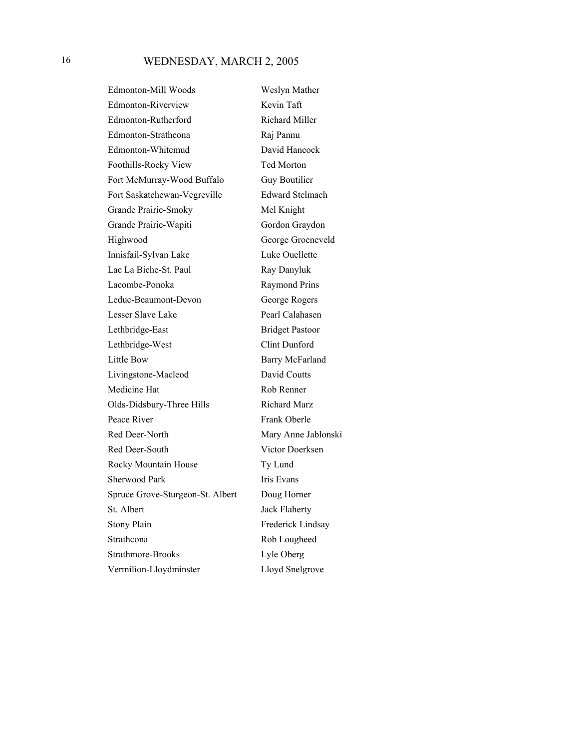| | |
|---|---|
| Edmonton-Mill Woods | Weslyn Mather |
| Edmonton-Riverview | Kevin Taft |
| Edmonton-Rutherford | Richard Miller |
| Edmonton-Strathcona | Raj Pannu |
| Edmonton-Whitemud | David Hancock |
| Foothills-Rocky View | Ted Morton |
| Fort McMurray-Wood Buffalo | Guy Boutilier |
| Fort Saskatchewan-Vegreville | Edward Stelmach |
| Grande Prairie-Smoky | Mel Knight |
| Grande Prairie-Wapiti | Gordon Graydon |
| Highwood | George Groeneveld |
| Innisfail-Sylvan Lake | Luke Ouellette |
| Lac La Biche-St. Paul | Ray Danyluk |
| Lacombe-Ponoka | Raymond Prins |
| Leduc-Beaumont-Devon | George Rogers |
| Lesser Slave Lake | Pearl Calahasen |
| Lethbridge-East | Bridget Pastoor |
| Lethbridge-West | Clint Dunford |
| Little Bow | Barry McFarland |
| Livingstone-Macleod | David Coutts |
| Medicine Hat | Rob Renner |
| Olds-Didsbury-Three Hills | Richard Marz |
| Peace River | Frank Oberle |
| Red Deer-North | Mary Anne Jablonski |
| Red Deer-South | Victor Doerksen |
| Rocky Mountain House | Ty Lund |
| Sherwood Park | Iris Evans |
| Spruce Grove-Sturgeon-St. Albert | Doug Horner |
| St. Albert | Jack Flaherty |
| Stony Plain | Frederick Lindsay |
| Strathcona | Rob Lougheed |
| Strathmore-Brooks | Lyle Oberg |
| Vermilion-Lloydminster | Lloyd Snelgrove |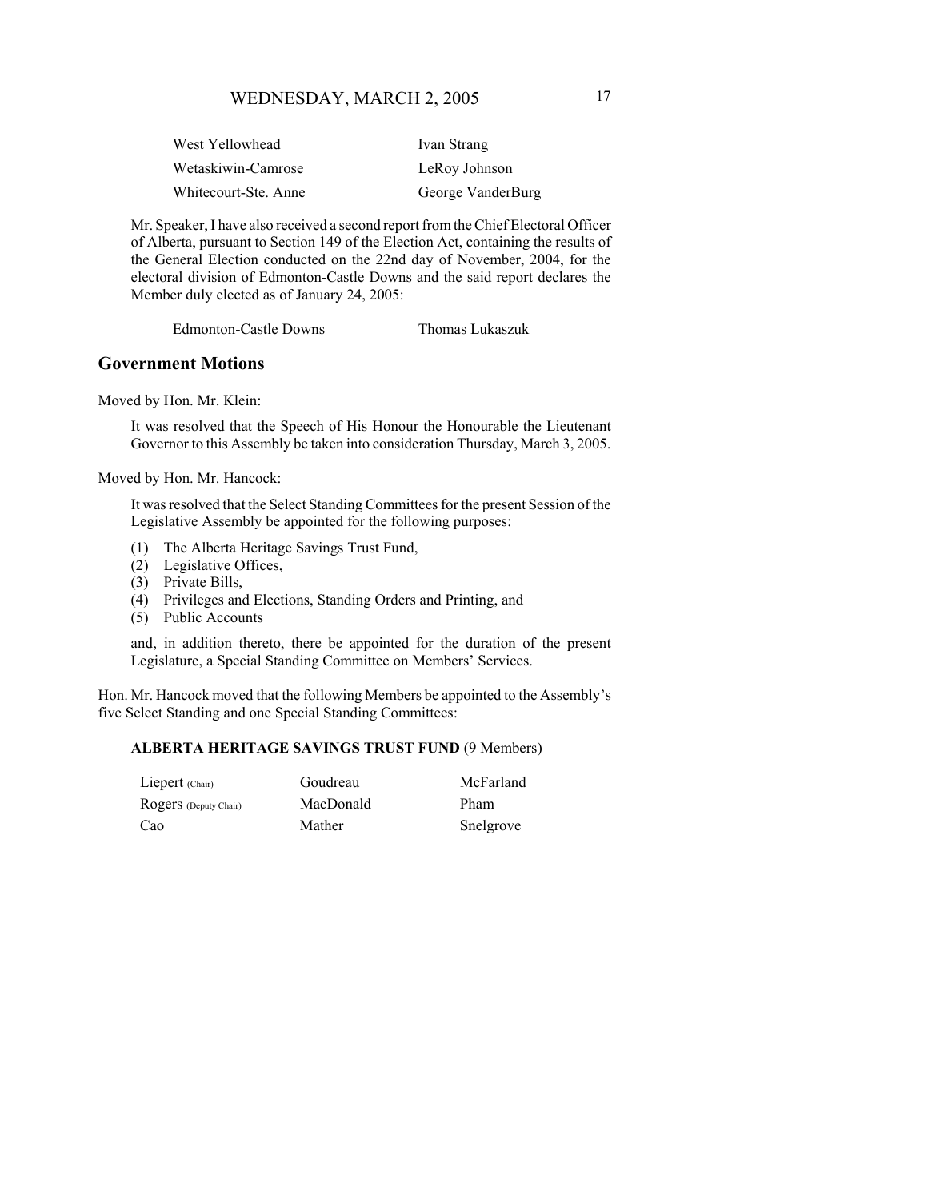| | |
|---|---|
| West Yellowhead | Ivan Strang |
| Wetaskiwin-Camrose | LeRoy Johnson |
| Whitecourt-Ste. Anne | George VanderBurg |

Mr. Speaker, I have also received a second report from the Chief Electoral Officer of Alberta, pursuant to Section 149 of the Election Act, containing the results of the General Election conducted on the 22nd day of November, 2004, for the electoral division of Edmonton-Castle Downs and the said report declares the Member duly elected as of January 24, 2005:

| | |
|---|---|
| Edmonton-Castle Downs | Thomas Lukaszuk |

## Government Motions

Moved by Hon. Mr. Klein:

It was resolved that the Speech of His Honour the Honourable the Lieutenant Governor to this Assembly be taken into consideration Thursday, March 3, 2005.

Moved by Hon. Mr. Hancock:

It was resolved that the Select Standing Committees for the present Session of the Legislative Assembly be appointed for the following purposes:

(1) The Alberta Heritage Savings Trust Fund,
(2) Legislative Offices,
(3) Private Bills,
(4) Privileges and Elections, Standing Orders and Printing, and
(5) Public Accounts

and, in addition thereto, there be appointed for the duration of the present Legislature, a Special Standing Committee on Members' Services.

Hon. Mr. Hancock moved that the following Members be appointed to the Assembly's five Select Standing and one Special Standing Committees:

**ALBERTA HERITAGE SAVINGS TRUST FUND** (9 Members)

| | | |
|---|---|---|
| Liepert (Chair) | Goudreau | McFarland |
| Rogers (Deputy Chair) | MacDonald | Pham |
| Cao | Mather | Snelgrove |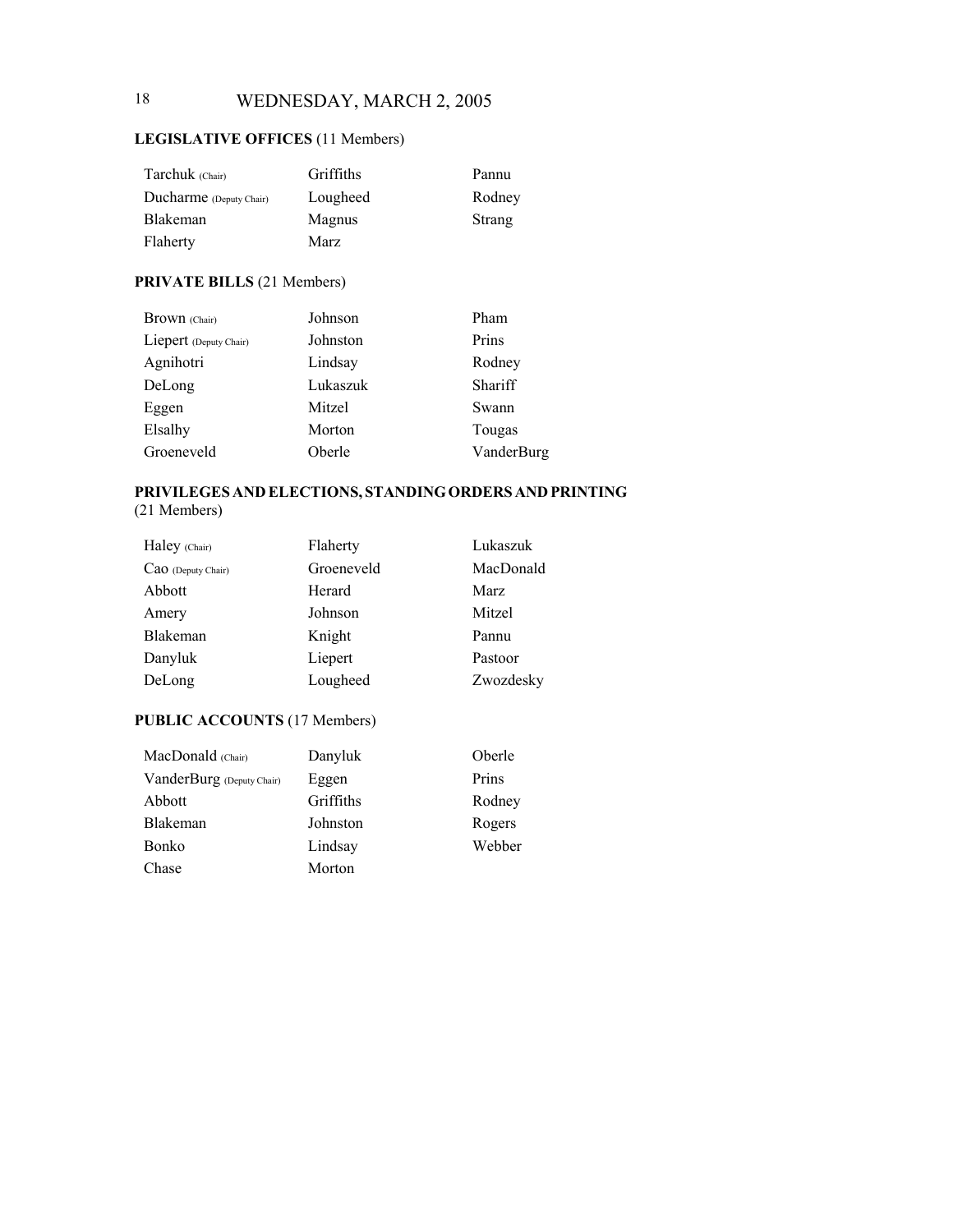**LEGISLATIVE OFFICES** (11 Members)

| | | |
|---|---|---|
| Tarchuk (Chair) | Griffiths | Pannu |
| Ducharme (Deputy Chair) | Lougheed | Rodney |
| Blakeman | Magnus | Strang |
| Flaherty | Marz | |

**PRIVATE BILLS** (21 Members)

| | | |
|---|---|---|
| Brown (Chair) | Johnson | Pham |
| Liepert (Deputy Chair) | Johnston | Prins |
| Agnihotri | Lindsay | Rodney |
| DeLong | Lukaszuk | Shariff |
| Eggen | Mitzel | Swann |
| Elsalhy | Morton | Tougas |
| Groeneveld | Oberle | VanderBurg |

**PRIVILEGES AND ELECTIONS, STANDING ORDERS AND PRINTING** (21 Members)

| | | |
|---|---|---|
| Haley (Chair) | Flaherty | Lukaszuk |
| Cao (Deputy Chair) | Groeneveld | MacDonald |
| Abbott | Herard | Marz |
| Amery | Johnson | Mitzel |
| Blakeman | Knight | Pannu |
| Danyluk | Liepert | Pastoor |
| DeLong | Lougheed | Zwozdesky |

**PUBLIC ACCOUNTS** (17 Members)

| | | |
|---|---|---|
| MacDonald (Chair) | Danyluk | Oberle |
| VanderBurg (Deputy Chair) | Eggen | Prins |
| Abbott | Griffiths | Rodney |
| Blakeman | Johnston | Rogers |
| Bonko | Lindsay | Webber |
| Chase | Morton | |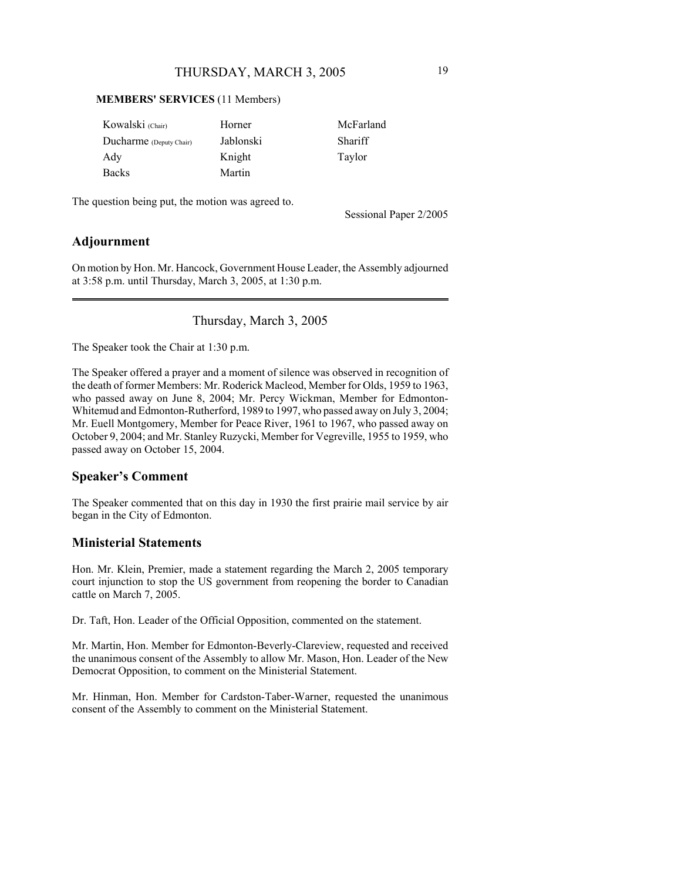**MEMBERS' SERVICES** (11 Members)

| | | |
|---|---|---|
| Kowalski (Chair) | Horner | McFarland |
| Ducharme (Deputy Chair) | Jablonski | Shariff |
| Ady | Knight | Taylor |
| Backs | Martin | |

The question being put, the motion was agreed to.

Sessional Paper 2/2005

## Adjournment

On motion by Hon. Mr. Hancock, Government House Leader, the Assembly adjourned at 3:58 p.m. until Thursday, March 3, 2005, at 1:30 p.m.

---

Thursday, March 3, 2005

The Speaker took the Chair at 1:30 p.m.

The Speaker offered a prayer and a moment of silence was observed in recognition of the death of former Members: Mr. Roderick Macleod, Member for Olds, 1959 to 1963, who passed away on June 8, 2004; Mr. Percy Wickman, Member for Edmonton-Whitemud and Edmonton-Rutherford, 1989 to 1997, who passed away on July 3, 2004; Mr. Euell Montgomery, Member for Peace River, 1961 to 1967, who passed away on October 9, 2004; and Mr. Stanley Ruzycki, Member for Vegreville, 1955 to 1959, who passed away on October 15, 2004.

## Speaker's Comment

The Speaker commented that on this day in 1930 the first prairie mail service by air began in the City of Edmonton.

## Ministerial Statements

Hon. Mr. Klein, Premier, made a statement regarding the March 2, 2005 temporary court injunction to stop the US government from reopening the border to Canadian cattle on March 7, 2005.

Dr. Taft, Hon. Leader of the Official Opposition, commented on the statement.

Mr. Martin, Hon. Member for Edmonton-Beverly-Clareview, requested and received the unanimous consent of the Assembly to allow Mr. Mason, Hon. Leader of the New Democrat Opposition, to comment on the Ministerial Statement.

Mr. Hinman, Hon. Member for Cardston-Taber-Warner, requested the unanimous consent of the Assembly to comment on the Ministerial Statement.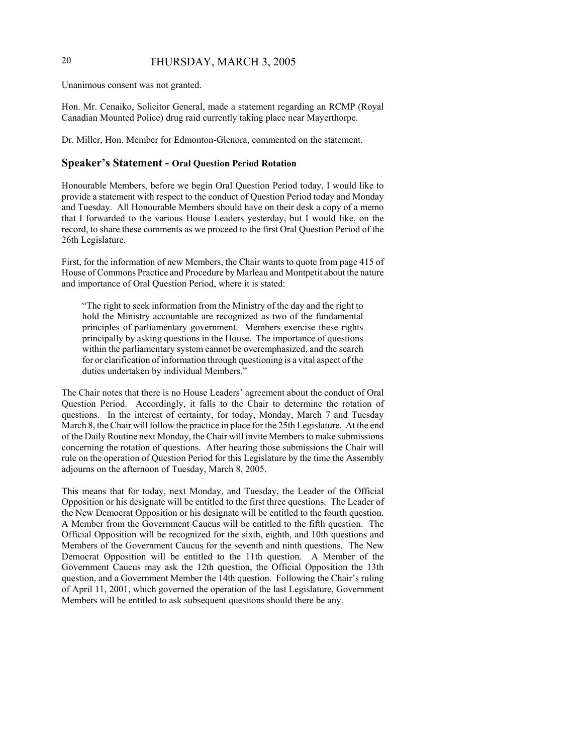Unanimous consent was not granted.

Hon. Mr. Cenaiko, Solicitor General, made a statement regarding an RCMP (Royal Canadian Mounted Police) drug raid currently taking place near Mayerthorpe.

Dr. Miller, Hon. Member for Edmonton-Glenora, commented on the statement.

## Speaker's Statement - Oral Question Period Rotation

Honourable Members, before we begin Oral Question Period today, I would like to provide a statement with respect to the conduct of Question Period today and Monday and Tuesday. All Honourable Members should have on their desk a copy of a memo that I forwarded to the various House Leaders yesterday, but I would like, on the record, to share these comments as we proceed to the first Oral Question Period of the 26th Legislature.

First, for the information of new Members, the Chair wants to quote from page 415 of House of Commons Practice and Procedure by Marleau and Montpetit about the nature and importance of Oral Question Period, where it is stated:

> "The right to seek information from the Ministry of the day and the right to hold the Ministry accountable are recognized as two of the fundamental principles of parliamentary government. Members exercise these rights principally by asking questions in the House. The importance of questions within the parliamentary system cannot be overemphasized, and the search for or clarification of information through questioning is a vital aspect of the duties undertaken by individual Members."

The Chair notes that there is no House Leaders' agreement about the conduct of Oral Question Period. Accordingly, it falls to the Chair to determine the rotation of questions. In the interest of certainty, for today, Monday, March 7 and Tuesday March 8, the Chair will follow the practice in place for the 25th Legislature. At the end of the Daily Routine next Monday, the Chair will invite Members to make submissions concerning the rotation of questions. After hearing those submissions the Chair will rule on the operation of Question Period for this Legislature by the time the Assembly adjourns on the afternoon of Tuesday, March 8, 2005.

This means that for today, next Monday, and Tuesday, the Leader of the Official Opposition or his designate will be entitled to the first three questions. The Leader of the New Democrat Opposition or his designate will be entitled to the fourth question. A Member from the Government Caucus will be entitled to the fifth question. The Official Opposition will be recognized for the sixth, eighth, and 10th questions and Members of the Government Caucus for the seventh and ninth questions. The New Democrat Opposition will be entitled to the 11th question. A Member of the Government Caucus may ask the 12th question, the Official Opposition the 13th question, and a Government Member the 14th question. Following the Chair's ruling of April 11, 2001, which governed the operation of the last Legislature, Government Members will be entitled to ask subsequent questions should there be any.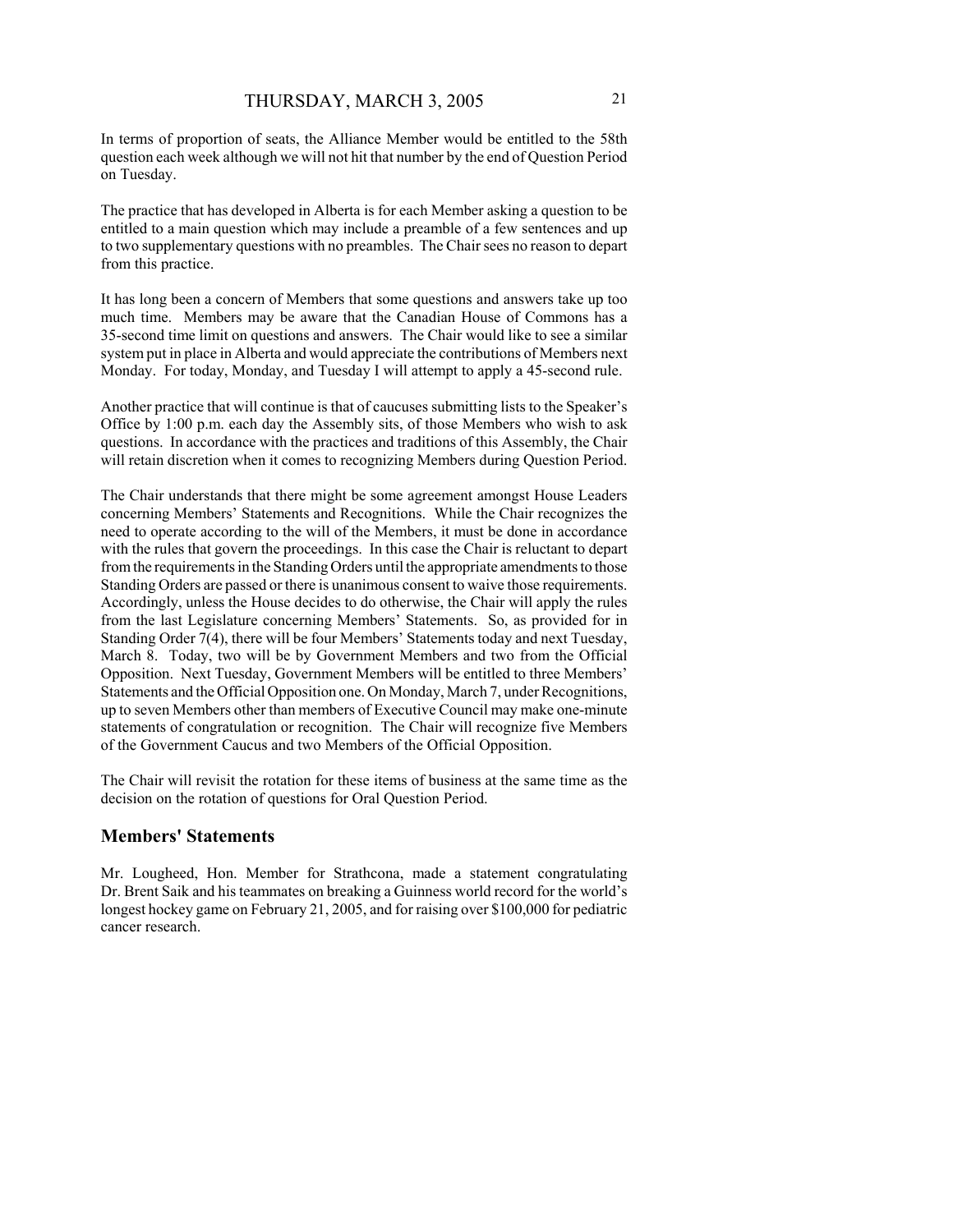In terms of proportion of seats, the Alliance Member would be entitled to the 58th question each week although we will not hit that number by the end of Question Period on Tuesday.

The practice that has developed in Alberta is for each Member asking a question to be entitled to a main question which may include a preamble of a few sentences and up to two supplementary questions with no preambles. The Chair sees no reason to depart from this practice.

It has long been a concern of Members that some questions and answers take up too much time. Members may be aware that the Canadian House of Commons has a 35-second time limit on questions and answers. The Chair would like to see a similar system put in place in Alberta and would appreciate the contributions of Members next Monday. For today, Monday, and Tuesday I will attempt to apply a 45-second rule.

Another practice that will continue is that of caucuses submitting lists to the Speaker's Office by 1:00 p.m. each day the Assembly sits, of those Members who wish to ask questions. In accordance with the practices and traditions of this Assembly, the Chair will retain discretion when it comes to recognizing Members during Question Period.

The Chair understands that there might be some agreement amongst House Leaders concerning Members' Statements and Recognitions. While the Chair recognizes the need to operate according to the will of the Members, it must be done in accordance with the rules that govern the proceedings. In this case the Chair is reluctant to depart from the requirements in the Standing Orders until the appropriate amendments to those Standing Orders are passed or there is unanimous consent to waive those requirements. Accordingly, unless the House decides to do otherwise, the Chair will apply the rules from the last Legislature concerning Members' Statements. So, as provided for in Standing Order 7(4), there will be four Members' Statements today and next Tuesday, March 8. Today, two will be by Government Members and two from the Official Opposition. Next Tuesday, Government Members will be entitled to three Members' Statements and the Official Opposition one. On Monday, March 7, under Recognitions, up to seven Members other than members of Executive Council may make one-minute statements of congratulation or recognition. The Chair will recognize five Members of the Government Caucus and two Members of the Official Opposition.

The Chair will revisit the rotation for these items of business at the same time as the decision on the rotation of questions for Oral Question Period.

## Members' Statements

Mr. Lougheed, Hon. Member for Strathcona, made a statement congratulating Dr. Brent Saik and his teammates on breaking a Guinness world record for the world's longest hockey game on February 21, 2005, and for raising over $100,000 for pediatric cancer research.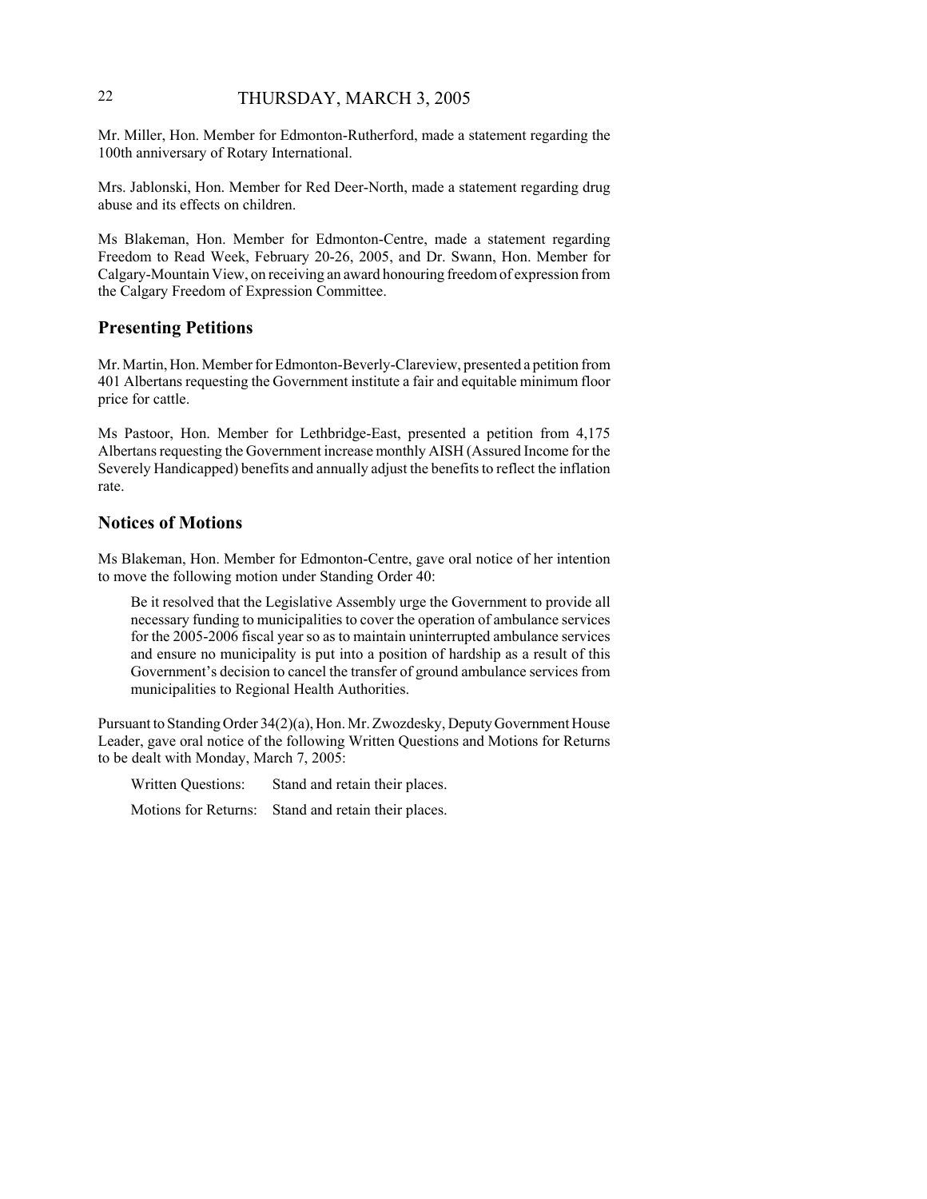Mr. Miller, Hon. Member for Edmonton-Rutherford, made a statement regarding the 100th anniversary of Rotary International.

Mrs. Jablonski, Hon. Member for Red Deer-North, made a statement regarding drug abuse and its effects on children.

Ms Blakeman, Hon. Member for Edmonton-Centre, made a statement regarding Freedom to Read Week, February 20-26, 2005, and Dr. Swann, Hon. Member for Calgary-Mountain View, on receiving an award honouring freedom of expression from the Calgary Freedom of Expression Committee.

## Presenting Petitions

Mr. Martin, Hon. Member for Edmonton-Beverly-Clareview, presented a petition from 401 Albertans requesting the Government institute a fair and equitable minimum floor price for cattle.

Ms Pastoor, Hon. Member for Lethbridge-East, presented a petition from 4,175 Albertans requesting the Government increase monthly AISH (Assured Income for the Severely Handicapped) benefits and annually adjust the benefits to reflect the inflation rate.

## Notices of Motions

Ms Blakeman, Hon. Member for Edmonton-Centre, gave oral notice of her intention to move the following motion under Standing Order 40:

> Be it resolved that the Legislative Assembly urge the Government to provide all necessary funding to municipalities to cover the operation of ambulance services for the 2005-2006 fiscal year so as to maintain uninterrupted ambulance services and ensure no municipality is put into a position of hardship as a result of this Government's decision to cancel the transfer of ground ambulance services from municipalities to Regional Health Authorities.

Pursuant to Standing Order 34(2)(a), Hon. Mr. Zwozdesky, Deputy Government House Leader, gave oral notice of the following Written Questions and Motions for Returns to be dealt with Monday, March 7, 2005:

Written Questions: Stand and retain their places.

Motions for Returns: Stand and retain their places.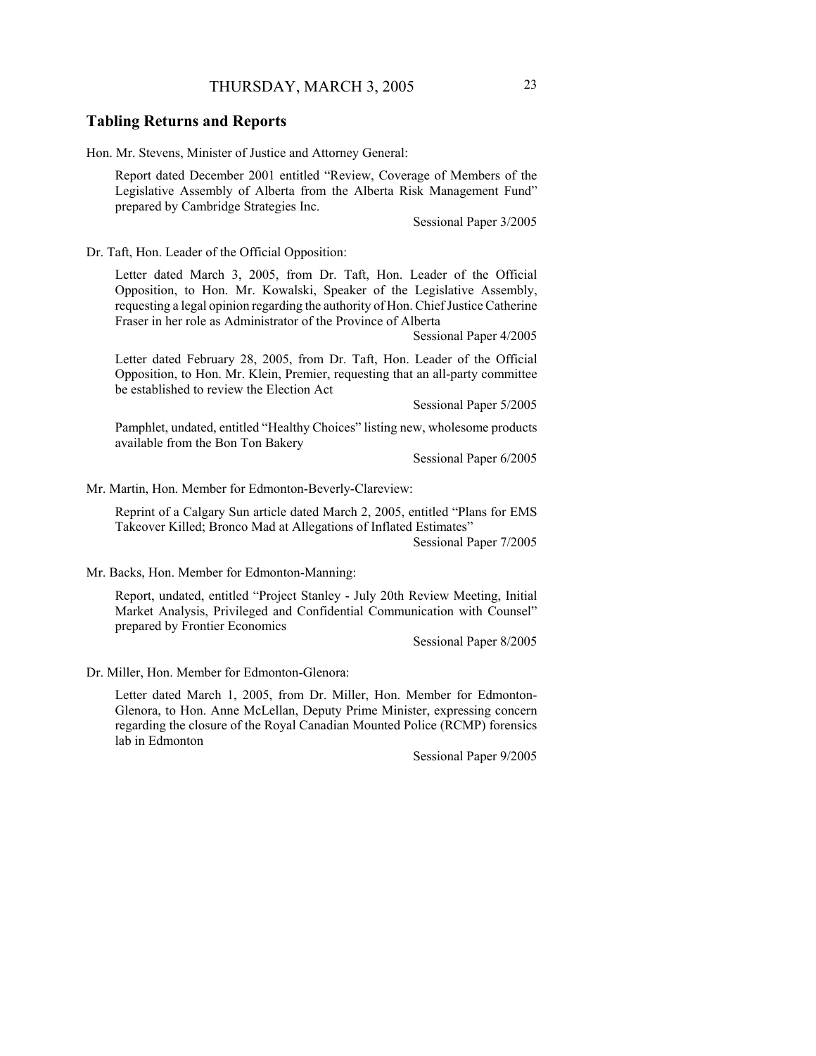## Tabling Returns and Reports

Hon. Mr. Stevens, Minister of Justice and Attorney General:

> Report dated December 2001 entitled "Review, Coverage of Members of the Legislative Assembly of Alberta from the Alberta Risk Management Fund" prepared by Cambridge Strategies Inc.
>
> Sessional Paper 3/2005

Dr. Taft, Hon. Leader of the Official Opposition:

> Letter dated March 3, 2005, from Dr. Taft, Hon. Leader of the Official Opposition, to Hon. Mr. Kowalski, Speaker of the Legislative Assembly, requesting a legal opinion regarding the authority of Hon. Chief Justice Catherine Fraser in her role as Administrator of the Province of Alberta
>
> Sessional Paper 4/2005
>
> Letter dated February 28, 2005, from Dr. Taft, Hon. Leader of the Official Opposition, to Hon. Mr. Klein, Premier, requesting that an all-party committee be established to review the Election Act
>
> Sessional Paper 5/2005
>
> Pamphlet, undated, entitled "Healthy Choices" listing new, wholesome products available from the Bon Ton Bakery
>
> Sessional Paper 6/2005

Mr. Martin, Hon. Member for Edmonton-Beverly-Clareview:

> Reprint of a Calgary Sun article dated March 2, 2005, entitled "Plans for EMS Takeover Killed; Bronco Mad at Allegations of Inflated Estimates"
>
> Sessional Paper 7/2005

Mr. Backs, Hon. Member for Edmonton-Manning:

> Report, undated, entitled "Project Stanley - July 20th Review Meeting, Initial Market Analysis, Privileged and Confidential Communication with Counsel" prepared by Frontier Economics
>
> Sessional Paper 8/2005

Dr. Miller, Hon. Member for Edmonton-Glenora:

> Letter dated March 1, 2005, from Dr. Miller, Hon. Member for Edmonton-Glenora, to Hon. Anne McLellan, Deputy Prime Minister, expressing concern regarding the closure of the Royal Canadian Mounted Police (RCMP) forensics lab in Edmonton
>
> Sessional Paper 9/2005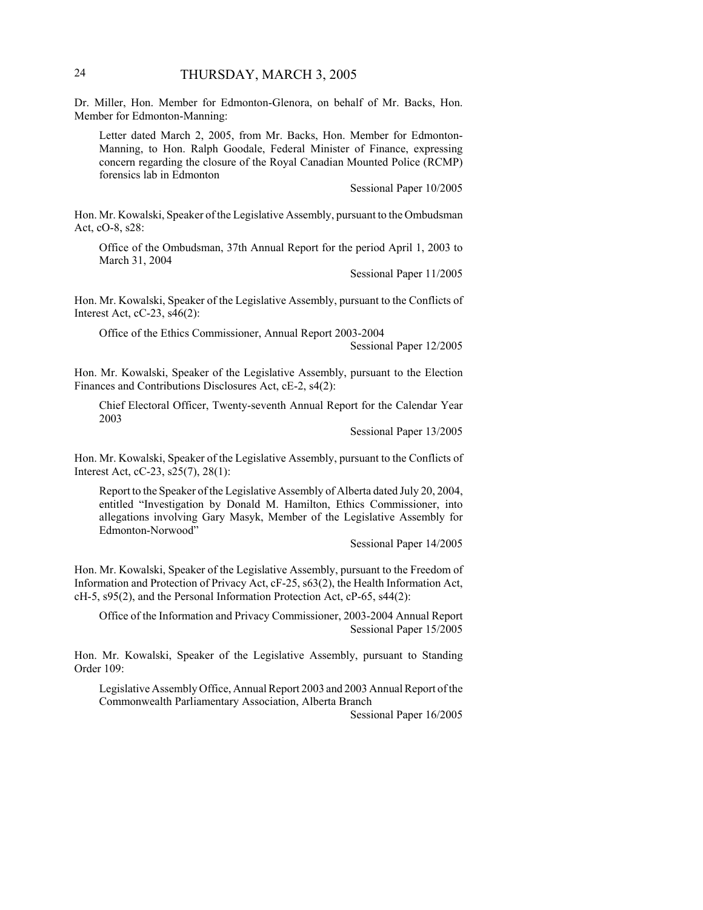Dr. Miller, Hon. Member for Edmonton-Glenora, on behalf of Mr. Backs, Hon. Member for Edmonton-Manning:

> Letter dated March 2, 2005, from Mr. Backs, Hon. Member for Edmonton-Manning, to Hon. Ralph Goodale, Federal Minister of Finance, expressing concern regarding the closure of the Royal Canadian Mounted Police (RCMP) forensics lab in Edmonton
>
> Sessional Paper 10/2005

Hon. Mr. Kowalski, Speaker of the Legislative Assembly, pursuant to the Ombudsman Act, cO-8, s28:

> Office of the Ombudsman, 37th Annual Report for the period April 1, 2003 to March 31, 2004
>
> Sessional Paper 11/2005

Hon. Mr. Kowalski, Speaker of the Legislative Assembly, pursuant to the Conflicts of Interest Act, cC-23, s46(2):

> Office of the Ethics Commissioner, Annual Report 2003-2004
>
> Sessional Paper 12/2005

Hon. Mr. Kowalski, Speaker of the Legislative Assembly, pursuant to the Election Finances and Contributions Disclosures Act, cE-2, s4(2):

> Chief Electoral Officer, Twenty-seventh Annual Report for the Calendar Year 2003
>
> Sessional Paper 13/2005

Hon. Mr. Kowalski, Speaker of the Legislative Assembly, pursuant to the Conflicts of Interest Act, cC-23, s25(7), 28(1):

> Report to the Speaker of the Legislative Assembly of Alberta dated July 20, 2004, entitled "Investigation by Donald M. Hamilton, Ethics Commissioner, into allegations involving Gary Masyk, Member of the Legislative Assembly for Edmonton-Norwood"
>
> Sessional Paper 14/2005

Hon. Mr. Kowalski, Speaker of the Legislative Assembly, pursuant to the Freedom of Information and Protection of Privacy Act, cF-25, s63(2), the Health Information Act, cH-5, s95(2), and the Personal Information Protection Act, cP-65, s44(2):

> Office of the Information and Privacy Commissioner, 2003-2004 Annual Report
>
> Sessional Paper 15/2005

Hon. Mr. Kowalski, Speaker of the Legislative Assembly, pursuant to Standing Order 109:

> Legislative Assembly Office, Annual Report 2003 and 2003 Annual Report of the Commonwealth Parliamentary Association, Alberta Branch
>
> Sessional Paper 16/2005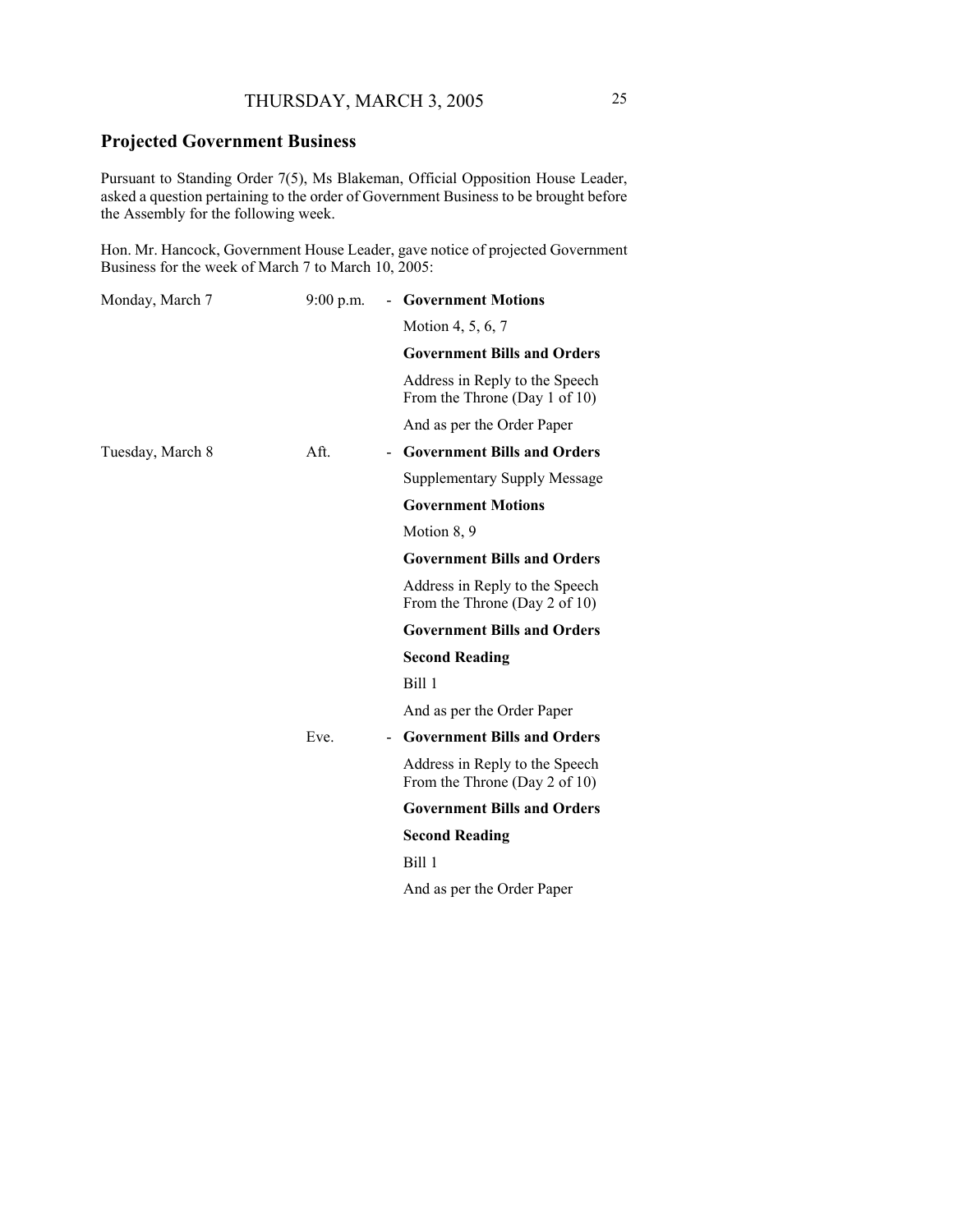## Projected Government Business

Pursuant to Standing Order 7(5), Ms Blakeman, Official Opposition House Leader, asked a question pertaining to the order of Government Business to be brought before the Assembly for the following week.

Hon. Mr. Hancock, Government House Leader, gave notice of projected Government Business for the week of March 7 to March 10, 2005:

| | | | |
|---|---|---|---|
| Monday, March 7 | 9:00 p.m. | - | **Government Motions** |
| | | | Motion 4, 5, 6, 7 |
| | | | **Government Bills and Orders** |
| | | | Address in Reply to the Speech From the Throne (Day 1 of 10) |
| | | | And as per the Order Paper |
| Tuesday, March 8 | Aft. | - | **Government Bills and Orders** |
| | | | Supplementary Supply Message |
| | | | **Government Motions** |
| | | | Motion 8, 9 |
| | | | **Government Bills and Orders** |
| | | | Address in Reply to the Speech From the Throne (Day 2 of 10) |
| | | | **Government Bills and Orders** |
| | | | **Second Reading** |
| | | | Bill 1 |
| | | | And as per the Order Paper |
| | Eve. | - | **Government Bills and Orders** |
| | | | Address in Reply to the Speech From the Throne (Day 2 of 10) |
| | | | **Government Bills and Orders** |
| | | | **Second Reading** |
| | | | Bill 1 |
| | | | And as per the Order Paper |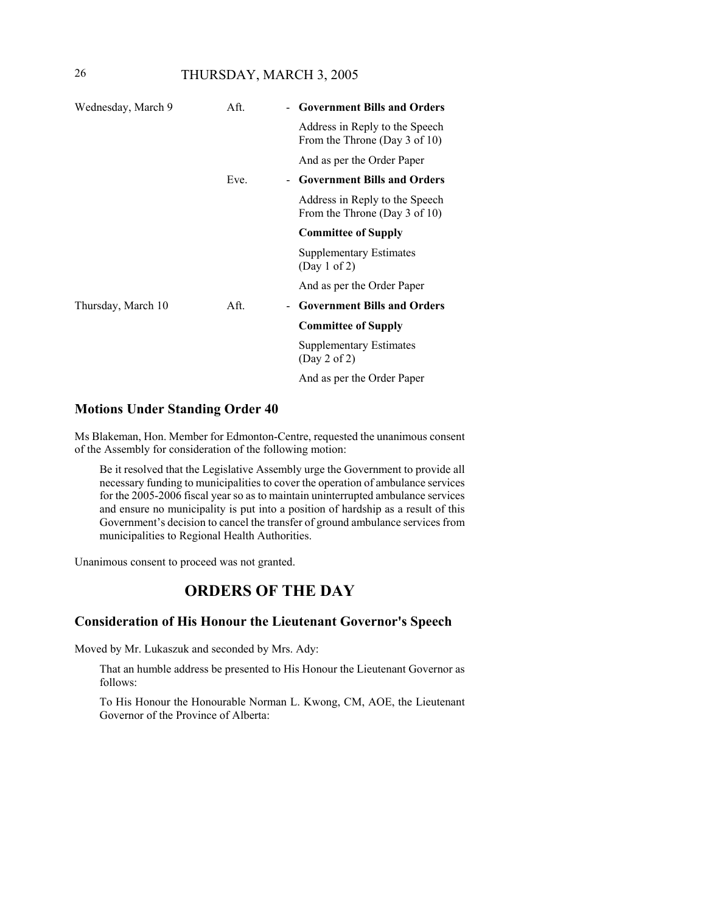| | | | |
|---|---|---|---|
| Wednesday, March 9 | Aft. | - | **Government Bills and Orders** |
| | | | Address in Reply to the Speech From the Throne (Day 3 of 10) |
| | | | And as per the Order Paper |
| | Eve. | - | **Government Bills and Orders** |
| | | | Address in Reply to the Speech From the Throne (Day 3 of 10) |
| | | | **Committee of Supply** |
| | | | Supplementary Estimates (Day 1 of 2) |
| | | | And as per the Order Paper |
| Thursday, March 10 | Aft. | - | **Government Bills and Orders** |
| | | | **Committee of Supply** |
| | | | Supplementary Estimates (Day 2 of 2) |
| | | | And as per the Order Paper |

## Motions Under Standing Order 40

Ms Blakeman, Hon. Member for Edmonton-Centre, requested the unanimous consent of the Assembly for consideration of the following motion:

> Be it resolved that the Legislative Assembly urge the Government to provide all necessary funding to municipalities to cover the operation of ambulance services for the 2005-2006 fiscal year so as to maintain uninterrupted ambulance services and ensure no municipality is put into a position of hardship as a result of this Government's decision to cancel the transfer of ground ambulance services from municipalities to Regional Health Authorities.

Unanimous consent to proceed was not granted.

# ORDERS OF THE DAY

## Consideration of His Honour the Lieutenant Governor's Speech

Moved by Mr. Lukaszuk and seconded by Mrs. Ady:

> That an humble address be presented to His Honour the Lieutenant Governor as follows:
>
> To His Honour the Honourable Norman L. Kwong, CM, AOE, the Lieutenant Governor of the Province of Alberta: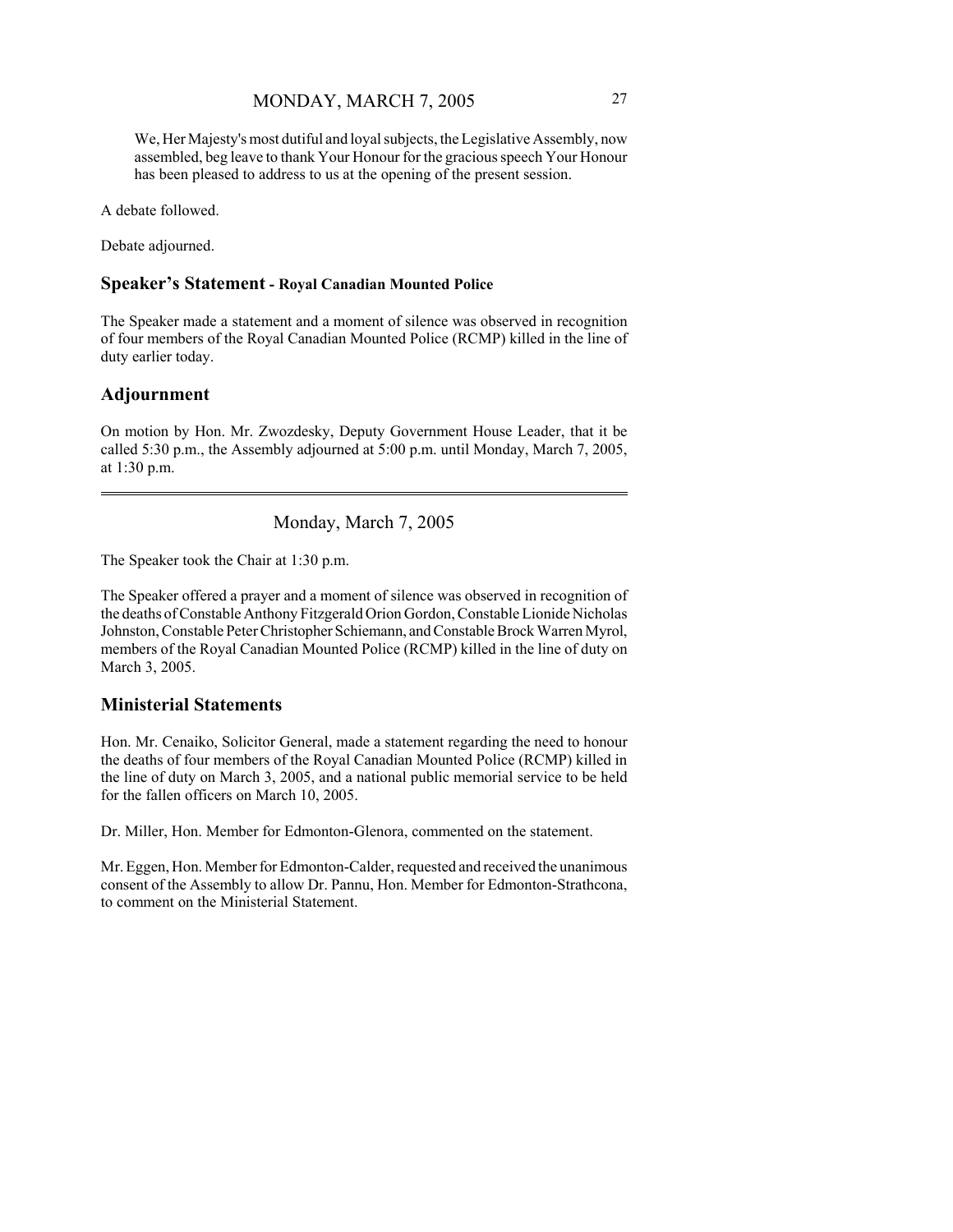We, Her Majesty's most dutiful and loyal subjects, the Legislative Assembly, now assembled, beg leave to thank Your Honour for the gracious speech Your Honour has been pleased to address to us at the opening of the present session.

A debate followed.

Debate adjourned.

## Speaker's Statement - Royal Canadian Mounted Police

The Speaker made a statement and a moment of silence was observed in recognition of four members of the Royal Canadian Mounted Police (RCMP) killed in the line of duty earlier today.

## Adjournment

On motion by Hon. Mr. Zwozdesky, Deputy Government House Leader, that it be called 5:30 p.m., the Assembly adjourned at 5:00 p.m. until Monday, March 7, 2005, at 1:30 p.m.

---

Monday, March 7, 2005

The Speaker took the Chair at 1:30 p.m.

The Speaker offered a prayer and a moment of silence was observed in recognition of the deaths of Constable Anthony Fitzgerald Orion Gordon, Constable Lionide Nicholas Johnston, Constable Peter Christopher Schiemann, and Constable Brock Warren Myrol, members of the Royal Canadian Mounted Police (RCMP) killed in the line of duty on March 3, 2005.

## Ministerial Statements

Hon. Mr. Cenaiko, Solicitor General, made a statement regarding the need to honour the deaths of four members of the Royal Canadian Mounted Police (RCMP) killed in the line of duty on March 3, 2005, and a national public memorial service to be held for the fallen officers on March 10, 2005.

Dr. Miller, Hon. Member for Edmonton-Glenora, commented on the statement.

Mr. Eggen, Hon. Member for Edmonton-Calder, requested and received the unanimous consent of the Assembly to allow Dr. Pannu, Hon. Member for Edmonton-Strathcona, to comment on the Ministerial Statement.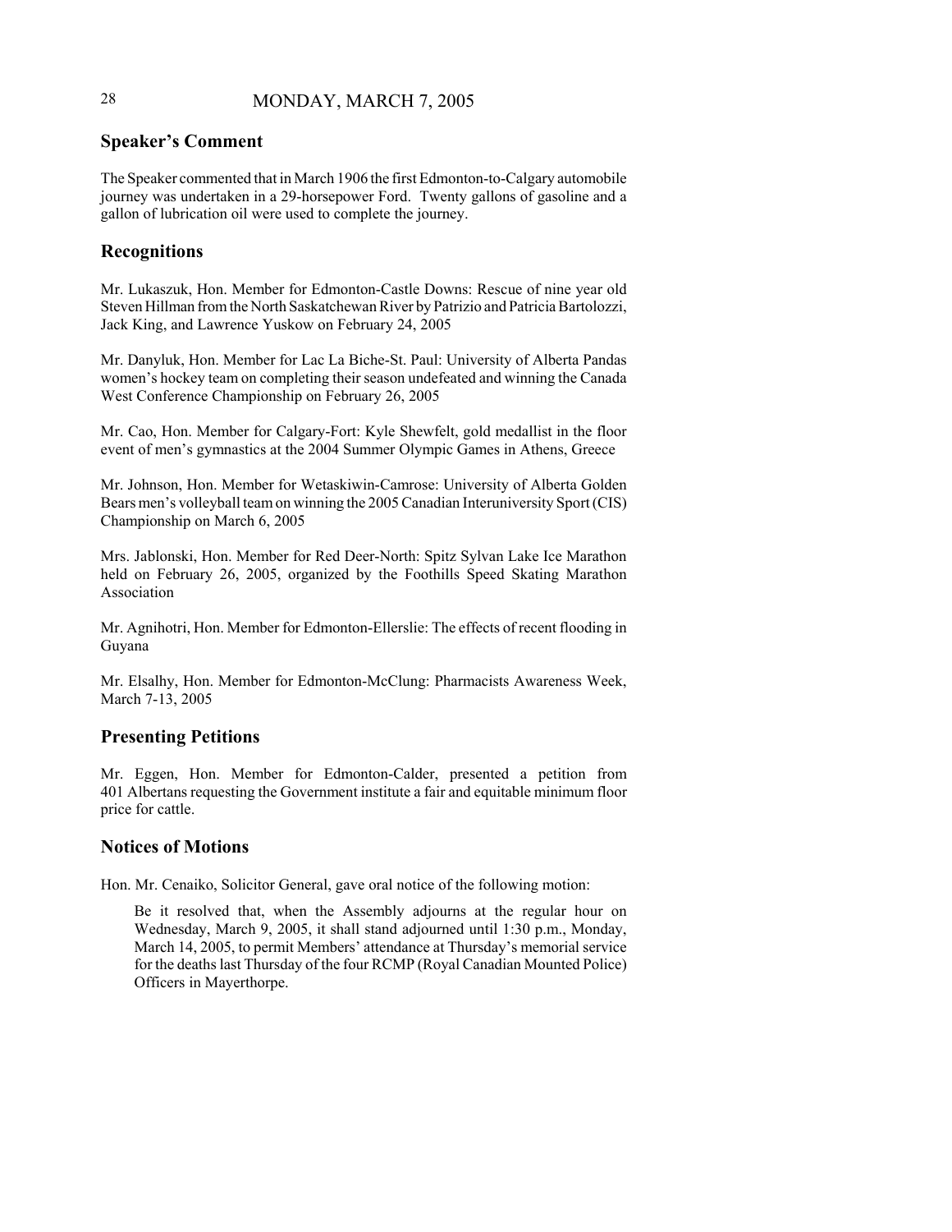## Speaker's Comment

The Speaker commented that in March 1906 the first Edmonton-to-Calgary automobile journey was undertaken in a 29-horsepower Ford. Twenty gallons of gasoline and a gallon of lubrication oil were used to complete the journey.

## Recognitions

Mr. Lukaszuk, Hon. Member for Edmonton-Castle Downs: Rescue of nine year old Steven Hillman from the North Saskatchewan River by Patrizio and Patricia Bartolozzi, Jack King, and Lawrence Yuskow on February 24, 2005

Mr. Danyluk, Hon. Member for Lac La Biche-St. Paul: University of Alberta Pandas women's hockey team on completing their season undefeated and winning the Canada West Conference Championship on February 26, 2005

Mr. Cao, Hon. Member for Calgary-Fort: Kyle Shewfelt, gold medallist in the floor event of men's gymnastics at the 2004 Summer Olympic Games in Athens, Greece

Mr. Johnson, Hon. Member for Wetaskiwin-Camrose: University of Alberta Golden Bears men's volleyball team on winning the 2005 Canadian Interuniversity Sport (CIS) Championship on March 6, 2005

Mrs. Jablonski, Hon. Member for Red Deer-North: Spitz Sylvan Lake Ice Marathon held on February 26, 2005, organized by the Foothills Speed Skating Marathon Association

Mr. Agnihotri, Hon. Member for Edmonton-Ellerslie: The effects of recent flooding in Guyana

Mr. Elsalhy, Hon. Member for Edmonton-McClung: Pharmacists Awareness Week, March 7-13, 2005

## Presenting Petitions

Mr. Eggen, Hon. Member for Edmonton-Calder, presented a petition from 401 Albertans requesting the Government institute a fair and equitable minimum floor price for cattle.

## Notices of Motions

Hon. Mr. Cenaiko, Solicitor General, gave oral notice of the following motion:

> Be it resolved that, when the Assembly adjourns at the regular hour on Wednesday, March 9, 2005, it shall stand adjourned until 1:30 p.m., Monday, March 14, 2005, to permit Members' attendance at Thursday's memorial service for the deaths last Thursday of the four RCMP (Royal Canadian Mounted Police) Officers in Mayerthorpe.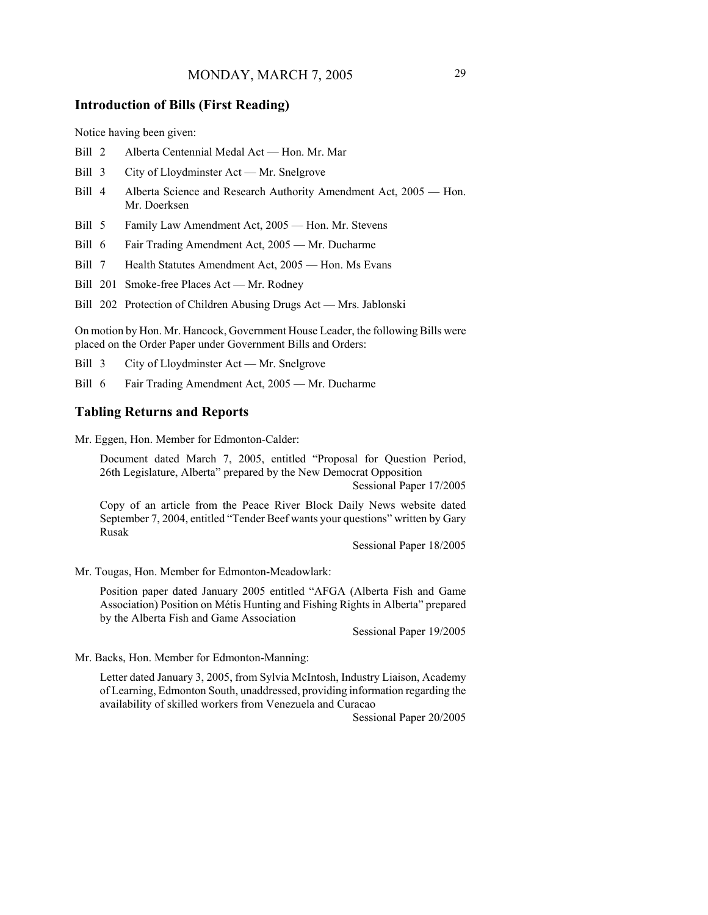## Introduction of Bills (First Reading)

Notice having been given:

Bill 2 Alberta Centennial Medal Act — Hon. Mr. Mar

Bill 3 City of Lloydminster Act — Mr. Snelgrove

Bill 4 Alberta Science and Research Authority Amendment Act, 2005 — Hon. Mr. Doerksen

Bill 5 Family Law Amendment Act, 2005 — Hon. Mr. Stevens

Bill 6 Fair Trading Amendment Act, 2005 — Mr. Ducharme

Bill 7 Health Statutes Amendment Act, 2005 — Hon. Ms Evans

Bill 201 Smoke-free Places Act — Mr. Rodney

Bill 202 Protection of Children Abusing Drugs Act — Mrs. Jablonski

On motion by Hon. Mr. Hancock, Government House Leader, the following Bills were placed on the Order Paper under Government Bills and Orders:

Bill 3 City of Lloydminster Act — Mr. Snelgrove

Bill 6 Fair Trading Amendment Act, 2005 — Mr. Ducharme

## Tabling Returns and Reports

Mr. Eggen, Hon. Member for Edmonton-Calder:

Document dated March 7, 2005, entitled "Proposal for Question Period, 26th Legislature, Alberta" prepared by the New Democrat Opposition

Sessional Paper 17/2005

Copy of an article from the Peace River Block Daily News website dated September 7, 2004, entitled "Tender Beef wants your questions" written by Gary Rusak

Sessional Paper 18/2005

Mr. Tougas, Hon. Member for Edmonton-Meadowlark:

Position paper dated January 2005 entitled "AFGA (Alberta Fish and Game Association) Position on Métis Hunting and Fishing Rights in Alberta" prepared by the Alberta Fish and Game Association

Sessional Paper 19/2005

Mr. Backs, Hon. Member for Edmonton-Manning:

Letter dated January 3, 2005, from Sylvia McIntosh, Industry Liaison, Academy of Learning, Edmonton South, unaddressed, providing information regarding the availability of skilled workers from Venezuela and Curacao

Sessional Paper 20/2005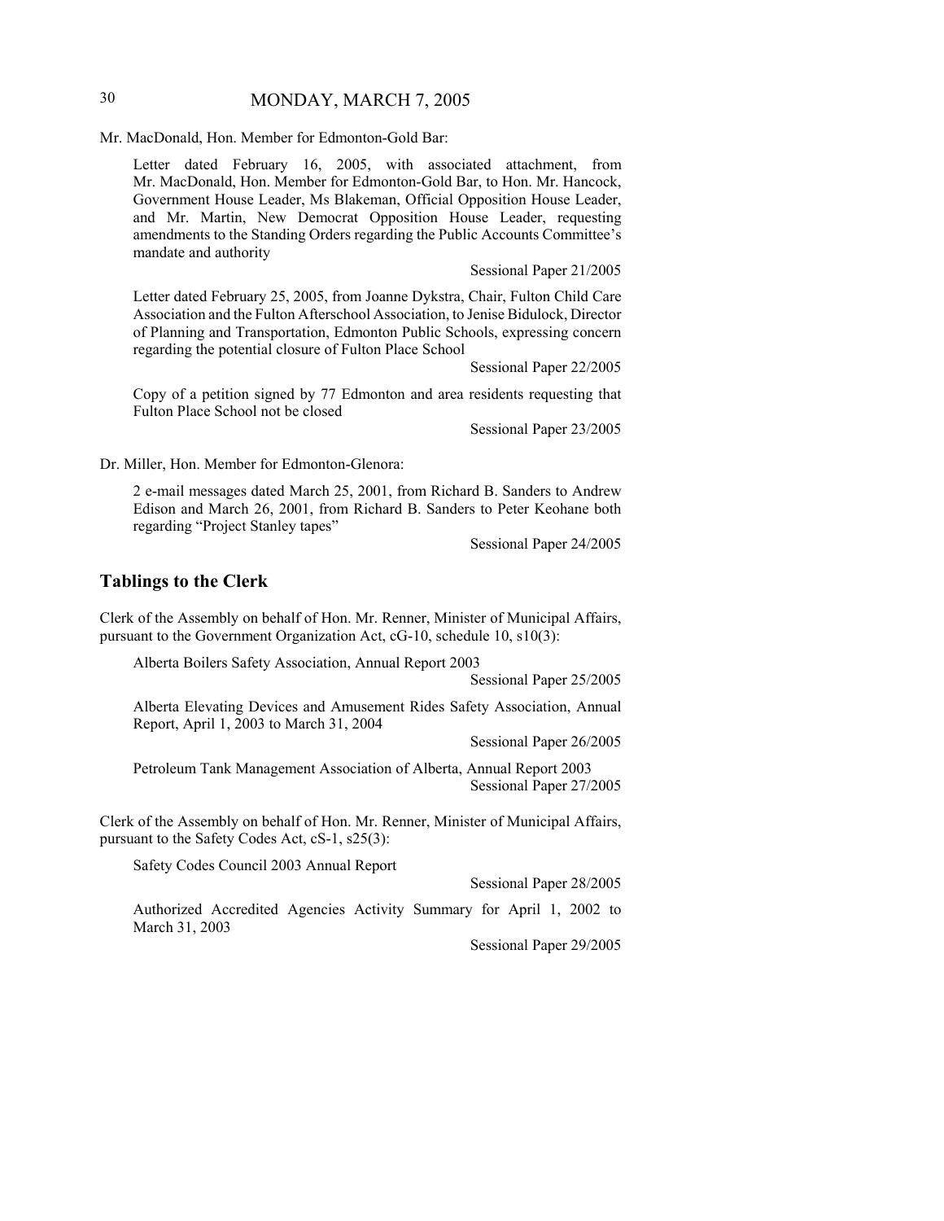Mr. MacDonald, Hon. Member for Edmonton-Gold Bar:

Letter dated February 16, 2005, with associated attachment, from Mr. MacDonald, Hon. Member for Edmonton-Gold Bar, to Hon. Mr. Hancock, Government House Leader, Ms Blakeman, Official Opposition House Leader, and Mr. Martin, New Democrat Opposition House Leader, requesting amendments to the Standing Orders regarding the Public Accounts Committee's mandate and authority

Sessional Paper 21/2005

Letter dated February 25, 2005, from Joanne Dykstra, Chair, Fulton Child Care Association and the Fulton Afterschool Association, to Jenise Bidulock, Director of Planning and Transportation, Edmonton Public Schools, expressing concern regarding the potential closure of Fulton Place School

Sessional Paper 22/2005

Copy of a petition signed by 77 Edmonton and area residents requesting that Fulton Place School not be closed

Sessional Paper 23/2005

Dr. Miller, Hon. Member for Edmonton-Glenora:

2 e-mail messages dated March 25, 2001, from Richard B. Sanders to Andrew Edison and March 26, 2001, from Richard B. Sanders to Peter Keohane both regarding "Project Stanley tapes"

Sessional Paper 24/2005

## Tablings to the Clerk

Clerk of the Assembly on behalf of Hon. Mr. Renner, Minister of Municipal Affairs, pursuant to the Government Organization Act, cG-10, schedule 10, s10(3):

Alberta Boilers Safety Association, Annual Report 2003

Sessional Paper 25/2005

Alberta Elevating Devices and Amusement Rides Safety Association, Annual Report, April 1, 2003 to March 31, 2004

Sessional Paper 26/2005

Petroleum Tank Management Association of Alberta, Annual Report 2003

Sessional Paper 27/2005

Clerk of the Assembly on behalf of Hon. Mr. Renner, Minister of Municipal Affairs, pursuant to the Safety Codes Act, cS-1, s25(3):

Safety Codes Council 2003 Annual Report

Sessional Paper 28/2005

Authorized Accredited Agencies Activity Summary for April 1, 2002 to March 31, 2003

Sessional Paper 29/2005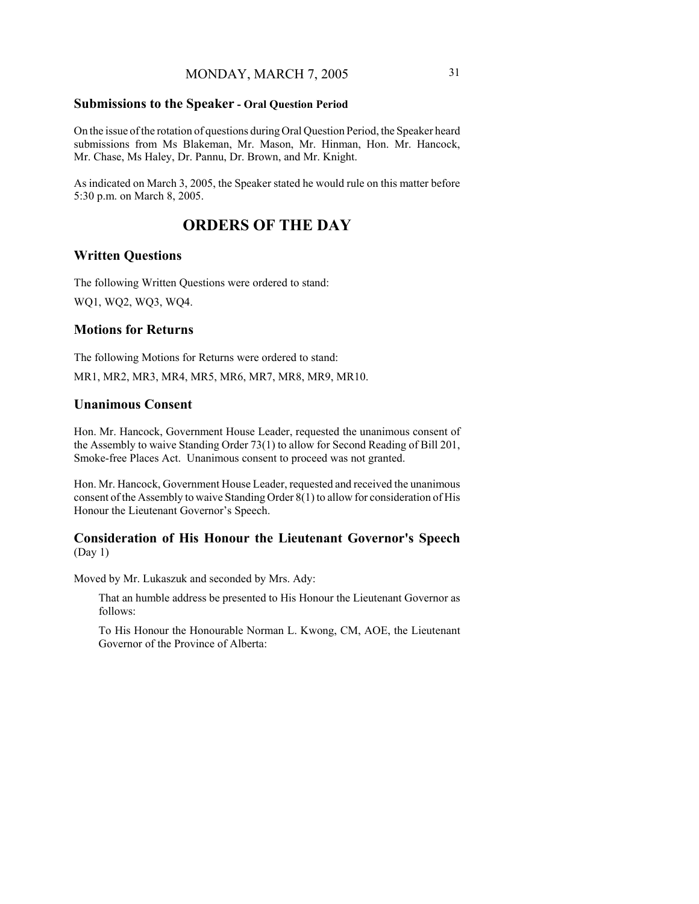### Submissions to the Speaker - Oral Question Period

On the issue of the rotation of questions during Oral Question Period, the Speaker heard submissions from Ms Blakeman, Mr. Mason, Mr. Hinman, Hon. Mr. Hancock, Mr. Chase, Ms Haley, Dr. Pannu, Dr. Brown, and Mr. Knight.

As indicated on March 3, 2005, the Speaker stated he would rule on this matter before 5:30 p.m. on March 8, 2005.

# ORDERS OF THE DAY

### Written Questions

The following Written Questions were ordered to stand:

WQ1, WQ2, WQ3, WQ4.

### Motions for Returns

The following Motions for Returns were ordered to stand:

MR1, MR2, MR3, MR4, MR5, MR6, MR7, MR8, MR9, MR10.

### Unanimous Consent

Hon. Mr. Hancock, Government House Leader, requested the unanimous consent of the Assembly to waive Standing Order 73(1) to allow for Second Reading of Bill 201, Smoke-free Places Act. Unanimous consent to proceed was not granted.

Hon. Mr. Hancock, Government House Leader, requested and received the unanimous consent of the Assembly to waive Standing Order 8(1) to allow for consideration of His Honour the Lieutenant Governor's Speech.

### Consideration of His Honour the Lieutenant Governor's Speech (Day 1)

Moved by Mr. Lukaszuk and seconded by Mrs. Ady:

> That an humble address be presented to His Honour the Lieutenant Governor as follows:
>
> To His Honour the Honourable Norman L. Kwong, CM, AOE, the Lieutenant Governor of the Province of Alberta: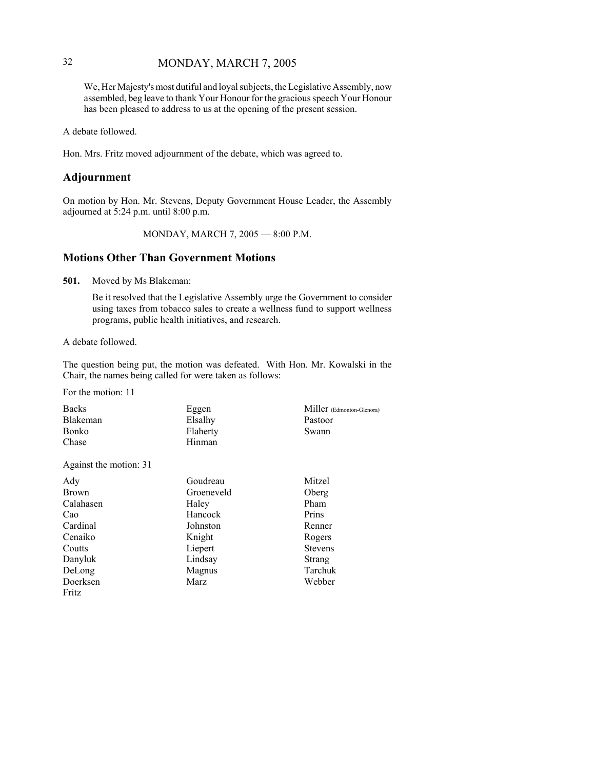We, Her Majesty's most dutiful and loyal subjects, the Legislative Assembly, now assembled, beg leave to thank Your Honour for the gracious speech Your Honour has been pleased to address to us at the opening of the present session.

A debate followed.

Hon. Mrs. Fritz moved adjournment of the debate, which was agreed to.

## Adjournment

On motion by Hon. Mr. Stevens, Deputy Government House Leader, the Assembly adjourned at 5:24 p.m. until 8:00 p.m.

MONDAY, MARCH 7, 2005 — 8:00 P.M.

## Motions Other Than Government Motions

**501.** Moved by Ms Blakeman:

Be it resolved that the Legislative Assembly urge the Government to consider using taxes from tobacco sales to create a wellness fund to support wellness programs, public health initiatives, and research.

A debate followed.

The question being put, the motion was defeated. With Hon. Mr. Kowalski in the Chair, the names being called for were taken as follows:

For the motion: 11

| | | |
|---|---|---|
| Backs | Eggen | Miller (Edmonton-Glenora) |
| Blakeman | Elsalhy | Pastoor |
| Bonko | Flaherty | Swann |
| Chase | Hinman | |

Against the motion: 31

| | | |
|---|---|---|
| Ady | Goudreau | Mitzel |
| Brown | Groeneveld | Oberg |
| Calahasen | Haley | Pham |
| Cao | Hancock | Prins |
| Cardinal | Johnston | Renner |
| Cenaiko | Knight | Rogers |
| Coutts | Liepert | Stevens |
| Danyluk | Lindsay | Strang |
| DeLong | Magnus | Tarchuk |
| Doerksen | Marz | Webber |
| Fritz | | |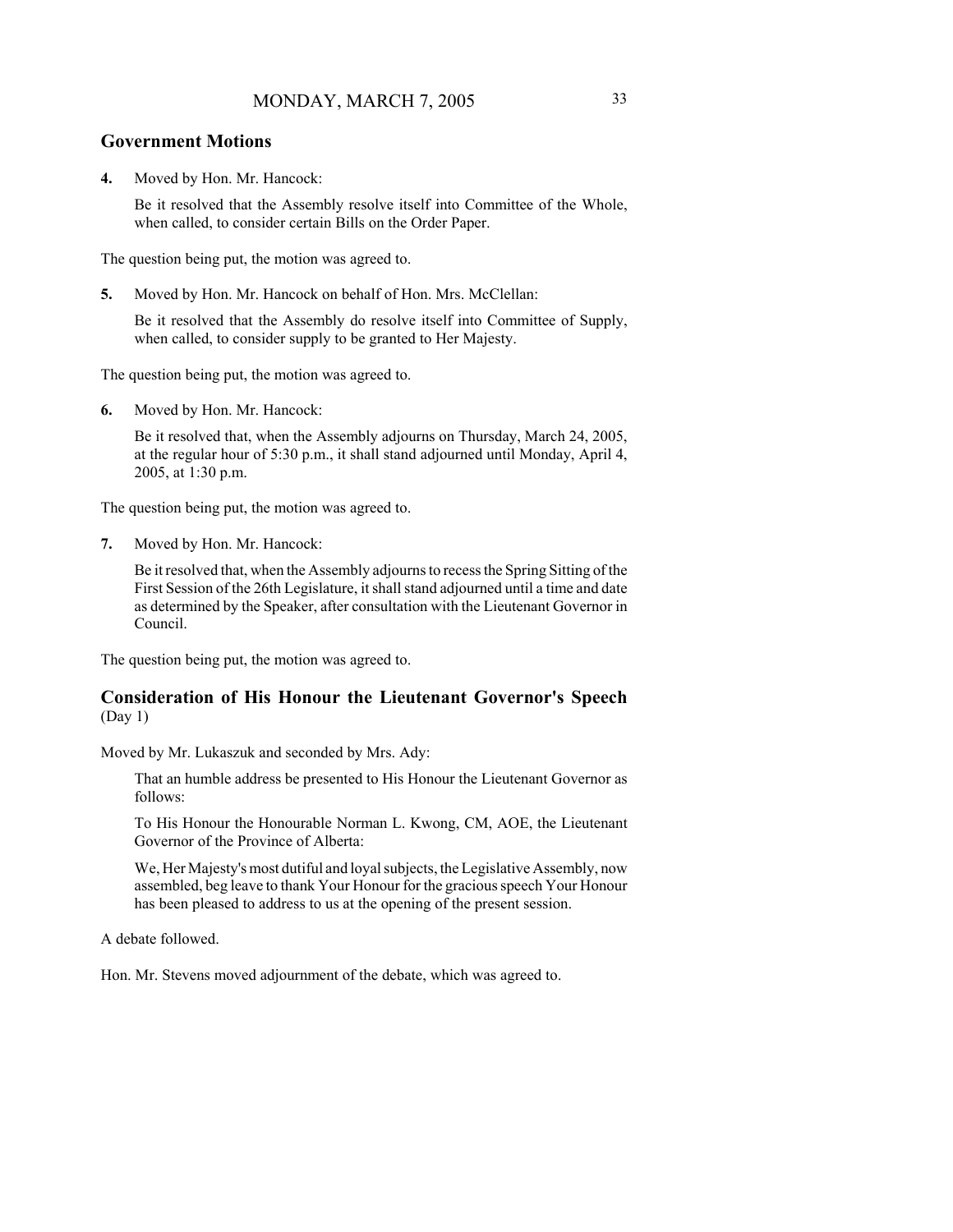## Government Motions

**4.** Moved by Hon. Mr. Hancock:

Be it resolved that the Assembly resolve itself into Committee of the Whole, when called, to consider certain Bills on the Order Paper.

The question being put, the motion was agreed to.

**5.** Moved by Hon. Mr. Hancock on behalf of Hon. Mrs. McClellan:

Be it resolved that the Assembly do resolve itself into Committee of Supply, when called, to consider supply to be granted to Her Majesty.

The question being put, the motion was agreed to.

**6.** Moved by Hon. Mr. Hancock:

Be it resolved that, when the Assembly adjourns on Thursday, March 24, 2005, at the regular hour of 5:30 p.m., it shall stand adjourned until Monday, April 4, 2005, at 1:30 p.m.

The question being put, the motion was agreed to.

**7.** Moved by Hon. Mr. Hancock:

Be it resolved that, when the Assembly adjourns to recess the Spring Sitting of the First Session of the 26th Legislature, it shall stand adjourned until a time and date as determined by the Speaker, after consultation with the Lieutenant Governor in Council.

The question being put, the motion was agreed to.

## Consideration of His Honour the Lieutenant Governor's Speech
(Day 1)

Moved by Mr. Lukaszuk and seconded by Mrs. Ady:

That an humble address be presented to His Honour the Lieutenant Governor as follows:

To His Honour the Honourable Norman L. Kwong, CM, AOE, the Lieutenant Governor of the Province of Alberta:

We, Her Majesty's most dutiful and loyal subjects, the Legislative Assembly, now assembled, beg leave to thank Your Honour for the gracious speech Your Honour has been pleased to address to us at the opening of the present session.

A debate followed.

Hon. Mr. Stevens moved adjournment of the debate, which was agreed to.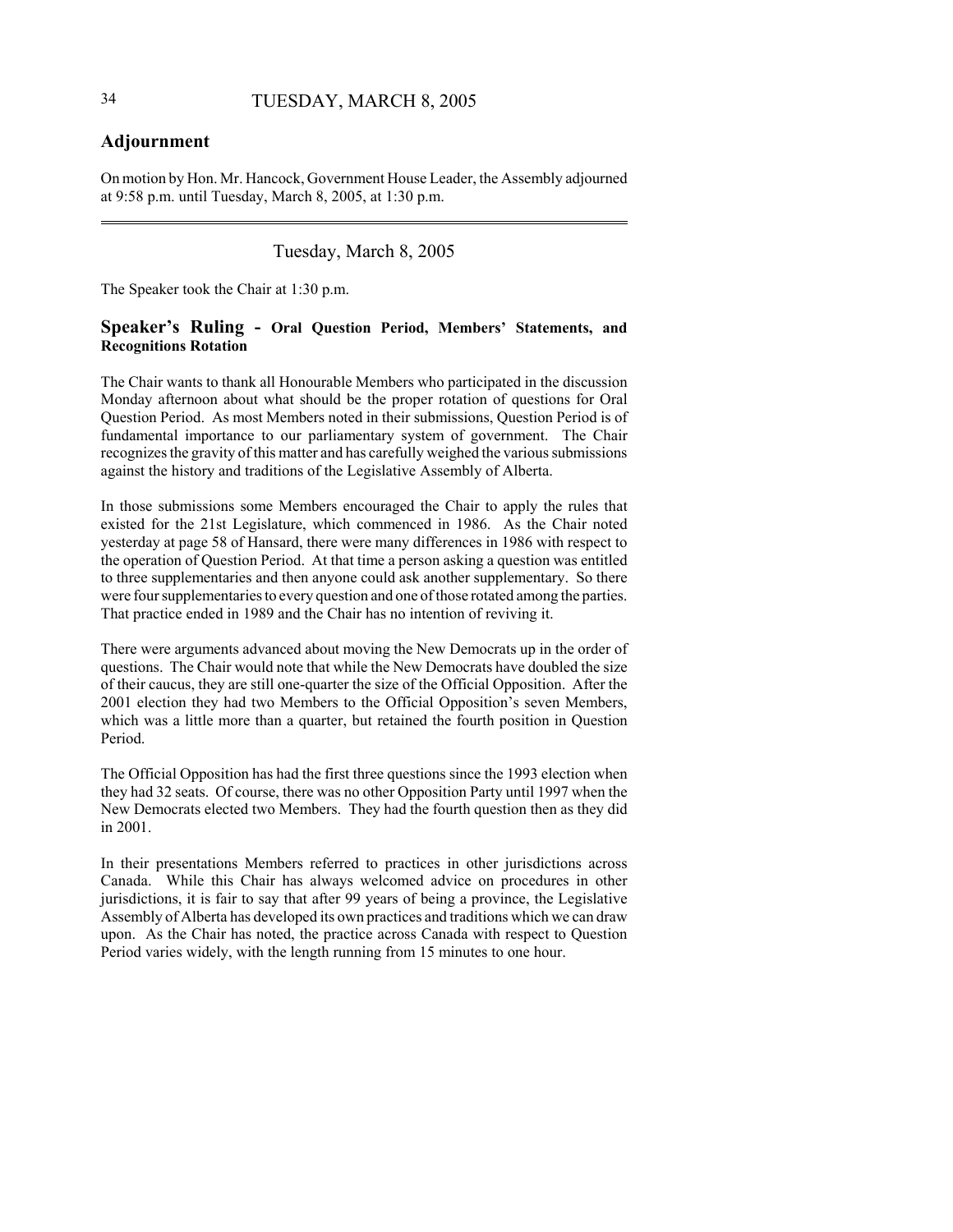## Adjournment

On motion by Hon. Mr. Hancock, Government House Leader, the Assembly adjourned at 9:58 p.m. until Tuesday, March 8, 2005, at 1:30 p.m.

---

Tuesday, March 8, 2005

The Speaker took the Chair at 1:30 p.m.

## Speaker's Ruling - Oral Question Period, Members' Statements, and Recognitions Rotation

The Chair wants to thank all Honourable Members who participated in the discussion Monday afternoon about what should be the proper rotation of questions for Oral Question Period. As most Members noted in their submissions, Question Period is of fundamental importance to our parliamentary system of government. The Chair recognizes the gravity of this matter and has carefully weighed the various submissions against the history and traditions of the Legislative Assembly of Alberta.

In those submissions some Members encouraged the Chair to apply the rules that existed for the 21st Legislature, which commenced in 1986. As the Chair noted yesterday at page 58 of Hansard, there were many differences in 1986 with respect to the operation of Question Period. At that time a person asking a question was entitled to three supplementaries and then anyone could ask another supplementary. So there were four supplementaries to every question and one of those rotated among the parties. That practice ended in 1989 and the Chair has no intention of reviving it.

There were arguments advanced about moving the New Democrats up in the order of questions. The Chair would note that while the New Democrats have doubled the size of their caucus, they are still one-quarter the size of the Official Opposition. After the 2001 election they had two Members to the Official Opposition's seven Members, which was a little more than a quarter, but retained the fourth position in Question Period.

The Official Opposition has had the first three questions since the 1993 election when they had 32 seats. Of course, there was no other Opposition Party until 1997 when the New Democrats elected two Members. They had the fourth question then as they did in 2001.

In their presentations Members referred to practices in other jurisdictions across Canada. While this Chair has always welcomed advice on procedures in other jurisdictions, it is fair to say that after 99 years of being a province, the Legislative Assembly of Alberta has developed its own practices and traditions which we can draw upon. As the Chair has noted, the practice across Canada with respect to Question Period varies widely, with the length running from 15 minutes to one hour.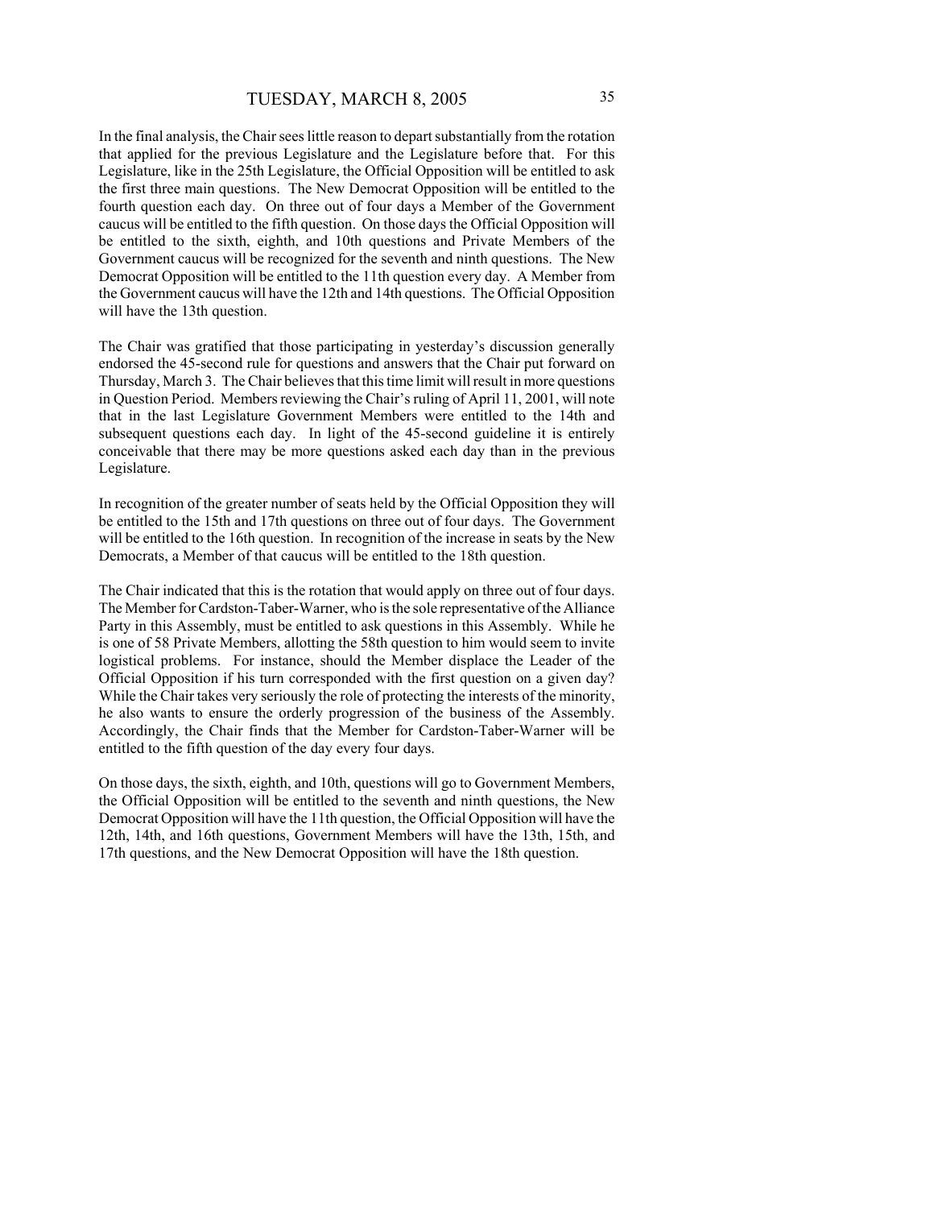In the final analysis, the Chair sees little reason to depart substantially from the rotation that applied for the previous Legislature and the Legislature before that. For this Legislature, like in the 25th Legislature, the Official Opposition will be entitled to ask the first three main questions. The New Democrat Opposition will be entitled to the fourth question each day. On three out of four days a Member of the Government caucus will be entitled to the fifth question. On those days the Official Opposition will be entitled to the sixth, eighth, and 10th questions and Private Members of the Government caucus will be recognized for the seventh and ninth questions. The New Democrat Opposition will be entitled to the 11th question every day. A Member from the Government caucus will have the 12th and 14th questions. The Official Opposition will have the 13th question.

The Chair was gratified that those participating in yesterday's discussion generally endorsed the 45-second rule for questions and answers that the Chair put forward on Thursday, March 3. The Chair believes that this time limit will result in more questions in Question Period. Members reviewing the Chair's ruling of April 11, 2001, will note that in the last Legislature Government Members were entitled to the 14th and subsequent questions each day. In light of the 45-second guideline it is entirely conceivable that there may be more questions asked each day than in the previous Legislature.

In recognition of the greater number of seats held by the Official Opposition they will be entitled to the 15th and 17th questions on three out of four days. The Government will be entitled to the 16th question. In recognition of the increase in seats by the New Democrats, a Member of that caucus will be entitled to the 18th question.

The Chair indicated that this is the rotation that would apply on three out of four days. The Member for Cardston-Taber-Warner, who is the sole representative of the Alliance Party in this Assembly, must be entitled to ask questions in this Assembly. While he is one of 58 Private Members, allotting the 58th question to him would seem to invite logistical problems. For instance, should the Member displace the Leader of the Official Opposition if his turn corresponded with the first question on a given day? While the Chair takes very seriously the role of protecting the interests of the minority, he also wants to ensure the orderly progression of the business of the Assembly. Accordingly, the Chair finds that the Member for Cardston-Taber-Warner will be entitled to the fifth question of the day every four days.

On those days, the sixth, eighth, and 10th, questions will go to Government Members, the Official Opposition will be entitled to the seventh and ninth questions, the New Democrat Opposition will have the 11th question, the Official Opposition will have the 12th, 14th, and 16th questions, Government Members will have the 13th, 15th, and 17th questions, and the New Democrat Opposition will have the 18th question.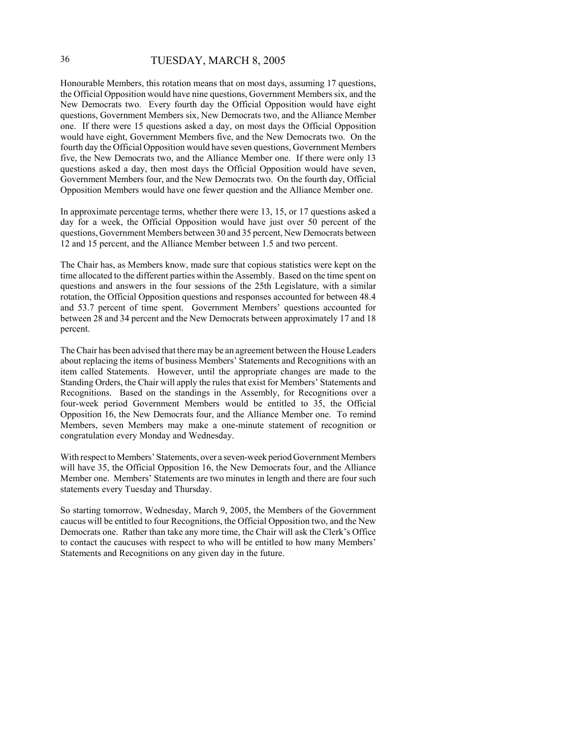Honourable Members, this rotation means that on most days, assuming 17 questions, the Official Opposition would have nine questions, Government Members six, and the New Democrats two. Every fourth day the Official Opposition would have eight questions, Government Members six, New Democrats two, and the Alliance Member one. If there were 15 questions asked a day, on most days the Official Opposition would have eight, Government Members five, and the New Democrats two. On the fourth day the Official Opposition would have seven questions, Government Members five, the New Democrats two, and the Alliance Member one. If there were only 13 questions asked a day, then most days the Official Opposition would have seven, Government Members four, and the New Democrats two. On the fourth day, Official Opposition Members would have one fewer question and the Alliance Member one.

In approximate percentage terms, whether there were 13, 15, or 17 questions asked a day for a week, the Official Opposition would have just over 50 percent of the questions, Government Members between 30 and 35 percent, New Democrats between 12 and 15 percent, and the Alliance Member between 1.5 and two percent.

The Chair has, as Members know, made sure that copious statistics were kept on the time allocated to the different parties within the Assembly. Based on the time spent on questions and answers in the four sessions of the 25th Legislature, with a similar rotation, the Official Opposition questions and responses accounted for between 48.4 and 53.7 percent of time spent. Government Members' questions accounted for between 28 and 34 percent and the New Democrats between approximately 17 and 18 percent.

The Chair has been advised that there may be an agreement between the House Leaders about replacing the items of business Members' Statements and Recognitions with an item called Statements. However, until the appropriate changes are made to the Standing Orders, the Chair will apply the rules that exist for Members' Statements and Recognitions. Based on the standings in the Assembly, for Recognitions over a four-week period Government Members would be entitled to 35, the Official Opposition 16, the New Democrats four, and the Alliance Member one. To remind Members, seven Members may make a one-minute statement of recognition or congratulation every Monday and Wednesday.

With respect to Members' Statements, over a seven-week period Government Members will have 35, the Official Opposition 16, the New Democrats four, and the Alliance Member one. Members' Statements are two minutes in length and there are four such statements every Tuesday and Thursday.

So starting tomorrow, Wednesday, March 9, 2005, the Members of the Government caucus will be entitled to four Recognitions, the Official Opposition two, and the New Democrats one. Rather than take any more time, the Chair will ask the Clerk's Office to contact the caucuses with respect to who will be entitled to how many Members' Statements and Recognitions on any given day in the future.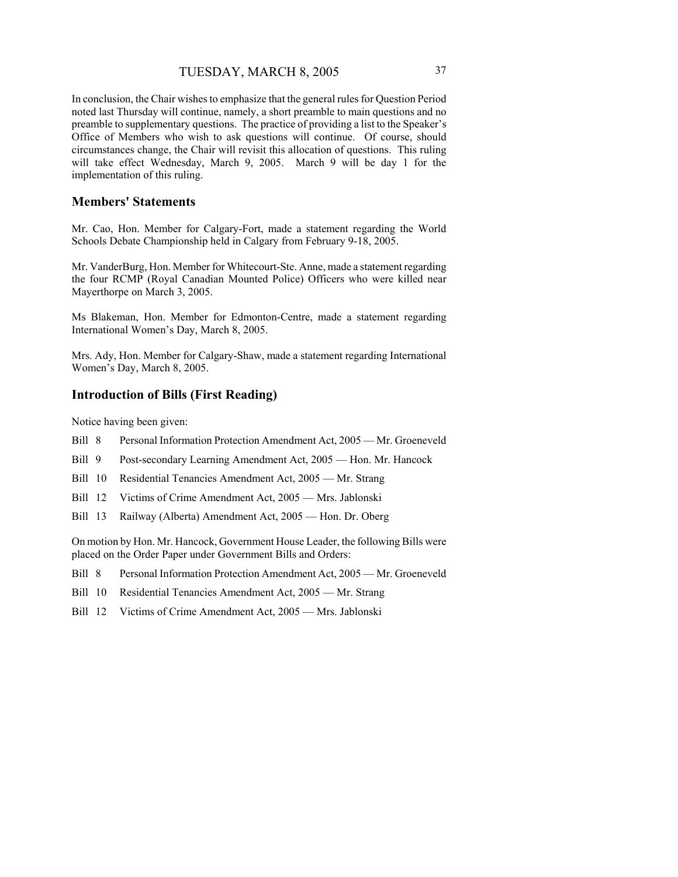In conclusion, the Chair wishes to emphasize that the general rules for Question Period noted last Thursday will continue, namely, a short preamble to main questions and no preamble to supplementary questions. The practice of providing a list to the Speaker's Office of Members who wish to ask questions will continue. Of course, should circumstances change, the Chair will revisit this allocation of questions. This ruling will take effect Wednesday, March 9, 2005. March 9 will be day 1 for the implementation of this ruling.

## Members' Statements

Mr. Cao, Hon. Member for Calgary-Fort, made a statement regarding the World Schools Debate Championship held in Calgary from February 9-18, 2005.

Mr. VanderBurg, Hon. Member for Whitecourt-Ste. Anne, made a statement regarding the four RCMP (Royal Canadian Mounted Police) Officers who were killed near Mayerthorpe on March 3, 2005.

Ms Blakeman, Hon. Member for Edmonton-Centre, made a statement regarding International Women's Day, March 8, 2005.

Mrs. Ady, Hon. Member for Calgary-Shaw, made a statement regarding International Women's Day, March 8, 2005.

## Introduction of Bills (First Reading)

Notice having been given:

- Bill 8 Personal Information Protection Amendment Act, 2005 — Mr. Groeneveld
- Bill 9 Post-secondary Learning Amendment Act, 2005 — Hon. Mr. Hancock
- Bill 10 Residential Tenancies Amendment Act, 2005 — Mr. Strang
- Bill 12 Victims of Crime Amendment Act, 2005 — Mrs. Jablonski
- Bill 13 Railway (Alberta) Amendment Act, 2005 — Hon. Dr. Oberg

On motion by Hon. Mr. Hancock, Government House Leader, the following Bills were placed on the Order Paper under Government Bills and Orders:

- Bill 8 Personal Information Protection Amendment Act, 2005 — Mr. Groeneveld
- Bill 10 Residential Tenancies Amendment Act, 2005 — Mr. Strang
- Bill 12 Victims of Crime Amendment Act, 2005 — Mrs. Jablonski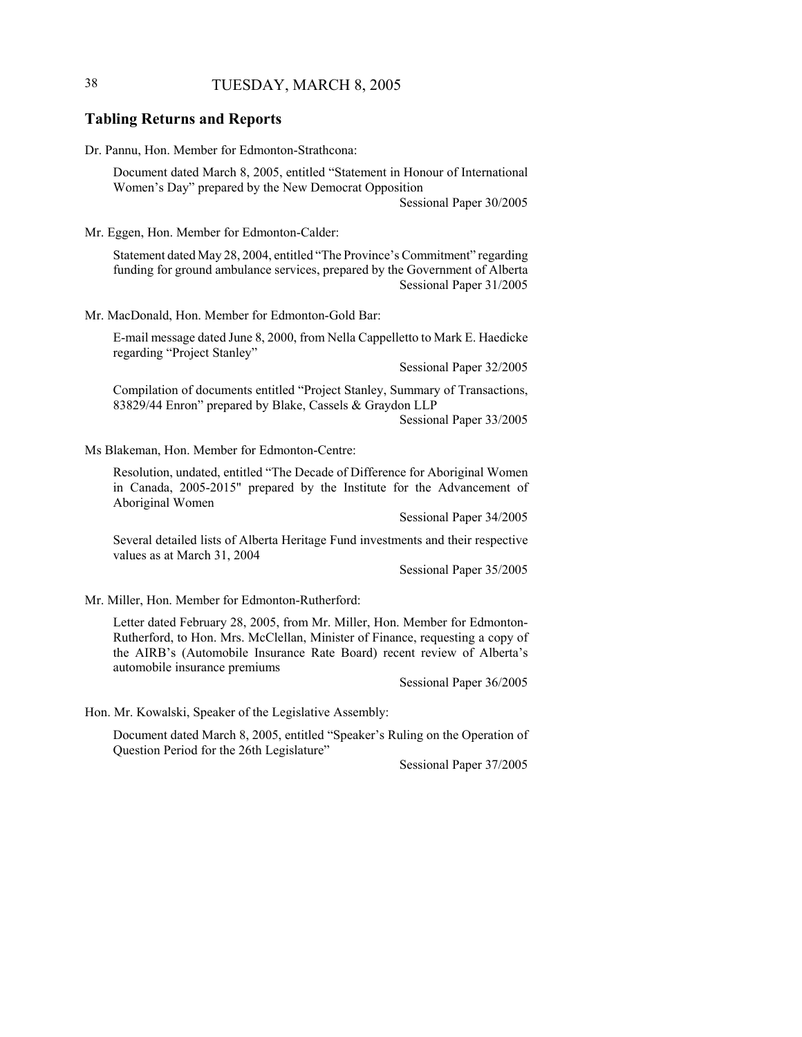## Tabling Returns and Reports

Dr. Pannu, Hon. Member for Edmonton-Strathcona:

> Document dated March 8, 2005, entitled "Statement in Honour of International Women's Day" prepared by the New Democrat Opposition
>
> Sessional Paper 30/2005

Mr. Eggen, Hon. Member for Edmonton-Calder:

> Statement dated May 28, 2004, entitled "The Province's Commitment" regarding funding for ground ambulance services, prepared by the Government of Alberta
>
> Sessional Paper 31/2005

Mr. MacDonald, Hon. Member for Edmonton-Gold Bar:

> E-mail message dated June 8, 2000, from Nella Cappelletto to Mark E. Haedicke regarding "Project Stanley"
>
> Sessional Paper 32/2005
>
> Compilation of documents entitled "Project Stanley, Summary of Transactions, 83829/44 Enron" prepared by Blake, Cassels & Graydon LLP
>
> Sessional Paper 33/2005

Ms Blakeman, Hon. Member for Edmonton-Centre:

> Resolution, undated, entitled "The Decade of Difference for Aboriginal Women in Canada, 2005-2015" prepared by the Institute for the Advancement of Aboriginal Women
>
> Sessional Paper 34/2005
>
> Several detailed lists of Alberta Heritage Fund investments and their respective values as at March 31, 2004
>
> Sessional Paper 35/2005

Mr. Miller, Hon. Member for Edmonton-Rutherford:

> Letter dated February 28, 2005, from Mr. Miller, Hon. Member for Edmonton-Rutherford, to Hon. Mrs. McClellan, Minister of Finance, requesting a copy of the AIRB's (Automobile Insurance Rate Board) recent review of Alberta's automobile insurance premiums
>
> Sessional Paper 36/2005

Hon. Mr. Kowalski, Speaker of the Legislative Assembly:

> Document dated March 8, 2005, entitled "Speaker's Ruling on the Operation of Question Period for the 26th Legislature"
>
> Sessional Paper 37/2005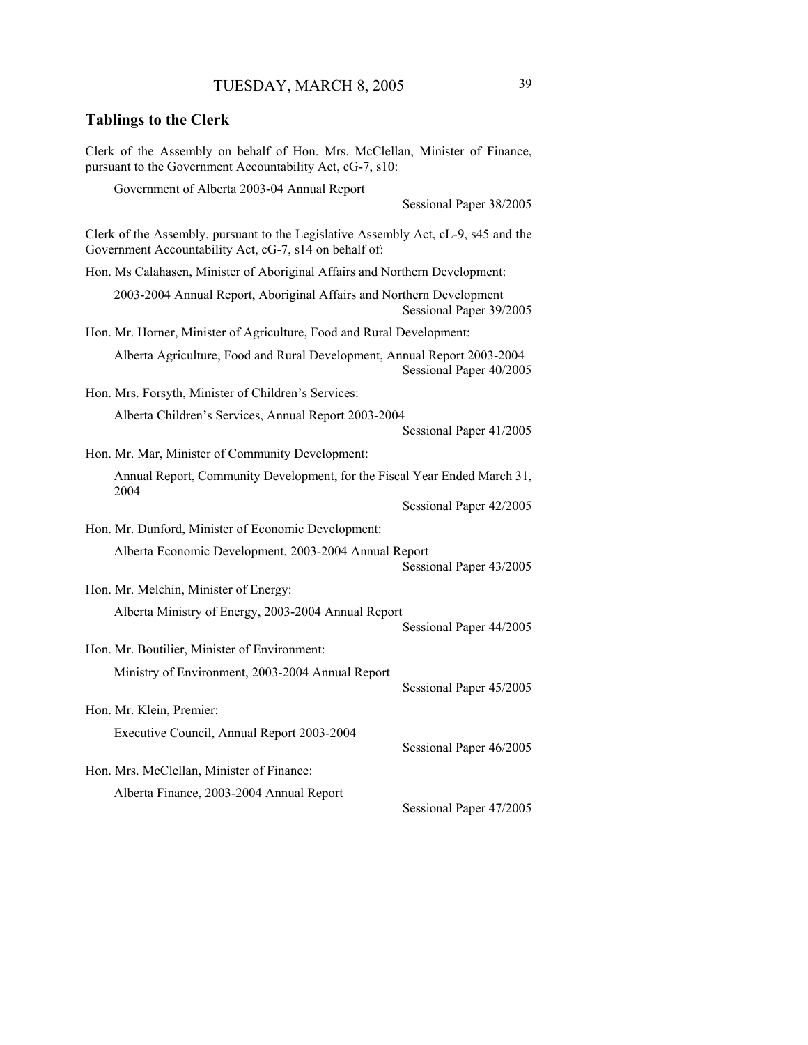## Tablings to the Clerk

Clerk of the Assembly on behalf of Hon. Mrs. McClellan, Minister of Finance, pursuant to the Government Accountability Act, cG-7, s10:

Government of Alberta 2003-04 Annual Report

Sessional Paper 38/2005

Clerk of the Assembly, pursuant to the Legislative Assembly Act, cL-9, s45 and the Government Accountability Act, cG-7, s14 on behalf of:

Hon. Ms Calahasen, Minister of Aboriginal Affairs and Northern Development:

2003-2004 Annual Report, Aboriginal Affairs and Northern Development

Sessional Paper 39/2005

Hon. Mr. Horner, Minister of Agriculture, Food and Rural Development:

Alberta Agriculture, Food and Rural Development, Annual Report 2003-2004

Sessional Paper 40/2005

Hon. Mrs. Forsyth, Minister of Children's Services:

Alberta Children's Services, Annual Report 2003-2004

Sessional Paper 41/2005

Hon. Mr. Mar, Minister of Community Development:

Annual Report, Community Development, for the Fiscal Year Ended March 31, 2004

Sessional Paper 42/2005

Hon. Mr. Dunford, Minister of Economic Development:

Alberta Economic Development, 2003-2004 Annual Report

Sessional Paper 43/2005

Hon. Mr. Melchin, Minister of Energy:

Alberta Ministry of Energy, 2003-2004 Annual Report

Sessional Paper 44/2005

Hon. Mr. Boutilier, Minister of Environment:

Ministry of Environment, 2003-2004 Annual Report

Sessional Paper 45/2005

Hon. Mr. Klein, Premier:

Executive Council, Annual Report 2003-2004

Sessional Paper 46/2005

Hon. Mrs. McClellan, Minister of Finance:

Alberta Finance, 2003-2004 Annual Report

Sessional Paper 47/2005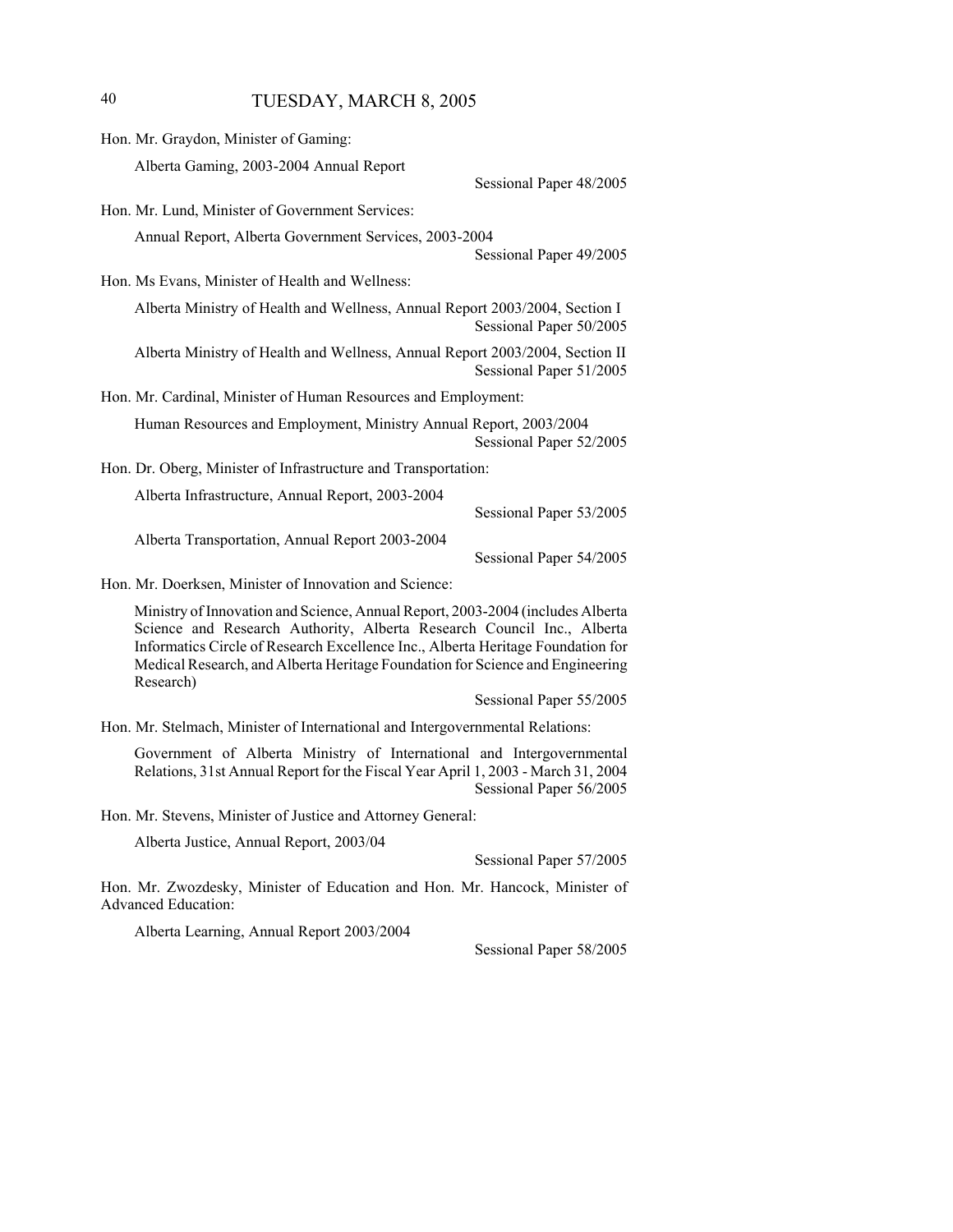Hon. Mr. Graydon, Minister of Gaming:

Alberta Gaming, 2003-2004 Annual Report

Sessional Paper 48/2005

Hon. Mr. Lund, Minister of Government Services:

Annual Report, Alberta Government Services, 2003-2004

Sessional Paper 49/2005

Hon. Ms Evans, Minister of Health and Wellness:

Alberta Ministry of Health and Wellness, Annual Report 2003/2004, Section I

Sessional Paper 50/2005

Alberta Ministry of Health and Wellness, Annual Report 2003/2004, Section II

Sessional Paper 51/2005

Hon. Mr. Cardinal, Minister of Human Resources and Employment:

Human Resources and Employment, Ministry Annual Report, 2003/2004

Sessional Paper 52/2005

Hon. Dr. Oberg, Minister of Infrastructure and Transportation:

Alberta Infrastructure, Annual Report, 2003-2004

Sessional Paper 53/2005

Alberta Transportation, Annual Report 2003-2004

Sessional Paper 54/2005

Hon. Mr. Doerksen, Minister of Innovation and Science:

Ministry of Innovation and Science, Annual Report, 2003-2004 (includes Alberta Science and Research Authority, Alberta Research Council Inc., Alberta Informatics Circle of Research Excellence Inc., Alberta Heritage Foundation for Medical Research, and Alberta Heritage Foundation for Science and Engineering Research)

Sessional Paper 55/2005

Hon. Mr. Stelmach, Minister of International and Intergovernmental Relations:

Government of Alberta Ministry of International and Intergovernmental Relations, 31st Annual Report for the Fiscal Year April 1, 2003 - March 31, 2004

Sessional Paper 56/2005

Hon. Mr. Stevens, Minister of Justice and Attorney General:

Alberta Justice, Annual Report, 2003/04

Sessional Paper 57/2005

Hon. Mr. Zwozdesky, Minister of Education and Hon. Mr. Hancock, Minister of Advanced Education:

Alberta Learning, Annual Report 2003/2004

Sessional Paper 58/2005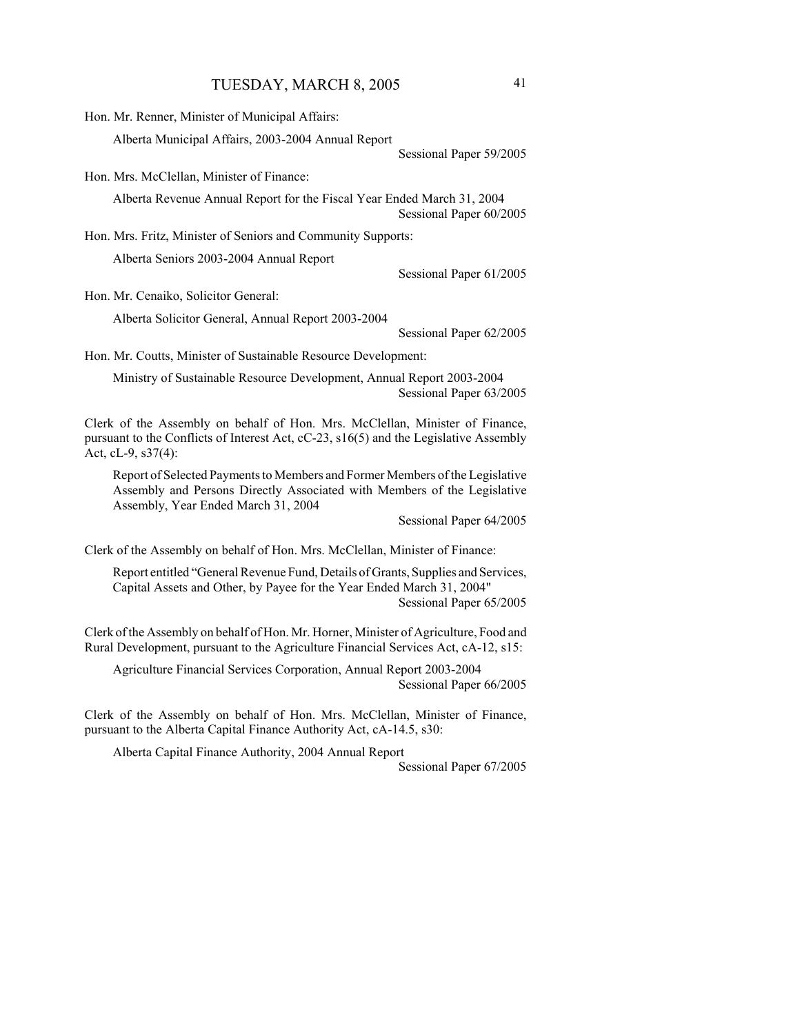Hon. Mr. Renner, Minister of Municipal Affairs:

Alberta Municipal Affairs, 2003-2004 Annual Report

Sessional Paper 59/2005

Hon. Mrs. McClellan, Minister of Finance:

Alberta Revenue Annual Report for the Fiscal Year Ended March 31, 2004

Sessional Paper 60/2005

Hon. Mrs. Fritz, Minister of Seniors and Community Supports:

Alberta Seniors 2003-2004 Annual Report

Sessional Paper 61/2005

Hon. Mr. Cenaiko, Solicitor General:

Alberta Solicitor General, Annual Report 2003-2004

Sessional Paper 62/2005

Hon. Mr. Coutts, Minister of Sustainable Resource Development:

Ministry of Sustainable Resource Development, Annual Report 2003-2004

Sessional Paper 63/2005

Clerk of the Assembly on behalf of Hon. Mrs. McClellan, Minister of Finance, pursuant to the Conflicts of Interest Act, cC-23, s16(5) and the Legislative Assembly Act, cL-9, s37(4):

Report of Selected Payments to Members and Former Members of the Legislative Assembly and Persons Directly Associated with Members of the Legislative Assembly, Year Ended March 31, 2004

Sessional Paper 64/2005

Clerk of the Assembly on behalf of Hon. Mrs. McClellan, Minister of Finance:

Report entitled "General Revenue Fund, Details of Grants, Supplies and Services, Capital Assets and Other, by Payee for the Year Ended March 31, 2004"

Sessional Paper 65/2005

Clerk of the Assembly on behalf of Hon. Mr. Horner, Minister of Agriculture, Food and Rural Development, pursuant to the Agriculture Financial Services Act, cA-12, s15:

Agriculture Financial Services Corporation, Annual Report 2003-2004

Sessional Paper 66/2005

Clerk of the Assembly on behalf of Hon. Mrs. McClellan, Minister of Finance, pursuant to the Alberta Capital Finance Authority Act, cA-14.5, s30:

Alberta Capital Finance Authority, 2004 Annual Report

Sessional Paper 67/2005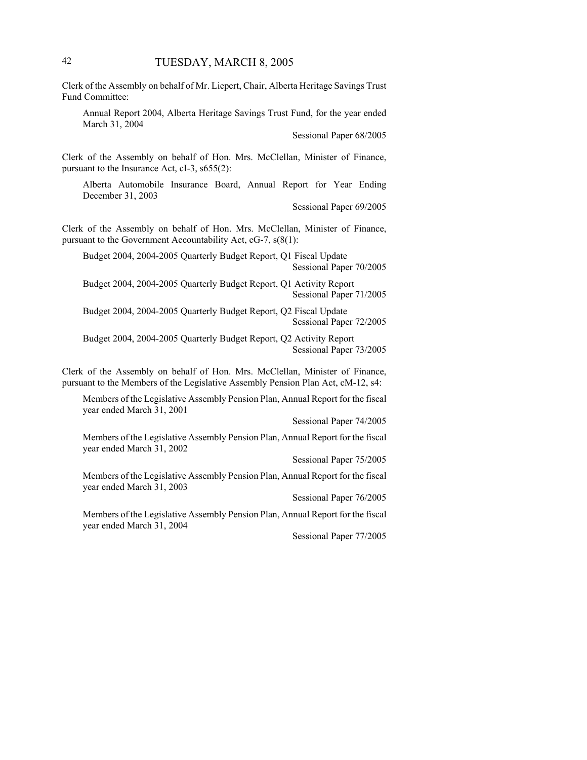Clerk of the Assembly on behalf of Mr. Liepert, Chair, Alberta Heritage Savings Trust Fund Committee:

Annual Report 2004, Alberta Heritage Savings Trust Fund, for the year ended March 31, 2004

Sessional Paper 68/2005

Clerk of the Assembly on behalf of Hon. Mrs. McClellan, Minister of Finance, pursuant to the Insurance Act, cI-3, s655(2):

Alberta Automobile Insurance Board, Annual Report for Year Ending December 31, 2003

Sessional Paper 69/2005

Clerk of the Assembly on behalf of Hon. Mrs. McClellan, Minister of Finance, pursuant to the Government Accountability Act, cG-7, s(8(1):

Budget 2004, 2004-2005 Quarterly Budget Report, Q1 Fiscal Update

Sessional Paper 70/2005

Budget 2004, 2004-2005 Quarterly Budget Report, Q1 Activity Report

Sessional Paper 71/2005

Budget 2004, 2004-2005 Quarterly Budget Report, Q2 Fiscal Update

Sessional Paper 72/2005

Budget 2004, 2004-2005 Quarterly Budget Report, Q2 Activity Report

Sessional Paper 73/2005

Clerk of the Assembly on behalf of Hon. Mrs. McClellan, Minister of Finance, pursuant to the Members of the Legislative Assembly Pension Plan Act, cM-12, s4:

Members of the Legislative Assembly Pension Plan, Annual Report for the fiscal year ended March 31, 2001

Sessional Paper 74/2005

Members of the Legislative Assembly Pension Plan, Annual Report for the fiscal year ended March 31, 2002

Sessional Paper 75/2005

Members of the Legislative Assembly Pension Plan, Annual Report for the fiscal year ended March 31, 2003

Sessional Paper 76/2005

Members of the Legislative Assembly Pension Plan, Annual Report for the fiscal year ended March 31, 2004

Sessional Paper 77/2005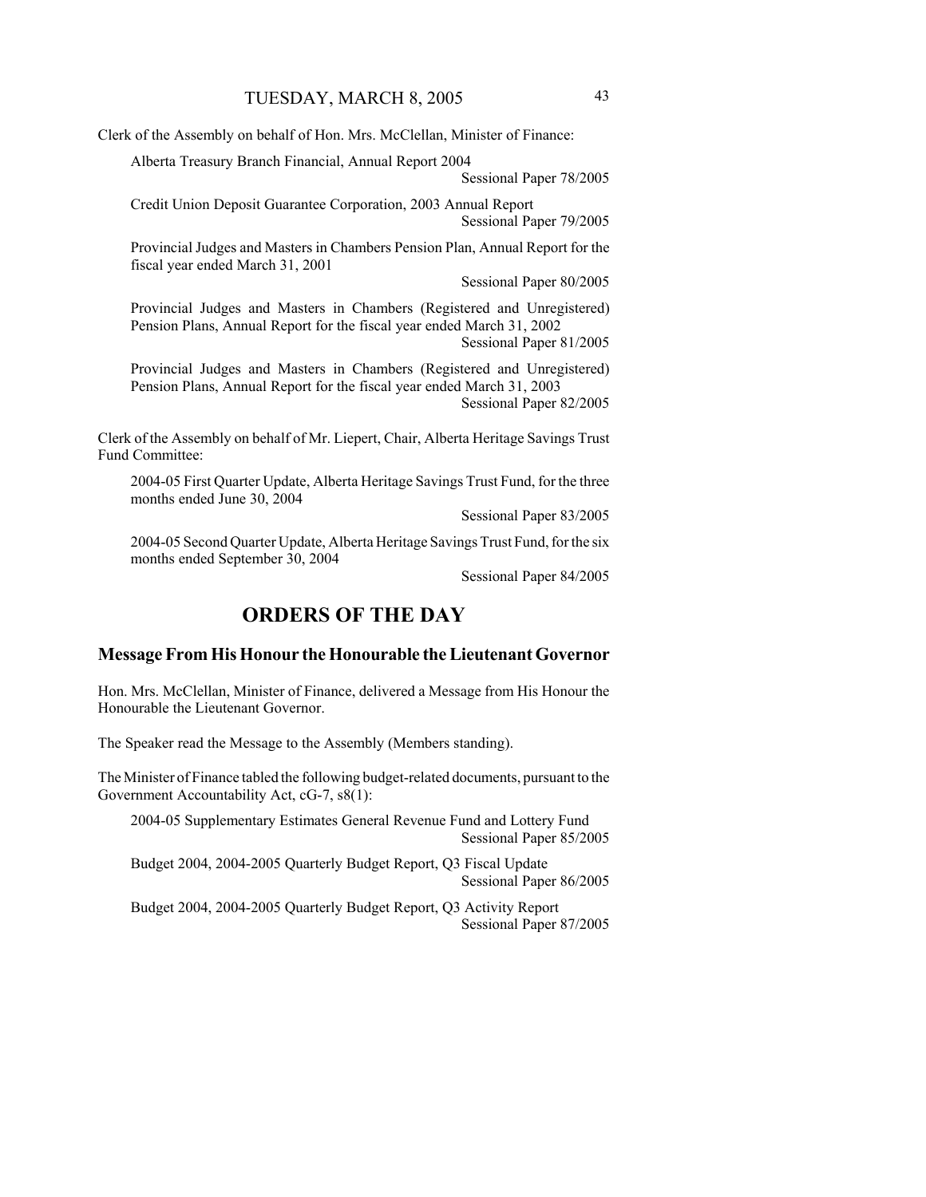Clerk of the Assembly on behalf of Hon. Mrs. McClellan, Minister of Finance:

Alberta Treasury Branch Financial, Annual Report 2004
Sessional Paper 78/2005

Credit Union Deposit Guarantee Corporation, 2003 Annual Report
Sessional Paper 79/2005

Provincial Judges and Masters in Chambers Pension Plan, Annual Report for the fiscal year ended March 31, 2001
Sessional Paper 80/2005

Provincial Judges and Masters in Chambers (Registered and Unregistered) Pension Plans, Annual Report for the fiscal year ended March 31, 2002
Sessional Paper 81/2005

Provincial Judges and Masters in Chambers (Registered and Unregistered) Pension Plans, Annual Report for the fiscal year ended March 31, 2003
Sessional Paper 82/2005

Clerk of the Assembly on behalf of Mr. Liepert, Chair, Alberta Heritage Savings Trust Fund Committee:

2004-05 First Quarter Update, Alberta Heritage Savings Trust Fund, for the three months ended June 30, 2004
Sessional Paper 83/2005

2004-05 Second Quarter Update, Alberta Heritage Savings Trust Fund, for the six months ended September 30, 2004
Sessional Paper 84/2005

# ORDERS OF THE DAY

## Message From His Honour the Honourable the Lieutenant Governor

Hon. Mrs. McClellan, Minister of Finance, delivered a Message from His Honour the Honourable the Lieutenant Governor.

The Speaker read the Message to the Assembly (Members standing).

The Minister of Finance tabled the following budget-related documents, pursuant to the Government Accountability Act, cG-7, s8(1):

2004-05 Supplementary Estimates General Revenue Fund and Lottery Fund
Sessional Paper 85/2005

Budget 2004, 2004-2005 Quarterly Budget Report, Q3 Fiscal Update
Sessional Paper 86/2005

Budget 2004, 2004-2005 Quarterly Budget Report, Q3 Activity Report
Sessional Paper 87/2005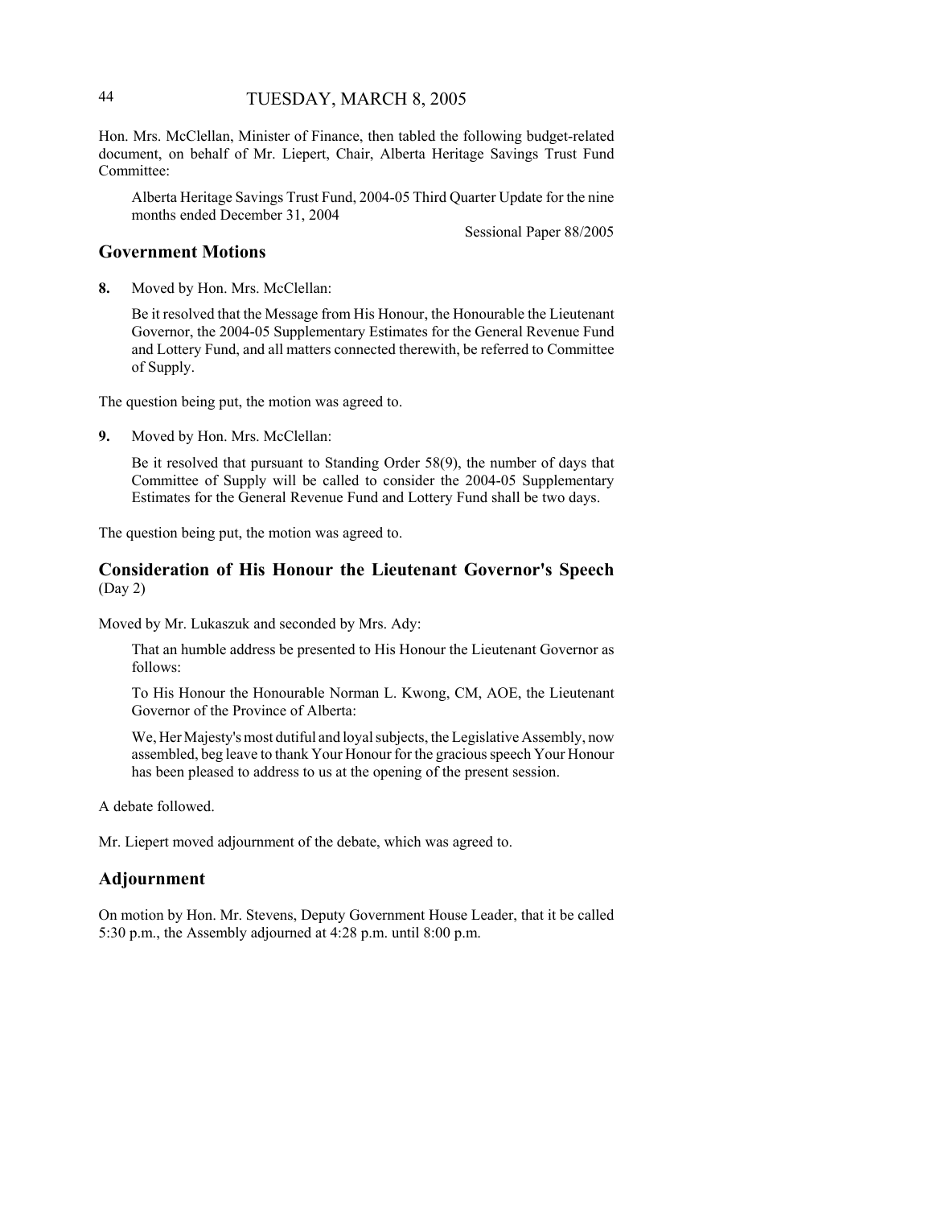Hon. Mrs. McClellan, Minister of Finance, then tabled the following budget-related document, on behalf of Mr. Liepert, Chair, Alberta Heritage Savings Trust Fund Committee:

Alberta Heritage Savings Trust Fund, 2004-05 Third Quarter Update for the nine months ended December 31, 2004

Sessional Paper 88/2005

## Government Motions

**8.** Moved by Hon. Mrs. McClellan:

Be it resolved that the Message from His Honour, the Honourable the Lieutenant Governor, the 2004-05 Supplementary Estimates for the General Revenue Fund and Lottery Fund, and all matters connected therewith, be referred to Committee of Supply.

The question being put, the motion was agreed to.

**9.** Moved by Hon. Mrs. McClellan:

Be it resolved that pursuant to Standing Order 58(9), the number of days that Committee of Supply will be called to consider the 2004-05 Supplementary Estimates for the General Revenue Fund and Lottery Fund shall be two days.

The question being put, the motion was agreed to.

## Consideration of His Honour the Lieutenant Governor's Speech (Day 2)

Moved by Mr. Lukaszuk and seconded by Mrs. Ady:

That an humble address be presented to His Honour the Lieutenant Governor as follows:

To His Honour the Honourable Norman L. Kwong, CM, AOE, the Lieutenant Governor of the Province of Alberta:

We, Her Majesty's most dutiful and loyal subjects, the Legislative Assembly, now assembled, beg leave to thank Your Honour for the gracious speech Your Honour has been pleased to address to us at the opening of the present session.

A debate followed.

Mr. Liepert moved adjournment of the debate, which was agreed to.

## Adjournment

On motion by Hon. Mr. Stevens, Deputy Government House Leader, that it be called 5:30 p.m., the Assembly adjourned at 4:28 p.m. until 8:00 p.m.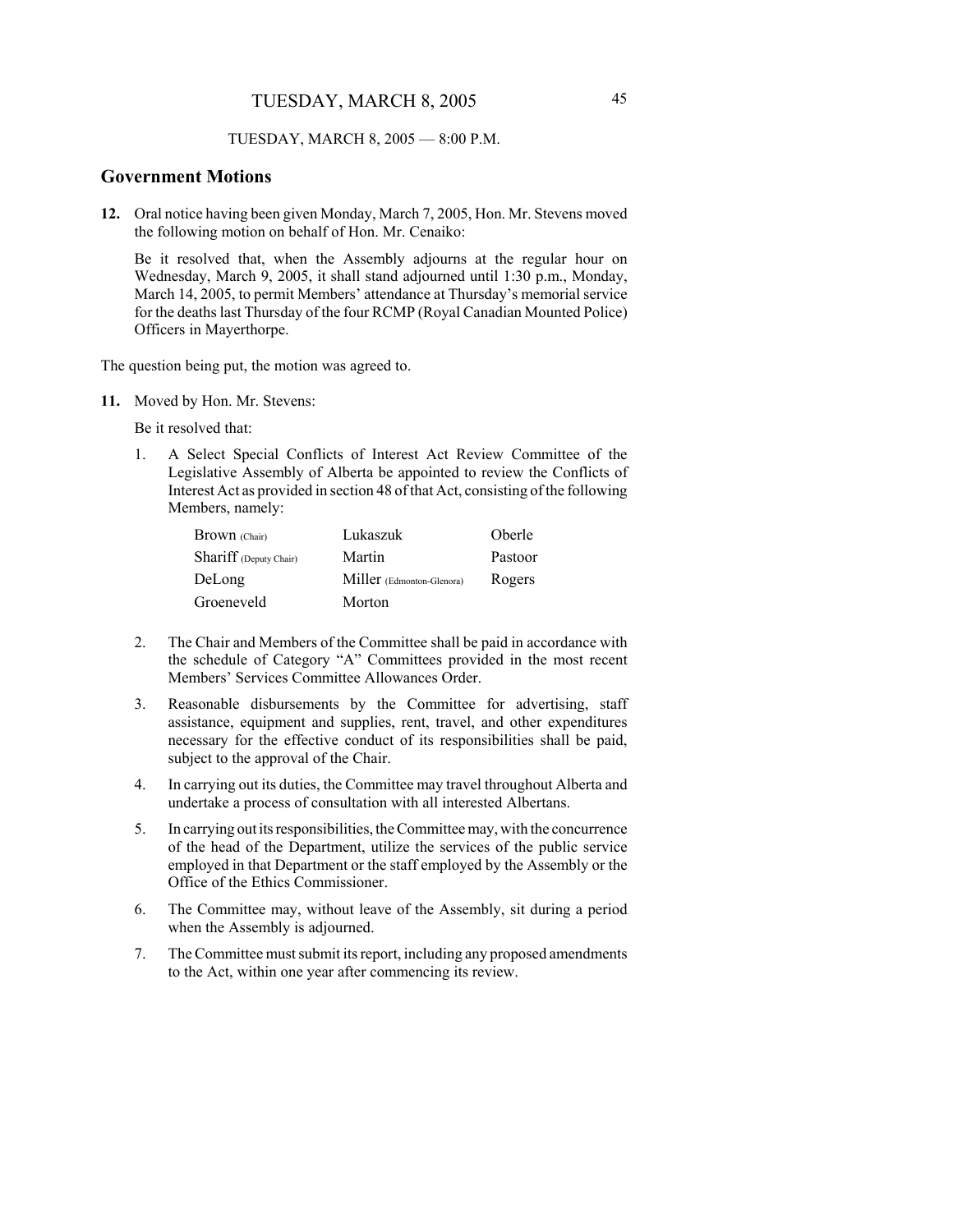TUESDAY, MARCH 8, 2005 — 8:00 P.M.

## Government Motions

**12.** Oral notice having been given Monday, March 7, 2005, Hon. Mr. Stevens moved the following motion on behalf of Hon. Mr. Cenaiko:

Be it resolved that, when the Assembly adjourns at the regular hour on Wednesday, March 9, 2005, it shall stand adjourned until 1:30 p.m., Monday, March 14, 2005, to permit Members' attendance at Thursday's memorial service for the deaths last Thursday of the four RCMP (Royal Canadian Mounted Police) Officers in Mayerthorpe.

The question being put, the motion was agreed to.

**11.** Moved by Hon. Mr. Stevens:

Be it resolved that:

1. A Select Special Conflicts of Interest Act Review Committee of the Legislative Assembly of Alberta be appointed to review the Conflicts of Interest Act as provided in section 48 of that Act, consisting of the following Members, namely:

| | | |
|---|---|---|
| Brown (Chair) | Lukaszuk | Oberle |
| Shariff (Deputy Chair) | Martin | Pastoor |
| DeLong | Miller (Edmonton-Glenora) | Rogers |
| Groeneveld | Morton | |

2. The Chair and Members of the Committee shall be paid in accordance with the schedule of Category "A" Committees provided in the most recent Members' Services Committee Allowances Order.

3. Reasonable disbursements by the Committee for advertising, staff assistance, equipment and supplies, rent, travel, and other expenditures necessary for the effective conduct of its responsibilities shall be paid, subject to the approval of the Chair.

4. In carrying out its duties, the Committee may travel throughout Alberta and undertake a process of consultation with all interested Albertans.

5. In carrying out its responsibilities, the Committee may, with the concurrence of the head of the Department, utilize the services of the public service employed in that Department or the staff employed by the Assembly or the Office of the Ethics Commissioner.

6. The Committee may, without leave of the Assembly, sit during a period when the Assembly is adjourned.

7. The Committee must submit its report, including any proposed amendments to the Act, within one year after commencing its review.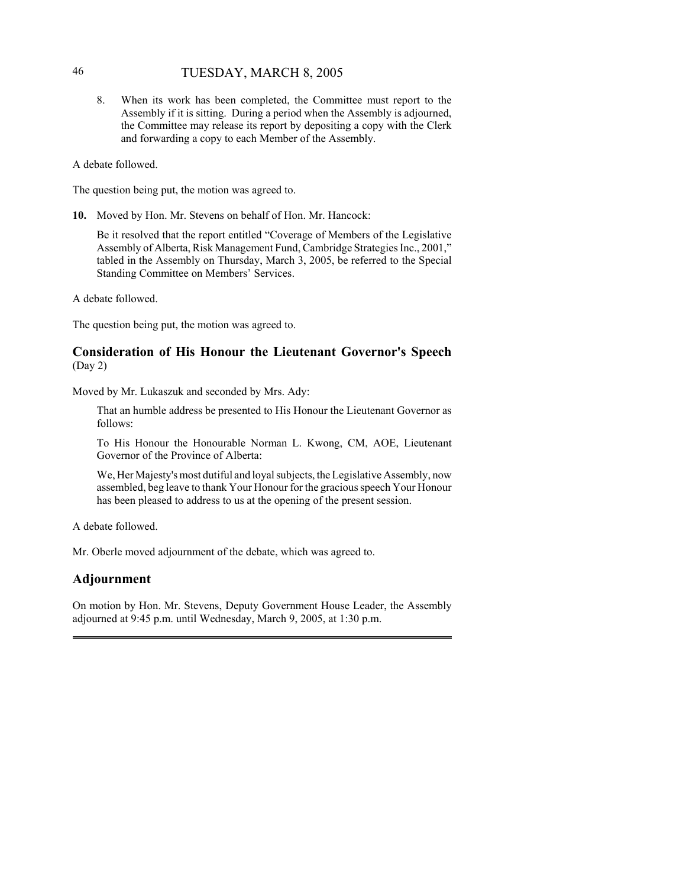8. When its work has been completed, the Committee must report to the Assembly if it is sitting. During a period when the Assembly is adjourned, the Committee may release its report by depositing a copy with the Clerk and forwarding a copy to each Member of the Assembly.

A debate followed.

The question being put, the motion was agreed to.

**10.** Moved by Hon. Mr. Stevens on behalf of Hon. Mr. Hancock:

> Be it resolved that the report entitled "Coverage of Members of the Legislative Assembly of Alberta, Risk Management Fund, Cambridge Strategies Inc., 2001," tabled in the Assembly on Thursday, March 3, 2005, be referred to the Special Standing Committee on Members' Services.

A debate followed.

The question being put, the motion was agreed to.

## Consideration of His Honour the Lieutenant Governor's Speech (Day 2)

Moved by Mr. Lukaszuk and seconded by Mrs. Ady:

> That an humble address be presented to His Honour the Lieutenant Governor as follows:
>
> To His Honour the Honourable Norman L. Kwong, CM, AOE, Lieutenant Governor of the Province of Alberta:
>
> We, Her Majesty's most dutiful and loyal subjects, the Legislative Assembly, now assembled, beg leave to thank Your Honour for the gracious speech Your Honour has been pleased to address to us at the opening of the present session.

A debate followed.

Mr. Oberle moved adjournment of the debate, which was agreed to.

## Adjournment

On motion by Hon. Mr. Stevens, Deputy Government House Leader, the Assembly adjourned at 9:45 p.m. until Wednesday, March 9, 2005, at 1:30 p.m.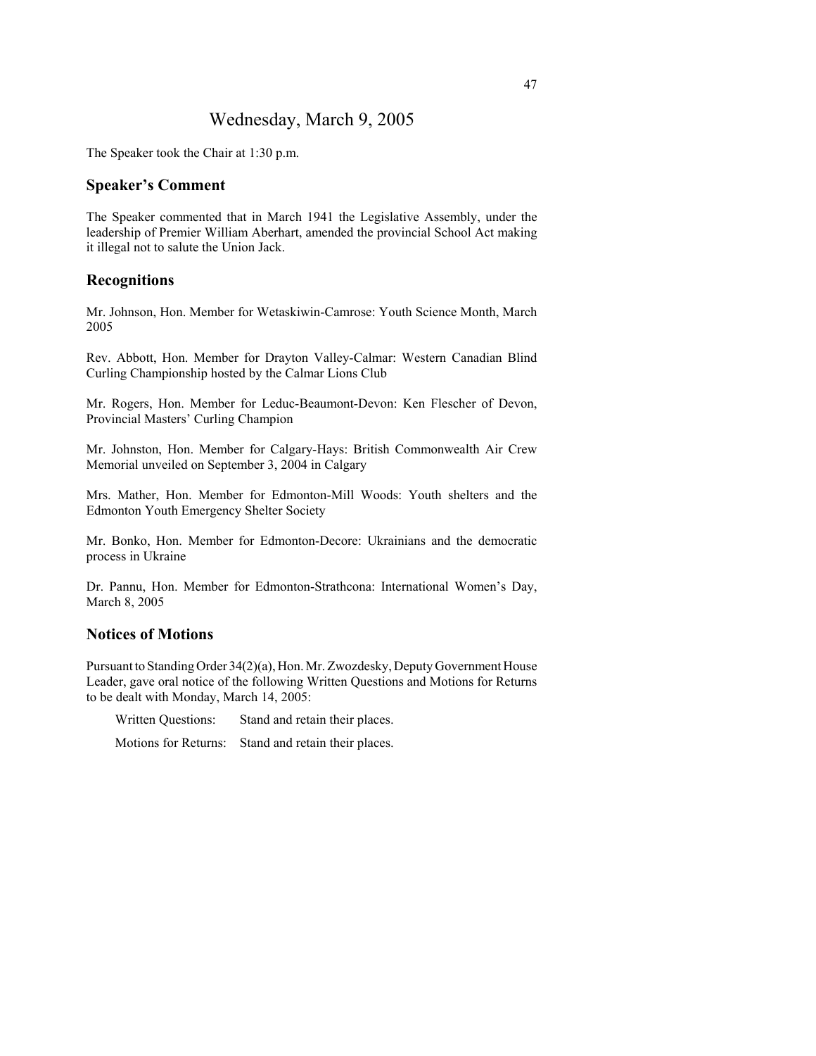# Wednesday, March 9, 2005

The Speaker took the Chair at 1:30 p.m.

## Speaker's Comment

The Speaker commented that in March 1941 the Legislative Assembly, under the leadership of Premier William Aberhart, amended the provincial School Act making it illegal not to salute the Union Jack.

## Recognitions

Mr. Johnson, Hon. Member for Wetaskiwin-Camrose: Youth Science Month, March 2005

Rev. Abbott, Hon. Member for Drayton Valley-Calmar: Western Canadian Blind Curling Championship hosted by the Calmar Lions Club

Mr. Rogers, Hon. Member for Leduc-Beaumont-Devon: Ken Flescher of Devon, Provincial Masters' Curling Champion

Mr. Johnston, Hon. Member for Calgary-Hays: British Commonwealth Air Crew Memorial unveiled on September 3, 2004 in Calgary

Mrs. Mather, Hon. Member for Edmonton-Mill Woods: Youth shelters and the Edmonton Youth Emergency Shelter Society

Mr. Bonko, Hon. Member for Edmonton-Decore: Ukrainians and the democratic process in Ukraine

Dr. Pannu, Hon. Member for Edmonton-Strathcona: International Women's Day, March 8, 2005

## Notices of Motions

Pursuant to Standing Order 34(2)(a), Hon. Mr. Zwozdesky, Deputy Government House Leader, gave oral notice of the following Written Questions and Motions for Returns to be dealt with Monday, March 14, 2005:

Written Questions: Stand and retain their places.

Motions for Returns: Stand and retain their places.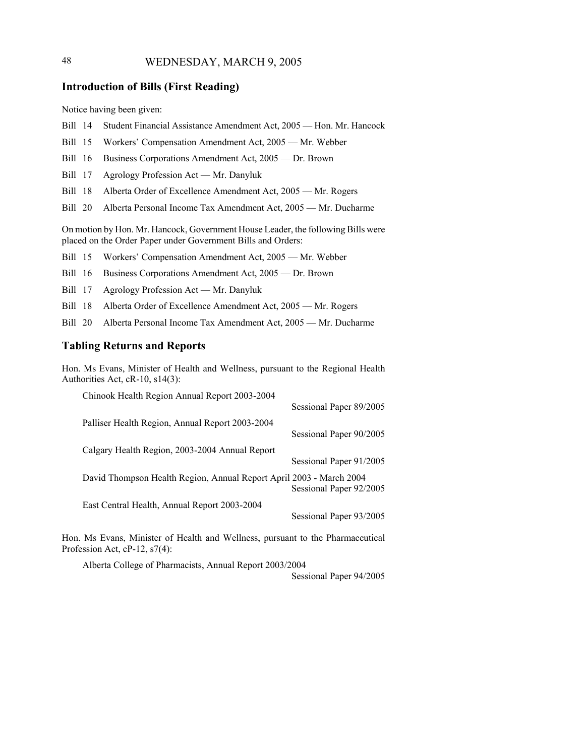## Introduction of Bills (First Reading)

Notice having been given:

Bill 14 Student Financial Assistance Amendment Act, 2005 — Hon. Mr. Hancock

Bill 15 Workers' Compensation Amendment Act, 2005 — Mr. Webber

Bill 16 Business Corporations Amendment Act, 2005 — Dr. Brown

Bill 17 Agrology Profession Act — Mr. Danyluk

Bill 18 Alberta Order of Excellence Amendment Act, 2005 — Mr. Rogers

Bill 20 Alberta Personal Income Tax Amendment Act, 2005 — Mr. Ducharme

On motion by Hon. Mr. Hancock, Government House Leader, the following Bills were placed on the Order Paper under Government Bills and Orders:

Bill 15 Workers' Compensation Amendment Act, 2005 — Mr. Webber

Bill 16 Business Corporations Amendment Act, 2005 — Dr. Brown

Bill 17 Agrology Profession Act — Mr. Danyluk

Bill 18 Alberta Order of Excellence Amendment Act, 2005 — Mr. Rogers

Bill 20 Alberta Personal Income Tax Amendment Act, 2005 — Mr. Ducharme

## Tabling Returns and Reports

Hon. Ms Evans, Minister of Health and Wellness, pursuant to the Regional Health Authorities Act, cR-10, s14(3):

Chinook Health Region Annual Report 2003-2004
Sessional Paper 89/2005

Palliser Health Region, Annual Report 2003-2004
Sessional Paper 90/2005

Calgary Health Region, 2003-2004 Annual Report
Sessional Paper 91/2005

David Thompson Health Region, Annual Report April 2003 - March 2004
Sessional Paper 92/2005

East Central Health, Annual Report 2003-2004
Sessional Paper 93/2005

Hon. Ms Evans, Minister of Health and Wellness, pursuant to the Pharmaceutical Profession Act, cP-12, s7(4):

Alberta College of Pharmacists, Annual Report 2003/2004
Sessional Paper 94/2005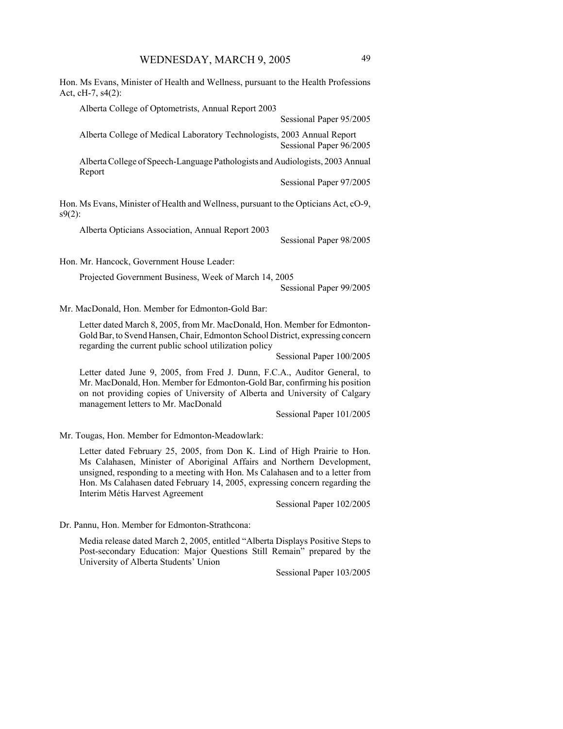Hon. Ms Evans, Minister of Health and Wellness, pursuant to the Health Professions Act, cH-7, s4(2):

Alberta College of Optometrists, Annual Report 2003

Sessional Paper 95/2005

Alberta College of Medical Laboratory Technologists, 2003 Annual Report

Sessional Paper 96/2005

Alberta College of Speech-Language Pathologists and Audiologists, 2003 Annual Report

Sessional Paper 97/2005

Hon. Ms Evans, Minister of Health and Wellness, pursuant to the Opticians Act, cO-9, s9(2):

Alberta Opticians Association, Annual Report 2003

Sessional Paper 98/2005

Hon. Mr. Hancock, Government House Leader:

Projected Government Business, Week of March 14, 2005

Sessional Paper 99/2005

Mr. MacDonald, Hon. Member for Edmonton-Gold Bar:

Letter dated March 8, 2005, from Mr. MacDonald, Hon. Member for Edmonton-Gold Bar, to Svend Hansen, Chair, Edmonton School District, expressing concern regarding the current public school utilization policy

Sessional Paper 100/2005

Letter dated June 9, 2005, from Fred J. Dunn, F.C.A., Auditor General, to Mr. MacDonald, Hon. Member for Edmonton-Gold Bar, confirming his position on not providing copies of University of Alberta and University of Calgary management letters to Mr. MacDonald

Sessional Paper 101/2005

Mr. Tougas, Hon. Member for Edmonton-Meadowlark:

Letter dated February 25, 2005, from Don K. Lind of High Prairie to Hon. Ms Calahasen, Minister of Aboriginal Affairs and Northern Development, unsigned, responding to a meeting with Hon. Ms Calahasen and to a letter from Hon. Ms Calahasen dated February 14, 2005, expressing concern regarding the Interim Métis Harvest Agreement

Sessional Paper 102/2005

Dr. Pannu, Hon. Member for Edmonton-Strathcona:

Media release dated March 2, 2005, entitled "Alberta Displays Positive Steps to Post-secondary Education: Major Questions Still Remain" prepared by the University of Alberta Students' Union

Sessional Paper 103/2005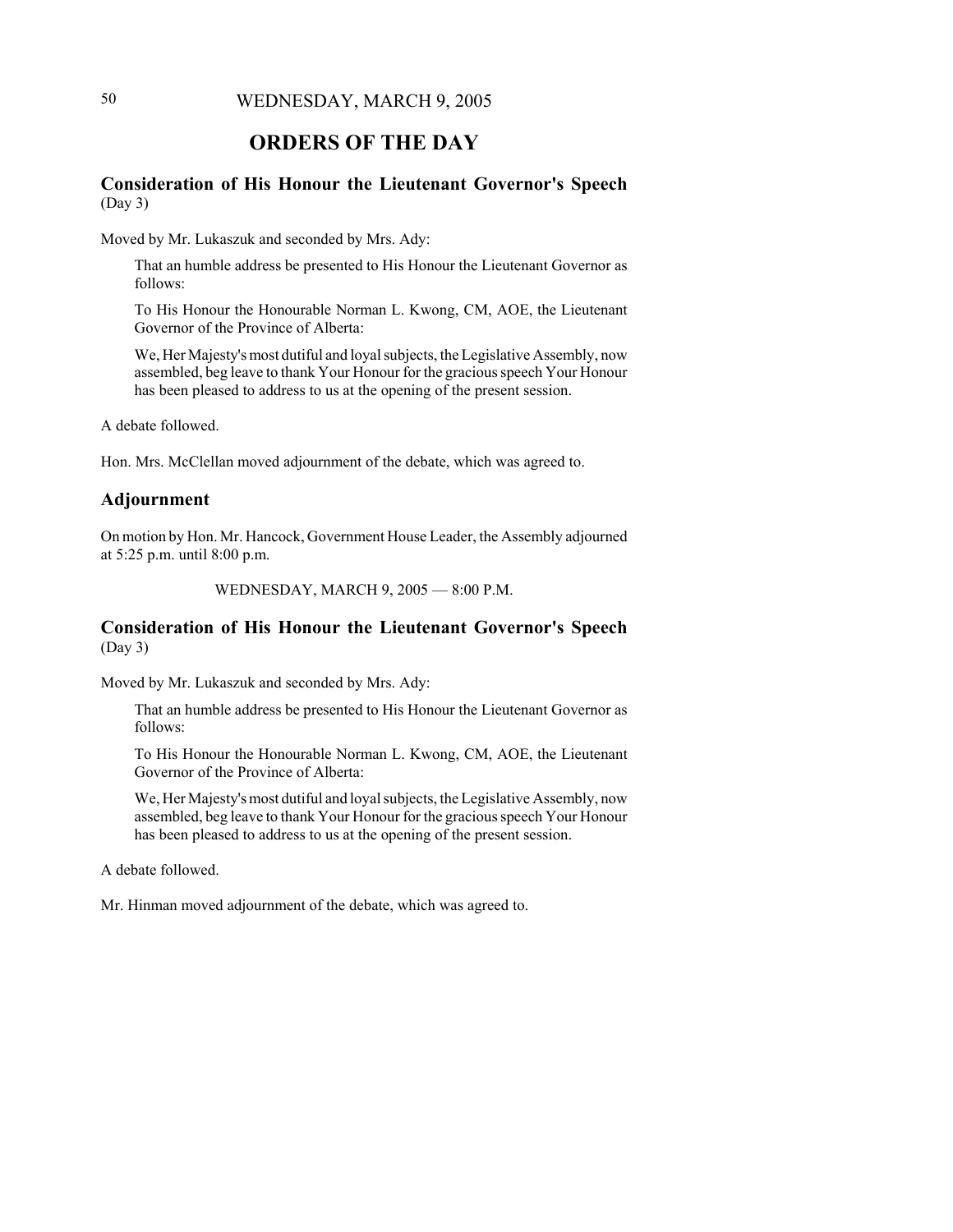# ORDERS OF THE DAY

## Consideration of His Honour the Lieutenant Governor's Speech
(Day 3)

Moved by Mr. Lukaszuk and seconded by Mrs. Ady:

> That an humble address be presented to His Honour the Lieutenant Governor as follows:
>
> To His Honour the Honourable Norman L. Kwong, CM, AOE, the Lieutenant Governor of the Province of Alberta:
>
> We, Her Majesty's most dutiful and loyal subjects, the Legislative Assembly, now assembled, beg leave to thank Your Honour for the gracious speech Your Honour has been pleased to address to us at the opening of the present session.

A debate followed.

Hon. Mrs. McClellan moved adjournment of the debate, which was agreed to.

## Adjournment

On motion by Hon. Mr. Hancock, Government House Leader, the Assembly adjourned at 5:25 p.m. until 8:00 p.m.

WEDNESDAY, MARCH 9, 2005 — 8:00 P.M.

## Consideration of His Honour the Lieutenant Governor's Speech
(Day 3)

Moved by Mr. Lukaszuk and seconded by Mrs. Ady:

> That an humble address be presented to His Honour the Lieutenant Governor as follows:
>
> To His Honour the Honourable Norman L. Kwong, CM, AOE, the Lieutenant Governor of the Province of Alberta:
>
> We, Her Majesty's most dutiful and loyal subjects, the Legislative Assembly, now assembled, beg leave to thank Your Honour for the gracious speech Your Honour has been pleased to address to us at the opening of the present session.

A debate followed.

Mr. Hinman moved adjournment of the debate, which was agreed to.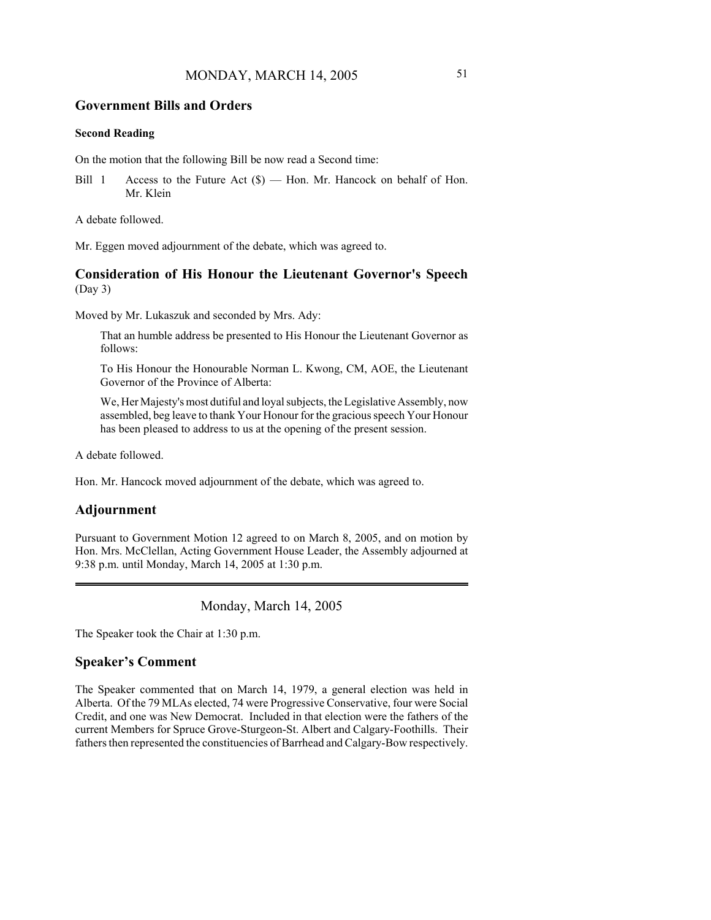## Government Bills and Orders

### Second Reading

On the motion that the following Bill be now read a Second time:

Bill 1 Access to the Future Act ($) — Hon. Mr. Hancock on behalf of Hon. Mr. Klein

A debate followed.

Mr. Eggen moved adjournment of the debate, which was agreed to.

## Consideration of His Honour the Lieutenant Governor's Speech (Day 3)

Moved by Mr. Lukaszuk and seconded by Mrs. Ady:

> That an humble address be presented to His Honour the Lieutenant Governor as follows:
>
> To His Honour the Honourable Norman L. Kwong, CM, AOE, the Lieutenant Governor of the Province of Alberta:
>
> We, Her Majesty's most dutiful and loyal subjects, the Legislative Assembly, now assembled, beg leave to thank Your Honour for the gracious speech Your Honour has been pleased to address to us at the opening of the present session.

A debate followed.

Hon. Mr. Hancock moved adjournment of the debate, which was agreed to.

## Adjournment

Pursuant to Government Motion 12 agreed to on March 8, 2005, and on motion by Hon. Mrs. McClellan, Acting Government House Leader, the Assembly adjourned at 9:38 p.m. until Monday, March 14, 2005 at 1:30 p.m.

---

Monday, March 14, 2005

The Speaker took the Chair at 1:30 p.m.

## Speaker's Comment

The Speaker commented that on March 14, 1979, a general election was held in Alberta. Of the 79 MLAs elected, 74 were Progressive Conservative, four were Social Credit, and one was New Democrat. Included in that election were the fathers of the current Members for Spruce Grove-Sturgeon-St. Albert and Calgary-Foothills. Their fathers then represented the constituencies of Barrhead and Calgary-Bow respectively.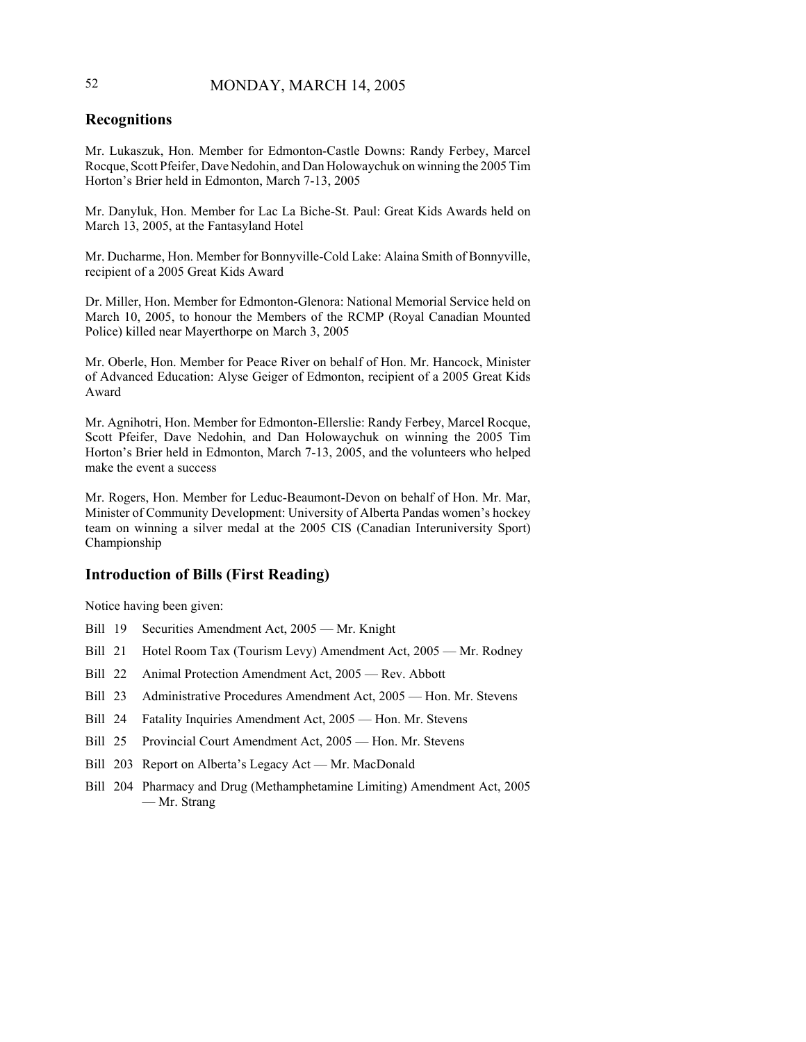## Recognitions

Mr. Lukaszuk, Hon. Member for Edmonton-Castle Downs: Randy Ferbey, Marcel Rocque, Scott Pfeifer, Dave Nedohin, and Dan Holowaychuk on winning the 2005 Tim Horton's Brier held in Edmonton, March 7-13, 2005

Mr. Danyluk, Hon. Member for Lac La Biche-St. Paul: Great Kids Awards held on March 13, 2005, at the Fantasyland Hotel

Mr. Ducharme, Hon. Member for Bonnyville-Cold Lake: Alaina Smith of Bonnyville, recipient of a 2005 Great Kids Award

Dr. Miller, Hon. Member for Edmonton-Glenora: National Memorial Service held on March 10, 2005, to honour the Members of the RCMP (Royal Canadian Mounted Police) killed near Mayerthorpe on March 3, 2005

Mr. Oberle, Hon. Member for Peace River on behalf of Hon. Mr. Hancock, Minister of Advanced Education: Alyse Geiger of Edmonton, recipient of a 2005 Great Kids Award

Mr. Agnihotri, Hon. Member for Edmonton-Ellerslie: Randy Ferbey, Marcel Rocque, Scott Pfeifer, Dave Nedohin, and Dan Holowaychuk on winning the 2005 Tim Horton's Brier held in Edmonton, March 7-13, 2005, and the volunteers who helped make the event a success

Mr. Rogers, Hon. Member for Leduc-Beaumont-Devon on behalf of Hon. Mr. Mar, Minister of Community Development: University of Alberta Pandas women's hockey team on winning a silver medal at the 2005 CIS (Canadian Interuniversity Sport) Championship

## Introduction of Bills (First Reading)

Notice having been given:

- Bill 19 Securities Amendment Act, 2005 — Mr. Knight
- Bill 21 Hotel Room Tax (Tourism Levy) Amendment Act, 2005 — Mr. Rodney
- Bill 22 Animal Protection Amendment Act, 2005 — Rev. Abbott
- Bill 23 Administrative Procedures Amendment Act, 2005 — Hon. Mr. Stevens
- Bill 24 Fatality Inquiries Amendment Act, 2005 — Hon. Mr. Stevens
- Bill 25 Provincial Court Amendment Act, 2005 — Hon. Mr. Stevens
- Bill 203 Report on Alberta's Legacy Act — Mr. MacDonald
- Bill 204 Pharmacy and Drug (Methamphetamine Limiting) Amendment Act, 2005 — Mr. Strang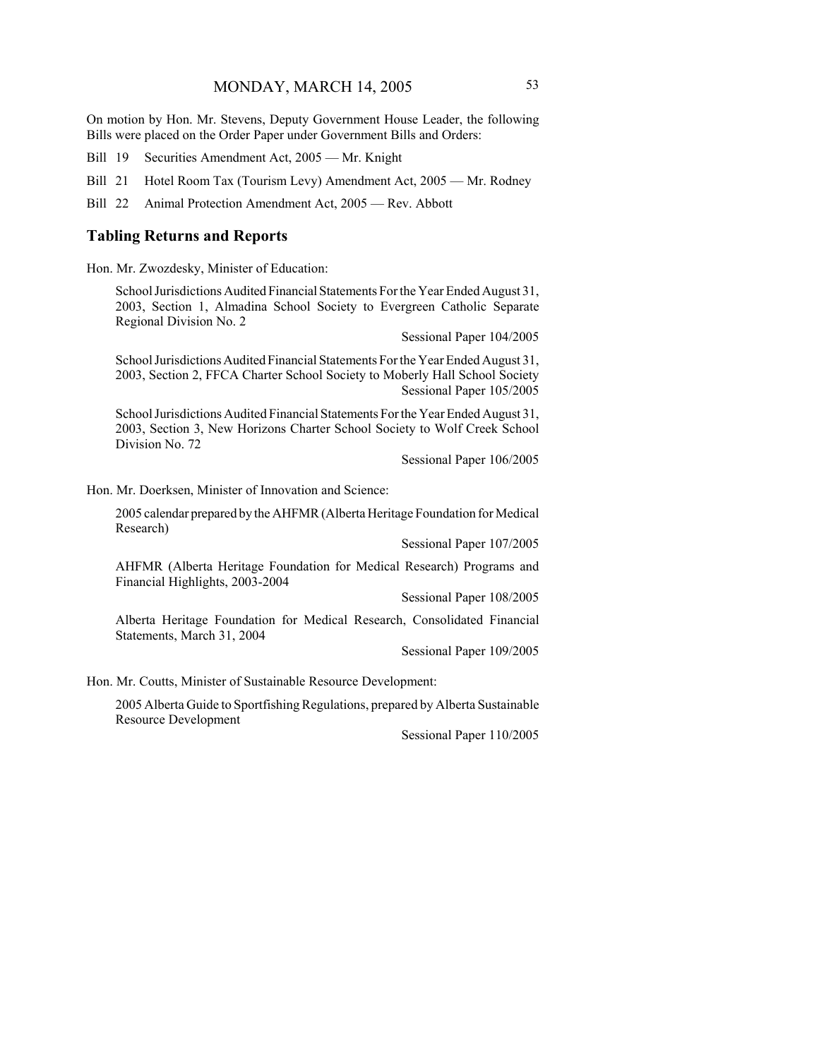On motion by Hon. Mr. Stevens, Deputy Government House Leader, the following Bills were placed on the Order Paper under Government Bills and Orders:

Bill 19 Securities Amendment Act, 2005 — Mr. Knight

Bill 21 Hotel Room Tax (Tourism Levy) Amendment Act, 2005 — Mr. Rodney

Bill 22 Animal Protection Amendment Act, 2005 — Rev. Abbott

## Tabling Returns and Reports

Hon. Mr. Zwozdesky, Minister of Education:

School Jurisdictions Audited Financial Statements For the Year Ended August 31, 2003, Section 1, Almadina School Society to Evergreen Catholic Separate Regional Division No. 2

Sessional Paper 104/2005

School Jurisdictions Audited Financial Statements For the Year Ended August 31, 2003, Section 2, FFCA Charter School Society to Moberly Hall School Society

Sessional Paper 105/2005

School Jurisdictions Audited Financial Statements For the Year Ended August 31, 2003, Section 3, New Horizons Charter School Society to Wolf Creek School Division No. 72

Sessional Paper 106/2005

Hon. Mr. Doerksen, Minister of Innovation and Science:

2005 calendar prepared by the AHFMR (Alberta Heritage Foundation for Medical Research)

Sessional Paper 107/2005

AHFMR (Alberta Heritage Foundation for Medical Research) Programs and Financial Highlights, 2003-2004

Sessional Paper 108/2005

Alberta Heritage Foundation for Medical Research, Consolidated Financial Statements, March 31, 2004

Sessional Paper 109/2005

Hon. Mr. Coutts, Minister of Sustainable Resource Development:

2005 Alberta Guide to Sportfishing Regulations, prepared by Alberta Sustainable Resource Development

Sessional Paper 110/2005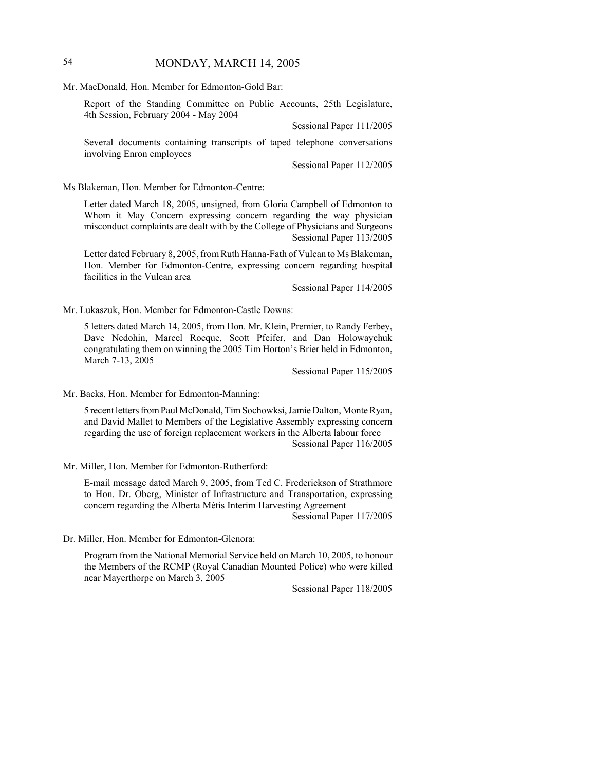Mr. MacDonald, Hon. Member for Edmonton-Gold Bar:

Report of the Standing Committee on Public Accounts, 25th Legislature, 4th Session, February 2004 - May 2004

Sessional Paper 111/2005

Several documents containing transcripts of taped telephone conversations involving Enron employees

Sessional Paper 112/2005

Ms Blakeman, Hon. Member for Edmonton-Centre:

Letter dated March 18, 2005, unsigned, from Gloria Campbell of Edmonton to Whom it May Concern expressing concern regarding the way physician misconduct complaints are dealt with by the College of Physicians and Surgeons

Sessional Paper 113/2005

Letter dated February 8, 2005, from Ruth Hanna-Fath of Vulcan to Ms Blakeman, Hon. Member for Edmonton-Centre, expressing concern regarding hospital facilities in the Vulcan area

Sessional Paper 114/2005

Mr. Lukaszuk, Hon. Member for Edmonton-Castle Downs:

5 letters dated March 14, 2005, from Hon. Mr. Klein, Premier, to Randy Ferbey, Dave Nedohin, Marcel Rocque, Scott Pfeifer, and Dan Holowaychuk congratulating them on winning the 2005 Tim Horton's Brier held in Edmonton, March 7-13, 2005

Sessional Paper 115/2005

Mr. Backs, Hon. Member for Edmonton-Manning:

5 recent letters from Paul McDonald, Tim Sochowksi, Jamie Dalton, Monte Ryan, and David Mallet to Members of the Legislative Assembly expressing concern regarding the use of foreign replacement workers in the Alberta labour force

Sessional Paper 116/2005

Mr. Miller, Hon. Member for Edmonton-Rutherford:

E-mail message dated March 9, 2005, from Ted C. Frederickson of Strathmore to Hon. Dr. Oberg, Minister of Infrastructure and Transportation, expressing concern regarding the Alberta Métis Interim Harvesting Agreement

Sessional Paper 117/2005

Dr. Miller, Hon. Member for Edmonton-Glenora:

Program from the National Memorial Service held on March 10, 2005, to honour the Members of the RCMP (Royal Canadian Mounted Police) who were killed near Mayerthorpe on March 3, 2005

Sessional Paper 118/2005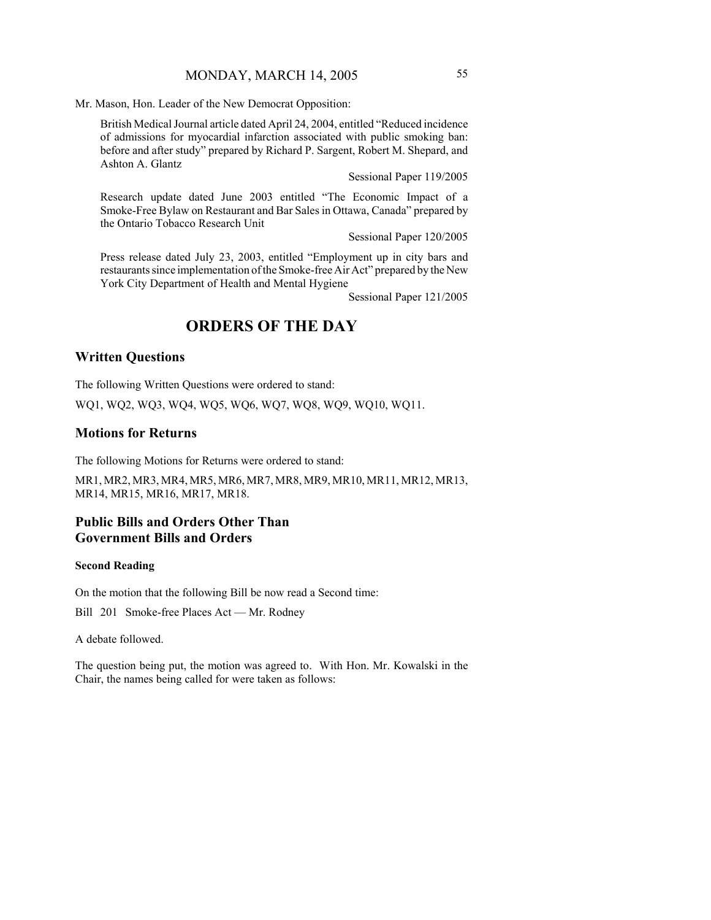Mr. Mason, Hon. Leader of the New Democrat Opposition:

British Medical Journal article dated April 24, 2004, entitled "Reduced incidence of admissions for myocardial infarction associated with public smoking ban: before and after study" prepared by Richard P. Sargent, Robert M. Shepard, and Ashton A. Glantz

Sessional Paper 119/2005

Research update dated June 2003 entitled "The Economic Impact of a Smoke-Free Bylaw on Restaurant and Bar Sales in Ottawa, Canada" prepared by the Ontario Tobacco Research Unit

Sessional Paper 120/2005

Press release dated July 23, 2003, entitled "Employment up in city bars and restaurants since implementation of the Smoke-free Air Act" prepared by the New York City Department of Health and Mental Hygiene

Sessional Paper 121/2005

# ORDERS OF THE DAY

## Written Questions

The following Written Questions were ordered to stand:

WQ1, WQ2, WQ3, WQ4, WQ5, WQ6, WQ7, WQ8, WQ9, WQ10, WQ11.

## Motions for Returns

The following Motions for Returns were ordered to stand:

MR1, MR2, MR3, MR4, MR5, MR6, MR7, MR8, MR9, MR10, MR11, MR12, MR13, MR14, MR15, MR16, MR17, MR18.

## Public Bills and Orders Other Than Government Bills and Orders

### Second Reading

On the motion that the following Bill be now read a Second time:

Bill 201 Smoke-free Places Act — Mr. Rodney

A debate followed.

The question being put, the motion was agreed to. With Hon. Mr. Kowalski in the Chair, the names being called for were taken as follows: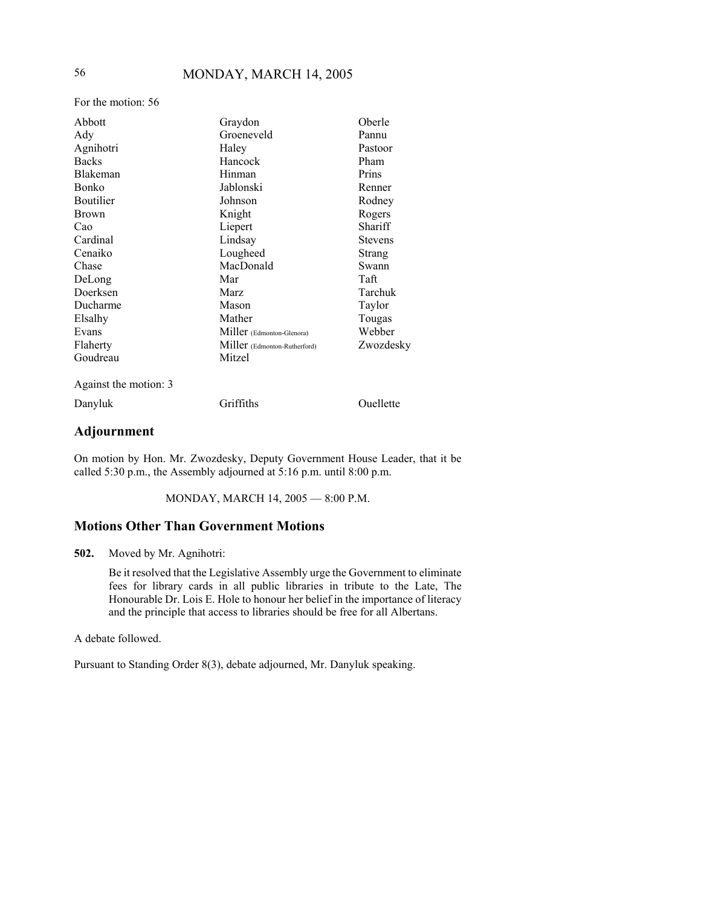For the motion: 56

| | | |
|---|---|---|
| Abbott | Graydon | Oberle |
| Ady | Groeneveld | Pannu |
| Agnihotri | Haley | Pastoor |
| Backs | Hancock | Pham |
| Blakeman | Hinman | Prins |
| Bonko | Jablonski | Renner |
| Boutilier | Johnson | Rodney |
| Brown | Knight | Rogers |
| Cao | Liepert | Shariff |
| Cardinal | Lindsay | Stevens |
| Cenaiko | Lougheed | Strang |
| Chase | MacDonald | Swann |
| DeLong | Mar | Taft |
| Doerksen | Marz | Tarchuk |
| Ducharme | Mason | Taylor |
| Elsalhy | Mather | Tougas |
| Evans | Miller (Edmonton-Glenora) | Webber |
| Flaherty | Miller (Edmonton-Rutherford) | Zwozdesky |
| Goudreau | Mitzel | |

Against the motion: 3

| | | |
|---|---|---|
| Danyluk | Griffiths | Ouellette |

## Adjournment

On motion by Hon. Mr. Zwozdesky, Deputy Government House Leader, that it be called 5:30 p.m., the Assembly adjourned at 5:16 p.m. until 8:00 p.m.

MONDAY, MARCH 14, 2005 — 8:00 P.M.

## Motions Other Than Government Motions

**502.** Moved by Mr. Agnihotri:

Be it resolved that the Legislative Assembly urge the Government to eliminate fees for library cards in all public libraries in tribute to the Late, The Honourable Dr. Lois E. Hole to honour her belief in the importance of literacy and the principle that access to libraries should be free for all Albertans.

A debate followed.

Pursuant to Standing Order 8(3), debate adjourned, Mr. Danyluk speaking.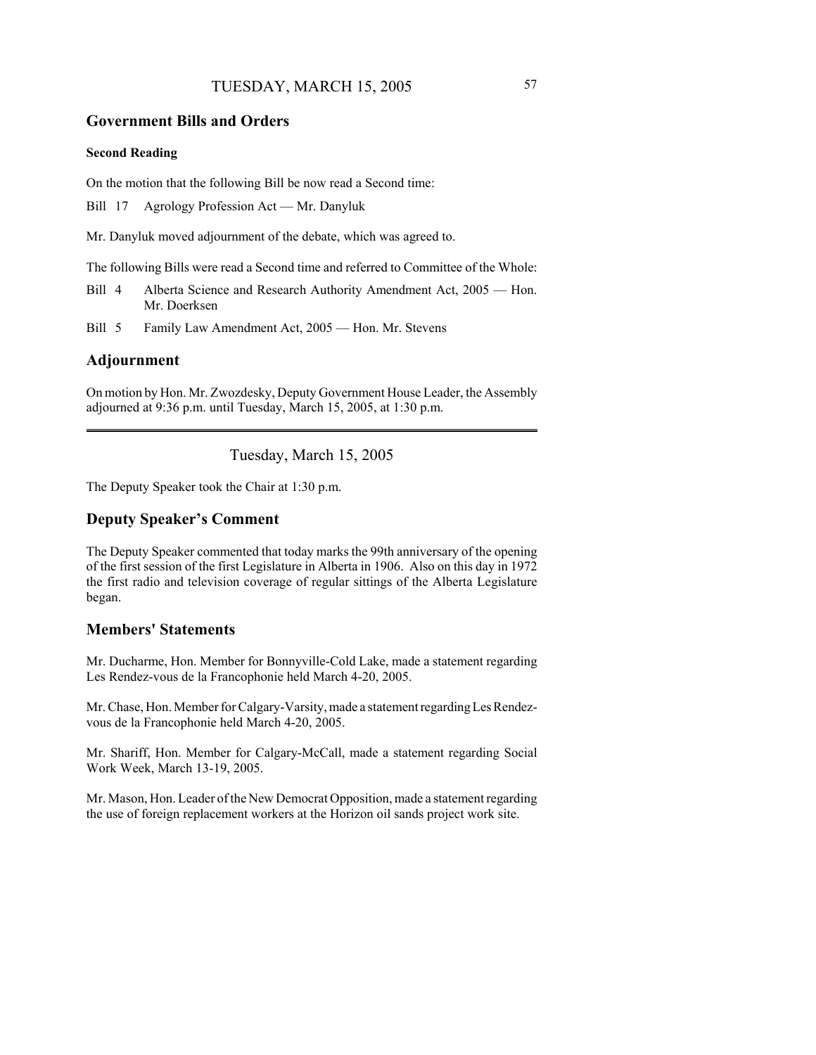## Government Bills and Orders

### Second Reading

On the motion that the following Bill be now read a Second time:

Bill 17 Agrology Profession Act — Mr. Danyluk

Mr. Danyluk moved adjournment of the debate, which was agreed to.

The following Bills were read a Second time and referred to Committee of the Whole:

Bill 4 Alberta Science and Research Authority Amendment Act, 2005 — Hon. Mr. Doerksen

Bill 5 Family Law Amendment Act, 2005 — Hon. Mr. Stevens

## Adjournment

On motion by Hon. Mr. Zwozdesky, Deputy Government House Leader, the Assembly adjourned at 9:36 p.m. until Tuesday, March 15, 2005, at 1:30 p.m.

---

Tuesday, March 15, 2005

The Deputy Speaker took the Chair at 1:30 p.m.

## Deputy Speaker's Comment

The Deputy Speaker commented that today marks the 99th anniversary of the opening of the first session of the first Legislature in Alberta in 1906. Also on this day in 1972 the first radio and television coverage of regular sittings of the Alberta Legislature began.

## Members' Statements

Mr. Ducharme, Hon. Member for Bonnyville-Cold Lake, made a statement regarding Les Rendez-vous de la Francophonie held March 4-20, 2005.

Mr. Chase, Hon. Member for Calgary-Varsity, made a statement regarding Les Rendez-vous de la Francophonie held March 4-20, 2005.

Mr. Shariff, Hon. Member for Calgary-McCall, made a statement regarding Social Work Week, March 13-19, 2005.

Mr. Mason, Hon. Leader of the New Democrat Opposition, made a statement regarding the use of foreign replacement workers at the Horizon oil sands project work site.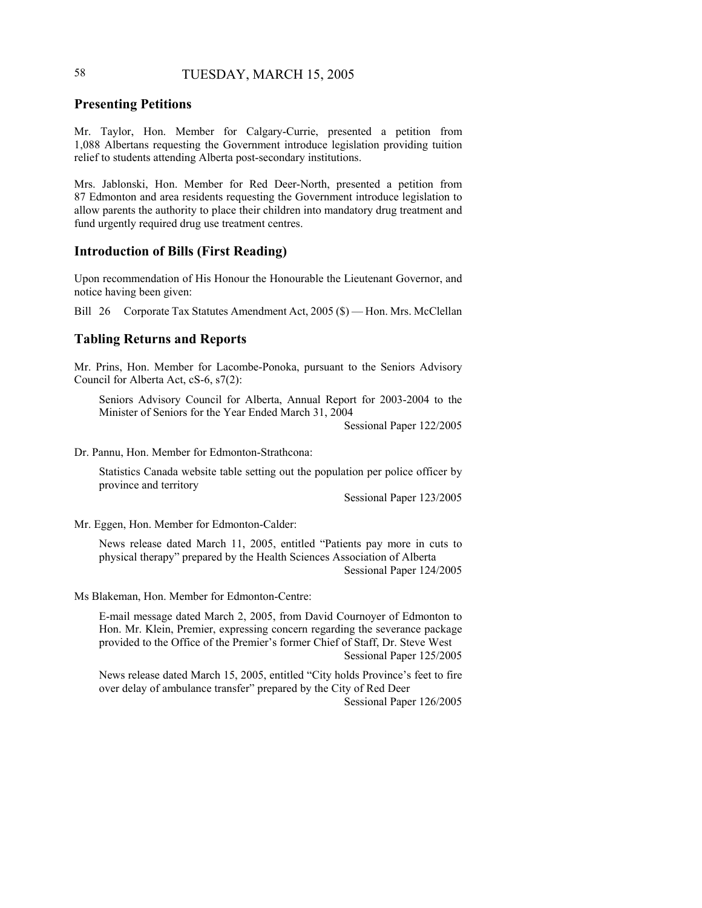## Presenting Petitions

Mr. Taylor, Hon. Member for Calgary-Currie, presented a petition from 1,088 Albertans requesting the Government introduce legislation providing tuition relief to students attending Alberta post-secondary institutions.

Mrs. Jablonski, Hon. Member for Red Deer-North, presented a petition from 87 Edmonton and area residents requesting the Government introduce legislation to allow parents the authority to place their children into mandatory drug treatment and fund urgently required drug use treatment centres.

## Introduction of Bills (First Reading)

Upon recommendation of His Honour the Honourable the Lieutenant Governor, and notice having been given:

Bill 26 Corporate Tax Statutes Amendment Act, 2005 ($) — Hon. Mrs. McClellan

## Tabling Returns and Reports

Mr. Prins, Hon. Member for Lacombe-Ponoka, pursuant to the Seniors Advisory Council for Alberta Act, cS-6, s7(2):

> Seniors Advisory Council for Alberta, Annual Report for 2003-2004 to the Minister of Seniors for the Year Ended March 31, 2004
>
> Sessional Paper 122/2005

Dr. Pannu, Hon. Member for Edmonton-Strathcona:

> Statistics Canada website table setting out the population per police officer by province and territory
>
> Sessional Paper 123/2005

Mr. Eggen, Hon. Member for Edmonton-Calder:

> News release dated March 11, 2005, entitled "Patients pay more in cuts to physical therapy" prepared by the Health Sciences Association of Alberta
>
> Sessional Paper 124/2005

Ms Blakeman, Hon. Member for Edmonton-Centre:

> E-mail message dated March 2, 2005, from David Cournoyer of Edmonton to Hon. Mr. Klein, Premier, expressing concern regarding the severance package provided to the Office of the Premier's former Chief of Staff, Dr. Steve West
>
> Sessional Paper 125/2005

> News release dated March 15, 2005, entitled "City holds Province's feet to fire over delay of ambulance transfer" prepared by the City of Red Deer
>
> Sessional Paper 126/2005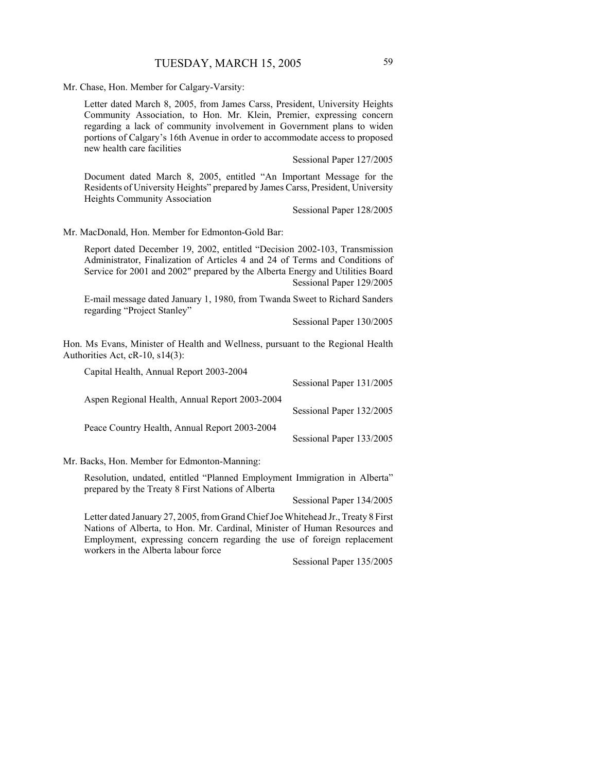Mr. Chase, Hon. Member for Calgary-Varsity:

Letter dated March 8, 2005, from James Carss, President, University Heights Community Association, to Hon. Mr. Klein, Premier, expressing concern regarding a lack of community involvement in Government plans to widen portions of Calgary's 16th Avenue in order to accommodate access to proposed new health care facilities

Sessional Paper 127/2005

Document dated March 8, 2005, entitled "An Important Message for the Residents of University Heights" prepared by James Carss, President, University Heights Community Association

Sessional Paper 128/2005

Mr. MacDonald, Hon. Member for Edmonton-Gold Bar:

Report dated December 19, 2002, entitled "Decision 2002-103, Transmission Administrator, Finalization of Articles 4 and 24 of Terms and Conditions of Service for 2001 and 2002" prepared by the Alberta Energy and Utilities Board

Sessional Paper 129/2005

E-mail message dated January 1, 1980, from Twanda Sweet to Richard Sanders regarding "Project Stanley"

Sessional Paper 130/2005

Hon. Ms Evans, Minister of Health and Wellness, pursuant to the Regional Health Authorities Act, cR-10, s14(3):

Capital Health, Annual Report 2003-2004

Sessional Paper 131/2005

Aspen Regional Health, Annual Report 2003-2004

Sessional Paper 132/2005

Peace Country Health, Annual Report 2003-2004

Sessional Paper 133/2005

Mr. Backs, Hon. Member for Edmonton-Manning:

Resolution, undated, entitled "Planned Employment Immigration in Alberta" prepared by the Treaty 8 First Nations of Alberta

Sessional Paper 134/2005

Letter dated January 27, 2005, from Grand Chief Joe Whitehead Jr., Treaty 8 First Nations of Alberta, to Hon. Mr. Cardinal, Minister of Human Resources and Employment, expressing concern regarding the use of foreign replacement workers in the Alberta labour force

Sessional Paper 135/2005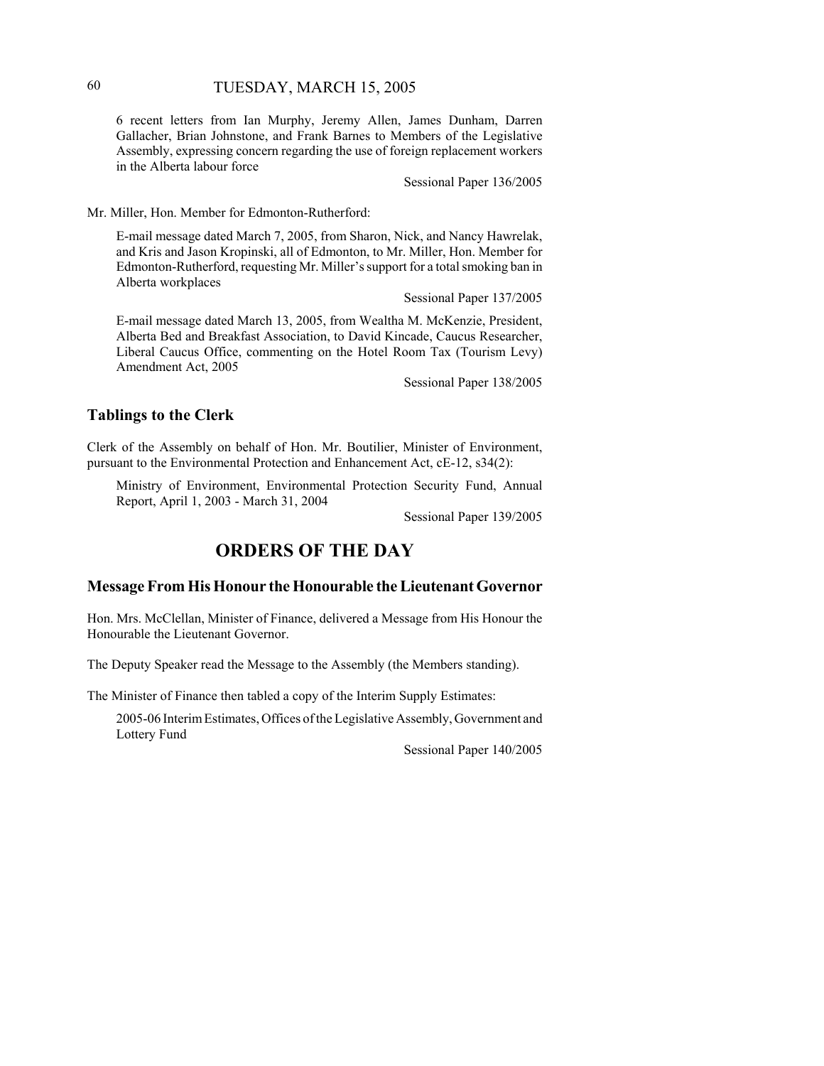6 recent letters from Ian Murphy, Jeremy Allen, James Dunham, Darren Gallacher, Brian Johnstone, and Frank Barnes to Members of the Legislative Assembly, expressing concern regarding the use of foreign replacement workers in the Alberta labour force

Sessional Paper 136/2005

Mr. Miller, Hon. Member for Edmonton-Rutherford:

E-mail message dated March 7, 2005, from Sharon, Nick, and Nancy Hawrelak, and Kris and Jason Kropinski, all of Edmonton, to Mr. Miller, Hon. Member for Edmonton-Rutherford, requesting Mr. Miller's support for a total smoking ban in Alberta workplaces

Sessional Paper 137/2005

E-mail message dated March 13, 2005, from Wealtha M. McKenzie, President, Alberta Bed and Breakfast Association, to David Kincade, Caucus Researcher, Liberal Caucus Office, commenting on the Hotel Room Tax (Tourism Levy) Amendment Act, 2005

Sessional Paper 138/2005

### Tablings to the Clerk

Clerk of the Assembly on behalf of Hon. Mr. Boutilier, Minister of Environment, pursuant to the Environmental Protection and Enhancement Act, cE-12, s34(2):

Ministry of Environment, Environmental Protection Security Fund, Annual Report, April 1, 2003 - March 31, 2004

Sessional Paper 139/2005

## ORDERS OF THE DAY

### Message From His Honour the Honourable the Lieutenant Governor

Hon. Mrs. McClellan, Minister of Finance, delivered a Message from His Honour the Honourable the Lieutenant Governor.

The Deputy Speaker read the Message to the Assembly (the Members standing).

The Minister of Finance then tabled a copy of the Interim Supply Estimates:

2005-06 Interim Estimates, Offices of the Legislative Assembly, Government and Lottery Fund

Sessional Paper 140/2005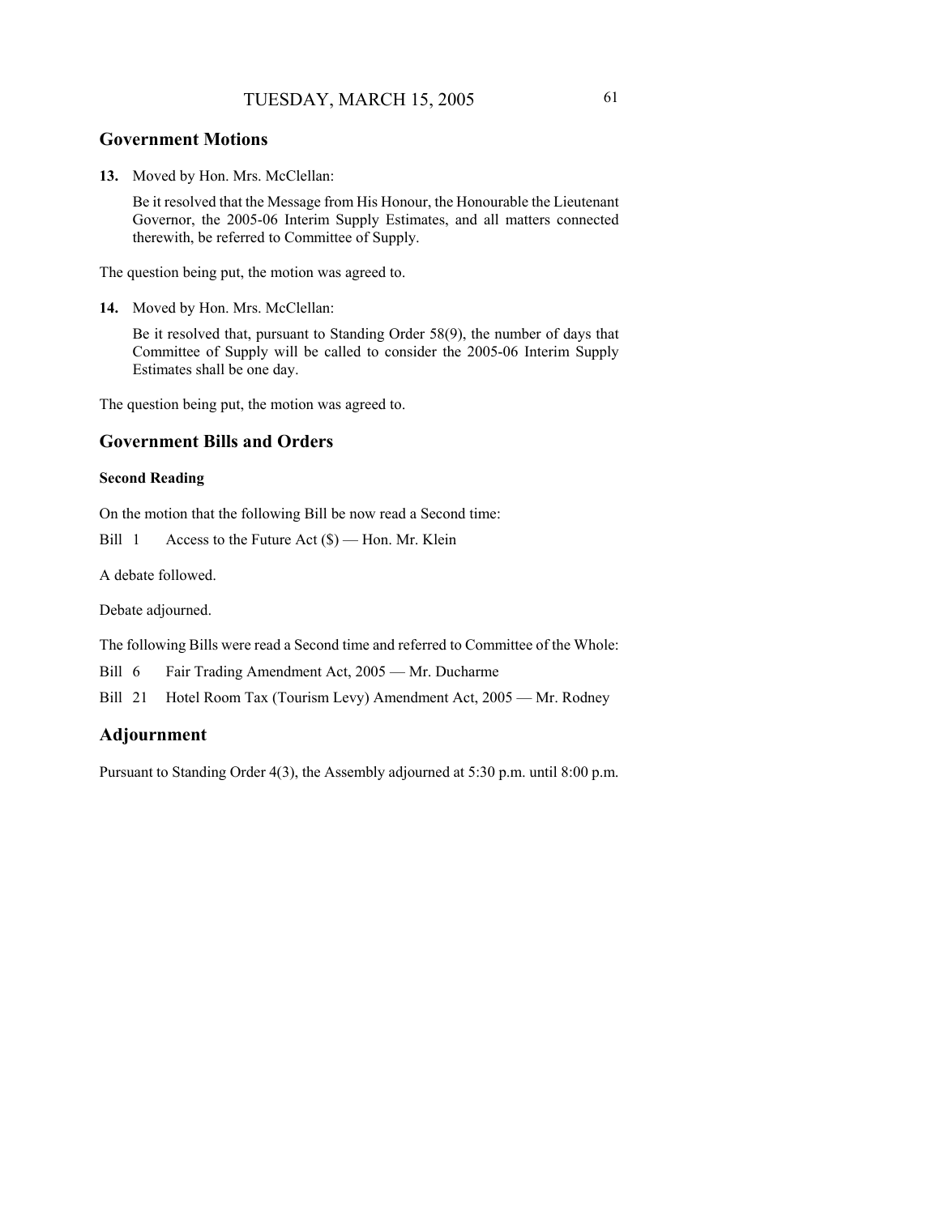## Government Motions

**13.** Moved by Hon. Mrs. McClellan:

Be it resolved that the Message from His Honour, the Honourable the Lieutenant Governor, the 2005-06 Interim Supply Estimates, and all matters connected therewith, be referred to Committee of Supply.

The question being put, the motion was agreed to.

**14.** Moved by Hon. Mrs. McClellan:

Be it resolved that, pursuant to Standing Order 58(9), the number of days that Committee of Supply will be called to consider the 2005-06 Interim Supply Estimates shall be one day.

The question being put, the motion was agreed to.

## Government Bills and Orders

### Second Reading

On the motion that the following Bill be now read a Second time:

Bill 1 Access to the Future Act ($) — Hon. Mr. Klein

A debate followed.

Debate adjourned.

The following Bills were read a Second time and referred to Committee of the Whole:

Bill 6 Fair Trading Amendment Act, 2005 — Mr. Ducharme

Bill 21 Hotel Room Tax (Tourism Levy) Amendment Act, 2005 — Mr. Rodney

## Adjournment

Pursuant to Standing Order 4(3), the Assembly adjourned at 5:30 p.m. until 8:00 p.m.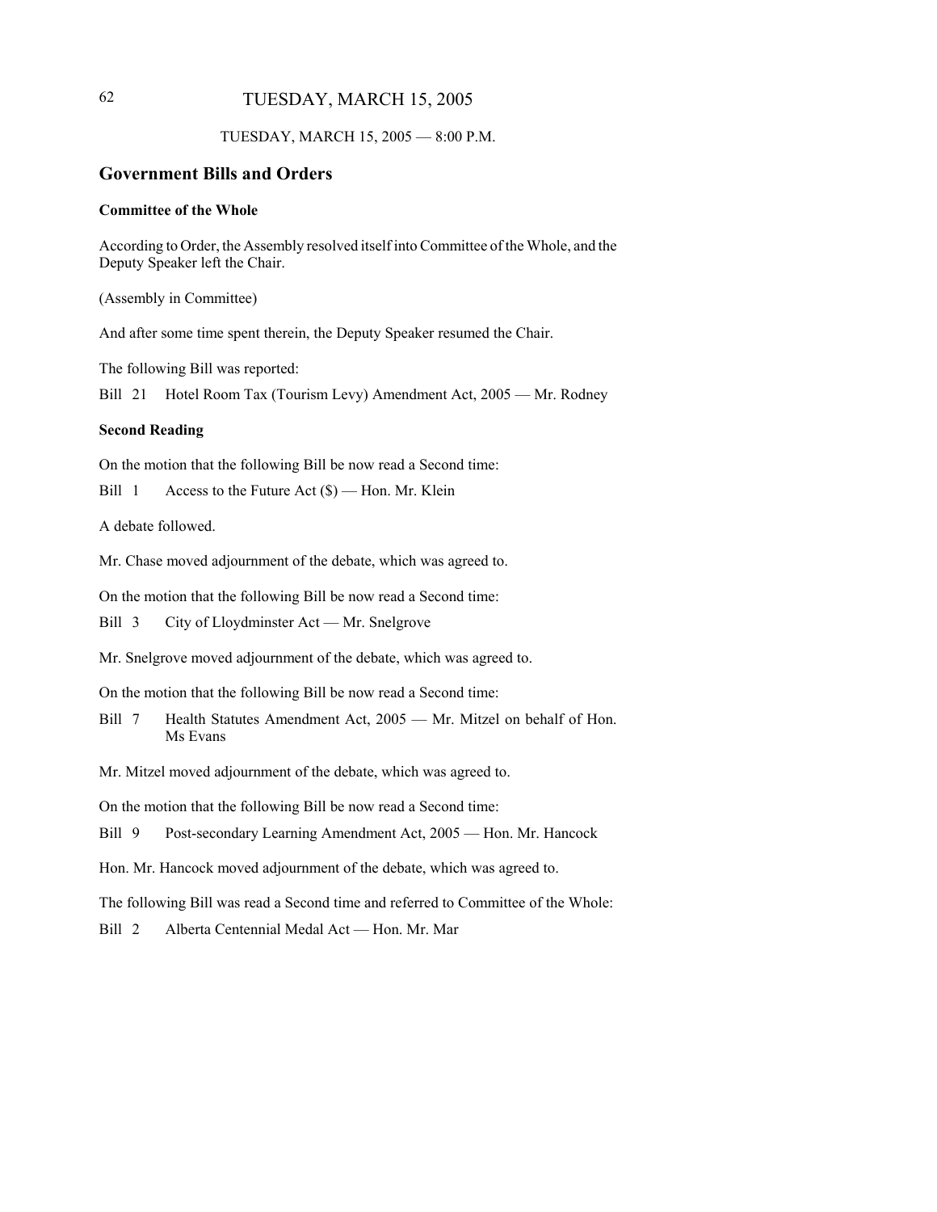TUESDAY, MARCH 15, 2005 — 8:00 P.M.

## Government Bills and Orders

### Committee of the Whole

According to Order, the Assembly resolved itself into Committee of the Whole, and the Deputy Speaker left the Chair.

(Assembly in Committee)

And after some time spent therein, the Deputy Speaker resumed the Chair.

The following Bill was reported:

Bill 21 Hotel Room Tax (Tourism Levy) Amendment Act, 2005 — Mr. Rodney

### Second Reading

On the motion that the following Bill be now read a Second time:

Bill 1 Access to the Future Act ($) — Hon. Mr. Klein

A debate followed.

Mr. Chase moved adjournment of the debate, which was agreed to.

On the motion that the following Bill be now read a Second time:

Bill 3 City of Lloydminster Act — Mr. Snelgrove

Mr. Snelgrove moved adjournment of the debate, which was agreed to.

On the motion that the following Bill be now read a Second time:

Bill 7 Health Statutes Amendment Act, 2005 — Mr. Mitzel on behalf of Hon. Ms Evans

Mr. Mitzel moved adjournment of the debate, which was agreed to.

On the motion that the following Bill be now read a Second time:

Bill 9 Post-secondary Learning Amendment Act, 2005 — Hon. Mr. Hancock

Hon. Mr. Hancock moved adjournment of the debate, which was agreed to.

The following Bill was read a Second time and referred to Committee of the Whole:

Bill 2 Alberta Centennial Medal Act — Hon. Mr. Mar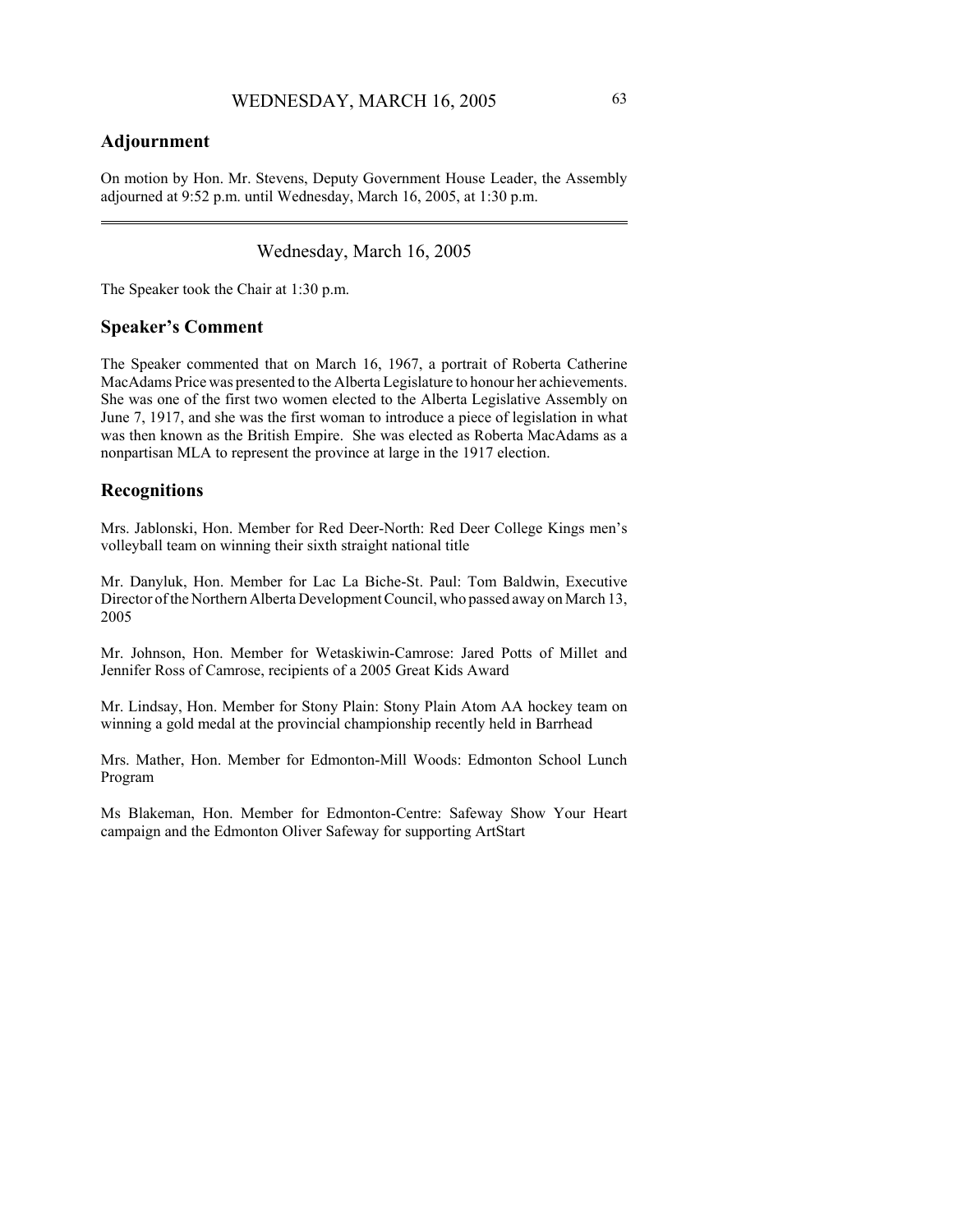## Adjournment

On motion by Hon. Mr. Stevens, Deputy Government House Leader, the Assembly adjourned at 9:52 p.m. until Wednesday, March 16, 2005, at 1:30 p.m.

---

# Wednesday, March 16, 2005

The Speaker took the Chair at 1:30 p.m.

## Speaker's Comment

The Speaker commented that on March 16, 1967, a portrait of Roberta Catherine MacAdams Price was presented to the Alberta Legislature to honour her achievements. She was one of the first two women elected to the Alberta Legislative Assembly on June 7, 1917, and she was the first woman to introduce a piece of legislation in what was then known as the British Empire. She was elected as Roberta MacAdams as a nonpartisan MLA to represent the province at large in the 1917 election.

## Recognitions

Mrs. Jablonski, Hon. Member for Red Deer-North: Red Deer College Kings men's volleyball team on winning their sixth straight national title

Mr. Danyluk, Hon. Member for Lac La Biche-St. Paul: Tom Baldwin, Executive Director of the Northern Alberta Development Council, who passed away on March 13, 2005

Mr. Johnson, Hon. Member for Wetaskiwin-Camrose: Jared Potts of Millet and Jennifer Ross of Camrose, recipients of a 2005 Great Kids Award

Mr. Lindsay, Hon. Member for Stony Plain: Stony Plain Atom AA hockey team on winning a gold medal at the provincial championship recently held in Barrhead

Mrs. Mather, Hon. Member for Edmonton-Mill Woods: Edmonton School Lunch Program

Ms Blakeman, Hon. Member for Edmonton-Centre: Safeway Show Your Heart campaign and the Edmonton Oliver Safeway for supporting ArtStart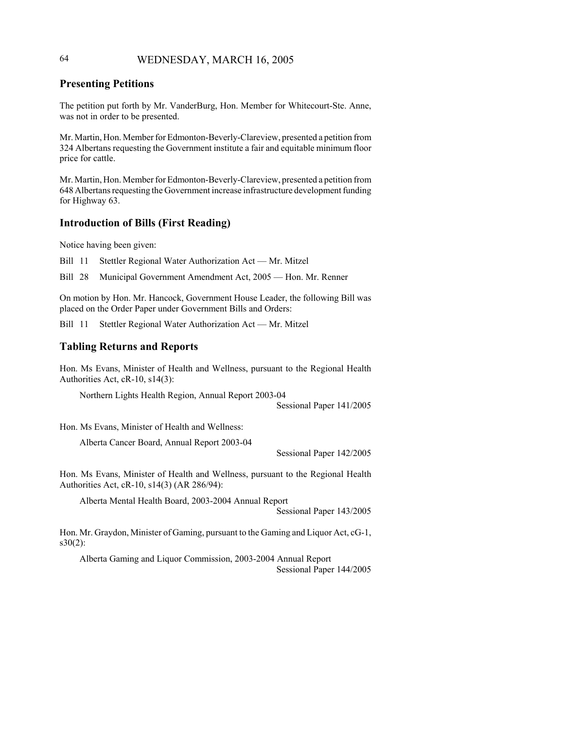## Presenting Petitions

The petition put forth by Mr. VanderBurg, Hon. Member for Whitecourt-Ste. Anne, was not in order to be presented.

Mr. Martin, Hon. Member for Edmonton-Beverly-Clareview, presented a petition from 324 Albertans requesting the Government institute a fair and equitable minimum floor price for cattle.

Mr. Martin, Hon. Member for Edmonton-Beverly-Clareview, presented a petition from 648 Albertans requesting the Government increase infrastructure development funding for Highway 63.

## Introduction of Bills (First Reading)

Notice having been given:

Bill 11 Stettler Regional Water Authorization Act — Mr. Mitzel

Bill 28 Municipal Government Amendment Act, 2005 — Hon. Mr. Renner

On motion by Hon. Mr. Hancock, Government House Leader, the following Bill was placed on the Order Paper under Government Bills and Orders:

Bill 11 Stettler Regional Water Authorization Act — Mr. Mitzel

## Tabling Returns and Reports

Hon. Ms Evans, Minister of Health and Wellness, pursuant to the Regional Health Authorities Act, cR-10, s14(3):

Northern Lights Health Region, Annual Report 2003-04
Sessional Paper 141/2005

Hon. Ms Evans, Minister of Health and Wellness:

Alberta Cancer Board, Annual Report 2003-04
Sessional Paper 142/2005

Hon. Ms Evans, Minister of Health and Wellness, pursuant to the Regional Health Authorities Act, cR-10, s14(3) (AR 286/94):

Alberta Mental Health Board, 2003-2004 Annual Report
Sessional Paper 143/2005

Hon. Mr. Graydon, Minister of Gaming, pursuant to the Gaming and Liquor Act, cG-1, s30(2):

Alberta Gaming and Liquor Commission, 2003-2004 Annual Report
Sessional Paper 144/2005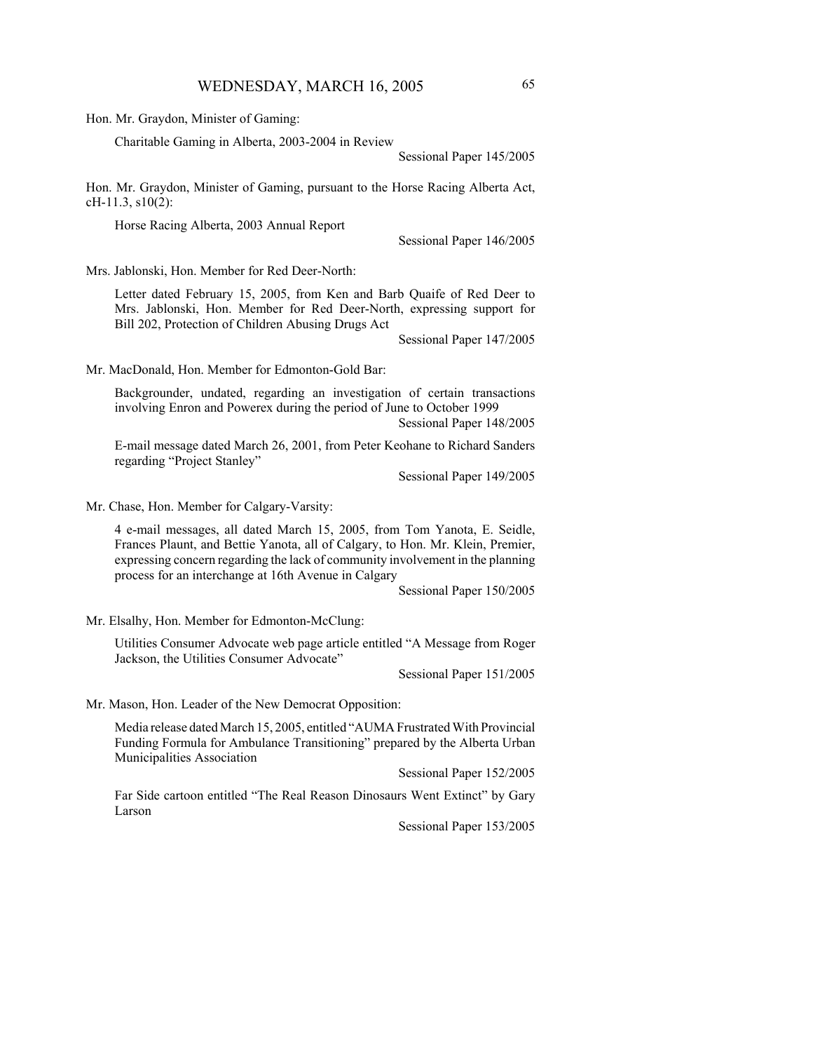Hon. Mr. Graydon, Minister of Gaming:

Charitable Gaming in Alberta, 2003-2004 in Review

Sessional Paper 145/2005

Hon. Mr. Graydon, Minister of Gaming, pursuant to the Horse Racing Alberta Act, cH-11.3, s10(2):

Horse Racing Alberta, 2003 Annual Report

Sessional Paper 146/2005

Mrs. Jablonski, Hon. Member for Red Deer-North:

Letter dated February 15, 2005, from Ken and Barb Quaife of Red Deer to Mrs. Jablonski, Hon. Member for Red Deer-North, expressing support for Bill 202, Protection of Children Abusing Drugs Act

Sessional Paper 147/2005

Mr. MacDonald, Hon. Member for Edmonton-Gold Bar:

Backgrounder, undated, regarding an investigation of certain transactions involving Enron and Powerex during the period of June to October 1999

Sessional Paper 148/2005

E-mail message dated March 26, 2001, from Peter Keohane to Richard Sanders regarding "Project Stanley"

Sessional Paper 149/2005

Mr. Chase, Hon. Member for Calgary-Varsity:

4 e-mail messages, all dated March 15, 2005, from Tom Yanota, E. Seidle, Frances Plaunt, and Bettie Yanota, all of Calgary, to Hon. Mr. Klein, Premier, expressing concern regarding the lack of community involvement in the planning process for an interchange at 16th Avenue in Calgary

Sessional Paper 150/2005

Mr. Elsalhy, Hon. Member for Edmonton-McClung:

Utilities Consumer Advocate web page article entitled "A Message from Roger Jackson, the Utilities Consumer Advocate"

Sessional Paper 151/2005

Mr. Mason, Hon. Leader of the New Democrat Opposition:

Media release dated March 15, 2005, entitled "AUMA Frustrated With Provincial Funding Formula for Ambulance Transitioning" prepared by the Alberta Urban Municipalities Association

Sessional Paper 152/2005

Far Side cartoon entitled "The Real Reason Dinosaurs Went Extinct" by Gary Larson

Sessional Paper 153/2005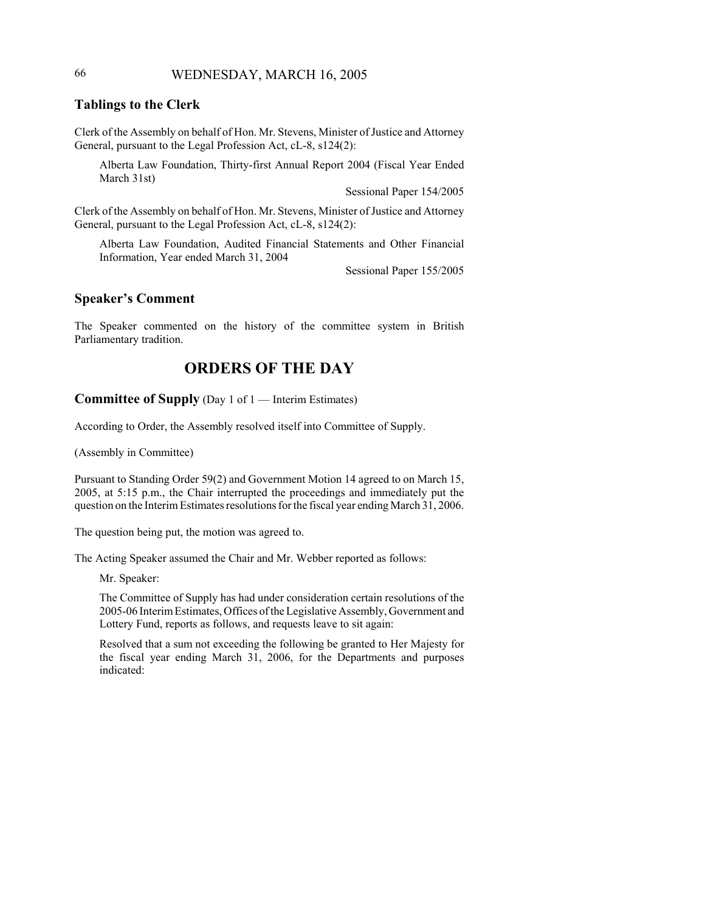## Tablings to the Clerk

Clerk of the Assembly on behalf of Hon. Mr. Stevens, Minister of Justice and Attorney General, pursuant to the Legal Profession Act, cL-8, s124(2):

> Alberta Law Foundation, Thirty-first Annual Report 2004 (Fiscal Year Ended March 31st)
>
> Sessional Paper 154/2005

Clerk of the Assembly on behalf of Hon. Mr. Stevens, Minister of Justice and Attorney General, pursuant to the Legal Profession Act, cL-8, s124(2):

> Alberta Law Foundation, Audited Financial Statements and Other Financial Information, Year ended March 31, 2004
>
> Sessional Paper 155/2005

## Speaker's Comment

The Speaker commented on the history of the committee system in British Parliamentary tradition.

# ORDERS OF THE DAY

## Committee of Supply (Day 1 of 1 — Interim Estimates)

According to Order, the Assembly resolved itself into Committee of Supply.

(Assembly in Committee)

Pursuant to Standing Order 59(2) and Government Motion 14 agreed to on March 15, 2005, at 5:15 p.m., the Chair interrupted the proceedings and immediately put the question on the Interim Estimates resolutions for the fiscal year ending March 31, 2006.

The question being put, the motion was agreed to.

The Acting Speaker assumed the Chair and Mr. Webber reported as follows:

> Mr. Speaker:
>
> The Committee of Supply has had under consideration certain resolutions of the 2005-06 Interim Estimates, Offices of the Legislative Assembly, Government and Lottery Fund, reports as follows, and requests leave to sit again:
>
> Resolved that a sum not exceeding the following be granted to Her Majesty for the fiscal year ending March 31, 2006, for the Departments and purposes indicated: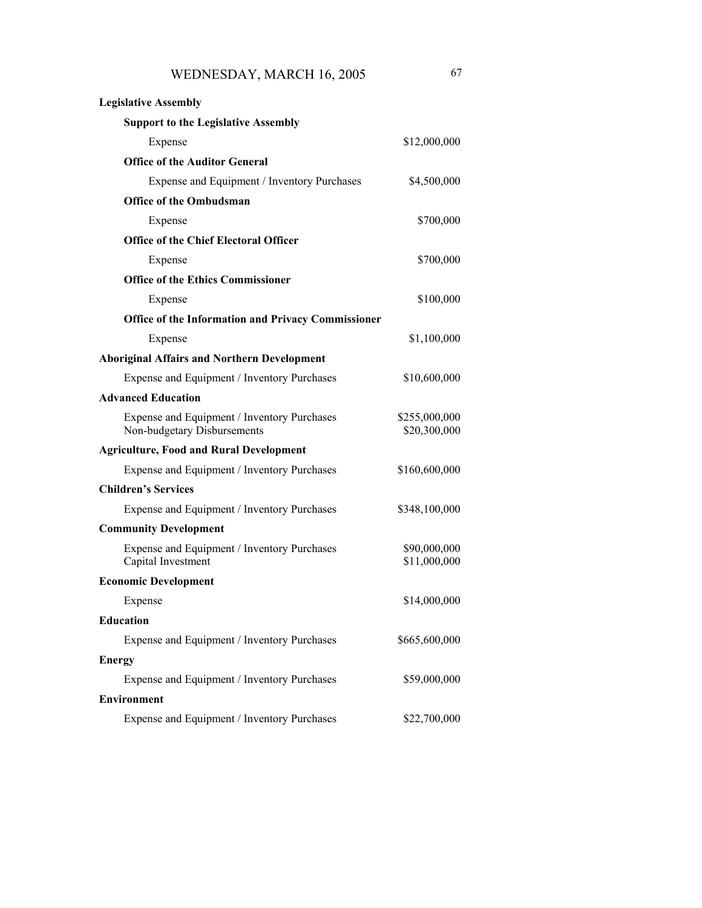**Legislative Assembly**

**Support to the Legislative Assembly**

| | |
|---|---|
| Expense | $12,000,000 |

**Office of the Auditor General**

| | |
|---|---|
| Expense and Equipment / Inventory Purchases | $4,500,000 |

**Office of the Ombudsman**

| | |
|---|---|
| Expense | $700,000 |

**Office of the Chief Electoral Officer**

| | |
|---|---|
| Expense | $700,000 |

**Office of the Ethics Commissioner**

| | |
|---|---|
| Expense | $100,000 |

**Office of the Information and Privacy Commissioner**

| | |
|---|---|
| Expense | $1,100,000 |

**Aboriginal Affairs and Northern Development**

| | |
|---|---|
| Expense and Equipment / Inventory Purchases | $10,600,000 |

**Advanced Education**

| | |
|---|---|
| Expense and Equipment / Inventory Purchases | $255,000,000 |
| Non-budgetary Disbursements | $20,300,000 |

**Agriculture, Food and Rural Development**

| | |
|---|---|
| Expense and Equipment / Inventory Purchases | $160,600,000 |

**Children's Services**

| | |
|---|---|
| Expense and Equipment / Inventory Purchases | $348,100,000 |

**Community Development**

| | |
|---|---|
| Expense and Equipment / Inventory Purchases | $90,000,000 |
| Capital Investment | $11,000,000 |

**Economic Development**

| | |
|---|---|
| Expense | $14,000,000 |

**Education**

| | |
|---|---|
| Expense and Equipment / Inventory Purchases | $665,600,000 |

**Energy**

| | |
|---|---|
| Expense and Equipment / Inventory Purchases | $59,000,000 |

**Environment**

| | |
|---|---|
| Expense and Equipment / Inventory Purchases | $22,700,000 |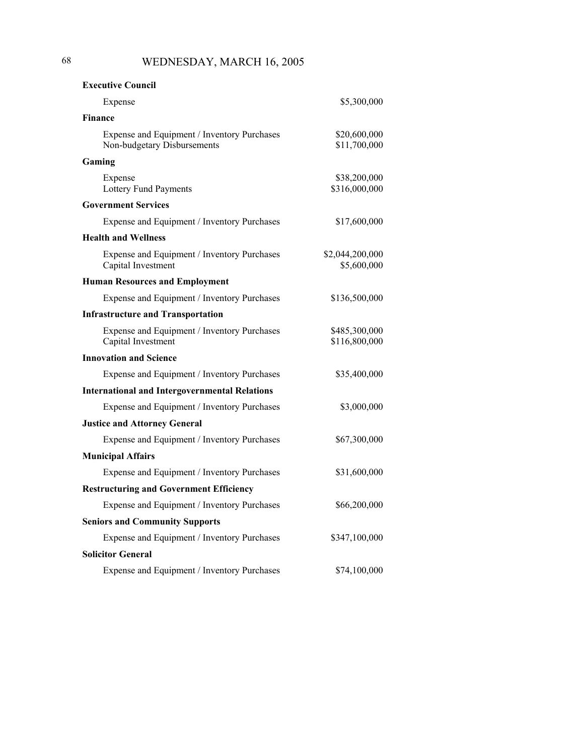**Executive Council**

| | |
|---|---|
| Expense | $5,300,000 |

**Finance**

| | |
|---|---|
| Expense and Equipment / Inventory Purchases | $20,600,000 |
| Non-budgetary Disbursements | $11,700,000 |

**Gaming**

| | |
|---|---|
| Expense | $38,200,000 |
| Lottery Fund Payments | $316,000,000 |

**Government Services**

| | |
|---|---|
| Expense and Equipment / Inventory Purchases | $17,600,000 |

**Health and Wellness**

| | |
|---|---|
| Expense and Equipment / Inventory Purchases | $2,044,200,000 |
| Capital Investment | $5,600,000 |

**Human Resources and Employment**

| | |
|---|---|
| Expense and Equipment / Inventory Purchases | $136,500,000 |

**Infrastructure and Transportation**

| | |
|---|---|
| Expense and Equipment / Inventory Purchases | $485,300,000 |
| Capital Investment | $116,800,000 |

**Innovation and Science**

| | |
|---|---|
| Expense and Equipment / Inventory Purchases | $35,400,000 |

**International and Intergovernmental Relations**

| | |
|---|---|
| Expense and Equipment / Inventory Purchases | $3,000,000 |

**Justice and Attorney General**

| | |
|---|---|
| Expense and Equipment / Inventory Purchases | $67,300,000 |

**Municipal Affairs**

| | |
|---|---|
| Expense and Equipment / Inventory Purchases | $31,600,000 |

**Restructuring and Government Efficiency**

| | |
|---|---|
| Expense and Equipment / Inventory Purchases | $66,200,000 |

**Seniors and Community Supports**

| | |
|---|---|
| Expense and Equipment / Inventory Purchases | $347,100,000 |

**Solicitor General**

| | |
|---|---|
| Expense and Equipment / Inventory Purchases | $74,100,000 |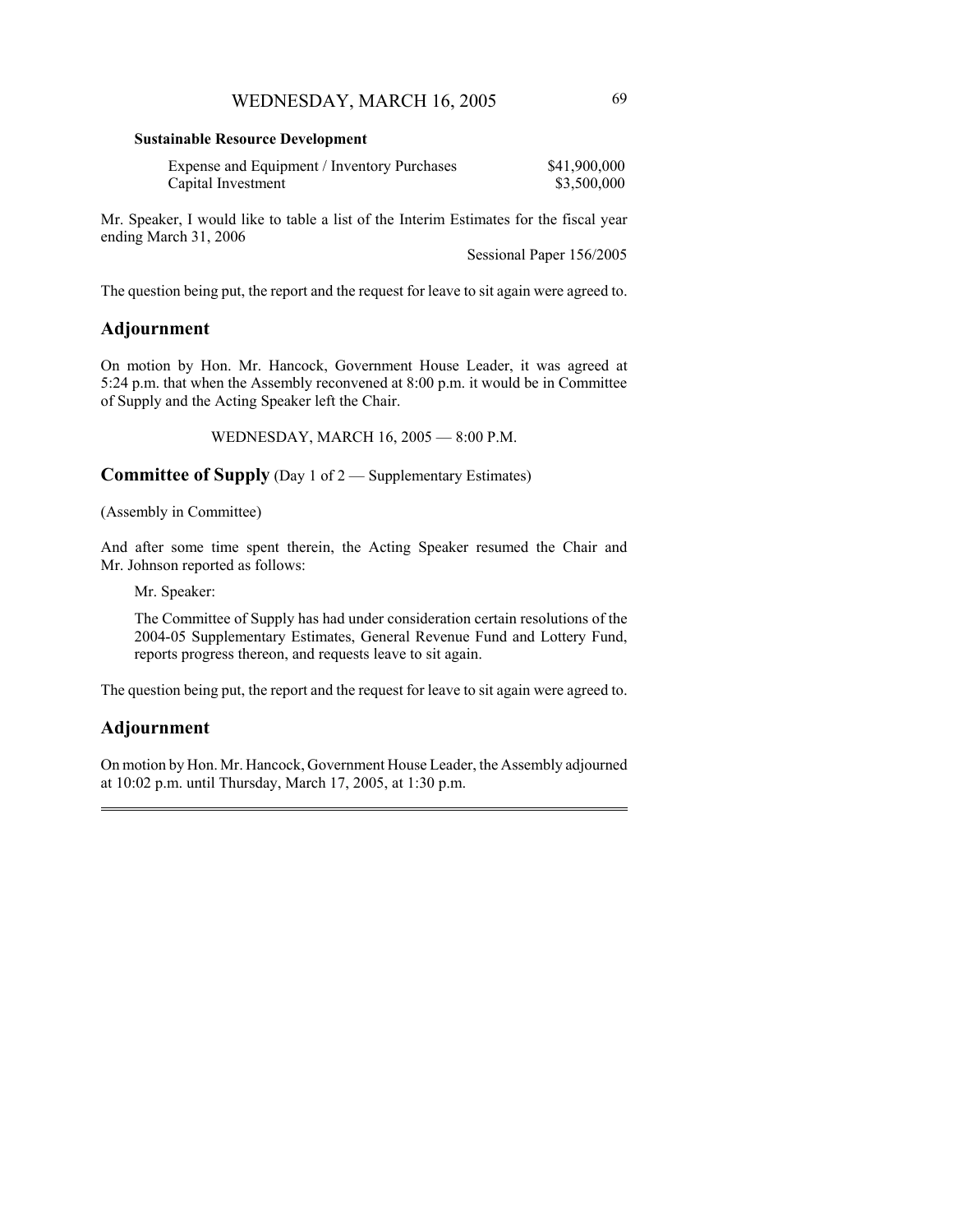**Sustainable Resource Development**

| | |
|---|---|
| Expense and Equipment / Inventory Purchases | $41,900,000 |
| Capital Investment | $3,500,000 |

Mr. Speaker, I would like to table a list of the Interim Estimates for the fiscal year ending March 31, 2006

Sessional Paper 156/2005

The question being put, the report and the request for leave to sit again were agreed to.

## Adjournment

On motion by Hon. Mr. Hancock, Government House Leader, it was agreed at 5:24 p.m. that when the Assembly reconvened at 8:00 p.m. it would be in Committee of Supply and the Acting Speaker left the Chair.

WEDNESDAY, MARCH 16, 2005 — 8:00 P.M.

## Committee of Supply (Day 1 of 2 — Supplementary Estimates)

(Assembly in Committee)

And after some time spent therein, the Acting Speaker resumed the Chair and Mr. Johnson reported as follows:

> Mr. Speaker:
>
> The Committee of Supply has had under consideration certain resolutions of the 2004-05 Supplementary Estimates, General Revenue Fund and Lottery Fund, reports progress thereon, and requests leave to sit again.

The question being put, the report and the request for leave to sit again were agreed to.

## Adjournment

On motion by Hon. Mr. Hancock, Government House Leader, the Assembly adjourned at 10:02 p.m. until Thursday, March 17, 2005, at 1:30 p.m.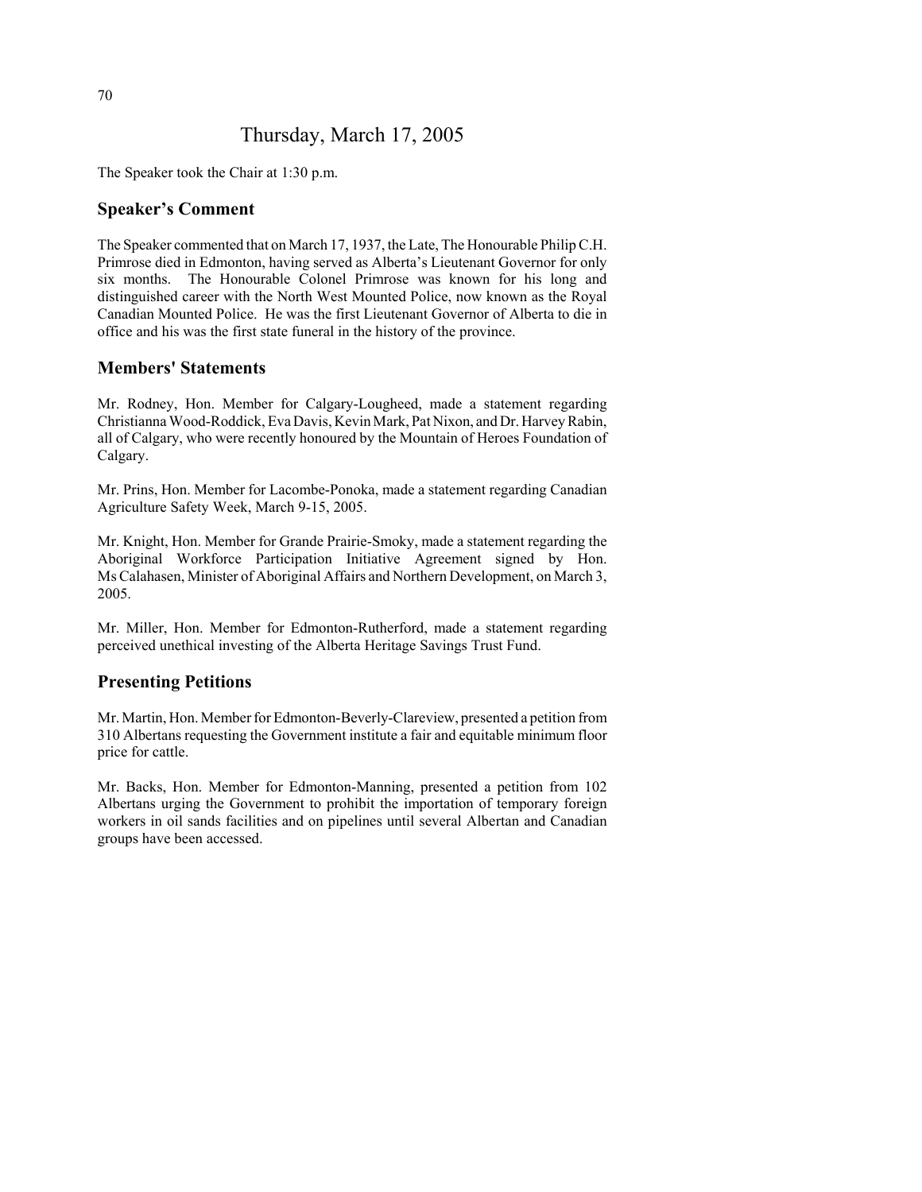# Thursday, March 17, 2005

The Speaker took the Chair at 1:30 p.m.

## Speaker's Comment

The Speaker commented that on March 17, 1937, the Late, The Honourable Philip C.H. Primrose died in Edmonton, having served as Alberta's Lieutenant Governor for only six months. The Honourable Colonel Primrose was known for his long and distinguished career with the North West Mounted Police, now known as the Royal Canadian Mounted Police. He was the first Lieutenant Governor of Alberta to die in office and his was the first state funeral in the history of the province.

## Members' Statements

Mr. Rodney, Hon. Member for Calgary-Lougheed, made a statement regarding Christianna Wood-Roddick, Eva Davis, Kevin Mark, Pat Nixon, and Dr. Harvey Rabin, all of Calgary, who were recently honoured by the Mountain of Heroes Foundation of Calgary.

Mr. Prins, Hon. Member for Lacombe-Ponoka, made a statement regarding Canadian Agriculture Safety Week, March 9-15, 2005.

Mr. Knight, Hon. Member for Grande Prairie-Smoky, made a statement regarding the Aboriginal Workforce Participation Initiative Agreement signed by Hon. Ms Calahasen, Minister of Aboriginal Affairs and Northern Development, on March 3, 2005.

Mr. Miller, Hon. Member for Edmonton-Rutherford, made a statement regarding perceived unethical investing of the Alberta Heritage Savings Trust Fund.

## Presenting Petitions

Mr. Martin, Hon. Member for Edmonton-Beverly-Clareview, presented a petition from 310 Albertans requesting the Government institute a fair and equitable minimum floor price for cattle.

Mr. Backs, Hon. Member for Edmonton-Manning, presented a petition from 102 Albertans urging the Government to prohibit the importation of temporary foreign workers in oil sands facilities and on pipelines until several Albertan and Canadian groups have been accessed.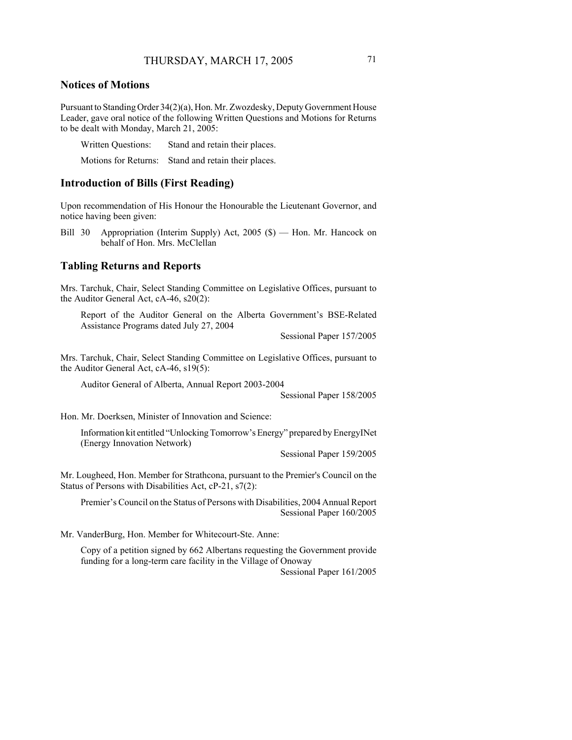## Notices of Motions

Pursuant to Standing Order 34(2)(a), Hon. Mr. Zwozdesky, Deputy Government House Leader, gave oral notice of the following Written Questions and Motions for Returns to be dealt with Monday, March 21, 2005:

Written Questions: Stand and retain their places.

Motions for Returns: Stand and retain their places.

## Introduction of Bills (First Reading)

Upon recommendation of His Honour the Honourable the Lieutenant Governor, and notice having been given:

Bill 30 Appropriation (Interim Supply) Act, 2005 ($) — Hon. Mr. Hancock on behalf of Hon. Mrs. McClellan

## Tabling Returns and Reports

Mrs. Tarchuk, Chair, Select Standing Committee on Legislative Offices, pursuant to the Auditor General Act, cA-46, s20(2):

Report of the Auditor General on the Alberta Government's BSE-Related Assistance Programs dated July 27, 2004

Sessional Paper 157/2005

Mrs. Tarchuk, Chair, Select Standing Committee on Legislative Offices, pursuant to the Auditor General Act, cA-46, s19(5):

Auditor General of Alberta, Annual Report 2003-2004

Sessional Paper 158/2005

Hon. Mr. Doerksen, Minister of Innovation and Science:

Information kit entitled "Unlocking Tomorrow's Energy" prepared by EnergyINet (Energy Innovation Network)

Sessional Paper 159/2005

Mr. Lougheed, Hon. Member for Strathcona, pursuant to the Premier's Council on the Status of Persons with Disabilities Act, cP-21, s7(2):

Premier's Council on the Status of Persons with Disabilities, 2004 Annual Report

Sessional Paper 160/2005

Mr. VanderBurg, Hon. Member for Whitecourt-Ste. Anne:

Copy of a petition signed by 662 Albertans requesting the Government provide funding for a long-term care facility in the Village of Onoway

Sessional Paper 161/2005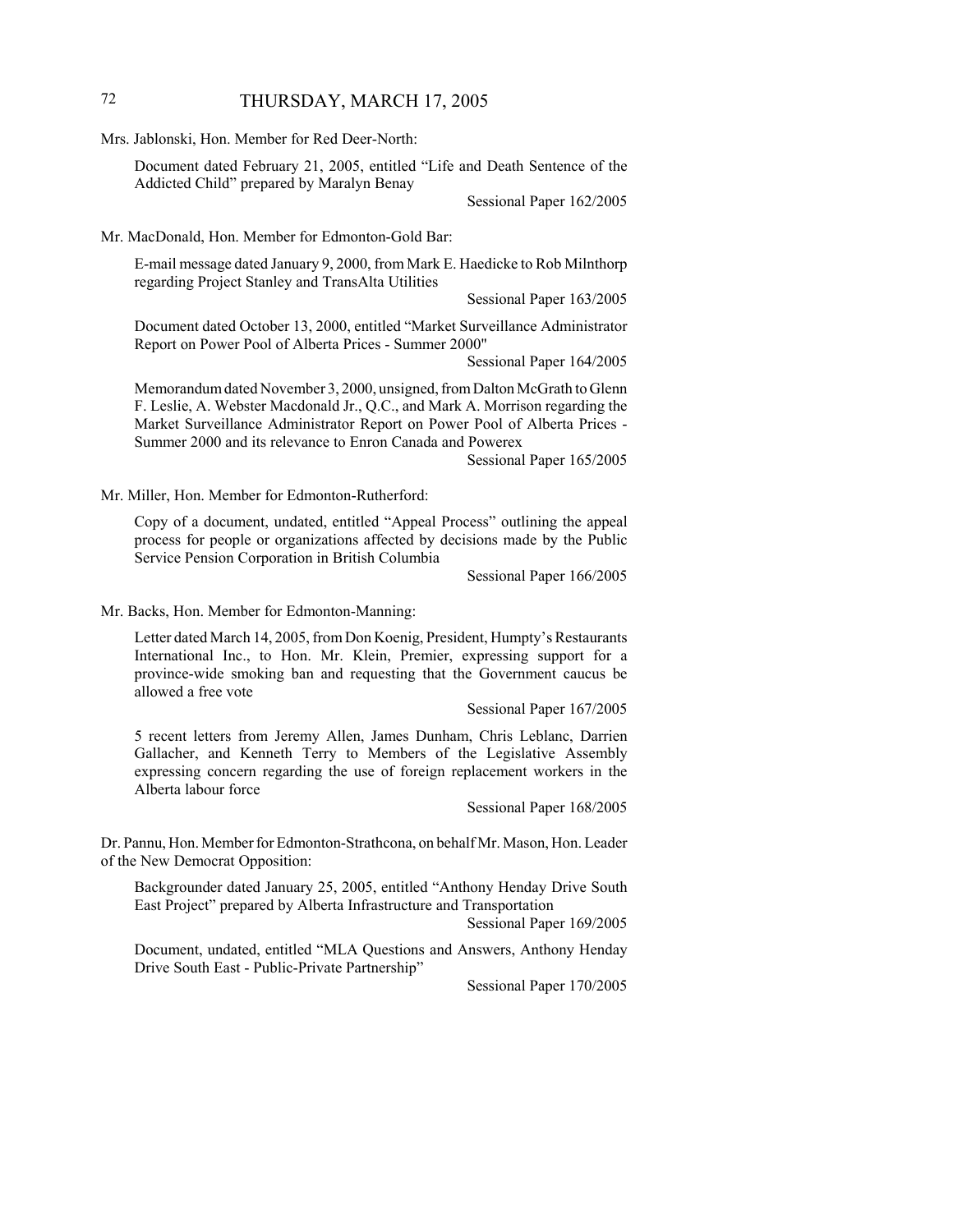Mrs. Jablonski, Hon. Member for Red Deer-North:

Document dated February 21, 2005, entitled "Life and Death Sentence of the Addicted Child" prepared by Maralyn Benay

Sessional Paper 162/2005

Mr. MacDonald, Hon. Member for Edmonton-Gold Bar:

E-mail message dated January 9, 2000, from Mark E. Haedicke to Rob Milnthorp regarding Project Stanley and TransAlta Utilities

Sessional Paper 163/2005

Document dated October 13, 2000, entitled "Market Surveillance Administrator Report on Power Pool of Alberta Prices - Summer 2000"

Sessional Paper 164/2005

Memorandum dated November 3, 2000, unsigned, from Dalton McGrath to Glenn F. Leslie, A. Webster Macdonald Jr., Q.C., and Mark A. Morrison regarding the Market Surveillance Administrator Report on Power Pool of Alberta Prices - Summer 2000 and its relevance to Enron Canada and Powerex

Sessional Paper 165/2005

Mr. Miller, Hon. Member for Edmonton-Rutherford:

Copy of a document, undated, entitled "Appeal Process" outlining the appeal process for people or organizations affected by decisions made by the Public Service Pension Corporation in British Columbia

Sessional Paper 166/2005

Mr. Backs, Hon. Member for Edmonton-Manning:

Letter dated March 14, 2005, from Don Koenig, President, Humpty's Restaurants International Inc., to Hon. Mr. Klein, Premier, expressing support for a province-wide smoking ban and requesting that the Government caucus be allowed a free vote

Sessional Paper 167/2005

5 recent letters from Jeremy Allen, James Dunham, Chris Leblanc, Darrien Gallacher, and Kenneth Terry to Members of the Legislative Assembly expressing concern regarding the use of foreign replacement workers in the Alberta labour force

Sessional Paper 168/2005

Dr. Pannu, Hon. Member for Edmonton-Strathcona, on behalf Mr. Mason, Hon. Leader of the New Democrat Opposition:

Backgrounder dated January 25, 2005, entitled "Anthony Henday Drive South East Project" prepared by Alberta Infrastructure and Transportation

Sessional Paper 169/2005

Document, undated, entitled "MLA Questions and Answers, Anthony Henday Drive South East - Public-Private Partnership"

Sessional Paper 170/2005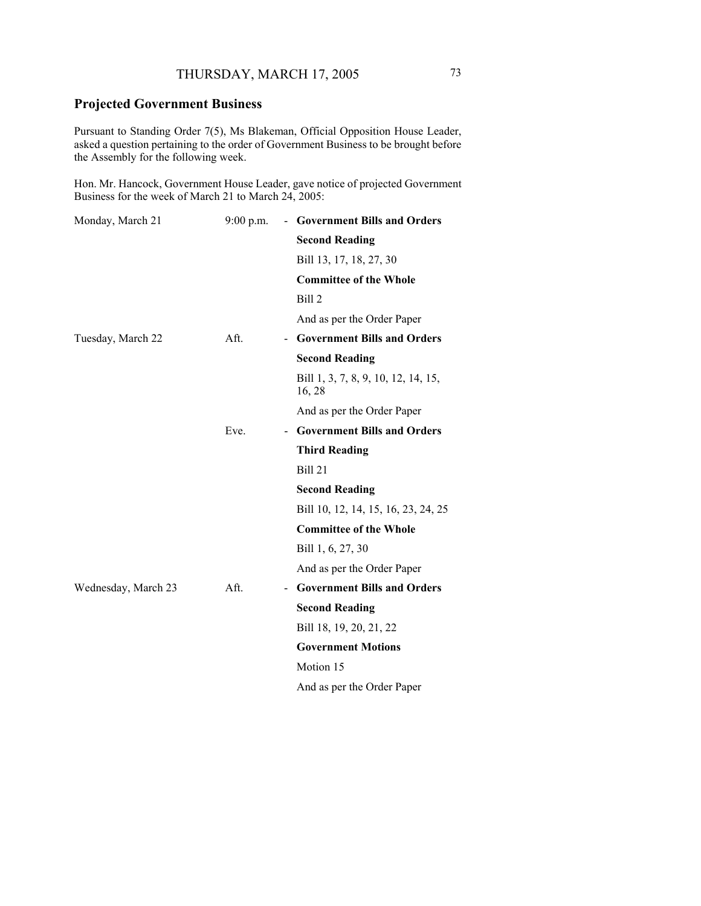THURSDAY, MARCH 17, 2005

## Projected Government Business

Pursuant to Standing Order 7(5), Ms Blakeman, Official Opposition House Leader, asked a question pertaining to the order of Government Business to be brought before the Assembly for the following week.

Hon. Mr. Hancock, Government House Leader, gave notice of projected Government Business for the week of March 21 to March 24, 2005:

| | | | |
|---|---|---|---|
| Monday, March 21 | 9:00 p.m. | - | **Government Bills and Orders** |
| | | | **Second Reading** |
| | | | Bill 13, 17, 18, 27, 30 |
| | | | **Committee of the Whole** |
| | | | Bill 2 |
| | | | And as per the Order Paper |
| Tuesday, March 22 | Aft. | - | **Government Bills and Orders** |
| | | | **Second Reading** |
| | | | Bill 1, 3, 7, 8, 9, 10, 12, 14, 15, 16, 28 |
| | | | And as per the Order Paper |
| | Eve. | - | **Government Bills and Orders** |
| | | | **Third Reading** |
| | | | Bill 21 |
| | | | **Second Reading** |
| | | | Bill 10, 12, 14, 15, 16, 23, 24, 25 |
| | | | **Committee of the Whole** |
| | | | Bill 1, 6, 27, 30 |
| | | | And as per the Order Paper |
| Wednesday, March 23 | Aft. | - | **Government Bills and Orders** |
| | | | **Second Reading** |
| | | | Bill 18, 19, 20, 21, 22 |
| | | | **Government Motions** |
| | | | Motion 15 |
| | | | And as per the Order Paper |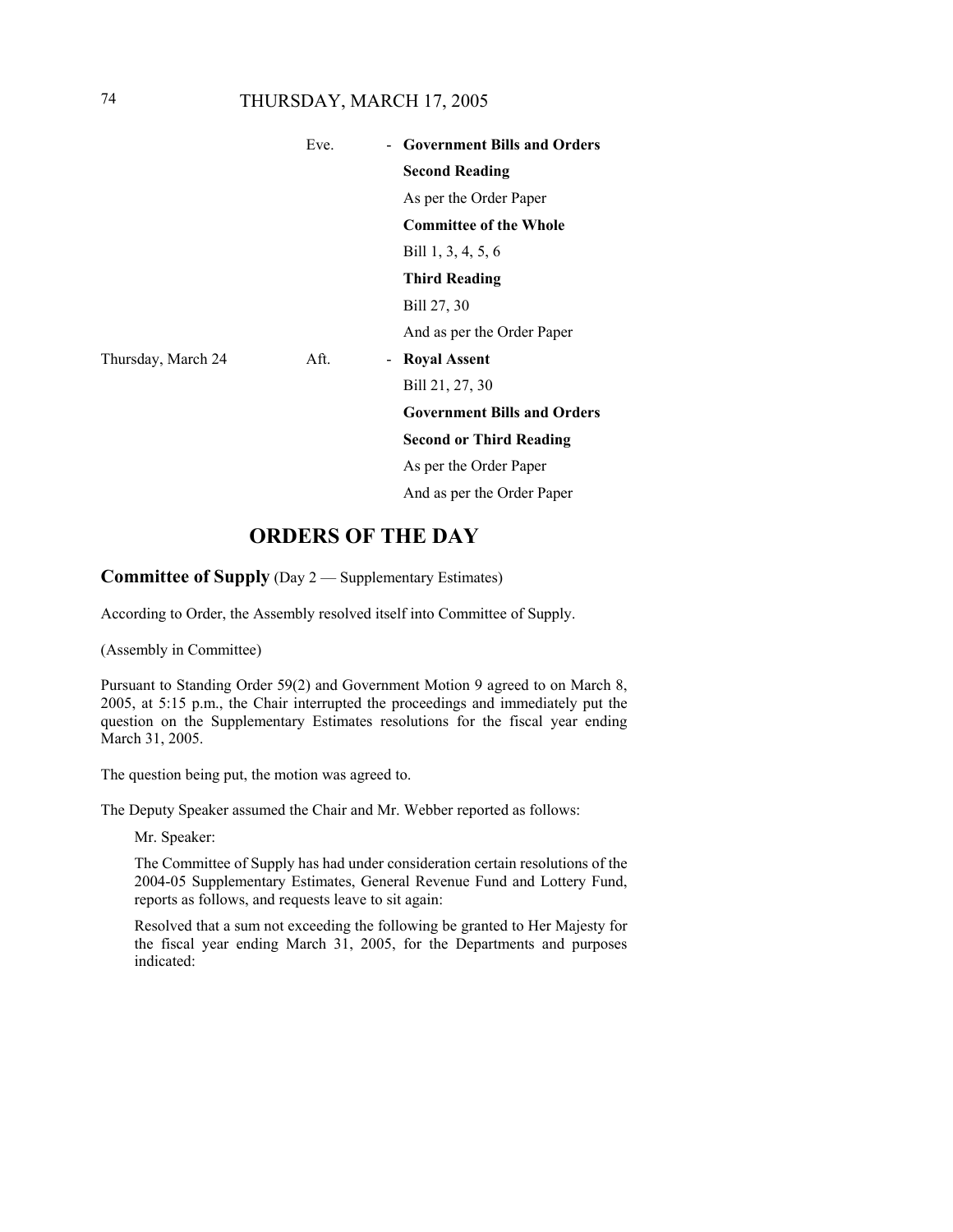| | | | |
|---|---|---|---|
| | Eve. | - | **Government Bills and Orders** |
| | | | **Second Reading** |
| | | | As per the Order Paper |
| | | | **Committee of the Whole** |
| | | | Bill 1, 3, 4, 5, 6 |
| | | | **Third Reading** |
| | | | Bill 27, 30 |
| | | | And as per the Order Paper |
| Thursday, March 24 | Aft. | - | **Royal Assent** |
| | | | Bill 21, 27, 30 |
| | | | **Government Bills and Orders** |
| | | | **Second or Third Reading** |
| | | | As per the Order Paper |
| | | | And as per the Order Paper |

# ORDERS OF THE DAY

**Committee of Supply** (Day 2 — Supplementary Estimates)

According to Order, the Assembly resolved itself into Committee of Supply.

(Assembly in Committee)

Pursuant to Standing Order 59(2) and Government Motion 9 agreed to on March 8, 2005, at 5:15 p.m., the Chair interrupted the proceedings and immediately put the question on the Supplementary Estimates resolutions for the fiscal year ending March 31, 2005.

The question being put, the motion was agreed to.

The Deputy Speaker assumed the Chair and Mr. Webber reported as follows:

> Mr. Speaker:
>
> The Committee of Supply has had under consideration certain resolutions of the 2004-05 Supplementary Estimates, General Revenue Fund and Lottery Fund, reports as follows, and requests leave to sit again:
>
> Resolved that a sum not exceeding the following be granted to Her Majesty for the fiscal year ending March 31, 2005, for the Departments and purposes indicated: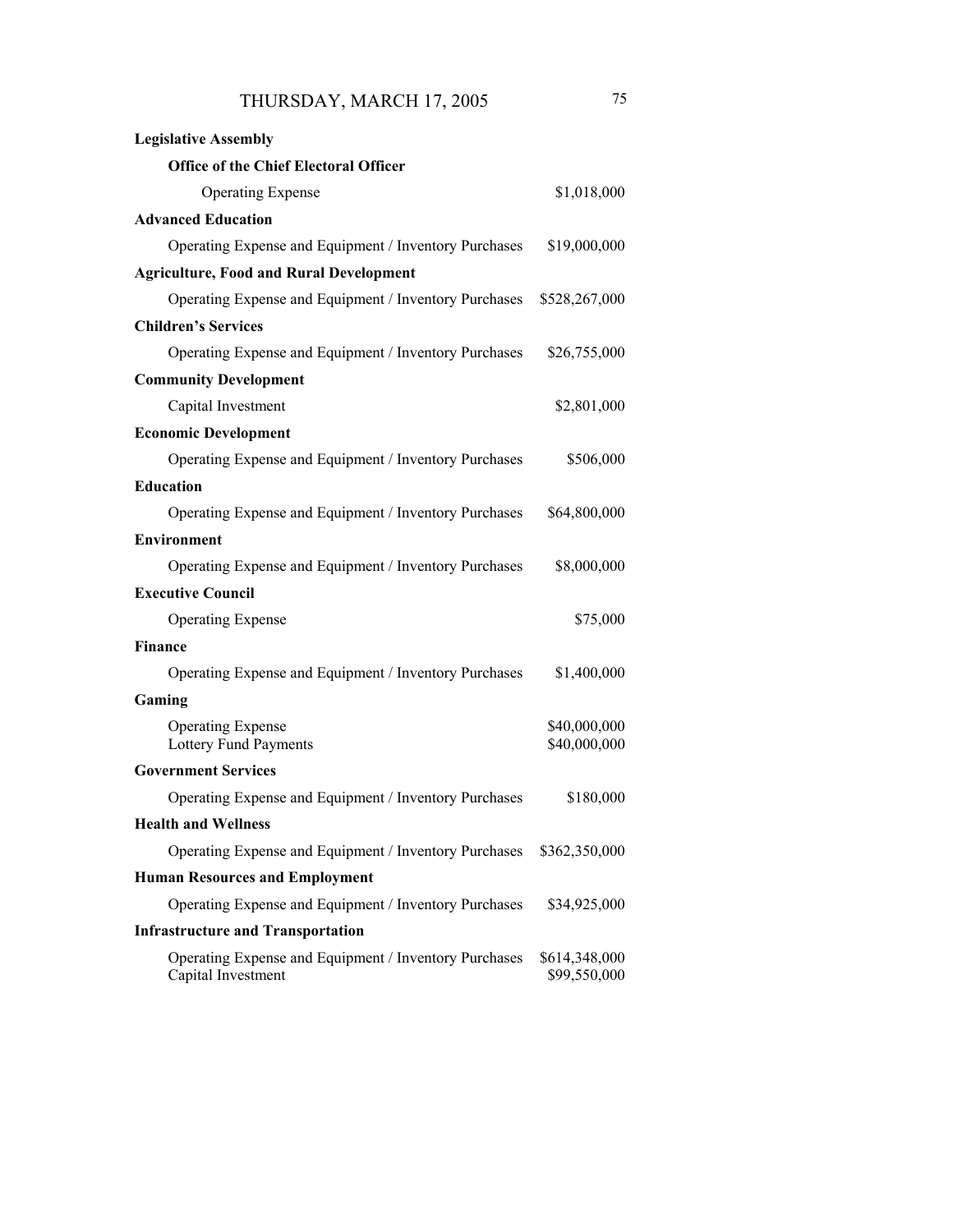**Legislative Assembly**

**Office of the Chief Electoral Officer**

| | |
|---|---|
| Operating Expense | $1,018,000 |

**Advanced Education**

| | |
|---|---|
| Operating Expense and Equipment / Inventory Purchases | $19,000,000 |

**Agriculture, Food and Rural Development**

| | |
|---|---|
| Operating Expense and Equipment / Inventory Purchases | $528,267,000 |

**Children's Services**

| | |
|---|---|
| Operating Expense and Equipment / Inventory Purchases | $26,755,000 |

**Community Development**

| | |
|---|---|
| Capital Investment | $2,801,000 |

**Economic Development**

| | |
|---|---|
| Operating Expense and Equipment / Inventory Purchases | $506,000 |

**Education**

| | |
|---|---|
| Operating Expense and Equipment / Inventory Purchases | $64,800,000 |

**Environment**

| | |
|---|---|
| Operating Expense and Equipment / Inventory Purchases | $8,000,000 |

**Executive Council**

| | |
|---|---|
| Operating Expense | $75,000 |

**Finance**

| | |
|---|---|
| Operating Expense and Equipment / Inventory Purchases | $1,400,000 |

**Gaming**

| | |
|---|---|
| Operating Expense | $40,000,000 |
| Lottery Fund Payments | $40,000,000 |

**Government Services**

| | |
|---|---|
| Operating Expense and Equipment / Inventory Purchases | $180,000 |

**Health and Wellness**

| | |
|---|---|
| Operating Expense and Equipment / Inventory Purchases | $362,350,000 |

**Human Resources and Employment**

| | |
|---|---|
| Operating Expense and Equipment / Inventory Purchases | $34,925,000 |

**Infrastructure and Transportation**

| | |
|---|---|
| Operating Expense and Equipment / Inventory Purchases | $614,348,000 |
| Capital Investment | $99,550,000 |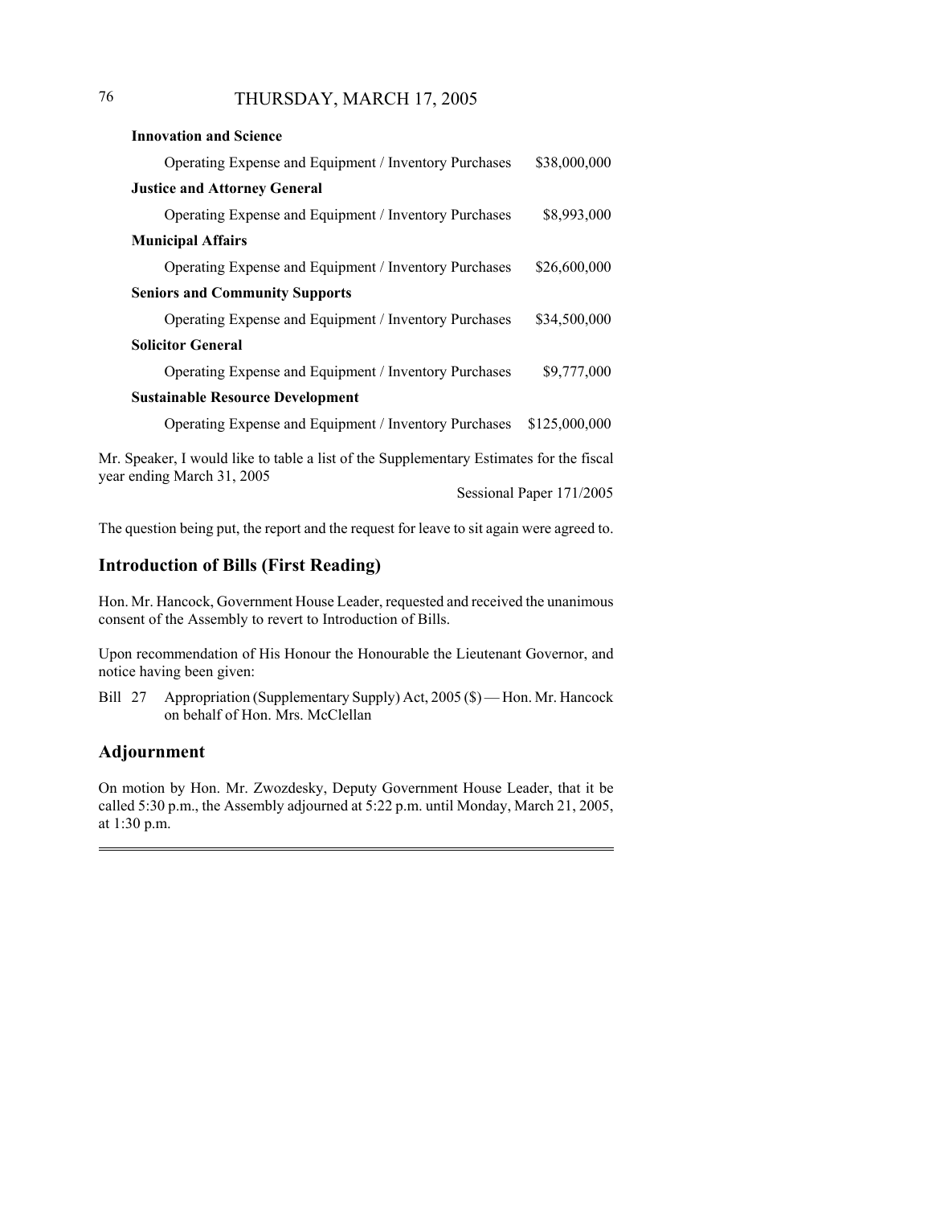**Innovation and Science**

| | |
|---|---|
| Operating Expense and Equipment / Inventory Purchases | $38,000,000 |

**Justice and Attorney General**

| | |
|---|---|
| Operating Expense and Equipment / Inventory Purchases | $8,993,000 |

**Municipal Affairs**

| | |
|---|---|
| Operating Expense and Equipment / Inventory Purchases | $26,600,000 |

**Seniors and Community Supports**

| | |
|---|---|
| Operating Expense and Equipment / Inventory Purchases | $34,500,000 |

**Solicitor General**

| | |
|---|---|
| Operating Expense and Equipment / Inventory Purchases | $9,777,000 |

**Sustainable Resource Development**

| | |
|---|---|
| Operating Expense and Equipment / Inventory Purchases | $125,000,000 |

Mr. Speaker, I would like to table a list of the Supplementary Estimates for the fiscal year ending March 31, 2005

Sessional Paper 171/2005

The question being put, the report and the request for leave to sit again were agreed to.

## Introduction of Bills (First Reading)

Hon. Mr. Hancock, Government House Leader, requested and received the unanimous consent of the Assembly to revert to Introduction of Bills.

Upon recommendation of His Honour the Honourable the Lieutenant Governor, and notice having been given:

Bill 27 Appropriation (Supplementary Supply) Act, 2005 ($) — Hon. Mr. Hancock on behalf of Hon. Mrs. McClellan

## Adjournment

On motion by Hon. Mr. Zwozdesky, Deputy Government House Leader, that it be called 5:30 p.m., the Assembly adjourned at 5:22 p.m. until Monday, March 21, 2005, at 1:30 p.m.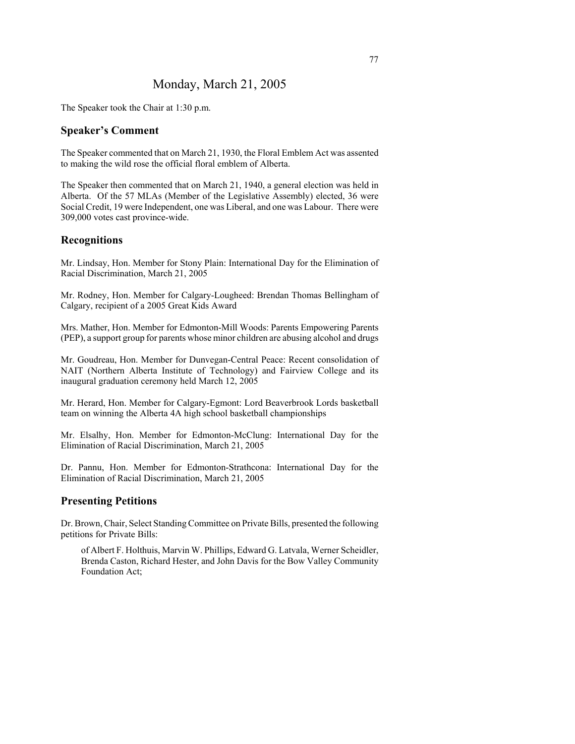# Monday, March 21, 2005

The Speaker took the Chair at 1:30 p.m.

## Speaker's Comment

The Speaker commented that on March 21, 1930, the Floral Emblem Act was assented to making the wild rose the official floral emblem of Alberta.

The Speaker then commented that on March 21, 1940, a general election was held in Alberta. Of the 57 MLAs (Member of the Legislative Assembly) elected, 36 were Social Credit, 19 were Independent, one was Liberal, and one was Labour. There were 309,000 votes cast province-wide.

## Recognitions

Mr. Lindsay, Hon. Member for Stony Plain: International Day for the Elimination of Racial Discrimination, March 21, 2005

Mr. Rodney, Hon. Member for Calgary-Lougheed: Brendan Thomas Bellingham of Calgary, recipient of a 2005 Great Kids Award

Mrs. Mather, Hon. Member for Edmonton-Mill Woods: Parents Empowering Parents (PEP), a support group for parents whose minor children are abusing alcohol and drugs

Mr. Goudreau, Hon. Member for Dunvegan-Central Peace: Recent consolidation of NAIT (Northern Alberta Institute of Technology) and Fairview College and its inaugural graduation ceremony held March 12, 2005

Mr. Herard, Hon. Member for Calgary-Egmont: Lord Beaverbrook Lords basketball team on winning the Alberta 4A high school basketball championships

Mr. Elsalhy, Hon. Member for Edmonton-McClung: International Day for the Elimination of Racial Discrimination, March 21, 2005

Dr. Pannu, Hon. Member for Edmonton-Strathcona: International Day for the Elimination of Racial Discrimination, March 21, 2005

## Presenting Petitions

Dr. Brown, Chair, Select Standing Committee on Private Bills, presented the following petitions for Private Bills:

> of Albert F. Holthuis, Marvin W. Phillips, Edward G. Latvala, Werner Scheidler, Brenda Caston, Richard Hester, and John Davis for the Bow Valley Community Foundation Act;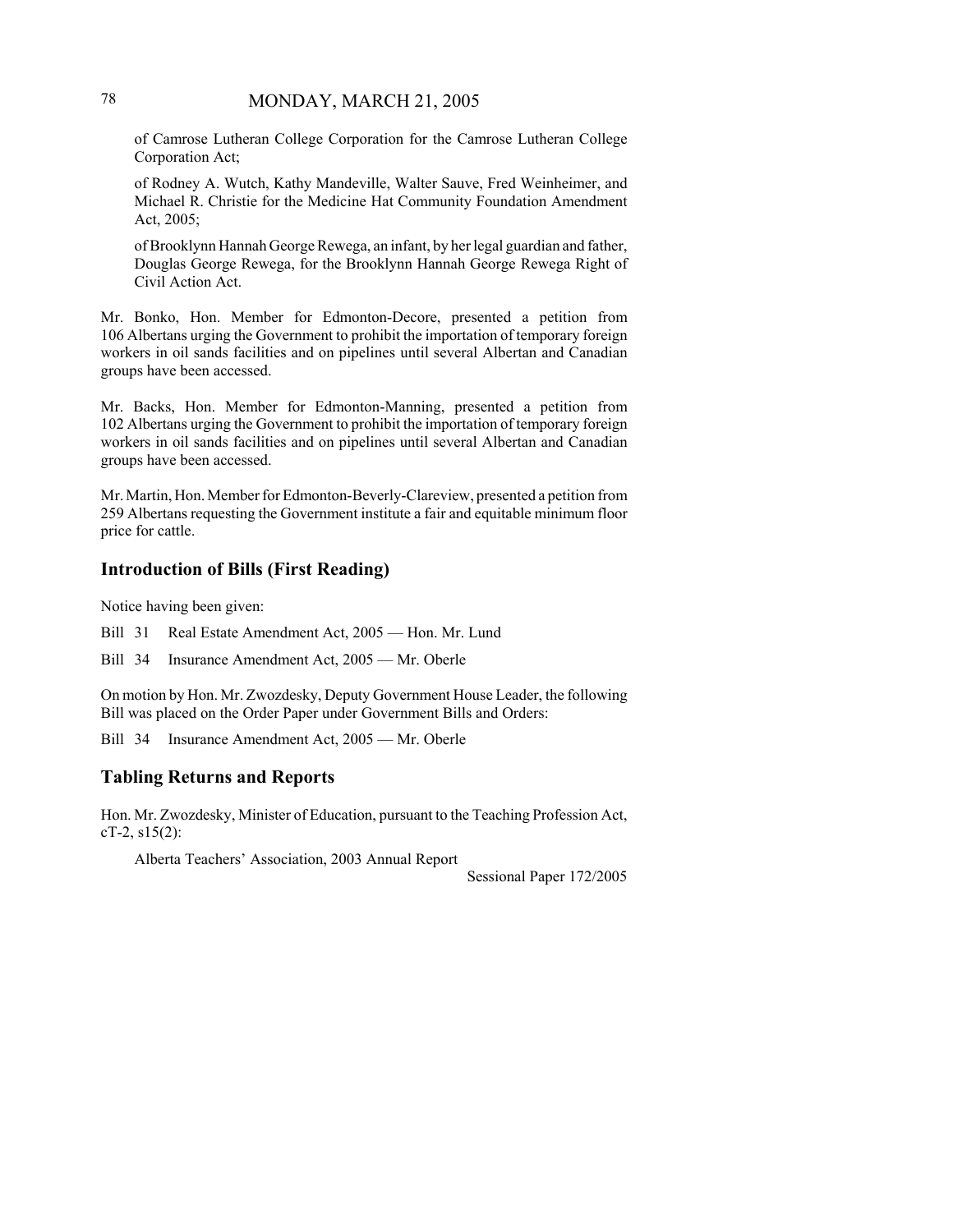of Camrose Lutheran College Corporation for the Camrose Lutheran College Corporation Act;

of Rodney A. Wutch, Kathy Mandeville, Walter Sauve, Fred Weinheimer, and Michael R. Christie for the Medicine Hat Community Foundation Amendment Act, 2005;

of Brooklynn Hannah George Rewega, an infant, by her legal guardian and father, Douglas George Rewega, for the Brooklynn Hannah George Rewega Right of Civil Action Act.

Mr. Bonko, Hon. Member for Edmonton-Decore, presented a petition from 106 Albertans urging the Government to prohibit the importation of temporary foreign workers in oil sands facilities and on pipelines until several Albertan and Canadian groups have been accessed.

Mr. Backs, Hon. Member for Edmonton-Manning, presented a petition from 102 Albertans urging the Government to prohibit the importation of temporary foreign workers in oil sands facilities and on pipelines until several Albertan and Canadian groups have been accessed.

Mr. Martin, Hon. Member for Edmonton-Beverly-Clareview, presented a petition from 259 Albertans requesting the Government institute a fair and equitable minimum floor price for cattle.

## Introduction of Bills (First Reading)

Notice having been given:

Bill 31 Real Estate Amendment Act, 2005 — Hon. Mr. Lund

Bill 34 Insurance Amendment Act, 2005 — Mr. Oberle

On motion by Hon. Mr. Zwozdesky, Deputy Government House Leader, the following Bill was placed on the Order Paper under Government Bills and Orders:

Bill 34 Insurance Amendment Act, 2005 — Mr. Oberle

## Tabling Returns and Reports

Hon. Mr. Zwozdesky, Minister of Education, pursuant to the Teaching Profession Act, cT-2, s15(2):

Alberta Teachers' Association, 2003 Annual Report

Sessional Paper 172/2005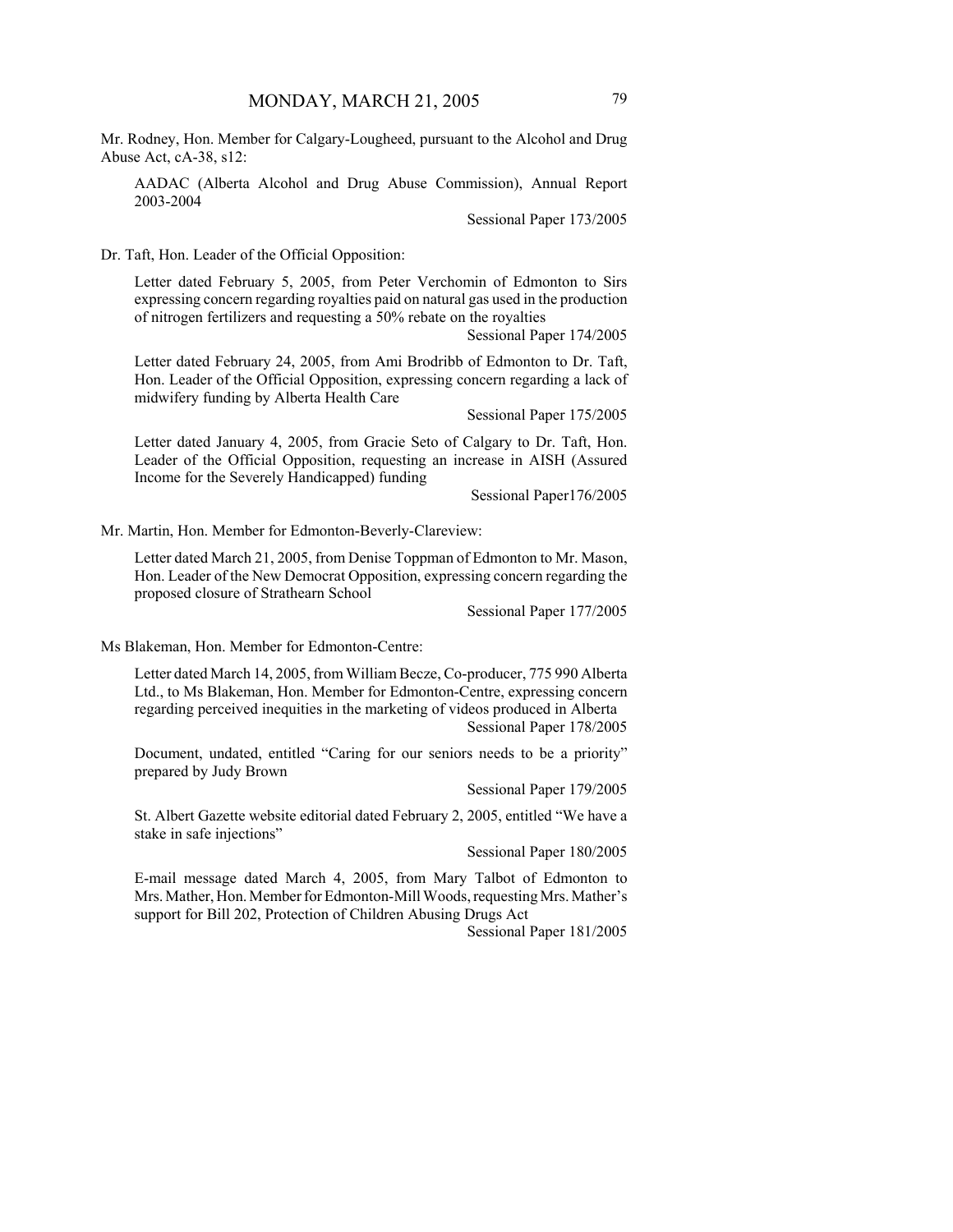Mr. Rodney, Hon. Member for Calgary-Lougheed, pursuant to the Alcohol and Drug Abuse Act, cA-38, s12:

> AADAC (Alberta Alcohol and Drug Abuse Commission), Annual Report 2003-2004
>
> Sessional Paper 173/2005

Dr. Taft, Hon. Leader of the Official Opposition:

> Letter dated February 5, 2005, from Peter Verchomin of Edmonton to Sirs expressing concern regarding royalties paid on natural gas used in the production of nitrogen fertilizers and requesting a 50% rebate on the royalties
>
> Sessional Paper 174/2005
>
> Letter dated February 24, 2005, from Ami Brodribb of Edmonton to Dr. Taft, Hon. Leader of the Official Opposition, expressing concern regarding a lack of midwifery funding by Alberta Health Care
>
> Sessional Paper 175/2005
>
> Letter dated January 4, 2005, from Gracie Seto of Calgary to Dr. Taft, Hon. Leader of the Official Opposition, requesting an increase in AISH (Assured Income for the Severely Handicapped) funding
>
> Sessional Paper176/2005

Mr. Martin, Hon. Member for Edmonton-Beverly-Clareview:

> Letter dated March 21, 2005, from Denise Toppman of Edmonton to Mr. Mason, Hon. Leader of the New Democrat Opposition, expressing concern regarding the proposed closure of Strathearn School
>
> Sessional Paper 177/2005

Ms Blakeman, Hon. Member for Edmonton-Centre:

> Letter dated March 14, 2005, from William Becze, Co-producer, 775 990 Alberta Ltd., to Ms Blakeman, Hon. Member for Edmonton-Centre, expressing concern regarding perceived inequities in the marketing of videos produced in Alberta
>
> Sessional Paper 178/2005
>
> Document, undated, entitled "Caring for our seniors needs to be a priority" prepared by Judy Brown
>
> Sessional Paper 179/2005
>
> St. Albert Gazette website editorial dated February 2, 2005, entitled "We have a stake in safe injections"
>
> Sessional Paper 180/2005
>
> E-mail message dated March 4, 2005, from Mary Talbot of Edmonton to Mrs. Mather, Hon. Member for Edmonton-Mill Woods, requesting Mrs. Mather's support for Bill 202, Protection of Children Abusing Drugs Act
>
> Sessional Paper 181/2005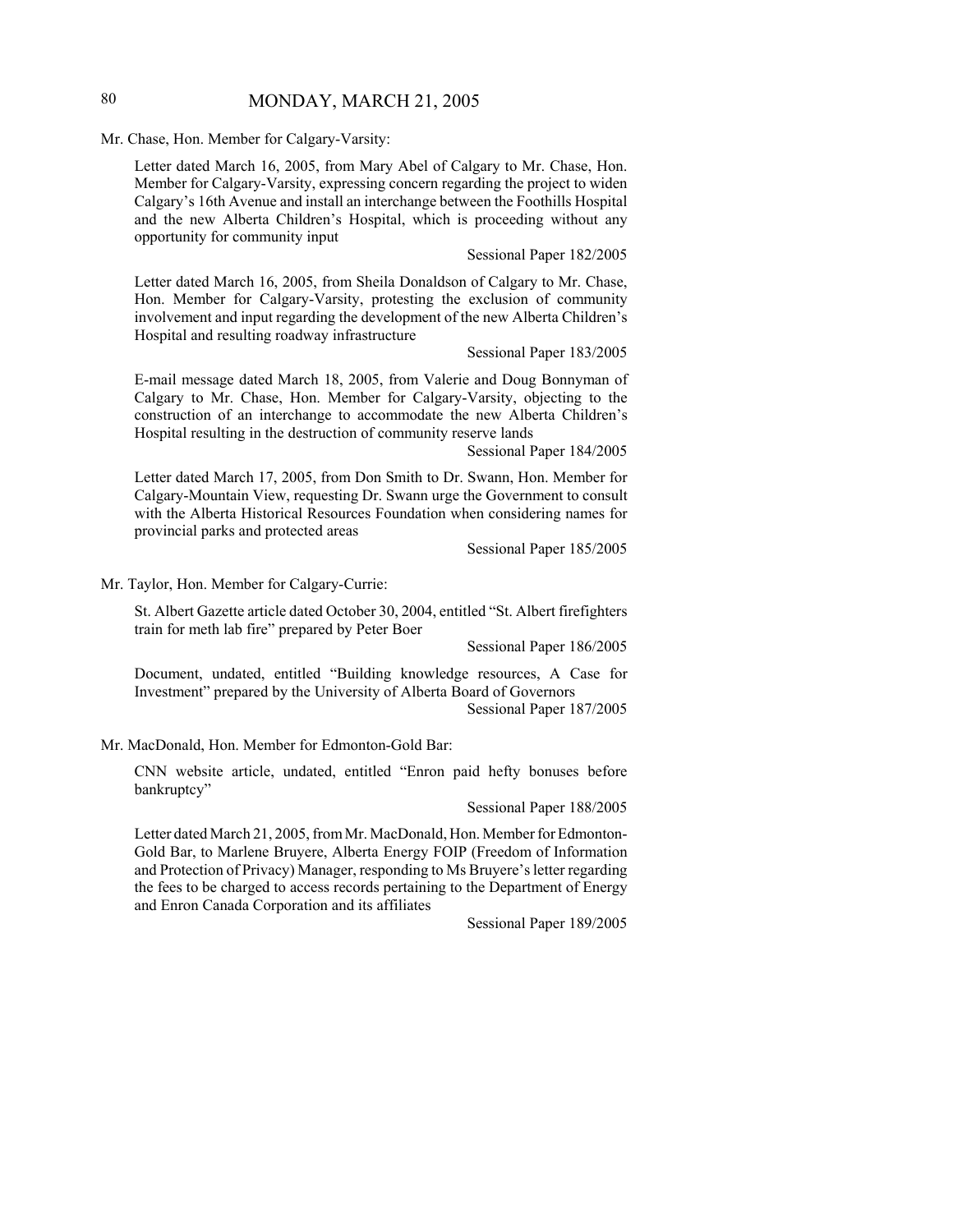Mr. Chase, Hon. Member for Calgary-Varsity:

Letter dated March 16, 2005, from Mary Abel of Calgary to Mr. Chase, Hon. Member for Calgary-Varsity, expressing concern regarding the project to widen Calgary's 16th Avenue and install an interchange between the Foothills Hospital and the new Alberta Children's Hospital, which is proceeding without any opportunity for community input

Sessional Paper 182/2005

Letter dated March 16, 2005, from Sheila Donaldson of Calgary to Mr. Chase, Hon. Member for Calgary-Varsity, protesting the exclusion of community involvement and input regarding the development of the new Alberta Children's Hospital and resulting roadway infrastructure

Sessional Paper 183/2005

E-mail message dated March 18, 2005, from Valerie and Doug Bonnyman of Calgary to Mr. Chase, Hon. Member for Calgary-Varsity, objecting to the construction of an interchange to accommodate the new Alberta Children's Hospital resulting in the destruction of community reserve lands

Sessional Paper 184/2005

Letter dated March 17, 2005, from Don Smith to Dr. Swann, Hon. Member for Calgary-Mountain View, requesting Dr. Swann urge the Government to consult with the Alberta Historical Resources Foundation when considering names for provincial parks and protected areas

Sessional Paper 185/2005

Mr. Taylor, Hon. Member for Calgary-Currie:

St. Albert Gazette article dated October 30, 2004, entitled "St. Albert firefighters train for meth lab fire" prepared by Peter Boer

Sessional Paper 186/2005

Document, undated, entitled "Building knowledge resources, A Case for Investment" prepared by the University of Alberta Board of Governors

Sessional Paper 187/2005

Mr. MacDonald, Hon. Member for Edmonton-Gold Bar:

CNN website article, undated, entitled "Enron paid hefty bonuses before bankruptcy"

Sessional Paper 188/2005

Letter dated March 21, 2005, from Mr. MacDonald, Hon. Member for Edmonton-Gold Bar, to Marlene Bruyere, Alberta Energy FOIP (Freedom of Information and Protection of Privacy) Manager, responding to Ms Bruyere's letter regarding the fees to be charged to access records pertaining to the Department of Energy and Enron Canada Corporation and its affiliates

Sessional Paper 189/2005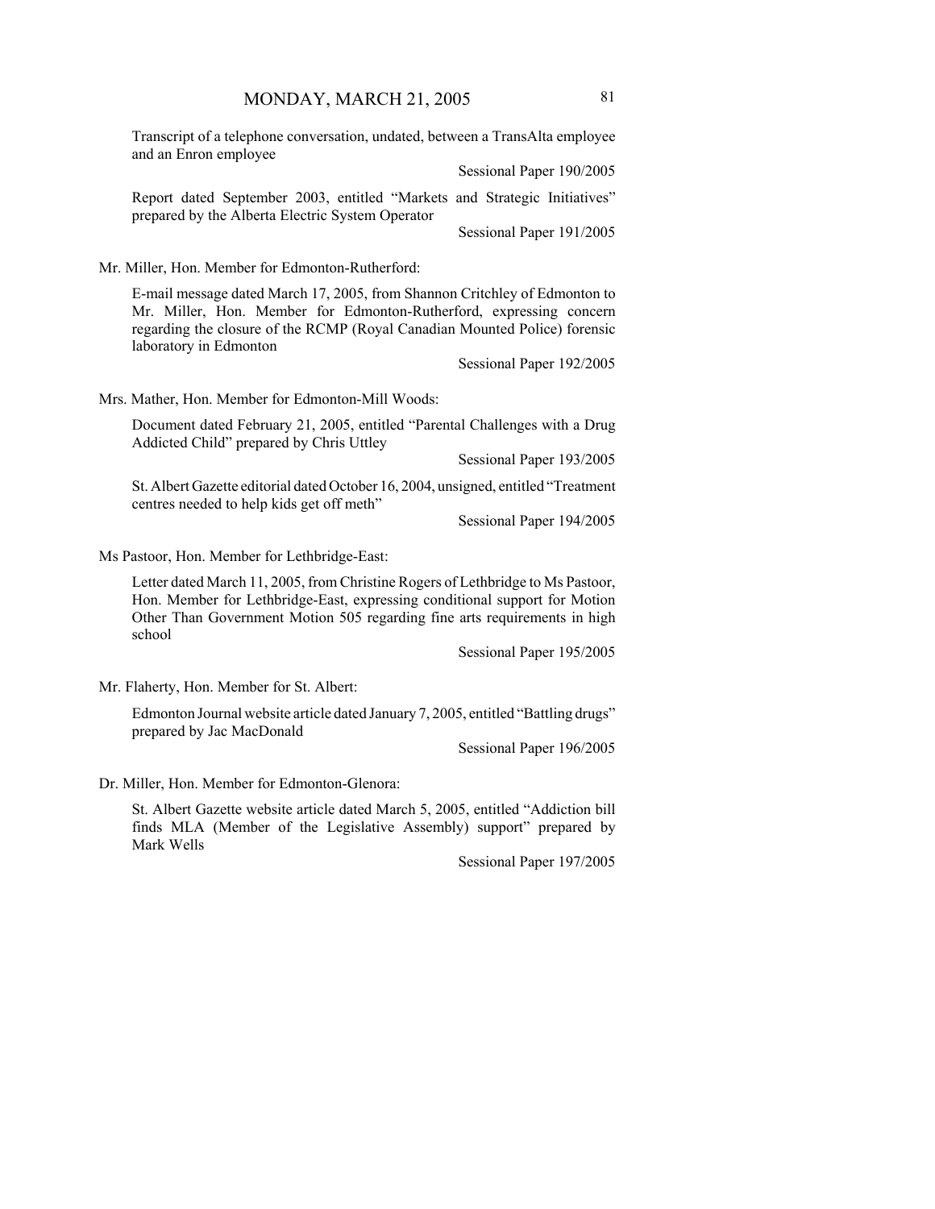Transcript of a telephone conversation, undated, between a TransAlta employee and an Enron employee

Sessional Paper 190/2005

Report dated September 2003, entitled "Markets and Strategic Initiatives" prepared by the Alberta Electric System Operator

Sessional Paper 191/2005

Mr. Miller, Hon. Member for Edmonton-Rutherford:

E-mail message dated March 17, 2005, from Shannon Critchley of Edmonton to Mr. Miller, Hon. Member for Edmonton-Rutherford, expressing concern regarding the closure of the RCMP (Royal Canadian Mounted Police) forensic laboratory in Edmonton

Sessional Paper 192/2005

Mrs. Mather, Hon. Member for Edmonton-Mill Woods:

Document dated February 21, 2005, entitled "Parental Challenges with a Drug Addicted Child" prepared by Chris Uttley

Sessional Paper 193/2005

St. Albert Gazette editorial dated October 16, 2004, unsigned, entitled "Treatment centres needed to help kids get off meth"

Sessional Paper 194/2005

Ms Pastoor, Hon. Member for Lethbridge-East:

Letter dated March 11, 2005, from Christine Rogers of Lethbridge to Ms Pastoor, Hon. Member for Lethbridge-East, expressing conditional support for Motion Other Than Government Motion 505 regarding fine arts requirements in high school

Sessional Paper 195/2005

Mr. Flaherty, Hon. Member for St. Albert:

Edmonton Journal website article dated January 7, 2005, entitled "Battling drugs" prepared by Jac MacDonald

Sessional Paper 196/2005

Dr. Miller, Hon. Member for Edmonton-Glenora:

St. Albert Gazette website article dated March 5, 2005, entitled "Addiction bill finds MLA (Member of the Legislative Assembly) support" prepared by Mark Wells

Sessional Paper 197/2005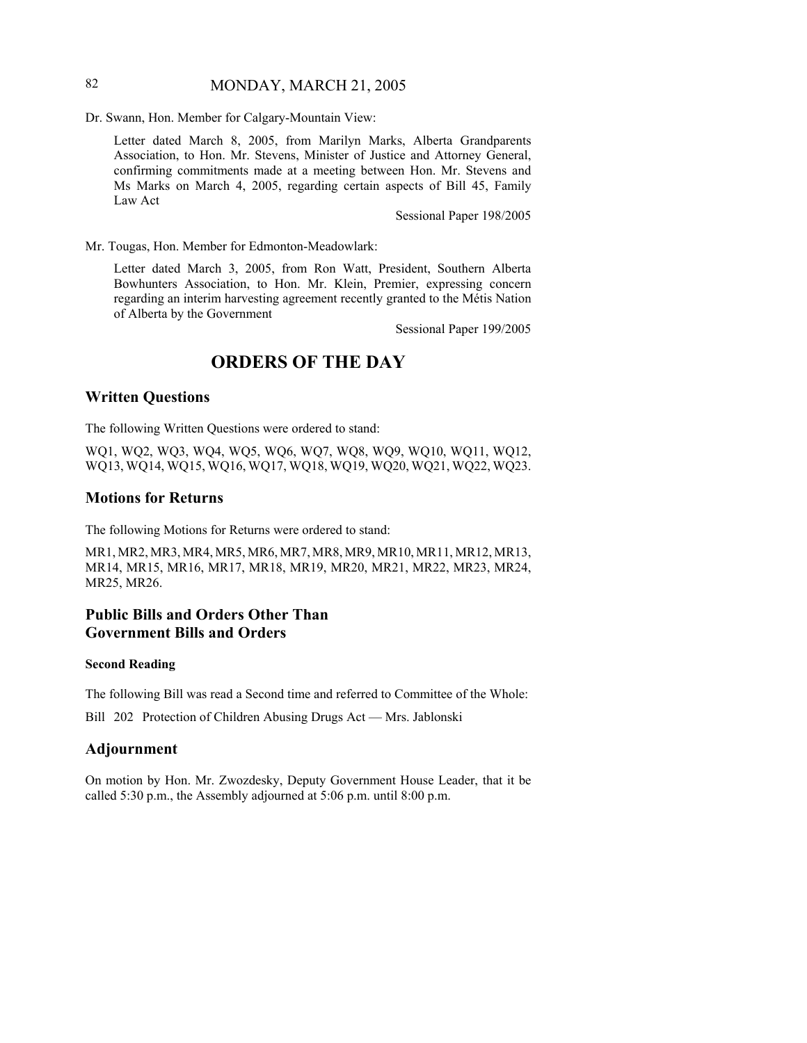Dr. Swann, Hon. Member for Calgary-Mountain View:

Letter dated March 8, 2005, from Marilyn Marks, Alberta Grandparents Association, to Hon. Mr. Stevens, Minister of Justice and Attorney General, confirming commitments made at a meeting between Hon. Mr. Stevens and Ms Marks on March 4, 2005, regarding certain aspects of Bill 45, Family Law Act

Sessional Paper 198/2005

Mr. Tougas, Hon. Member for Edmonton-Meadowlark:

Letter dated March 3, 2005, from Ron Watt, President, Southern Alberta Bowhunters Association, to Hon. Mr. Klein, Premier, expressing concern regarding an interim harvesting agreement recently granted to the Métis Nation of Alberta by the Government

Sessional Paper 199/2005

# ORDERS OF THE DAY

## Written Questions

The following Written Questions were ordered to stand:

WQ1, WQ2, WQ3, WQ4, WQ5, WQ6, WQ7, WQ8, WQ9, WQ10, WQ11, WQ12, WQ13, WQ14, WQ15, WQ16, WQ17, WQ18, WQ19, WQ20, WQ21, WQ22, WQ23.

## Motions for Returns

The following Motions for Returns were ordered to stand:

MR1, MR2, MR3, MR4, MR5, MR6, MR7, MR8, MR9, MR10, MR11, MR12, MR13, MR14, MR15, MR16, MR17, MR18, MR19, MR20, MR21, MR22, MR23, MR24, MR25, MR26.

## Public Bills and Orders Other Than Government Bills and Orders

### Second Reading

The following Bill was read a Second time and referred to Committee of the Whole:

Bill 202 Protection of Children Abusing Drugs Act — Mrs. Jablonski

## Adjournment

On motion by Hon. Mr. Zwozdesky, Deputy Government House Leader, that it be called 5:30 p.m., the Assembly adjourned at 5:06 p.m. until 8:00 p.m.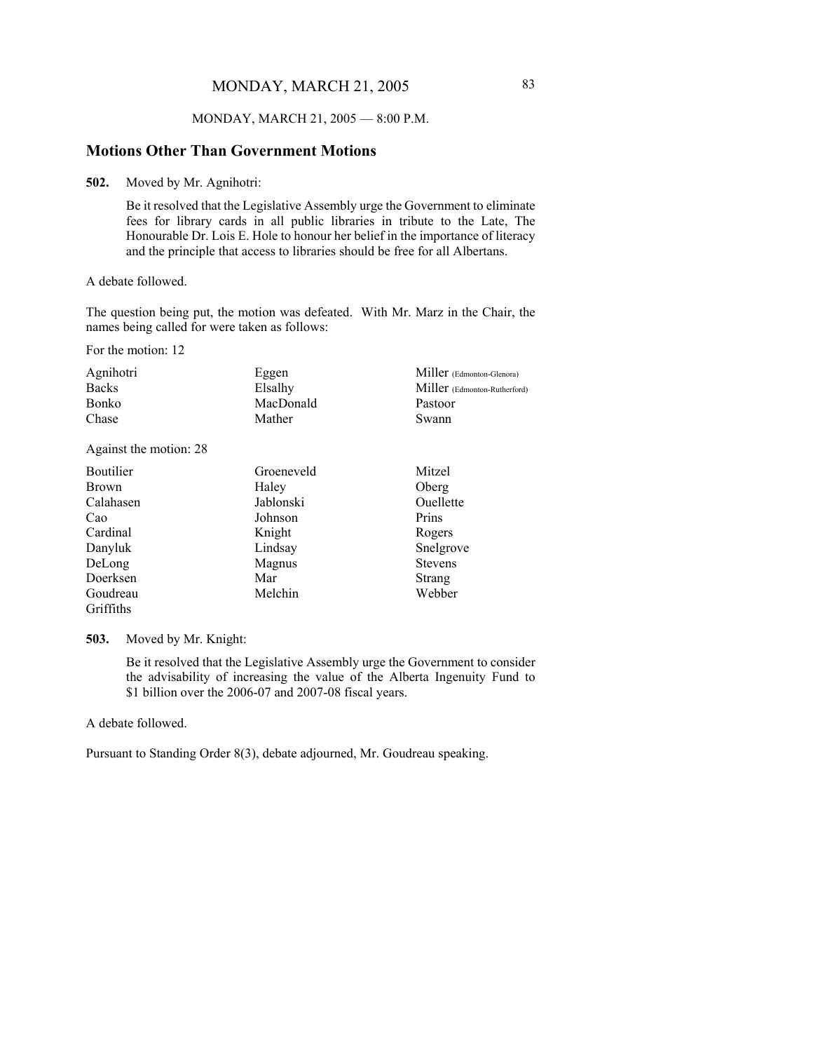MONDAY, MARCH 21, 2005 — 8:00 P.M.

## Motions Other Than Government Motions

**502.** Moved by Mr. Agnihotri:

Be it resolved that the Legislative Assembly urge the Government to eliminate fees for library cards in all public libraries in tribute to the Late, The Honourable Dr. Lois E. Hole to honour her belief in the importance of literacy and the principle that access to libraries should be free for all Albertans.

A debate followed.

The question being put, the motion was defeated. With Mr. Marz in the Chair, the names being called for were taken as follows:

For the motion: 12

| | | |
|---|---|---|
| Agnihotri | Eggen | Miller (Edmonton-Glenora) |
| Backs | Elsalhy | Miller (Edmonton-Rutherford) |
| Bonko | MacDonald | Pastoor |
| Chase | Mather | Swann |

Against the motion: 28

| | | |
|---|---|---|
| Boutilier | Groeneveld | Mitzel |
| Brown | Haley | Oberg |
| Calahasen | Jablonski | Ouellette |
| Cao | Johnson | Prins |
| Cardinal | Knight | Rogers |
| Danyluk | Lindsay | Snelgrove |
| DeLong | Magnus | Stevens |
| Doerksen | Mar | Strang |
| Goudreau | Melchin | Webber |
| Griffiths | | |

**503.** Moved by Mr. Knight:

Be it resolved that the Legislative Assembly urge the Government to consider the advisability of increasing the value of the Alberta Ingenuity Fund to $1 billion over the 2006-07 and 2007-08 fiscal years.

A debate followed.

Pursuant to Standing Order 8(3), debate adjourned, Mr. Goudreau speaking.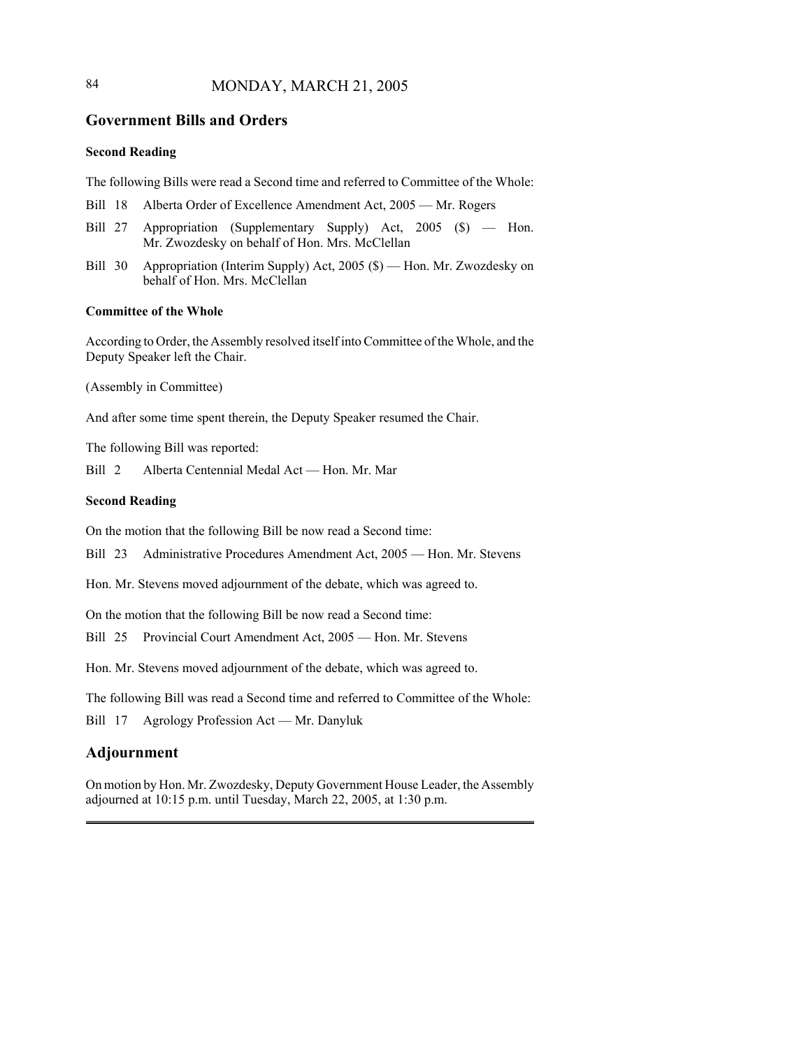## Government Bills and Orders

### Second Reading

The following Bills were read a Second time and referred to Committee of the Whole:

Bill 18 Alberta Order of Excellence Amendment Act, 2005 — Mr. Rogers

Bill 27 Appropriation (Supplementary Supply) Act, 2005 ($) — Hon. Mr. Zwozdesky on behalf of Hon. Mrs. McClellan

Bill 30 Appropriation (Interim Supply) Act, 2005 ($) — Hon. Mr. Zwozdesky on behalf of Hon. Mrs. McClellan

### Committee of the Whole

According to Order, the Assembly resolved itself into Committee of the Whole, and the Deputy Speaker left the Chair.

(Assembly in Committee)

And after some time spent therein, the Deputy Speaker resumed the Chair.

The following Bill was reported:

Bill 2 Alberta Centennial Medal Act — Hon. Mr. Mar

### Second Reading

On the motion that the following Bill be now read a Second time:

Bill 23 Administrative Procedures Amendment Act, 2005 — Hon. Mr. Stevens

Hon. Mr. Stevens moved adjournment of the debate, which was agreed to.

On the motion that the following Bill be now read a Second time:

Bill 25 Provincial Court Amendment Act, 2005 — Hon. Mr. Stevens

Hon. Mr. Stevens moved adjournment of the debate, which was agreed to.

The following Bill was read a Second time and referred to Committee of the Whole:

Bill 17 Agrology Profession Act — Mr. Danyluk

## Adjournment

On motion by Hon. Mr. Zwozdesky, Deputy Government House Leader, the Assembly adjourned at 10:15 p.m. until Tuesday, March 22, 2005, at 1:30 p.m.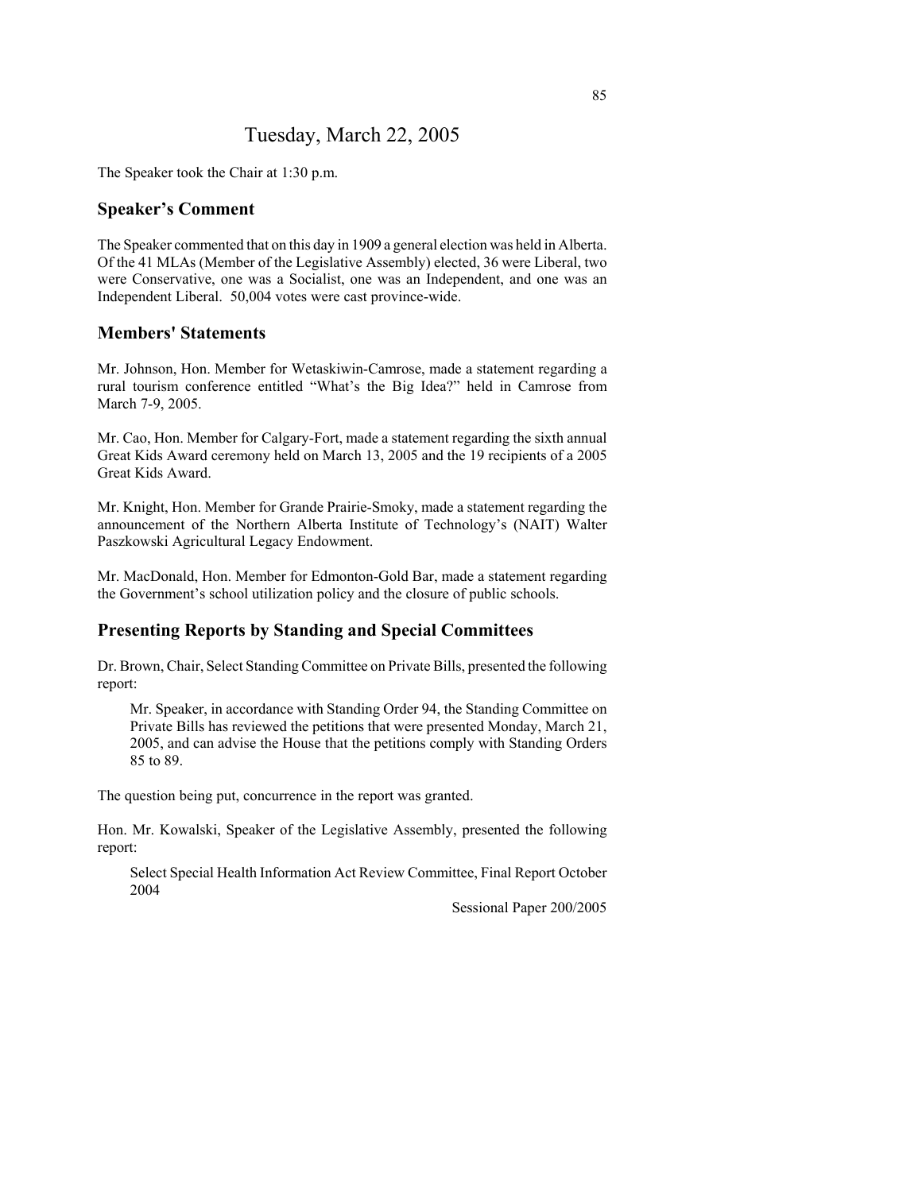# Tuesday, March 22, 2005

The Speaker took the Chair at 1:30 p.m.

## Speaker's Comment

The Speaker commented that on this day in 1909 a general election was held in Alberta. Of the 41 MLAs (Member of the Legislative Assembly) elected, 36 were Liberal, two were Conservative, one was a Socialist, one was an Independent, and one was an Independent Liberal. 50,004 votes were cast province-wide.

## Members' Statements

Mr. Johnson, Hon. Member for Wetaskiwin-Camrose, made a statement regarding a rural tourism conference entitled "What's the Big Idea?" held in Camrose from March 7-9, 2005.

Mr. Cao, Hon. Member for Calgary-Fort, made a statement regarding the sixth annual Great Kids Award ceremony held on March 13, 2005 and the 19 recipients of a 2005 Great Kids Award.

Mr. Knight, Hon. Member for Grande Prairie-Smoky, made a statement regarding the announcement of the Northern Alberta Institute of Technology's (NAIT) Walter Paszkowski Agricultural Legacy Endowment.

Mr. MacDonald, Hon. Member for Edmonton-Gold Bar, made a statement regarding the Government's school utilization policy and the closure of public schools.

## Presenting Reports by Standing and Special Committees

Dr. Brown, Chair, Select Standing Committee on Private Bills, presented the following report:

> Mr. Speaker, in accordance with Standing Order 94, the Standing Committee on Private Bills has reviewed the petitions that were presented Monday, March 21, 2005, and can advise the House that the petitions comply with Standing Orders 85 to 89.

The question being put, concurrence in the report was granted.

Hon. Mr. Kowalski, Speaker of the Legislative Assembly, presented the following report:

> Select Special Health Information Act Review Committee, Final Report October 2004
>
> Sessional Paper 200/2005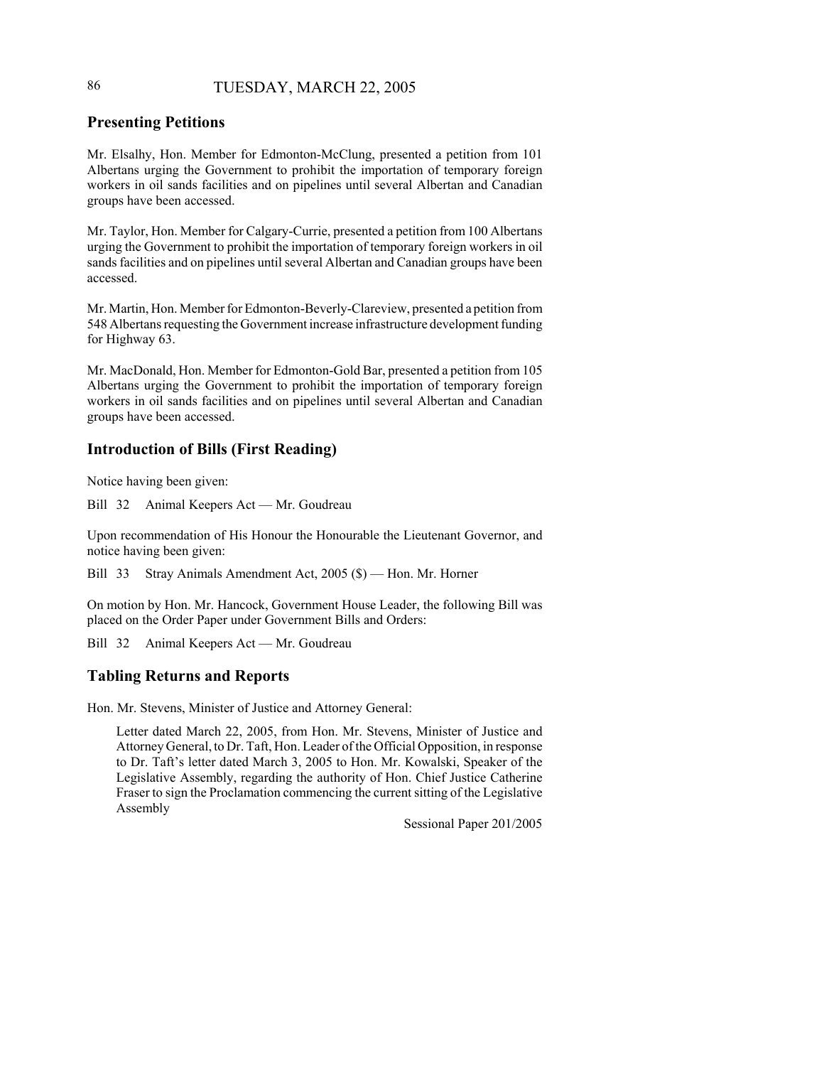## Presenting Petitions

Mr. Elsalhy, Hon. Member for Edmonton-McClung, presented a petition from 101 Albertans urging the Government to prohibit the importation of temporary foreign workers in oil sands facilities and on pipelines until several Albertan and Canadian groups have been accessed.

Mr. Taylor, Hon. Member for Calgary-Currie, presented a petition from 100 Albertans urging the Government to prohibit the importation of temporary foreign workers in oil sands facilities and on pipelines until several Albertan and Canadian groups have been accessed.

Mr. Martin, Hon. Member for Edmonton-Beverly-Clareview, presented a petition from 548 Albertans requesting the Government increase infrastructure development funding for Highway 63.

Mr. MacDonald, Hon. Member for Edmonton-Gold Bar, presented a petition from 105 Albertans urging the Government to prohibit the importation of temporary foreign workers in oil sands facilities and on pipelines until several Albertan and Canadian groups have been accessed.

## Introduction of Bills (First Reading)

Notice having been given:

Bill 32 Animal Keepers Act — Mr. Goudreau

Upon recommendation of His Honour the Honourable the Lieutenant Governor, and notice having been given:

Bill 33 Stray Animals Amendment Act, 2005 ($) — Hon. Mr. Horner

On motion by Hon. Mr. Hancock, Government House Leader, the following Bill was placed on the Order Paper under Government Bills and Orders:

Bill 32 Animal Keepers Act — Mr. Goudreau

## Tabling Returns and Reports

Hon. Mr. Stevens, Minister of Justice and Attorney General:

> Letter dated March 22, 2005, from Hon. Mr. Stevens, Minister of Justice and Attorney General, to Dr. Taft, Hon. Leader of the Official Opposition, in response to Dr. Taft's letter dated March 3, 2005 to Hon. Mr. Kowalski, Speaker of the Legislative Assembly, regarding the authority of Hon. Chief Justice Catherine Fraser to sign the Proclamation commencing the current sitting of the Legislative Assembly
>
> Sessional Paper 201/2005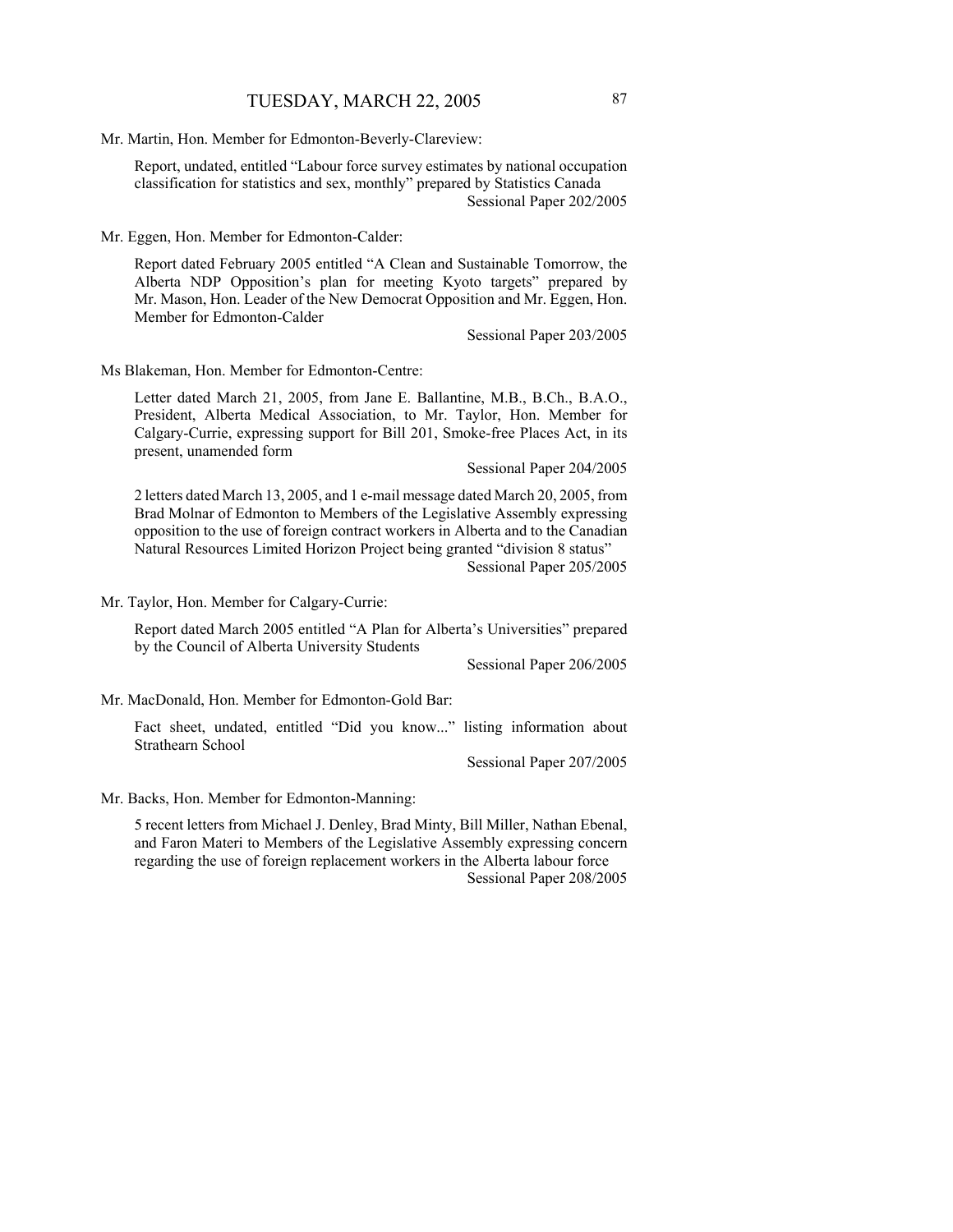Mr. Martin, Hon. Member for Edmonton-Beverly-Clareview:

Report, undated, entitled "Labour force survey estimates by national occupation classification for statistics and sex, monthly" prepared by Statistics Canada

Sessional Paper 202/2005

Mr. Eggen, Hon. Member for Edmonton-Calder:

Report dated February 2005 entitled "A Clean and Sustainable Tomorrow, the Alberta NDP Opposition's plan for meeting Kyoto targets" prepared by Mr. Mason, Hon. Leader of the New Democrat Opposition and Mr. Eggen, Hon. Member for Edmonton-Calder

Sessional Paper 203/2005

Ms Blakeman, Hon. Member for Edmonton-Centre:

Letter dated March 21, 2005, from Jane E. Ballantine, M.B., B.Ch., B.A.O., President, Alberta Medical Association, to Mr. Taylor, Hon. Member for Calgary-Currie, expressing support for Bill 201, Smoke-free Places Act, in its present, unamended form

Sessional Paper 204/2005

2 letters dated March 13, 2005, and 1 e-mail message dated March 20, 2005, from Brad Molnar of Edmonton to Members of the Legislative Assembly expressing opposition to the use of foreign contract workers in Alberta and to the Canadian Natural Resources Limited Horizon Project being granted "division 8 status"

Sessional Paper 205/2005

Mr. Taylor, Hon. Member for Calgary-Currie:

Report dated March 2005 entitled "A Plan for Alberta's Universities" prepared by the Council of Alberta University Students

Sessional Paper 206/2005

Mr. MacDonald, Hon. Member for Edmonton-Gold Bar:

Fact sheet, undated, entitled "Did you know..." listing information about Strathearn School

Sessional Paper 207/2005

Mr. Backs, Hon. Member for Edmonton-Manning:

5 recent letters from Michael J. Denley, Brad Minty, Bill Miller, Nathan Ebenal, and Faron Materi to Members of the Legislative Assembly expressing concern regarding the use of foreign replacement workers in the Alberta labour force

Sessional Paper 208/2005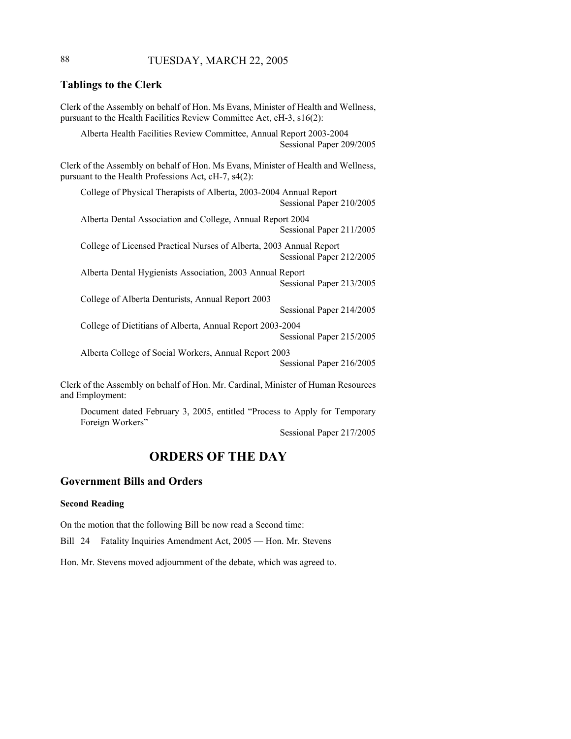## Tablings to the Clerk

Clerk of the Assembly on behalf of Hon. Ms Evans, Minister of Health and Wellness, pursuant to the Health Facilities Review Committee Act, cH-3, s16(2):

Alberta Health Facilities Review Committee, Annual Report 2003-2004
Sessional Paper 209/2005

Clerk of the Assembly on behalf of Hon. Ms Evans, Minister of Health and Wellness, pursuant to the Health Professions Act, cH-7, s4(2):

College of Physical Therapists of Alberta, 2003-2004 Annual Report
Sessional Paper 210/2005

Alberta Dental Association and College, Annual Report 2004
Sessional Paper 211/2005

College of Licensed Practical Nurses of Alberta, 2003 Annual Report
Sessional Paper 212/2005

Alberta Dental Hygienists Association, 2003 Annual Report
Sessional Paper 213/2005

College of Alberta Denturists, Annual Report 2003
Sessional Paper 214/2005

College of Dietitians of Alberta, Annual Report 2003-2004
Sessional Paper 215/2005

Alberta College of Social Workers, Annual Report 2003
Sessional Paper 216/2005

Clerk of the Assembly on behalf of Hon. Mr. Cardinal, Minister of Human Resources and Employment:

Document dated February 3, 2005, entitled "Process to Apply for Temporary Foreign Workers"
Sessional Paper 217/2005

# ORDERS OF THE DAY

## Government Bills and Orders

### Second Reading

On the motion that the following Bill be now read a Second time:

Bill 24 Fatality Inquiries Amendment Act, 2005 — Hon. Mr. Stevens

Hon. Mr. Stevens moved adjournment of the debate, which was agreed to.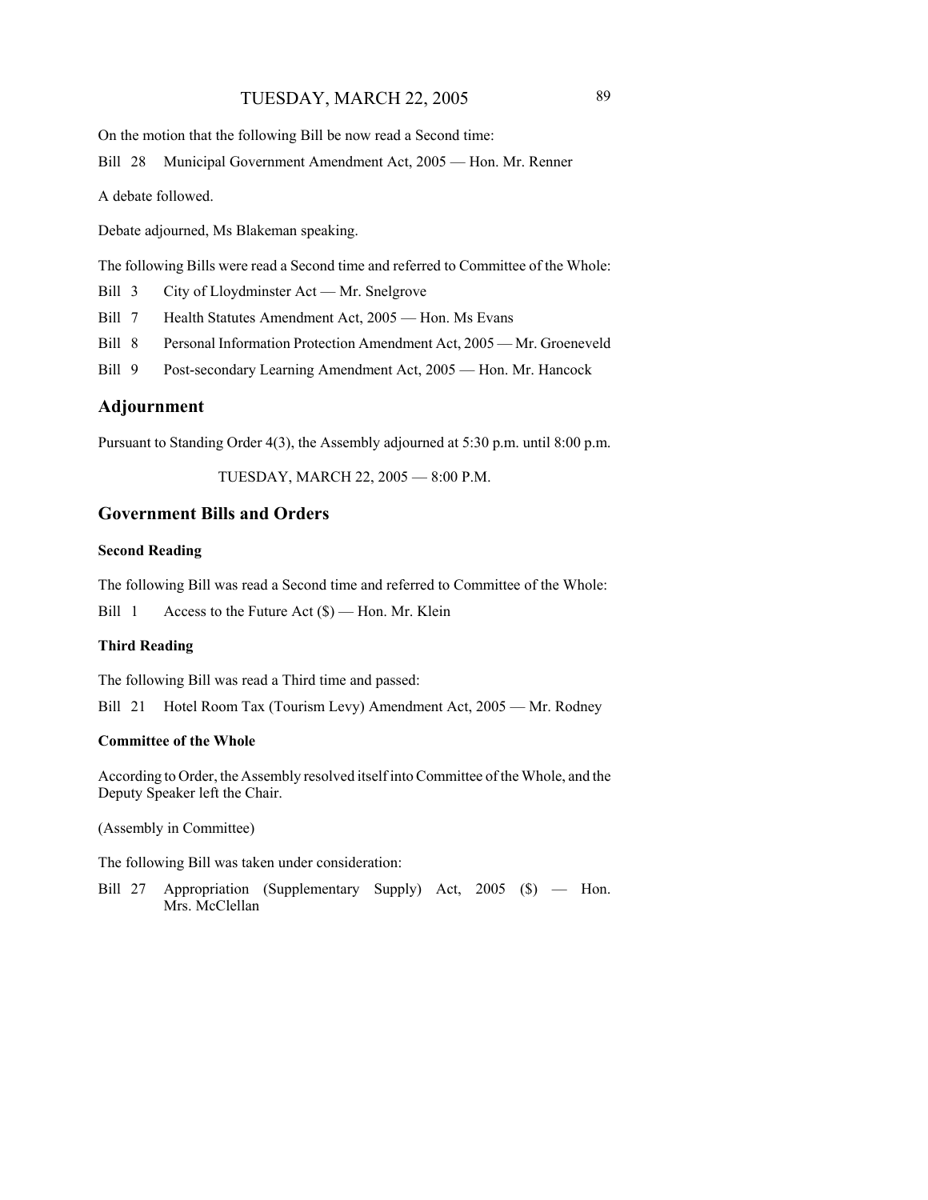On the motion that the following Bill be now read a Second time:

Bill 28 Municipal Government Amendment Act, 2005 — Hon. Mr. Renner

A debate followed.

Debate adjourned, Ms Blakeman speaking.

The following Bills were read a Second time and referred to Committee of the Whole:

Bill 3 City of Lloydminster Act — Mr. Snelgrove

Bill 7 Health Statutes Amendment Act, 2005 — Hon. Ms Evans

Bill 8 Personal Information Protection Amendment Act, 2005 — Mr. Groeneveld

Bill 9 Post-secondary Learning Amendment Act, 2005 — Hon. Mr. Hancock

## Adjournment

Pursuant to Standing Order 4(3), the Assembly adjourned at 5:30 p.m. until 8:00 p.m.

TUESDAY, MARCH 22, 2005 — 8:00 P.M.

## Government Bills and Orders

**Second Reading**

The following Bill was read a Second time and referred to Committee of the Whole:

Bill 1 Access to the Future Act ($) — Hon. Mr. Klein

**Third Reading**

The following Bill was read a Third time and passed:

Bill 21 Hotel Room Tax (Tourism Levy) Amendment Act, 2005 — Mr. Rodney

**Committee of the Whole**

According to Order, the Assembly resolved itself into Committee of the Whole, and the Deputy Speaker left the Chair.

(Assembly in Committee)

The following Bill was taken under consideration:

Bill 27 Appropriation (Supplementary Supply) Act, 2005 ($) — Hon. Mrs. McClellan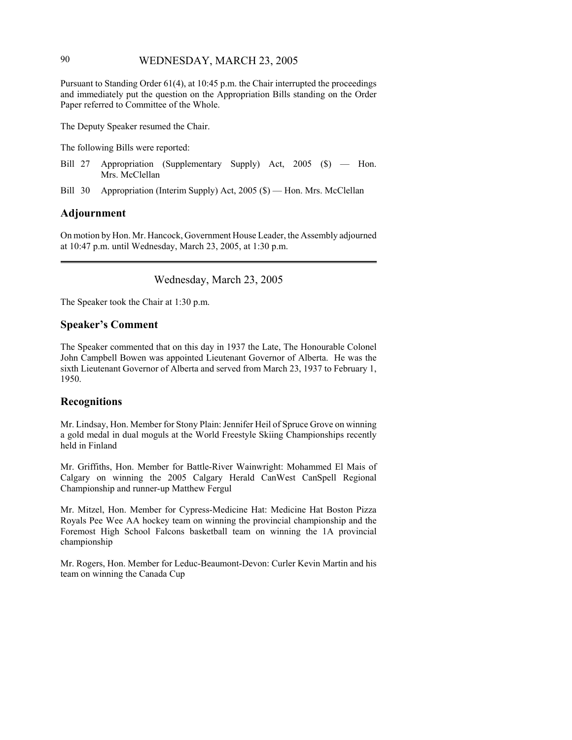Pursuant to Standing Order 61(4), at 10:45 p.m. the Chair interrupted the proceedings and immediately put the question on the Appropriation Bills standing on the Order Paper referred to Committee of the Whole.

The Deputy Speaker resumed the Chair.

The following Bills were reported:

Bill 27 Appropriation (Supplementary Supply) Act, 2005 ($) — Hon. Mrs. McClellan

Bill 30 Appropriation (Interim Supply) Act, 2005 ($) — Hon. Mrs. McClellan

## Adjournment

On motion by Hon. Mr. Hancock, Government House Leader, the Assembly adjourned at 10:47 p.m. until Wednesday, March 23, 2005, at 1:30 p.m.

---

Wednesday, March 23, 2005

The Speaker took the Chair at 1:30 p.m.

## Speaker's Comment

The Speaker commented that on this day in 1937 the Late, The Honourable Colonel John Campbell Bowen was appointed Lieutenant Governor of Alberta. He was the sixth Lieutenant Governor of Alberta and served from March 23, 1937 to February 1, 1950.

## Recognitions

Mr. Lindsay, Hon. Member for Stony Plain: Jennifer Heil of Spruce Grove on winning a gold medal in dual moguls at the World Freestyle Skiing Championships recently held in Finland

Mr. Griffiths, Hon. Member for Battle-River Wainwright: Mohammed El Mais of Calgary on winning the 2005 Calgary Herald CanWest CanSpell Regional Championship and runner-up Matthew Fergul

Mr. Mitzel, Hon. Member for Cypress-Medicine Hat: Medicine Hat Boston Pizza Royals Pee Wee AA hockey team on winning the provincial championship and the Foremost High School Falcons basketball team on winning the 1A provincial championship

Mr. Rogers, Hon. Member for Leduc-Beaumont-Devon: Curler Kevin Martin and his team on winning the Canada Cup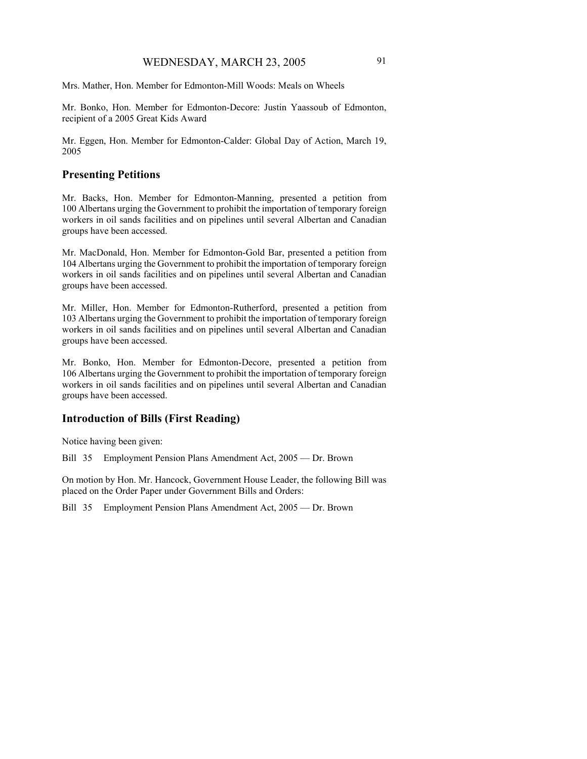Mrs. Mather, Hon. Member for Edmonton-Mill Woods: Meals on Wheels

Mr. Bonko, Hon. Member for Edmonton-Decore: Justin Yaassoub of Edmonton, recipient of a 2005 Great Kids Award

Mr. Eggen, Hon. Member for Edmonton-Calder: Global Day of Action, March 19, 2005

## Presenting Petitions

Mr. Backs, Hon. Member for Edmonton-Manning, presented a petition from 100 Albertans urging the Government to prohibit the importation of temporary foreign workers in oil sands facilities and on pipelines until several Albertan and Canadian groups have been accessed.

Mr. MacDonald, Hon. Member for Edmonton-Gold Bar, presented a petition from 104 Albertans urging the Government to prohibit the importation of temporary foreign workers in oil sands facilities and on pipelines until several Albertan and Canadian groups have been accessed.

Mr. Miller, Hon. Member for Edmonton-Rutherford, presented a petition from 103 Albertans urging the Government to prohibit the importation of temporary foreign workers in oil sands facilities and on pipelines until several Albertan and Canadian groups have been accessed.

Mr. Bonko, Hon. Member for Edmonton-Decore, presented a petition from 106 Albertans urging the Government to prohibit the importation of temporary foreign workers in oil sands facilities and on pipelines until several Albertan and Canadian groups have been accessed.

## Introduction of Bills (First Reading)

Notice having been given:

Bill 35 Employment Pension Plans Amendment Act, 2005 — Dr. Brown

On motion by Hon. Mr. Hancock, Government House Leader, the following Bill was placed on the Order Paper under Government Bills and Orders:

Bill 35 Employment Pension Plans Amendment Act, 2005 — Dr. Brown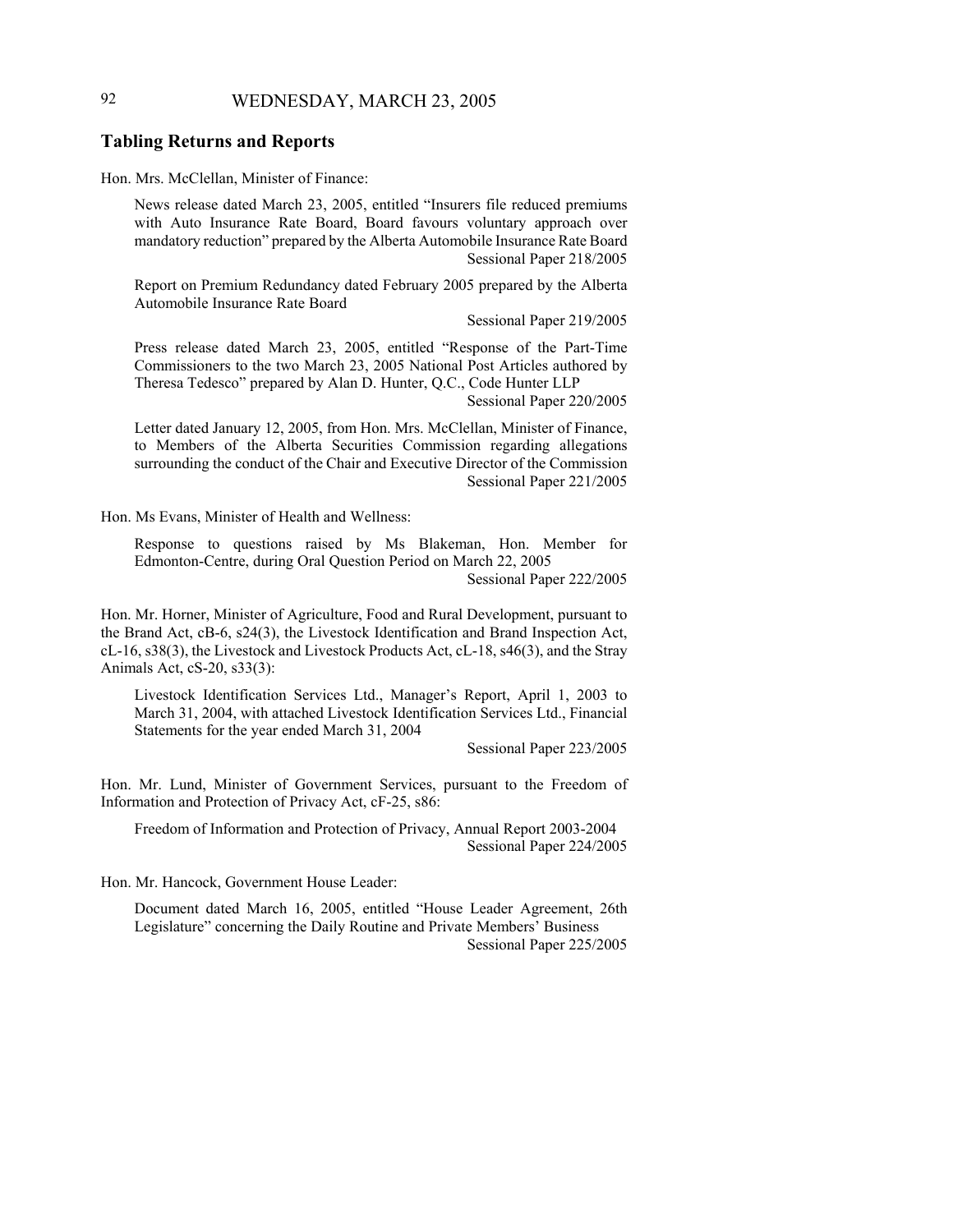## Tabling Returns and Reports

Hon. Mrs. McClellan, Minister of Finance:

News release dated March 23, 2005, entitled "Insurers file reduced premiums with Auto Insurance Rate Board, Board favours voluntary approach over mandatory reduction" prepared by the Alberta Automobile Insurance Rate Board
Sessional Paper 218/2005

Report on Premium Redundancy dated February 2005 prepared by the Alberta Automobile Insurance Rate Board
Sessional Paper 219/2005

Press release dated March 23, 2005, entitled "Response of the Part-Time Commissioners to the two March 23, 2005 National Post Articles authored by Theresa Tedesco" prepared by Alan D. Hunter, Q.C., Code Hunter LLP
Sessional Paper 220/2005

Letter dated January 12, 2005, from Hon. Mrs. McClellan, Minister of Finance, to Members of the Alberta Securities Commission regarding allegations surrounding the conduct of the Chair and Executive Director of the Commission
Sessional Paper 221/2005

Hon. Ms Evans, Minister of Health and Wellness:

Response to questions raised by Ms Blakeman, Hon. Member for Edmonton-Centre, during Oral Question Period on March 22, 2005
Sessional Paper 222/2005

Hon. Mr. Horner, Minister of Agriculture, Food and Rural Development, pursuant to the Brand Act, cB-6, s24(3), the Livestock Identification and Brand Inspection Act, cL-16, s38(3), the Livestock and Livestock Products Act, cL-18, s46(3), and the Stray Animals Act, cS-20, s33(3):

Livestock Identification Services Ltd., Manager's Report, April 1, 2003 to March 31, 2004, with attached Livestock Identification Services Ltd., Financial Statements for the year ended March 31, 2004
Sessional Paper 223/2005

Hon. Mr. Lund, Minister of Government Services, pursuant to the Freedom of Information and Protection of Privacy Act, cF-25, s86:

Freedom of Information and Protection of Privacy, Annual Report 2003-2004
Sessional Paper 224/2005

Hon. Mr. Hancock, Government House Leader:

Document dated March 16, 2005, entitled "House Leader Agreement, 26th Legislature" concerning the Daily Routine and Private Members' Business
Sessional Paper 225/2005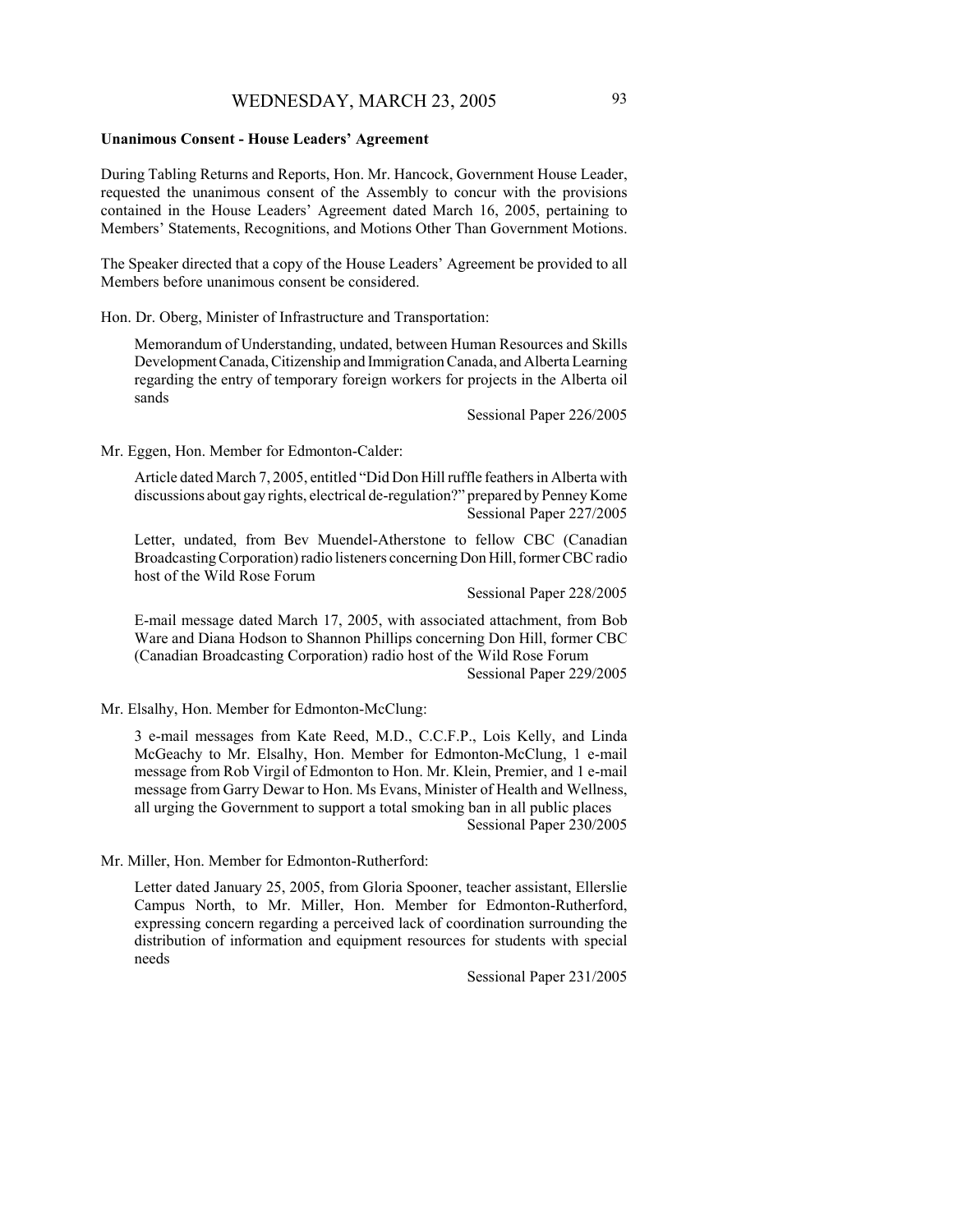**Unanimous Consent - House Leaders' Agreement**

During Tabling Returns and Reports, Hon. Mr. Hancock, Government House Leader, requested the unanimous consent of the Assembly to concur with the provisions contained in the House Leaders' Agreement dated March 16, 2005, pertaining to Members' Statements, Recognitions, and Motions Other Than Government Motions.

The Speaker directed that a copy of the House Leaders' Agreement be provided to all Members before unanimous consent be considered.

Hon. Dr. Oberg, Minister of Infrastructure and Transportation:

> Memorandum of Understanding, undated, between Human Resources and Skills Development Canada, Citizenship and Immigration Canada, and Alberta Learning regarding the entry of temporary foreign workers for projects in the Alberta oil sands
>
> Sessional Paper 226/2005

Mr. Eggen, Hon. Member for Edmonton-Calder:

> Article dated March 7, 2005, entitled "Did Don Hill ruffle feathers in Alberta with discussions about gay rights, electrical de-regulation?" prepared by Penney Kome
>
> Sessional Paper 227/2005
>
> Letter, undated, from Bev Muendel-Atherstone to fellow CBC (Canadian Broadcasting Corporation) radio listeners concerning Don Hill, former CBC radio host of the Wild Rose Forum
>
> Sessional Paper 228/2005
>
> E-mail message dated March 17, 2005, with associated attachment, from Bob Ware and Diana Hodson to Shannon Phillips concerning Don Hill, former CBC (Canadian Broadcasting Corporation) radio host of the Wild Rose Forum
>
> Sessional Paper 229/2005

Mr. Elsalhy, Hon. Member for Edmonton-McClung:

> 3 e-mail messages from Kate Reed, M.D., C.C.F.P., Lois Kelly, and Linda McGeachy to Mr. Elsalhy, Hon. Member for Edmonton-McClung, 1 e-mail message from Rob Virgil of Edmonton to Hon. Mr. Klein, Premier, and 1 e-mail message from Garry Dewar to Hon. Ms Evans, Minister of Health and Wellness, all urging the Government to support a total smoking ban in all public places
>
> Sessional Paper 230/2005

Mr. Miller, Hon. Member for Edmonton-Rutherford:

> Letter dated January 25, 2005, from Gloria Spooner, teacher assistant, Ellerslie Campus North, to Mr. Miller, Hon. Member for Edmonton-Rutherford, expressing concern regarding a perceived lack of coordination surrounding the distribution of information and equipment resources for students with special needs
>
> Sessional Paper 231/2005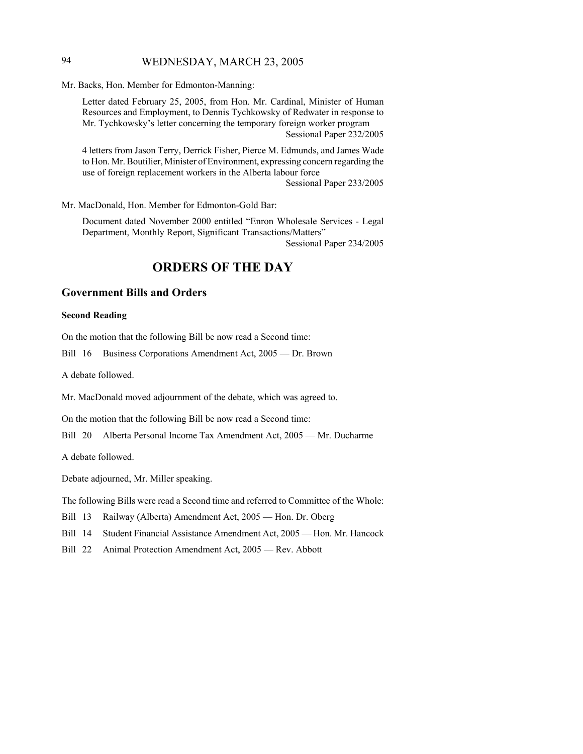Mr. Backs, Hon. Member for Edmonton-Manning:

Letter dated February 25, 2005, from Hon. Mr. Cardinal, Minister of Human Resources and Employment, to Dennis Tychkowsky of Redwater in response to Mr. Tychkowsky's letter concerning the temporary foreign worker program
Sessional Paper 232/2005

4 letters from Jason Terry, Derrick Fisher, Pierce M. Edmunds, and James Wade to Hon. Mr. Boutilier, Minister of Environment, expressing concern regarding the use of foreign replacement workers in the Alberta labour force
Sessional Paper 233/2005

Mr. MacDonald, Hon. Member for Edmonton-Gold Bar:

Document dated November 2000 entitled "Enron Wholesale Services - Legal Department, Monthly Report, Significant Transactions/Matters"
Sessional Paper 234/2005

# ORDERS OF THE DAY

## Government Bills and Orders

### Second Reading

On the motion that the following Bill be now read a Second time:

Bill 16 Business Corporations Amendment Act, 2005 — Dr. Brown

A debate followed.

Mr. MacDonald moved adjournment of the debate, which was agreed to.

On the motion that the following Bill be now read a Second time:

Bill 20 Alberta Personal Income Tax Amendment Act, 2005 — Mr. Ducharme

A debate followed.

Debate adjourned, Mr. Miller speaking.

The following Bills were read a Second time and referred to Committee of the Whole:

Bill 13 Railway (Alberta) Amendment Act, 2005 — Hon. Dr. Oberg

Bill 14 Student Financial Assistance Amendment Act, 2005 — Hon. Mr. Hancock

Bill 22 Animal Protection Amendment Act, 2005 — Rev. Abbott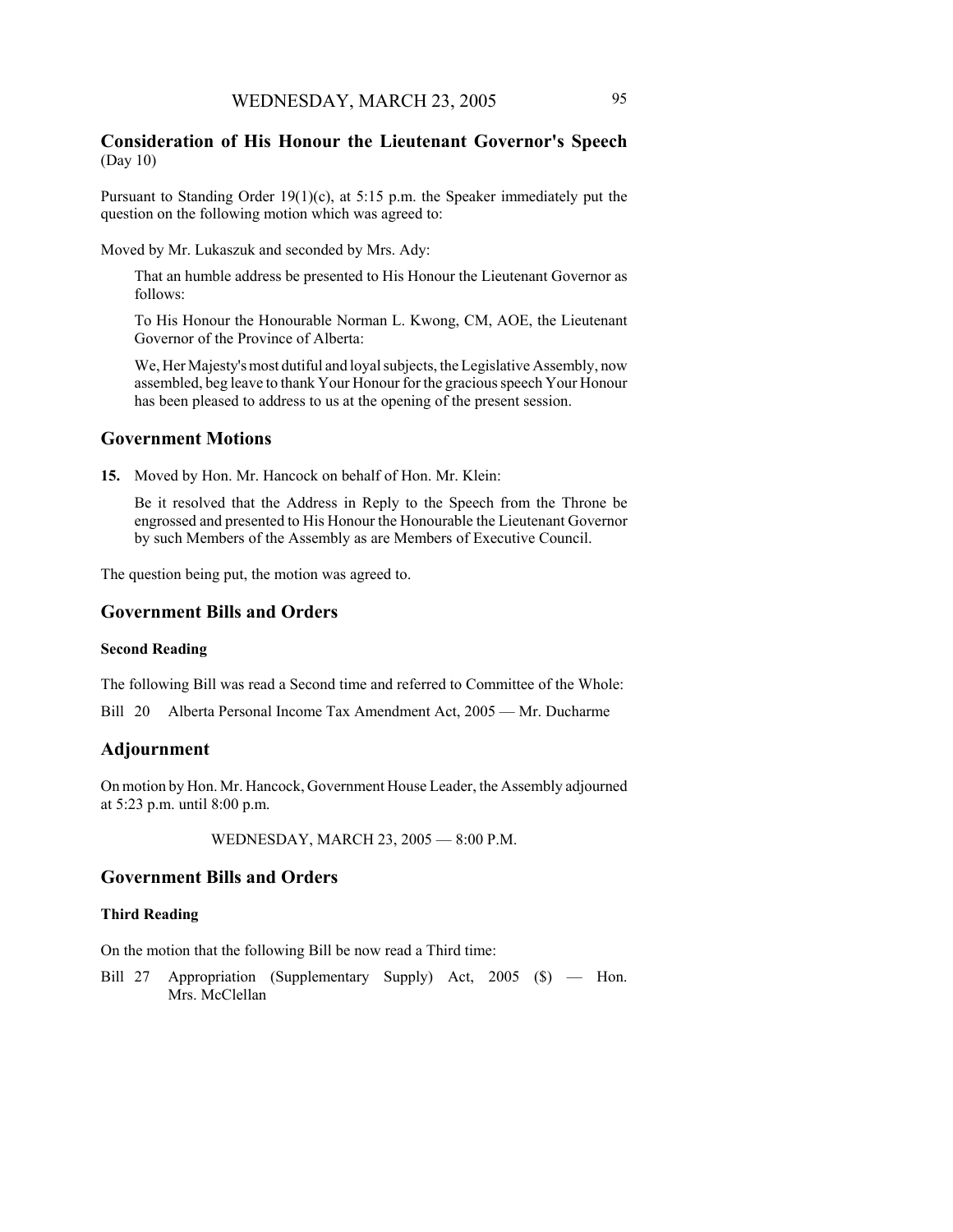## Consideration of His Honour the Lieutenant Governor's Speech
(Day 10)

Pursuant to Standing Order 19(1)(c), at 5:15 p.m. the Speaker immediately put the question on the following motion which was agreed to:

Moved by Mr. Lukaszuk and seconded by Mrs. Ady:

> That an humble address be presented to His Honour the Lieutenant Governor as follows:
>
> To His Honour the Honourable Norman L. Kwong, CM, AOE, the Lieutenant Governor of the Province of Alberta:
>
> We, Her Majesty's most dutiful and loyal subjects, the Legislative Assembly, now assembled, beg leave to thank Your Honour for the gracious speech Your Honour has been pleased to address to us at the opening of the present session.

## Government Motions

**15.** Moved by Hon. Mr. Hancock on behalf of Hon. Mr. Klein:

> Be it resolved that the Address in Reply to the Speech from the Throne be engrossed and presented to His Honour the Honourable the Lieutenant Governor by such Members of the Assembly as are Members of Executive Council.

The question being put, the motion was agreed to.

## Government Bills and Orders

### Second Reading

The following Bill was read a Second time and referred to Committee of the Whole:

Bill 20 Alberta Personal Income Tax Amendment Act, 2005 — Mr. Ducharme

## Adjournment

On motion by Hon. Mr. Hancock, Government House Leader, the Assembly adjourned at 5:23 p.m. until 8:00 p.m.

WEDNESDAY, MARCH 23, 2005 — 8:00 P.M.

## Government Bills and Orders

### Third Reading

On the motion that the following Bill be now read a Third time:

Bill 27 Appropriation (Supplementary Supply) Act, 2005 ($) — Hon. Mrs. McClellan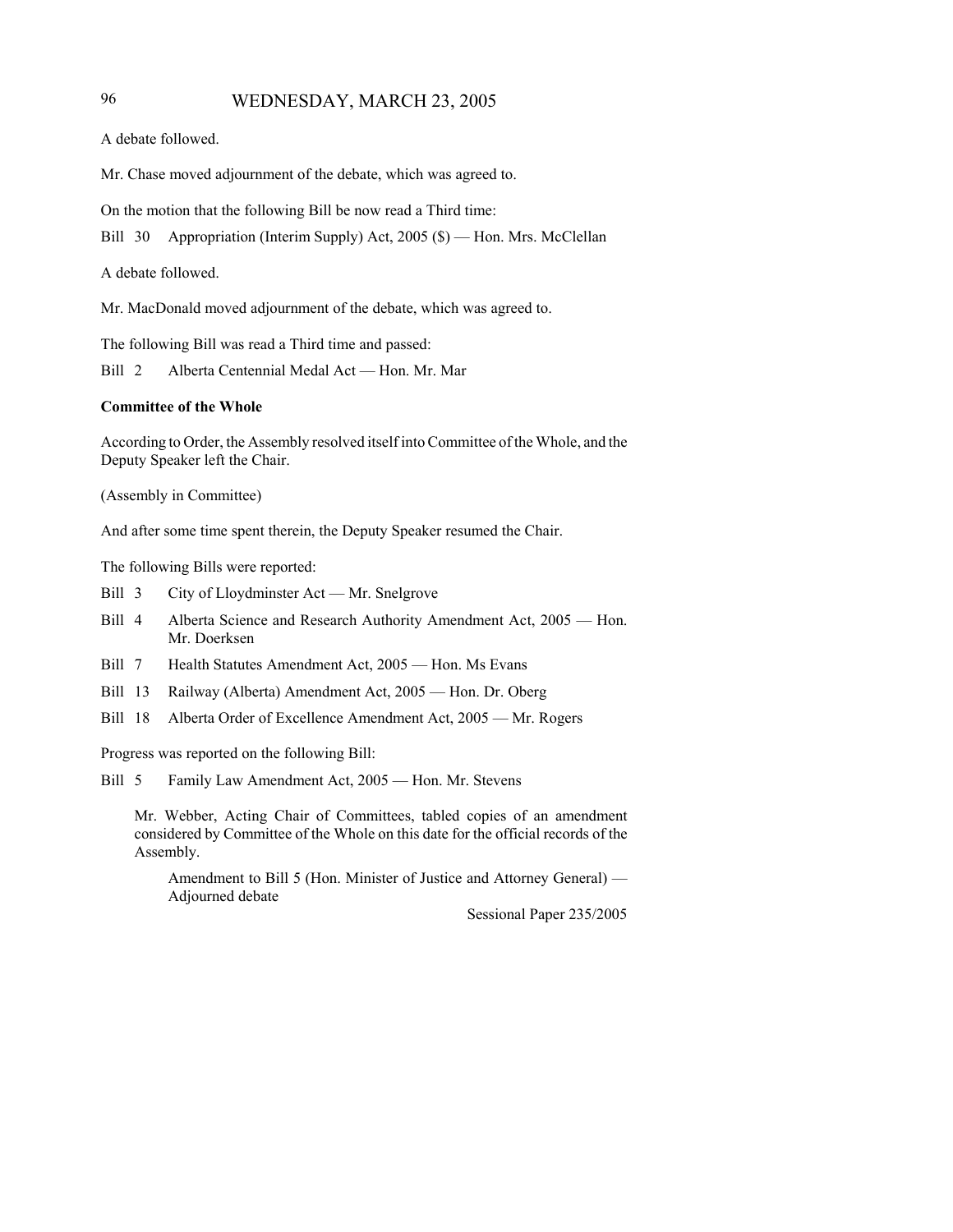A debate followed.

Mr. Chase moved adjournment of the debate, which was agreed to.

On the motion that the following Bill be now read a Third time:

Bill 30 Appropriation (Interim Supply) Act, 2005 ($) — Hon. Mrs. McClellan

A debate followed.

Mr. MacDonald moved adjournment of the debate, which was agreed to.

The following Bill was read a Third time and passed:

Bill 2 Alberta Centennial Medal Act — Hon. Mr. Mar

**Committee of the Whole**

According to Order, the Assembly resolved itself into Committee of the Whole, and the Deputy Speaker left the Chair.

(Assembly in Committee)

And after some time spent therein, the Deputy Speaker resumed the Chair.

The following Bills were reported:

Bill 3 City of Lloydminster Act — Mr. Snelgrove

Bill 4 Alberta Science and Research Authority Amendment Act, 2005 — Hon. Mr. Doerksen

Bill 7 Health Statutes Amendment Act, 2005 — Hon. Ms Evans

Bill 13 Railway (Alberta) Amendment Act, 2005 — Hon. Dr. Oberg

Bill 18 Alberta Order of Excellence Amendment Act, 2005 — Mr. Rogers

Progress was reported on the following Bill:

Bill 5 Family Law Amendment Act, 2005 — Hon. Mr. Stevens

Mr. Webber, Acting Chair of Committees, tabled copies of an amendment considered by Committee of the Whole on this date for the official records of the Assembly.

Amendment to Bill 5 (Hon. Minister of Justice and Attorney General) — Adjourned debate

Sessional Paper 235/2005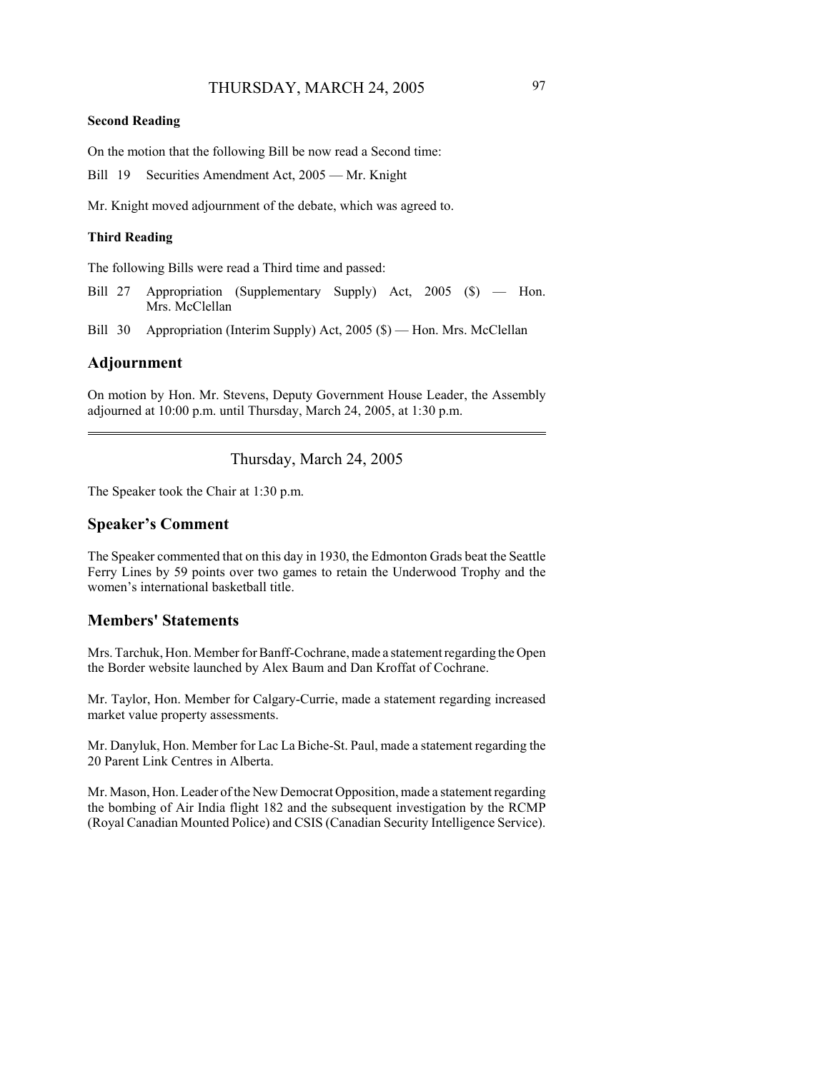### Second Reading

On the motion that the following Bill be now read a Second time:

Bill 19 Securities Amendment Act, 2005 — Mr. Knight

Mr. Knight moved adjournment of the debate, which was agreed to.

### Third Reading

The following Bills were read a Third time and passed:

Bill 27 Appropriation (Supplementary Supply) Act, 2005 ($) — Hon. Mrs. McClellan

Bill 30 Appropriation (Interim Supply) Act, 2005 ($) — Hon. Mrs. McClellan

## Adjournment

On motion by Hon. Mr. Stevens, Deputy Government House Leader, the Assembly adjourned at 10:00 p.m. until Thursday, March 24, 2005, at 1:30 p.m.

---

# Thursday, March 24, 2005

The Speaker took the Chair at 1:30 p.m.

## Speaker's Comment

The Speaker commented that on this day in 1930, the Edmonton Grads beat the Seattle Ferry Lines by 59 points over two games to retain the Underwood Trophy and the women's international basketball title.

## Members' Statements

Mrs. Tarchuk, Hon. Member for Banff-Cochrane, made a statement regarding the Open the Border website launched by Alex Baum and Dan Kroffat of Cochrane.

Mr. Taylor, Hon. Member for Calgary-Currie, made a statement regarding increased market value property assessments.

Mr. Danyluk, Hon. Member for Lac La Biche-St. Paul, made a statement regarding the 20 Parent Link Centres in Alberta.

Mr. Mason, Hon. Leader of the New Democrat Opposition, made a statement regarding the bombing of Air India flight 182 and the subsequent investigation by the RCMP (Royal Canadian Mounted Police) and CSIS (Canadian Security Intelligence Service).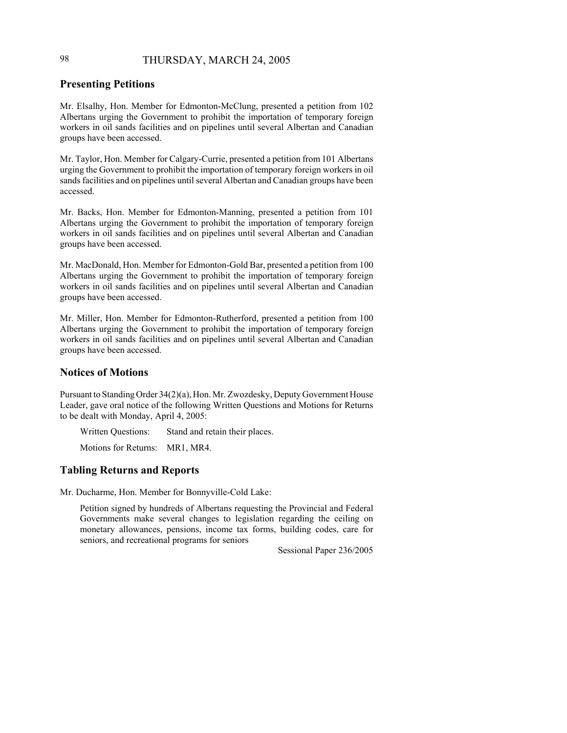## Presenting Petitions

Mr. Elsalhy, Hon. Member for Edmonton-McClung, presented a petition from 102 Albertans urging the Government to prohibit the importation of temporary foreign workers in oil sands facilities and on pipelines until several Albertan and Canadian groups have been accessed.

Mr. Taylor, Hon. Member for Calgary-Currie, presented a petition from 101 Albertans urging the Government to prohibit the importation of temporary foreign workers in oil sands facilities and on pipelines until several Albertan and Canadian groups have been accessed.

Mr. Backs, Hon. Member for Edmonton-Manning, presented a petition from 101 Albertans urging the Government to prohibit the importation of temporary foreign workers in oil sands facilities and on pipelines until several Albertan and Canadian groups have been accessed.

Mr. MacDonald, Hon. Member for Edmonton-Gold Bar, presented a petition from 100 Albertans urging the Government to prohibit the importation of temporary foreign workers in oil sands facilities and on pipelines until several Albertan and Canadian groups have been accessed.

Mr. Miller, Hon. Member for Edmonton-Rutherford, presented a petition from 100 Albertans urging the Government to prohibit the importation of temporary foreign workers in oil sands facilities and on pipelines until several Albertan and Canadian groups have been accessed.

## Notices of Motions

Pursuant to Standing Order 34(2)(a), Hon. Mr. Zwozdesky, Deputy Government House Leader, gave oral notice of the following Written Questions and Motions for Returns to be dealt with Monday, April 4, 2005:

Written Questions: Stand and retain their places.

Motions for Returns: MR1, MR4.

## Tabling Returns and Reports

Mr. Ducharme, Hon. Member for Bonnyville-Cold Lake:

Petition signed by hundreds of Albertans requesting the Provincial and Federal Governments make several changes to legislation regarding the ceiling on monetary allowances, pensions, income tax forms, building codes, care for seniors, and recreational programs for seniors

Sessional Paper 236/2005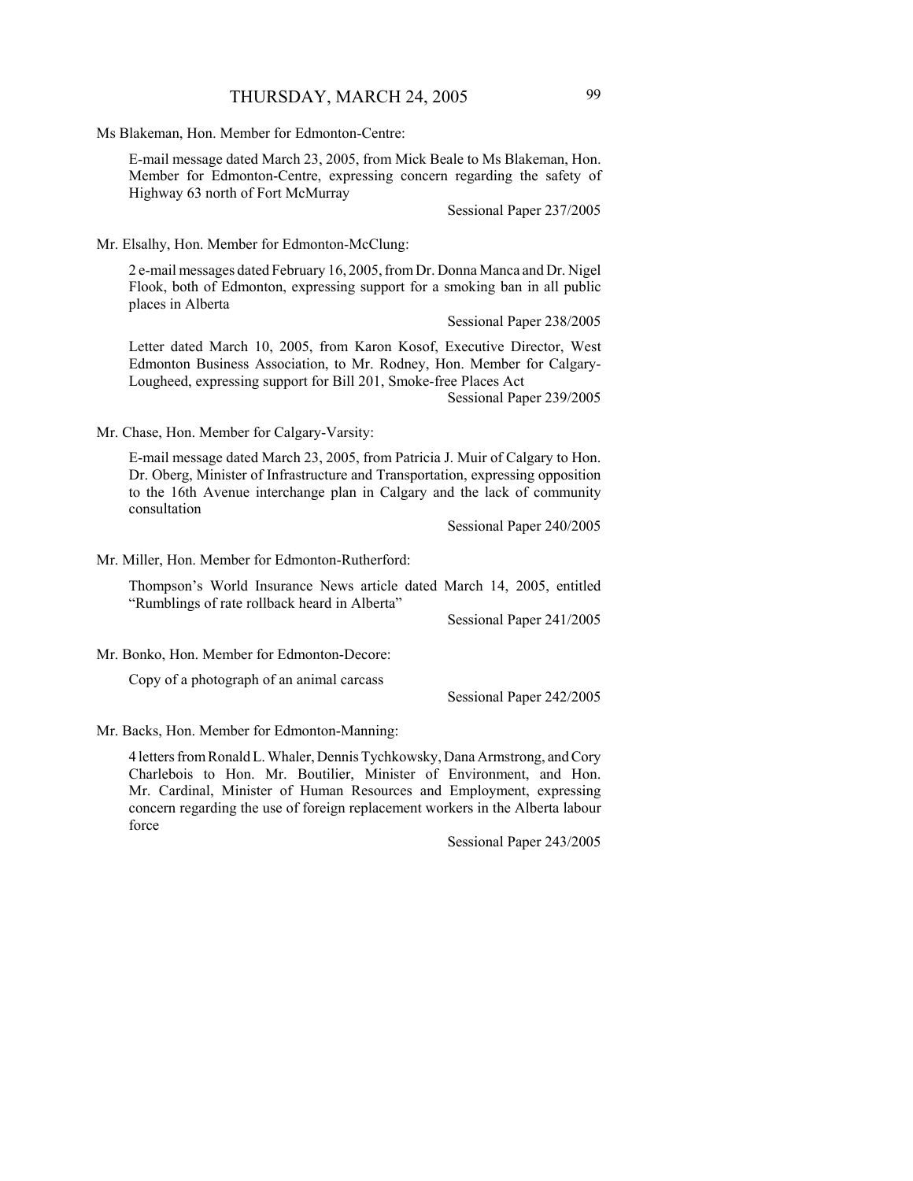Ms Blakeman, Hon. Member for Edmonton-Centre:

E-mail message dated March 23, 2005, from Mick Beale to Ms Blakeman, Hon. Member for Edmonton-Centre, expressing concern regarding the safety of Highway 63 north of Fort McMurray

Sessional Paper 237/2005

Mr. Elsalhy, Hon. Member for Edmonton-McClung:

2 e-mail messages dated February 16, 2005, from Dr. Donna Manca and Dr. Nigel Flook, both of Edmonton, expressing support for a smoking ban in all public places in Alberta

Sessional Paper 238/2005

Letter dated March 10, 2005, from Karon Kosof, Executive Director, West Edmonton Business Association, to Mr. Rodney, Hon. Member for Calgary-Lougheed, expressing support for Bill 201, Smoke-free Places Act

Sessional Paper 239/2005

Mr. Chase, Hon. Member for Calgary-Varsity:

E-mail message dated March 23, 2005, from Patricia J. Muir of Calgary to Hon. Dr. Oberg, Minister of Infrastructure and Transportation, expressing opposition to the 16th Avenue interchange plan in Calgary and the lack of community consultation

Sessional Paper 240/2005

Mr. Miller, Hon. Member for Edmonton-Rutherford:

Thompson's World Insurance News article dated March 14, 2005, entitled "Rumblings of rate rollback heard in Alberta"

Sessional Paper 241/2005

Mr. Bonko, Hon. Member for Edmonton-Decore:

Copy of a photograph of an animal carcass

Sessional Paper 242/2005

Mr. Backs, Hon. Member for Edmonton-Manning:

4 letters from Ronald L. Whaler, Dennis Tychkowsky, Dana Armstrong, and Cory Charlebois to Hon. Mr. Boutilier, Minister of Environment, and Hon. Mr. Cardinal, Minister of Human Resources and Employment, expressing concern regarding the use of foreign replacement workers in the Alberta labour force

Sessional Paper 243/2005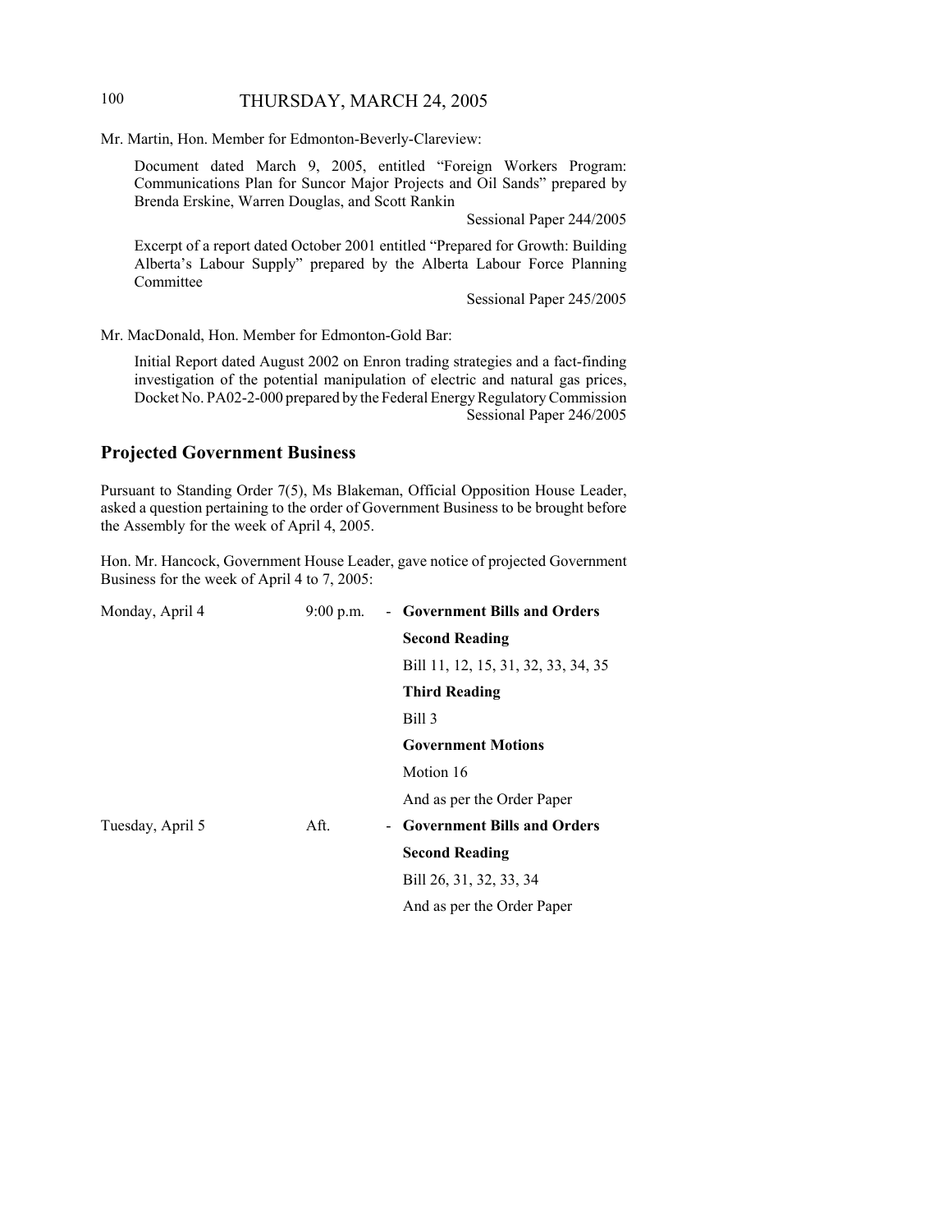Mr. Martin, Hon. Member for Edmonton-Beverly-Clareview:

Document dated March 9, 2005, entitled "Foreign Workers Program: Communications Plan for Suncor Major Projects and Oil Sands" prepared by Brenda Erskine, Warren Douglas, and Scott Rankin

Sessional Paper 244/2005

Excerpt of a report dated October 2001 entitled "Prepared for Growth: Building Alberta's Labour Supply" prepared by the Alberta Labour Force Planning Committee

Sessional Paper 245/2005

Mr. MacDonald, Hon. Member for Edmonton-Gold Bar:

Initial Report dated August 2002 on Enron trading strategies and a fact-finding investigation of the potential manipulation of electric and natural gas prices, Docket No. PA02-2-000 prepared by the Federal Energy Regulatory Commission

Sessional Paper 246/2005

## Projected Government Business

Pursuant to Standing Order 7(5), Ms Blakeman, Official Opposition House Leader, asked a question pertaining to the order of Government Business to be brought before the Assembly for the week of April 4, 2005.

Hon. Mr. Hancock, Government House Leader, gave notice of projected Government Business for the week of April 4 to 7, 2005:

| | | |
|---|---|---|
| Monday, April 4 | 9:00 p.m. | - **Government Bills and Orders** |
| | | **Second Reading** |
| | | Bill 11, 12, 15, 31, 32, 33, 34, 35 |
| | | **Third Reading** |
| | | Bill 3 |
| | | **Government Motions** |
| | | Motion 16 |
| | | And as per the Order Paper |
| Tuesday, April 5 | Aft. | - **Government Bills and Orders** |
| | | **Second Reading** |
| | | Bill 26, 31, 32, 33, 34 |
| | | And as per the Order Paper |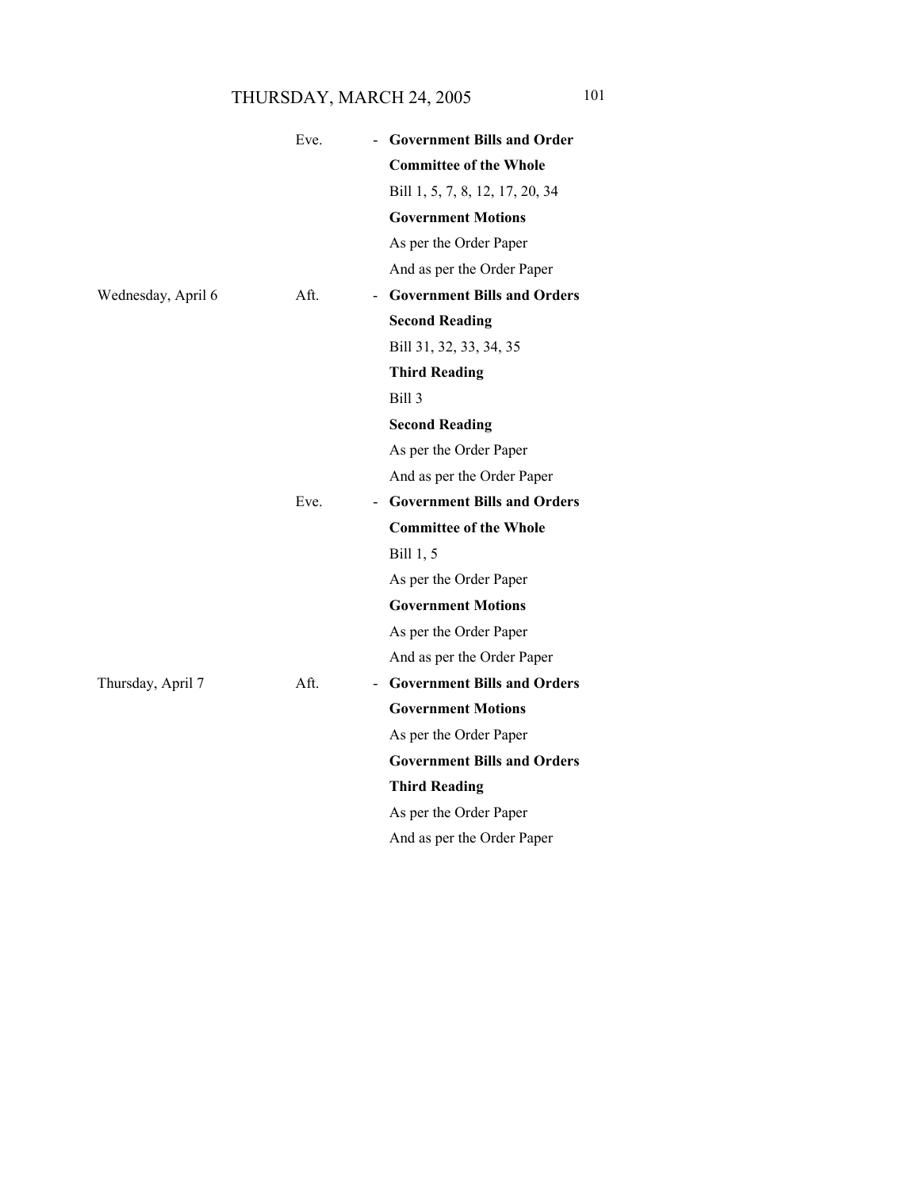| | | | |
|---|---|---|---|
| | Eve. | - | **Government Bills and Order** |
| | | | **Committee of the Whole** |
| | | | Bill 1, 5, 7, 8, 12, 17, 20, 34 |
| | | | **Government Motions** |
| | | | As per the Order Paper |
| | | | And as per the Order Paper |
| Wednesday, April 6 | Aft. | - | **Government Bills and Orders** |
| | | | **Second Reading** |
| | | | Bill 31, 32, 33, 34, 35 |
| | | | **Third Reading** |
| | | | Bill 3 |
| | | | **Second Reading** |
| | | | As per the Order Paper |
| | | | And as per the Order Paper |
| | Eve. | - | **Government Bills and Orders** |
| | | | **Committee of the Whole** |
| | | | Bill 1, 5 |
| | | | As per the Order Paper |
| | | | **Government Motions** |
| | | | As per the Order Paper |
| | | | And as per the Order Paper |
| Thursday, April 7 | Aft. | - | **Government Bills and Orders** |
| | | | **Government Motions** |
| | | | As per the Order Paper |
| | | | **Government Bills and Orders** |
| | | | **Third Reading** |
| | | | As per the Order Paper |
| | | | And as per the Order Paper |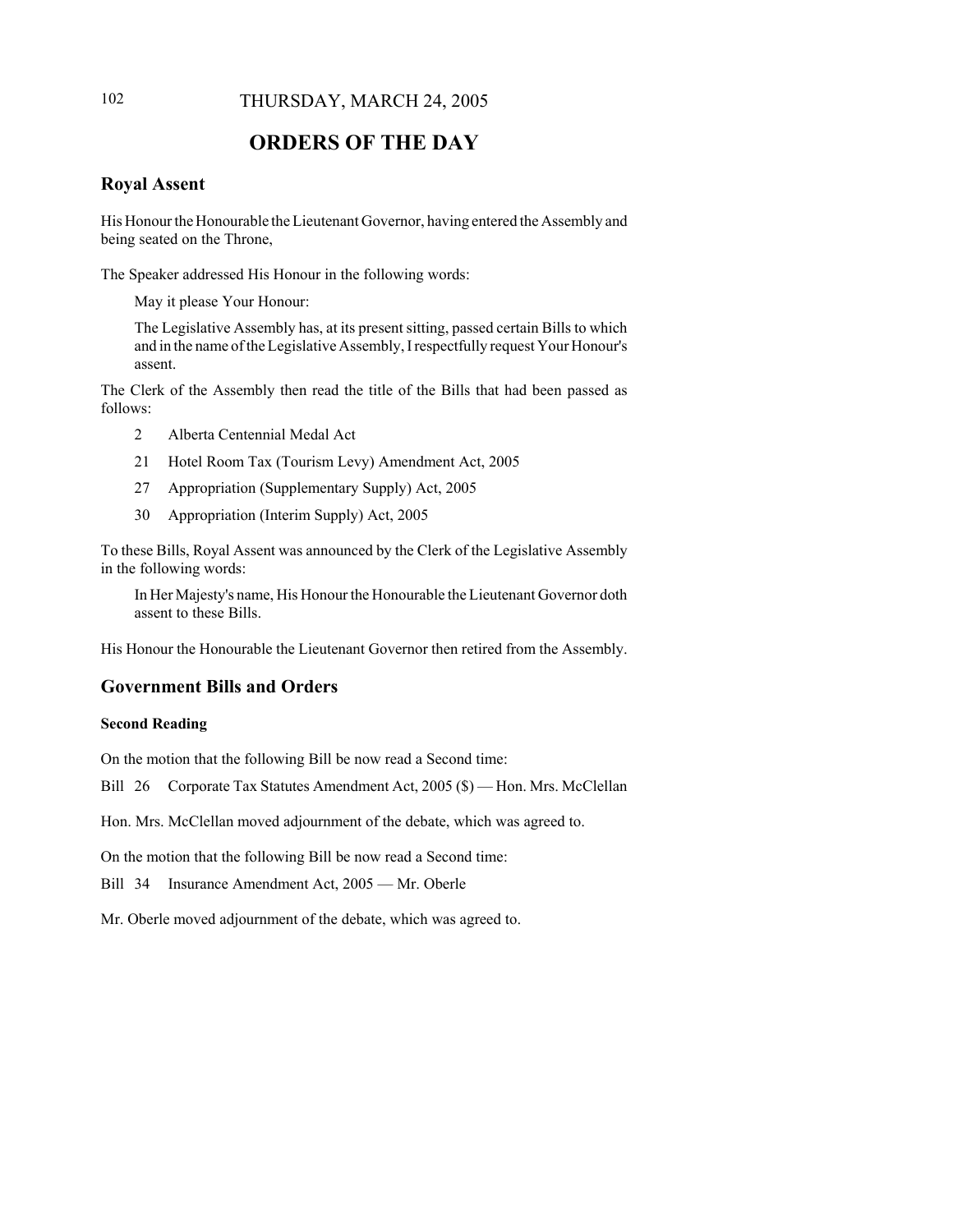# ORDERS OF THE DAY

## Royal Assent

His Honour the Honourable the Lieutenant Governor, having entered the Assembly and being seated on the Throne,

The Speaker addressed His Honour in the following words:

> May it please Your Honour:
>
> The Legislative Assembly has, at its present sitting, passed certain Bills to which and in the name of the Legislative Assembly, I respectfully request Your Honour's assent.

The Clerk of the Assembly then read the title of the Bills that had been passed as follows:

- 2 Alberta Centennial Medal Act
- 21 Hotel Room Tax (Tourism Levy) Amendment Act, 2005
- 27 Appropriation (Supplementary Supply) Act, 2005
- 30 Appropriation (Interim Supply) Act, 2005

To these Bills, Royal Assent was announced by the Clerk of the Legislative Assembly in the following words:

> In Her Majesty's name, His Honour the Honourable the Lieutenant Governor doth assent to these Bills.

His Honour the Honourable the Lieutenant Governor then retired from the Assembly.

## Government Bills and Orders

### Second Reading

On the motion that the following Bill be now read a Second time:

Bill 26 Corporate Tax Statutes Amendment Act, 2005 ($) — Hon. Mrs. McClellan

Hon. Mrs. McClellan moved adjournment of the debate, which was agreed to.

On the motion that the following Bill be now read a Second time:

Bill 34 Insurance Amendment Act, 2005 — Mr. Oberle

Mr. Oberle moved adjournment of the debate, which was agreed to.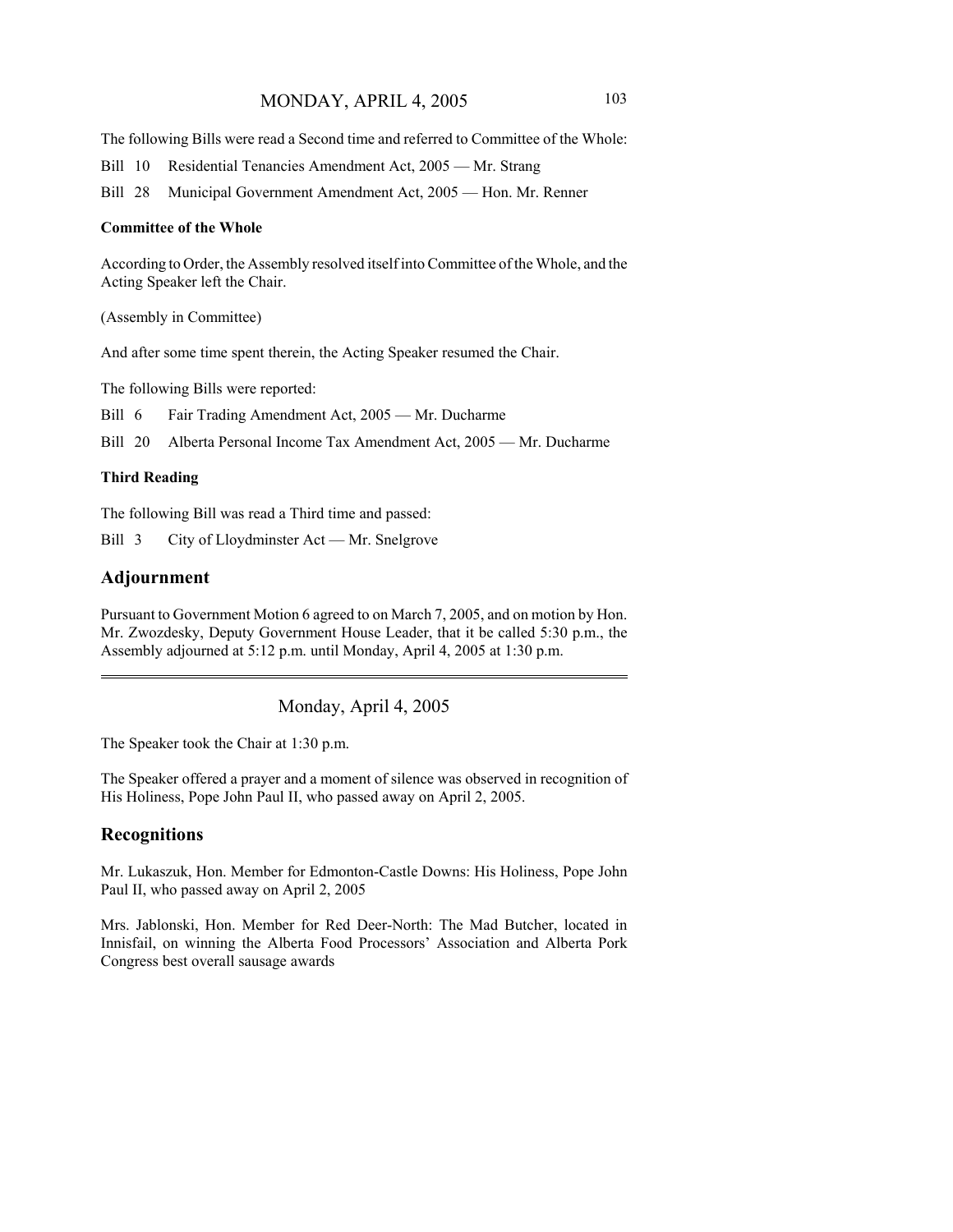The following Bills were read a Second time and referred to Committee of the Whole:

Bill 10 Residential Tenancies Amendment Act, 2005 — Mr. Strang

Bill 28 Municipal Government Amendment Act, 2005 — Hon. Mr. Renner

**Committee of the Whole**

According to Order, the Assembly resolved itself into Committee of the Whole, and the Acting Speaker left the Chair.

(Assembly in Committee)

And after some time spent therein, the Acting Speaker resumed the Chair.

The following Bills were reported:

Bill 6 Fair Trading Amendment Act, 2005 — Mr. Ducharme

Bill 20 Alberta Personal Income Tax Amendment Act, 2005 — Mr. Ducharme

**Third Reading**

The following Bill was read a Third time and passed:

Bill 3 City of Lloydminster Act — Mr. Snelgrove

## Adjournment

Pursuant to Government Motion 6 agreed to on March 7, 2005, and on motion by Hon. Mr. Zwozdesky, Deputy Government House Leader, that it be called 5:30 p.m., the Assembly adjourned at 5:12 p.m. until Monday, April 4, 2005 at 1:30 p.m.

---

# Monday, April 4, 2005

The Speaker took the Chair at 1:30 p.m.

The Speaker offered a prayer and a moment of silence was observed in recognition of His Holiness, Pope John Paul II, who passed away on April 2, 2005.

## Recognitions

Mr. Lukaszuk, Hon. Member for Edmonton-Castle Downs: His Holiness, Pope John Paul II, who passed away on April 2, 2005

Mrs. Jablonski, Hon. Member for Red Deer-North: The Mad Butcher, located in Innisfail, on winning the Alberta Food Processors' Association and Alberta Pork Congress best overall sausage awards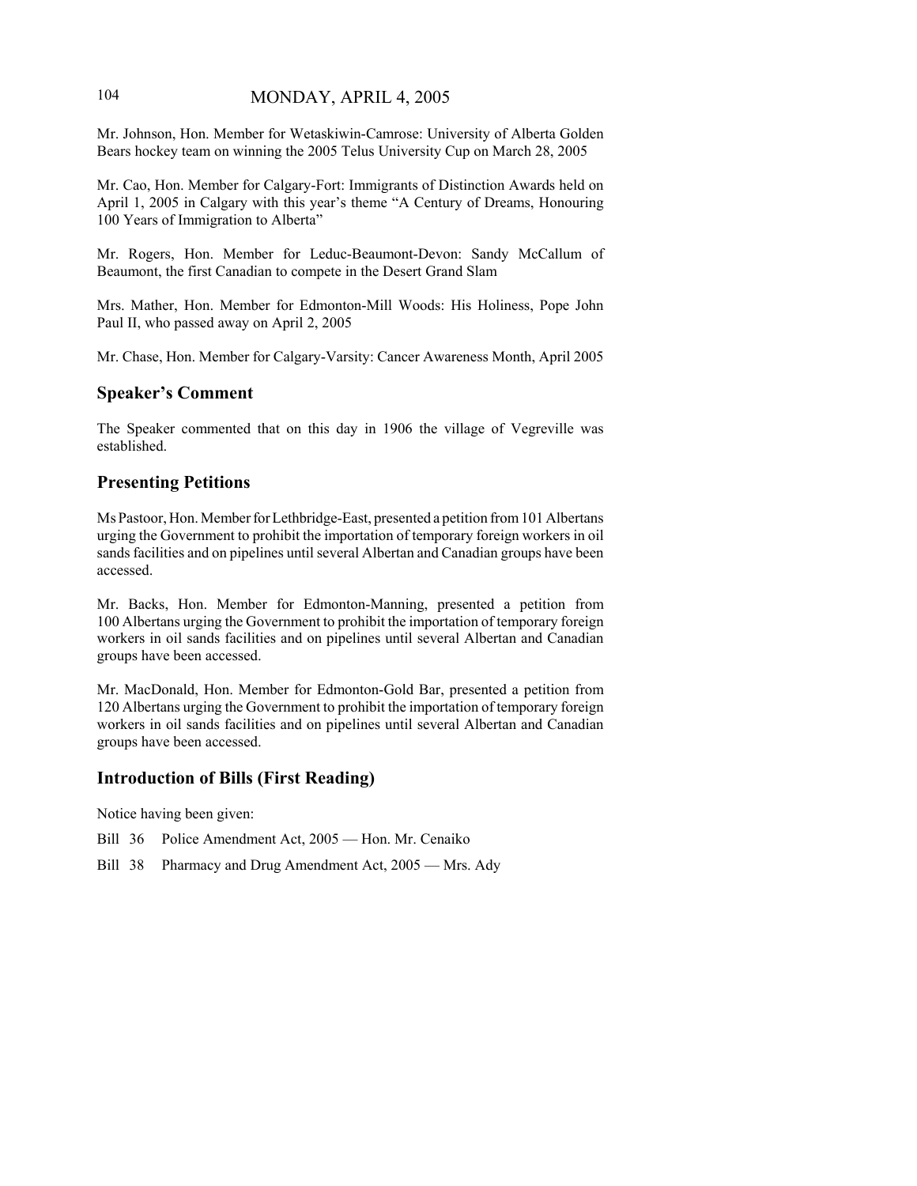Mr. Johnson, Hon. Member for Wetaskiwin-Camrose: University of Alberta Golden Bears hockey team on winning the 2005 Telus University Cup on March 28, 2005

Mr. Cao, Hon. Member for Calgary-Fort: Immigrants of Distinction Awards held on April 1, 2005 in Calgary with this year's theme "A Century of Dreams, Honouring 100 Years of Immigration to Alberta"

Mr. Rogers, Hon. Member for Leduc-Beaumont-Devon: Sandy McCallum of Beaumont, the first Canadian to compete in the Desert Grand Slam

Mrs. Mather, Hon. Member for Edmonton-Mill Woods: His Holiness, Pope John Paul II, who passed away on April 2, 2005

Mr. Chase, Hon. Member for Calgary-Varsity: Cancer Awareness Month, April 2005

## Speaker's Comment

The Speaker commented that on this day in 1906 the village of Vegreville was established.

## Presenting Petitions

Ms Pastoor, Hon. Member for Lethbridge-East, presented a petition from 101 Albertans urging the Government to prohibit the importation of temporary foreign workers in oil sands facilities and on pipelines until several Albertan and Canadian groups have been accessed.

Mr. Backs, Hon. Member for Edmonton-Manning, presented a petition from 100 Albertans urging the Government to prohibit the importation of temporary foreign workers in oil sands facilities and on pipelines until several Albertan and Canadian groups have been accessed.

Mr. MacDonald, Hon. Member for Edmonton-Gold Bar, presented a petition from 120 Albertans urging the Government to prohibit the importation of temporary foreign workers in oil sands facilities and on pipelines until several Albertan and Canadian groups have been accessed.

## Introduction of Bills (First Reading)

Notice having been given:

Bill 36 Police Amendment Act, 2005 — Hon. Mr. Cenaiko

Bill 38 Pharmacy and Drug Amendment Act, 2005 — Mrs. Ady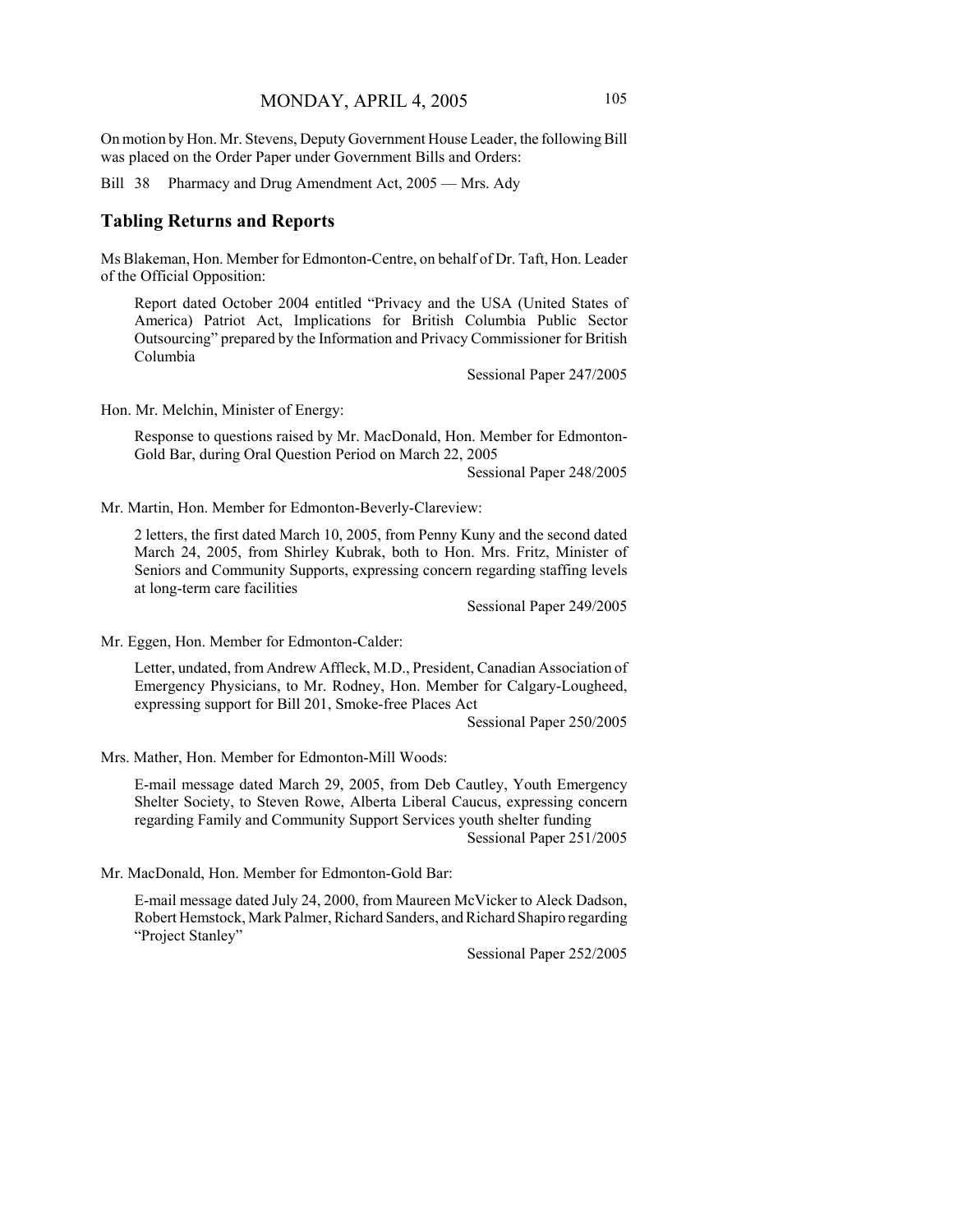On motion by Hon. Mr. Stevens, Deputy Government House Leader, the following Bill was placed on the Order Paper under Government Bills and Orders:

Bill 38 Pharmacy and Drug Amendment Act, 2005 — Mrs. Ady

## Tabling Returns and Reports

Ms Blakeman, Hon. Member for Edmonton-Centre, on behalf of Dr. Taft, Hon. Leader of the Official Opposition:

> Report dated October 2004 entitled "Privacy and the USA (United States of America) Patriot Act, Implications for British Columbia Public Sector Outsourcing" prepared by the Information and Privacy Commissioner for British Columbia
>
> Sessional Paper 247/2005

Hon. Mr. Melchin, Minister of Energy:

> Response to questions raised by Mr. MacDonald, Hon. Member for Edmonton-Gold Bar, during Oral Question Period on March 22, 2005
>
> Sessional Paper 248/2005

Mr. Martin, Hon. Member for Edmonton-Beverly-Clareview:

> 2 letters, the first dated March 10, 2005, from Penny Kuny and the second dated March 24, 2005, from Shirley Kubrak, both to Hon. Mrs. Fritz, Minister of Seniors and Community Supports, expressing concern regarding staffing levels at long-term care facilities
>
> Sessional Paper 249/2005

Mr. Eggen, Hon. Member for Edmonton-Calder:

> Letter, undated, from Andrew Affleck, M.D., President, Canadian Association of Emergency Physicians, to Mr. Rodney, Hon. Member for Calgary-Lougheed, expressing support for Bill 201, Smoke-free Places Act
>
> Sessional Paper 250/2005

Mrs. Mather, Hon. Member for Edmonton-Mill Woods:

> E-mail message dated March 29, 2005, from Deb Cautley, Youth Emergency Shelter Society, to Steven Rowe, Alberta Liberal Caucus, expressing concern regarding Family and Community Support Services youth shelter funding
>
> Sessional Paper 251/2005

Mr. MacDonald, Hon. Member for Edmonton-Gold Bar:

> E-mail message dated July 24, 2000, from Maureen McVicker to Aleck Dadson, Robert Hemstock, Mark Palmer, Richard Sanders, and Richard Shapiro regarding "Project Stanley"
>
> Sessional Paper 252/2005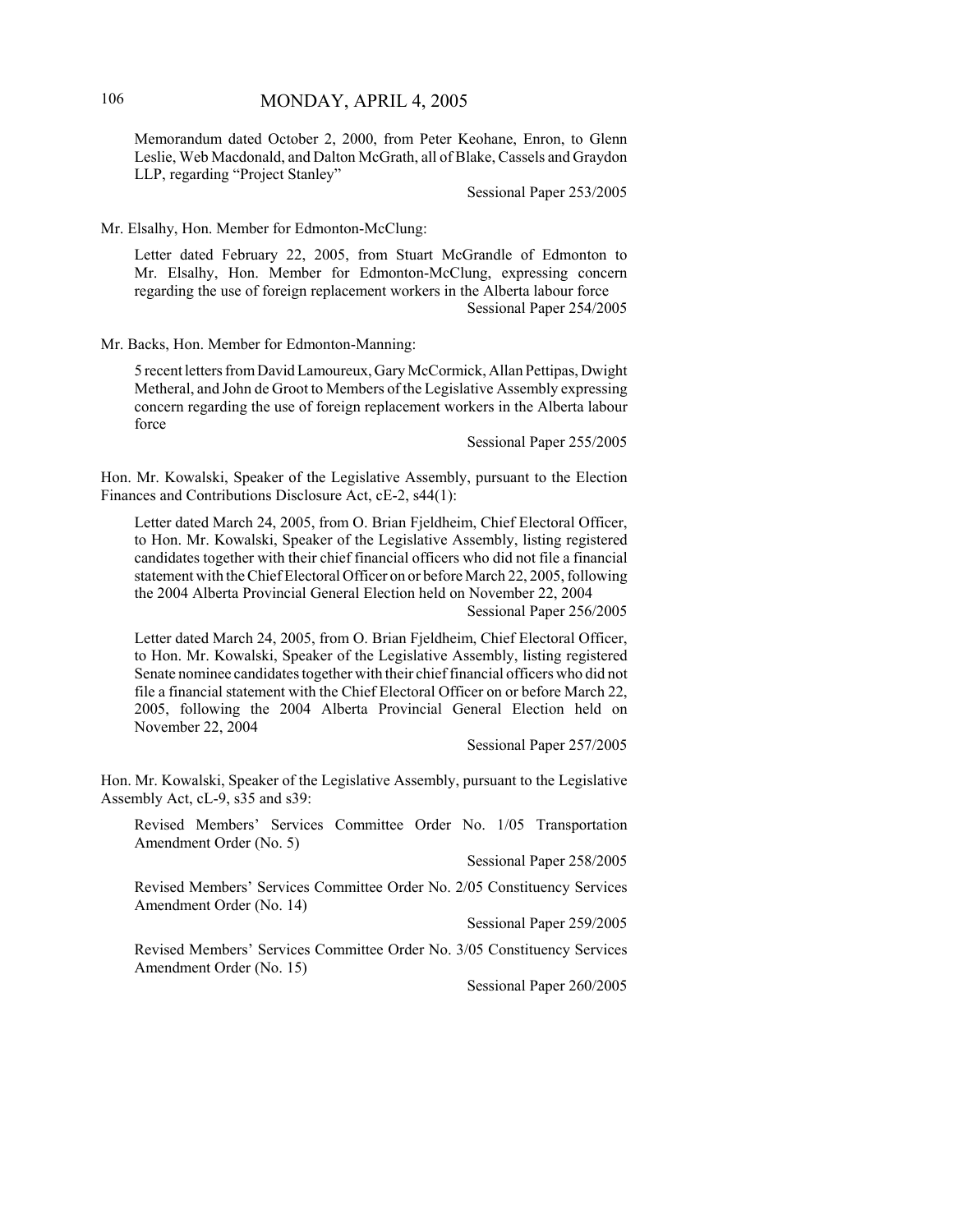Memorandum dated October 2, 2000, from Peter Keohane, Enron, to Glenn Leslie, Web Macdonald, and Dalton McGrath, all of Blake, Cassels and Graydon LLP, regarding "Project Stanley"

Sessional Paper 253/2005

Mr. Elsalhy, Hon. Member for Edmonton-McClung:

Letter dated February 22, 2005, from Stuart McGrandle of Edmonton to Mr. Elsalhy, Hon. Member for Edmonton-McClung, expressing concern regarding the use of foreign replacement workers in the Alberta labour force

Sessional Paper 254/2005

Mr. Backs, Hon. Member for Edmonton-Manning:

5 recent letters from David Lamoureux, Gary McCormick, Allan Pettipas, Dwight Metheral, and John de Groot to Members of the Legislative Assembly expressing concern regarding the use of foreign replacement workers in the Alberta labour force

Sessional Paper 255/2005

Hon. Mr. Kowalski, Speaker of the Legislative Assembly, pursuant to the Election Finances and Contributions Disclosure Act, cE-2, s44(1):

Letter dated March 24, 2005, from O. Brian Fjeldheim, Chief Electoral Officer, to Hon. Mr. Kowalski, Speaker of the Legislative Assembly, listing registered candidates together with their chief financial officers who did not file a financial statement with the Chief Electoral Officer on or before March 22, 2005, following the 2004 Alberta Provincial General Election held on November 22, 2004

Sessional Paper 256/2005

Letter dated March 24, 2005, from O. Brian Fjeldheim, Chief Electoral Officer, to Hon. Mr. Kowalski, Speaker of the Legislative Assembly, listing registered Senate nominee candidates together with their chief financial officers who did not file a financial statement with the Chief Electoral Officer on or before March 22, 2005, following the 2004 Alberta Provincial General Election held on November 22, 2004

Sessional Paper 257/2005

Hon. Mr. Kowalski, Speaker of the Legislative Assembly, pursuant to the Legislative Assembly Act, cL-9, s35 and s39:

Revised Members' Services Committee Order No. 1/05 Transportation Amendment Order (No. 5)

Sessional Paper 258/2005

Revised Members' Services Committee Order No. 2/05 Constituency Services Amendment Order (No. 14)

Sessional Paper 259/2005

Revised Members' Services Committee Order No. 3/05 Constituency Services Amendment Order (No. 15)

Sessional Paper 260/2005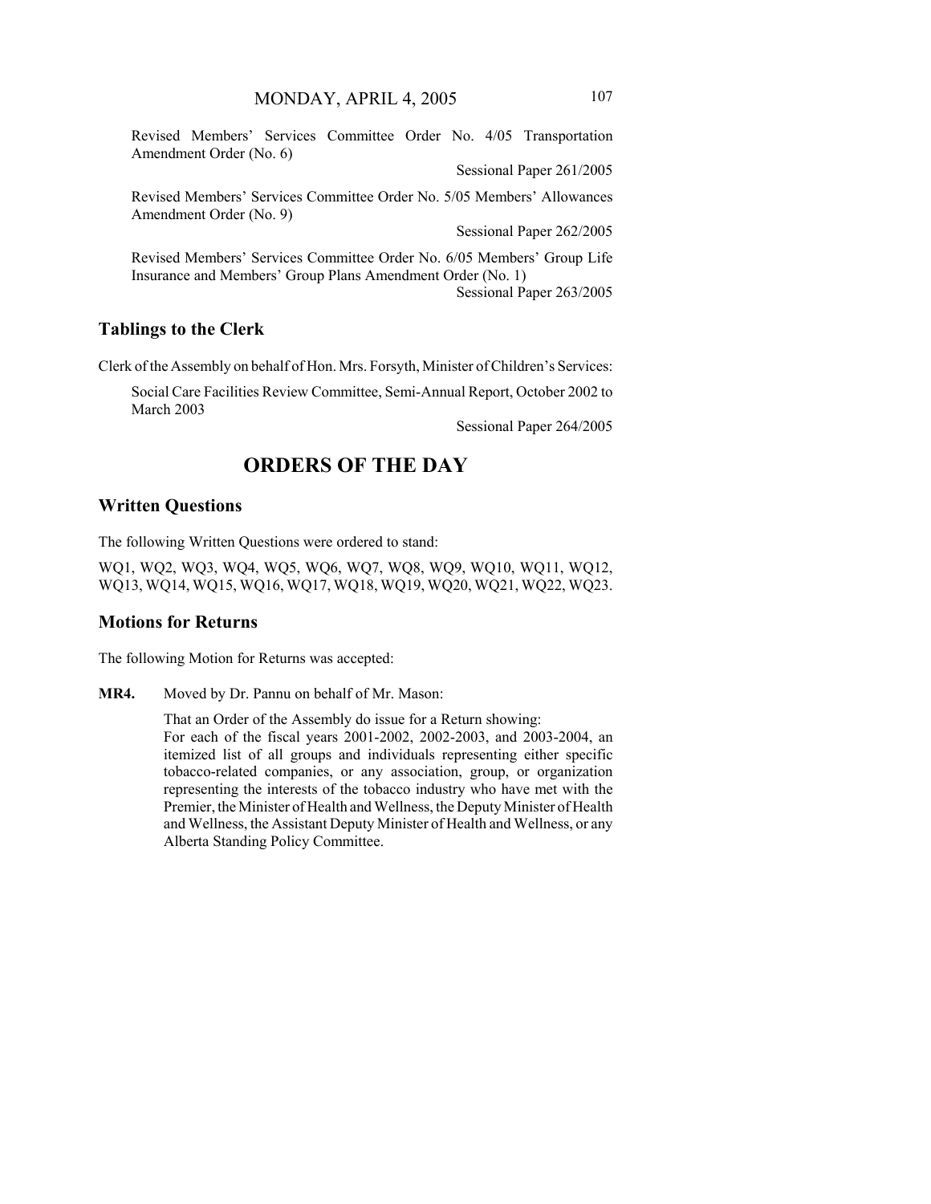Revised Members' Services Committee Order No. 4/05 Transportation Amendment Order (No. 6)

Sessional Paper 261/2005

Revised Members' Services Committee Order No. 5/05 Members' Allowances Amendment Order (No. 9)

Sessional Paper 262/2005

Revised Members' Services Committee Order No. 6/05 Members' Group Life Insurance and Members' Group Plans Amendment Order (No. 1)

Sessional Paper 263/2005

## Tablings to the Clerk

Clerk of the Assembly on behalf of Hon. Mrs. Forsyth, Minister of Children's Services:

Social Care Facilities Review Committee, Semi-Annual Report, October 2002 to March 2003

Sessional Paper 264/2005

# ORDERS OF THE DAY

## Written Questions

The following Written Questions were ordered to stand:

WQ1, WQ2, WQ3, WQ4, WQ5, WQ6, WQ7, WQ8, WQ9, WQ10, WQ11, WQ12, WQ13, WQ14, WQ15, WQ16, WQ17, WQ18, WQ19, WQ20, WQ21, WQ22, WQ23.

## Motions for Returns

The following Motion for Returns was accepted:

**MR4.** Moved by Dr. Pannu on behalf of Mr. Mason:

That an Order of the Assembly do issue for a Return showing:
For each of the fiscal years 2001-2002, 2002-2003, and 2003-2004, an itemized list of all groups and individuals representing either specific tobacco-related companies, or any association, group, or organization representing the interests of the tobacco industry who have met with the Premier, the Minister of Health and Wellness, the Deputy Minister of Health and Wellness, the Assistant Deputy Minister of Health and Wellness, or any Alberta Standing Policy Committee.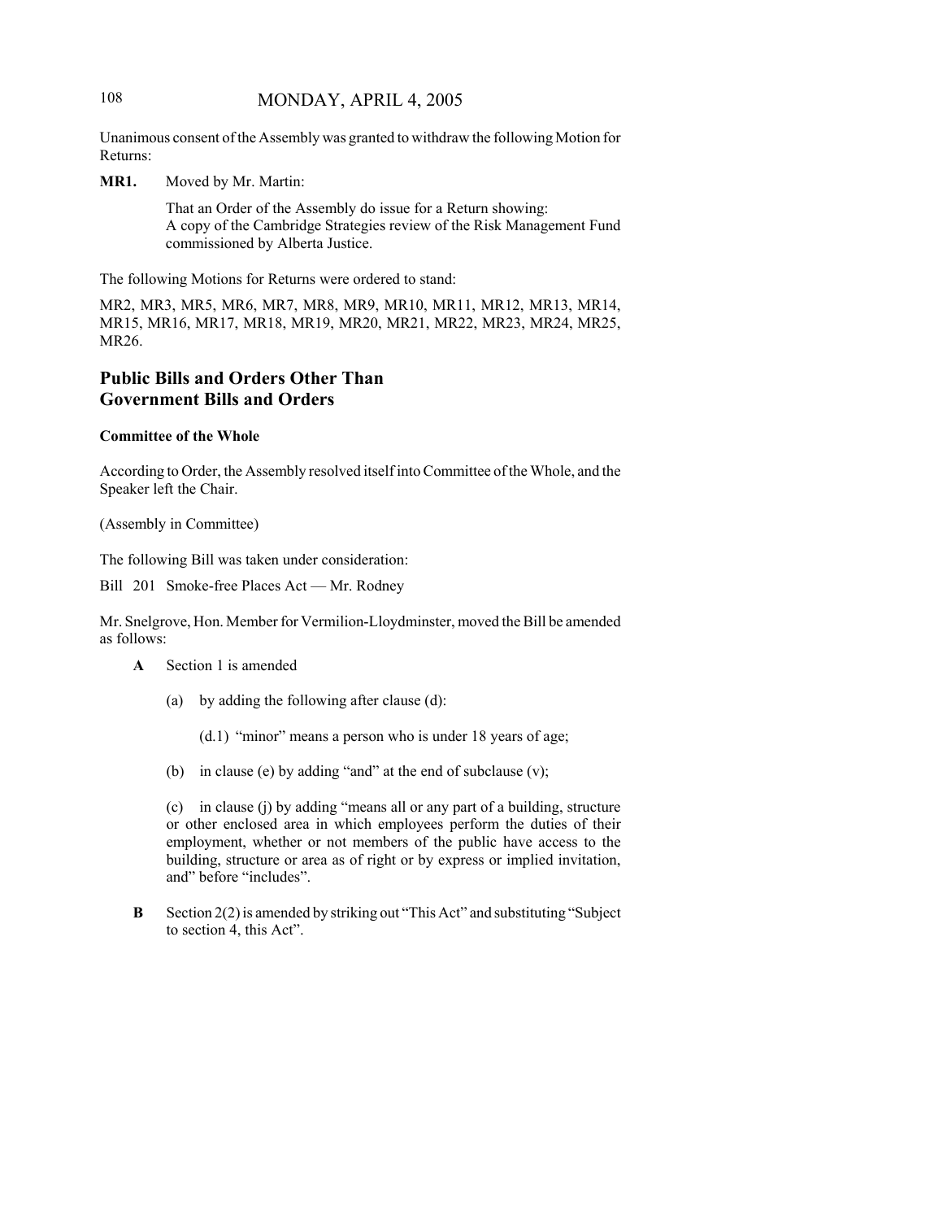Unanimous consent of the Assembly was granted to withdraw the following Motion for Returns:

**MR1.** Moved by Mr. Martin:

That an Order of the Assembly do issue for a Return showing:
A copy of the Cambridge Strategies review of the Risk Management Fund commissioned by Alberta Justice.

The following Motions for Returns were ordered to stand:

MR2, MR3, MR5, MR6, MR7, MR8, MR9, MR10, MR11, MR12, MR13, MR14, MR15, MR16, MR17, MR18, MR19, MR20, MR21, MR22, MR23, MR24, MR25, MR26.

## Public Bills and Orders Other Than Government Bills and Orders

### Committee of the Whole

According to Order, the Assembly resolved itself into Committee of the Whole, and the Speaker left the Chair.

(Assembly in Committee)

The following Bill was taken under consideration:

Bill 201 Smoke-free Places Act — Mr. Rodney

Mr. Snelgrove, Hon. Member for Vermilion-Lloydminster, moved the Bill be amended as follows:

**A** Section 1 is amended

(a) by adding the following after clause (d):

(d.1) "minor" means a person who is under 18 years of age;

(b) in clause (e) by adding "and" at the end of subclause (v);

(c) in clause (j) by adding "means all or any part of a building, structure or other enclosed area in which employees perform the duties of their employment, whether or not members of the public have access to the building, structure or area as of right or by express or implied invitation, and" before "includes".

**B** Section 2(2) is amended by striking out "This Act" and substituting "Subject to section 4, this Act".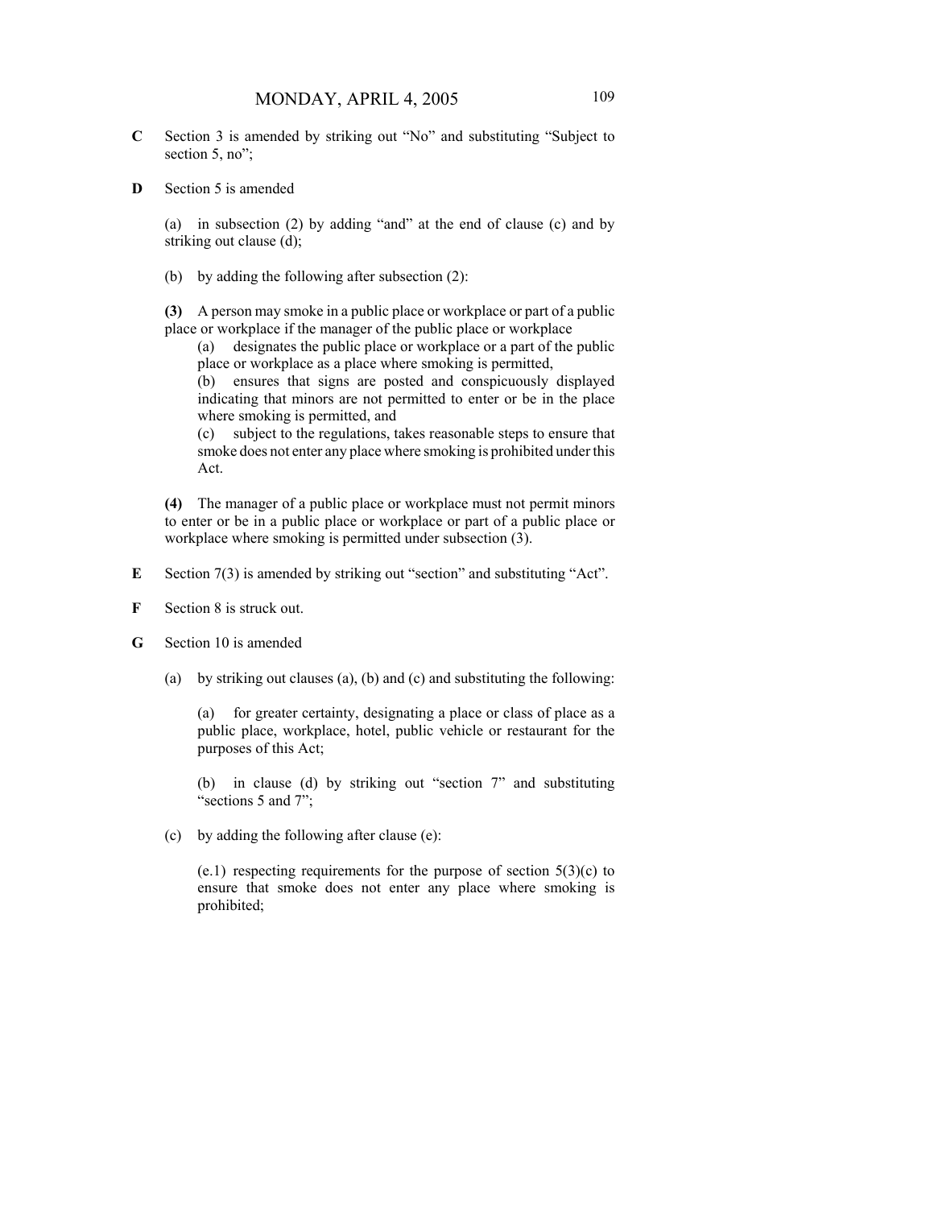**C** Section 3 is amended by striking out "No" and substituting "Subject to section 5, no";

**D** Section 5 is amended

(a) in subsection (2) by adding "and" at the end of clause (c) and by striking out clause (d);

(b) by adding the following after subsection (2):

**(3)** A person may smoke in a public place or workplace or part of a public place or workplace if the manager of the public place or workplace

(a) designates the public place or workplace or a part of the public place or workplace as a place where smoking is permitted,

(b) ensures that signs are posted and conspicuously displayed indicating that minors are not permitted to enter or be in the place where smoking is permitted, and

(c) subject to the regulations, takes reasonable steps to ensure that smoke does not enter any place where smoking is prohibited under this Act.

**(4)** The manager of a public place or workplace must not permit minors to enter or be in a public place or workplace or part of a public place or workplace where smoking is permitted under subsection (3).

**E** Section 7(3) is amended by striking out "section" and substituting "Act".

**F** Section 8 is struck out.

**G** Section 10 is amended

(a) by striking out clauses (a), (b) and (c) and substituting the following:

(a) for greater certainty, designating a place or class of place as a public place, workplace, hotel, public vehicle or restaurant for the purposes of this Act;

(b) in clause (d) by striking out "section 7" and substituting "sections 5 and 7";

(c) by adding the following after clause (e):

(e.1) respecting requirements for the purpose of section 5(3)(c) to ensure that smoke does not enter any place where smoking is prohibited;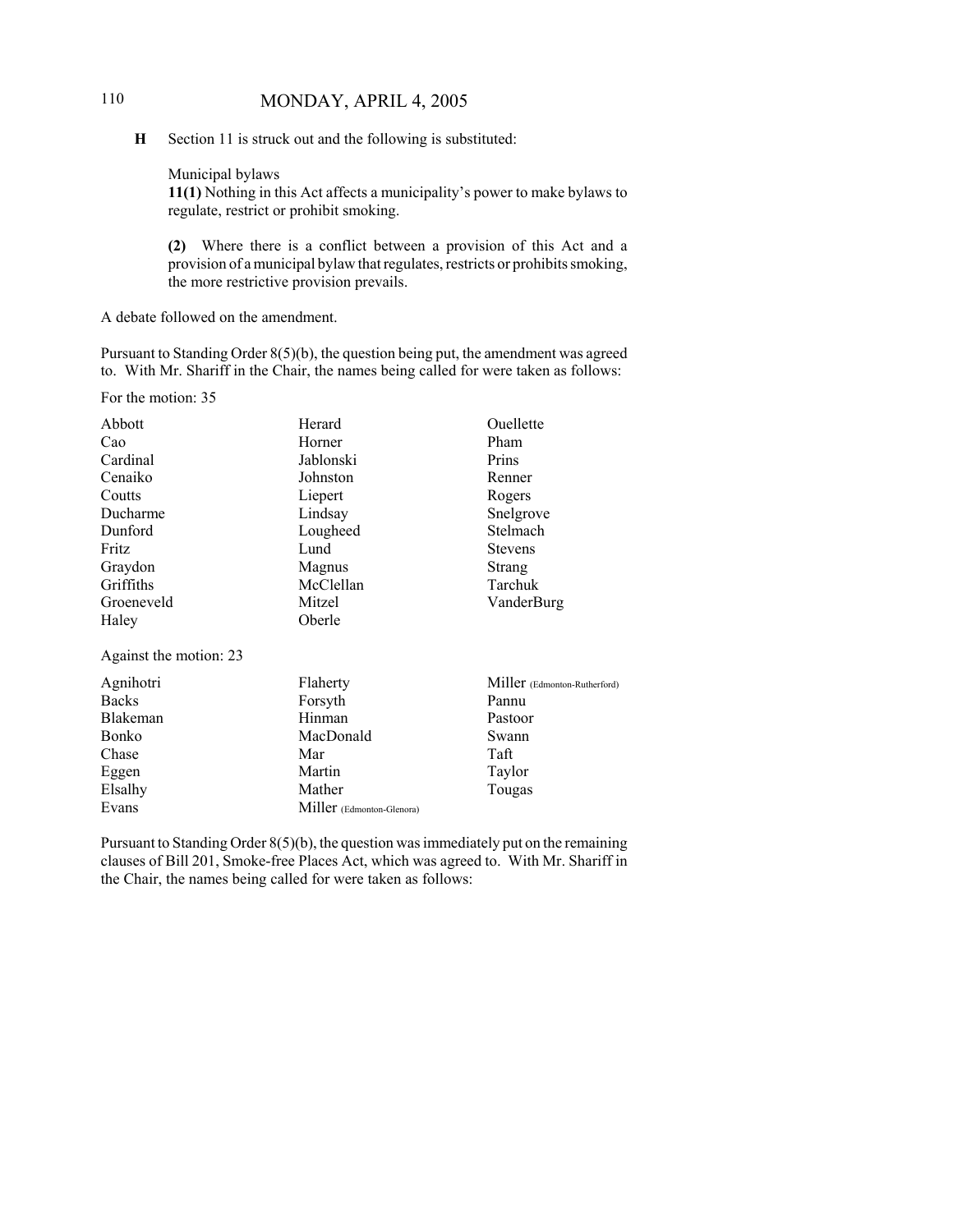**H** Section 11 is struck out and the following is substituted:

Municipal bylaws

**11(1)** Nothing in this Act affects a municipality's power to make bylaws to regulate, restrict or prohibit smoking.

**(2)** Where there is a conflict between a provision of this Act and a provision of a municipal bylaw that regulates, restricts or prohibits smoking, the more restrictive provision prevails.

A debate followed on the amendment.

Pursuant to Standing Order 8(5)(b), the question being put, the amendment was agreed to. With Mr. Shariff in the Chair, the names being called for were taken as follows:

For the motion: 35

| | | |
|---|---|---|
| Abbott | Herard | Ouellette |
| Cao | Horner | Pham |
| Cardinal | Jablonski | Prins |
| Cenaiko | Johnston | Renner |
| Coutts | Liepert | Rogers |
| Ducharme | Lindsay | Snelgrove |
| Dunford | Lougheed | Stelmach |
| Fritz | Lund | Stevens |
| Graydon | Magnus | Strang |
| Griffiths | McClellan | Tarchuk |
| Groeneveld | Mitzel | VanderBurg |
| Haley | Oberle | |

Against the motion: 23

| | | |
|---|---|---|
| Agnihotri | Flaherty | Miller (Edmonton-Rutherford) |
| Backs | Forsyth | Pannu |
| Blakeman | Hinman | Pastoor |
| Bonko | MacDonald | Swann |
| Chase | Mar | Taft |
| Eggen | Martin | Taylor |
| Elsalhy | Mather | Tougas |
| Evans | Miller (Edmonton-Glenora) | |

Pursuant to Standing Order 8(5)(b), the question was immediately put on the remaining clauses of Bill 201, Smoke-free Places Act, which was agreed to. With Mr. Shariff in the Chair, the names being called for were taken as follows: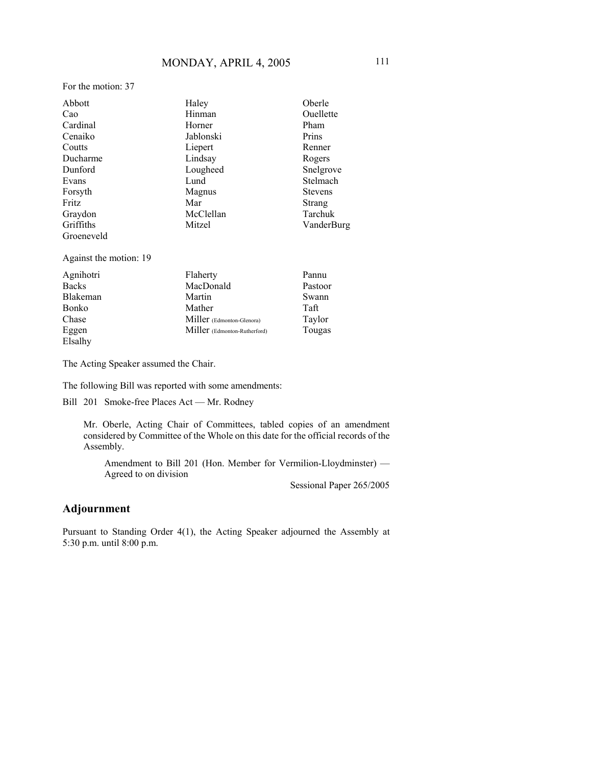For the motion: 37

| | | |
|---|---|---|
| Abbott | Haley | Oberle |
| Cao | Hinman | Ouellette |
| Cardinal | Horner | Pham |
| Cenaiko | Jablonski | Prins |
| Coutts | Liepert | Renner |
| Ducharme | Lindsay | Rogers |
| Dunford | Lougheed | Snelgrove |
| Evans | Lund | Stelmach |
| Forsyth | Magnus | Stevens |
| Fritz | Mar | Strang |
| Graydon | McClellan | Tarchuk |
| Griffiths | Mitzel | VanderBurg |
| Groeneveld | | |

Against the motion: 19

| | | |
|---|---|---|
| Agnihotri | Flaherty | Pannu |
| Backs | MacDonald | Pastoor |
| Blakeman | Martin | Swann |
| Bonko | Mather | Taft |
| Chase | Miller (Edmonton-Glenora) | Taylor |
| Eggen | Miller (Edmonton-Rutherford) | Tougas |
| Elsalhy | | |

The Acting Speaker assumed the Chair.

The following Bill was reported with some amendments:

Bill 201 Smoke-free Places Act — Mr. Rodney

Mr. Oberle, Acting Chair of Committees, tabled copies of an amendment considered by Committee of the Whole on this date for the official records of the Assembly.

Amendment to Bill 201 (Hon. Member for Vermilion-Lloydminster) — Agreed to on division

Sessional Paper 265/2005

## Adjournment

Pursuant to Standing Order 4(1), the Acting Speaker adjourned the Assembly at 5:30 p.m. until 8:00 p.m.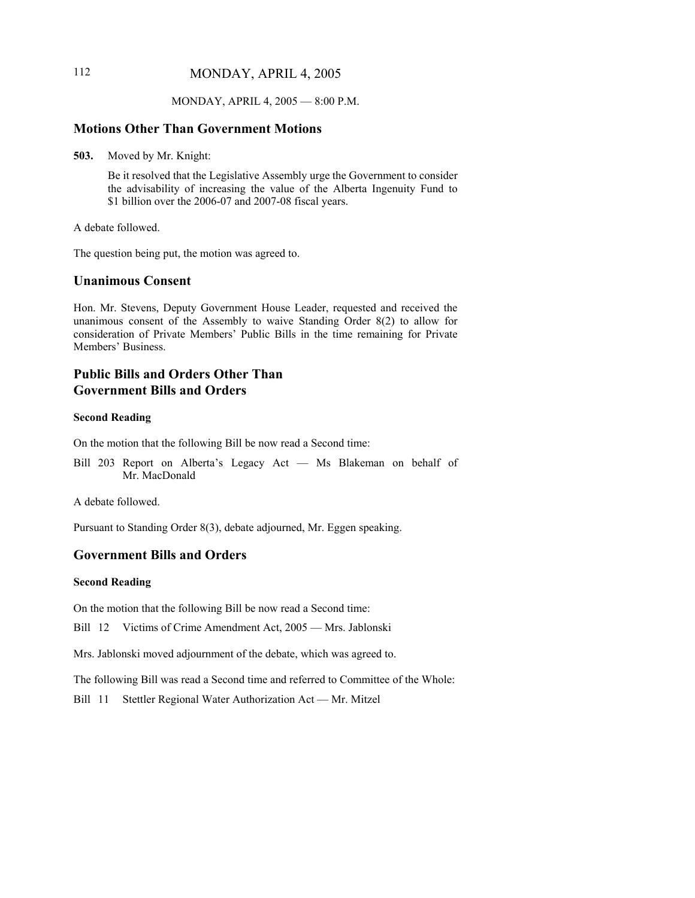MONDAY, APRIL 4, 2005 — 8:00 P.M.

## Motions Other Than Government Motions

**503.** Moved by Mr. Knight:

Be it resolved that the Legislative Assembly urge the Government to consider the advisability of increasing the value of the Alberta Ingenuity Fund to $1 billion over the 2006-07 and 2007-08 fiscal years.

A debate followed.

The question being put, the motion was agreed to.

## Unanimous Consent

Hon. Mr. Stevens, Deputy Government House Leader, requested and received the unanimous consent of the Assembly to waive Standing Order 8(2) to allow for consideration of Private Members' Public Bills in the time remaining for Private Members' Business.

## Public Bills and Orders Other Than Government Bills and Orders

### Second Reading

On the motion that the following Bill be now read a Second time:

Bill 203 Report on Alberta's Legacy Act — Ms Blakeman on behalf of Mr. MacDonald

A debate followed.

Pursuant to Standing Order 8(3), debate adjourned, Mr. Eggen speaking.

## Government Bills and Orders

### Second Reading

On the motion that the following Bill be now read a Second time:

Bill 12 Victims of Crime Amendment Act, 2005 — Mrs. Jablonski

Mrs. Jablonski moved adjournment of the debate, which was agreed to.

The following Bill was read a Second time and referred to Committee of the Whole:

Bill 11 Stettler Regional Water Authorization Act — Mr. Mitzel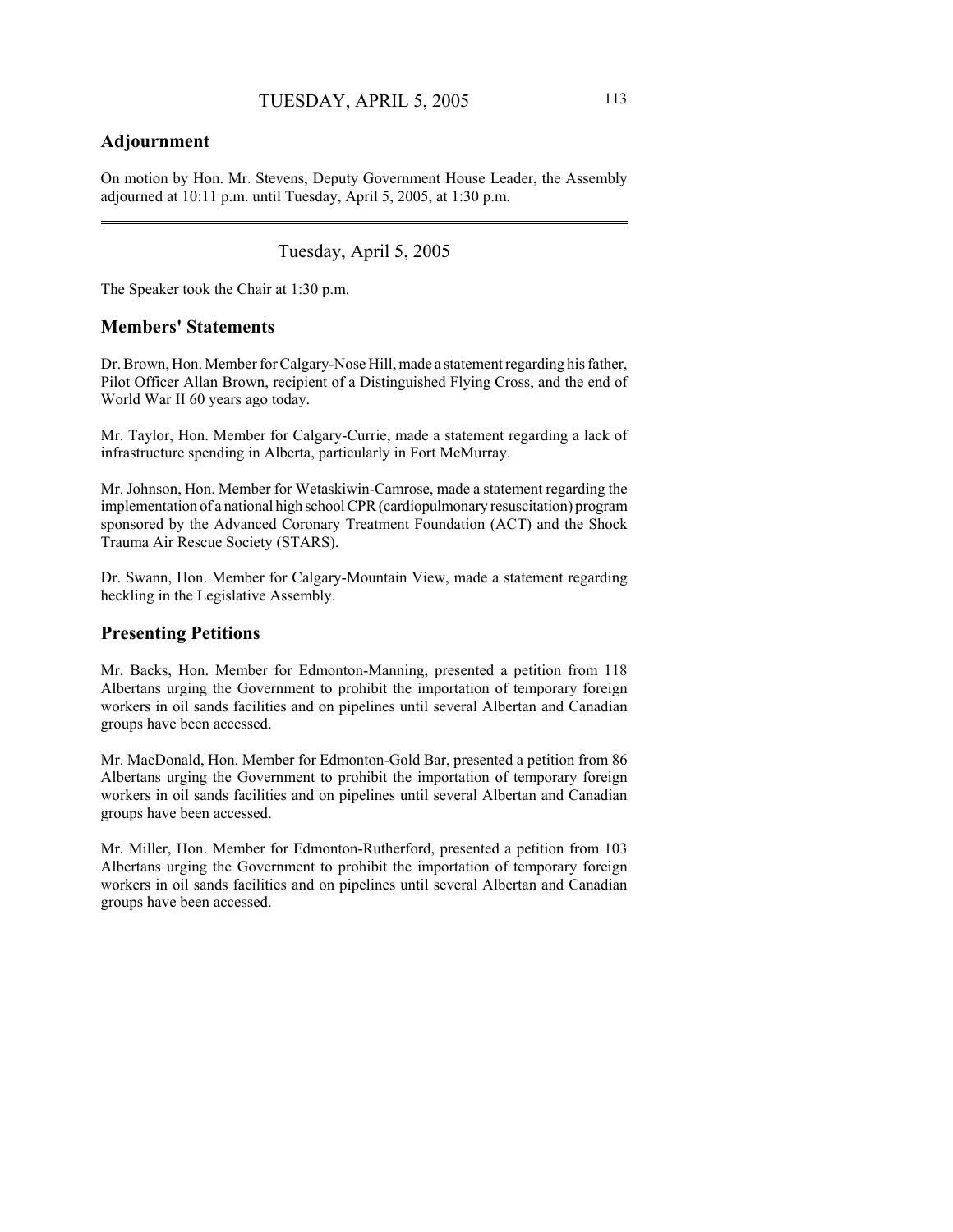## Adjournment

On motion by Hon. Mr. Stevens, Deputy Government House Leader, the Assembly adjourned at 10:11 p.m. until Tuesday, April 5, 2005, at 1:30 p.m.

---

Tuesday, April 5, 2005

The Speaker took the Chair at 1:30 p.m.

## Members' Statements

Dr. Brown, Hon. Member for Calgary-Nose Hill, made a statement regarding his father, Pilot Officer Allan Brown, recipient of a Distinguished Flying Cross, and the end of World War II 60 years ago today.

Mr. Taylor, Hon. Member for Calgary-Currie, made a statement regarding a lack of infrastructure spending in Alberta, particularly in Fort McMurray.

Mr. Johnson, Hon. Member for Wetaskiwin-Camrose, made a statement regarding the implementation of a national high school CPR (cardiopulmonary resuscitation) program sponsored by the Advanced Coronary Treatment Foundation (ACT) and the Shock Trauma Air Rescue Society (STARS).

Dr. Swann, Hon. Member for Calgary-Mountain View, made a statement regarding heckling in the Legislative Assembly.

## Presenting Petitions

Mr. Backs, Hon. Member for Edmonton-Manning, presented a petition from 118 Albertans urging the Government to prohibit the importation of temporary foreign workers in oil sands facilities and on pipelines until several Albertan and Canadian groups have been accessed.

Mr. MacDonald, Hon. Member for Edmonton-Gold Bar, presented a petition from 86 Albertans urging the Government to prohibit the importation of temporary foreign workers in oil sands facilities and on pipelines until several Albertan and Canadian groups have been accessed.

Mr. Miller, Hon. Member for Edmonton-Rutherford, presented a petition from 103 Albertans urging the Government to prohibit the importation of temporary foreign workers in oil sands facilities and on pipelines until several Albertan and Canadian groups have been accessed.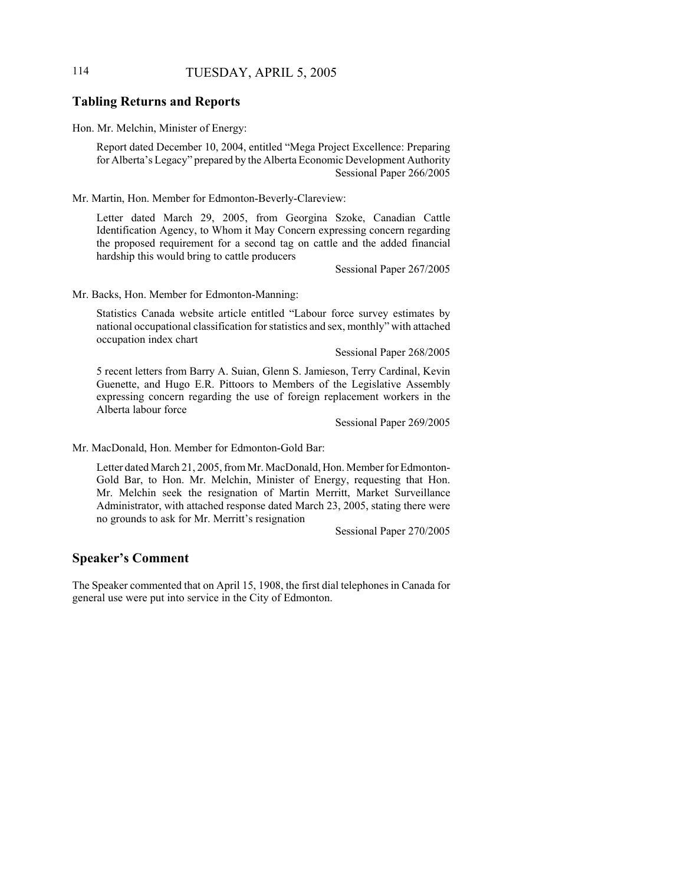## Tabling Returns and Reports

Hon. Mr. Melchin, Minister of Energy:

> Report dated December 10, 2004, entitled "Mega Project Excellence: Preparing for Alberta's Legacy" prepared by the Alberta Economic Development Authority
> Sessional Paper 266/2005

Mr. Martin, Hon. Member for Edmonton-Beverly-Clareview:

> Letter dated March 29, 2005, from Georgina Szoke, Canadian Cattle Identification Agency, to Whom it May Concern expressing concern regarding the proposed requirement for a second tag on cattle and the added financial hardship this would bring to cattle producers
> Sessional Paper 267/2005

Mr. Backs, Hon. Member for Edmonton-Manning:

> Statistics Canada website article entitled "Labour force survey estimates by national occupational classification for statistics and sex, monthly" with attached occupation index chart
> Sessional Paper 268/2005

> 5 recent letters from Barry A. Suian, Glenn S. Jamieson, Terry Cardinal, Kevin Guenette, and Hugo E.R. Pittoors to Members of the Legislative Assembly expressing concern regarding the use of foreign replacement workers in the Alberta labour force
> Sessional Paper 269/2005

Mr. MacDonald, Hon. Member for Edmonton-Gold Bar:

> Letter dated March 21, 2005, from Mr. MacDonald, Hon. Member for Edmonton-Gold Bar, to Hon. Mr. Melchin, Minister of Energy, requesting that Hon. Mr. Melchin seek the resignation of Martin Merritt, Market Surveillance Administrator, with attached response dated March 23, 2005, stating there were no grounds to ask for Mr. Merritt's resignation
> Sessional Paper 270/2005

## Speaker's Comment

The Speaker commented that on April 15, 1908, the first dial telephones in Canada for general use were put into service in the City of Edmonton.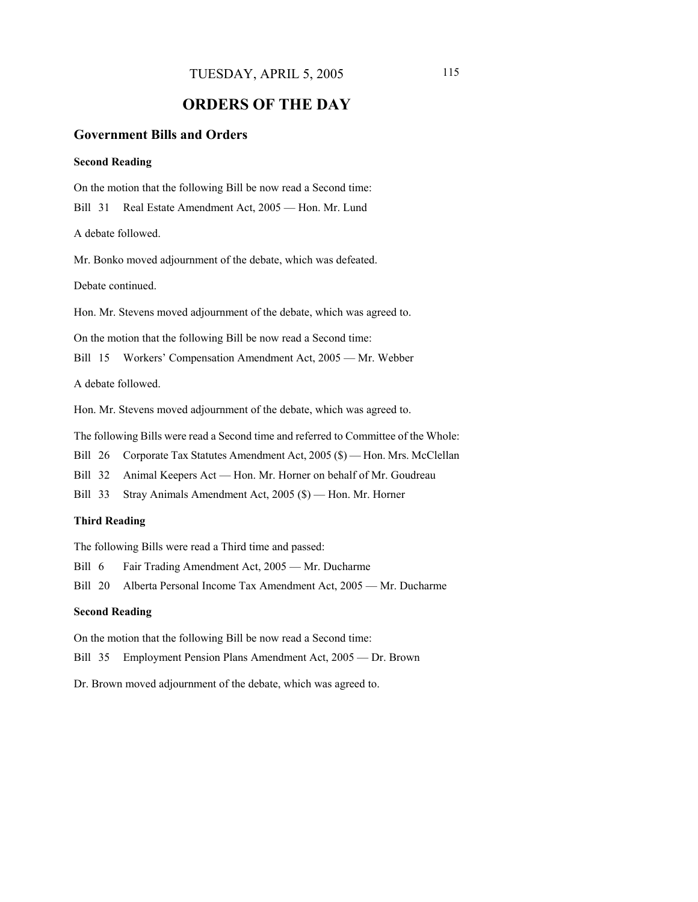TUESDAY, APRIL 5, 2005

# ORDERS OF THE DAY

## Government Bills and Orders

### Second Reading

On the motion that the following Bill be now read a Second time:

Bill 31 Real Estate Amendment Act, 2005 — Hon. Mr. Lund

A debate followed.

Mr. Bonko moved adjournment of the debate, which was defeated.

Debate continued.

Hon. Mr. Stevens moved adjournment of the debate, which was agreed to.

On the motion that the following Bill be now read a Second time:

Bill 15 Workers' Compensation Amendment Act, 2005 — Mr. Webber

A debate followed.

Hon. Mr. Stevens moved adjournment of the debate, which was agreed to.

The following Bills were read a Second time and referred to Committee of the Whole:

Bill 26 Corporate Tax Statutes Amendment Act, 2005 ($) — Hon. Mrs. McClellan

Bill 32 Animal Keepers Act — Hon. Mr. Horner on behalf of Mr. Goudreau

Bill 33 Stray Animals Amendment Act, 2005 ($) — Hon. Mr. Horner

### Third Reading

The following Bills were read a Third time and passed:

Bill 6 Fair Trading Amendment Act, 2005 — Mr. Ducharme

Bill 20 Alberta Personal Income Tax Amendment Act, 2005 — Mr. Ducharme

### Second Reading

On the motion that the following Bill be now read a Second time:

Bill 35 Employment Pension Plans Amendment Act, 2005 — Dr. Brown

Dr. Brown moved adjournment of the debate, which was agreed to.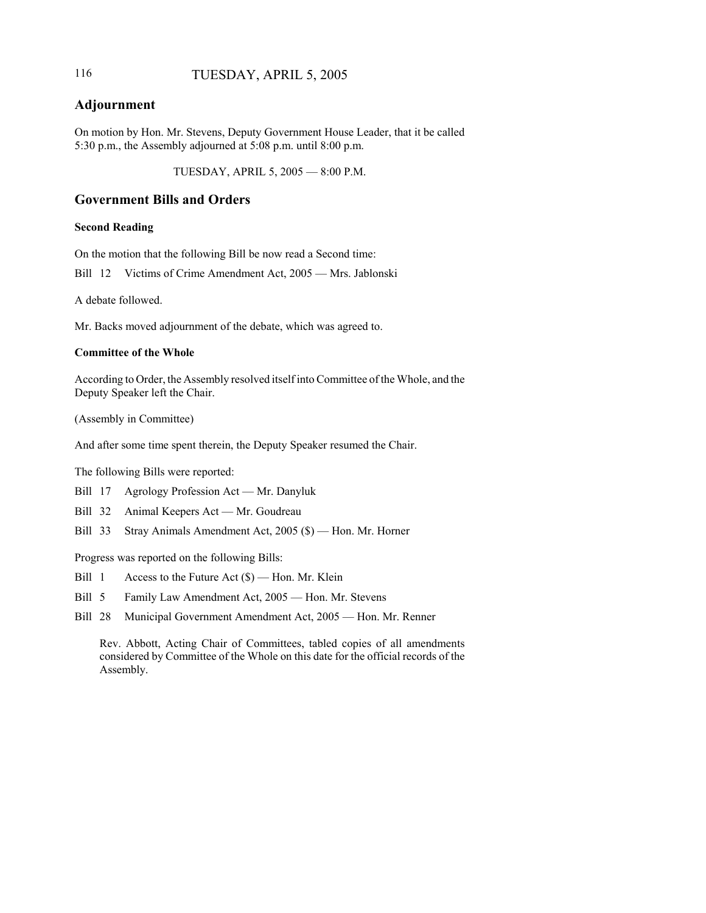## Adjournment

On motion by Hon. Mr. Stevens, Deputy Government House Leader, that it be called 5:30 p.m., the Assembly adjourned at 5:08 p.m. until 8:00 p.m.

TUESDAY, APRIL 5, 2005 — 8:00 P.M.

## Government Bills and Orders

### Second Reading

On the motion that the following Bill be now read a Second time:

Bill 12 Victims of Crime Amendment Act, 2005 — Mrs. Jablonski

A debate followed.

Mr. Backs moved adjournment of the debate, which was agreed to.

### Committee of the Whole

According to Order, the Assembly resolved itself into Committee of the Whole, and the Deputy Speaker left the Chair.

(Assembly in Committee)

And after some time spent therein, the Deputy Speaker resumed the Chair.

The following Bills were reported:

Bill 17 Agrology Profession Act — Mr. Danyluk

Bill 32 Animal Keepers Act — Mr. Goudreau

Bill 33 Stray Animals Amendment Act, 2005 ($) — Hon. Mr. Horner

Progress was reported on the following Bills:

Bill 1 Access to the Future Act ($) — Hon. Mr. Klein

Bill 5 Family Law Amendment Act, 2005 — Hon. Mr. Stevens

Bill 28 Municipal Government Amendment Act, 2005 — Hon. Mr. Renner

Rev. Abbott, Acting Chair of Committees, tabled copies of all amendments considered by Committee of the Whole on this date for the official records of the Assembly.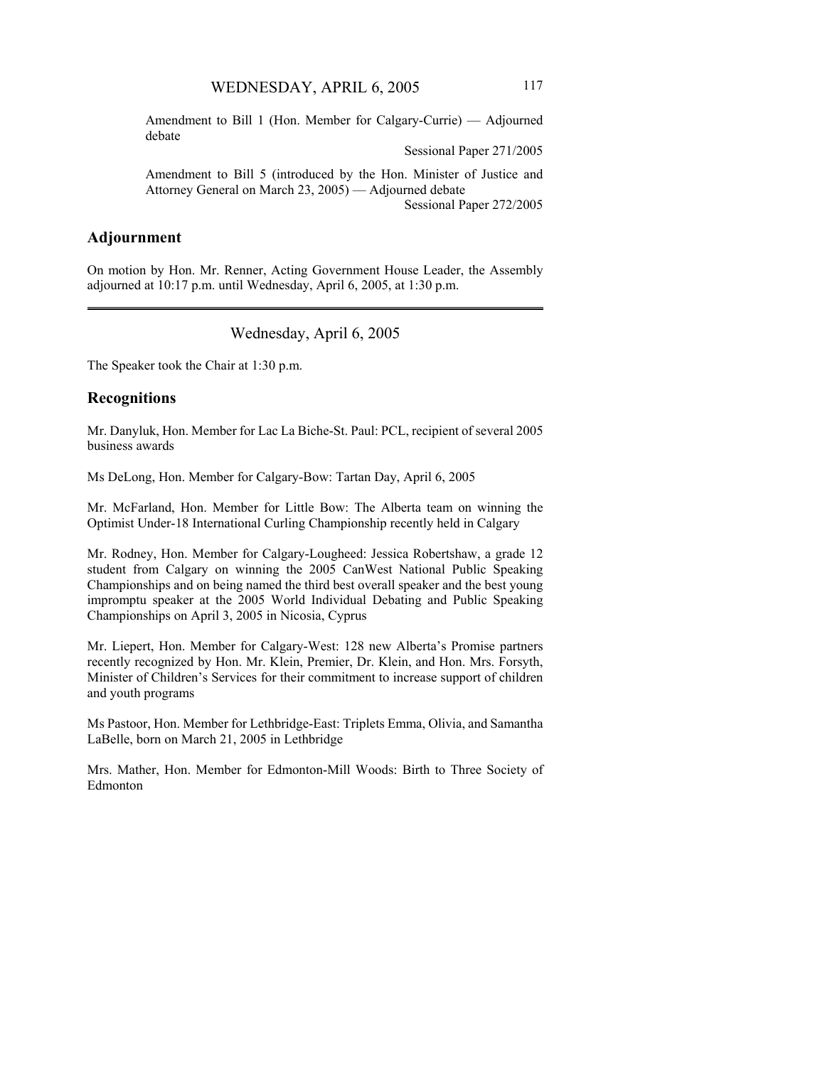Amendment to Bill 1 (Hon. Member for Calgary-Currie) — Adjourned debate

Sessional Paper 271/2005

Amendment to Bill 5 (introduced by the Hon. Minister of Justice and Attorney General on March 23, 2005) — Adjourned debate

Sessional Paper 272/2005

## Adjournment

On motion by Hon. Mr. Renner, Acting Government House Leader, the Assembly adjourned at 10:17 p.m. until Wednesday, April 6, 2005, at 1:30 p.m.

---

# Wednesday, April 6, 2005

The Speaker took the Chair at 1:30 p.m.

## Recognitions

Mr. Danyluk, Hon. Member for Lac La Biche-St. Paul: PCL, recipient of several 2005 business awards

Ms DeLong, Hon. Member for Calgary-Bow: Tartan Day, April 6, 2005

Mr. McFarland, Hon. Member for Little Bow: The Alberta team on winning the Optimist Under-18 International Curling Championship recently held in Calgary

Mr. Rodney, Hon. Member for Calgary-Lougheed: Jessica Robertshaw, a grade 12 student from Calgary on winning the 2005 CanWest National Public Speaking Championships and on being named the third best overall speaker and the best young impromptu speaker at the 2005 World Individual Debating and Public Speaking Championships on April 3, 2005 in Nicosia, Cyprus

Mr. Liepert, Hon. Member for Calgary-West: 128 new Alberta's Promise partners recently recognized by Hon. Mr. Klein, Premier, Dr. Klein, and Hon. Mrs. Forsyth, Minister of Children's Services for their commitment to increase support of children and youth programs

Ms Pastoor, Hon. Member for Lethbridge-East: Triplets Emma, Olivia, and Samantha LaBelle, born on March 21, 2005 in Lethbridge

Mrs. Mather, Hon. Member for Edmonton-Mill Woods: Birth to Three Society of Edmonton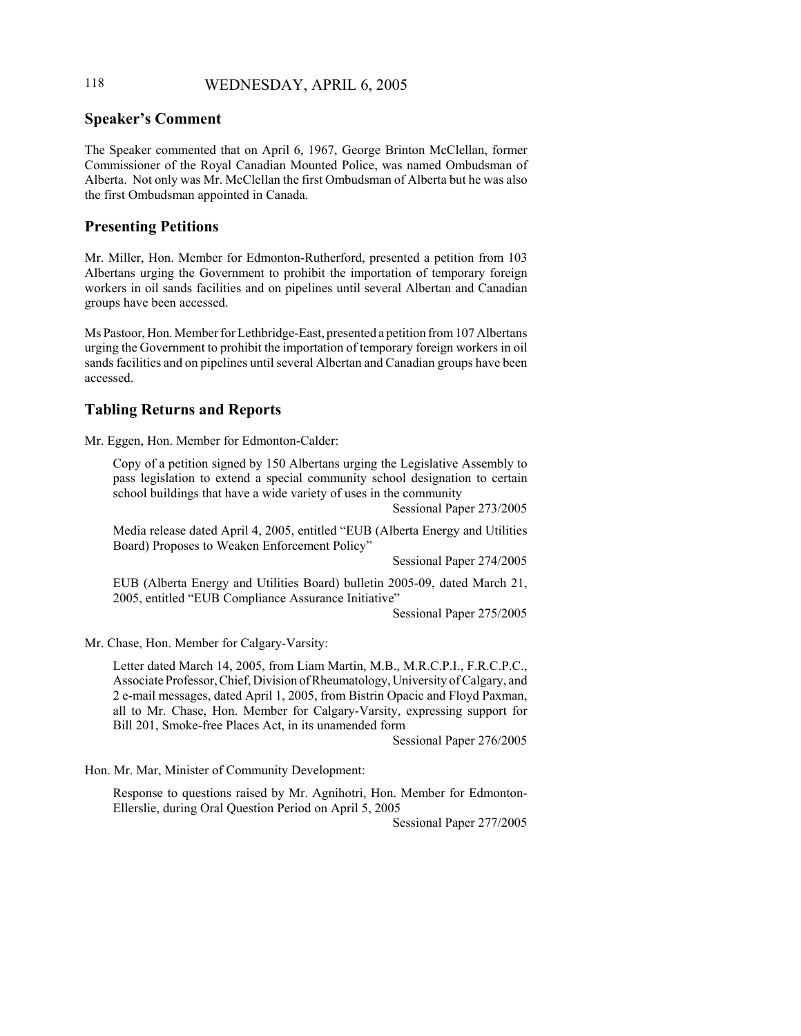## Speaker's Comment

The Speaker commented that on April 6, 1967, George Brinton McClellan, former Commissioner of the Royal Canadian Mounted Police, was named Ombudsman of Alberta. Not only was Mr. McClellan the first Ombudsman of Alberta but he was also the first Ombudsman appointed in Canada.

## Presenting Petitions

Mr. Miller, Hon. Member for Edmonton-Rutherford, presented a petition from 103 Albertans urging the Government to prohibit the importation of temporary foreign workers in oil sands facilities and on pipelines until several Albertan and Canadian groups have been accessed.

Ms Pastoor, Hon. Member for Lethbridge-East, presented a petition from 107 Albertans urging the Government to prohibit the importation of temporary foreign workers in oil sands facilities and on pipelines until several Albertan and Canadian groups have been accessed.

## Tabling Returns and Reports

Mr. Eggen, Hon. Member for Edmonton-Calder:

> Copy of a petition signed by 150 Albertans urging the Legislative Assembly to pass legislation to extend a special community school designation to certain school buildings that have a wide variety of uses in the community
>
> Sessional Paper 273/2005

> Media release dated April 4, 2005, entitled "EUB (Alberta Energy and Utilities Board) Proposes to Weaken Enforcement Policy"
>
> Sessional Paper 274/2005

> EUB (Alberta Energy and Utilities Board) bulletin 2005-09, dated March 21, 2005, entitled "EUB Compliance Assurance Initiative"
>
> Sessional Paper 275/2005

Mr. Chase, Hon. Member for Calgary-Varsity:

> Letter dated March 14, 2005, from Liam Martin, M.B., M.R.C.P.I., F.R.C.P.C., Associate Professor, Chief, Division of Rheumatology, University of Calgary, and 2 e-mail messages, dated April 1, 2005, from Bistrin Opacic and Floyd Paxman, all to Mr. Chase, Hon. Member for Calgary-Varsity, expressing support for Bill 201, Smoke-free Places Act, in its unamended form
>
> Sessional Paper 276/2005

Hon. Mr. Mar, Minister of Community Development:

> Response to questions raised by Mr. Agnihotri, Hon. Member for Edmonton-Ellerslie, during Oral Question Period on April 5, 2005
>
> Sessional Paper 277/2005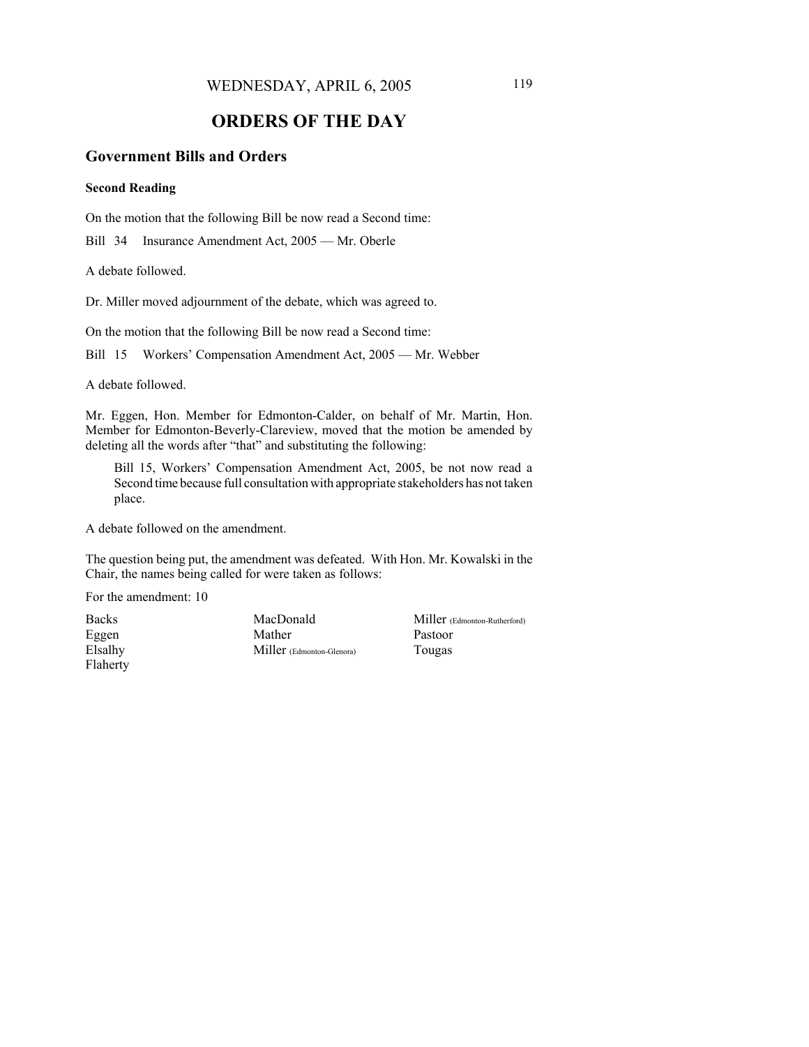WEDNESDAY, APRIL 6, 2005

# ORDERS OF THE DAY

## Government Bills and Orders

### Second Reading

On the motion that the following Bill be now read a Second time:

Bill 34 Insurance Amendment Act, 2005 — Mr. Oberle

A debate followed.

Dr. Miller moved adjournment of the debate, which was agreed to.

On the motion that the following Bill be now read a Second time:

Bill 15 Workers' Compensation Amendment Act, 2005 — Mr. Webber

A debate followed.

Mr. Eggen, Hon. Member for Edmonton-Calder, on behalf of Mr. Martin, Hon. Member for Edmonton-Beverly-Clareview, moved that the motion be amended by deleting all the words after "that" and substituting the following:

> Bill 15, Workers' Compensation Amendment Act, 2005, be not now read a Second time because full consultation with appropriate stakeholders has not taken place.

A debate followed on the amendment.

The question being put, the amendment was defeated. With Hon. Mr. Kowalski in the Chair, the names being called for were taken as follows:

For the amendment: 10

| | | |
|---|---|---|
| Backs | MacDonald | Miller (Edmonton-Rutherford) |
| Eggen | Mather | Pastoor |
| Elsalhy | Miller (Edmonton-Glenora) | Tougas |
| Flaherty | | |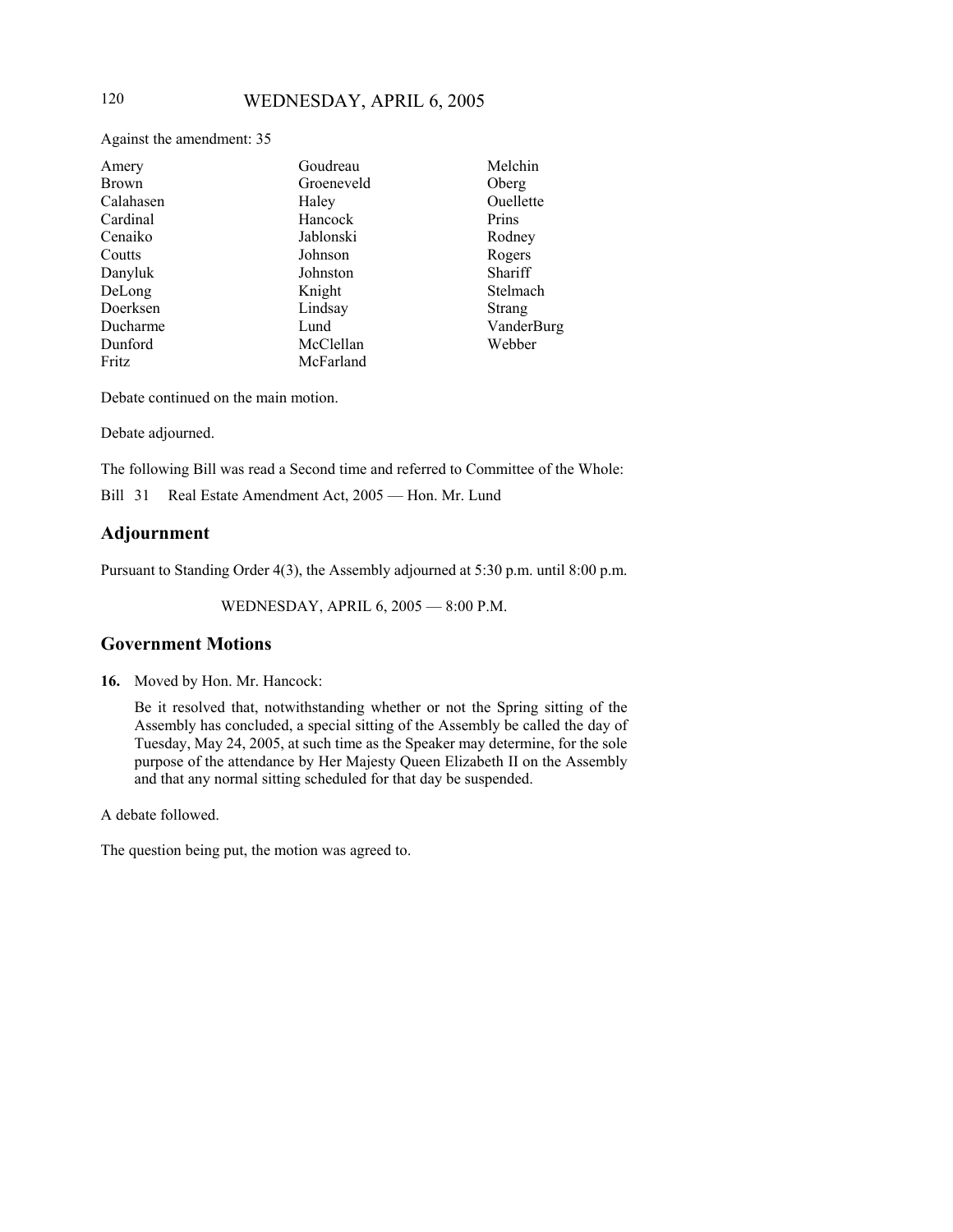Against the amendment: 35

| | | |
|---|---|---|
| Amery | Goudreau | Melchin |
| Brown | Groeneveld | Oberg |
| Calahasen | Haley | Ouellette |
| Cardinal | Hancock | Prins |
| Cenaiko | Jablonski | Rodney |
| Coutts | Johnson | Rogers |
| Danyluk | Johnston | Shariff |
| DeLong | Knight | Stelmach |
| Doerksen | Lindsay | Strang |
| Ducharme | Lund | VanderBurg |
| Dunford | McClellan | Webber |
| Fritz | McFarland | |

Debate continued on the main motion.

Debate adjourned.

The following Bill was read a Second time and referred to Committee of the Whole:

Bill 31 Real Estate Amendment Act, 2005 — Hon. Mr. Lund

## Adjournment

Pursuant to Standing Order 4(3), the Assembly adjourned at 5:30 p.m. until 8:00 p.m.

WEDNESDAY, APRIL 6, 2005 — 8:00 P.M.

## Government Motions

**16.** Moved by Hon. Mr. Hancock:

Be it resolved that, notwithstanding whether or not the Spring sitting of the Assembly has concluded, a special sitting of the Assembly be called the day of Tuesday, May 24, 2005, at such time as the Speaker may determine, for the sole purpose of the attendance by Her Majesty Queen Elizabeth II on the Assembly and that any normal sitting scheduled for that day be suspended.

A debate followed.

The question being put, the motion was agreed to.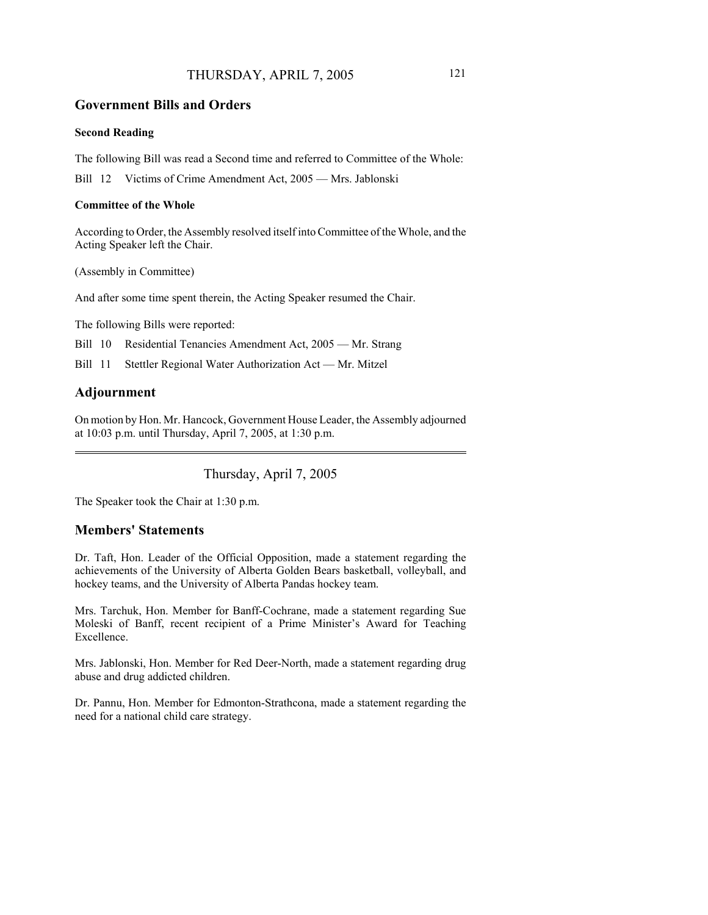## Government Bills and Orders

### Second Reading

The following Bill was read a Second time and referred to Committee of the Whole:

Bill 12 Victims of Crime Amendment Act, 2005 — Mrs. Jablonski

### Committee of the Whole

According to Order, the Assembly resolved itself into Committee of the Whole, and the Acting Speaker left the Chair.

(Assembly in Committee)

And after some time spent therein, the Acting Speaker resumed the Chair.

The following Bills were reported:

Bill 10 Residential Tenancies Amendment Act, 2005 — Mr. Strang

Bill 11 Stettler Regional Water Authorization Act — Mr. Mitzel

## Adjournment

On motion by Hon. Mr. Hancock, Government House Leader, the Assembly adjourned at 10:03 p.m. until Thursday, April 7, 2005, at 1:30 p.m.

---

# Thursday, April 7, 2005

The Speaker took the Chair at 1:30 p.m.

## Members' Statements

Dr. Taft, Hon. Leader of the Official Opposition, made a statement regarding the achievements of the University of Alberta Golden Bears basketball, volleyball, and hockey teams, and the University of Alberta Pandas hockey team.

Mrs. Tarchuk, Hon. Member for Banff-Cochrane, made a statement regarding Sue Moleski of Banff, recent recipient of a Prime Minister's Award for Teaching Excellence.

Mrs. Jablonski, Hon. Member for Red Deer-North, made a statement regarding drug abuse and drug addicted children.

Dr. Pannu, Hon. Member for Edmonton-Strathcona, made a statement regarding the need for a national child care strategy.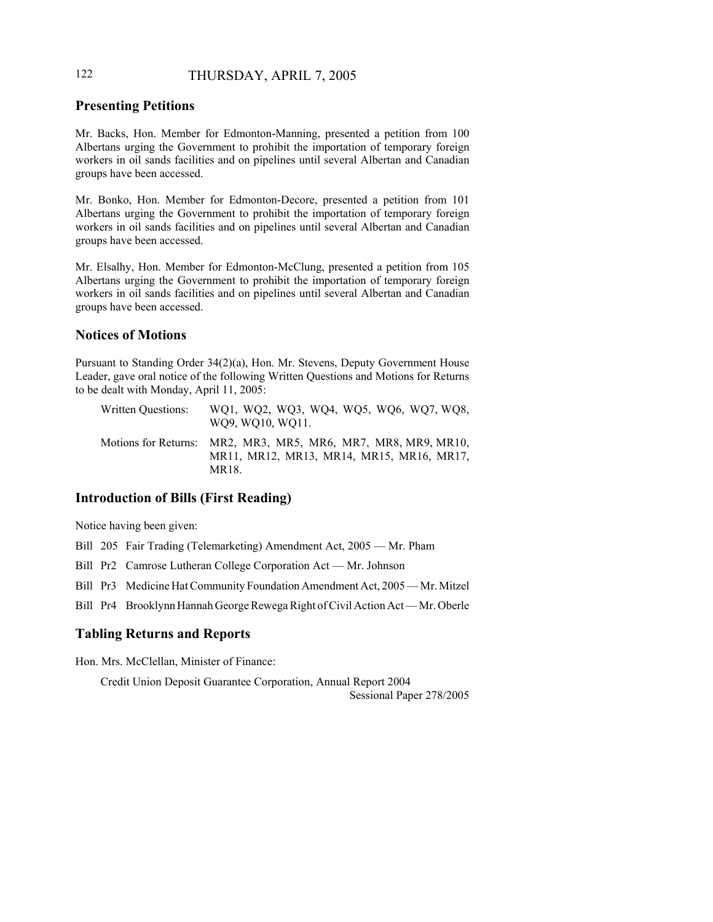## Presenting Petitions

Mr. Backs, Hon. Member for Edmonton-Manning, presented a petition from 100 Albertans urging the Government to prohibit the importation of temporary foreign workers in oil sands facilities and on pipelines until several Albertan and Canadian groups have been accessed.

Mr. Bonko, Hon. Member for Edmonton-Decore, presented a petition from 101 Albertans urging the Government to prohibit the importation of temporary foreign workers in oil sands facilities and on pipelines until several Albertan and Canadian groups have been accessed.

Mr. Elsalhy, Hon. Member for Edmonton-McClung, presented a petition from 105 Albertans urging the Government to prohibit the importation of temporary foreign workers in oil sands facilities and on pipelines until several Albertan and Canadian groups have been accessed.

## Notices of Motions

Pursuant to Standing Order 34(2)(a), Hon. Mr. Stevens, Deputy Government House Leader, gave oral notice of the following Written Questions and Motions for Returns to be dealt with Monday, April 11, 2005:

Written Questions: WQ1, WQ2, WQ3, WQ4, WQ5, WQ6, WQ7, WQ8, WQ9, WQ10, WQ11.

Motions for Returns: MR2, MR3, MR5, MR6, MR7, MR8, MR9, MR10, MR11, MR12, MR13, MR14, MR15, MR16, MR17, MR18.

## Introduction of Bills (First Reading)

Notice having been given:

Bill 205 Fair Trading (Telemarketing) Amendment Act, 2005 — Mr. Pham

Bill Pr2 Camrose Lutheran College Corporation Act — Mr. Johnson

Bill Pr3 Medicine Hat Community Foundation Amendment Act, 2005 — Mr. Mitzel

Bill Pr4 Brooklynn Hannah George Rewega Right of Civil Action Act — Mr. Oberle

## Tabling Returns and Reports

Hon. Mrs. McClellan, Minister of Finance:

Credit Union Deposit Guarantee Corporation, Annual Report 2004
Sessional Paper 278/2005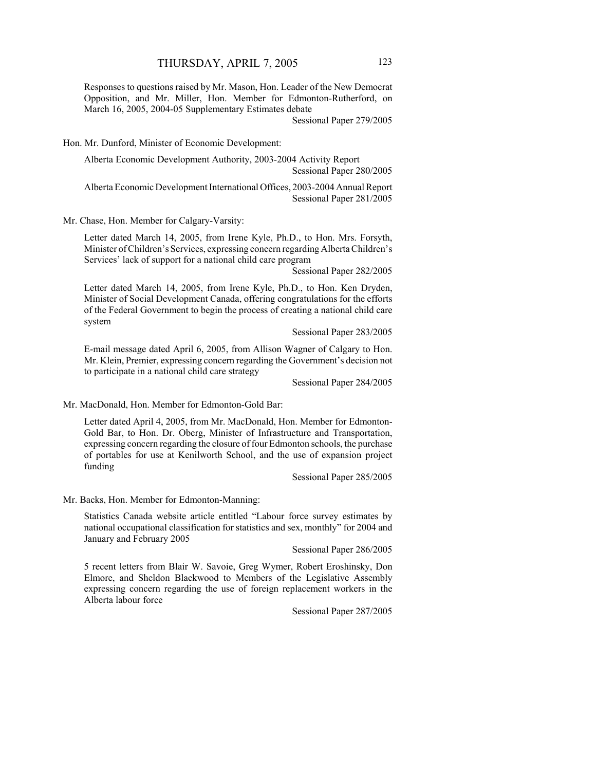Responses to questions raised by Mr. Mason, Hon. Leader of the New Democrat Opposition, and Mr. Miller, Hon. Member for Edmonton-Rutherford, on March 16, 2005, 2004-05 Supplementary Estimates debate

Sessional Paper 279/2005

Hon. Mr. Dunford, Minister of Economic Development:

Alberta Economic Development Authority, 2003-2004 Activity Report

Sessional Paper 280/2005

Alberta Economic Development International Offices, 2003-2004 Annual Report

Sessional Paper 281/2005

Mr. Chase, Hon. Member for Calgary-Varsity:

Letter dated March 14, 2005, from Irene Kyle, Ph.D., to Hon. Mrs. Forsyth, Minister of Children's Services, expressing concern regarding Alberta Children's Services' lack of support for a national child care program

Sessional Paper 282/2005

Letter dated March 14, 2005, from Irene Kyle, Ph.D., to Hon. Ken Dryden, Minister of Social Development Canada, offering congratulations for the efforts of the Federal Government to begin the process of creating a national child care system

Sessional Paper 283/2005

E-mail message dated April 6, 2005, from Allison Wagner of Calgary to Hon. Mr. Klein, Premier, expressing concern regarding the Government's decision not to participate in a national child care strategy

Sessional Paper 284/2005

Mr. MacDonald, Hon. Member for Edmonton-Gold Bar:

Letter dated April 4, 2005, from Mr. MacDonald, Hon. Member for Edmonton-Gold Bar, to Hon. Dr. Oberg, Minister of Infrastructure and Transportation, expressing concern regarding the closure of four Edmonton schools, the purchase of portables for use at Kenilworth School, and the use of expansion project funding

Sessional Paper 285/2005

Mr. Backs, Hon. Member for Edmonton-Manning:

Statistics Canada website article entitled "Labour force survey estimates by national occupational classification for statistics and sex, monthly" for 2004 and January and February 2005

Sessional Paper 286/2005

5 recent letters from Blair W. Savoie, Greg Wymer, Robert Eroshinsky, Don Elmore, and Sheldon Blackwood to Members of the Legislative Assembly expressing concern regarding the use of foreign replacement workers in the Alberta labour force

Sessional Paper 287/2005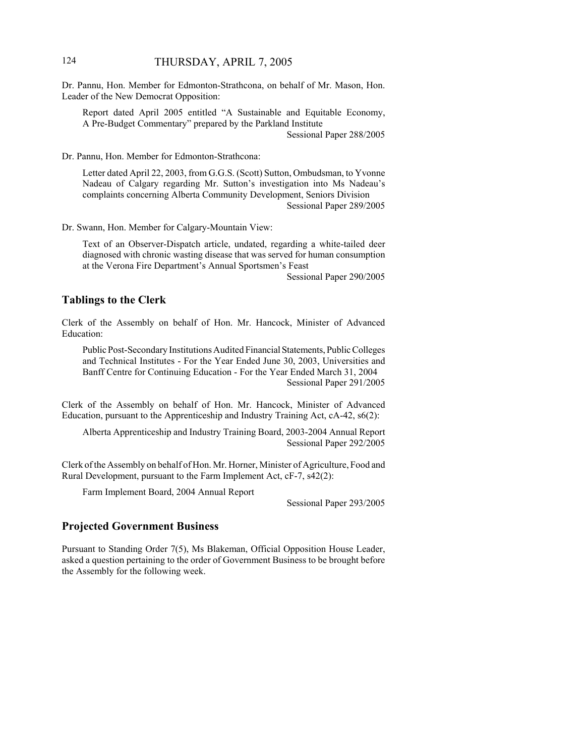Dr. Pannu, Hon. Member for Edmonton-Strathcona, on behalf of Mr. Mason, Hon. Leader of the New Democrat Opposition:

Report dated April 2005 entitled "A Sustainable and Equitable Economy, A Pre-Budget Commentary" prepared by the Parkland Institute

Sessional Paper 288/2005

Dr. Pannu, Hon. Member for Edmonton-Strathcona:

Letter dated April 22, 2003, from G.G.S. (Scott) Sutton, Ombudsman, to Yvonne Nadeau of Calgary regarding Mr. Sutton's investigation into Ms Nadeau's complaints concerning Alberta Community Development, Seniors Division

Sessional Paper 289/2005

Dr. Swann, Hon. Member for Calgary-Mountain View:

Text of an Observer-Dispatch article, undated, regarding a white-tailed deer diagnosed with chronic wasting disease that was served for human consumption at the Verona Fire Department's Annual Sportsmen's Feast

Sessional Paper 290/2005

## Tablings to the Clerk

Clerk of the Assembly on behalf of Hon. Mr. Hancock, Minister of Advanced Education:

Public Post-Secondary Institutions Audited Financial Statements, Public Colleges and Technical Institutes - For the Year Ended June 30, 2003, Universities and Banff Centre for Continuing Education - For the Year Ended March 31, 2004

Sessional Paper 291/2005

Clerk of the Assembly on behalf of Hon. Mr. Hancock, Minister of Advanced Education, pursuant to the Apprenticeship and Industry Training Act, cA-42, s6(2):

Alberta Apprenticeship and Industry Training Board, 2003-2004 Annual Report

Sessional Paper 292/2005

Clerk of the Assembly on behalf of Hon. Mr. Horner, Minister of Agriculture, Food and Rural Development, pursuant to the Farm Implement Act, cF-7, s42(2):

Farm Implement Board, 2004 Annual Report

Sessional Paper 293/2005

## Projected Government Business

Pursuant to Standing Order 7(5), Ms Blakeman, Official Opposition House Leader, asked a question pertaining to the order of Government Business to be brought before the Assembly for the following week.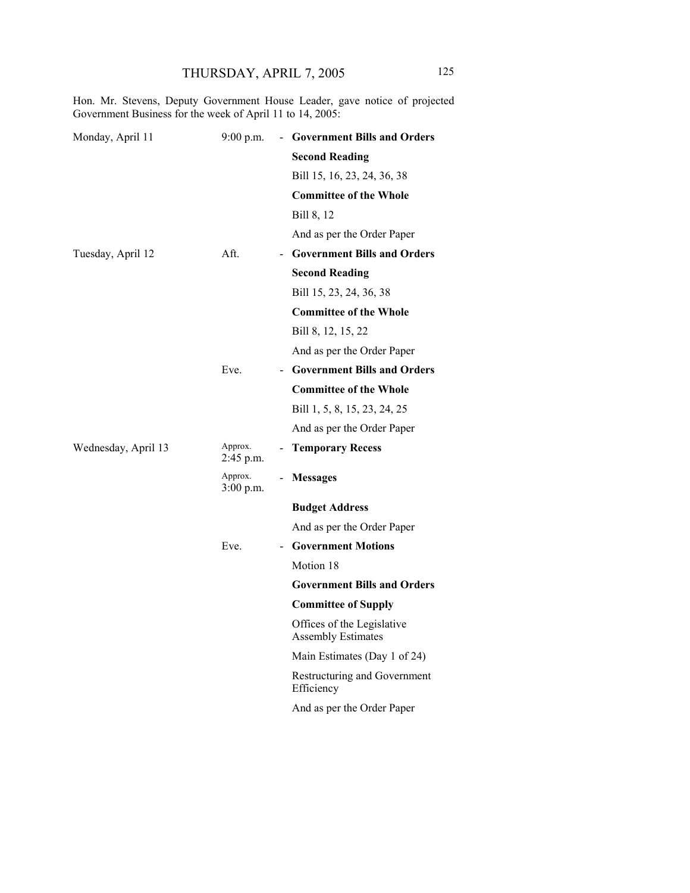Hon. Mr. Stevens, Deputy Government House Leader, gave notice of projected Government Business for the week of April 11 to 14, 2005:

| | | | |
|---|---|---|---|
| Monday, April 11 | 9:00 p.m. | - | **Government Bills and Orders** |
| | | | **Second Reading** |
| | | | Bill 15, 16, 23, 24, 36, 38 |
| | | | **Committee of the Whole** |
| | | | Bill 8, 12 |
| | | | And as per the Order Paper |
| Tuesday, April 12 | Aft. | - | **Government Bills and Orders** |
| | | | **Second Reading** |
| | | | Bill 15, 23, 24, 36, 38 |
| | | | **Committee of the Whole** |
| | | | Bill 8, 12, 15, 22 |
| | | | And as per the Order Paper |
| | Eve. | - | **Government Bills and Orders** |
| | | | **Committee of the Whole** |
| | | | Bill 1, 5, 8, 15, 23, 24, 25 |
| | | | And as per the Order Paper |
| Wednesday, April 13 | Approx. 2:45 p.m. | - | **Temporary Recess** |
| | Approx. 3:00 p.m. | - | **Messages** |
| | | | **Budget Address** |
| | | | And as per the Order Paper |
| | Eve. | - | **Government Motions** |
| | | | Motion 18 |
| | | | **Government Bills and Orders** |
| | | | **Committee of Supply** |
| | | | Offices of the Legislative Assembly Estimates |
| | | | Main Estimates (Day 1 of 24) |
| | | | Restructuring and Government Efficiency |
| | | | And as per the Order Paper |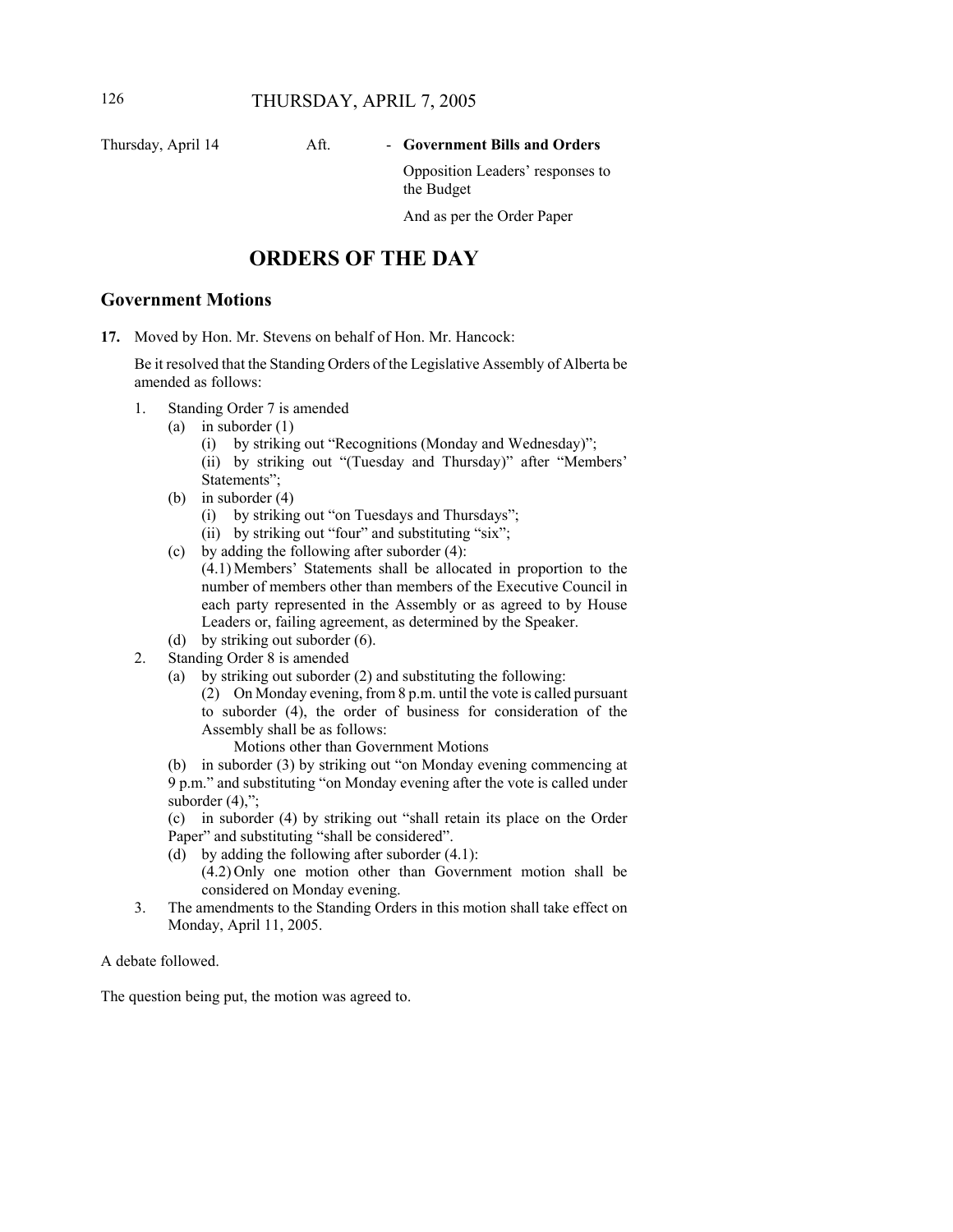| Thursday, April 14 | Aft. | - **Government Bills and Orders** |
|---|---|---|
| | | Opposition Leaders' responses to the Budget |
| | | And as per the Order Paper |

# ORDERS OF THE DAY

## Government Motions

**17.** Moved by Hon. Mr. Stevens on behalf of Hon. Mr. Hancock:

Be it resolved that the Standing Orders of the Legislative Assembly of Alberta be amended as follows:

1. Standing Order 7 is amended
   - (a) in suborder (1)
     - (i) by striking out "Recognitions (Monday and Wednesday)";
     - (ii) by striking out "(Tuesday and Thursday)" after "Members' Statements";
   - (b) in suborder (4)
     - (i) by striking out "on Tuesdays and Thursdays";
     - (ii) by striking out "four" and substituting "six";
   - (c) by adding the following after suborder (4):

     (4.1) Members' Statements shall be allocated in proportion to the number of members other than members of the Executive Council in each party represented in the Assembly or as agreed to by House Leaders or, failing agreement, as determined by the Speaker.
   - (d) by striking out suborder (6).
2. Standing Order 8 is amended
   - (a) by striking out suborder (2) and substituting the following:

     (2) On Monday evening, from 8 p.m. until the vote is called pursuant to suborder (4), the order of business for consideration of the Assembly shall be as follows:

     Motions other than Government Motions
   - (b) in suborder (3) by striking out "on Monday evening commencing at 9 p.m." and substituting "on Monday evening after the vote is called under suborder (4),";
   - (c) in suborder (4) by striking out "shall retain its place on the Order Paper" and substituting "shall be considered".
   - (d) by adding the following after suborder (4.1):

     (4.2) Only one motion other than Government motion shall be considered on Monday evening.
3. The amendments to the Standing Orders in this motion shall take effect on Monday, April 11, 2005.

A debate followed.

The question being put, the motion was agreed to.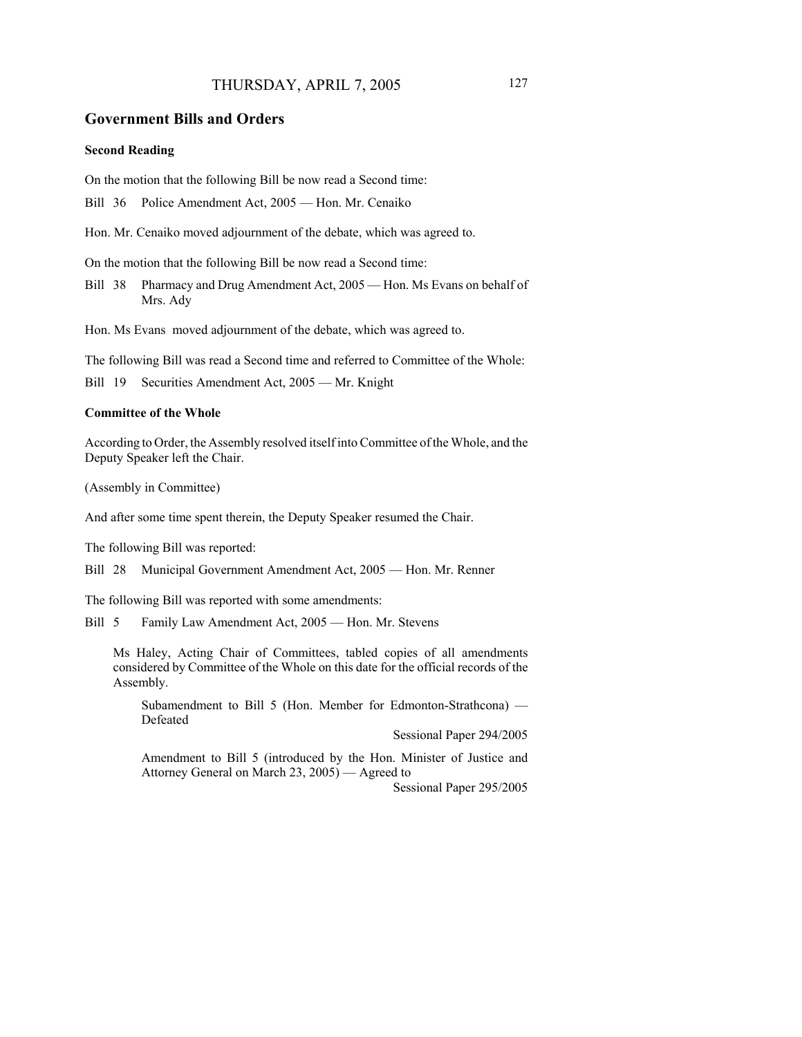## Government Bills and Orders

### Second Reading

On the motion that the following Bill be now read a Second time:

Bill 36 Police Amendment Act, 2005 — Hon. Mr. Cenaiko

Hon. Mr. Cenaiko moved adjournment of the debate, which was agreed to.

On the motion that the following Bill be now read a Second time:

Bill 38 Pharmacy and Drug Amendment Act, 2005 — Hon. Ms Evans on behalf of Mrs. Ady

Hon. Ms Evans moved adjournment of the debate, which was agreed to.

The following Bill was read a Second time and referred to Committee of the Whole:

Bill 19 Securities Amendment Act, 2005 — Mr. Knight

### Committee of the Whole

According to Order, the Assembly resolved itself into Committee of the Whole, and the Deputy Speaker left the Chair.

(Assembly in Committee)

And after some time spent therein, the Deputy Speaker resumed the Chair.

The following Bill was reported:

Bill 28 Municipal Government Amendment Act, 2005 — Hon. Mr. Renner

The following Bill was reported with some amendments:

Bill 5 Family Law Amendment Act, 2005 — Hon. Mr. Stevens

Ms Haley, Acting Chair of Committees, tabled copies of all amendments considered by Committee of the Whole on this date for the official records of the Assembly.

Subamendment to Bill 5 (Hon. Member for Edmonton-Strathcona) — Defeated

Sessional Paper 294/2005

Amendment to Bill 5 (introduced by the Hon. Minister of Justice and Attorney General on March 23, 2005) — Agreed to

Sessional Paper 295/2005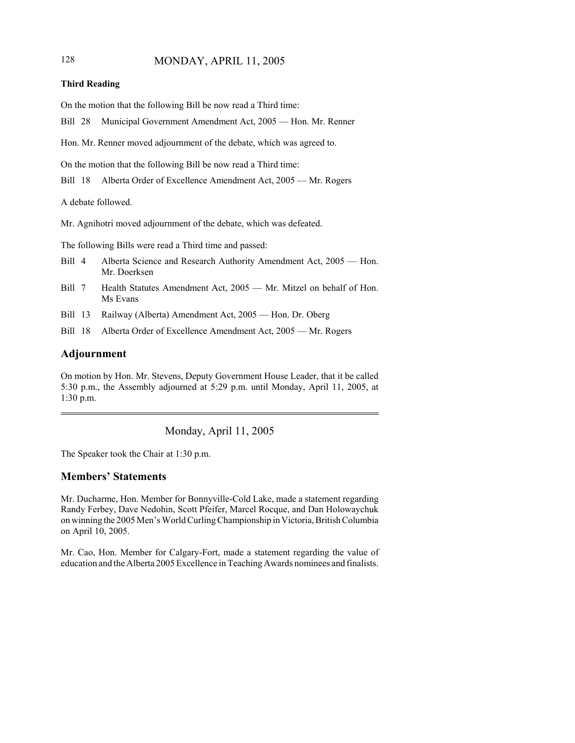### Third Reading

On the motion that the following Bill be now read a Third time:

Bill 28 Municipal Government Amendment Act, 2005 — Hon. Mr. Renner

Hon. Mr. Renner moved adjournment of the debate, which was agreed to.

On the motion that the following Bill be now read a Third time:

Bill 18 Alberta Order of Excellence Amendment Act, 2005 — Mr. Rogers

A debate followed.

Mr. Agnihotri moved adjournment of the debate, which was defeated.

The following Bills were read a Third time and passed:

Bill 4 Alberta Science and Research Authority Amendment Act, 2005 — Hon. Mr. Doerksen

Bill 7 Health Statutes Amendment Act, 2005 — Mr. Mitzel on behalf of Hon. Ms Evans

Bill 13 Railway (Alberta) Amendment Act, 2005 — Hon. Dr. Oberg

Bill 18 Alberta Order of Excellence Amendment Act, 2005 — Mr. Rogers

## Adjournment

On motion by Hon. Mr. Stevens, Deputy Government House Leader, that it be called 5:30 p.m., the Assembly adjourned at 5:29 p.m. until Monday, April 11, 2005, at 1:30 p.m.

---

Monday, April 11, 2005

The Speaker took the Chair at 1:30 p.m.

## Members' Statements

Mr. Ducharme, Hon. Member for Bonnyville-Cold Lake, made a statement regarding Randy Ferbey, Dave Nedohin, Scott Pfeifer, Marcel Rocque, and Dan Holowaychuk on winning the 2005 Men's World Curling Championship in Victoria, British Columbia on April 10, 2005.

Mr. Cao, Hon. Member for Calgary-Fort, made a statement regarding the value of education and the Alberta 2005 Excellence in Teaching Awards nominees and finalists.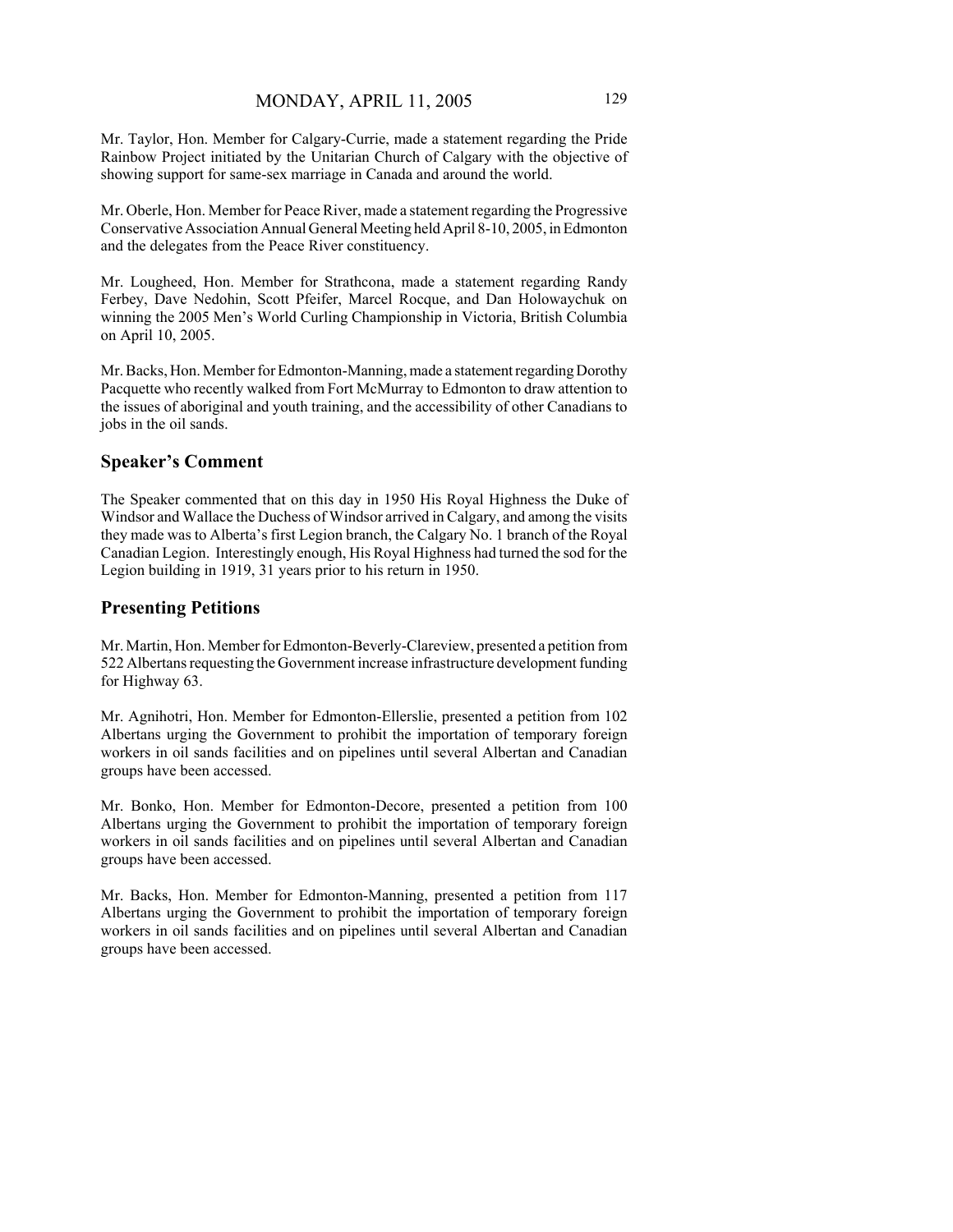Mr. Taylor, Hon. Member for Calgary-Currie, made a statement regarding the Pride Rainbow Project initiated by the Unitarian Church of Calgary with the objective of showing support for same-sex marriage in Canada and around the world.

Mr. Oberle, Hon. Member for Peace River, made a statement regarding the Progressive Conservative Association Annual General Meeting held April 8-10, 2005, in Edmonton and the delegates from the Peace River constituency.

Mr. Lougheed, Hon. Member for Strathcona, made a statement regarding Randy Ferbey, Dave Nedohin, Scott Pfeifer, Marcel Rocque, and Dan Holowaychuk on winning the 2005 Men's World Curling Championship in Victoria, British Columbia on April 10, 2005.

Mr. Backs, Hon. Member for Edmonton-Manning, made a statement regarding Dorothy Pacquette who recently walked from Fort McMurray to Edmonton to draw attention to the issues of aboriginal and youth training, and the accessibility of other Canadians to jobs in the oil sands.

## Speaker's Comment

The Speaker commented that on this day in 1950 His Royal Highness the Duke of Windsor and Wallace the Duchess of Windsor arrived in Calgary, and among the visits they made was to Alberta's first Legion branch, the Calgary No. 1 branch of the Royal Canadian Legion. Interestingly enough, His Royal Highness had turned the sod for the Legion building in 1919, 31 years prior to his return in 1950.

## Presenting Petitions

Mr. Martin, Hon. Member for Edmonton-Beverly-Clareview, presented a petition from 522 Albertans requesting the Government increase infrastructure development funding for Highway 63.

Mr. Agnihotri, Hon. Member for Edmonton-Ellerslie, presented a petition from 102 Albertans urging the Government to prohibit the importation of temporary foreign workers in oil sands facilities and on pipelines until several Albertan and Canadian groups have been accessed.

Mr. Bonko, Hon. Member for Edmonton-Decore, presented a petition from 100 Albertans urging the Government to prohibit the importation of temporary foreign workers in oil sands facilities and on pipelines until several Albertan and Canadian groups have been accessed.

Mr. Backs, Hon. Member for Edmonton-Manning, presented a petition from 117 Albertans urging the Government to prohibit the importation of temporary foreign workers in oil sands facilities and on pipelines until several Albertan and Canadian groups have been accessed.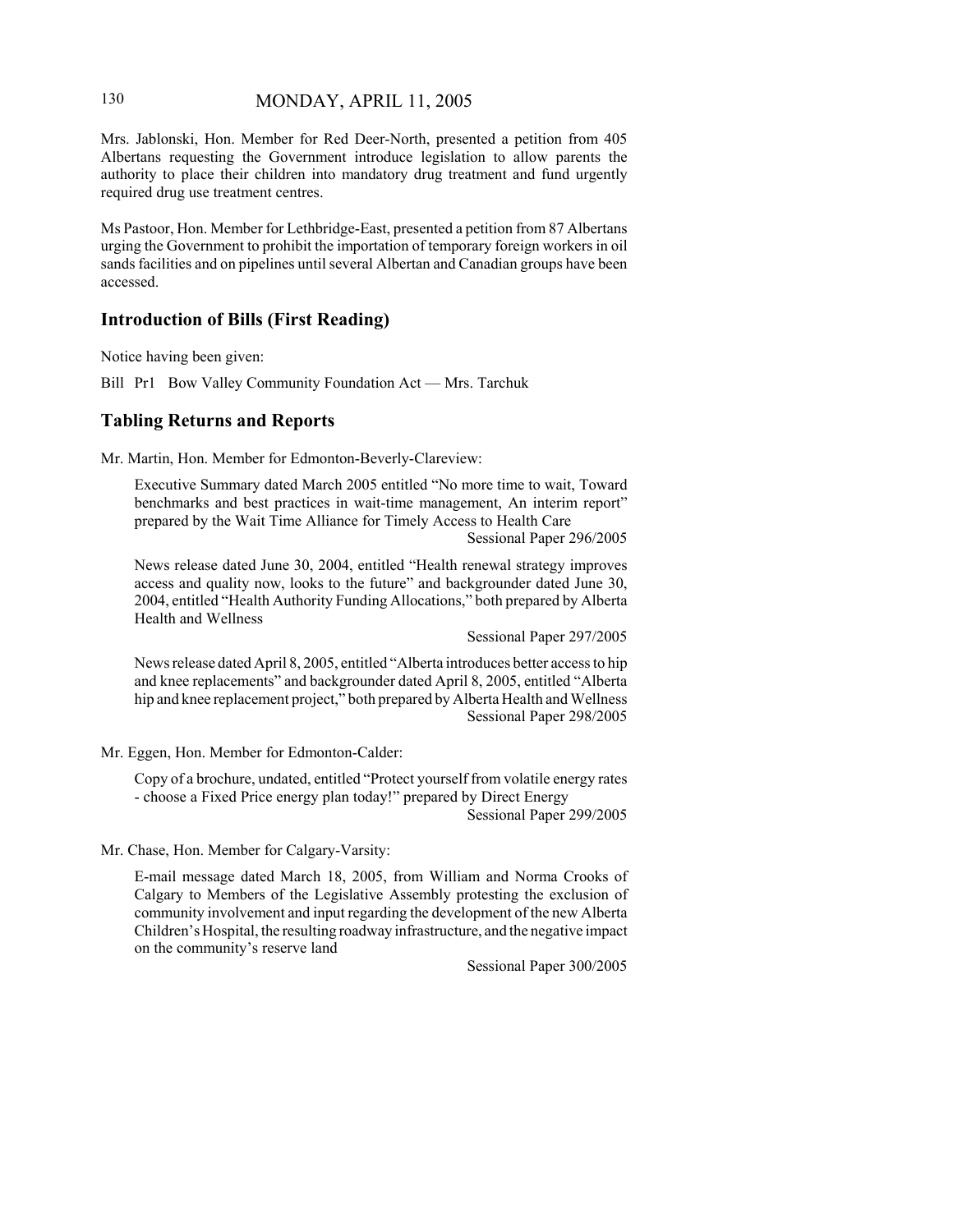Mrs. Jablonski, Hon. Member for Red Deer-North, presented a petition from 405 Albertans requesting the Government introduce legislation to allow parents the authority to place their children into mandatory drug treatment and fund urgently required drug use treatment centres.

Ms Pastoor, Hon. Member for Lethbridge-East, presented a petition from 87 Albertans urging the Government to prohibit the importation of temporary foreign workers in oil sands facilities and on pipelines until several Albertan and Canadian groups have been accessed.

## Introduction of Bills (First Reading)

Notice having been given:

Bill Pr1 Bow Valley Community Foundation Act — Mrs. Tarchuk

## Tabling Returns and Reports

Mr. Martin, Hon. Member for Edmonton-Beverly-Clareview:

Executive Summary dated March 2005 entitled "No more time to wait, Toward benchmarks and best practices in wait-time management, An interim report" prepared by the Wait Time Alliance for Timely Access to Health Care
Sessional Paper 296/2005

News release dated June 30, 2004, entitled "Health renewal strategy improves access and quality now, looks to the future" and backgrounder dated June 30, 2004, entitled "Health Authority Funding Allocations," both prepared by Alberta Health and Wellness
Sessional Paper 297/2005

News release dated April 8, 2005, entitled "Alberta introduces better access to hip and knee replacements" and backgrounder dated April 8, 2005, entitled "Alberta hip and knee replacement project," both prepared by Alberta Health and Wellness
Sessional Paper 298/2005

Mr. Eggen, Hon. Member for Edmonton-Calder:

Copy of a brochure, undated, entitled "Protect yourself from volatile energy rates - choose a Fixed Price energy plan today!" prepared by Direct Energy
Sessional Paper 299/2005

Mr. Chase, Hon. Member for Calgary-Varsity:

E-mail message dated March 18, 2005, from William and Norma Crooks of Calgary to Members of the Legislative Assembly protesting the exclusion of community involvement and input regarding the development of the new Alberta Children's Hospital, the resulting roadway infrastructure, and the negative impact on the community's reserve land
Sessional Paper 300/2005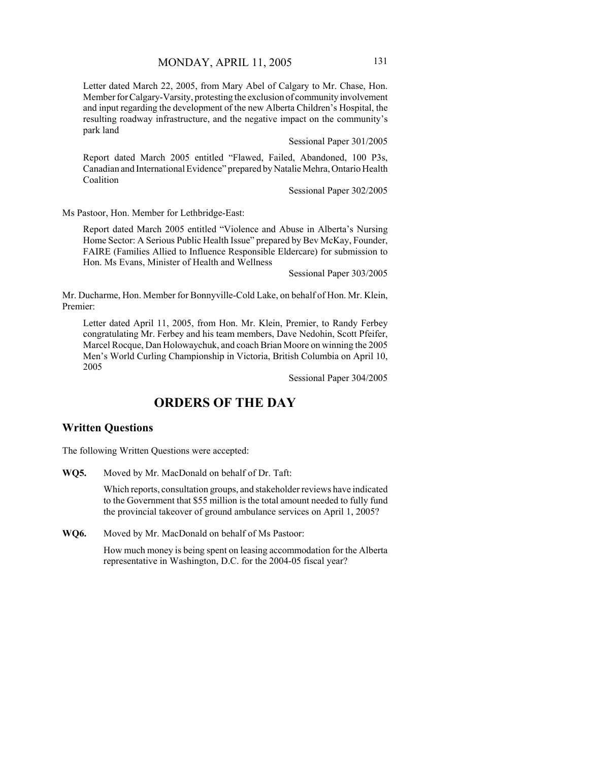Letter dated March 22, 2005, from Mary Abel of Calgary to Mr. Chase, Hon. Member for Calgary-Varsity, protesting the exclusion of community involvement and input regarding the development of the new Alberta Children's Hospital, the resulting roadway infrastructure, and the negative impact on the community's park land

Sessional Paper 301/2005

Report dated March 2005 entitled "Flawed, Failed, Abandoned, 100 P3s, Canadian and International Evidence" prepared by Natalie Mehra, Ontario Health Coalition

Sessional Paper 302/2005

Ms Pastoor, Hon. Member for Lethbridge-East:

Report dated March 2005 entitled "Violence and Abuse in Alberta's Nursing Home Sector: A Serious Public Health Issue" prepared by Bev McKay, Founder, FAIRE (Families Allied to Influence Responsible Eldercare) for submission to Hon. Ms Evans, Minister of Health and Wellness

Sessional Paper 303/2005

Mr. Ducharme, Hon. Member for Bonnyville-Cold Lake, on behalf of Hon. Mr. Klein, Premier:

Letter dated April 11, 2005, from Hon. Mr. Klein, Premier, to Randy Ferbey congratulating Mr. Ferbey and his team members, Dave Nedohin, Scott Pfeifer, Marcel Rocque, Dan Holowaychuk, and coach Brian Moore on winning the 2005 Men's World Curling Championship in Victoria, British Columbia on April 10, 2005

Sessional Paper 304/2005

# ORDERS OF THE DAY

## Written Questions

The following Written Questions were accepted:

**WQ5.** Moved by Mr. MacDonald on behalf of Dr. Taft:

Which reports, consultation groups, and stakeholder reviews have indicated to the Government that $55 million is the total amount needed to fully fund the provincial takeover of ground ambulance services on April 1, 2005?

**WQ6.** Moved by Mr. MacDonald on behalf of Ms Pastoor:

How much money is being spent on leasing accommodation for the Alberta representative in Washington, D.C. for the 2004-05 fiscal year?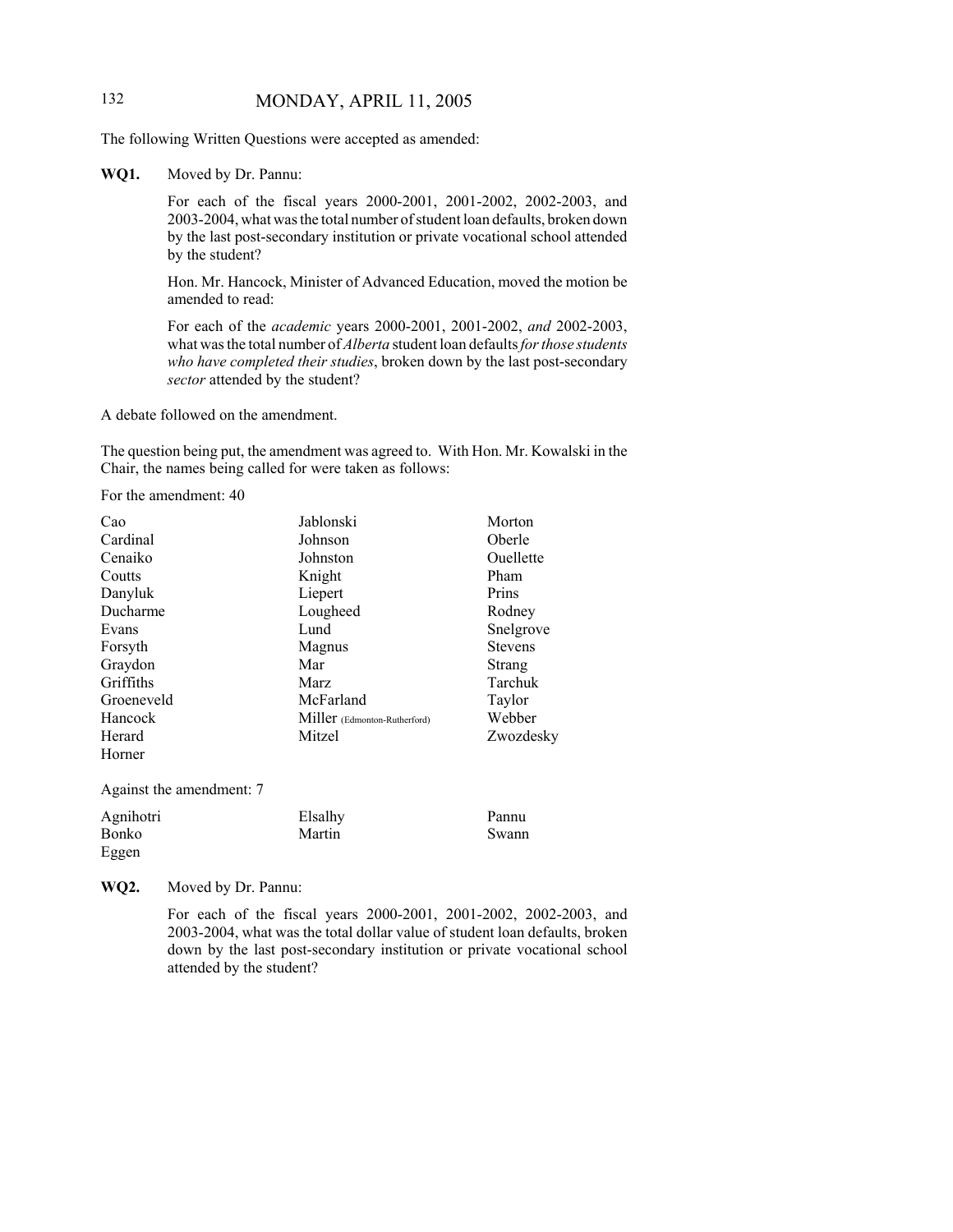The following Written Questions were accepted as amended:

**WQ1.** Moved by Dr. Pannu:

For each of the fiscal years 2000-2001, 2001-2002, 2002-2003, and 2003-2004, what was the total number of student loan defaults, broken down by the last post-secondary institution or private vocational school attended by the student?

Hon. Mr. Hancock, Minister of Advanced Education, moved the motion be amended to read:

For each of the *academic* years 2000-2001, 2001-2002, *and* 2002-2003, what was the total number of *Alberta* student loan defaults *for those students who have completed their studies*, broken down by the last post-secondary *sector* attended by the student?

A debate followed on the amendment.

The question being put, the amendment was agreed to. With Hon. Mr. Kowalski in the Chair, the names being called for were taken as follows:

For the amendment: 40

| | | |
|---|---|---|
| Cao | Jablonski | Morton |
| Cardinal | Johnson | Oberle |
| Cenaiko | Johnston | Ouellette |
| Coutts | Knight | Pham |
| Danyluk | Liepert | Prins |
| Ducharme | Lougheed | Rodney |
| Evans | Lund | Snelgrove |
| Forsyth | Magnus | Stevens |
| Graydon | Mar | Strang |
| Griffiths | Marz | Tarchuk |
| Groeneveld | McFarland | Taylor |
| Hancock | Miller (Edmonton-Rutherford) | Webber |
| Herard | Mitzel | Zwozdesky |
| Horner | | |

Against the amendment: 7

| | | |
|---|---|---|
| Agnihotri | Elsalhy | Pannu |
| Bonko | Martin | Swann |
| Eggen | | |

**WQ2.** Moved by Dr. Pannu:

For each of the fiscal years 2000-2001, 2001-2002, 2002-2003, and 2003-2004, what was the total dollar value of student loan defaults, broken down by the last post-secondary institution or private vocational school attended by the student?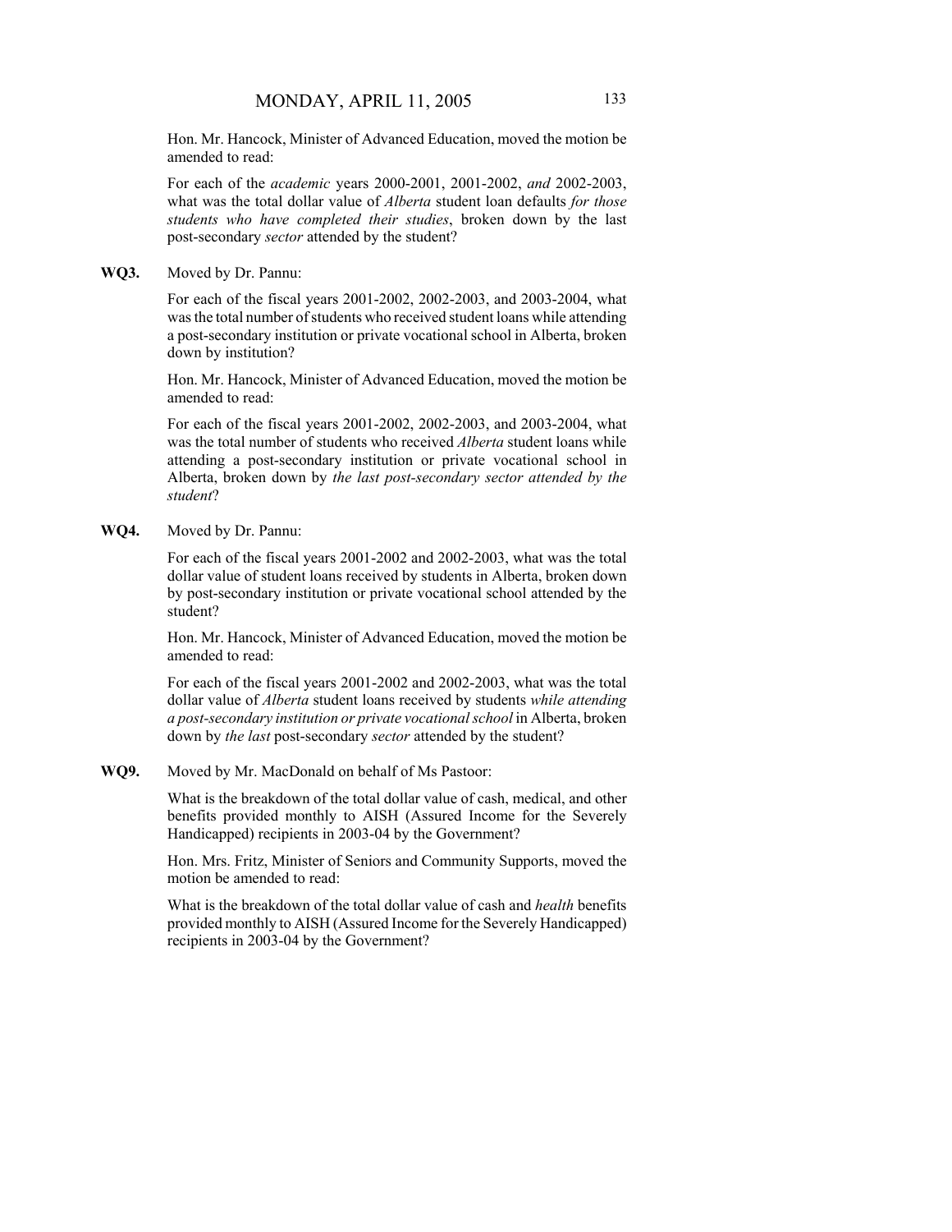Hon. Mr. Hancock, Minister of Advanced Education, moved the motion be amended to read:

For each of the *academic* years 2000-2001, 2001-2002, *and* 2002-2003, what was the total dollar value of *Alberta* student loan defaults *for those students who have completed their studies*, broken down by the last post-secondary *sector* attended by the student?

**WQ3.** Moved by Dr. Pannu:

For each of the fiscal years 2001-2002, 2002-2003, and 2003-2004, what was the total number of students who received student loans while attending a post-secondary institution or private vocational school in Alberta, broken down by institution?

Hon. Mr. Hancock, Minister of Advanced Education, moved the motion be amended to read:

For each of the fiscal years 2001-2002, 2002-2003, and 2003-2004, what was the total number of students who received *Alberta* student loans while attending a post-secondary institution or private vocational school in Alberta, broken down by *the last post-secondary sector attended by the student*?

**WQ4.** Moved by Dr. Pannu:

For each of the fiscal years 2001-2002 and 2002-2003, what was the total dollar value of student loans received by students in Alberta, broken down by post-secondary institution or private vocational school attended by the student?

Hon. Mr. Hancock, Minister of Advanced Education, moved the motion be amended to read:

For each of the fiscal years 2001-2002 and 2002-2003, what was the total dollar value of *Alberta* student loans received by students *while attending a post-secondary institution or private vocational school* in Alberta, broken down by *the last* post-secondary *sector* attended by the student?

**WQ9.** Moved by Mr. MacDonald on behalf of Ms Pastoor:

What is the breakdown of the total dollar value of cash, medical, and other benefits provided monthly to AISH (Assured Income for the Severely Handicapped) recipients in 2003-04 by the Government?

Hon. Mrs. Fritz, Minister of Seniors and Community Supports, moved the motion be amended to read:

What is the breakdown of the total dollar value of cash and *health* benefits provided monthly to AISH (Assured Income for the Severely Handicapped) recipients in 2003-04 by the Government?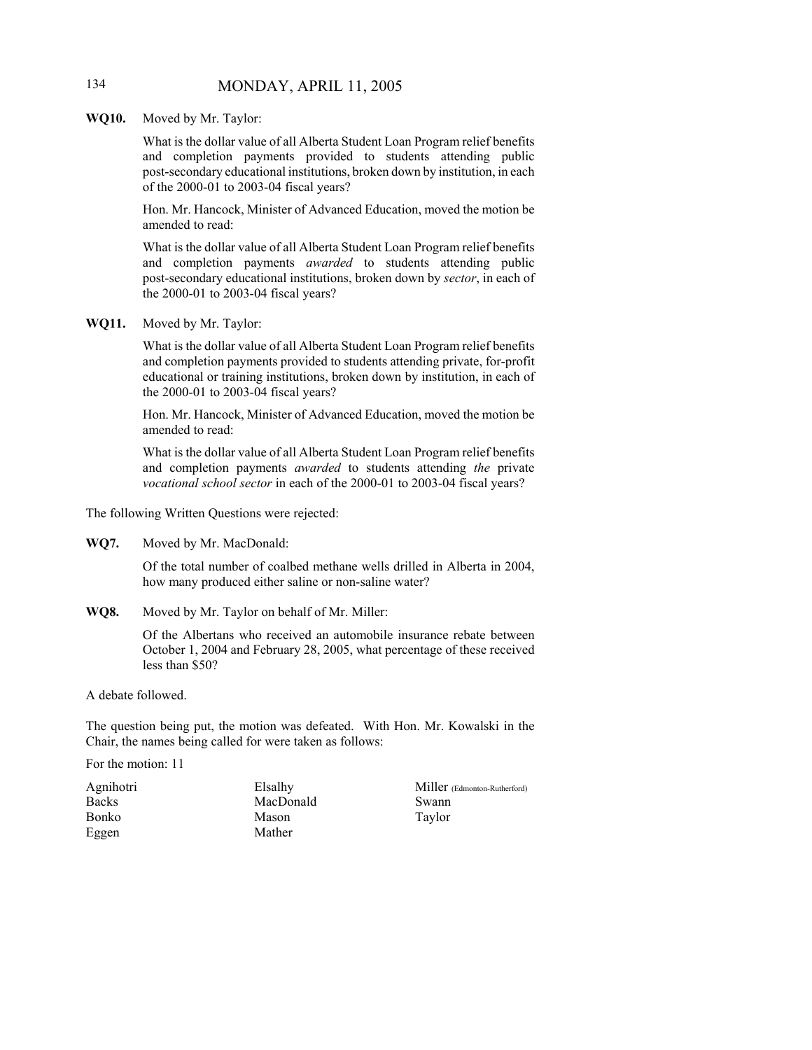**WQ10.** Moved by Mr. Taylor:

What is the dollar value of all Alberta Student Loan Program relief benefits and completion payments provided to students attending public post-secondary educational institutions, broken down by institution, in each of the 2000-01 to 2003-04 fiscal years?

Hon. Mr. Hancock, Minister of Advanced Education, moved the motion be amended to read:

What is the dollar value of all Alberta Student Loan Program relief benefits and completion payments *awarded* to students attending public post-secondary educational institutions, broken down by *sector*, in each of the 2000-01 to 2003-04 fiscal years?

**WQ11.** Moved by Mr. Taylor:

What is the dollar value of all Alberta Student Loan Program relief benefits and completion payments provided to students attending private, for-profit educational or training institutions, broken down by institution, in each of the 2000-01 to 2003-04 fiscal years?

Hon. Mr. Hancock, Minister of Advanced Education, moved the motion be amended to read:

What is the dollar value of all Alberta Student Loan Program relief benefits and completion payments *awarded* to students attending *the* private *vocational school sector* in each of the 2000-01 to 2003-04 fiscal years?

The following Written Questions were rejected:

**WQ7.** Moved by Mr. MacDonald:

Of the total number of coalbed methane wells drilled in Alberta in 2004, how many produced either saline or non-saline water?

**WQ8.** Moved by Mr. Taylor on behalf of Mr. Miller:

Of the Albertans who received an automobile insurance rebate between October 1, 2004 and February 28, 2005, what percentage of these received less than $50?

A debate followed.

The question being put, the motion was defeated. With Hon. Mr. Kowalski in the Chair, the names being called for were taken as follows:

For the motion: 11

| | | |
|---|---|---|
| Agnihotri | Elsalhy | Miller (Edmonton-Rutherford) |
| Backs | MacDonald | Swann |
| Bonko | Mason | Taylor |
| Eggen | Mather | |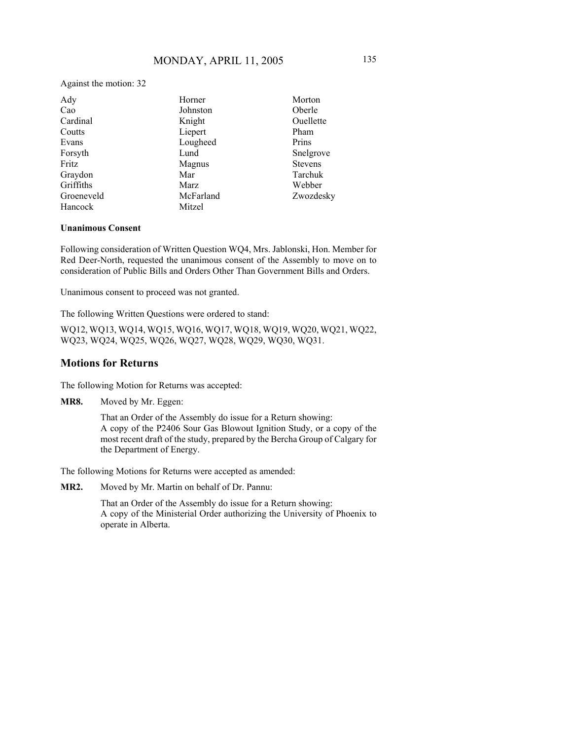Against the motion: 32

| | | |
|---|---|---|
| Ady | Horner | Morton |
| Cao | Johnston | Oberle |
| Cardinal | Knight | Ouellette |
| Coutts | Liepert | Pham |
| Evans | Lougheed | Prins |
| Forsyth | Lund | Snelgrove |
| Fritz | Magnus | Stevens |
| Graydon | Mar | Tarchuk |
| Griffiths | Marz | Webber |
| Groeneveld | McFarland | Zwozdesky |
| Hancock | Mitzel | |

**Unanimous Consent**

Following consideration of Written Question WQ4, Mrs. Jablonski, Hon. Member for Red Deer-North, requested the unanimous consent of the Assembly to move on to consideration of Public Bills and Orders Other Than Government Bills and Orders.

Unanimous consent to proceed was not granted.

The following Written Questions were ordered to stand:

WQ12, WQ13, WQ14, WQ15, WQ16, WQ17, WQ18, WQ19, WQ20, WQ21, WQ22, WQ23, WQ24, WQ25, WQ26, WQ27, WQ28, WQ29, WQ30, WQ31.

## Motions for Returns

The following Motion for Returns was accepted:

**MR8.** Moved by Mr. Eggen:

That an Order of the Assembly do issue for a Return showing:
A copy of the P2406 Sour Gas Blowout Ignition Study, or a copy of the most recent draft of the study, prepared by the Bercha Group of Calgary for the Department of Energy.

The following Motions for Returns were accepted as amended:

**MR2.** Moved by Mr. Martin on behalf of Dr. Pannu:

That an Order of the Assembly do issue for a Return showing:
A copy of the Ministerial Order authorizing the University of Phoenix to operate in Alberta.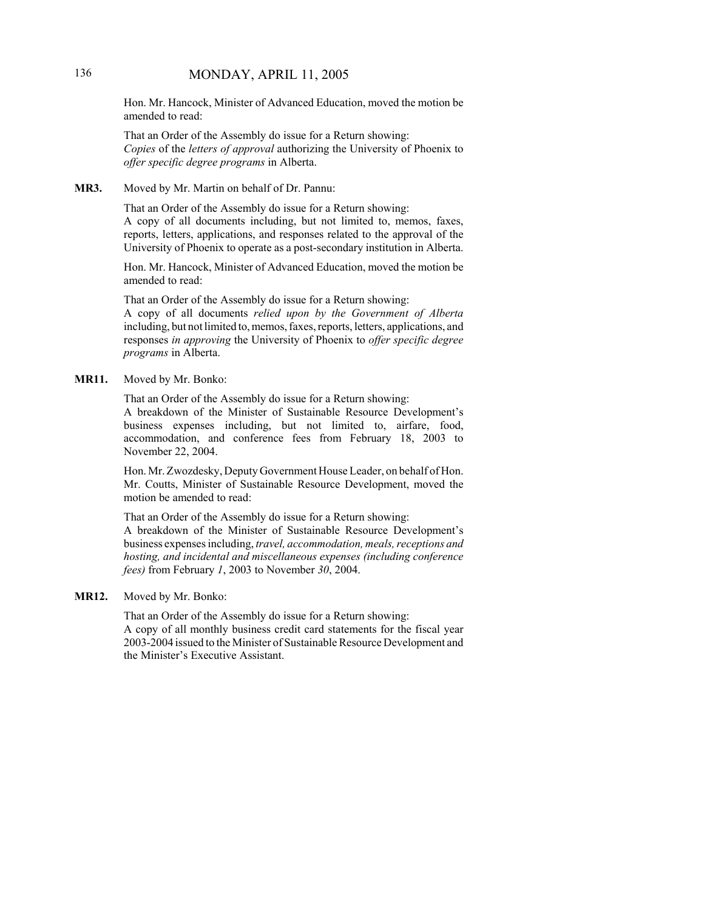Hon. Mr. Hancock, Minister of Advanced Education, moved the motion be amended to read:

That an Order of the Assembly do issue for a Return showing:
*Copies* of the *letters of approval* authorizing the University of Phoenix to *offer specific degree programs* in Alberta.

**MR3.** Moved by Mr. Martin on behalf of Dr. Pannu:

That an Order of the Assembly do issue for a Return showing:
A copy of all documents including, but not limited to, memos, faxes, reports, letters, applications, and responses related to the approval of the University of Phoenix to operate as a post-secondary institution in Alberta.

Hon. Mr. Hancock, Minister of Advanced Education, moved the motion be amended to read:

That an Order of the Assembly do issue for a Return showing:
A copy of all documents *relied upon by the Government of Alberta* including, but not limited to, memos, faxes, reports, letters, applications, and responses *in approving* the University of Phoenix to *offer specific degree programs* in Alberta.

**MR11.** Moved by Mr. Bonko:

That an Order of the Assembly do issue for a Return showing:
A breakdown of the Minister of Sustainable Resource Development's business expenses including, but not limited to, airfare, food, accommodation, and conference fees from February 18, 2003 to November 22, 2004.

Hon. Mr. Zwozdesky, Deputy Government House Leader, on behalf of Hon. Mr. Coutts, Minister of Sustainable Resource Development, moved the motion be amended to read:

That an Order of the Assembly do issue for a Return showing:
A breakdown of the Minister of Sustainable Resource Development's business expenses including, *travel, accommodation, meals, receptions and hosting, and incidental and miscellaneous expenses (including conference fees)* from February *1*, 2003 to November *30*, 2004.

**MR12.** Moved by Mr. Bonko:

That an Order of the Assembly do issue for a Return showing:
A copy of all monthly business credit card statements for the fiscal year 2003-2004 issued to the Minister of Sustainable Resource Development and the Minister's Executive Assistant.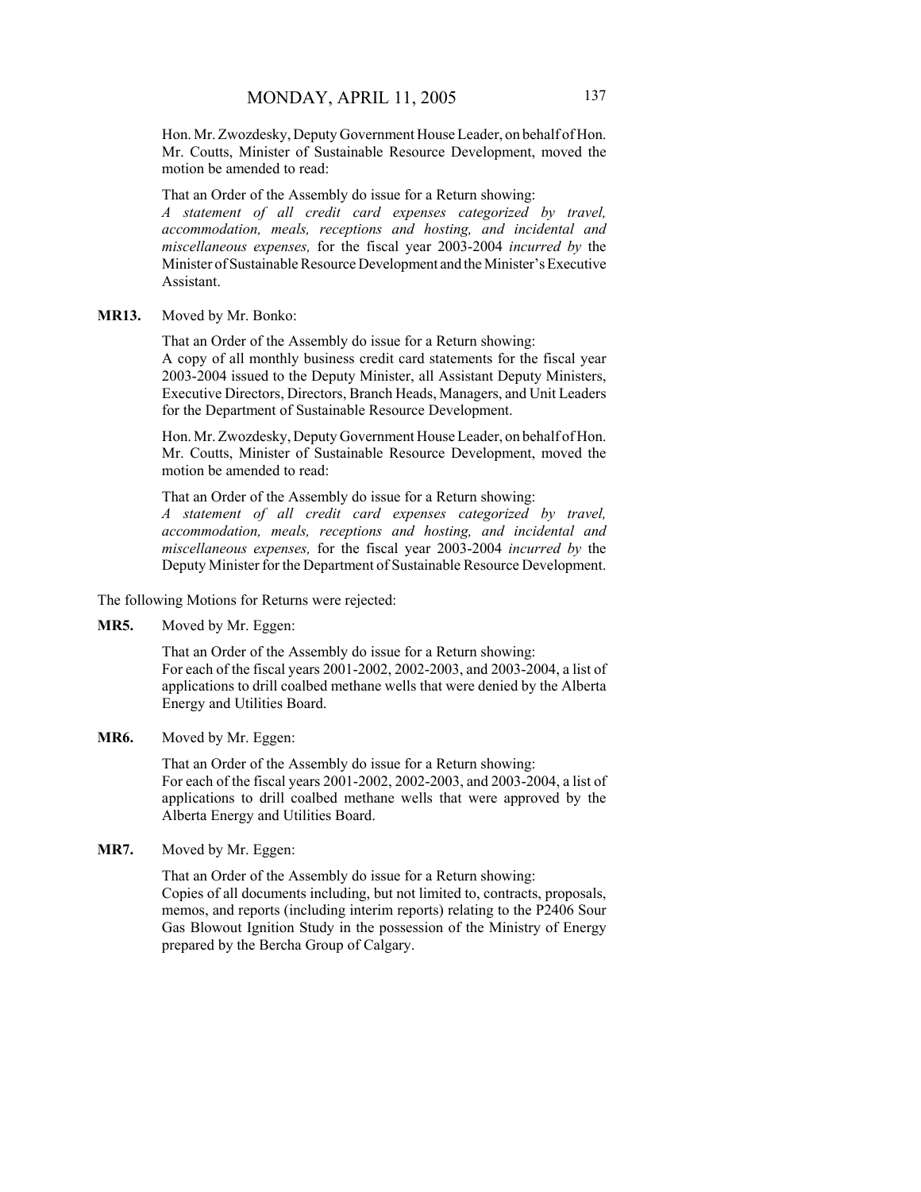Hon. Mr. Zwozdesky, Deputy Government House Leader, on behalf of Hon. Mr. Coutts, Minister of Sustainable Resource Development, moved the motion be amended to read:

That an Order of the Assembly do issue for a Return showing:
*A statement of all credit card expenses categorized by travel, accommodation, meals, receptions and hosting, and incidental and miscellaneous expenses,* for the fiscal year 2003-2004 *incurred by* the Minister of Sustainable Resource Development and the Minister's Executive Assistant.

**MR13.** Moved by Mr. Bonko:

That an Order of the Assembly do issue for a Return showing:
A copy of all monthly business credit card statements for the fiscal year 2003-2004 issued to the Deputy Minister, all Assistant Deputy Ministers, Executive Directors, Directors, Branch Heads, Managers, and Unit Leaders for the Department of Sustainable Resource Development.

Hon. Mr. Zwozdesky, Deputy Government House Leader, on behalf of Hon. Mr. Coutts, Minister of Sustainable Resource Development, moved the motion be amended to read:

That an Order of the Assembly do issue for a Return showing:
*A statement of all credit card expenses categorized by travel, accommodation, meals, receptions and hosting, and incidental and miscellaneous expenses,* for the fiscal year 2003-2004 *incurred by* the Deputy Minister for the Department of Sustainable Resource Development.

The following Motions for Returns were rejected:

**MR5.** Moved by Mr. Eggen:

That an Order of the Assembly do issue for a Return showing:
For each of the fiscal years 2001-2002, 2002-2003, and 2003-2004, a list of applications to drill coalbed methane wells that were denied by the Alberta Energy and Utilities Board.

**MR6.** Moved by Mr. Eggen:

That an Order of the Assembly do issue for a Return showing:
For each of the fiscal years 2001-2002, 2002-2003, and 2003-2004, a list of applications to drill coalbed methane wells that were approved by the Alberta Energy and Utilities Board.

**MR7.** Moved by Mr. Eggen:

That an Order of the Assembly do issue for a Return showing:
Copies of all documents including, but not limited to, contracts, proposals, memos, and reports (including interim reports) relating to the P2406 Sour Gas Blowout Ignition Study in the possession of the Ministry of Energy prepared by the Bercha Group of Calgary.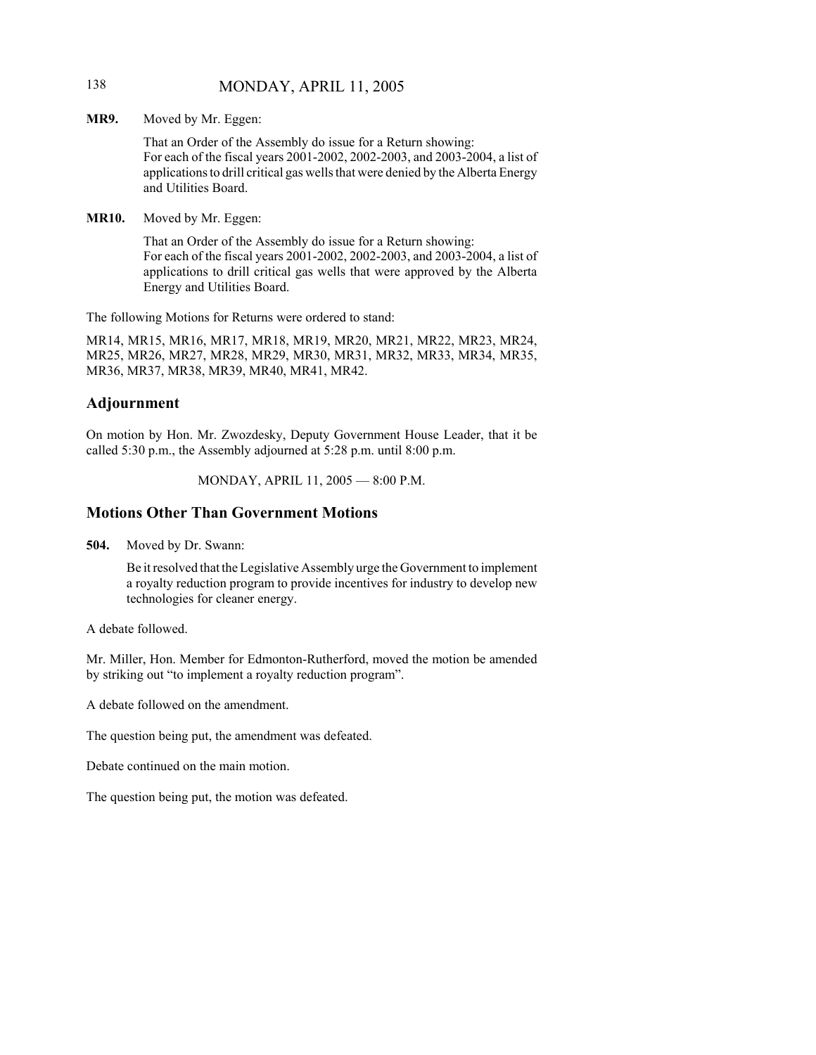**MR9.** Moved by Mr. Eggen:

That an Order of the Assembly do issue for a Return showing:
For each of the fiscal years 2001-2002, 2002-2003, and 2003-2004, a list of applications to drill critical gas wells that were denied by the Alberta Energy and Utilities Board.

**MR10.** Moved by Mr. Eggen:

That an Order of the Assembly do issue for a Return showing:
For each of the fiscal years 2001-2002, 2002-2003, and 2003-2004, a list of applications to drill critical gas wells that were approved by the Alberta Energy and Utilities Board.

The following Motions for Returns were ordered to stand:

MR14, MR15, MR16, MR17, MR18, MR19, MR20, MR21, MR22, MR23, MR24, MR25, MR26, MR27, MR28, MR29, MR30, MR31, MR32, MR33, MR34, MR35, MR36, MR37, MR38, MR39, MR40, MR41, MR42.

## Adjournment

On motion by Hon. Mr. Zwozdesky, Deputy Government House Leader, that it be called 5:30 p.m., the Assembly adjourned at 5:28 p.m. until 8:00 p.m.

MONDAY, APRIL 11, 2005 — 8:00 P.M.

## Motions Other Than Government Motions

**504.** Moved by Dr. Swann:

Be it resolved that the Legislative Assembly urge the Government to implement a royalty reduction program to provide incentives for industry to develop new technologies for cleaner energy.

A debate followed.

Mr. Miller, Hon. Member for Edmonton-Rutherford, moved the motion be amended by striking out "to implement a royalty reduction program".

A debate followed on the amendment.

The question being put, the amendment was defeated.

Debate continued on the main motion.

The question being put, the motion was defeated.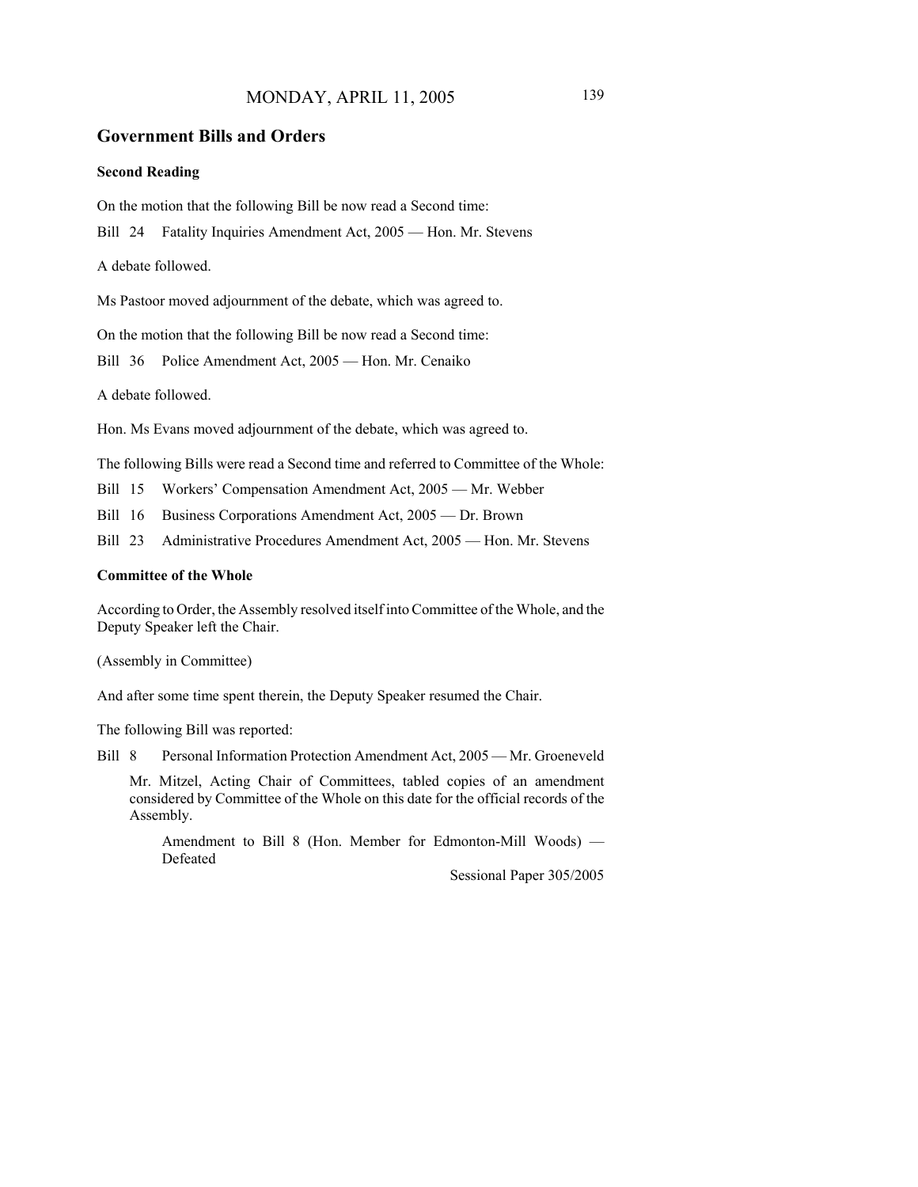## Government Bills and Orders

### Second Reading

On the motion that the following Bill be now read a Second time:

Bill 24 Fatality Inquiries Amendment Act, 2005 — Hon. Mr. Stevens

A debate followed.

Ms Pastoor moved adjournment of the debate, which was agreed to.

On the motion that the following Bill be now read a Second time:

Bill 36 Police Amendment Act, 2005 — Hon. Mr. Cenaiko

A debate followed.

Hon. Ms Evans moved adjournment of the debate, which was agreed to.

The following Bills were read a Second time and referred to Committee of the Whole:

Bill 15 Workers' Compensation Amendment Act, 2005 — Mr. Webber

Bill 16 Business Corporations Amendment Act, 2005 — Dr. Brown

Bill 23 Administrative Procedures Amendment Act, 2005 — Hon. Mr. Stevens

### Committee of the Whole

According to Order, the Assembly resolved itself into Committee of the Whole, and the Deputy Speaker left the Chair.

(Assembly in Committee)

And after some time spent therein, the Deputy Speaker resumed the Chair.

The following Bill was reported:

Bill 8 Personal Information Protection Amendment Act, 2005 — Mr. Groeneveld

Mr. Mitzel, Acting Chair of Committees, tabled copies of an amendment considered by Committee of the Whole on this date for the official records of the Assembly.

Amendment to Bill 8 (Hon. Member for Edmonton-Mill Woods) — Defeated

Sessional Paper 305/2005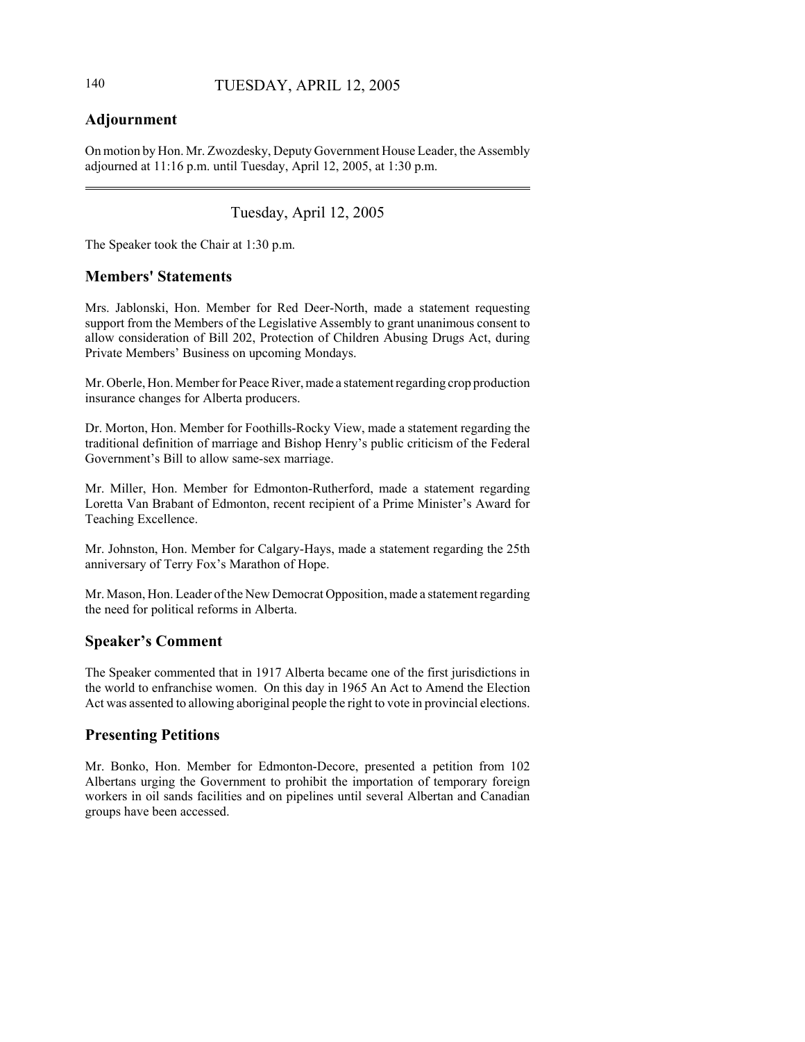## Adjournment

On motion by Hon. Mr. Zwozdesky, Deputy Government House Leader, the Assembly adjourned at 11:16 p.m. until Tuesday, April 12, 2005, at 1:30 p.m.

---

Tuesday, April 12, 2005

The Speaker took the Chair at 1:30 p.m.

## Members' Statements

Mrs. Jablonski, Hon. Member for Red Deer-North, made a statement requesting support from the Members of the Legislative Assembly to grant unanimous consent to allow consideration of Bill 202, Protection of Children Abusing Drugs Act, during Private Members' Business on upcoming Mondays.

Mr. Oberle, Hon. Member for Peace River, made a statement regarding crop production insurance changes for Alberta producers.

Dr. Morton, Hon. Member for Foothills-Rocky View, made a statement regarding the traditional definition of marriage and Bishop Henry's public criticism of the Federal Government's Bill to allow same-sex marriage.

Mr. Miller, Hon. Member for Edmonton-Rutherford, made a statement regarding Loretta Van Brabant of Edmonton, recent recipient of a Prime Minister's Award for Teaching Excellence.

Mr. Johnston, Hon. Member for Calgary-Hays, made a statement regarding the 25th anniversary of Terry Fox's Marathon of Hope.

Mr. Mason, Hon. Leader of the New Democrat Opposition, made a statement regarding the need for political reforms in Alberta.

## Speaker's Comment

The Speaker commented that in 1917 Alberta became one of the first jurisdictions in the world to enfranchise women. On this day in 1965 An Act to Amend the Election Act was assented to allowing aboriginal people the right to vote in provincial elections.

## Presenting Petitions

Mr. Bonko, Hon. Member for Edmonton-Decore, presented a petition from 102 Albertans urging the Government to prohibit the importation of temporary foreign workers in oil sands facilities and on pipelines until several Albertan and Canadian groups have been accessed.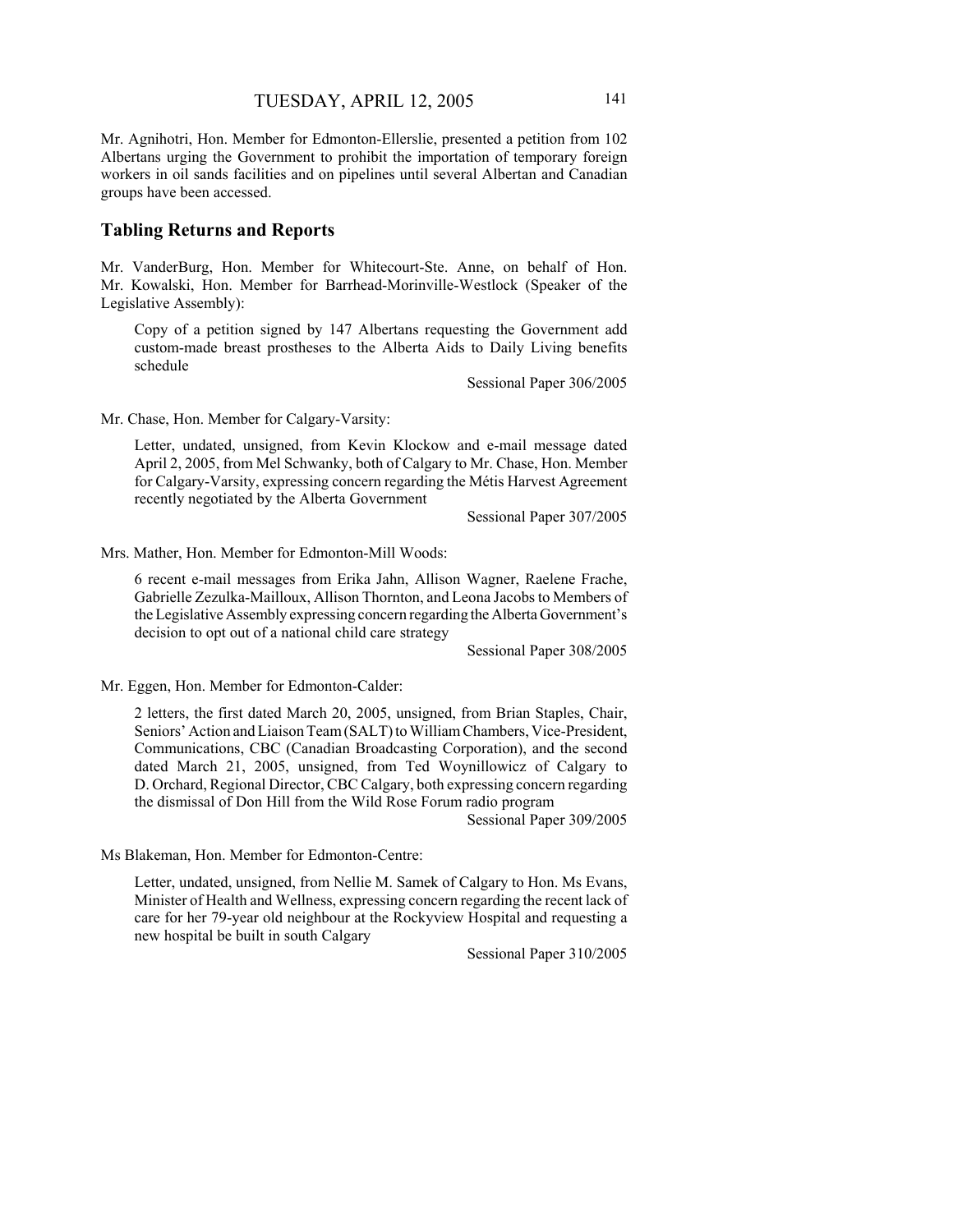Mr. Agnihotri, Hon. Member for Edmonton-Ellerslie, presented a petition from 102 Albertans urging the Government to prohibit the importation of temporary foreign workers in oil sands facilities and on pipelines until several Albertan and Canadian groups have been accessed.

## Tabling Returns and Reports

Mr. VanderBurg, Hon. Member for Whitecourt-Ste. Anne, on behalf of Hon. Mr. Kowalski, Hon. Member for Barrhead-Morinville-Westlock (Speaker of the Legislative Assembly):

> Copy of a petition signed by 147 Albertans requesting the Government add custom-made breast prostheses to the Alberta Aids to Daily Living benefits schedule
>
> Sessional Paper 306/2005

Mr. Chase, Hon. Member for Calgary-Varsity:

> Letter, undated, unsigned, from Kevin Klockow and e-mail message dated April 2, 2005, from Mel Schwanky, both of Calgary to Mr. Chase, Hon. Member for Calgary-Varsity, expressing concern regarding the Métis Harvest Agreement recently negotiated by the Alberta Government
>
> Sessional Paper 307/2005

Mrs. Mather, Hon. Member for Edmonton-Mill Woods:

> 6 recent e-mail messages from Erika Jahn, Allison Wagner, Raelene Frache, Gabrielle Zezulka-Mailloux, Allison Thornton, and Leona Jacobs to Members of the Legislative Assembly expressing concern regarding the Alberta Government's decision to opt out of a national child care strategy
>
> Sessional Paper 308/2005

Mr. Eggen, Hon. Member for Edmonton-Calder:

> 2 letters, the first dated March 20, 2005, unsigned, from Brian Staples, Chair, Seniors' Action and Liaison Team (SALT) to William Chambers, Vice-President, Communications, CBC (Canadian Broadcasting Corporation), and the second dated March 21, 2005, unsigned, from Ted Woynillowicz of Calgary to D. Orchard, Regional Director, CBC Calgary, both expressing concern regarding the dismissal of Don Hill from the Wild Rose Forum radio program
>
> Sessional Paper 309/2005

Ms Blakeman, Hon. Member for Edmonton-Centre:

> Letter, undated, unsigned, from Nellie M. Samek of Calgary to Hon. Ms Evans, Minister of Health and Wellness, expressing concern regarding the recent lack of care for her 79-year old neighbour at the Rockyview Hospital and requesting a new hospital be built in south Calgary
>
> Sessional Paper 310/2005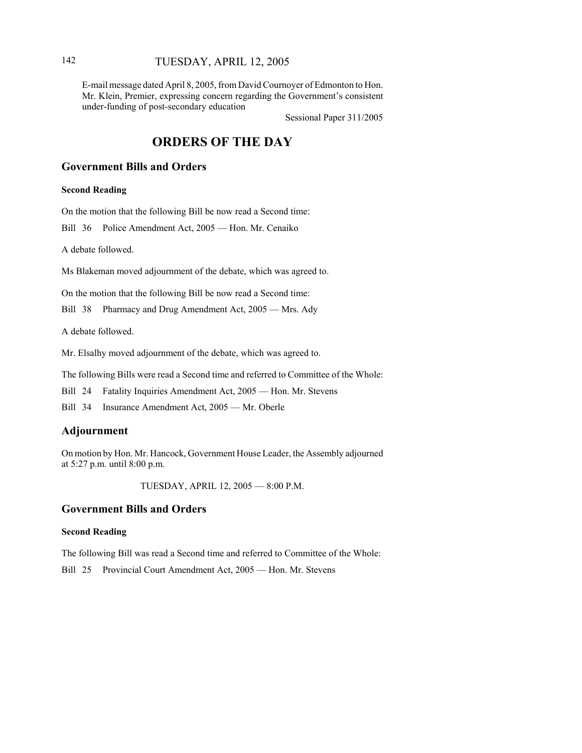E-mail message dated April 8, 2005, from David Cournoyer of Edmonton to Hon. Mr. Klein, Premier, expressing concern regarding the Government's consistent under-funding of post-secondary education

Sessional Paper 311/2005

# ORDERS OF THE DAY

## Government Bills and Orders

### Second Reading

On the motion that the following Bill be now read a Second time:

Bill 36 Police Amendment Act, 2005 — Hon. Mr. Cenaiko

A debate followed.

Ms Blakeman moved adjournment of the debate, which was agreed to.

On the motion that the following Bill be now read a Second time:

Bill 38 Pharmacy and Drug Amendment Act, 2005 — Mrs. Ady

A debate followed.

Mr. Elsalhy moved adjournment of the debate, which was agreed to.

The following Bills were read a Second time and referred to Committee of the Whole:

Bill 24 Fatality Inquiries Amendment Act, 2005 — Hon. Mr. Stevens

Bill 34 Insurance Amendment Act, 2005 — Mr. Oberle

## Adjournment

On motion by Hon. Mr. Hancock, Government House Leader, the Assembly adjourned at 5:27 p.m. until 8:00 p.m.

TUESDAY, APRIL 12, 2005 — 8:00 P.M.

## Government Bills and Orders

### Second Reading

The following Bill was read a Second time and referred to Committee of the Whole:

Bill 25 Provincial Court Amendment Act, 2005 — Hon. Mr. Stevens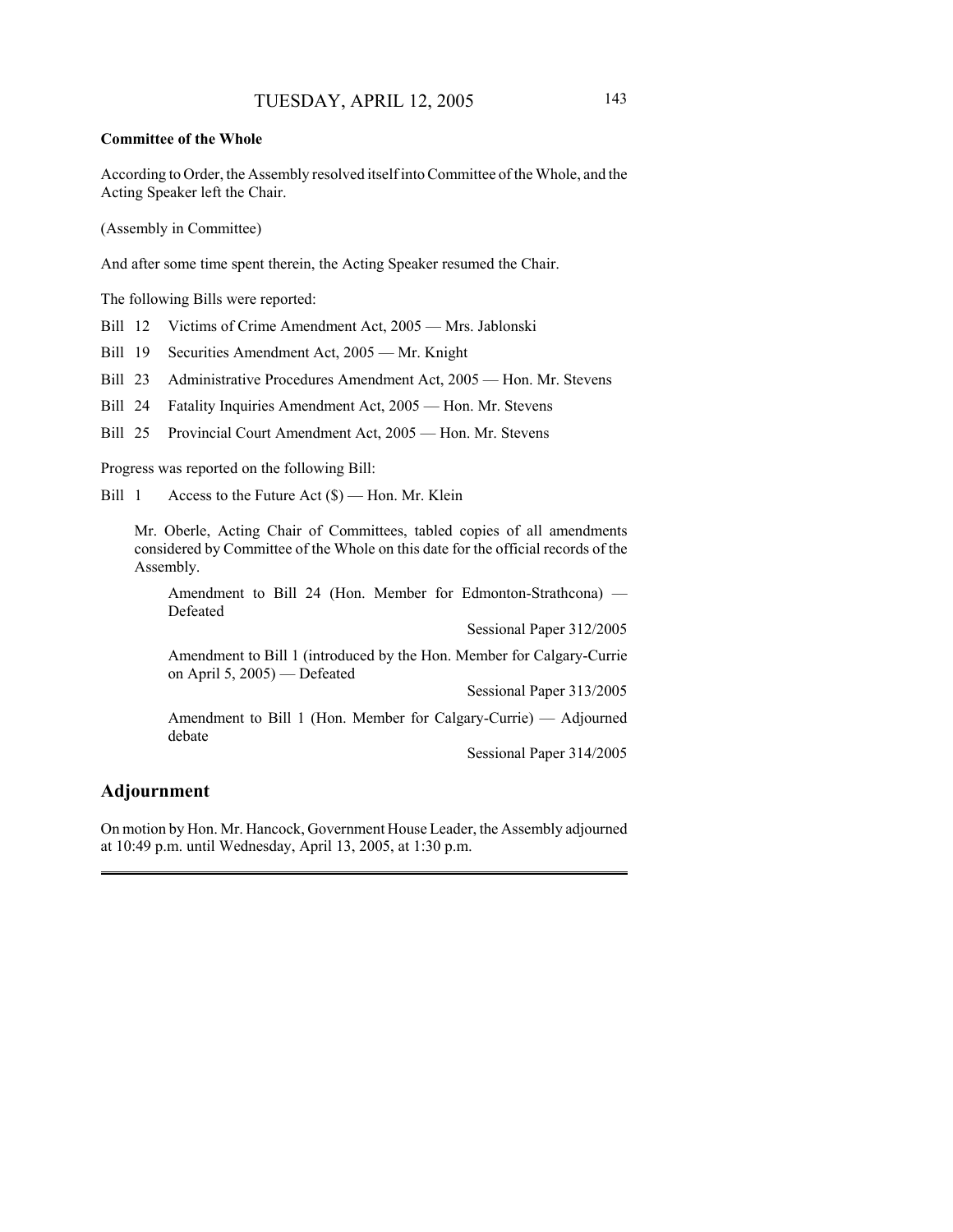**Committee of the Whole**

According to Order, the Assembly resolved itself into Committee of the Whole, and the Acting Speaker left the Chair.

(Assembly in Committee)

And after some time spent therein, the Acting Speaker resumed the Chair.

The following Bills were reported:

Bill 12 Victims of Crime Amendment Act, 2005 — Mrs. Jablonski

Bill 19 Securities Amendment Act, 2005 — Mr. Knight

Bill 23 Administrative Procedures Amendment Act, 2005 — Hon. Mr. Stevens

Bill 24 Fatality Inquiries Amendment Act, 2005 — Hon. Mr. Stevens

Bill 25 Provincial Court Amendment Act, 2005 — Hon. Mr. Stevens

Progress was reported on the following Bill:

Bill 1 Access to the Future Act ($) — Hon. Mr. Klein

Mr. Oberle, Acting Chair of Committees, tabled copies of all amendments considered by Committee of the Whole on this date for the official records of the Assembly.

Amendment to Bill 24 (Hon. Member for Edmonton-Strathcona) — Defeated

Sessional Paper 312/2005

Amendment to Bill 1 (introduced by the Hon. Member for Calgary-Currie on April 5, 2005) — Defeated

Sessional Paper 313/2005

Amendment to Bill 1 (Hon. Member for Calgary-Currie) — Adjourned debate

Sessional Paper 314/2005

## Adjournment

On motion by Hon. Mr. Hancock, Government House Leader, the Assembly adjourned at 10:49 p.m. until Wednesday, April 13, 2005, at 1:30 p.m.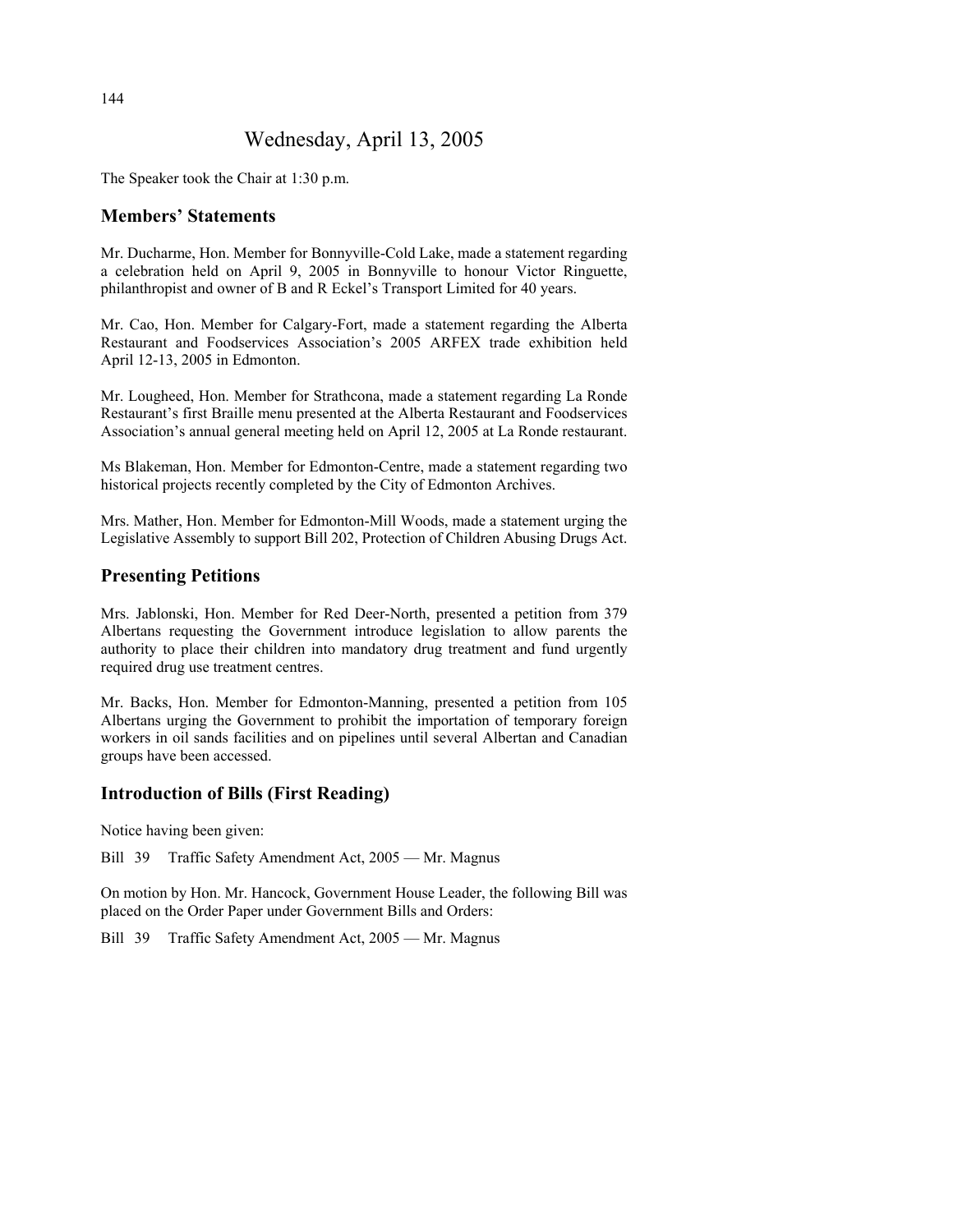# Wednesday, April 13, 2005

The Speaker took the Chair at 1:30 p.m.

## Members' Statements

Mr. Ducharme, Hon. Member for Bonnyville-Cold Lake, made a statement regarding a celebration held on April 9, 2005 in Bonnyville to honour Victor Ringuette, philanthropist and owner of B and R Eckel's Transport Limited for 40 years.

Mr. Cao, Hon. Member for Calgary-Fort, made a statement regarding the Alberta Restaurant and Foodservices Association's 2005 ARFEX trade exhibition held April 12-13, 2005 in Edmonton.

Mr. Lougheed, Hon. Member for Strathcona, made a statement regarding La Ronde Restaurant's first Braille menu presented at the Alberta Restaurant and Foodservices Association's annual general meeting held on April 12, 2005 at La Ronde restaurant.

Ms Blakeman, Hon. Member for Edmonton-Centre, made a statement regarding two historical projects recently completed by the City of Edmonton Archives.

Mrs. Mather, Hon. Member for Edmonton-Mill Woods, made a statement urging the Legislative Assembly to support Bill 202, Protection of Children Abusing Drugs Act.

## Presenting Petitions

Mrs. Jablonski, Hon. Member for Red Deer-North, presented a petition from 379 Albertans requesting the Government introduce legislation to allow parents the authority to place their children into mandatory drug treatment and fund urgently required drug use treatment centres.

Mr. Backs, Hon. Member for Edmonton-Manning, presented a petition from 105 Albertans urging the Government to prohibit the importation of temporary foreign workers in oil sands facilities and on pipelines until several Albertan and Canadian groups have been accessed.

## Introduction of Bills (First Reading)

Notice having been given:

Bill 39 Traffic Safety Amendment Act, 2005 — Mr. Magnus

On motion by Hon. Mr. Hancock, Government House Leader, the following Bill was placed on the Order Paper under Government Bills and Orders:

Bill 39 Traffic Safety Amendment Act, 2005 — Mr. Magnus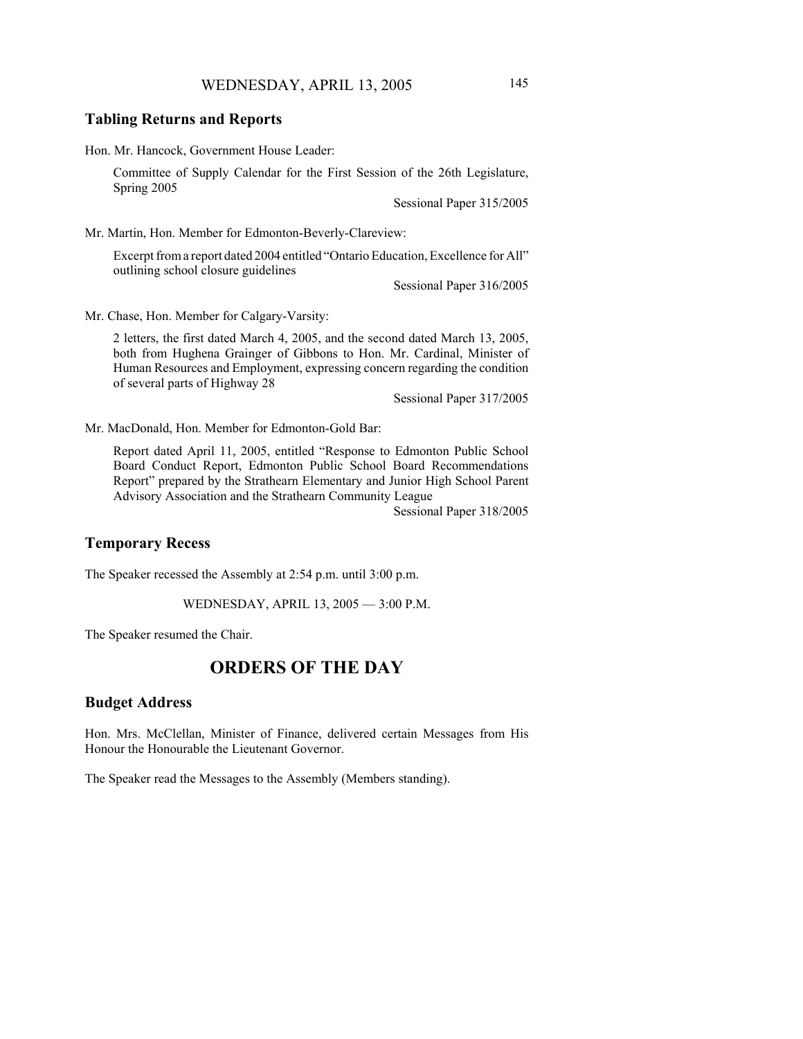## Tabling Returns and Reports

Hon. Mr. Hancock, Government House Leader:

> Committee of Supply Calendar for the First Session of the 26th Legislature, Spring 2005
>
> Sessional Paper 315/2005

Mr. Martin, Hon. Member for Edmonton-Beverly-Clareview:

> Excerpt from a report dated 2004 entitled "Ontario Education, Excellence for All" outlining school closure guidelines
>
> Sessional Paper 316/2005

Mr. Chase, Hon. Member for Calgary-Varsity:

> 2 letters, the first dated March 4, 2005, and the second dated March 13, 2005, both from Hughena Grainger of Gibbons to Hon. Mr. Cardinal, Minister of Human Resources and Employment, expressing concern regarding the condition of several parts of Highway 28
>
> Sessional Paper 317/2005

Mr. MacDonald, Hon. Member for Edmonton-Gold Bar:

> Report dated April 11, 2005, entitled "Response to Edmonton Public School Board Conduct Report, Edmonton Public School Board Recommendations Report" prepared by the Strathearn Elementary and Junior High School Parent Advisory Association and the Strathearn Community League
>
> Sessional Paper 318/2005

## Temporary Recess

The Speaker recessed the Assembly at 2:54 p.m. until 3:00 p.m.

WEDNESDAY, APRIL 13, 2005 — 3:00 P.M.

The Speaker resumed the Chair.

# ORDERS OF THE DAY

## Budget Address

Hon. Mrs. McClellan, Minister of Finance, delivered certain Messages from His Honour the Honourable the Lieutenant Governor.

The Speaker read the Messages to the Assembly (Members standing).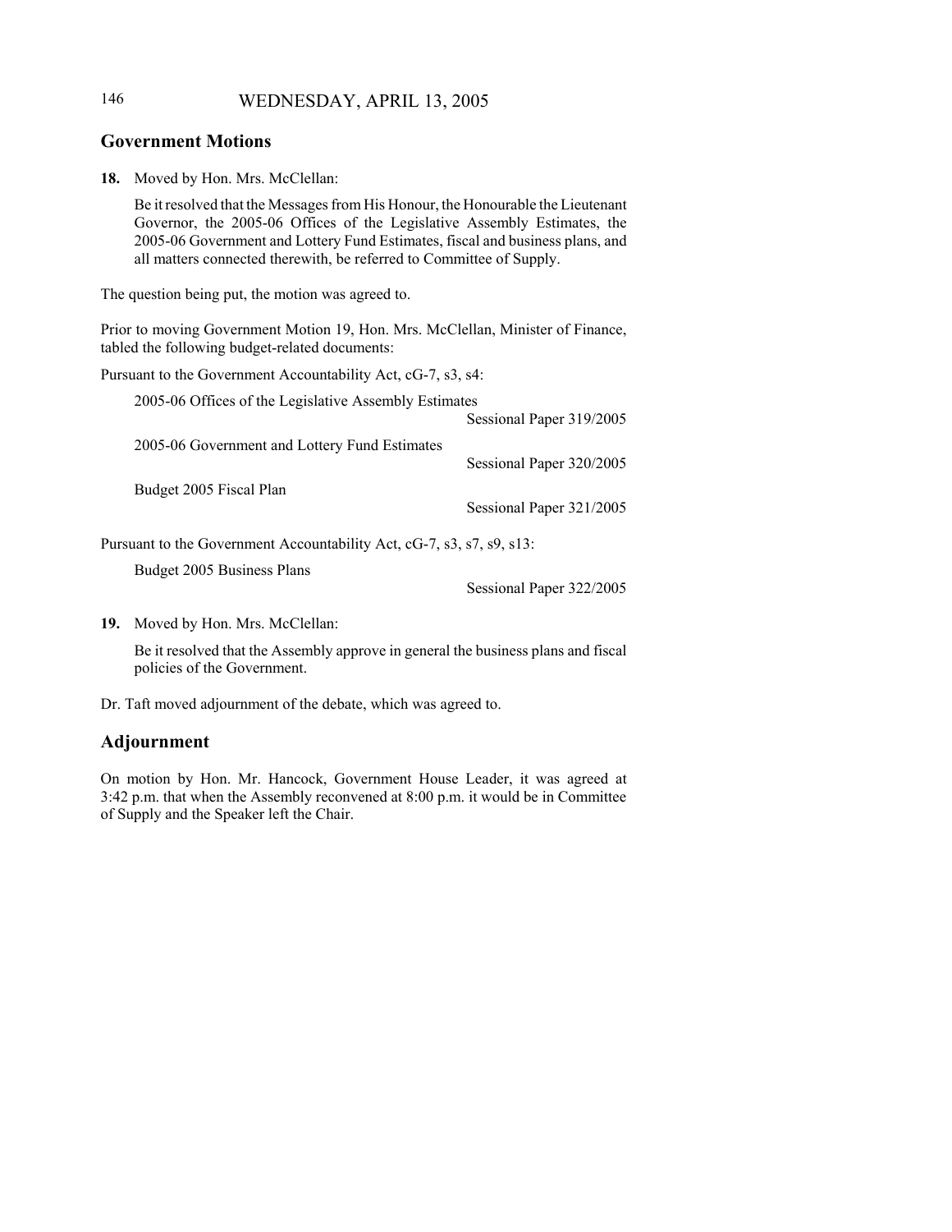## Government Motions

**18.** Moved by Hon. Mrs. McClellan:

Be it resolved that the Messages from His Honour, the Honourable the Lieutenant Governor, the 2005-06 Offices of the Legislative Assembly Estimates, the 2005-06 Government and Lottery Fund Estimates, fiscal and business plans, and all matters connected therewith, be referred to Committee of Supply.

The question being put, the motion was agreed to.

Prior to moving Government Motion 19, Hon. Mrs. McClellan, Minister of Finance, tabled the following budget-related documents:

Pursuant to the Government Accountability Act, cG-7, s3, s4:

2005-06 Offices of the Legislative Assembly Estimates
Sessional Paper 319/2005

2005-06 Government and Lottery Fund Estimates
Sessional Paper 320/2005

Budget 2005 Fiscal Plan
Sessional Paper 321/2005

Pursuant to the Government Accountability Act, cG-7, s3, s7, s9, s13:

Budget 2005 Business Plans
Sessional Paper 322/2005

**19.** Moved by Hon. Mrs. McClellan:

Be it resolved that the Assembly approve in general the business plans and fiscal policies of the Government.

Dr. Taft moved adjournment of the debate, which was agreed to.

## Adjournment

On motion by Hon. Mr. Hancock, Government House Leader, it was agreed at 3:42 p.m. that when the Assembly reconvened at 8:00 p.m. it would be in Committee of Supply and the Speaker left the Chair.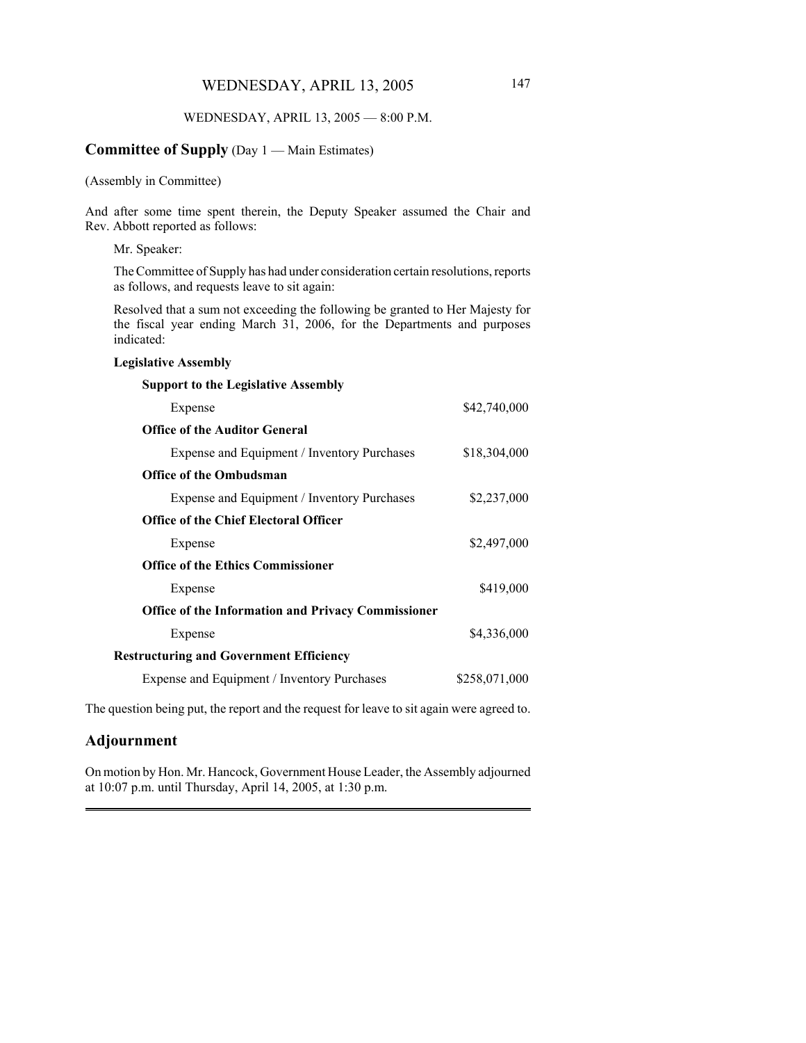WEDNESDAY, APRIL 13, 2005 — 8:00 P.M.

## Committee of Supply (Day 1 — Main Estimates)

(Assembly in Committee)

And after some time spent therein, the Deputy Speaker assumed the Chair and Rev. Abbott reported as follows:

Mr. Speaker:

The Committee of Supply has had under consideration certain resolutions, reports as follows, and requests leave to sit again:

Resolved that a sum not exceeding the following be granted to Her Majesty for the fiscal year ending March 31, 2006, for the Departments and purposes indicated:

**Legislative Assembly**

| | |
|---|---|
| **Support to the Legislative Assembly** | |
| Expense | \$42,740,000 |
| **Office of the Auditor General** | |
| Expense and Equipment / Inventory Purchases | \$18,304,000 |
| **Office of the Ombudsman** | |
| Expense and Equipment / Inventory Purchases | \$2,237,000 |
| **Office of the Chief Electoral Officer** | |
| Expense | \$2,497,000 |
| **Office of the Ethics Commissioner** | |
| Expense | \$419,000 |
| **Office of the Information and Privacy Commissioner** | |
| Expense | \$4,336,000 |

**Restructuring and Government Efficiency**

| | |
|---|---|
| Expense and Equipment / Inventory Purchases | \$258,071,000 |

The question being put, the report and the request for leave to sit again were agreed to.

## Adjournment

On motion by Hon. Mr. Hancock, Government House Leader, the Assembly adjourned at 10:07 p.m. until Thursday, April 14, 2005, at 1:30 p.m.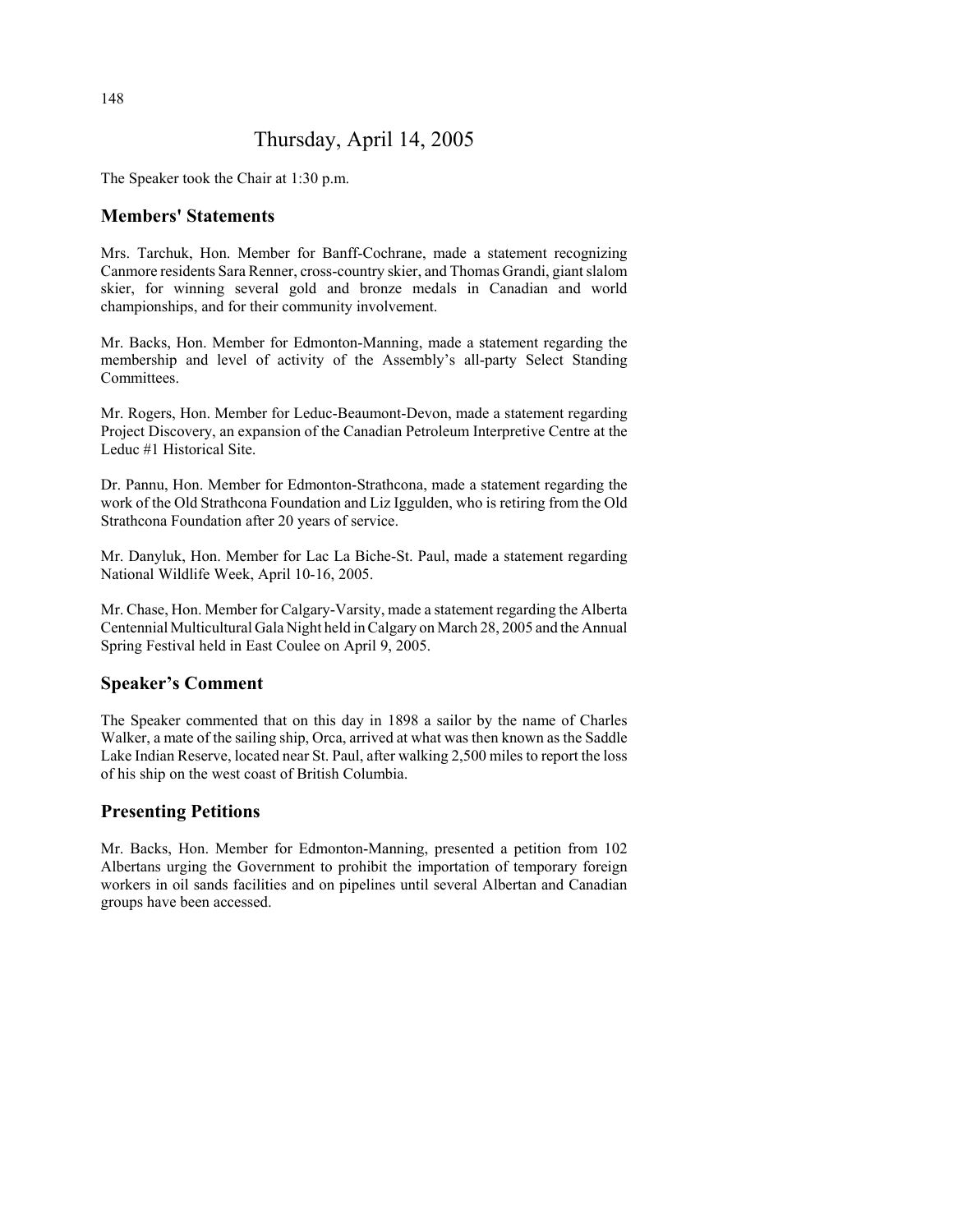# Thursday, April 14, 2005

The Speaker took the Chair at 1:30 p.m.

## Members' Statements

Mrs. Tarchuk, Hon. Member for Banff-Cochrane, made a statement recognizing Canmore residents Sara Renner, cross-country skier, and Thomas Grandi, giant slalom skier, for winning several gold and bronze medals in Canadian and world championships, and for their community involvement.

Mr. Backs, Hon. Member for Edmonton-Manning, made a statement regarding the membership and level of activity of the Assembly's all-party Select Standing Committees.

Mr. Rogers, Hon. Member for Leduc-Beaumont-Devon, made a statement regarding Project Discovery, an expansion of the Canadian Petroleum Interpretive Centre at the Leduc #1 Historical Site.

Dr. Pannu, Hon. Member for Edmonton-Strathcona, made a statement regarding the work of the Old Strathcona Foundation and Liz Iggulden, who is retiring from the Old Strathcona Foundation after 20 years of service.

Mr. Danyluk, Hon. Member for Lac La Biche-St. Paul, made a statement regarding National Wildlife Week, April 10-16, 2005.

Mr. Chase, Hon. Member for Calgary-Varsity, made a statement regarding the Alberta Centennial Multicultural Gala Night held in Calgary on March 28, 2005 and the Annual Spring Festival held in East Coulee on April 9, 2005.

## Speaker's Comment

The Speaker commented that on this day in 1898 a sailor by the name of Charles Walker, a mate of the sailing ship, Orca, arrived at what was then known as the Saddle Lake Indian Reserve, located near St. Paul, after walking 2,500 miles to report the loss of his ship on the west coast of British Columbia.

## Presenting Petitions

Mr. Backs, Hon. Member for Edmonton-Manning, presented a petition from 102 Albertans urging the Government to prohibit the importation of temporary foreign workers in oil sands facilities and on pipelines until several Albertan and Canadian groups have been accessed.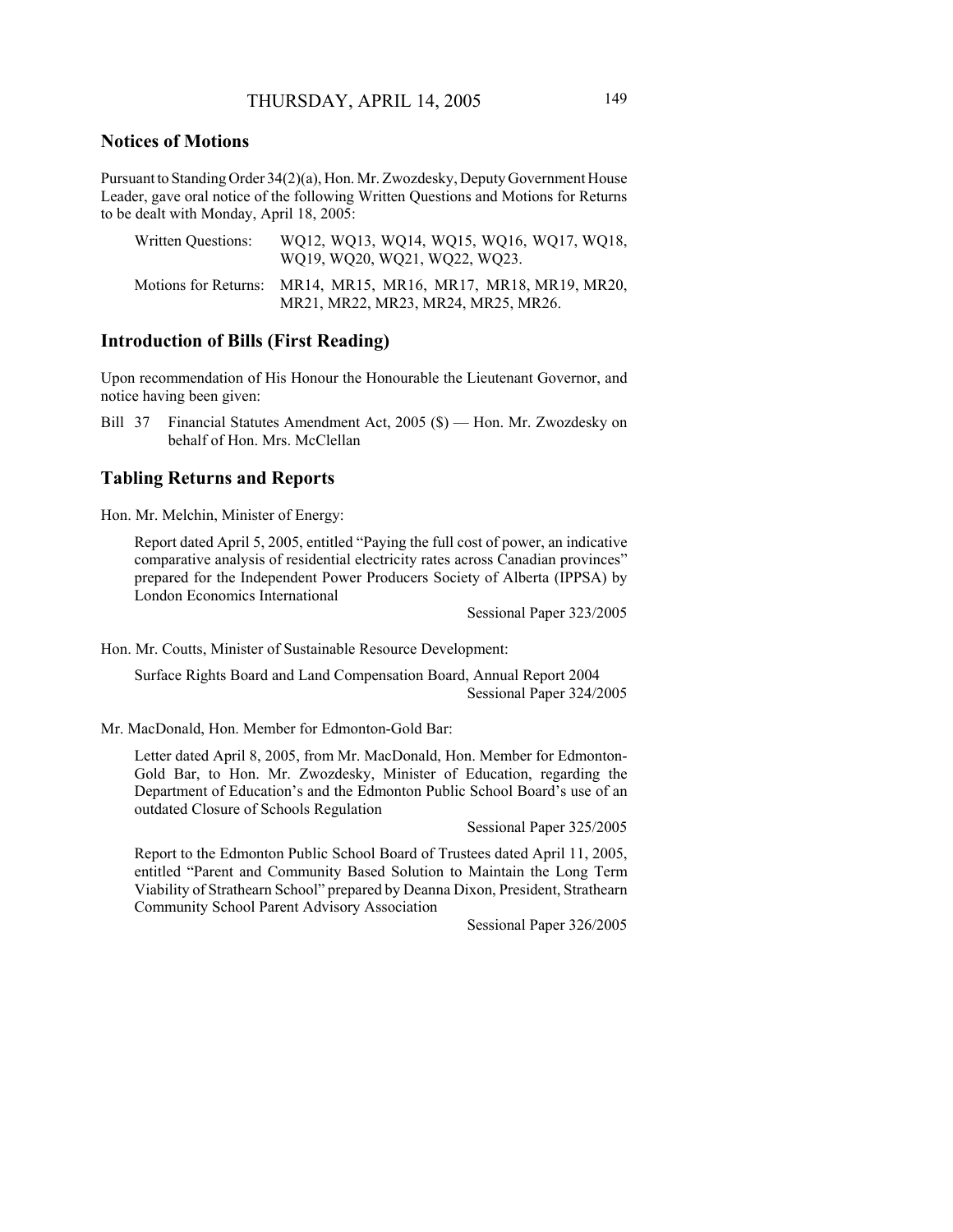## Notices of Motions

Pursuant to Standing Order 34(2)(a), Hon. Mr. Zwozdesky, Deputy Government House Leader, gave oral notice of the following Written Questions and Motions for Returns to be dealt with Monday, April 18, 2005:

| | |
|---|---|
| Written Questions: | WQ12, WQ13, WQ14, WQ15, WQ16, WQ17, WQ18, WQ19, WQ20, WQ21, WQ22, WQ23. |
| Motions for Returns: | MR14, MR15, MR16, MR17, MR18, MR19, MR20, MR21, MR22, MR23, MR24, MR25, MR26. |

## Introduction of Bills (First Reading)

Upon recommendation of His Honour the Honourable the Lieutenant Governor, and notice having been given:

Bill 37 Financial Statutes Amendment Act, 2005 ($) — Hon. Mr. Zwozdesky on behalf of Hon. Mrs. McClellan

## Tabling Returns and Reports

Hon. Mr. Melchin, Minister of Energy:

Report dated April 5, 2005, entitled "Paying the full cost of power, an indicative comparative analysis of residential electricity rates across Canadian provinces" prepared for the Independent Power Producers Society of Alberta (IPPSA) by London Economics International

Sessional Paper 323/2005

Hon. Mr. Coutts, Minister of Sustainable Resource Development:

Surface Rights Board and Land Compensation Board, Annual Report 2004

Sessional Paper 324/2005

Mr. MacDonald, Hon. Member for Edmonton-Gold Bar:

Letter dated April 8, 2005, from Mr. MacDonald, Hon. Member for Edmonton-Gold Bar, to Hon. Mr. Zwozdesky, Minister of Education, regarding the Department of Education's and the Edmonton Public School Board's use of an outdated Closure of Schools Regulation

Sessional Paper 325/2005

Report to the Edmonton Public School Board of Trustees dated April 11, 2005, entitled "Parent and Community Based Solution to Maintain the Long Term Viability of Strathearn School" prepared by Deanna Dixon, President, Strathearn Community School Parent Advisory Association

Sessional Paper 326/2005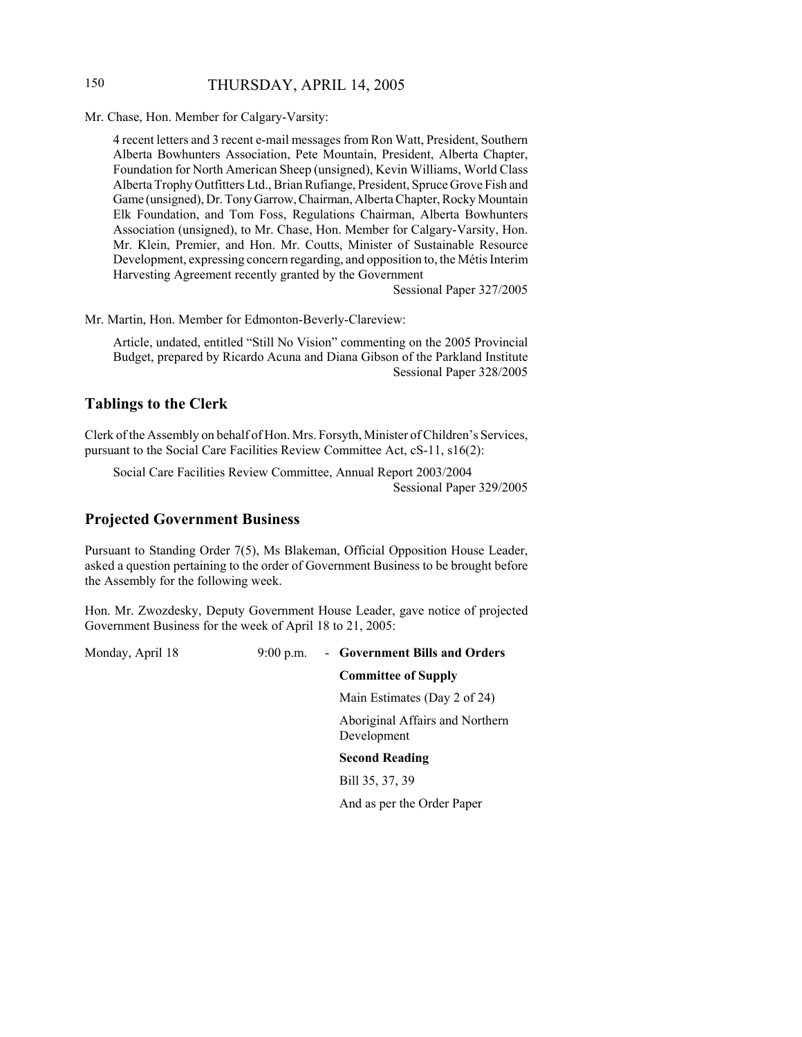Mr. Chase, Hon. Member for Calgary-Varsity:

4 recent letters and 3 recent e-mail messages from Ron Watt, President, Southern Alberta Bowhunters Association, Pete Mountain, President, Alberta Chapter, Foundation for North American Sheep (unsigned), Kevin Williams, World Class Alberta Trophy Outfitters Ltd., Brian Rufiange, President, Spruce Grove Fish and Game (unsigned), Dr. Tony Garrow, Chairman, Alberta Chapter, Rocky Mountain Elk Foundation, and Tom Foss, Regulations Chairman, Alberta Bowhunters Association (unsigned), to Mr. Chase, Hon. Member for Calgary-Varsity, Hon. Mr. Klein, Premier, and Hon. Mr. Coutts, Minister of Sustainable Resource Development, expressing concern regarding, and opposition to, the Métis Interim Harvesting Agreement recently granted by the Government

Sessional Paper 327/2005

Mr. Martin, Hon. Member for Edmonton-Beverly-Clareview:

Article, undated, entitled "Still No Vision" commenting on the 2005 Provincial Budget, prepared by Ricardo Acuna and Diana Gibson of the Parkland Institute

Sessional Paper 328/2005

## Tablings to the Clerk

Clerk of the Assembly on behalf of Hon. Mrs. Forsyth, Minister of Children's Services, pursuant to the Social Care Facilities Review Committee Act, cS-11, s16(2):

Social Care Facilities Review Committee, Annual Report 2003/2004

Sessional Paper 329/2005

## Projected Government Business

Pursuant to Standing Order 7(5), Ms Blakeman, Official Opposition House Leader, asked a question pertaining to the order of Government Business to be brought before the Assembly for the following week.

Hon. Mr. Zwozdesky, Deputy Government House Leader, gave notice of projected Government Business for the week of April 18 to 21, 2005:

| | | |
|---|---|---|
| Monday, April 18 | 9:00 p.m. | - **Government Bills and Orders** |
| | | **Committee of Supply** |
| | | Main Estimates (Day 2 of 24) |
| | | Aboriginal Affairs and Northern Development |
| | | **Second Reading** |
| | | Bill 35, 37, 39 |
| | | And as per the Order Paper |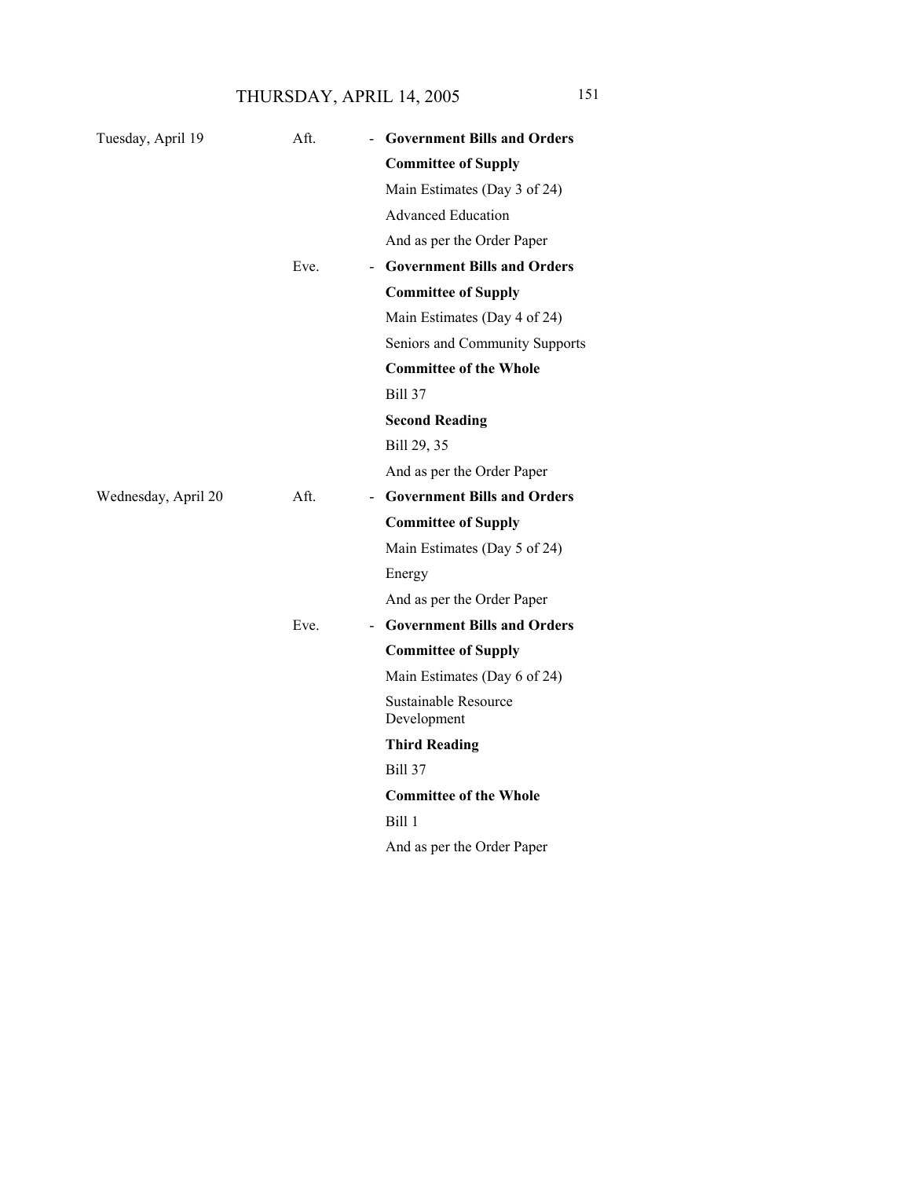| | | | |
|---|---|---|---|
| Tuesday, April 19 | Aft. | - | **Government Bills and Orders** |
| | | | **Committee of Supply** |
| | | | Main Estimates (Day 3 of 24) |
| | | | Advanced Education |
| | | | And as per the Order Paper |
| | Eve. | - | **Government Bills and Orders** |
| | | | **Committee of Supply** |
| | | | Main Estimates (Day 4 of 24) |
| | | | Seniors and Community Supports |
| | | | **Committee of the Whole** |
| | | | Bill 37 |
| | | | **Second Reading** |
| | | | Bill 29, 35 |
| | | | And as per the Order Paper |
| Wednesday, April 20 | Aft. | - | **Government Bills and Orders** |
| | | | **Committee of Supply** |
| | | | Main Estimates (Day 5 of 24) |
| | | | Energy |
| | | | And as per the Order Paper |
| | Eve. | - | **Government Bills and Orders** |
| | | | **Committee of Supply** |
| | | | Main Estimates (Day 6 of 24) |
| | | | Sustainable Resource Development |
| | | | **Third Reading** |
| | | | Bill 37 |
| | | | **Committee of the Whole** |
| | | | Bill 1 |
| | | | And as per the Order Paper |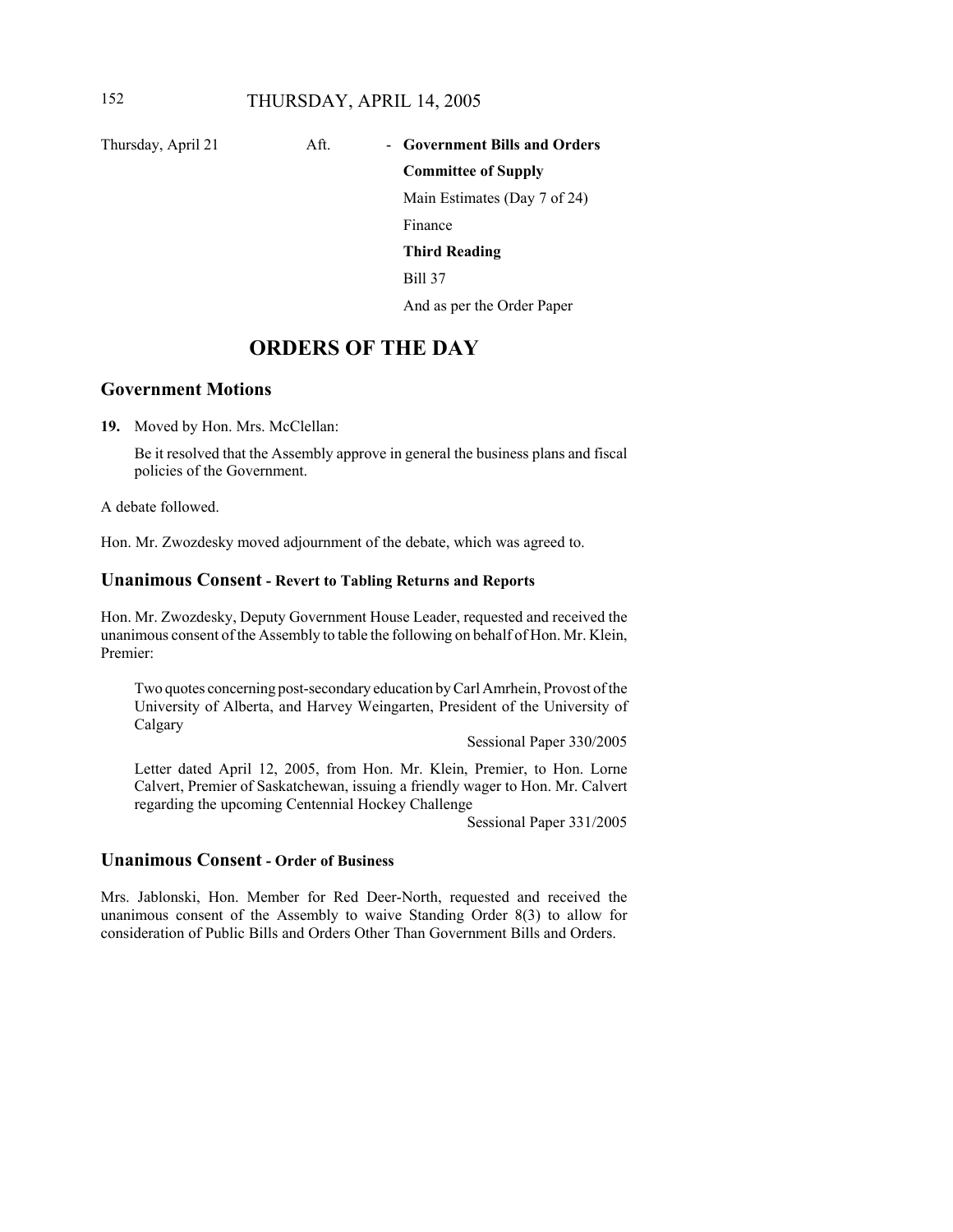| Thursday, April 21 | Aft. | - | **Government Bills and Orders** |
|---|---|---|---|
| | | | **Committee of Supply** |
| | | | Main Estimates (Day 7 of 24) |
| | | | Finance |
| | | | **Third Reading** |
| | | | Bill 37 |
| | | | And as per the Order Paper |

# ORDERS OF THE DAY

## Government Motions

**19.** Moved by Hon. Mrs. McClellan:

Be it resolved that the Assembly approve in general the business plans and fiscal policies of the Government.

A debate followed.

Hon. Mr. Zwozdesky moved adjournment of the debate, which was agreed to.

## Unanimous Consent - Revert to Tabling Returns and Reports

Hon. Mr. Zwozdesky, Deputy Government House Leader, requested and received the unanimous consent of the Assembly to table the following on behalf of Hon. Mr. Klein, Premier:

Two quotes concerning post-secondary education by Carl Amrhein, Provost of the University of Alberta, and Harvey Weingarten, President of the University of Calgary

Sessional Paper 330/2005

Letter dated April 12, 2005, from Hon. Mr. Klein, Premier, to Hon. Lorne Calvert, Premier of Saskatchewan, issuing a friendly wager to Hon. Mr. Calvert regarding the upcoming Centennial Hockey Challenge

Sessional Paper 331/2005

## Unanimous Consent - Order of Business

Mrs. Jablonski, Hon. Member for Red Deer-North, requested and received the unanimous consent of the Assembly to waive Standing Order 8(3) to allow for consideration of Public Bills and Orders Other Than Government Bills and Orders.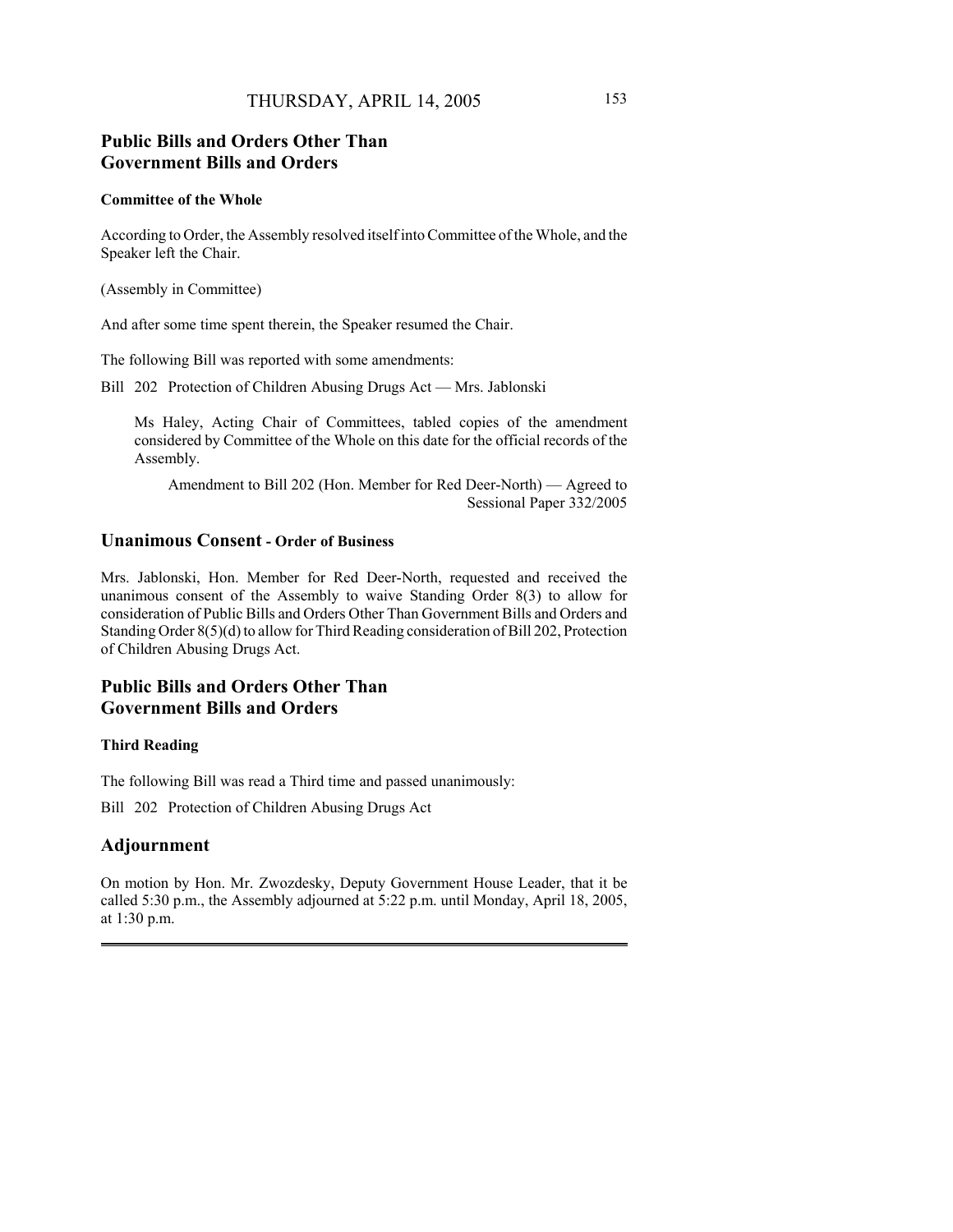## Public Bills and Orders Other Than Government Bills and Orders

### Committee of the Whole

According to Order, the Assembly resolved itself into Committee of the Whole, and the Speaker left the Chair.

(Assembly in Committee)

And after some time spent therein, the Speaker resumed the Chair.

The following Bill was reported with some amendments:

Bill 202 Protection of Children Abusing Drugs Act — Mrs. Jablonski

> Ms Haley, Acting Chair of Committees, tabled copies of the amendment considered by Committee of the Whole on this date for the official records of the Assembly.
>
> Amendment to Bill 202 (Hon. Member for Red Deer-North) — Agreed to
> Sessional Paper 332/2005

## Unanimous Consent - Order of Business

Mrs. Jablonski, Hon. Member for Red Deer-North, requested and received the unanimous consent of the Assembly to waive Standing Order 8(3) to allow for consideration of Public Bills and Orders Other Than Government Bills and Orders and Standing Order 8(5)(d) to allow for Third Reading consideration of Bill 202, Protection of Children Abusing Drugs Act.

## Public Bills and Orders Other Than Government Bills and Orders

### Third Reading

The following Bill was read a Third time and passed unanimously:

Bill 202 Protection of Children Abusing Drugs Act

## Adjournment

On motion by Hon. Mr. Zwozdesky, Deputy Government House Leader, that it be called 5:30 p.m., the Assembly adjourned at 5:22 p.m. until Monday, April 18, 2005, at 1:30 p.m.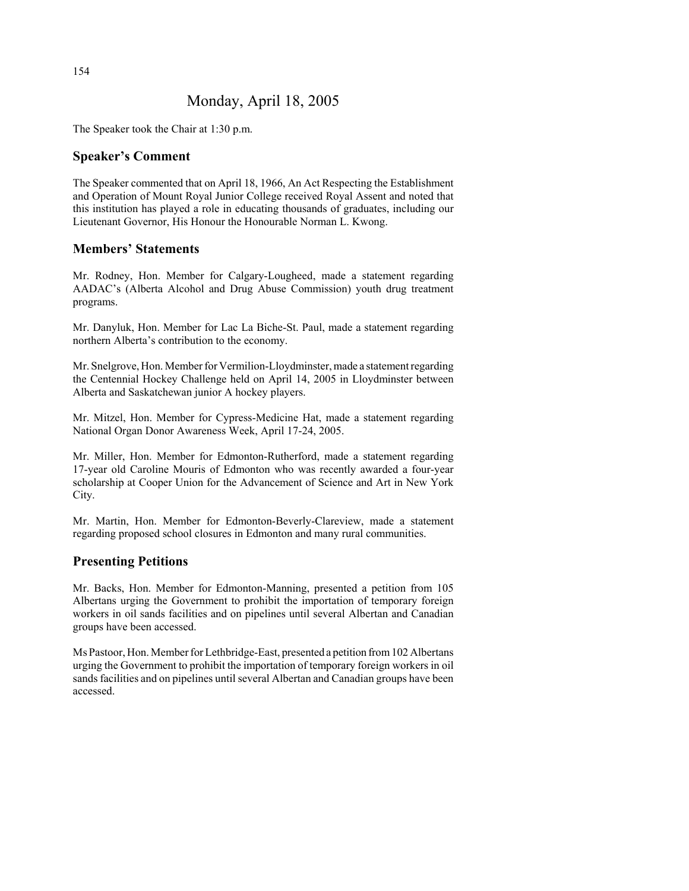# Monday, April 18, 2005

The Speaker took the Chair at 1:30 p.m.

## Speaker's Comment

The Speaker commented that on April 18, 1966, An Act Respecting the Establishment and Operation of Mount Royal Junior College received Royal Assent and noted that this institution has played a role in educating thousands of graduates, including our Lieutenant Governor, His Honour the Honourable Norman L. Kwong.

## Members' Statements

Mr. Rodney, Hon. Member for Calgary-Lougheed, made a statement regarding AADAC's (Alberta Alcohol and Drug Abuse Commission) youth drug treatment programs.

Mr. Danyluk, Hon. Member for Lac La Biche-St. Paul, made a statement regarding northern Alberta's contribution to the economy.

Mr. Snelgrove, Hon. Member for Vermilion-Lloydminster, made a statement regarding the Centennial Hockey Challenge held on April 14, 2005 in Lloydminster between Alberta and Saskatchewan junior A hockey players.

Mr. Mitzel, Hon. Member for Cypress-Medicine Hat, made a statement regarding National Organ Donor Awareness Week, April 17-24, 2005.

Mr. Miller, Hon. Member for Edmonton-Rutherford, made a statement regarding 17-year old Caroline Mouris of Edmonton who was recently awarded a four-year scholarship at Cooper Union for the Advancement of Science and Art in New York City.

Mr. Martin, Hon. Member for Edmonton-Beverly-Clareview, made a statement regarding proposed school closures in Edmonton and many rural communities.

## Presenting Petitions

Mr. Backs, Hon. Member for Edmonton-Manning, presented a petition from 105 Albertans urging the Government to prohibit the importation of temporary foreign workers in oil sands facilities and on pipelines until several Albertan and Canadian groups have been accessed.

Ms Pastoor, Hon. Member for Lethbridge-East, presented a petition from 102 Albertans urging the Government to prohibit the importation of temporary foreign workers in oil sands facilities and on pipelines until several Albertan and Canadian groups have been accessed.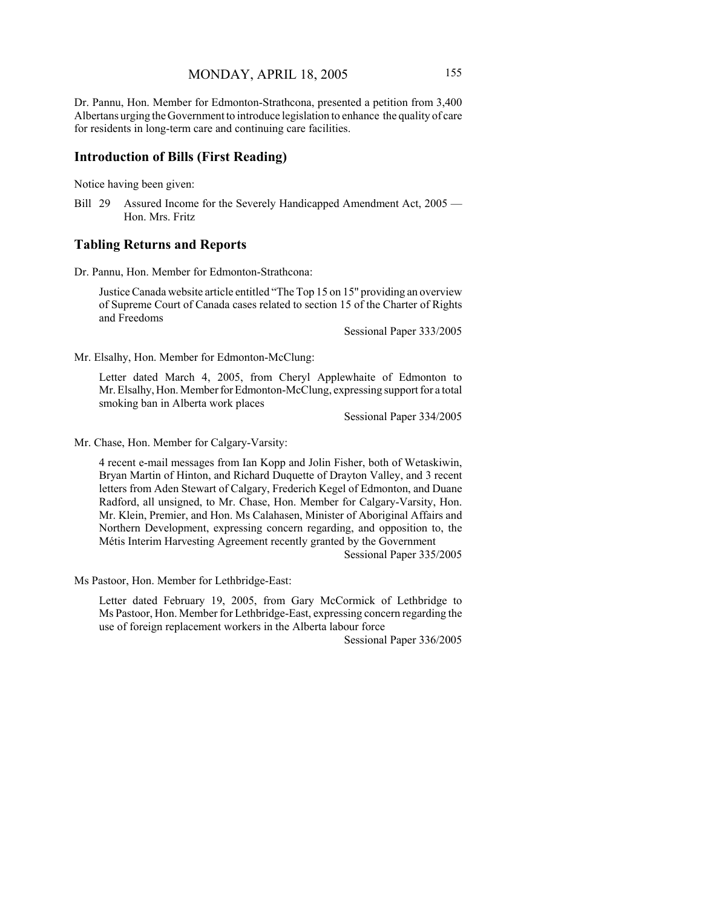Dr. Pannu, Hon. Member for Edmonton-Strathcona, presented a petition from 3,400 Albertans urging the Government to introduce legislation to enhance the quality of care for residents in long-term care and continuing care facilities.

## Introduction of Bills (First Reading)

Notice having been given:

Bill 29 Assured Income for the Severely Handicapped Amendment Act, 2005 — Hon. Mrs. Fritz

## Tabling Returns and Reports

Dr. Pannu, Hon. Member for Edmonton-Strathcona:

Justice Canada website article entitled "The Top 15 on 15" providing an overview of Supreme Court of Canada cases related to section 15 of the Charter of Rights and Freedoms

Sessional Paper 333/2005

Mr. Elsalhy, Hon. Member for Edmonton-McClung:

Letter dated March 4, 2005, from Cheryl Applewhaite of Edmonton to Mr. Elsalhy, Hon. Member for Edmonton-McClung, expressing support for a total smoking ban in Alberta work places

Sessional Paper 334/2005

Mr. Chase, Hon. Member for Calgary-Varsity:

4 recent e-mail messages from Ian Kopp and Jolin Fisher, both of Wetaskiwin, Bryan Martin of Hinton, and Richard Duquette of Drayton Valley, and 3 recent letters from Aden Stewart of Calgary, Frederich Kegel of Edmonton, and Duane Radford, all unsigned, to Mr. Chase, Hon. Member for Calgary-Varsity, Hon. Mr. Klein, Premier, and Hon. Ms Calahasen, Minister of Aboriginal Affairs and Northern Development, expressing concern regarding, and opposition to, the Métis Interim Harvesting Agreement recently granted by the Government

Sessional Paper 335/2005

Ms Pastoor, Hon. Member for Lethbridge-East:

Letter dated February 19, 2005, from Gary McCormick of Lethbridge to Ms Pastoor, Hon. Member for Lethbridge-East, expressing concern regarding the use of foreign replacement workers in the Alberta labour force

Sessional Paper 336/2005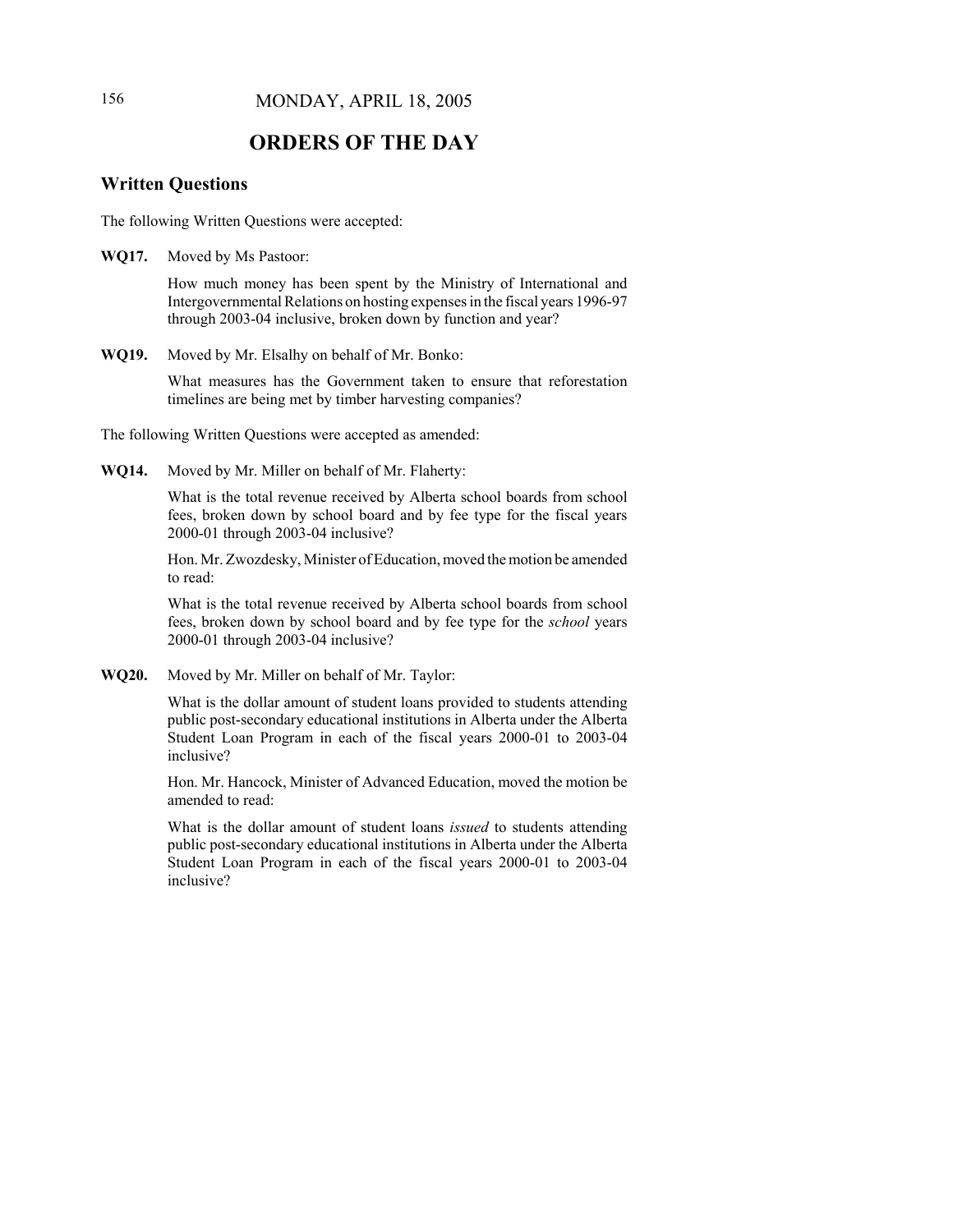# ORDERS OF THE DAY

## Written Questions

The following Written Questions were accepted:

**WQ17.** Moved by Ms Pastoor:

How much money has been spent by the Ministry of International and Intergovernmental Relations on hosting expenses in the fiscal years 1996-97 through 2003-04 inclusive, broken down by function and year?

**WQ19.** Moved by Mr. Elsalhy on behalf of Mr. Bonko:

What measures has the Government taken to ensure that reforestation timelines are being met by timber harvesting companies?

The following Written Questions were accepted as amended:

**WQ14.** Moved by Mr. Miller on behalf of Mr. Flaherty:

What is the total revenue received by Alberta school boards from school fees, broken down by school board and by fee type for the fiscal years 2000-01 through 2003-04 inclusive?

Hon. Mr. Zwozdesky, Minister of Education, moved the motion be amended to read:

What is the total revenue received by Alberta school boards from school fees, broken down by school board and by fee type for the *school* years 2000-01 through 2003-04 inclusive?

**WQ20.** Moved by Mr. Miller on behalf of Mr. Taylor:

What is the dollar amount of student loans provided to students attending public post-secondary educational institutions in Alberta under the Alberta Student Loan Program in each of the fiscal years 2000-01 to 2003-04 inclusive?

Hon. Mr. Hancock, Minister of Advanced Education, moved the motion be amended to read:

What is the dollar amount of student loans *issued* to students attending public post-secondary educational institutions in Alberta under the Alberta Student Loan Program in each of the fiscal years 2000-01 to 2003-04 inclusive?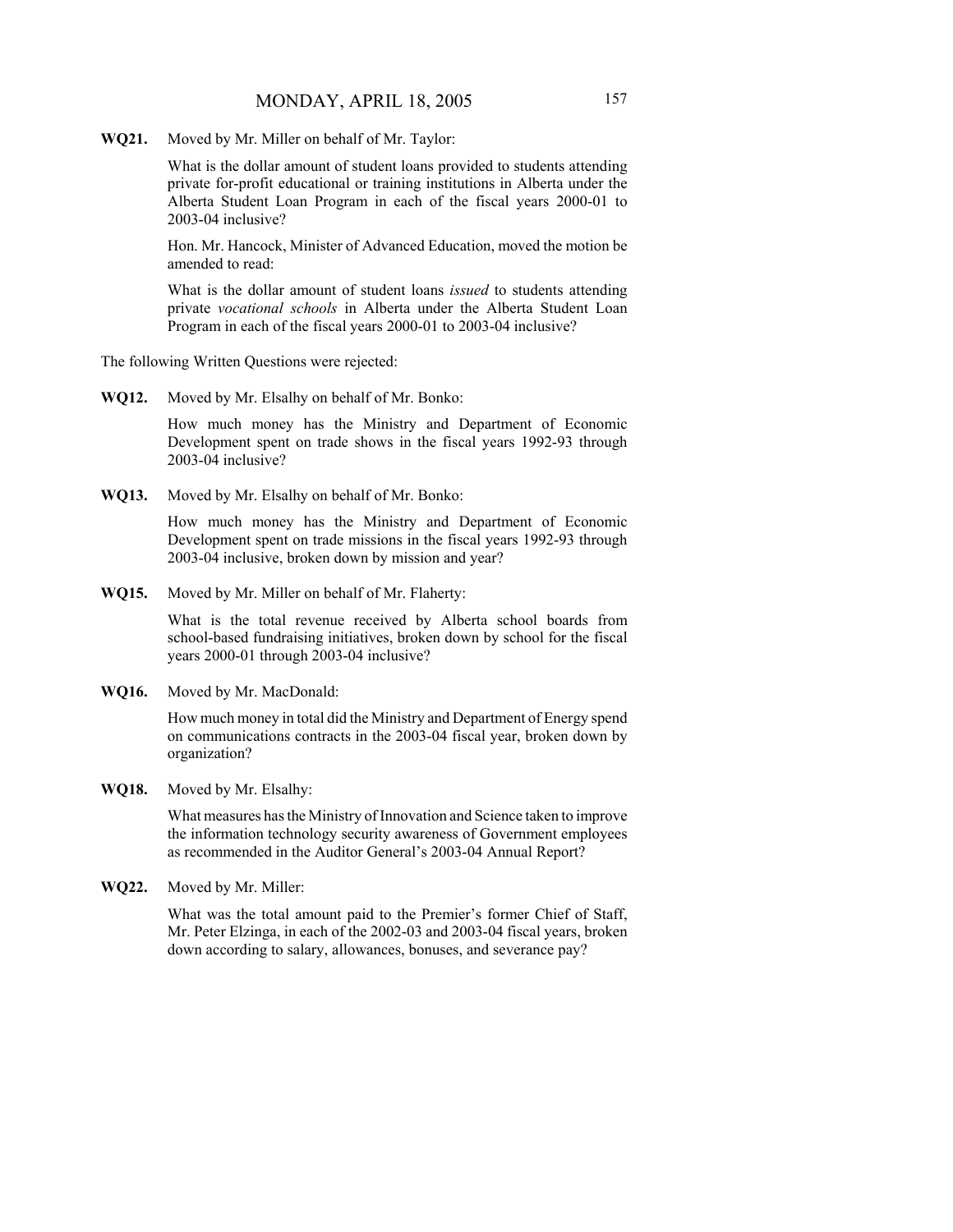**WQ21.** Moved by Mr. Miller on behalf of Mr. Taylor:

What is the dollar amount of student loans provided to students attending private for-profit educational or training institutions in Alberta under the Alberta Student Loan Program in each of the fiscal years 2000-01 to 2003-04 inclusive?

Hon. Mr. Hancock, Minister of Advanced Education, moved the motion be amended to read:

What is the dollar amount of student loans *issued* to students attending private *vocational schools* in Alberta under the Alberta Student Loan Program in each of the fiscal years 2000-01 to 2003-04 inclusive?

The following Written Questions were rejected:

**WQ12.** Moved by Mr. Elsalhy on behalf of Mr. Bonko:

How much money has the Ministry and Department of Economic Development spent on trade shows in the fiscal years 1992-93 through 2003-04 inclusive?

**WQ13.** Moved by Mr. Elsalhy on behalf of Mr. Bonko:

How much money has the Ministry and Department of Economic Development spent on trade missions in the fiscal years 1992-93 through 2003-04 inclusive, broken down by mission and year?

**WQ15.** Moved by Mr. Miller on behalf of Mr. Flaherty:

What is the total revenue received by Alberta school boards from school-based fundraising initiatives, broken down by school for the fiscal years 2000-01 through 2003-04 inclusive?

**WQ16.** Moved by Mr. MacDonald:

How much money in total did the Ministry and Department of Energy spend on communications contracts in the 2003-04 fiscal year, broken down by organization?

**WQ18.** Moved by Mr. Elsalhy:

What measures has the Ministry of Innovation and Science taken to improve the information technology security awareness of Government employees as recommended in the Auditor General's 2003-04 Annual Report?

**WQ22.** Moved by Mr. Miller:

What was the total amount paid to the Premier's former Chief of Staff, Mr. Peter Elzinga, in each of the 2002-03 and 2003-04 fiscal years, broken down according to salary, allowances, bonuses, and severance pay?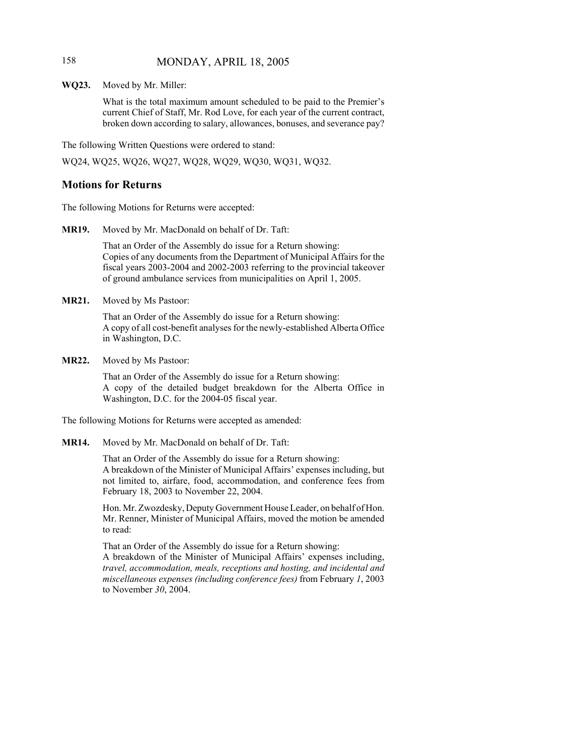**WQ23.** Moved by Mr. Miller:

What is the total maximum amount scheduled to be paid to the Premier's current Chief of Staff, Mr. Rod Love, for each year of the current contract, broken down according to salary, allowances, bonuses, and severance pay?

The following Written Questions were ordered to stand:

WQ24, WQ25, WQ26, WQ27, WQ28, WQ29, WQ30, WQ31, WQ32.

## Motions for Returns

The following Motions for Returns were accepted:

**MR19.** Moved by Mr. MacDonald on behalf of Dr. Taft:

That an Order of the Assembly do issue for a Return showing:
Copies of any documents from the Department of Municipal Affairs for the fiscal years 2003-2004 and 2002-2003 referring to the provincial takeover of ground ambulance services from municipalities on April 1, 2005.

**MR21.** Moved by Ms Pastoor:

That an Order of the Assembly do issue for a Return showing:
A copy of all cost-benefit analyses for the newly-established Alberta Office in Washington, D.C.

**MR22.** Moved by Ms Pastoor:

That an Order of the Assembly do issue for a Return showing:
A copy of the detailed budget breakdown for the Alberta Office in Washington, D.C. for the 2004-05 fiscal year.

The following Motions for Returns were accepted as amended:

**MR14.** Moved by Mr. MacDonald on behalf of Dr. Taft:

That an Order of the Assembly do issue for a Return showing:
A breakdown of the Minister of Municipal Affairs' expenses including, but not limited to, airfare, food, accommodation, and conference fees from February 18, 2003 to November 22, 2004.

Hon. Mr. Zwozdesky, Deputy Government House Leader, on behalf of Hon. Mr. Renner, Minister of Municipal Affairs, moved the motion be amended to read:

That an Order of the Assembly do issue for a Return showing:
A breakdown of the Minister of Municipal Affairs' expenses including, *travel, accommodation, meals, receptions and hosting, and incidental and miscellaneous expenses (including conference fees)* from February *1*, 2003 to November *30*, 2004.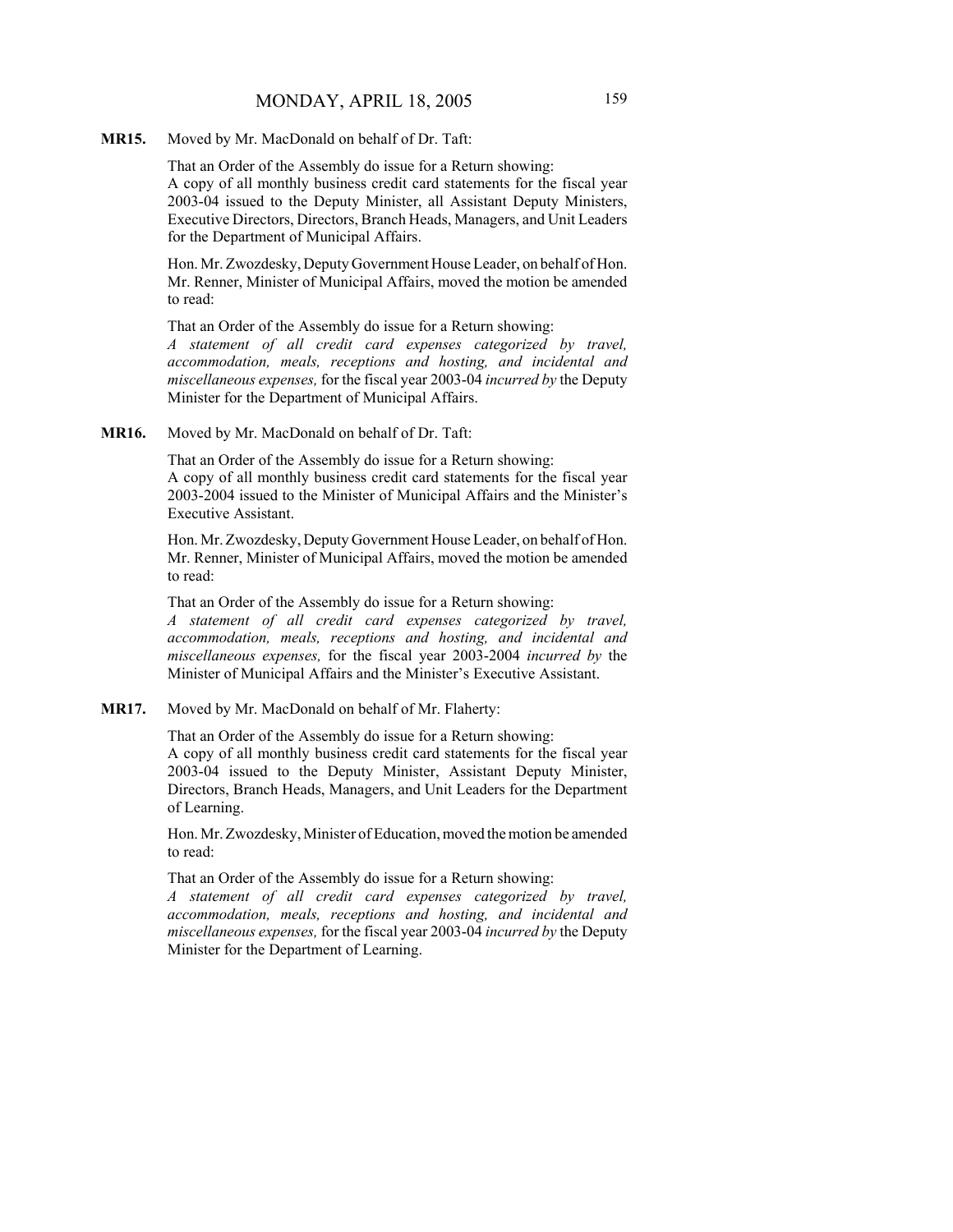**MR15.** Moved by Mr. MacDonald on behalf of Dr. Taft:

That an Order of the Assembly do issue for a Return showing:
A copy of all monthly business credit card statements for the fiscal year 2003-04 issued to the Deputy Minister, all Assistant Deputy Ministers, Executive Directors, Directors, Branch Heads, Managers, and Unit Leaders for the Department of Municipal Affairs.

Hon. Mr. Zwozdesky, Deputy Government House Leader, on behalf of Hon. Mr. Renner, Minister of Municipal Affairs, moved the motion be amended to read:

That an Order of the Assembly do issue for a Return showing:
*A statement of all credit card expenses categorized by travel, accommodation, meals, receptions and hosting, and incidental and miscellaneous expenses,* for the fiscal year 2003-04 *incurred by* the Deputy Minister for the Department of Municipal Affairs.

**MR16.** Moved by Mr. MacDonald on behalf of Dr. Taft:

That an Order of the Assembly do issue for a Return showing:
A copy of all monthly business credit card statements for the fiscal year 2003-2004 issued to the Minister of Municipal Affairs and the Minister's Executive Assistant.

Hon. Mr. Zwozdesky, Deputy Government House Leader, on behalf of Hon. Mr. Renner, Minister of Municipal Affairs, moved the motion be amended to read:

That an Order of the Assembly do issue for a Return showing:
*A statement of all credit card expenses categorized by travel, accommodation, meals, receptions and hosting, and incidental and miscellaneous expenses,* for the fiscal year 2003-2004 *incurred by* the Minister of Municipal Affairs and the Minister's Executive Assistant.

**MR17.** Moved by Mr. MacDonald on behalf of Mr. Flaherty:

That an Order of the Assembly do issue for a Return showing:
A copy of all monthly business credit card statements for the fiscal year 2003-04 issued to the Deputy Minister, Assistant Deputy Minister, Directors, Branch Heads, Managers, and Unit Leaders for the Department of Learning.

Hon. Mr. Zwozdesky, Minister of Education, moved the motion be amended to read:

That an Order of the Assembly do issue for a Return showing:
*A statement of all credit card expenses categorized by travel, accommodation, meals, receptions and hosting, and incidental and miscellaneous expenses,* for the fiscal year 2003-04 *incurred by* the Deputy Minister for the Department of Learning.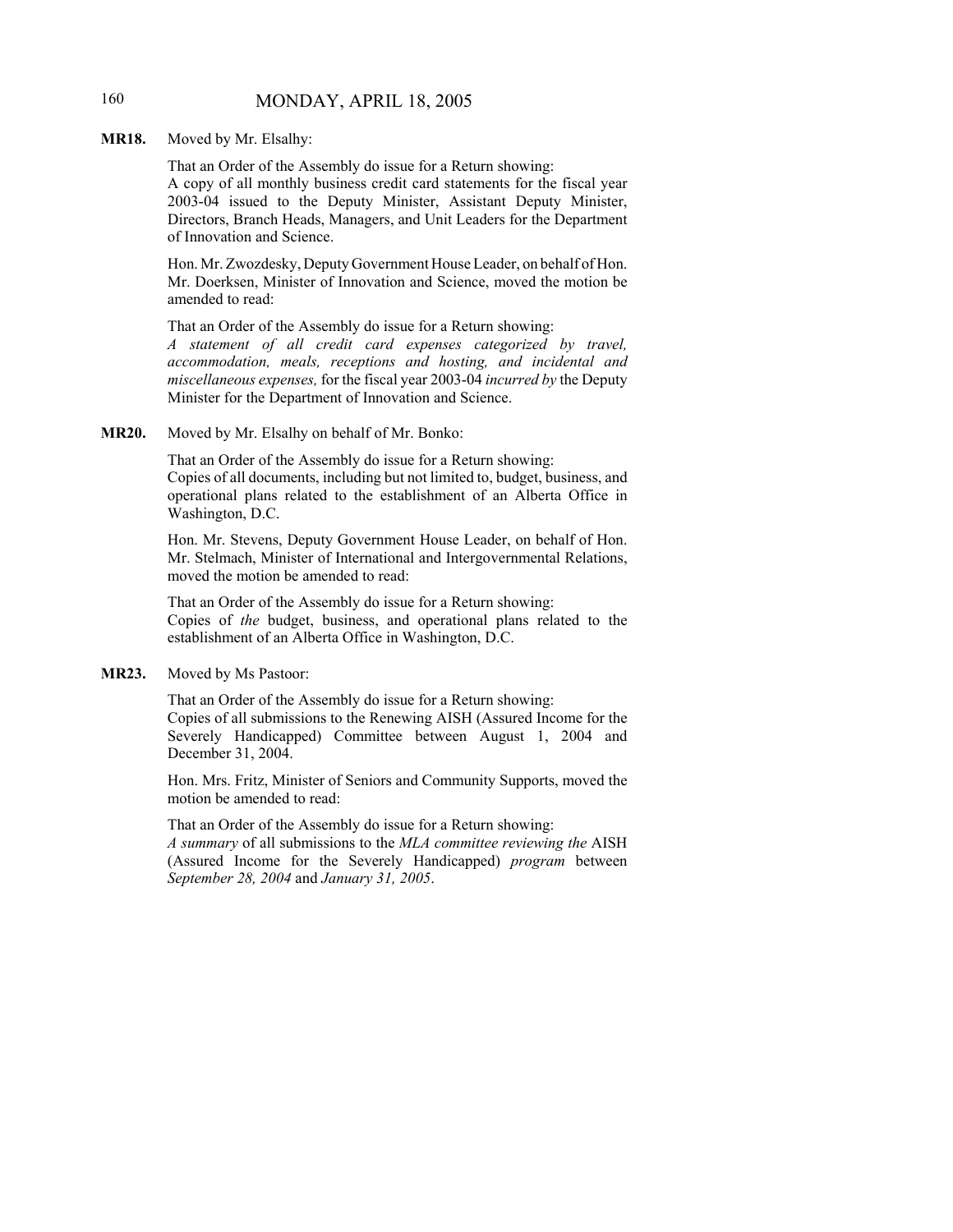**MR18.** Moved by Mr. Elsalhy:

That an Order of the Assembly do issue for a Return showing:
A copy of all monthly business credit card statements for the fiscal year 2003-04 issued to the Deputy Minister, Assistant Deputy Minister, Directors, Branch Heads, Managers, and Unit Leaders for the Department of Innovation and Science.

Hon. Mr. Zwozdesky, Deputy Government House Leader, on behalf of Hon. Mr. Doerksen, Minister of Innovation and Science, moved the motion be amended to read:

That an Order of the Assembly do issue for a Return showing:
*A statement of all credit card expenses categorized by travel, accommodation, meals, receptions and hosting, and incidental and miscellaneous expenses,* for the fiscal year 2003-04 *incurred by* the Deputy Minister for the Department of Innovation and Science.

**MR20.** Moved by Mr. Elsalhy on behalf of Mr. Bonko:

That an Order of the Assembly do issue for a Return showing:
Copies of all documents, including but not limited to, budget, business, and operational plans related to the establishment of an Alberta Office in Washington, D.C.

Hon. Mr. Stevens, Deputy Government House Leader, on behalf of Hon. Mr. Stelmach, Minister of International and Intergovernmental Relations, moved the motion be amended to read:

That an Order of the Assembly do issue for a Return showing:
Copies of *the* budget, business, and operational plans related to the establishment of an Alberta Office in Washington, D.C.

**MR23.** Moved by Ms Pastoor:

That an Order of the Assembly do issue for a Return showing:
Copies of all submissions to the Renewing AISH (Assured Income for the Severely Handicapped) Committee between August 1, 2004 and December 31, 2004.

Hon. Mrs. Fritz, Minister of Seniors and Community Supports, moved the motion be amended to read:

That an Order of the Assembly do issue for a Return showing:
*A summary* of all submissions to the *MLA committee reviewing the* AISH (Assured Income for the Severely Handicapped) *program* between *September 28, 2004* and *January 31, 2005*.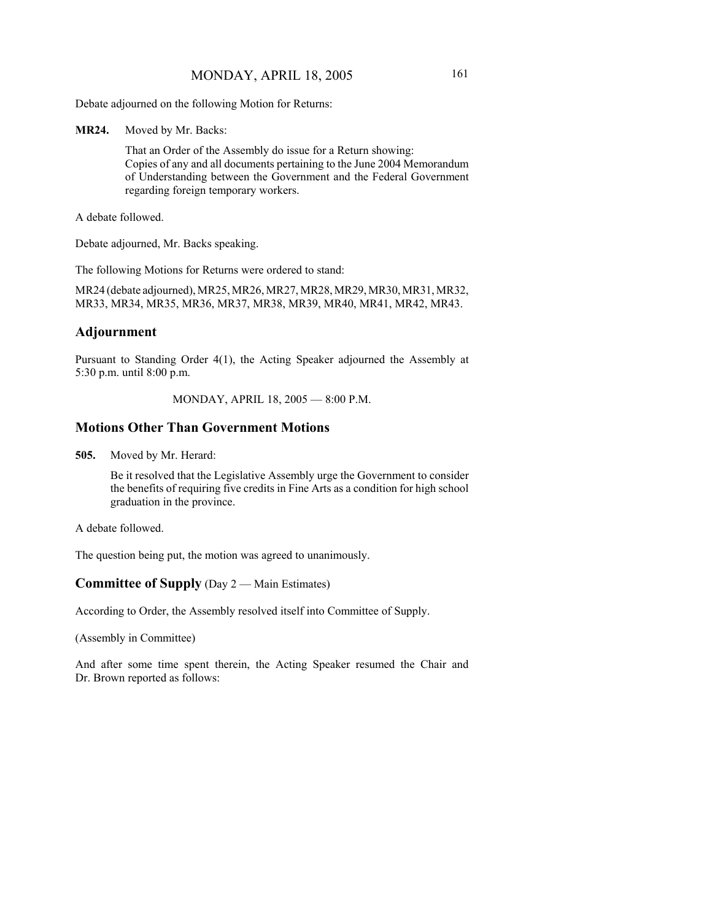Debate adjourned on the following Motion for Returns:

**MR24.** Moved by Mr. Backs:

> That an Order of the Assembly do issue for a Return showing:
> Copies of any and all documents pertaining to the June 2004 Memorandum of Understanding between the Government and the Federal Government regarding foreign temporary workers.

A debate followed.

Debate adjourned, Mr. Backs speaking.

The following Motions for Returns were ordered to stand:

MR24 (debate adjourned), MR25, MR26, MR27, MR28, MR29, MR30, MR31, MR32, MR33, MR34, MR35, MR36, MR37, MR38, MR39, MR40, MR41, MR42, MR43.

## Adjournment

Pursuant to Standing Order 4(1), the Acting Speaker adjourned the Assembly at 5:30 p.m. until 8:00 p.m.

MONDAY, APRIL 18, 2005 — 8:00 P.M.

## Motions Other Than Government Motions

**505.** Moved by Mr. Herard:

> Be it resolved that the Legislative Assembly urge the Government to consider the benefits of requiring five credits in Fine Arts as a condition for high school graduation in the province.

A debate followed.

The question being put, the motion was agreed to unanimously.

## Committee of Supply (Day 2 — Main Estimates)

According to Order, the Assembly resolved itself into Committee of Supply.

(Assembly in Committee)

And after some time spent therein, the Acting Speaker resumed the Chair and Dr. Brown reported as follows: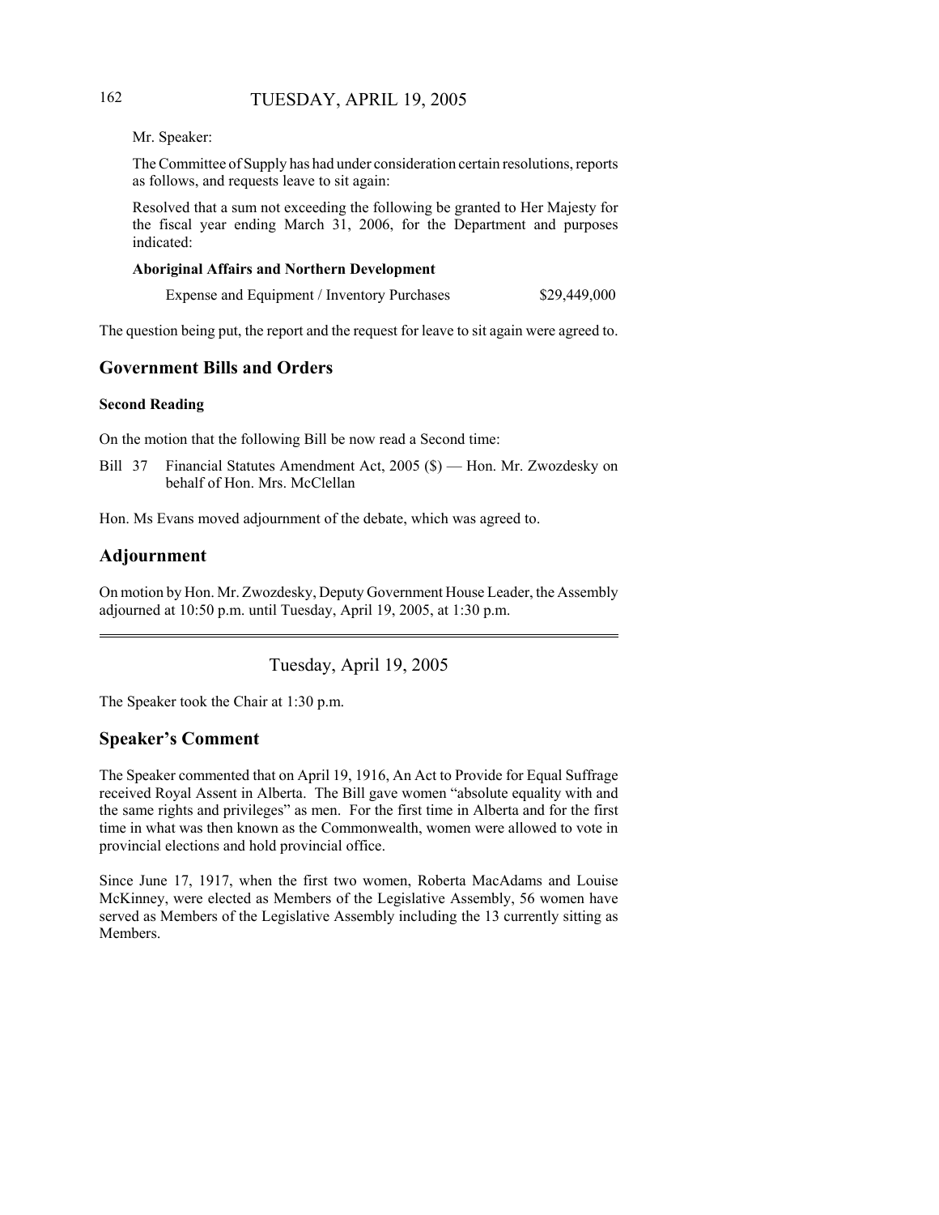Mr. Speaker:

The Committee of Supply has had under consideration certain resolutions, reports as follows, and requests leave to sit again:

Resolved that a sum not exceeding the following be granted to Her Majesty for the fiscal year ending March 31, 2006, for the Department and purposes indicated:

**Aboriginal Affairs and Northern Development**

| | |
|---|---|
| Expense and Equipment / Inventory Purchases | $29,449,000 |

The question being put, the report and the request for leave to sit again were agreed to.

## Government Bills and Orders

### Second Reading

On the motion that the following Bill be now read a Second time:

Bill 37 Financial Statutes Amendment Act, 2005 ($) — Hon. Mr. Zwozdesky on behalf of Hon. Mrs. McClellan

Hon. Ms Evans moved adjournment of the debate, which was agreed to.

## Adjournment

On motion by Hon. Mr. Zwozdesky, Deputy Government House Leader, the Assembly adjourned at 10:50 p.m. until Tuesday, April 19, 2005, at 1:30 p.m.

---

Tuesday, April 19, 2005

The Speaker took the Chair at 1:30 p.m.

## Speaker's Comment

The Speaker commented that on April 19, 1916, An Act to Provide for Equal Suffrage received Royal Assent in Alberta. The Bill gave women "absolute equality with and the same rights and privileges" as men. For the first time in Alberta and for the first time in what was then known as the Commonwealth, women were allowed to vote in provincial elections and hold provincial office.

Since June 17, 1917, when the first two women, Roberta MacAdams and Louise McKinney, were elected as Members of the Legislative Assembly, 56 women have served as Members of the Legislative Assembly including the 13 currently sitting as Members.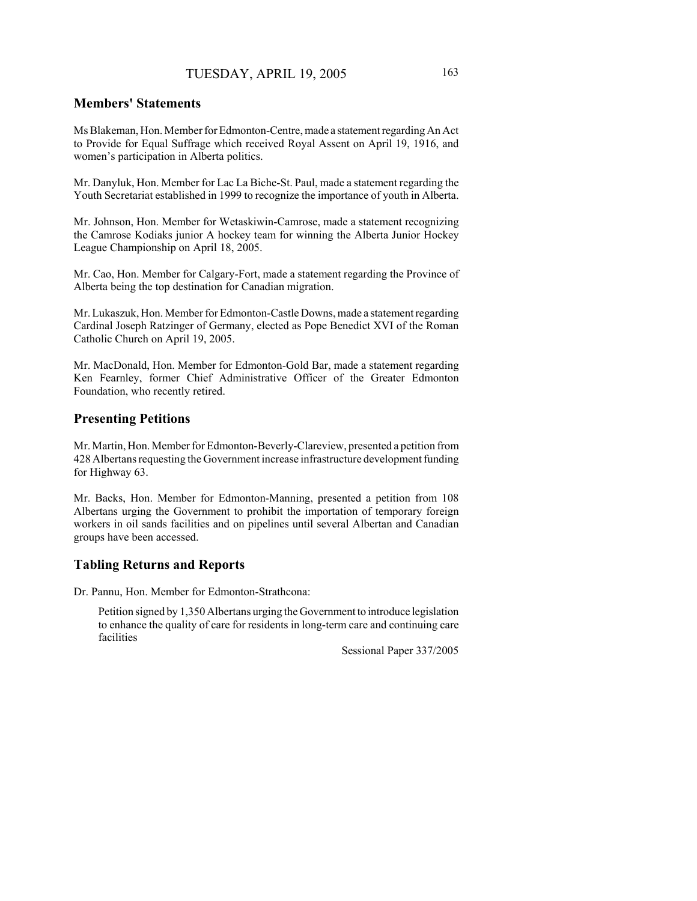## Members' Statements

Ms Blakeman, Hon. Member for Edmonton-Centre, made a statement regarding An Act to Provide for Equal Suffrage which received Royal Assent on April 19, 1916, and women's participation in Alberta politics.

Mr. Danyluk, Hon. Member for Lac La Biche-St. Paul, made a statement regarding the Youth Secretariat established in 1999 to recognize the importance of youth in Alberta.

Mr. Johnson, Hon. Member for Wetaskiwin-Camrose, made a statement recognizing the Camrose Kodiaks junior A hockey team for winning the Alberta Junior Hockey League Championship on April 18, 2005.

Mr. Cao, Hon. Member for Calgary-Fort, made a statement regarding the Province of Alberta being the top destination for Canadian migration.

Mr. Lukaszuk, Hon. Member for Edmonton-Castle Downs, made a statement regarding Cardinal Joseph Ratzinger of Germany, elected as Pope Benedict XVI of the Roman Catholic Church on April 19, 2005.

Mr. MacDonald, Hon. Member for Edmonton-Gold Bar, made a statement regarding Ken Fearnley, former Chief Administrative Officer of the Greater Edmonton Foundation, who recently retired.

## Presenting Petitions

Mr. Martin, Hon. Member for Edmonton-Beverly-Clareview, presented a petition from 428 Albertans requesting the Government increase infrastructure development funding for Highway 63.

Mr. Backs, Hon. Member for Edmonton-Manning, presented a petition from 108 Albertans urging the Government to prohibit the importation of temporary foreign workers in oil sands facilities and on pipelines until several Albertan and Canadian groups have been accessed.

## Tabling Returns and Reports

Dr. Pannu, Hon. Member for Edmonton-Strathcona:

> Petition signed by 1,350 Albertans urging the Government to introduce legislation to enhance the quality of care for residents in long-term care and continuing care facilities
>
> Sessional Paper 337/2005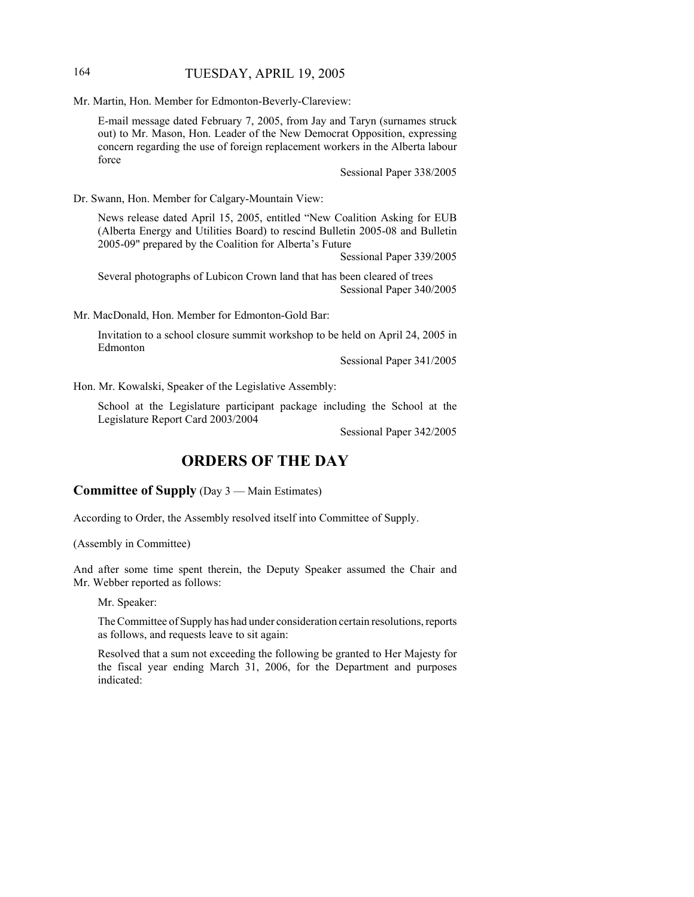Mr. Martin, Hon. Member for Edmonton-Beverly-Clareview:

E-mail message dated February 7, 2005, from Jay and Taryn (surnames struck out) to Mr. Mason, Hon. Leader of the New Democrat Opposition, expressing concern regarding the use of foreign replacement workers in the Alberta labour force

Sessional Paper 338/2005

Dr. Swann, Hon. Member for Calgary-Mountain View:

News release dated April 15, 2005, entitled "New Coalition Asking for EUB (Alberta Energy and Utilities Board) to rescind Bulletin 2005-08 and Bulletin 2005-09" prepared by the Coalition for Alberta's Future

Sessional Paper 339/2005

Several photographs of Lubicon Crown land that has been cleared of trees

Sessional Paper 340/2005

Mr. MacDonald, Hon. Member for Edmonton-Gold Bar:

Invitation to a school closure summit workshop to be held on April 24, 2005 in Edmonton

Sessional Paper 341/2005

Hon. Mr. Kowalski, Speaker of the Legislative Assembly:

School at the Legislature participant package including the School at the Legislature Report Card 2003/2004

Sessional Paper 342/2005

# ORDERS OF THE DAY

### Committee of Supply (Day 3 — Main Estimates)

According to Order, the Assembly resolved itself into Committee of Supply.

(Assembly in Committee)

And after some time spent therein, the Deputy Speaker assumed the Chair and Mr. Webber reported as follows:

Mr. Speaker:

The Committee of Supply has had under consideration certain resolutions, reports as follows, and requests leave to sit again:

Resolved that a sum not exceeding the following be granted to Her Majesty for the fiscal year ending March 31, 2006, for the Department and purposes indicated: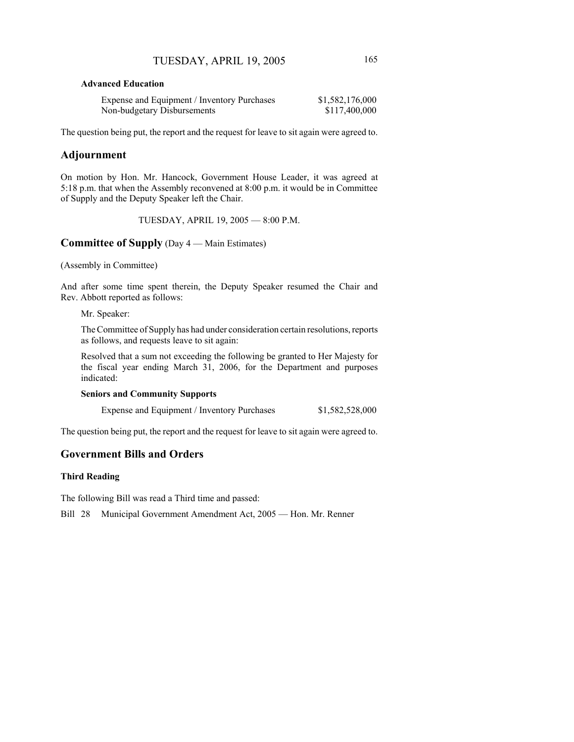**Advanced Education**

| | |
|---|---|
| Expense and Equipment / Inventory Purchases | $1,582,176,000 |
| Non-budgetary Disbursements | $117,400,000 |

The question being put, the report and the request for leave to sit again were agreed to.

## Adjournment

On motion by Hon. Mr. Hancock, Government House Leader, it was agreed at 5:18 p.m. that when the Assembly reconvened at 8:00 p.m. it would be in Committee of Supply and the Deputy Speaker left the Chair.

TUESDAY, APRIL 19, 2005 — 8:00 P.M.

## Committee of Supply (Day 4 — Main Estimates)

(Assembly in Committee)

And after some time spent therein, the Deputy Speaker resumed the Chair and Rev. Abbott reported as follows:

Mr. Speaker:

The Committee of Supply has had under consideration certain resolutions, reports as follows, and requests leave to sit again:

Resolved that a sum not exceeding the following be granted to Her Majesty for the fiscal year ending March 31, 2006, for the Department and purposes indicated:

**Seniors and Community Supports**

| | |
|---|---|
| Expense and Equipment / Inventory Purchases | $1,582,528,000 |

The question being put, the report and the request for leave to sit again were agreed to.

## Government Bills and Orders

### Third Reading

The following Bill was read a Third time and passed:

Bill 28 Municipal Government Amendment Act, 2005 — Hon. Mr. Renner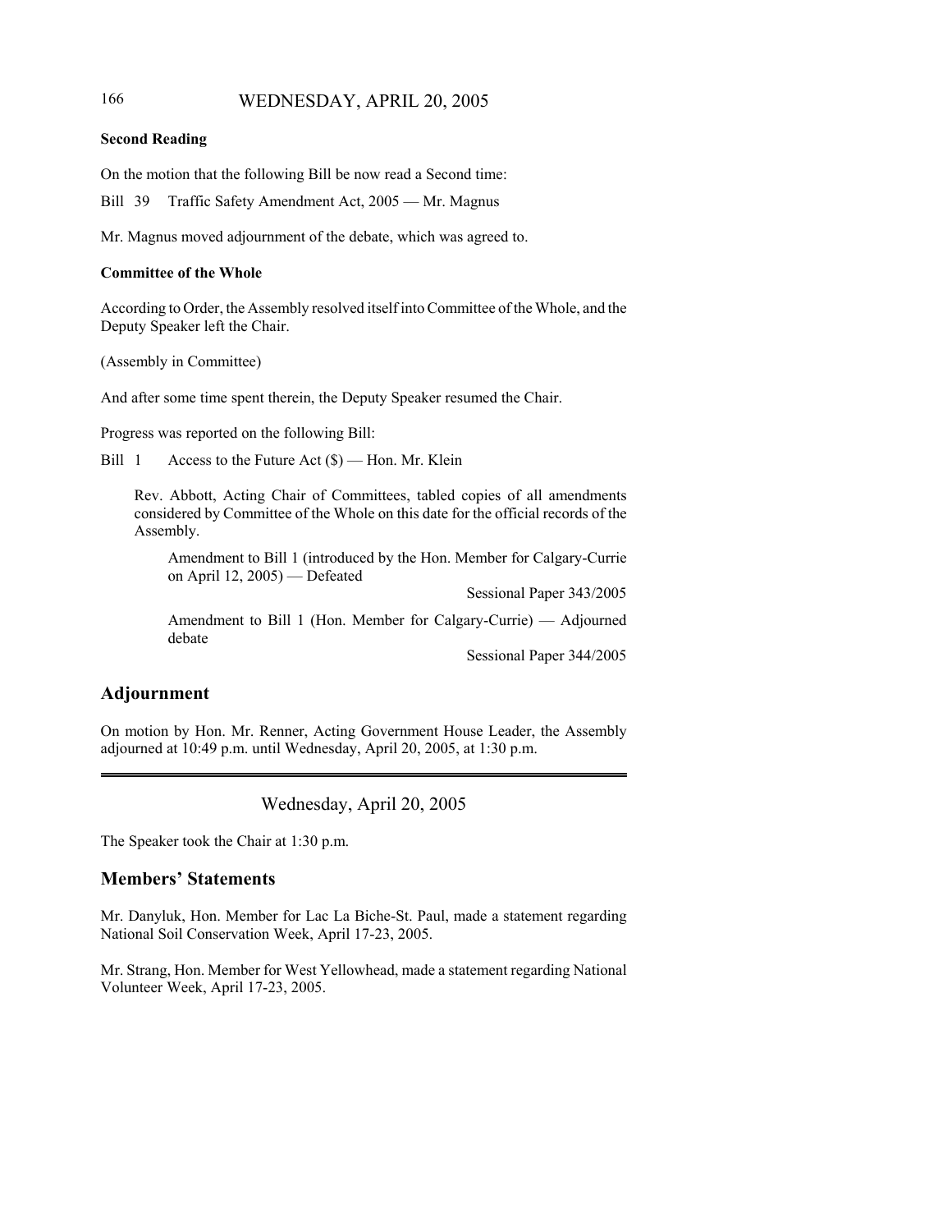**Second Reading**

On the motion that the following Bill be now read a Second time:

Bill 39 Traffic Safety Amendment Act, 2005 — Mr. Magnus

Mr. Magnus moved adjournment of the debate, which was agreed to.

**Committee of the Whole**

According to Order, the Assembly resolved itself into Committee of the Whole, and the Deputy Speaker left the Chair.

(Assembly in Committee)

And after some time spent therein, the Deputy Speaker resumed the Chair.

Progress was reported on the following Bill:

Bill 1 Access to the Future Act ($) — Hon. Mr. Klein

> Rev. Abbott, Acting Chair of Committees, tabled copies of all amendments considered by Committee of the Whole on this date for the official records of the Assembly.
>
> > Amendment to Bill 1 (introduced by the Hon. Member for Calgary-Currie on April 12, 2005) — Defeated
> >
> > Sessional Paper 343/2005
> >
> > Amendment to Bill 1 (Hon. Member for Calgary-Currie) — Adjourned debate
> >
> > Sessional Paper 344/2005

## Adjournment

On motion by Hon. Mr. Renner, Acting Government House Leader, the Assembly adjourned at 10:49 p.m. until Wednesday, April 20, 2005, at 1:30 p.m.

---

# Wednesday, April 20, 2005

The Speaker took the Chair at 1:30 p.m.

## Members' Statements

Mr. Danyluk, Hon. Member for Lac La Biche-St. Paul, made a statement regarding National Soil Conservation Week, April 17-23, 2005.

Mr. Strang, Hon. Member for West Yellowhead, made a statement regarding National Volunteer Week, April 17-23, 2005.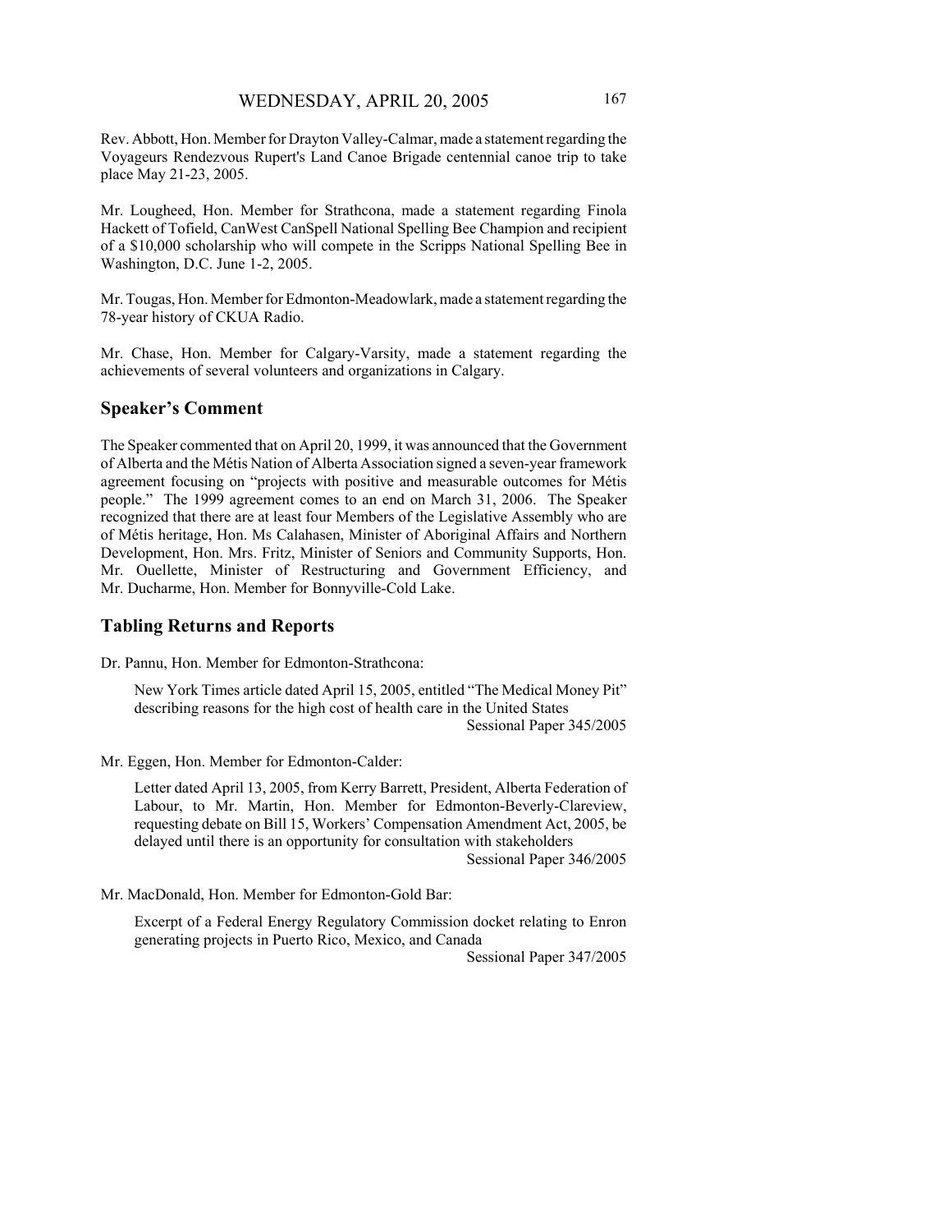Rev. Abbott, Hon. Member for Drayton Valley-Calmar, made a statement regarding the Voyageurs Rendezvous Rupert's Land Canoe Brigade centennial canoe trip to take place May 21-23, 2005.

Mr. Lougheed, Hon. Member for Strathcona, made a statement regarding Finola Hackett of Tofield, CanWest CanSpell National Spelling Bee Champion and recipient of a $10,000 scholarship who will compete in the Scripps National Spelling Bee in Washington, D.C. June 1-2, 2005.

Mr. Tougas, Hon. Member for Edmonton-Meadowlark, made a statement regarding the 78-year history of CKUA Radio.

Mr. Chase, Hon. Member for Calgary-Varsity, made a statement regarding the achievements of several volunteers and organizations in Calgary.

## Speaker's Comment

The Speaker commented that on April 20, 1999, it was announced that the Government of Alberta and the Métis Nation of Alberta Association signed a seven-year framework agreement focusing on "projects with positive and measurable outcomes for Métis people." The 1999 agreement comes to an end on March 31, 2006. The Speaker recognized that there are at least four Members of the Legislative Assembly who are of Métis heritage, Hon. Ms Calahasen, Minister of Aboriginal Affairs and Northern Development, Hon. Mrs. Fritz, Minister of Seniors and Community Supports, Hon. Mr. Ouellette, Minister of Restructuring and Government Efficiency, and Mr. Ducharme, Hon. Member for Bonnyville-Cold Lake.

## Tabling Returns and Reports

Dr. Pannu, Hon. Member for Edmonton-Strathcona:

> New York Times article dated April 15, 2005, entitled "The Medical Money Pit" describing reasons for the high cost of health care in the United States
> Sessional Paper 345/2005

Mr. Eggen, Hon. Member for Edmonton-Calder:

> Letter dated April 13, 2005, from Kerry Barrett, President, Alberta Federation of Labour, to Mr. Martin, Hon. Member for Edmonton-Beverly-Clareview, requesting debate on Bill 15, Workers' Compensation Amendment Act, 2005, be delayed until there is an opportunity for consultation with stakeholders
> Sessional Paper 346/2005

Mr. MacDonald, Hon. Member for Edmonton-Gold Bar:

> Excerpt of a Federal Energy Regulatory Commission docket relating to Enron generating projects in Puerto Rico, Mexico, and Canada
> Sessional Paper 347/2005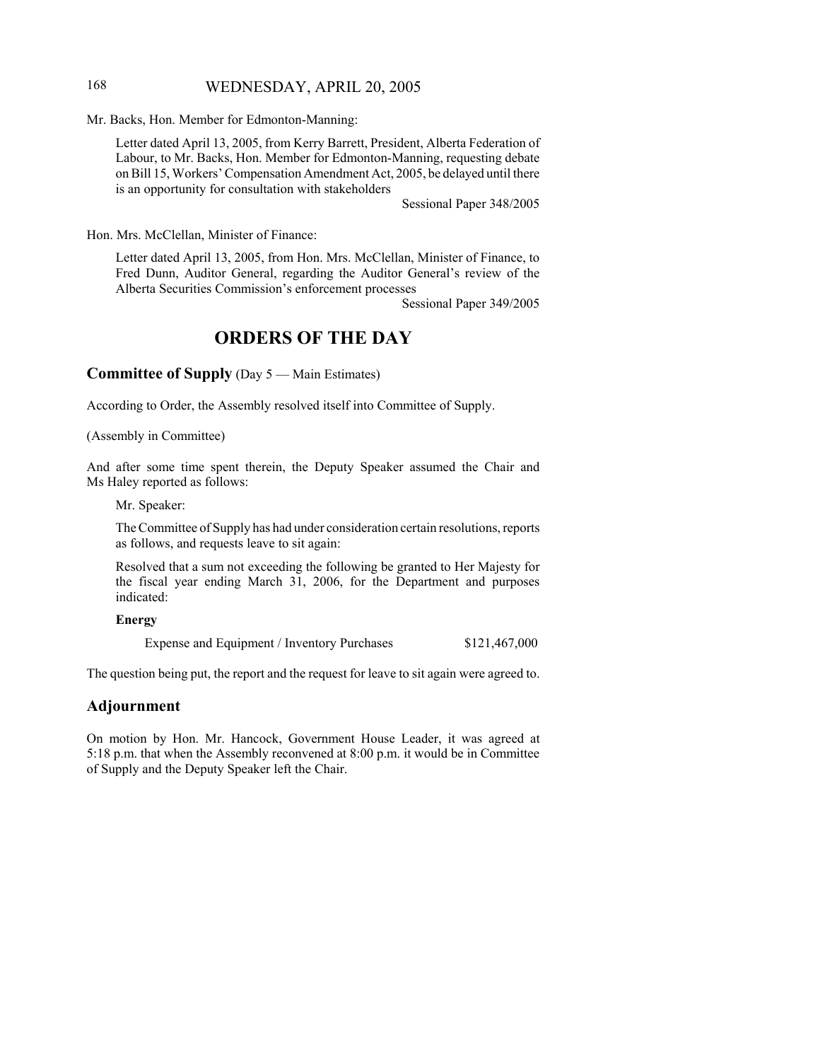Mr. Backs, Hon. Member for Edmonton-Manning:

Letter dated April 13, 2005, from Kerry Barrett, President, Alberta Federation of Labour, to Mr. Backs, Hon. Member for Edmonton-Manning, requesting debate on Bill 15, Workers' Compensation Amendment Act, 2005, be delayed until there is an opportunity for consultation with stakeholders

Sessional Paper 348/2005

Hon. Mrs. McClellan, Minister of Finance:

Letter dated April 13, 2005, from Hon. Mrs. McClellan, Minister of Finance, to Fred Dunn, Auditor General, regarding the Auditor General's review of the Alberta Securities Commission's enforcement processes

Sessional Paper 349/2005

# ORDERS OF THE DAY

## Committee of Supply (Day 5 — Main Estimates)

According to Order, the Assembly resolved itself into Committee of Supply.

(Assembly in Committee)

And after some time spent therein, the Deputy Speaker assumed the Chair and Ms Haley reported as follows:

Mr. Speaker:

The Committee of Supply has had under consideration certain resolutions, reports as follows, and requests leave to sit again:

Resolved that a sum not exceeding the following be granted to Her Majesty for the fiscal year ending March 31, 2006, for the Department and purposes indicated:

**Energy**

| | |
|---|---|
| Expense and Equipment / Inventory Purchases | $121,467,000 |

The question being put, the report and the request for leave to sit again were agreed to.

## Adjournment

On motion by Hon. Mr. Hancock, Government House Leader, it was agreed at 5:18 p.m. that when the Assembly reconvened at 8:00 p.m. it would be in Committee of Supply and the Deputy Speaker left the Chair.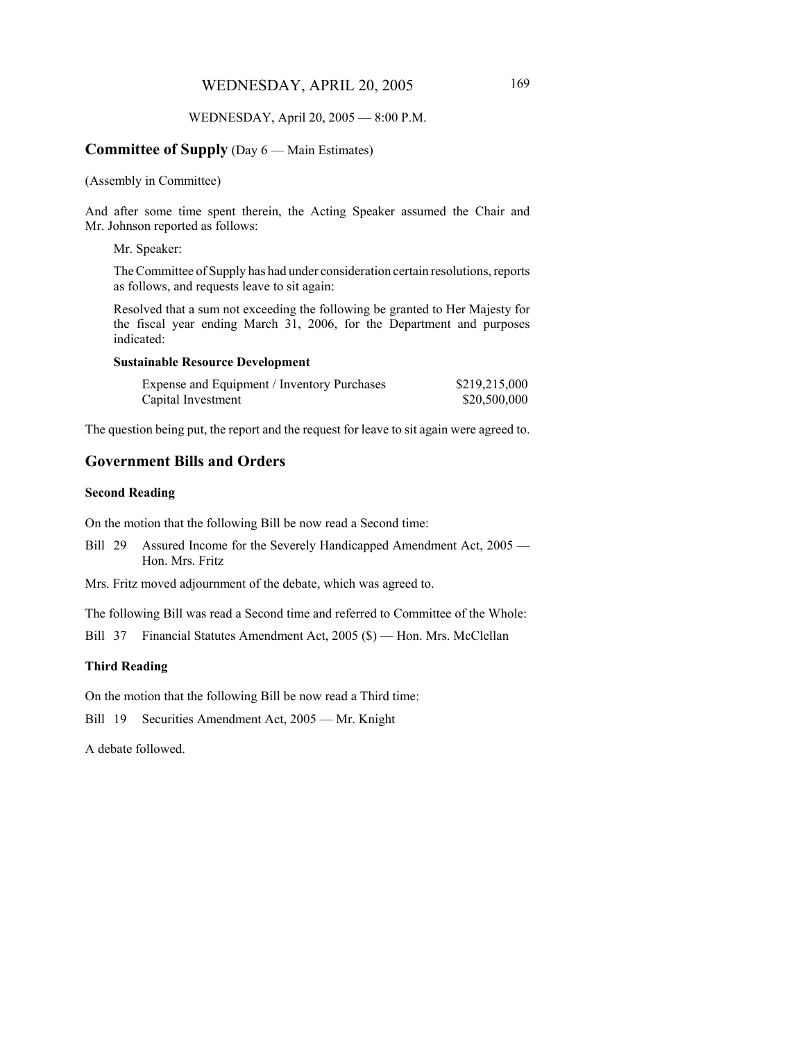WEDNESDAY, April 20, 2005 — 8:00 P.M.

## **Committee of Supply** (Day 6 — Main Estimates)

(Assembly in Committee)

And after some time spent therein, the Acting Speaker assumed the Chair and Mr. Johnson reported as follows:

> Mr. Speaker:
>
> The Committee of Supply has had under consideration certain resolutions, reports as follows, and requests leave to sit again:
>
> Resolved that a sum not exceeding the following be granted to Her Majesty for the fiscal year ending March 31, 2006, for the Department and purposes indicated:
>
> **Sustainable Resource Development**
>
> | | |
> |---|---|
> | Expense and Equipment / Inventory Purchases | $219,215,000 |
> | Capital Investment | $20,500,000 |

The question being put, the report and the request for leave to sit again were agreed to.

## Government Bills and Orders

### Second Reading

On the motion that the following Bill be now read a Second time:

Bill 29 Assured Income for the Severely Handicapped Amendment Act, 2005 — Hon. Mrs. Fritz

Mrs. Fritz moved adjournment of the debate, which was agreed to.

The following Bill was read a Second time and referred to Committee of the Whole:

Bill 37 Financial Statutes Amendment Act, 2005 ($) — Hon. Mrs. McClellan

### Third Reading

On the motion that the following Bill be now read a Third time:

Bill 19 Securities Amendment Act, 2005 — Mr. Knight

A debate followed.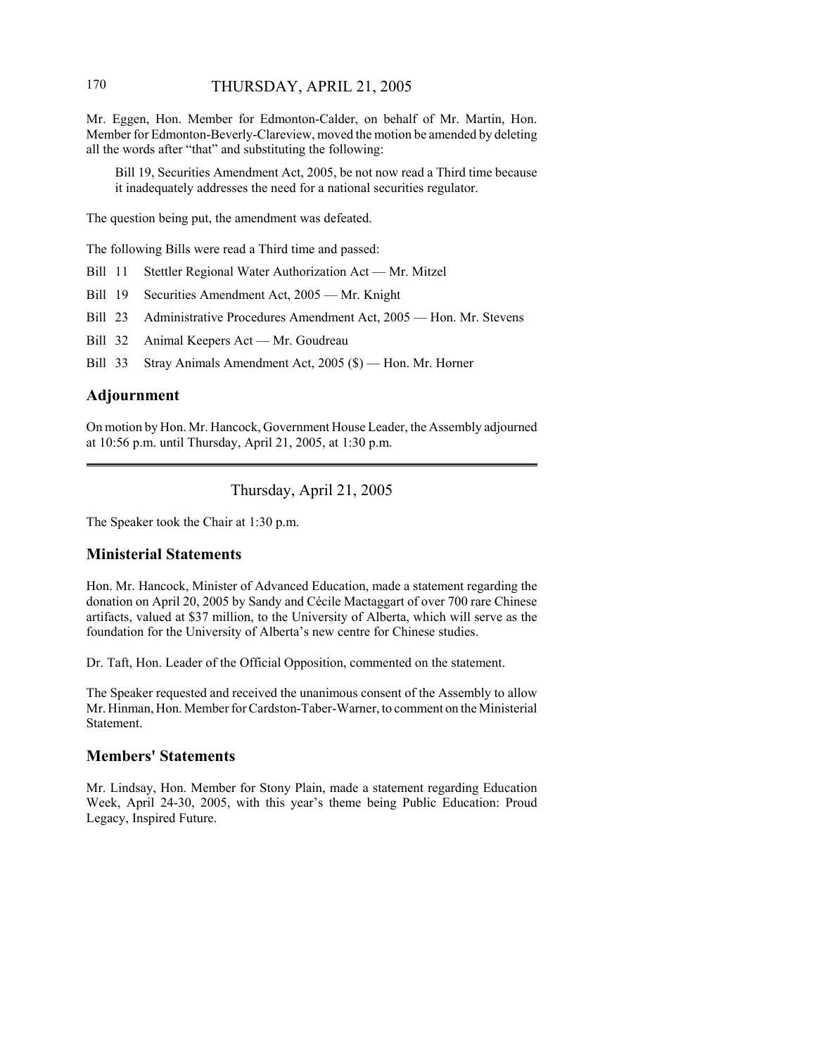Mr. Eggen, Hon. Member for Edmonton-Calder, on behalf of Mr. Martin, Hon. Member for Edmonton-Beverly-Clareview, moved the motion be amended by deleting all the words after "that" and substituting the following:

> Bill 19, Securities Amendment Act, 2005, be not now read a Third time because it inadequately addresses the need for a national securities regulator.

The question being put, the amendment was defeated.

The following Bills were read a Third time and passed:

- Bill 11 Stettler Regional Water Authorization Act — Mr. Mitzel
- Bill 19 Securities Amendment Act, 2005 — Mr. Knight
- Bill 23 Administrative Procedures Amendment Act, 2005 — Hon. Mr. Stevens
- Bill 32 Animal Keepers Act — Mr. Goudreau
- Bill 33 Stray Animals Amendment Act, 2005 ($) — Hon. Mr. Horner

## Adjournment

On motion by Hon. Mr. Hancock, Government House Leader, the Assembly adjourned at 10:56 p.m. until Thursday, April 21, 2005, at 1:30 p.m.

---

# Thursday, April 21, 2005

The Speaker took the Chair at 1:30 p.m.

## Ministerial Statements

Hon. Mr. Hancock, Minister of Advanced Education, made a statement regarding the donation on April 20, 2005 by Sandy and Cécile Mactaggart of over 700 rare Chinese artifacts, valued at $37 million, to the University of Alberta, which will serve as the foundation for the University of Alberta's new centre for Chinese studies.

Dr. Taft, Hon. Leader of the Official Opposition, commented on the statement.

The Speaker requested and received the unanimous consent of the Assembly to allow Mr. Hinman, Hon. Member for Cardston-Taber-Warner, to comment on the Ministerial Statement.

## Members' Statements

Mr. Lindsay, Hon. Member for Stony Plain, made a statement regarding Education Week, April 24-30, 2005, with this year's theme being Public Education: Proud Legacy, Inspired Future.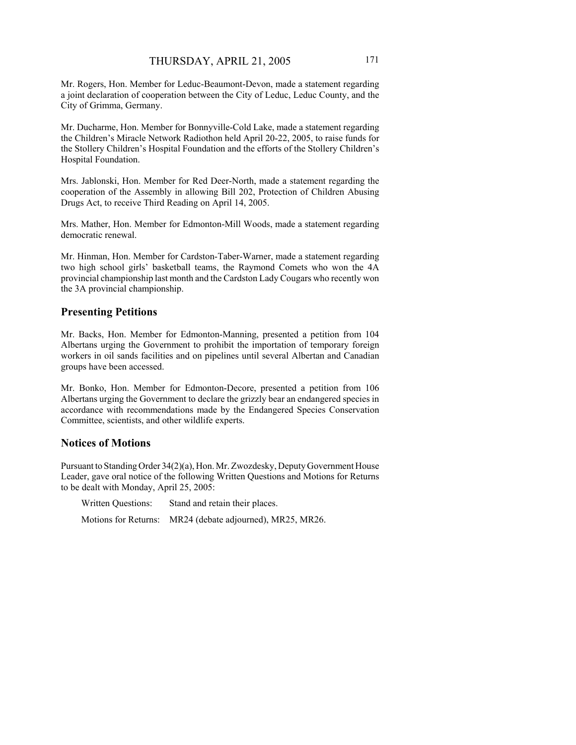Mr. Rogers, Hon. Member for Leduc-Beaumont-Devon, made a statement regarding a joint declaration of cooperation between the City of Leduc, Leduc County, and the City of Grimma, Germany.

Mr. Ducharme, Hon. Member for Bonnyville-Cold Lake, made a statement regarding the Children's Miracle Network Radiothon held April 20-22, 2005, to raise funds for the Stollery Children's Hospital Foundation and the efforts of the Stollery Children's Hospital Foundation.

Mrs. Jablonski, Hon. Member for Red Deer-North, made a statement regarding the cooperation of the Assembly in allowing Bill 202, Protection of Children Abusing Drugs Act, to receive Third Reading on April 14, 2005.

Mrs. Mather, Hon. Member for Edmonton-Mill Woods, made a statement regarding democratic renewal.

Mr. Hinman, Hon. Member for Cardston-Taber-Warner, made a statement regarding two high school girls' basketball teams, the Raymond Comets who won the 4A provincial championship last month and the Cardston Lady Cougars who recently won the 3A provincial championship.

## Presenting Petitions

Mr. Backs, Hon. Member for Edmonton-Manning, presented a petition from 104 Albertans urging the Government to prohibit the importation of temporary foreign workers in oil sands facilities and on pipelines until several Albertan and Canadian groups have been accessed.

Mr. Bonko, Hon. Member for Edmonton-Decore, presented a petition from 106 Albertans urging the Government to declare the grizzly bear an endangered species in accordance with recommendations made by the Endangered Species Conservation Committee, scientists, and other wildlife experts.

## Notices of Motions

Pursuant to Standing Order 34(2)(a), Hon. Mr. Zwozdesky, Deputy Government House Leader, gave oral notice of the following Written Questions and Motions for Returns to be dealt with Monday, April 25, 2005:

Written Questions: Stand and retain their places.

Motions for Returns: MR24 (debate adjourned), MR25, MR26.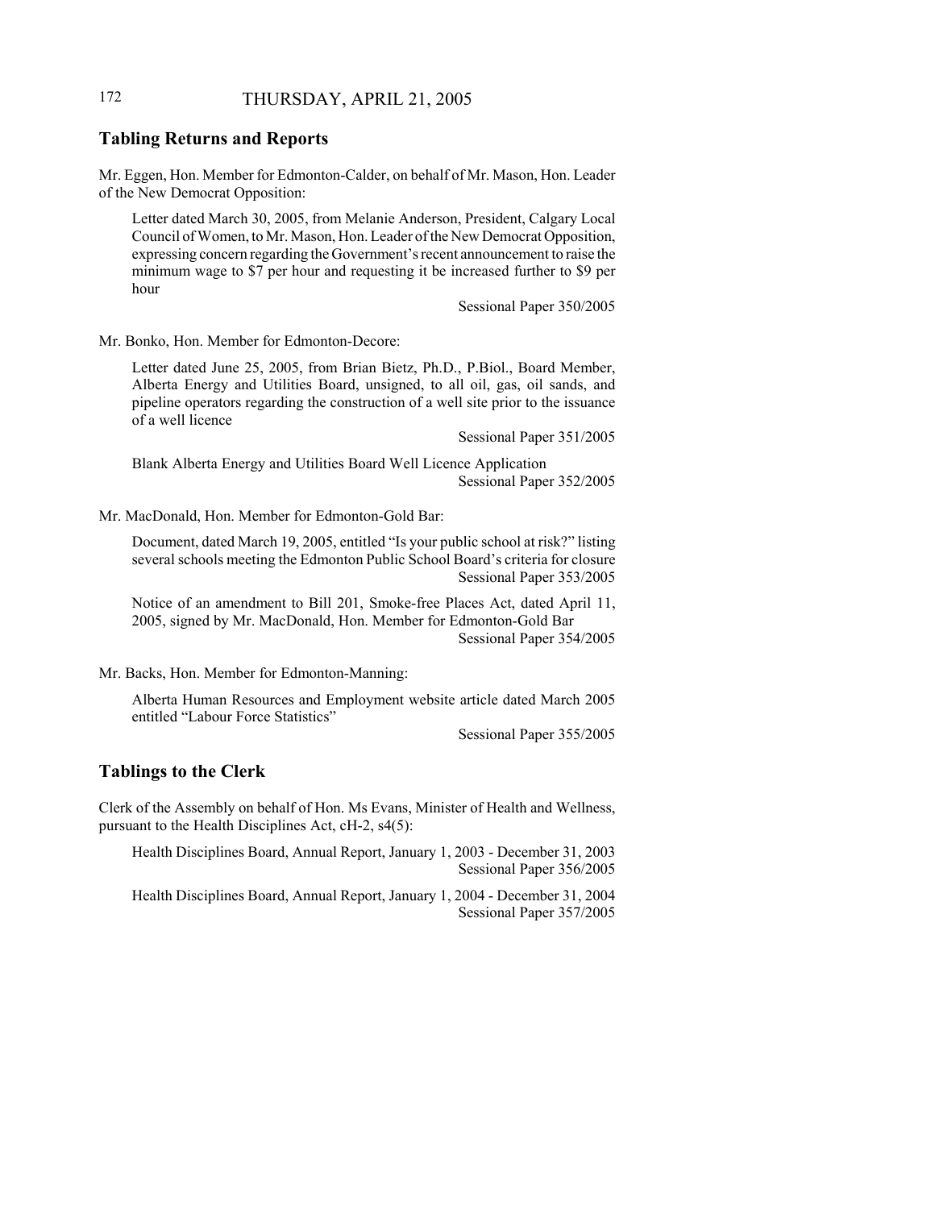## Tabling Returns and Reports

Mr. Eggen, Hon. Member for Edmonton-Calder, on behalf of Mr. Mason, Hon. Leader of the New Democrat Opposition:

> Letter dated March 30, 2005, from Melanie Anderson, President, Calgary Local Council of Women, to Mr. Mason, Hon. Leader of the New Democrat Opposition, expressing concern regarding the Government's recent announcement to raise the minimum wage to $7 per hour and requesting it be increased further to $9 per hour
>
> Sessional Paper 350/2005

Mr. Bonko, Hon. Member for Edmonton-Decore:

> Letter dated June 25, 2005, from Brian Bietz, Ph.D., P.Biol., Board Member, Alberta Energy and Utilities Board, unsigned, to all oil, gas, oil sands, and pipeline operators regarding the construction of a well site prior to the issuance of a well licence
>
> Sessional Paper 351/2005
>
> Blank Alberta Energy and Utilities Board Well Licence Application
>
> Sessional Paper 352/2005

Mr. MacDonald, Hon. Member for Edmonton-Gold Bar:

> Document, dated March 19, 2005, entitled "Is your public school at risk?" listing several schools meeting the Edmonton Public School Board's criteria for closure
>
> Sessional Paper 353/2005
>
> Notice of an amendment to Bill 201, Smoke-free Places Act, dated April 11, 2005, signed by Mr. MacDonald, Hon. Member for Edmonton-Gold Bar
>
> Sessional Paper 354/2005

Mr. Backs, Hon. Member for Edmonton-Manning:

> Alberta Human Resources and Employment website article dated March 2005 entitled "Labour Force Statistics"
>
> Sessional Paper 355/2005

## Tablings to the Clerk

Clerk of the Assembly on behalf of Hon. Ms Evans, Minister of Health and Wellness, pursuant to the Health Disciplines Act, cH-2, s4(5):

> Health Disciplines Board, Annual Report, January 1, 2003 - December 31, 2003
>
> Sessional Paper 356/2005
>
> Health Disciplines Board, Annual Report, January 1, 2004 - December 31, 2004
>
> Sessional Paper 357/2005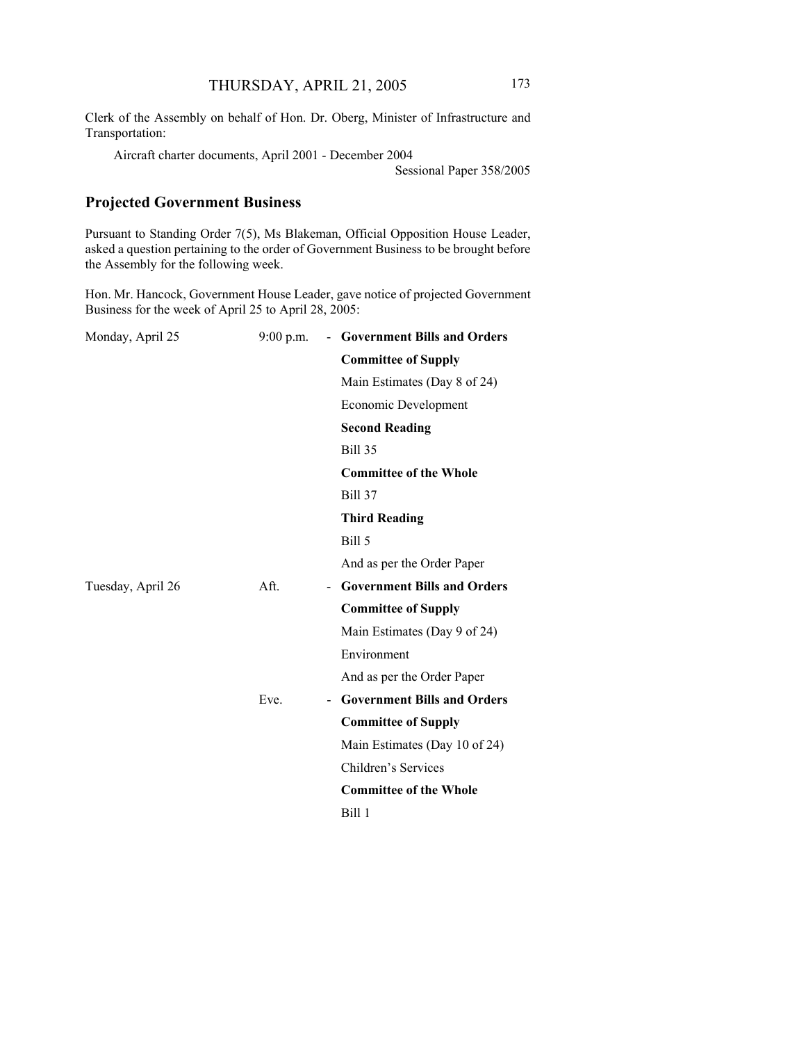Clerk of the Assembly on behalf of Hon. Dr. Oberg, Minister of Infrastructure and Transportation:

Aircraft charter documents, April 2001 - December 2004
Sessional Paper 358/2005

## Projected Government Business

Pursuant to Standing Order 7(5), Ms Blakeman, Official Opposition House Leader, asked a question pertaining to the order of Government Business to be brought before the Assembly for the following week.

Hon. Mr. Hancock, Government House Leader, gave notice of projected Government Business for the week of April 25 to April 28, 2005:

| | | | |
|---|---|---|---|
| Monday, April 25 | 9:00 p.m. | - | **Government Bills and Orders** |
| | | | **Committee of Supply** |
| | | | Main Estimates (Day 8 of 24) |
| | | | Economic Development |
| | | | **Second Reading** |
| | | | Bill 35 |
| | | | **Committee of the Whole** |
| | | | Bill 37 |
| | | | **Third Reading** |
| | | | Bill 5 |
| | | | And as per the Order Paper |
| Tuesday, April 26 | Aft. | - | **Government Bills and Orders** |
| | | | **Committee of Supply** |
| | | | Main Estimates (Day 9 of 24) |
| | | | Environment |
| | | | And as per the Order Paper |
| | Eve. | - | **Government Bills and Orders** |
| | | | **Committee of Supply** |
| | | | Main Estimates (Day 10 of 24) |
| | | | Children's Services |
| | | | **Committee of the Whole** |
| | | | Bill 1 |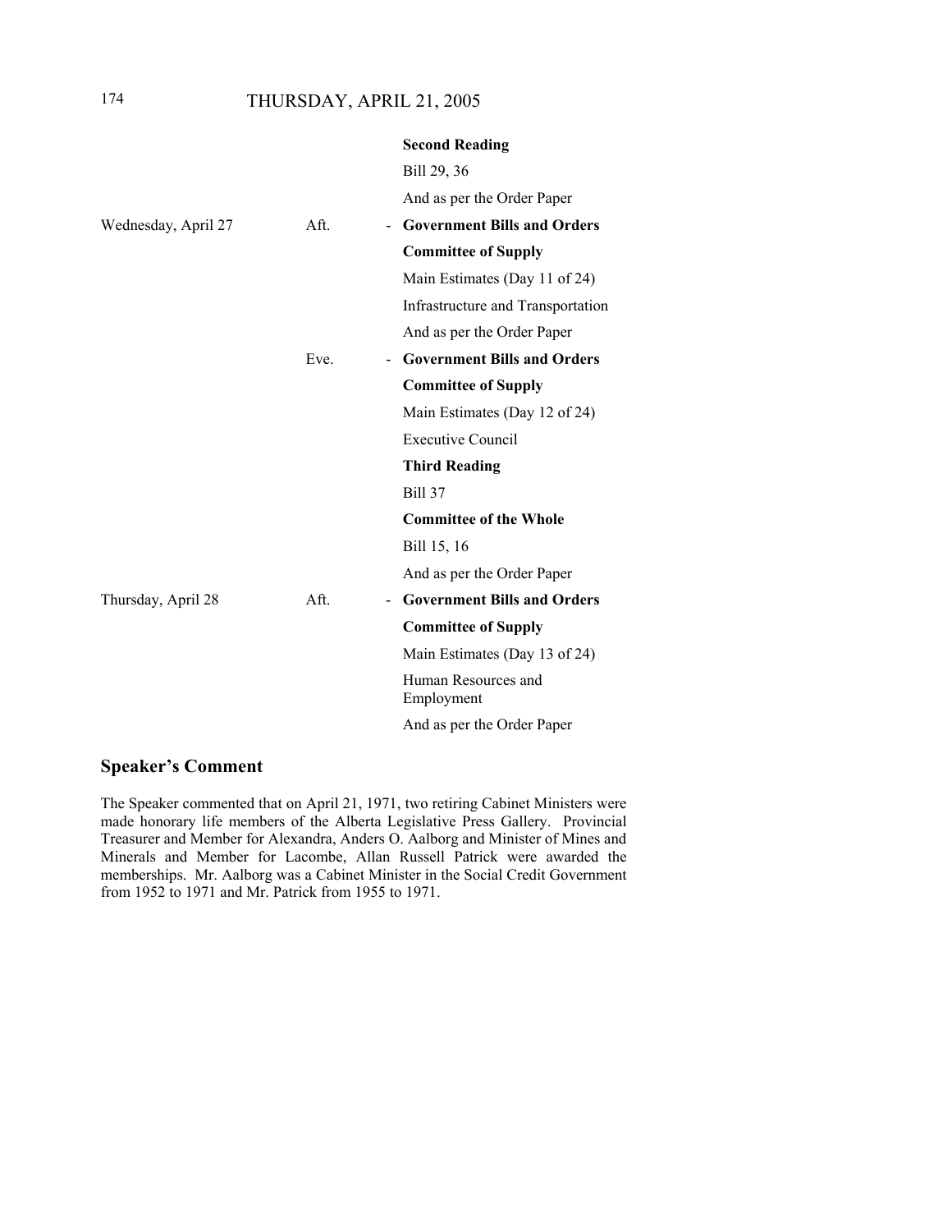| | | | |
|---|---|---|---|
| | | | **Second Reading** |
| | | | Bill 29, 36 |
| | | | And as per the Order Paper |
| Wednesday, April 27 | Aft. | - | **Government Bills and Orders** |
| | | | **Committee of Supply** |
| | | | Main Estimates (Day 11 of 24) |
| | | | Infrastructure and Transportation |
| | | | And as per the Order Paper |
| | Eve. | - | **Government Bills and Orders** |
| | | | **Committee of Supply** |
| | | | Main Estimates (Day 12 of 24) |
| | | | Executive Council |
| | | | **Third Reading** |
| | | | Bill 37 |
| | | | **Committee of the Whole** |
| | | | Bill 15, 16 |
| | | | And as per the Order Paper |
| Thursday, April 28 | Aft. | - | **Government Bills and Orders** |
| | | | **Committee of Supply** |
| | | | Main Estimates (Day 13 of 24) |
| | | | Human Resources and Employment |
| | | | And as per the Order Paper |

## Speaker's Comment

The Speaker commented that on April 21, 1971, two retiring Cabinet Ministers were made honorary life members of the Alberta Legislative Press Gallery. Provincial Treasurer and Member for Alexandra, Anders O. Aalborg and Minister of Mines and Minerals and Member for Lacombe, Allan Russell Patrick were awarded the memberships. Mr. Aalborg was a Cabinet Minister in the Social Credit Government from 1952 to 1971 and Mr. Patrick from 1955 to 1971.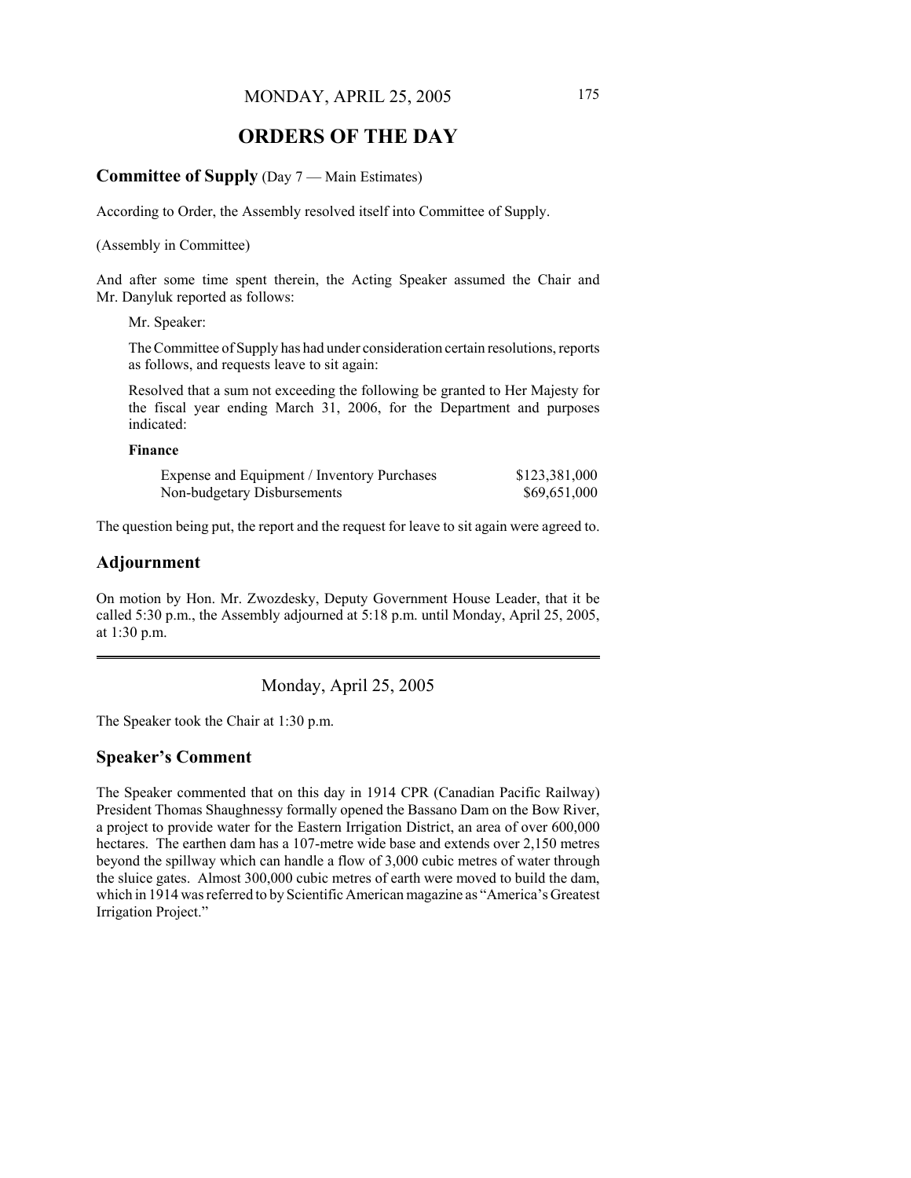# ORDERS OF THE DAY

## Committee of Supply (Day 7 — Main Estimates)

According to Order, the Assembly resolved itself into Committee of Supply.

(Assembly in Committee)

And after some time spent therein, the Acting Speaker assumed the Chair and Mr. Danyluk reported as follows:

Mr. Speaker:

The Committee of Supply has had under consideration certain resolutions, reports as follows, and requests leave to sit again:

Resolved that a sum not exceeding the following be granted to Her Majesty for the fiscal year ending March 31, 2006, for the Department and purposes indicated:

**Finance**

| | |
|---|---|
| Expense and Equipment / Inventory Purchases | $123,381,000 |
| Non-budgetary Disbursements | $69,651,000 |

The question being put, the report and the request for leave to sit again were agreed to.

## Adjournment

On motion by Hon. Mr. Zwozdesky, Deputy Government House Leader, that it be called 5:30 p.m., the Assembly adjourned at 5:18 p.m. until Monday, April 25, 2005, at 1:30 p.m.

---

Monday, April 25, 2005

The Speaker took the Chair at 1:30 p.m.

## Speaker's Comment

The Speaker commented that on this day in 1914 CPR (Canadian Pacific Railway) President Thomas Shaughnessy formally opened the Bassano Dam on the Bow River, a project to provide water for the Eastern Irrigation District, an area of over 600,000 hectares. The earthen dam has a 107-metre wide base and extends over 2,150 metres beyond the spillway which can handle a flow of 3,000 cubic metres of water through the sluice gates. Almost 300,000 cubic metres of earth were moved to build the dam, which in 1914 was referred to by Scientific American magazine as "America's Greatest Irrigation Project."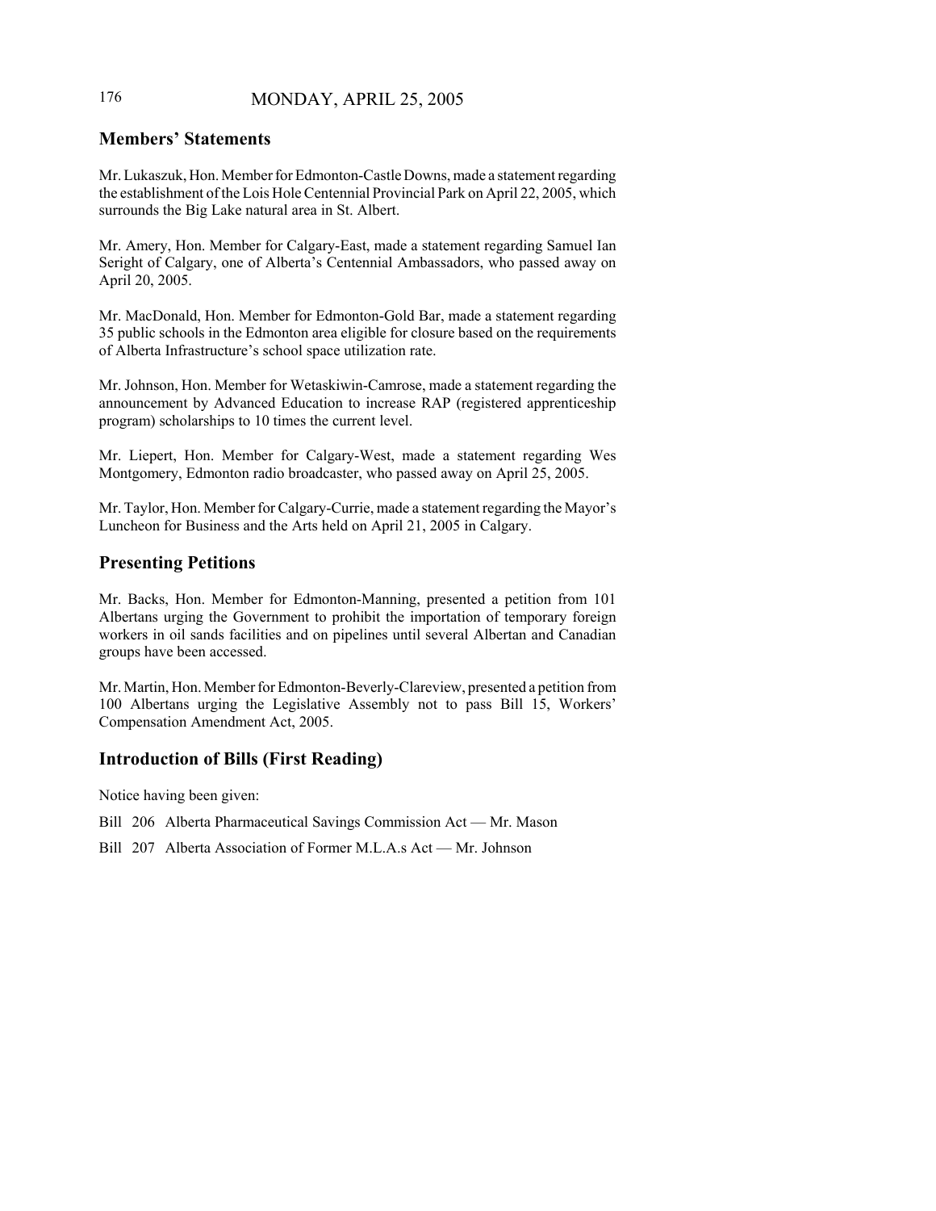## Members' Statements

Mr. Lukaszuk, Hon. Member for Edmonton-Castle Downs, made a statement regarding the establishment of the Lois Hole Centennial Provincial Park on April 22, 2005, which surrounds the Big Lake natural area in St. Albert.

Mr. Amery, Hon. Member for Calgary-East, made a statement regarding Samuel Ian Seright of Calgary, one of Alberta's Centennial Ambassadors, who passed away on April 20, 2005.

Mr. MacDonald, Hon. Member for Edmonton-Gold Bar, made a statement regarding 35 public schools in the Edmonton area eligible for closure based on the requirements of Alberta Infrastructure's school space utilization rate.

Mr. Johnson, Hon. Member for Wetaskiwin-Camrose, made a statement regarding the announcement by Advanced Education to increase RAP (registered apprenticeship program) scholarships to 10 times the current level.

Mr. Liepert, Hon. Member for Calgary-West, made a statement regarding Wes Montgomery, Edmonton radio broadcaster, who passed away on April 25, 2005.

Mr. Taylor, Hon. Member for Calgary-Currie, made a statement regarding the Mayor's Luncheon for Business and the Arts held on April 21, 2005 in Calgary.

## Presenting Petitions

Mr. Backs, Hon. Member for Edmonton-Manning, presented a petition from 101 Albertans urging the Government to prohibit the importation of temporary foreign workers in oil sands facilities and on pipelines until several Albertan and Canadian groups have been accessed.

Mr. Martin, Hon. Member for Edmonton-Beverly-Clareview, presented a petition from 100 Albertans urging the Legislative Assembly not to pass Bill 15, Workers' Compensation Amendment Act, 2005.

## Introduction of Bills (First Reading)

Notice having been given:

Bill 206 Alberta Pharmaceutical Savings Commission Act — Mr. Mason

Bill 207 Alberta Association of Former M.L.A.s Act — Mr. Johnson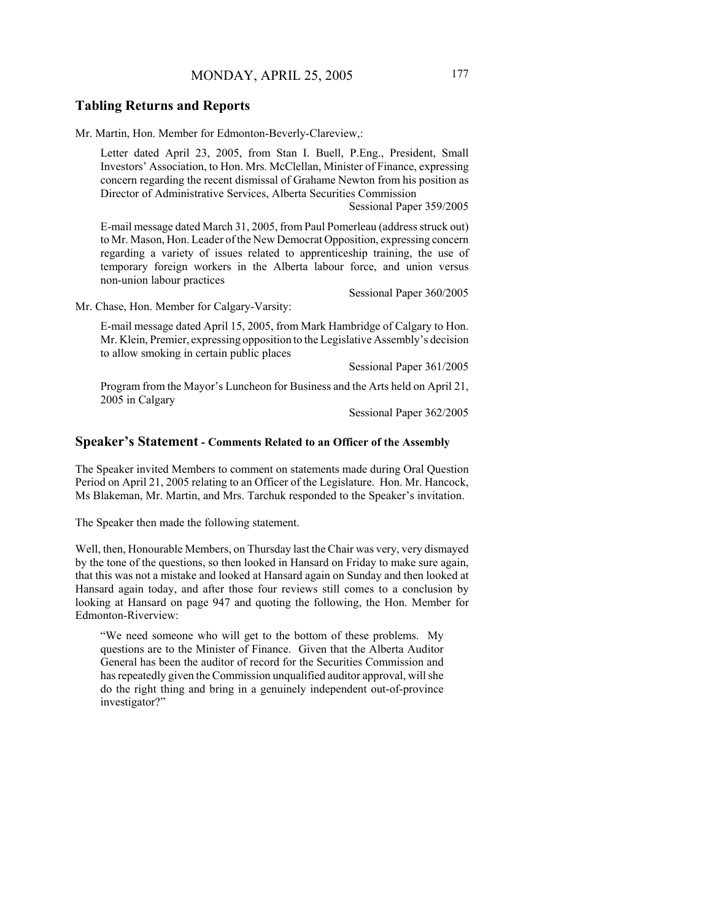## Tabling Returns and Reports

Mr. Martin, Hon. Member for Edmonton-Beverly-Clareview,:

> Letter dated April 23, 2005, from Stan I. Buell, P.Eng., President, Small Investors' Association, to Hon. Mrs. McClellan, Minister of Finance, expressing concern regarding the recent dismissal of Grahame Newton from his position as Director of Administrative Services, Alberta Securities Commission
>
> Sessional Paper 359/2005
>
> E-mail message dated March 31, 2005, from Paul Pomerleau (address struck out) to Mr. Mason, Hon. Leader of the New Democrat Opposition, expressing concern regarding a variety of issues related to apprenticeship training, the use of temporary foreign workers in the Alberta labour force, and union versus non-union labour practices
>
> Sessional Paper 360/2005

Mr. Chase, Hon. Member for Calgary-Varsity:

> E-mail message dated April 15, 2005, from Mark Hambridge of Calgary to Hon. Mr. Klein, Premier, expressing opposition to the Legislative Assembly's decision to allow smoking in certain public places
>
> Sessional Paper 361/2005
>
> Program from the Mayor's Luncheon for Business and the Arts held on April 21, 2005 in Calgary
>
> Sessional Paper 362/2005

## Speaker's Statement - Comments Related to an Officer of the Assembly

The Speaker invited Members to comment on statements made during Oral Question Period on April 21, 2005 relating to an Officer of the Legislature. Hon. Mr. Hancock, Ms Blakeman, Mr. Martin, and Mrs. Tarchuk responded to the Speaker's invitation.

The Speaker then made the following statement.

Well, then, Honourable Members, on Thursday last the Chair was very, very dismayed by the tone of the questions, so then looked in Hansard on Friday to make sure again, that this was not a mistake and looked at Hansard again on Sunday and then looked at Hansard again today, and after those four reviews still comes to a conclusion by looking at Hansard on page 947 and quoting the following, the Hon. Member for Edmonton-Riverview:

> "We need someone who will get to the bottom of these problems. My questions are to the Minister of Finance. Given that the Alberta Auditor General has been the auditor of record for the Securities Commission and has repeatedly given the Commission unqualified auditor approval, will she do the right thing and bring in a genuinely independent out-of-province investigator?"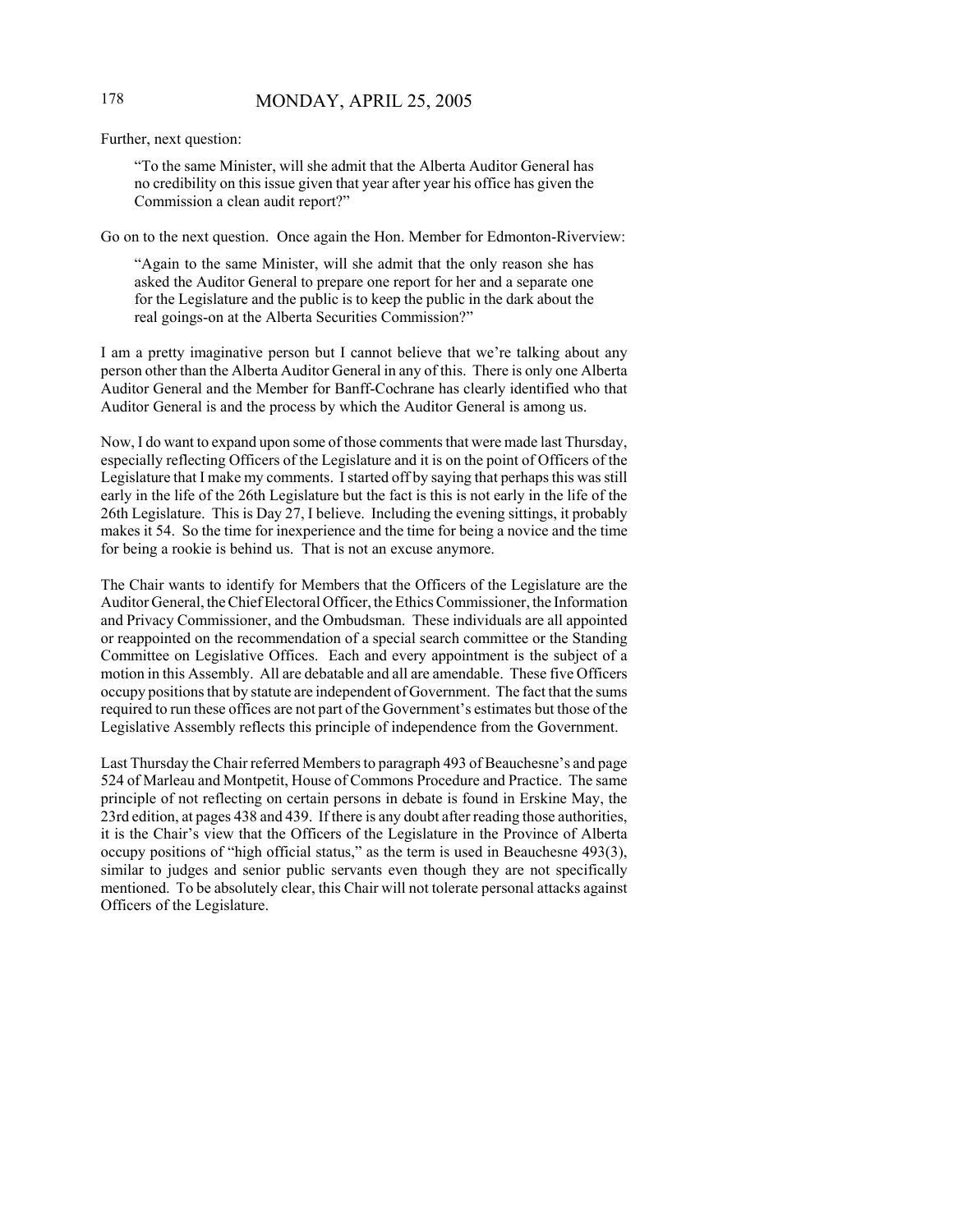Further, next question:

> "To the same Minister, will she admit that the Alberta Auditor General has no credibility on this issue given that year after year his office has given the Commission a clean audit report?"

Go on to the next question. Once again the Hon. Member for Edmonton-Riverview:

> "Again to the same Minister, will she admit that the only reason she has asked the Auditor General to prepare one report for her and a separate one for the Legislature and the public is to keep the public in the dark about the real goings-on at the Alberta Securities Commission?"

I am a pretty imaginative person but I cannot believe that we're talking about any person other than the Alberta Auditor General in any of this. There is only one Alberta Auditor General and the Member for Banff-Cochrane has clearly identified who that Auditor General is and the process by which the Auditor General is among us.

Now, I do want to expand upon some of those comments that were made last Thursday, especially reflecting Officers of the Legislature and it is on the point of Officers of the Legislature that I make my comments. I started off by saying that perhaps this was still early in the life of the 26th Legislature but the fact is this is not early in the life of the 26th Legislature. This is Day 27, I believe. Including the evening sittings, it probably makes it 54. So the time for inexperience and the time for being a novice and the time for being a rookie is behind us. That is not an excuse anymore.

The Chair wants to identify for Members that the Officers of the Legislature are the Auditor General, the Chief Electoral Officer, the Ethics Commissioner, the Information and Privacy Commissioner, and the Ombudsman. These individuals are all appointed or reappointed on the recommendation of a special search committee or the Standing Committee on Legislative Offices. Each and every appointment is the subject of a motion in this Assembly. All are debatable and all are amendable. These five Officers occupy positions that by statute are independent of Government. The fact that the sums required to run these offices are not part of the Government's estimates but those of the Legislative Assembly reflects this principle of independence from the Government.

Last Thursday the Chair referred Members to paragraph 493 of Beauchesne's and page 524 of Marleau and Montpetit, House of Commons Procedure and Practice. The same principle of not reflecting on certain persons in debate is found in Erskine May, the 23rd edition, at pages 438 and 439. If there is any doubt after reading those authorities, it is the Chair's view that the Officers of the Legislature in the Province of Alberta occupy positions of "high official status," as the term is used in Beauchesne 493(3), similar to judges and senior public servants even though they are not specifically mentioned. To be absolutely clear, this Chair will not tolerate personal attacks against Officers of the Legislature.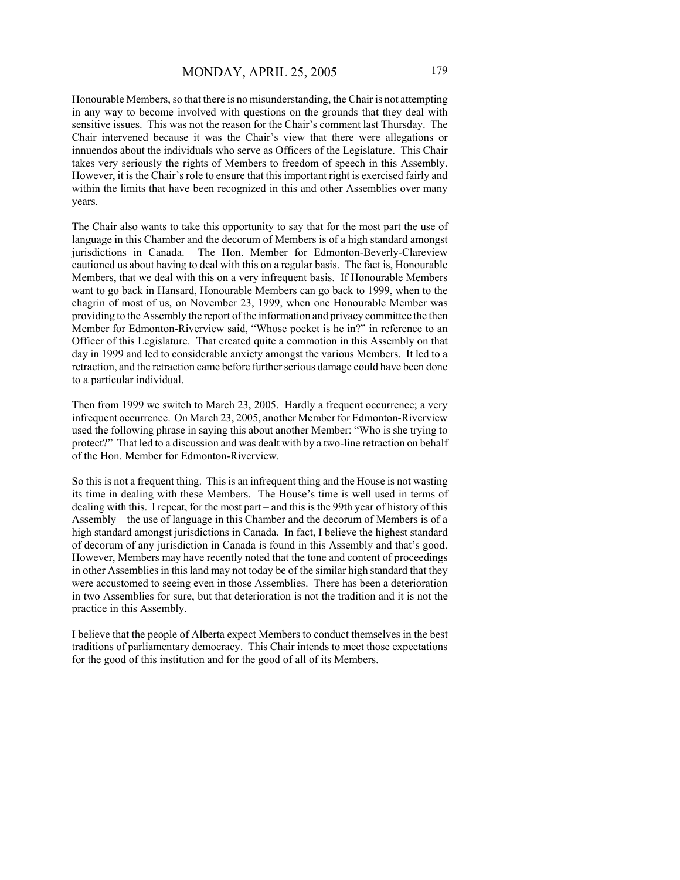Honourable Members, so that there is no misunderstanding, the Chair is not attempting in any way to become involved with questions on the grounds that they deal with sensitive issues. This was not the reason for the Chair's comment last Thursday. The Chair intervened because it was the Chair's view that there were allegations or innuendos about the individuals who serve as Officers of the Legislature. This Chair takes very seriously the rights of Members to freedom of speech in this Assembly. However, it is the Chair's role to ensure that this important right is exercised fairly and within the limits that have been recognized in this and other Assemblies over many years.

The Chair also wants to take this opportunity to say that for the most part the use of language in this Chamber and the decorum of Members is of a high standard amongst jurisdictions in Canada. The Hon. Member for Edmonton-Beverly-Clareview cautioned us about having to deal with this on a regular basis. The fact is, Honourable Members, that we deal with this on a very infrequent basis. If Honourable Members want to go back in Hansard, Honourable Members can go back to 1999, when to the chagrin of most of us, on November 23, 1999, when one Honourable Member was providing to the Assembly the report of the information and privacy committee the then Member for Edmonton-Riverview said, "Whose pocket is he in?" in reference to an Officer of this Legislature. That created quite a commotion in this Assembly on that day in 1999 and led to considerable anxiety amongst the various Members. It led to a retraction, and the retraction came before further serious damage could have been done to a particular individual.

Then from 1999 we switch to March 23, 2005. Hardly a frequent occurrence; a very infrequent occurrence. On March 23, 2005, another Member for Edmonton-Riverview used the following phrase in saying this about another Member: "Who is she trying to protect?" That led to a discussion and was dealt with by a two-line retraction on behalf of the Hon. Member for Edmonton-Riverview.

So this is not a frequent thing. This is an infrequent thing and the House is not wasting its time in dealing with these Members. The House's time is well used in terms of dealing with this. I repeat, for the most part – and this is the 99th year of history of this Assembly – the use of language in this Chamber and the decorum of Members is of a high standard amongst jurisdictions in Canada. In fact, I believe the highest standard of decorum of any jurisdiction in Canada is found in this Assembly and that's good. However, Members may have recently noted that the tone and content of proceedings in other Assemblies in this land may not today be of the similar high standard that they were accustomed to seeing even in those Assemblies. There has been a deterioration in two Assemblies for sure, but that deterioration is not the tradition and it is not the practice in this Assembly.

I believe that the people of Alberta expect Members to conduct themselves in the best traditions of parliamentary democracy. This Chair intends to meet those expectations for the good of this institution and for the good of all of its Members.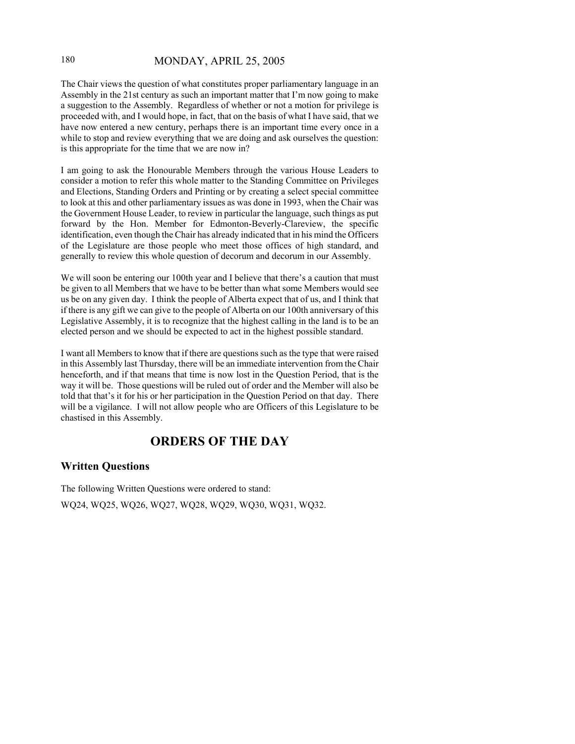The Chair views the question of what constitutes proper parliamentary language in an Assembly in the 21st century as such an important matter that I'm now going to make a suggestion to the Assembly. Regardless of whether or not a motion for privilege is proceeded with, and I would hope, in fact, that on the basis of what I have said, that we have now entered a new century, perhaps there is an important time every once in a while to stop and review everything that we are doing and ask ourselves the question: is this appropriate for the time that we are now in?

I am going to ask the Honourable Members through the various House Leaders to consider a motion to refer this whole matter to the Standing Committee on Privileges and Elections, Standing Orders and Printing or by creating a select special committee to look at this and other parliamentary issues as was done in 1993, when the Chair was the Government House Leader, to review in particular the language, such things as put forward by the Hon. Member for Edmonton-Beverly-Clareview, the specific identification, even though the Chair has already indicated that in his mind the Officers of the Legislature are those people who meet those offices of high standard, and generally to review this whole question of decorum and decorum in our Assembly.

We will soon be entering our 100th year and I believe that there's a caution that must be given to all Members that we have to be better than what some Members would see us be on any given day. I think the people of Alberta expect that of us, and I think that if there is any gift we can give to the people of Alberta on our 100th anniversary of this Legislative Assembly, it is to recognize that the highest calling in the land is to be an elected person and we should be expected to act in the highest possible standard.

I want all Members to know that if there are questions such as the type that were raised in this Assembly last Thursday, there will be an immediate intervention from the Chair henceforth, and if that means that time is now lost in the Question Period, that is the way it will be. Those questions will be ruled out of order and the Member will also be told that that's it for his or her participation in the Question Period on that day. There will be a vigilance. I will not allow people who are Officers of this Legislature to be chastised in this Assembly.

# ORDERS OF THE DAY

## Written Questions

The following Written Questions were ordered to stand:

WQ24, WQ25, WQ26, WQ27, WQ28, WQ29, WQ30, WQ31, WQ32.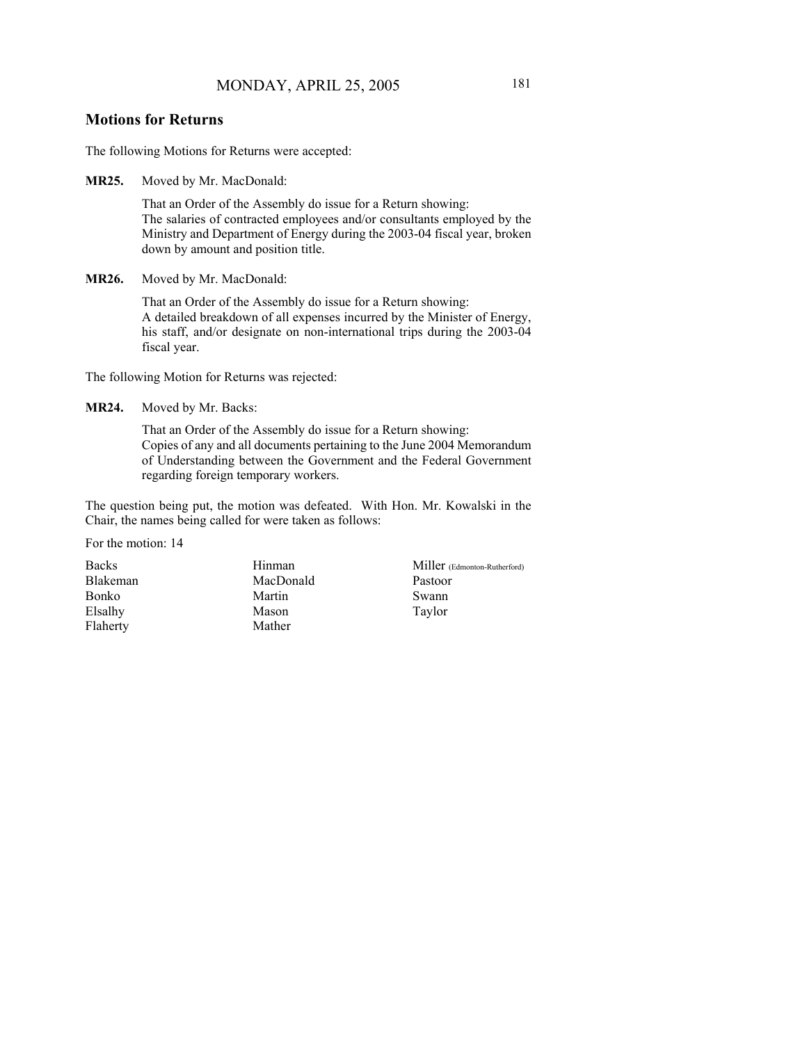## Motions for Returns

The following Motions for Returns were accepted:

**MR25.** Moved by Mr. MacDonald:

That an Order of the Assembly do issue for a Return showing:
The salaries of contracted employees and/or consultants employed by the Ministry and Department of Energy during the 2003-04 fiscal year, broken down by amount and position title.

**MR26.** Moved by Mr. MacDonald:

That an Order of the Assembly do issue for a Return showing:
A detailed breakdown of all expenses incurred by the Minister of Energy, his staff, and/or designate on non-international trips during the 2003-04 fiscal year.

The following Motion for Returns was rejected:

**MR24.** Moved by Mr. Backs:

That an Order of the Assembly do issue for a Return showing:
Copies of any and all documents pertaining to the June 2004 Memorandum of Understanding between the Government and the Federal Government regarding foreign temporary workers.

The question being put, the motion was defeated. With Hon. Mr. Kowalski in the Chair, the names being called for were taken as follows:

For the motion: 14

| | | |
|---|---|---|
| Backs | Hinman | Miller (Edmonton-Rutherford) |
| Blakeman | MacDonald | Pastoor |
| Bonko | Martin | Swann |
| Elsalhy | Mason | Taylor |
| Flaherty | Mather | |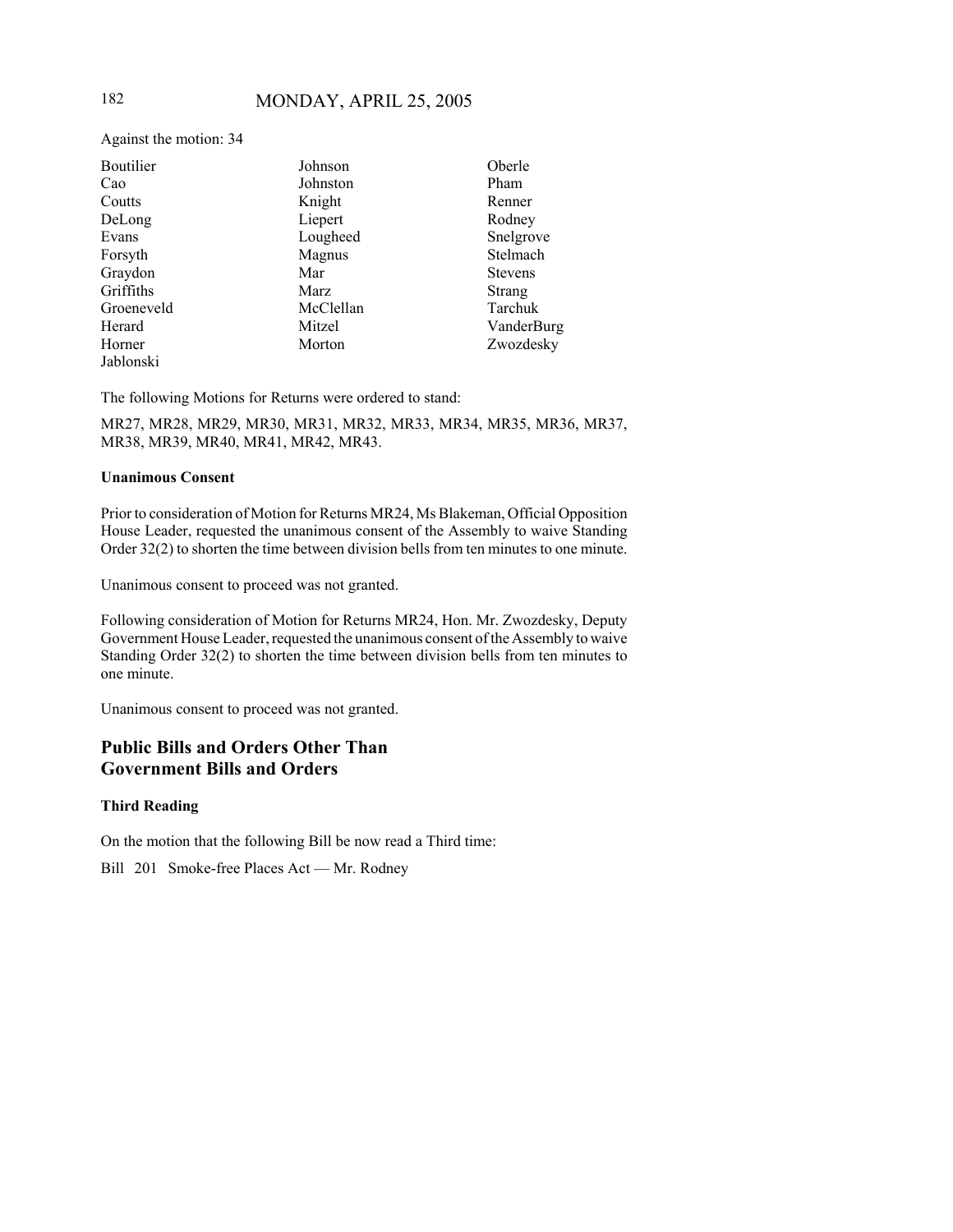Against the motion: 34

| | | |
|---|---|---|
| Boutilier | Johnson | Oberle |
| Cao | Johnston | Pham |
| Coutts | Knight | Renner |
| DeLong | Liepert | Rodney |
| Evans | Lougheed | Snelgrove |
| Forsyth | Magnus | Stelmach |
| Graydon | Mar | Stevens |
| Griffiths | Marz | Strang |
| Groeneveld | McClellan | Tarchuk |
| Herard | Mitzel | VanderBurg |
| Horner | Morton | Zwozdesky |
| Jablonski | | |

The following Motions for Returns were ordered to stand:

MR27, MR28, MR29, MR30, MR31, MR32, MR33, MR34, MR35, MR36, MR37, MR38, MR39, MR40, MR41, MR42, MR43.

**Unanimous Consent**

Prior to consideration of Motion for Returns MR24, Ms Blakeman, Official Opposition House Leader, requested the unanimous consent of the Assembly to waive Standing Order 32(2) to shorten the time between division bells from ten minutes to one minute.

Unanimous consent to proceed was not granted.

Following consideration of Motion for Returns MR24, Hon. Mr. Zwozdesky, Deputy Government House Leader, requested the unanimous consent of the Assembly to waive Standing Order 32(2) to shorten the time between division bells from ten minutes to one minute.

Unanimous consent to proceed was not granted.

## Public Bills and Orders Other Than Government Bills and Orders

**Third Reading**

On the motion that the following Bill be now read a Third time:

Bill 201 Smoke-free Places Act — Mr. Rodney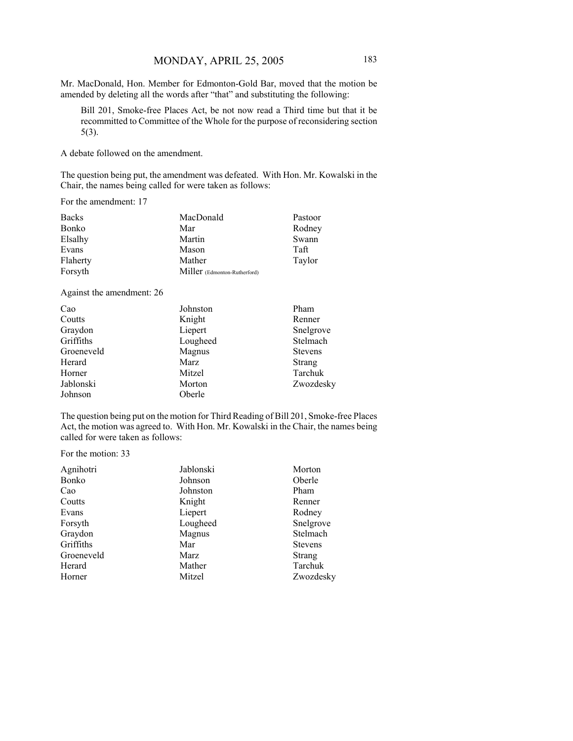Mr. MacDonald, Hon. Member for Edmonton-Gold Bar, moved that the motion be amended by deleting all the words after "that" and substituting the following:

> Bill 201, Smoke-free Places Act, be not now read a Third time but that it be recommitted to Committee of the Whole for the purpose of reconsidering section 5(3).

A debate followed on the amendment.

The question being put, the amendment was defeated. With Hon. Mr. Kowalski in the Chair, the names being called for were taken as follows:

For the amendment: 17

| | | |
|---|---|---|
| Backs | MacDonald | Pastoor |
| Bonko | Mar | Rodney |
| Elsalhy | Martin | Swann |
| Evans | Mason | Taft |
| Flaherty | Mather | Taylor |
| Forsyth | Miller (Edmonton-Rutherford) | |

Against the amendment: 26

| | | |
|---|---|---|
| Cao | Johnston | Pham |
| Coutts | Knight | Renner |
| Graydon | Liepert | Snelgrove |
| Griffiths | Lougheed | Stelmach |
| Groeneveld | Magnus | Stevens |
| Herard | Marz | Strang |
| Horner | Mitzel | Tarchuk |
| Jablonski | Morton | Zwozdesky |
| Johnson | Oberle | |

The question being put on the motion for Third Reading of Bill 201, Smoke-free Places Act, the motion was agreed to. With Hon. Mr. Kowalski in the Chair, the names being called for were taken as follows:

For the motion: 33

| | | |
|---|---|---|
| Agnihotri | Jablonski | Morton |
| Bonko | Johnson | Oberle |
| Cao | Johnston | Pham |
| Coutts | Knight | Renner |
| Evans | Liepert | Rodney |
| Forsyth | Lougheed | Snelgrove |
| Graydon | Magnus | Stelmach |
| Griffiths | Mar | Stevens |
| Groeneveld | Marz | Strang |
| Herard | Mather | Tarchuk |
| Horner | Mitzel | Zwozdesky |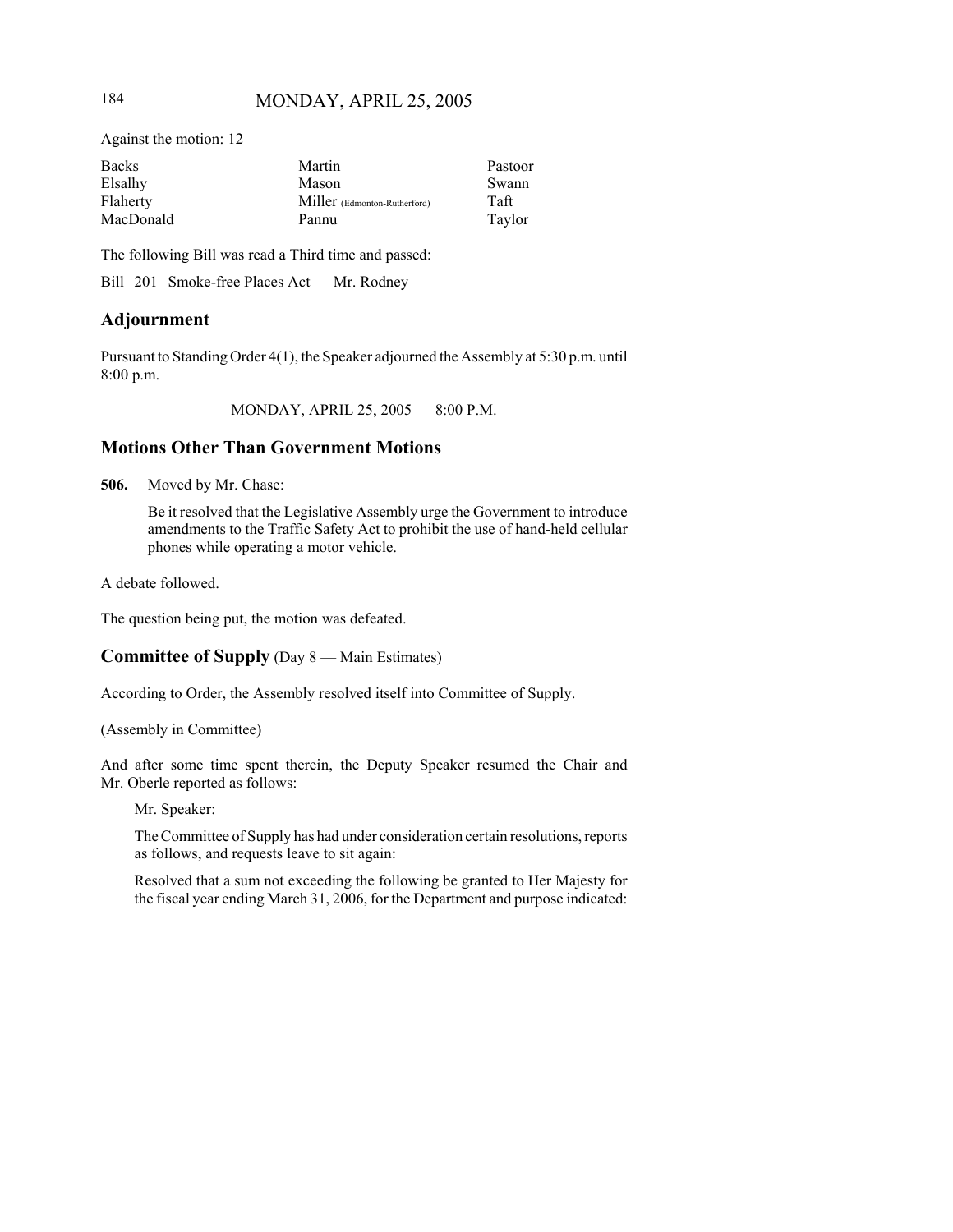Against the motion: 12

| | | |
|---|---|---|
| Backs | Martin | Pastoor |
| Elsalhy | Mason | Swann |
| Flaherty | Miller (Edmonton-Rutherford) | Taft |
| MacDonald | Pannu | Taylor |

The following Bill was read a Third time and passed:

Bill 201 Smoke-free Places Act — Mr. Rodney

## Adjournment

Pursuant to Standing Order 4(1), the Speaker adjourned the Assembly at 5:30 p.m. until 8:00 p.m.

MONDAY, APRIL 25, 2005 — 8:00 P.M.

## Motions Other Than Government Motions

**506.** Moved by Mr. Chase:

Be it resolved that the Legislative Assembly urge the Government to introduce amendments to the Traffic Safety Act to prohibit the use of hand-held cellular phones while operating a motor vehicle.

A debate followed.

The question being put, the motion was defeated.

## Committee of Supply (Day 8 — Main Estimates)

According to Order, the Assembly resolved itself into Committee of Supply.

(Assembly in Committee)

And after some time spent therein, the Deputy Speaker resumed the Chair and Mr. Oberle reported as follows:

Mr. Speaker:

The Committee of Supply has had under consideration certain resolutions, reports as follows, and requests leave to sit again:

Resolved that a sum not exceeding the following be granted to Her Majesty for the fiscal year ending March 31, 2006, for the Department and purpose indicated: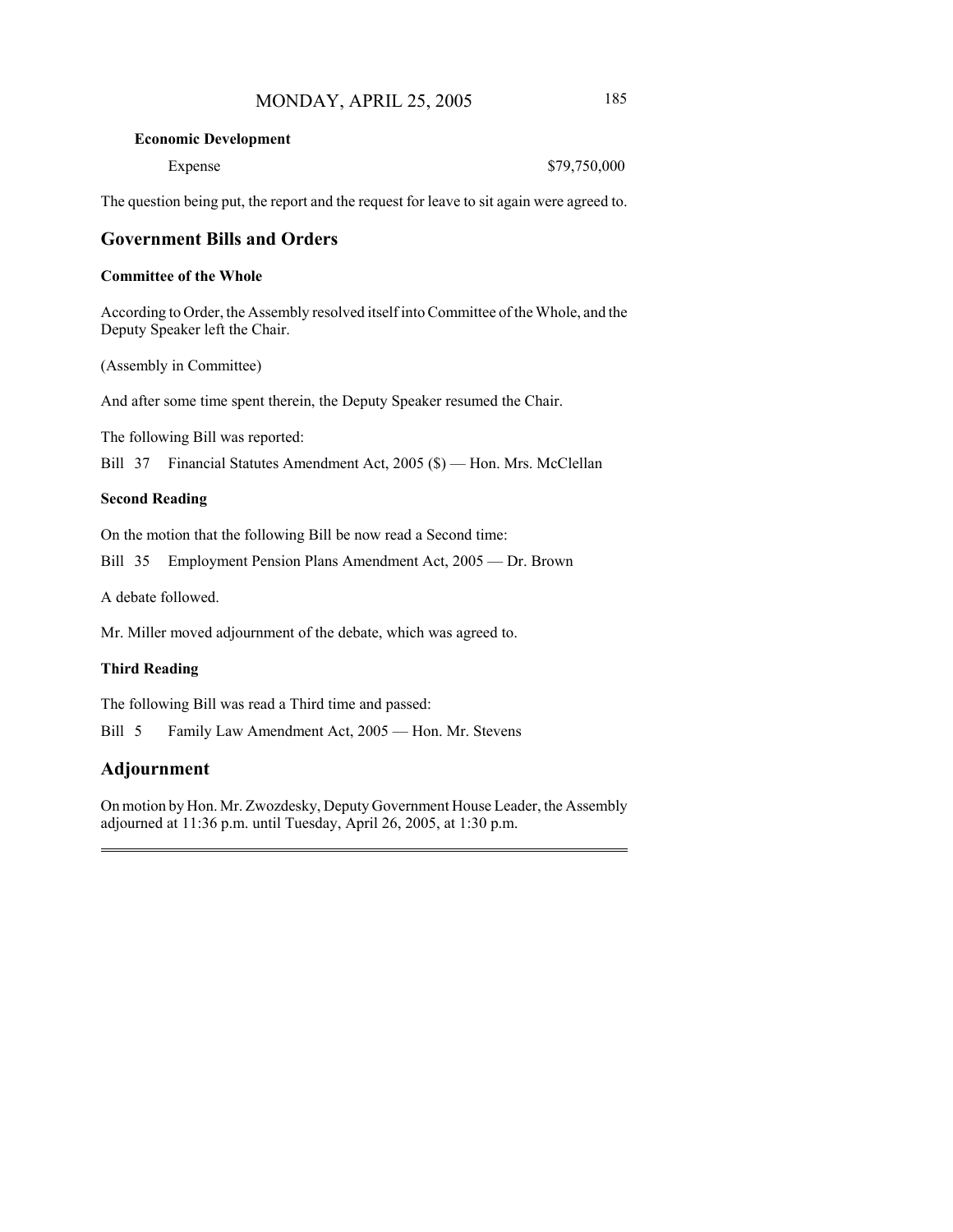**Economic Development**

| | |
|---|---|
| Expense | $79,750,000 |

The question being put, the report and the request for leave to sit again were agreed to.

## Government Bills and Orders

**Committee of the Whole**

According to Order, the Assembly resolved itself into Committee of the Whole, and the Deputy Speaker left the Chair.

(Assembly in Committee)

And after some time spent therein, the Deputy Speaker resumed the Chair.

The following Bill was reported:

Bill 37 Financial Statutes Amendment Act, 2005 ($) — Hon. Mrs. McClellan

**Second Reading**

On the motion that the following Bill be now read a Second time:

Bill 35 Employment Pension Plans Amendment Act, 2005 — Dr. Brown

A debate followed.

Mr. Miller moved adjournment of the debate, which was agreed to.

**Third Reading**

The following Bill was read a Third time and passed:

Bill 5 Family Law Amendment Act, 2005 — Hon. Mr. Stevens

## Adjournment

On motion by Hon. Mr. Zwozdesky, Deputy Government House Leader, the Assembly adjourned at 11:36 p.m. until Tuesday, April 26, 2005, at 1:30 p.m.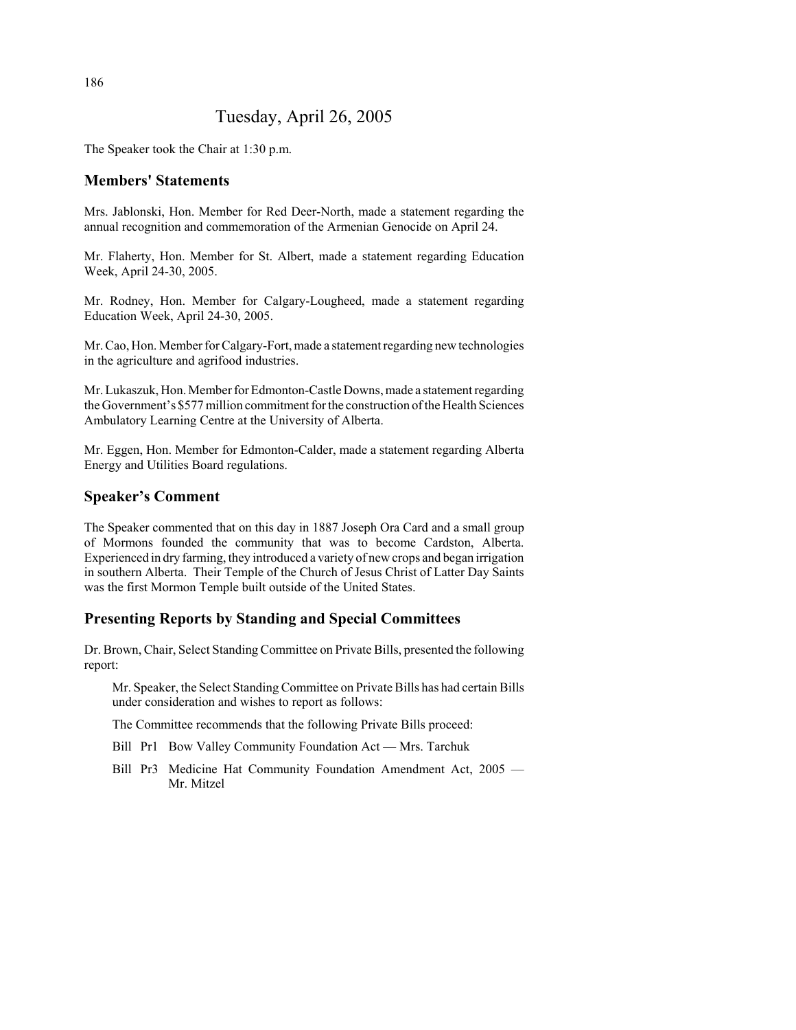# Tuesday, April 26, 2005

The Speaker took the Chair at 1:30 p.m.

## Members' Statements

Mrs. Jablonski, Hon. Member for Red Deer-North, made a statement regarding the annual recognition and commemoration of the Armenian Genocide on April 24.

Mr. Flaherty, Hon. Member for St. Albert, made a statement regarding Education Week, April 24-30, 2005.

Mr. Rodney, Hon. Member for Calgary-Lougheed, made a statement regarding Education Week, April 24-30, 2005.

Mr. Cao, Hon. Member for Calgary-Fort, made a statement regarding new technologies in the agriculture and agrifood industries.

Mr. Lukaszuk, Hon. Member for Edmonton-Castle Downs, made a statement regarding the Government's $577 million commitment for the construction of the Health Sciences Ambulatory Learning Centre at the University of Alberta.

Mr. Eggen, Hon. Member for Edmonton-Calder, made a statement regarding Alberta Energy and Utilities Board regulations.

## Speaker's Comment

The Speaker commented that on this day in 1887 Joseph Ora Card and a small group of Mormons founded the community that was to become Cardston, Alberta. Experienced in dry farming, they introduced a variety of new crops and began irrigation in southern Alberta. Their Temple of the Church of Jesus Christ of Latter Day Saints was the first Mormon Temple built outside of the United States.

## Presenting Reports by Standing and Special Committees

Dr. Brown, Chair, Select Standing Committee on Private Bills, presented the following report:

> Mr. Speaker, the Select Standing Committee on Private Bills has had certain Bills under consideration and wishes to report as follows:
>
> The Committee recommends that the following Private Bills proceed:
>
> Bill Pr1 Bow Valley Community Foundation Act — Mrs. Tarchuk
>
> Bill Pr3 Medicine Hat Community Foundation Amendment Act, 2005 — Mr. Mitzel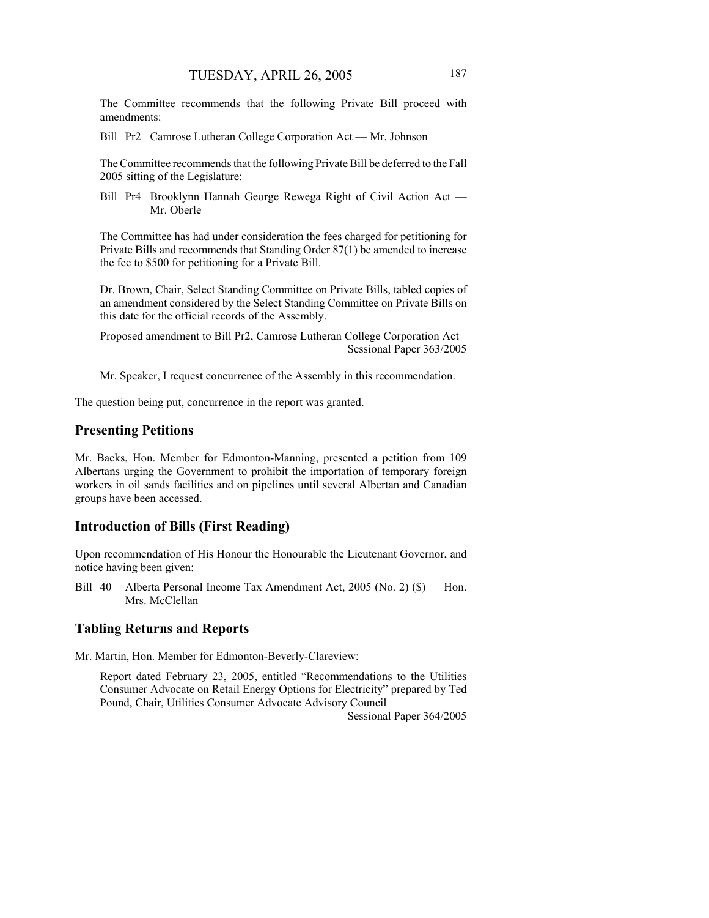The Committee recommends that the following Private Bill proceed with amendments:

Bill Pr2 Camrose Lutheran College Corporation Act — Mr. Johnson

The Committee recommends that the following Private Bill be deferred to the Fall 2005 sitting of the Legislature:

Bill Pr4 Brooklynn Hannah George Rewega Right of Civil Action Act — Mr. Oberle

The Committee has had under consideration the fees charged for petitioning for Private Bills and recommends that Standing Order 87(1) be amended to increase the fee to $500 for petitioning for a Private Bill.

Dr. Brown, Chair, Select Standing Committee on Private Bills, tabled copies of an amendment considered by the Select Standing Committee on Private Bills on this date for the official records of the Assembly.

Proposed amendment to Bill Pr2, Camrose Lutheran College Corporation Act
Sessional Paper 363/2005

Mr. Speaker, I request concurrence of the Assembly in this recommendation.

The question being put, concurrence in the report was granted.

## Presenting Petitions

Mr. Backs, Hon. Member for Edmonton-Manning, presented a petition from 109 Albertans urging the Government to prohibit the importation of temporary foreign workers in oil sands facilities and on pipelines until several Albertan and Canadian groups have been accessed.

## Introduction of Bills (First Reading)

Upon recommendation of His Honour the Honourable the Lieutenant Governor, and notice having been given:

Bill 40 Alberta Personal Income Tax Amendment Act, 2005 (No. 2) ($) — Hon. Mrs. McClellan

## Tabling Returns and Reports

Mr. Martin, Hon. Member for Edmonton-Beverly-Clareview:

Report dated February 23, 2005, entitled "Recommendations to the Utilities Consumer Advocate on Retail Energy Options for Electricity" prepared by Ted Pound, Chair, Utilities Consumer Advocate Advisory Council
Sessional Paper 364/2005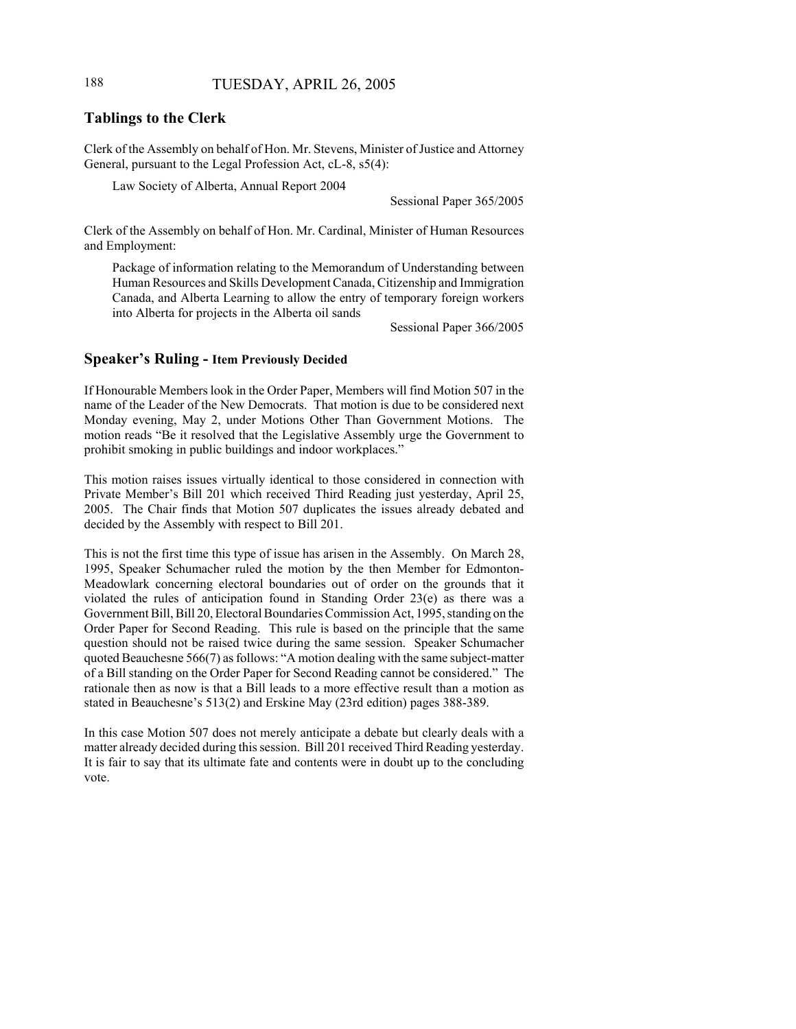## Tablings to the Clerk

Clerk of the Assembly on behalf of Hon. Mr. Stevens, Minister of Justice and Attorney General, pursuant to the Legal Profession Act, cL-8, s5(4):

> Law Society of Alberta, Annual Report 2004
>
> Sessional Paper 365/2005

Clerk of the Assembly on behalf of Hon. Mr. Cardinal, Minister of Human Resources and Employment:

> Package of information relating to the Memorandum of Understanding between Human Resources and Skills Development Canada, Citizenship and Immigration Canada, and Alberta Learning to allow the entry of temporary foreign workers into Alberta for projects in the Alberta oil sands
>
> Sessional Paper 366/2005

## Speaker's Ruling - Item Previously Decided

If Honourable Members look in the Order Paper, Members will find Motion 507 in the name of the Leader of the New Democrats. That motion is due to be considered next Monday evening, May 2, under Motions Other Than Government Motions. The motion reads "Be it resolved that the Legislative Assembly urge the Government to prohibit smoking in public buildings and indoor workplaces."

This motion raises issues virtually identical to those considered in connection with Private Member's Bill 201 which received Third Reading just yesterday, April 25, 2005. The Chair finds that Motion 507 duplicates the issues already debated and decided by the Assembly with respect to Bill 201.

This is not the first time this type of issue has arisen in the Assembly. On March 28, 1995, Speaker Schumacher ruled the motion by the then Member for Edmonton-Meadowlark concerning electoral boundaries out of order on the grounds that it violated the rules of anticipation found in Standing Order 23(e) as there was a Government Bill, Bill 20, Electoral Boundaries Commission Act, 1995, standing on the Order Paper for Second Reading. This rule is based on the principle that the same question should not be raised twice during the same session. Speaker Schumacher quoted Beauchesne 566(7) as follows: "A motion dealing with the same subject-matter of a Bill standing on the Order Paper for Second Reading cannot be considered." The rationale then as now is that a Bill leads to a more effective result than a motion as stated in Beauchesne's 513(2) and Erskine May (23rd edition) pages 388-389.

In this case Motion 507 does not merely anticipate a debate but clearly deals with a matter already decided during this session. Bill 201 received Third Reading yesterday. It is fair to say that its ultimate fate and contents were in doubt up to the concluding vote.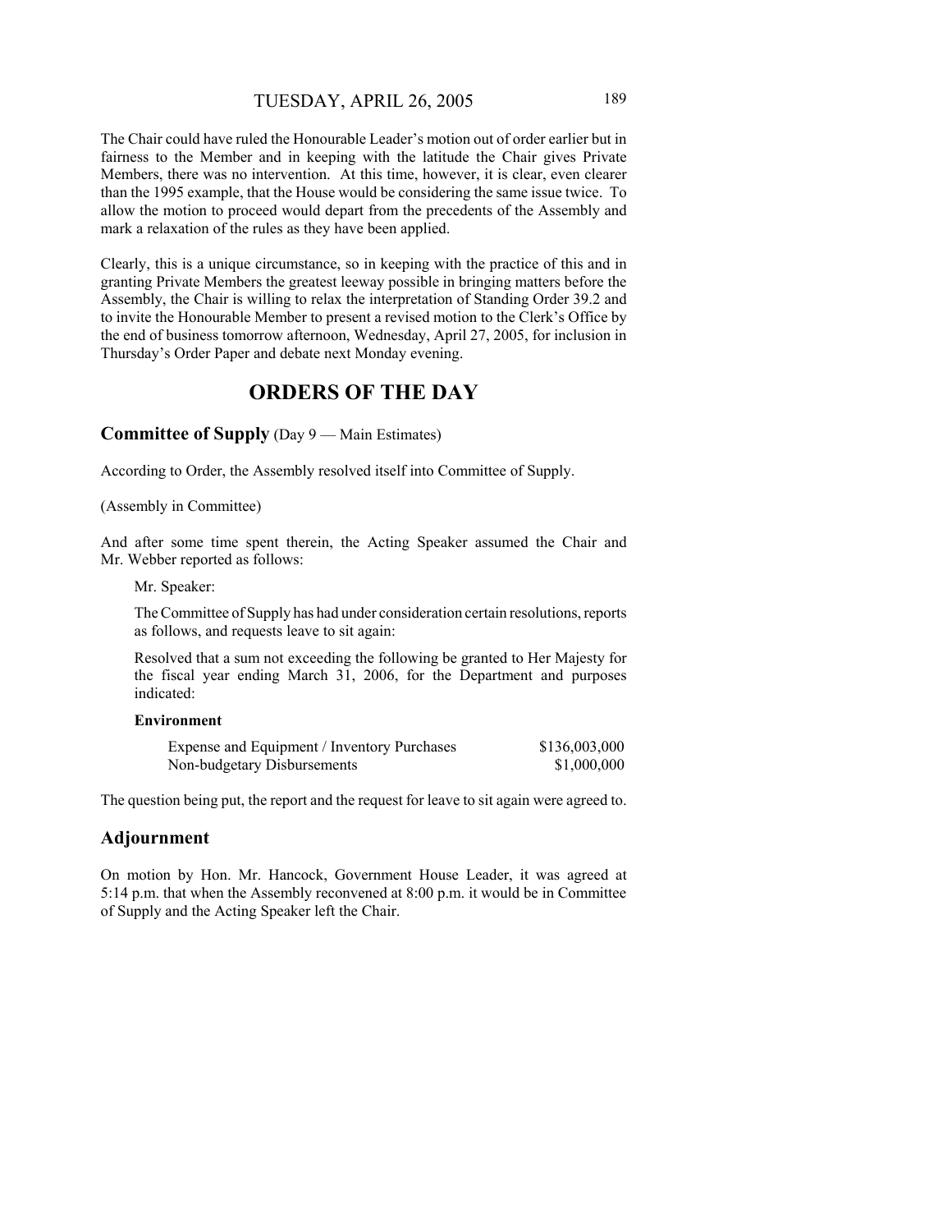The Chair could have ruled the Honourable Leader's motion out of order earlier but in fairness to the Member and in keeping with the latitude the Chair gives Private Members, there was no intervention. At this time, however, it is clear, even clearer than the 1995 example, that the House would be considering the same issue twice. To allow the motion to proceed would depart from the precedents of the Assembly and mark a relaxation of the rules as they have been applied.

Clearly, this is a unique circumstance, so in keeping with the practice of this and in granting Private Members the greatest leeway possible in bringing matters before the Assembly, the Chair is willing to relax the interpretation of Standing Order 39.2 and to invite the Honourable Member to present a revised motion to the Clerk's Office by the end of business tomorrow afternoon, Wednesday, April 27, 2005, for inclusion in Thursday's Order Paper and debate next Monday evening.

# ORDERS OF THE DAY

## Committee of Supply (Day 9 — Main Estimates)

According to Order, the Assembly resolved itself into Committee of Supply.

(Assembly in Committee)

And after some time spent therein, the Acting Speaker assumed the Chair and Mr. Webber reported as follows:

Mr. Speaker:

The Committee of Supply has had under consideration certain resolutions, reports as follows, and requests leave to sit again:

Resolved that a sum not exceeding the following be granted to Her Majesty for the fiscal year ending March 31, 2006, for the Department and purposes indicated:

**Environment**

| | |
|---|---|
| Expense and Equipment / Inventory Purchases | \$136,003,000 |
| Non-budgetary Disbursements | \$1,000,000 |

The question being put, the report and the request for leave to sit again were agreed to.

## Adjournment

On motion by Hon. Mr. Hancock, Government House Leader, it was agreed at 5:14 p.m. that when the Assembly reconvened at 8:00 p.m. it would be in Committee of Supply and the Acting Speaker left the Chair.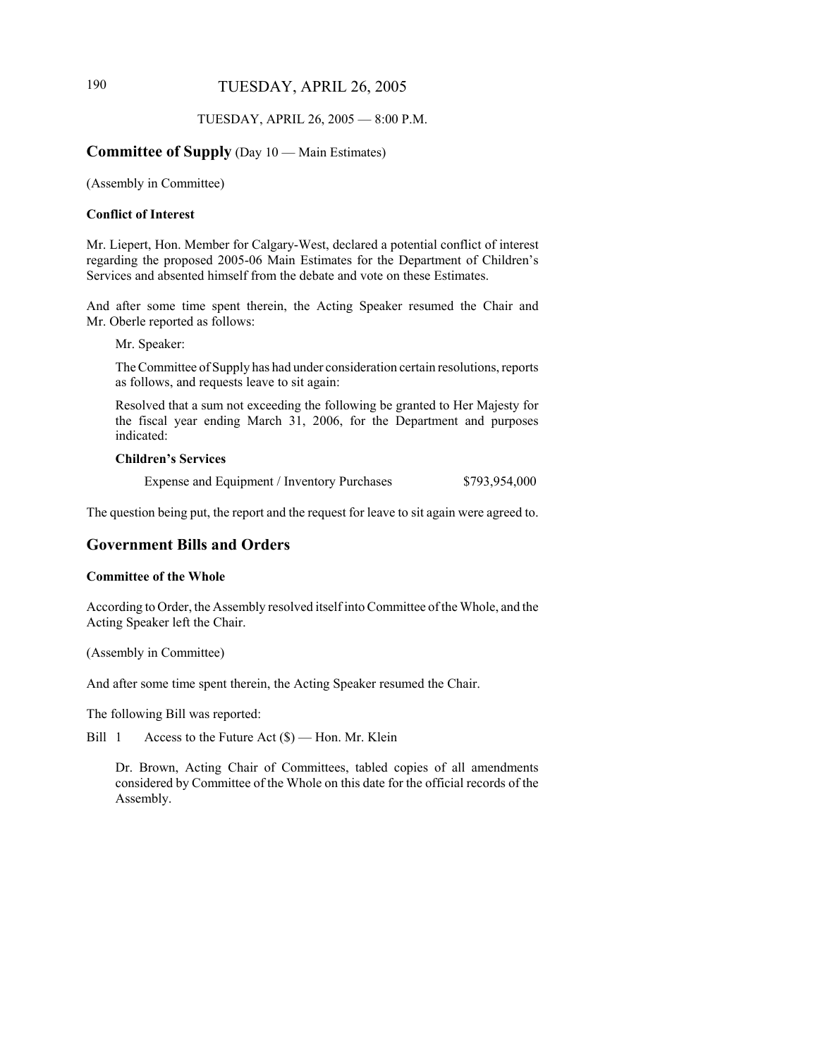TUESDAY, APRIL 26, 2005 — 8:00 P.M.

## Committee of Supply (Day 10 — Main Estimates)

(Assembly in Committee)

### Conflict of Interest

Mr. Liepert, Hon. Member for Calgary-West, declared a potential conflict of interest regarding the proposed 2005-06 Main Estimates for the Department of Children's Services and absented himself from the debate and vote on these Estimates.

And after some time spent therein, the Acting Speaker resumed the Chair and Mr. Oberle reported as follows:

Mr. Speaker:

The Committee of Supply has had under consideration certain resolutions, reports as follows, and requests leave to sit again:

Resolved that a sum not exceeding the following be granted to Her Majesty for the fiscal year ending March 31, 2006, for the Department and purposes indicated:

**Children's Services**

| | |
|---|---|
| Expense and Equipment / Inventory Purchases | $793,954,000 |

The question being put, the report and the request for leave to sit again were agreed to.

## Government Bills and Orders

### Committee of the Whole

According to Order, the Assembly resolved itself into Committee of the Whole, and the Acting Speaker left the Chair.

(Assembly in Committee)

And after some time spent therein, the Acting Speaker resumed the Chair.

The following Bill was reported:

Bill 1 Access to the Future Act ($) — Hon. Mr. Klein

Dr. Brown, Acting Chair of Committees, tabled copies of all amendments considered by Committee of the Whole on this date for the official records of the Assembly.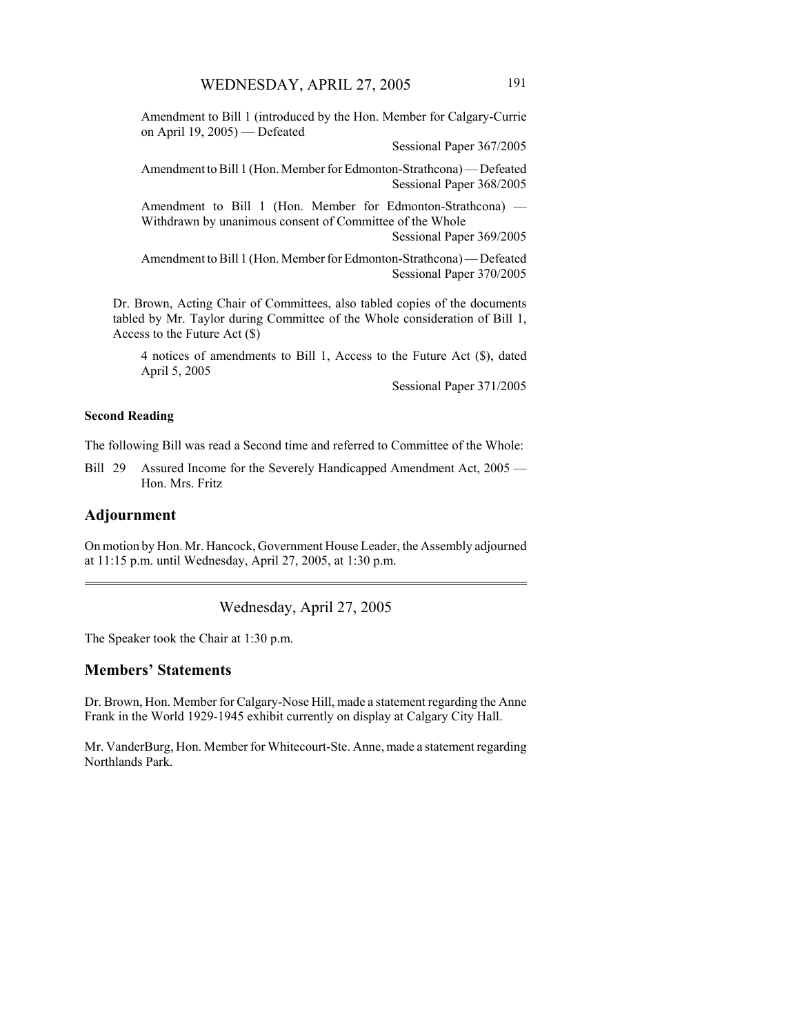Amendment to Bill 1 (introduced by the Hon. Member for Calgary-Currie on April 19, 2005) — Defeated

Sessional Paper 367/2005

Amendment to Bill 1 (Hon. Member for Edmonton-Strathcona) — Defeated

Sessional Paper 368/2005

Amendment to Bill 1 (Hon. Member for Edmonton-Strathcona) — Withdrawn by unanimous consent of Committee of the Whole

Sessional Paper 369/2005

Amendment to Bill 1 (Hon. Member for Edmonton-Strathcona) — Defeated

Sessional Paper 370/2005

Dr. Brown, Acting Chair of Committees, also tabled copies of the documents tabled by Mr. Taylor during Committee of the Whole consideration of Bill 1, Access to the Future Act ($)

4 notices of amendments to Bill 1, Access to the Future Act ($), dated April 5, 2005

Sessional Paper 371/2005

**Second Reading**

The following Bill was read a Second time and referred to Committee of the Whole:

Bill 29 Assured Income for the Severely Handicapped Amendment Act, 2005 — Hon. Mrs. Fritz

## Adjournment

On motion by Hon. Mr. Hancock, Government House Leader, the Assembly adjourned at 11:15 p.m. until Wednesday, April 27, 2005, at 1:30 p.m.

---

# Wednesday, April 27, 2005

The Speaker took the Chair at 1:30 p.m.

## Members' Statements

Dr. Brown, Hon. Member for Calgary-Nose Hill, made a statement regarding the Anne Frank in the World 1929-1945 exhibit currently on display at Calgary City Hall.

Mr. VanderBurg, Hon. Member for Whitecourt-Ste. Anne, made a statement regarding Northlands Park.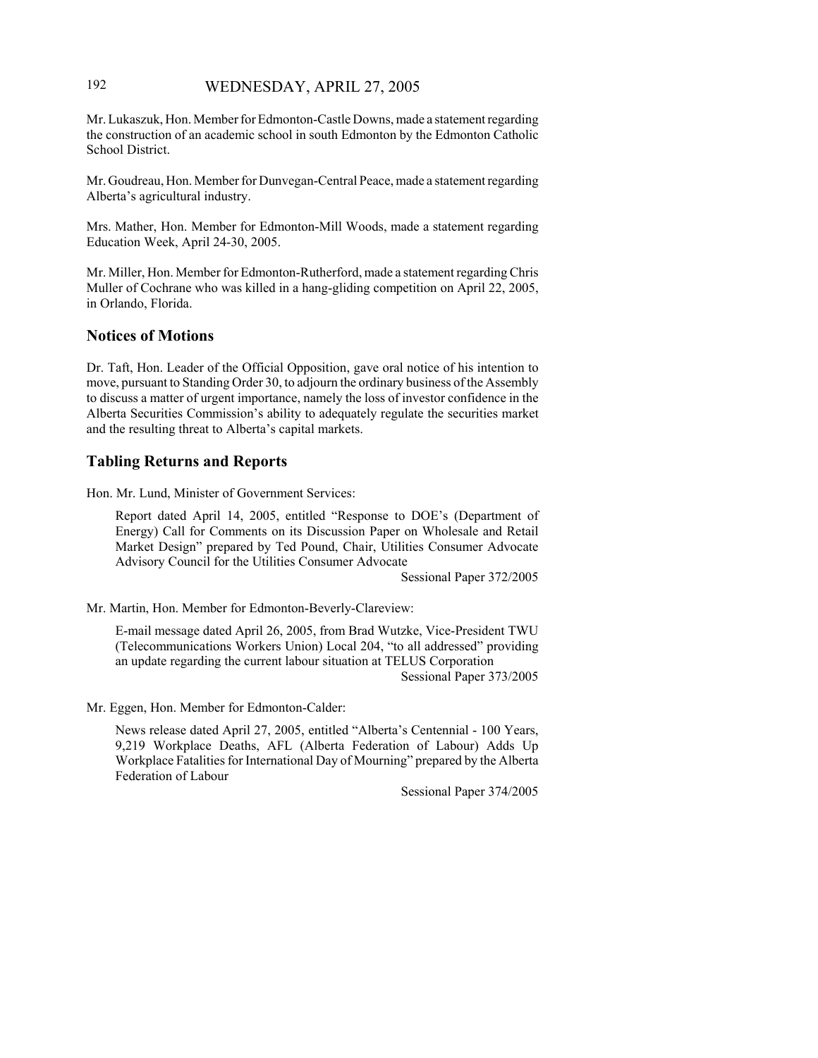Mr. Lukaszuk, Hon. Member for Edmonton-Castle Downs, made a statement regarding the construction of an academic school in south Edmonton by the Edmonton Catholic School District.

Mr. Goudreau, Hon. Member for Dunvegan-Central Peace, made a statement regarding Alberta's agricultural industry.

Mrs. Mather, Hon. Member for Edmonton-Mill Woods, made a statement regarding Education Week, April 24-30, 2005.

Mr. Miller, Hon. Member for Edmonton-Rutherford, made a statement regarding Chris Muller of Cochrane who was killed in a hang-gliding competition on April 22, 2005, in Orlando, Florida.

## Notices of Motions

Dr. Taft, Hon. Leader of the Official Opposition, gave oral notice of his intention to move, pursuant to Standing Order 30, to adjourn the ordinary business of the Assembly to discuss a matter of urgent importance, namely the loss of investor confidence in the Alberta Securities Commission's ability to adequately regulate the securities market and the resulting threat to Alberta's capital markets.

## Tabling Returns and Reports

Hon. Mr. Lund, Minister of Government Services:

> Report dated April 14, 2005, entitled "Response to DOE's (Department of Energy) Call for Comments on its Discussion Paper on Wholesale and Retail Market Design" prepared by Ted Pound, Chair, Utilities Consumer Advocate Advisory Council for the Utilities Consumer Advocate
>
> Sessional Paper 372/2005

Mr. Martin, Hon. Member for Edmonton-Beverly-Clareview:

> E-mail message dated April 26, 2005, from Brad Wutzke, Vice-President TWU (Telecommunications Workers Union) Local 204, "to all addressed" providing an update regarding the current labour situation at TELUS Corporation
>
> Sessional Paper 373/2005

Mr. Eggen, Hon. Member for Edmonton-Calder:

> News release dated April 27, 2005, entitled "Alberta's Centennial - 100 Years, 9,219 Workplace Deaths, AFL (Alberta Federation of Labour) Adds Up Workplace Fatalities for International Day of Mourning" prepared by the Alberta Federation of Labour
>
> Sessional Paper 374/2005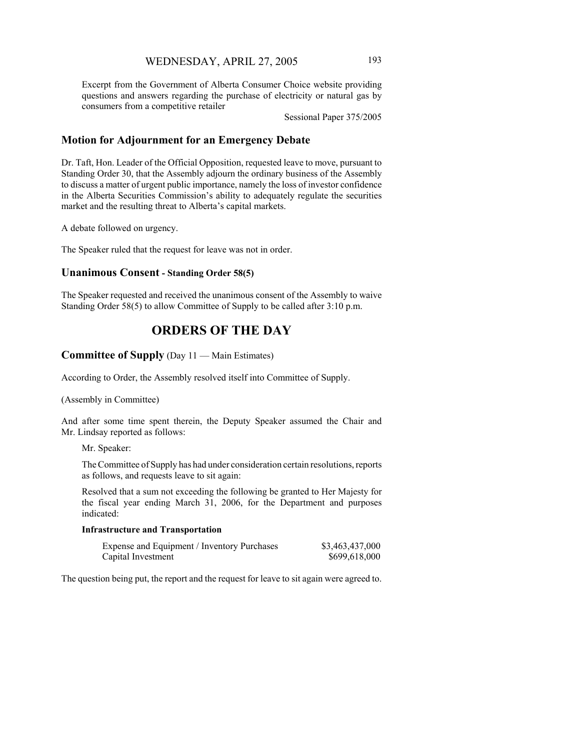Excerpt from the Government of Alberta Consumer Choice website providing questions and answers regarding the purchase of electricity or natural gas by consumers from a competitive retailer

Sessional Paper 375/2005

## Motion for Adjournment for an Emergency Debate

Dr. Taft, Hon. Leader of the Official Opposition, requested leave to move, pursuant to Standing Order 30, that the Assembly adjourn the ordinary business of the Assembly to discuss a matter of urgent public importance, namely the loss of investor confidence in the Alberta Securities Commission's ability to adequately regulate the securities market and the resulting threat to Alberta's capital markets.

A debate followed on urgency.

The Speaker ruled that the request for leave was not in order.

## Unanimous Consent - Standing Order 58(5)

The Speaker requested and received the unanimous consent of the Assembly to waive Standing Order 58(5) to allow Committee of Supply to be called after 3:10 p.m.

# ORDERS OF THE DAY

## Committee of Supply (Day 11 — Main Estimates)

According to Order, the Assembly resolved itself into Committee of Supply.

(Assembly in Committee)

And after some time spent therein, the Deputy Speaker assumed the Chair and Mr. Lindsay reported as follows:

Mr. Speaker:

The Committee of Supply has had under consideration certain resolutions, reports as follows, and requests leave to sit again:

Resolved that a sum not exceeding the following be granted to Her Majesty for the fiscal year ending March 31, 2006, for the Department and purposes indicated:

**Infrastructure and Transportation**

| | |
|---|---|
| Expense and Equipment / Inventory Purchases | $3,463,437,000 |
| Capital Investment | $699,618,000 |

The question being put, the report and the request for leave to sit again were agreed to.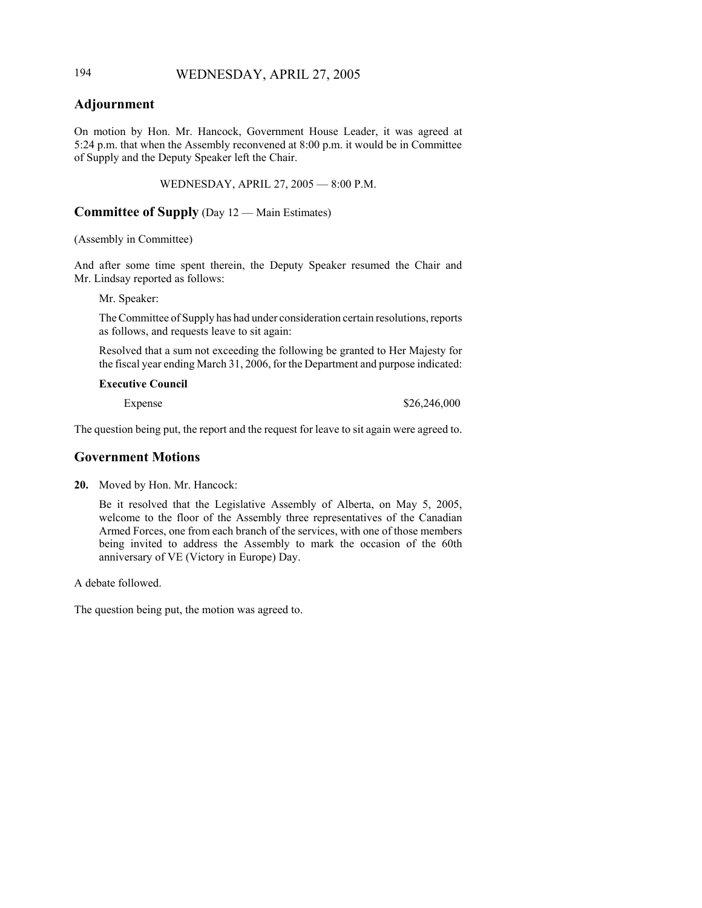## Adjournment

On motion by Hon. Mr. Hancock, Government House Leader, it was agreed at 5:24 p.m. that when the Assembly reconvened at 8:00 p.m. it would be in Committee of Supply and the Deputy Speaker left the Chair.

WEDNESDAY, APRIL 27, 2005 — 8:00 P.M.

## Committee of Supply (Day 12 — Main Estimates)

(Assembly in Committee)

And after some time spent therein, the Deputy Speaker resumed the Chair and Mr. Lindsay reported as follows:

Mr. Speaker:

The Committee of Supply has had under consideration certain resolutions, reports as follows, and requests leave to sit again:

Resolved that a sum not exceeding the following be granted to Her Majesty for the fiscal year ending March 31, 2006, for the Department and purpose indicated:

**Executive Council**

Expense $26,246,000

The question being put, the report and the request for leave to sit again were agreed to.

## Government Motions

**20.** Moved by Hon. Mr. Hancock:

Be it resolved that the Legislative Assembly of Alberta, on May 5, 2005, welcome to the floor of the Assembly three representatives of the Canadian Armed Forces, one from each branch of the services, with one of those members being invited to address the Assembly to mark the occasion of the 60th anniversary of VE (Victory in Europe) Day.

A debate followed.

The question being put, the motion was agreed to.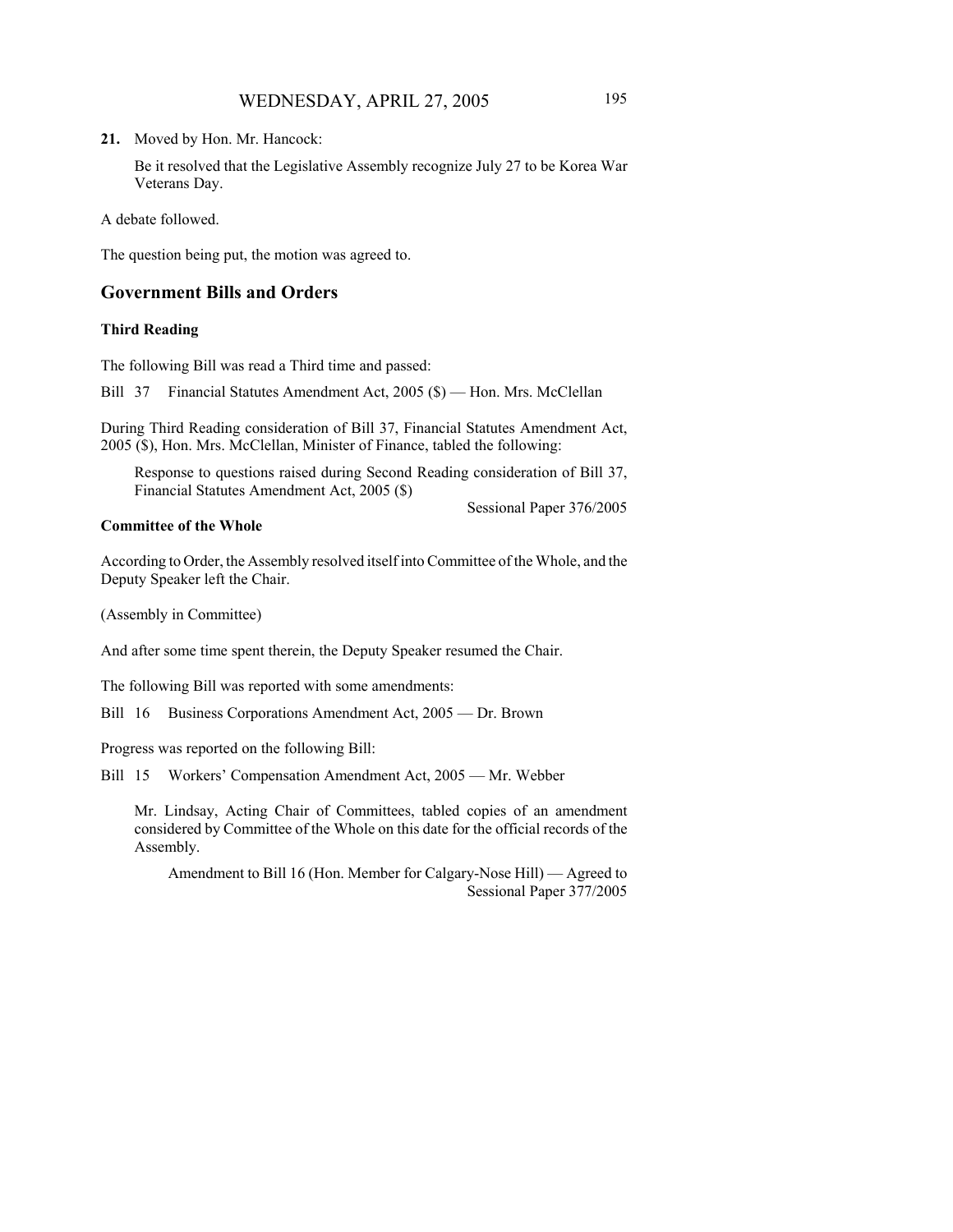**21.** Moved by Hon. Mr. Hancock:

Be it resolved that the Legislative Assembly recognize July 27 to be Korea War Veterans Day.

A debate followed.

The question being put, the motion was agreed to.

## Government Bills and Orders

### Third Reading

The following Bill was read a Third time and passed:

Bill 37 Financial Statutes Amendment Act, 2005 ($) — Hon. Mrs. McClellan

During Third Reading consideration of Bill 37, Financial Statutes Amendment Act, 2005 ($), Hon. Mrs. McClellan, Minister of Finance, tabled the following:

Response to questions raised during Second Reading consideration of Bill 37, Financial Statutes Amendment Act, 2005 ($)
Sessional Paper 376/2005

### Committee of the Whole

According to Order, the Assembly resolved itself into Committee of the Whole, and the Deputy Speaker left the Chair.

(Assembly in Committee)

And after some time spent therein, the Deputy Speaker resumed the Chair.

The following Bill was reported with some amendments:

Bill 16 Business Corporations Amendment Act, 2005 — Dr. Brown

Progress was reported on the following Bill:

Bill 15 Workers' Compensation Amendment Act, 2005 — Mr. Webber

Mr. Lindsay, Acting Chair of Committees, tabled copies of an amendment considered by Committee of the Whole on this date for the official records of the Assembly.

Amendment to Bill 16 (Hon. Member for Calgary-Nose Hill) — Agreed to
Sessional Paper 377/2005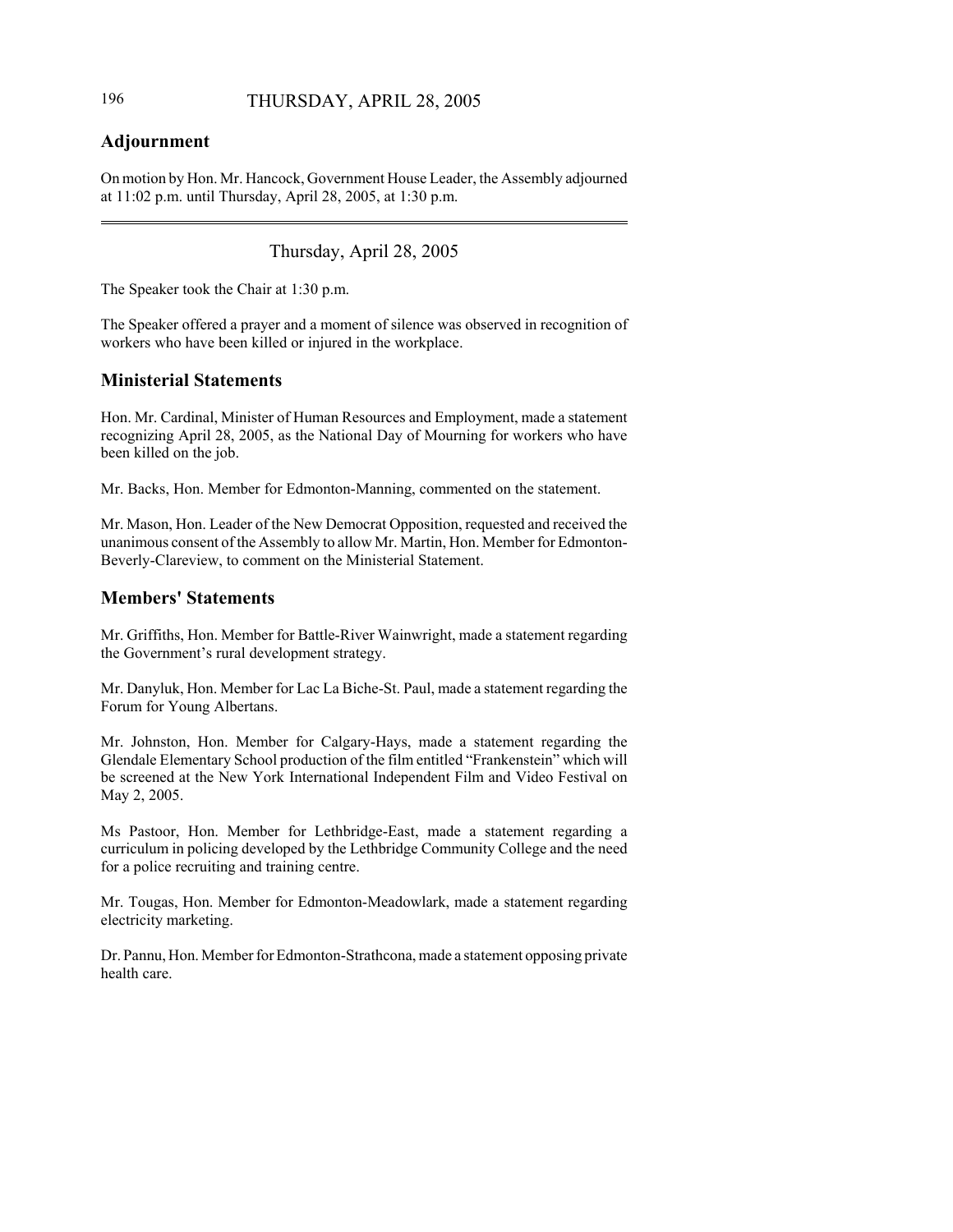## Adjournment

On motion by Hon. Mr. Hancock, Government House Leader, the Assembly adjourned at 11:02 p.m. until Thursday, April 28, 2005, at 1:30 p.m.

---

Thursday, April 28, 2005

The Speaker took the Chair at 1:30 p.m.

The Speaker offered a prayer and a moment of silence was observed in recognition of workers who have been killed or injured in the workplace.

## Ministerial Statements

Hon. Mr. Cardinal, Minister of Human Resources and Employment, made a statement recognizing April 28, 2005, as the National Day of Mourning for workers who have been killed on the job.

Mr. Backs, Hon. Member for Edmonton-Manning, commented on the statement.

Mr. Mason, Hon. Leader of the New Democrat Opposition, requested and received the unanimous consent of the Assembly to allow Mr. Martin, Hon. Member for Edmonton-Beverly-Clareview, to comment on the Ministerial Statement.

## Members' Statements

Mr. Griffiths, Hon. Member for Battle-River Wainwright, made a statement regarding the Government's rural development strategy.

Mr. Danyluk, Hon. Member for Lac La Biche-St. Paul, made a statement regarding the Forum for Young Albertans.

Mr. Johnston, Hon. Member for Calgary-Hays, made a statement regarding the Glendale Elementary School production of the film entitled "Frankenstein" which will be screened at the New York International Independent Film and Video Festival on May 2, 2005.

Ms Pastoor, Hon. Member for Lethbridge-East, made a statement regarding a curriculum in policing developed by the Lethbridge Community College and the need for a police recruiting and training centre.

Mr. Tougas, Hon. Member for Edmonton-Meadowlark, made a statement regarding electricity marketing.

Dr. Pannu, Hon. Member for Edmonton-Strathcona, made a statement opposing private health care.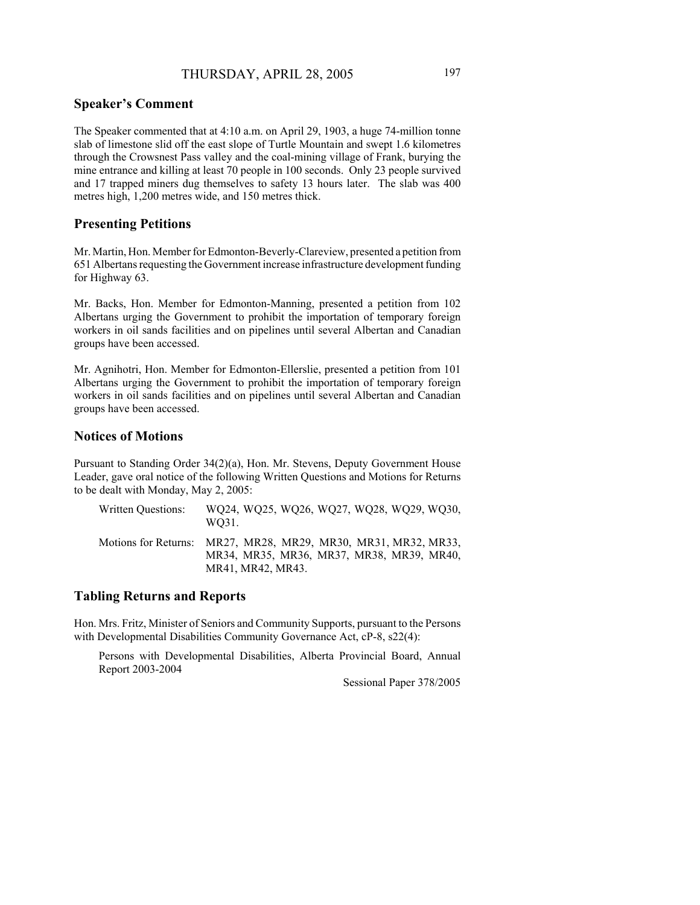## Speaker's Comment

The Speaker commented that at 4:10 a.m. on April 29, 1903, a huge 74-million tonne slab of limestone slid off the east slope of Turtle Mountain and swept 1.6 kilometres through the Crowsnest Pass valley and the coal-mining village of Frank, burying the mine entrance and killing at least 70 people in 100 seconds. Only 23 people survived and 17 trapped miners dug themselves to safety 13 hours later. The slab was 400 metres high, 1,200 metres wide, and 150 metres thick.

## Presenting Petitions

Mr. Martin, Hon. Member for Edmonton-Beverly-Clareview, presented a petition from 651 Albertans requesting the Government increase infrastructure development funding for Highway 63.

Mr. Backs, Hon. Member for Edmonton-Manning, presented a petition from 102 Albertans urging the Government to prohibit the importation of temporary foreign workers in oil sands facilities and on pipelines until several Albertan and Canadian groups have been accessed.

Mr. Agnihotri, Hon. Member for Edmonton-Ellerslie, presented a petition from 101 Albertans urging the Government to prohibit the importation of temporary foreign workers in oil sands facilities and on pipelines until several Albertan and Canadian groups have been accessed.

## Notices of Motions

Pursuant to Standing Order 34(2)(a), Hon. Mr. Stevens, Deputy Government House Leader, gave oral notice of the following Written Questions and Motions for Returns to be dealt with Monday, May 2, 2005:

| | |
|---|---|
| Written Questions: | WQ24, WQ25, WQ26, WQ27, WQ28, WQ29, WQ30, WQ31. |
| Motions for Returns: | MR27, MR28, MR29, MR30, MR31, MR32, MR33, MR34, MR35, MR36, MR37, MR38, MR39, MR40, MR41, MR42, MR43. |

## Tabling Returns and Reports

Hon. Mrs. Fritz, Minister of Seniors and Community Supports, pursuant to the Persons with Developmental Disabilities Community Governance Act, cP-8, s22(4):

Persons with Developmental Disabilities, Alberta Provincial Board, Annual Report 2003-2004

Sessional Paper 378/2005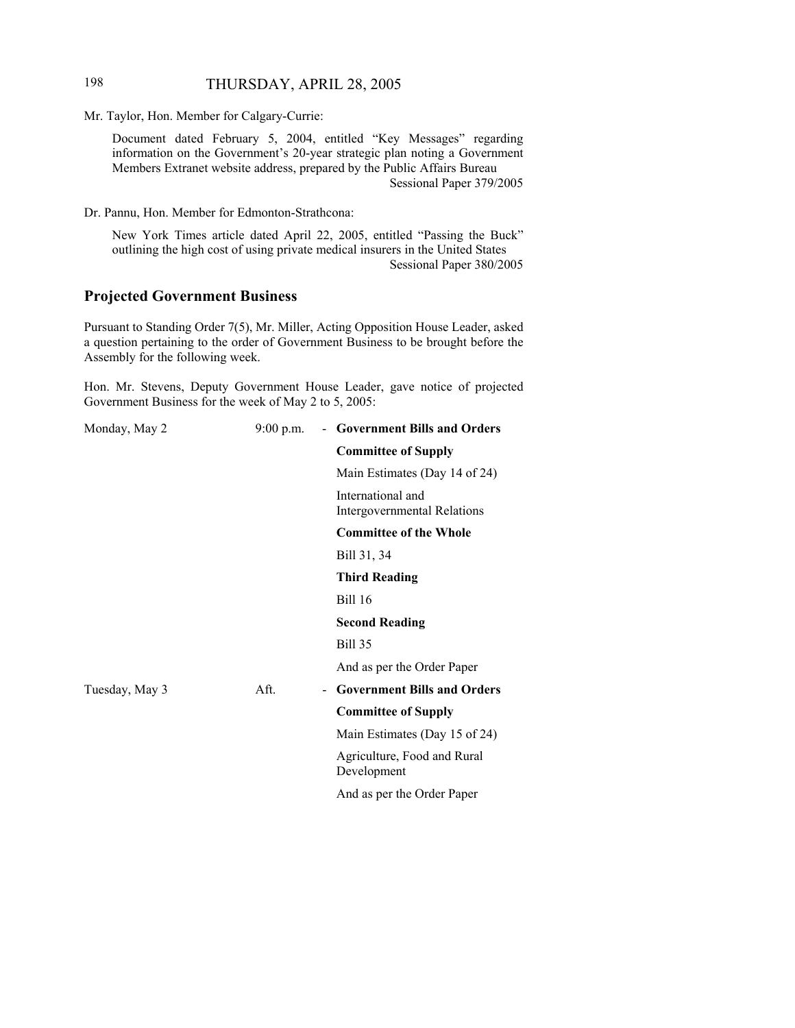Mr. Taylor, Hon. Member for Calgary-Currie:

> Document dated February 5, 2004, entitled "Key Messages" regarding information on the Government's 20-year strategic plan noting a Government Members Extranet website address, prepared by the Public Affairs Bureau
> Sessional Paper 379/2005

Dr. Pannu, Hon. Member for Edmonton-Strathcona:

> New York Times article dated April 22, 2005, entitled "Passing the Buck" outlining the high cost of using private medical insurers in the United States
> Sessional Paper 380/2005

## Projected Government Business

Pursuant to Standing Order 7(5), Mr. Miller, Acting Opposition House Leader, asked a question pertaining to the order of Government Business to be brought before the Assembly for the following week.

Hon. Mr. Stevens, Deputy Government House Leader, gave notice of projected Government Business for the week of May 2 to 5, 2005:

| | | | |
|---|---|---|---|
| Monday, May 2 | 9:00 p.m. | - | **Government Bills and Orders** |
| | | | **Committee of Supply** |
| | | | Main Estimates (Day 14 of 24) |
| | | | International and Intergovernmental Relations |
| | | | **Committee of the Whole** |
| | | | Bill 31, 34 |
| | | | **Third Reading** |
| | | | Bill 16 |
| | | | **Second Reading** |
| | | | Bill 35 |
| | | | And as per the Order Paper |
| Tuesday, May 3 | Aft. | - | **Government Bills and Orders** |
| | | | **Committee of Supply** |
| | | | Main Estimates (Day 15 of 24) |
| | | | Agriculture, Food and Rural Development |
| | | | And as per the Order Paper |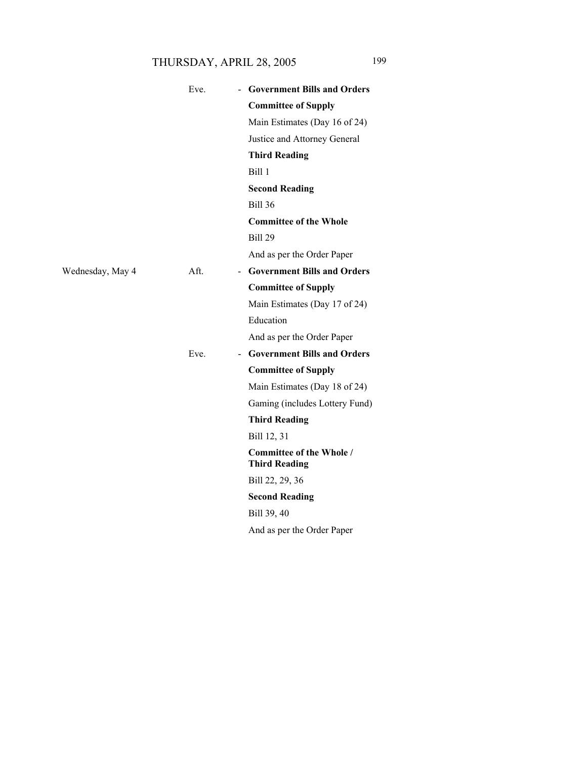| | | | |
|---|---|---|---|
| | Eve. | - | **Government Bills and Orders** |
| | | | **Committee of Supply** |
| | | | Main Estimates (Day 16 of 24) |
| | | | Justice and Attorney General |
| | | | **Third Reading** |
| | | | Bill 1 |
| | | | **Second Reading** |
| | | | Bill 36 |
| | | | **Committee of the Whole** |
| | | | Bill 29 |
| | | | And as per the Order Paper |
| Wednesday, May 4 | Aft. | - | **Government Bills and Orders** |
| | | | **Committee of Supply** |
| | | | Main Estimates (Day 17 of 24) |
| | | | Education |
| | | | And as per the Order Paper |
| | Eve. | - | **Government Bills and Orders** |
| | | | **Committee of Supply** |
| | | | Main Estimates (Day 18 of 24) |
| | | | Gaming (includes Lottery Fund) |
| | | | **Third Reading** |
| | | | Bill 12, 31 |
| | | | **Committee of the Whole / Third Reading** |
| | | | Bill 22, 29, 36 |
| | | | **Second Reading** |
| | | | Bill 39, 40 |
| | | | And as per the Order Paper |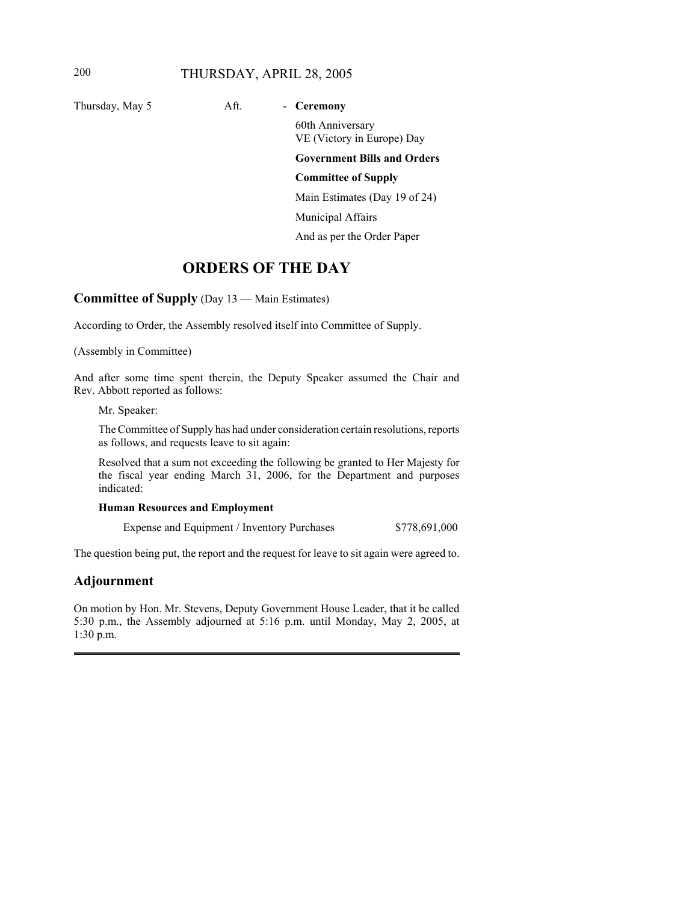| Thursday, May 5 | Aft. | - | **Ceremony** |
|---|---|---|---|
| | | | 60th Anniversary VE (Victory in Europe) Day |
| | | | **Government Bills and Orders** |
| | | | **Committee of Supply** |
| | | | Main Estimates (Day 19 of 24) |
| | | | Municipal Affairs |
| | | | And as per the Order Paper |

# ORDERS OF THE DAY

## Committee of Supply (Day 13 — Main Estimates)

According to Order, the Assembly resolved itself into Committee of Supply.

(Assembly in Committee)

And after some time spent therein, the Deputy Speaker assumed the Chair and Rev. Abbott reported as follows:

> Mr. Speaker:
>
> The Committee of Supply has had under consideration certain resolutions, reports as follows, and requests leave to sit again:
>
> Resolved that a sum not exceeding the following be granted to Her Majesty for the fiscal year ending March 31, 2006, for the Department and purposes indicated:
>
> **Human Resources and Employment**
>
> Expense and Equipment / Inventory Purchases $778,691,000

The question being put, the report and the request for leave to sit again were agreed to.

## Adjournment

On motion by Hon. Mr. Stevens, Deputy Government House Leader, that it be called 5:30 p.m., the Assembly adjourned at 5:16 p.m. until Monday, May 2, 2005, at 1:30 p.m.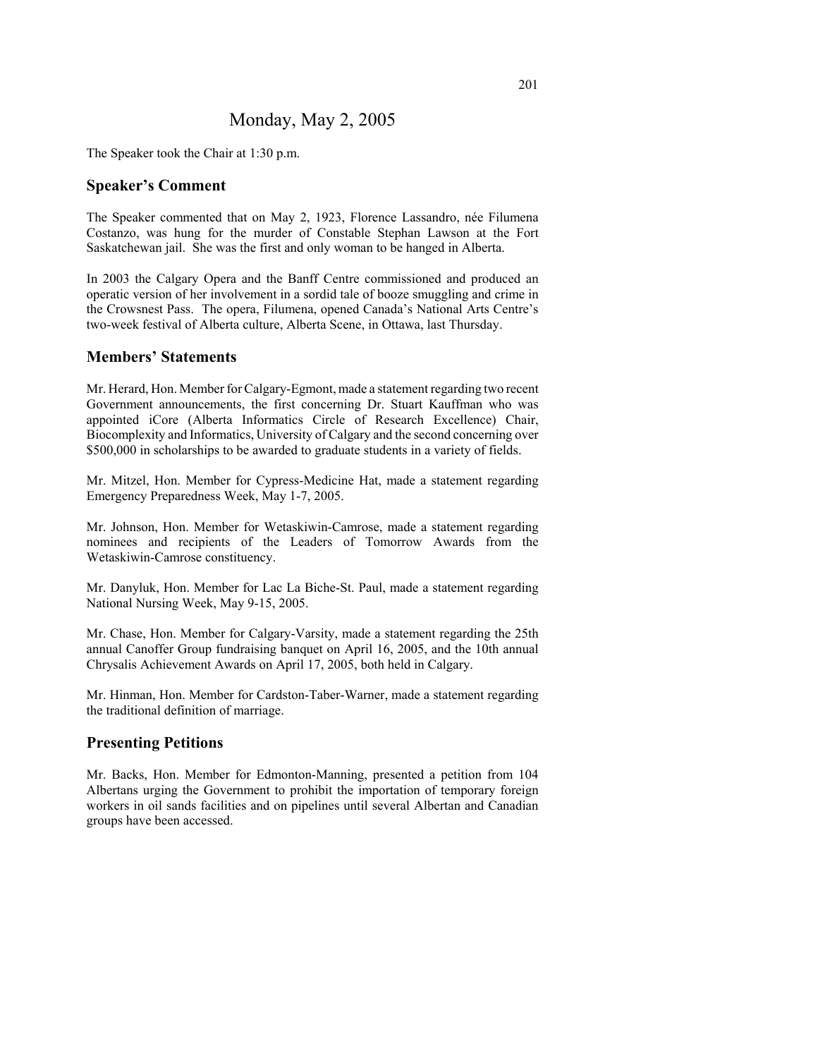# Monday, May 2, 2005

The Speaker took the Chair at 1:30 p.m.

## Speaker's Comment

The Speaker commented that on May 2, 1923, Florence Lassandro, née Filumena Costanzo, was hung for the murder of Constable Stephan Lawson at the Fort Saskatchewan jail. She was the first and only woman to be hanged in Alberta.

In 2003 the Calgary Opera and the Banff Centre commissioned and produced an operatic version of her involvement in a sordid tale of booze smuggling and crime in the Crowsnest Pass. The opera, Filumena, opened Canada's National Arts Centre's two-week festival of Alberta culture, Alberta Scene, in Ottawa, last Thursday.

## Members' Statements

Mr. Herard, Hon. Member for Calgary-Egmont, made a statement regarding two recent Government announcements, the first concerning Dr. Stuart Kauffman who was appointed iCore (Alberta Informatics Circle of Research Excellence) Chair, Biocomplexity and Informatics, University of Calgary and the second concerning over $500,000 in scholarships to be awarded to graduate students in a variety of fields.

Mr. Mitzel, Hon. Member for Cypress-Medicine Hat, made a statement regarding Emergency Preparedness Week, May 1-7, 2005.

Mr. Johnson, Hon. Member for Wetaskiwin-Camrose, made a statement regarding nominees and recipients of the Leaders of Tomorrow Awards from the Wetaskiwin-Camrose constituency.

Mr. Danyluk, Hon. Member for Lac La Biche-St. Paul, made a statement regarding National Nursing Week, May 9-15, 2005.

Mr. Chase, Hon. Member for Calgary-Varsity, made a statement regarding the 25th annual Canoffer Group fundraising banquet on April 16, 2005, and the 10th annual Chrysalis Achievement Awards on April 17, 2005, both held in Calgary.

Mr. Hinman, Hon. Member for Cardston-Taber-Warner, made a statement regarding the traditional definition of marriage.

## Presenting Petitions

Mr. Backs, Hon. Member for Edmonton-Manning, presented a petition from 104 Albertans urging the Government to prohibit the importation of temporary foreign workers in oil sands facilities and on pipelines until several Albertan and Canadian groups have been accessed.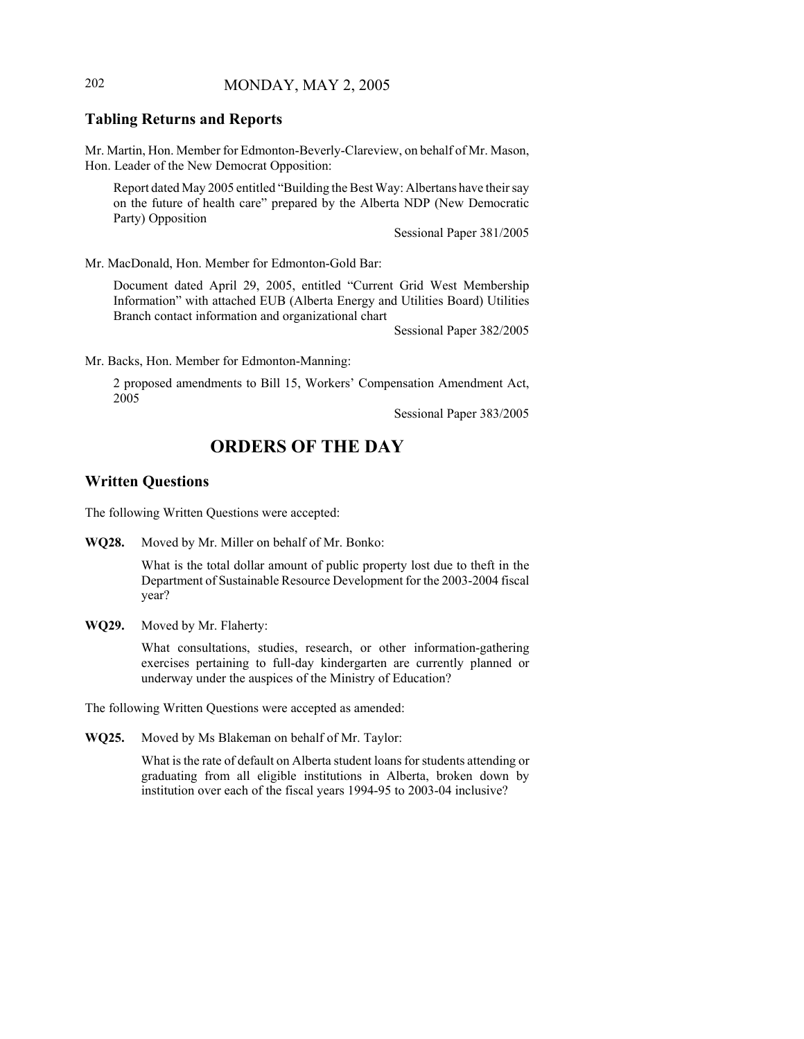## Tabling Returns and Reports

Mr. Martin, Hon. Member for Edmonton-Beverly-Clareview, on behalf of Mr. Mason, Hon. Leader of the New Democrat Opposition:

> Report dated May 2005 entitled "Building the Best Way: Albertans have their say on the future of health care" prepared by the Alberta NDP (New Democratic Party) Opposition
>
> Sessional Paper 381/2005

Mr. MacDonald, Hon. Member for Edmonton-Gold Bar:

> Document dated April 29, 2005, entitled "Current Grid West Membership Information" with attached EUB (Alberta Energy and Utilities Board) Utilities Branch contact information and organizational chart
>
> Sessional Paper 382/2005

Mr. Backs, Hon. Member for Edmonton-Manning:

> 2 proposed amendments to Bill 15, Workers' Compensation Amendment Act, 2005
>
> Sessional Paper 383/2005

# ORDERS OF THE DAY

## Written Questions

The following Written Questions were accepted:

**WQ28.** Moved by Mr. Miller on behalf of Mr. Bonko:

> What is the total dollar amount of public property lost due to theft in the Department of Sustainable Resource Development for the 2003-2004 fiscal year?

**WQ29.** Moved by Mr. Flaherty:

> What consultations, studies, research, or other information-gathering exercises pertaining to full-day kindergarten are currently planned or underway under the auspices of the Ministry of Education?

The following Written Questions were accepted as amended:

**WQ25.** Moved by Ms Blakeman on behalf of Mr. Taylor:

> What is the rate of default on Alberta student loans for students attending or graduating from all eligible institutions in Alberta, broken down by institution over each of the fiscal years 1994-95 to 2003-04 inclusive?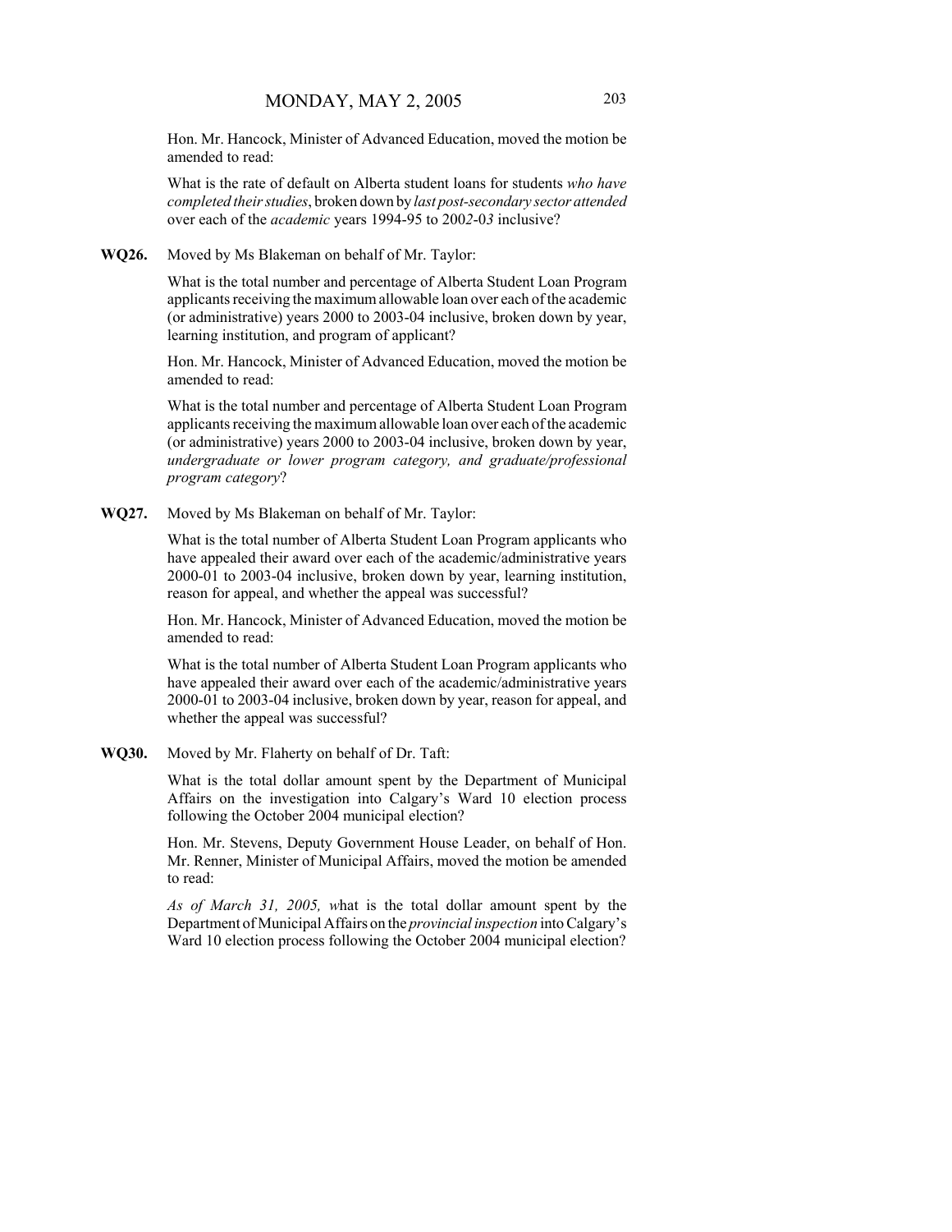Hon. Mr. Hancock, Minister of Advanced Education, moved the motion be amended to read:

What is the rate of default on Alberta student loans for students *who have completed their studies*, broken down by *last post-secondary sector attended* over each of the *academic* years 1994-95 to 200*2*-0*3* inclusive?

**WQ26.** Moved by Ms Blakeman on behalf of Mr. Taylor:

What is the total number and percentage of Alberta Student Loan Program applicants receiving the maximum allowable loan over each of the academic (or administrative) years 2000 to 2003-04 inclusive, broken down by year, learning institution, and program of applicant?

Hon. Mr. Hancock, Minister of Advanced Education, moved the motion be amended to read:

What is the total number and percentage of Alberta Student Loan Program applicants receiving the maximum allowable loan over each of the academic (or administrative) years 2000 to 2003-04 inclusive, broken down by year, *undergraduate or lower program category, and graduate/professional program category*?

**WQ27.** Moved by Ms Blakeman on behalf of Mr. Taylor:

What is the total number of Alberta Student Loan Program applicants who have appealed their award over each of the academic/administrative years 2000-01 to 2003-04 inclusive, broken down by year, learning institution, reason for appeal, and whether the appeal was successful?

Hon. Mr. Hancock, Minister of Advanced Education, moved the motion be amended to read:

What is the total number of Alberta Student Loan Program applicants who have appealed their award over each of the academic/administrative years 2000-01 to 2003-04 inclusive, broken down by year, reason for appeal, and whether the appeal was successful?

**WQ30.** Moved by Mr. Flaherty on behalf of Dr. Taft:

What is the total dollar amount spent by the Department of Municipal Affairs on the investigation into Calgary's Ward 10 election process following the October 2004 municipal election?

Hon. Mr. Stevens, Deputy Government House Leader, on behalf of Hon. Mr. Renner, Minister of Municipal Affairs, moved the motion be amended to read:

*As of March 31, 2005, w*hat is the total dollar amount spent by the Department of Municipal Affairs on the *provincial inspection* into Calgary's Ward 10 election process following the October 2004 municipal election?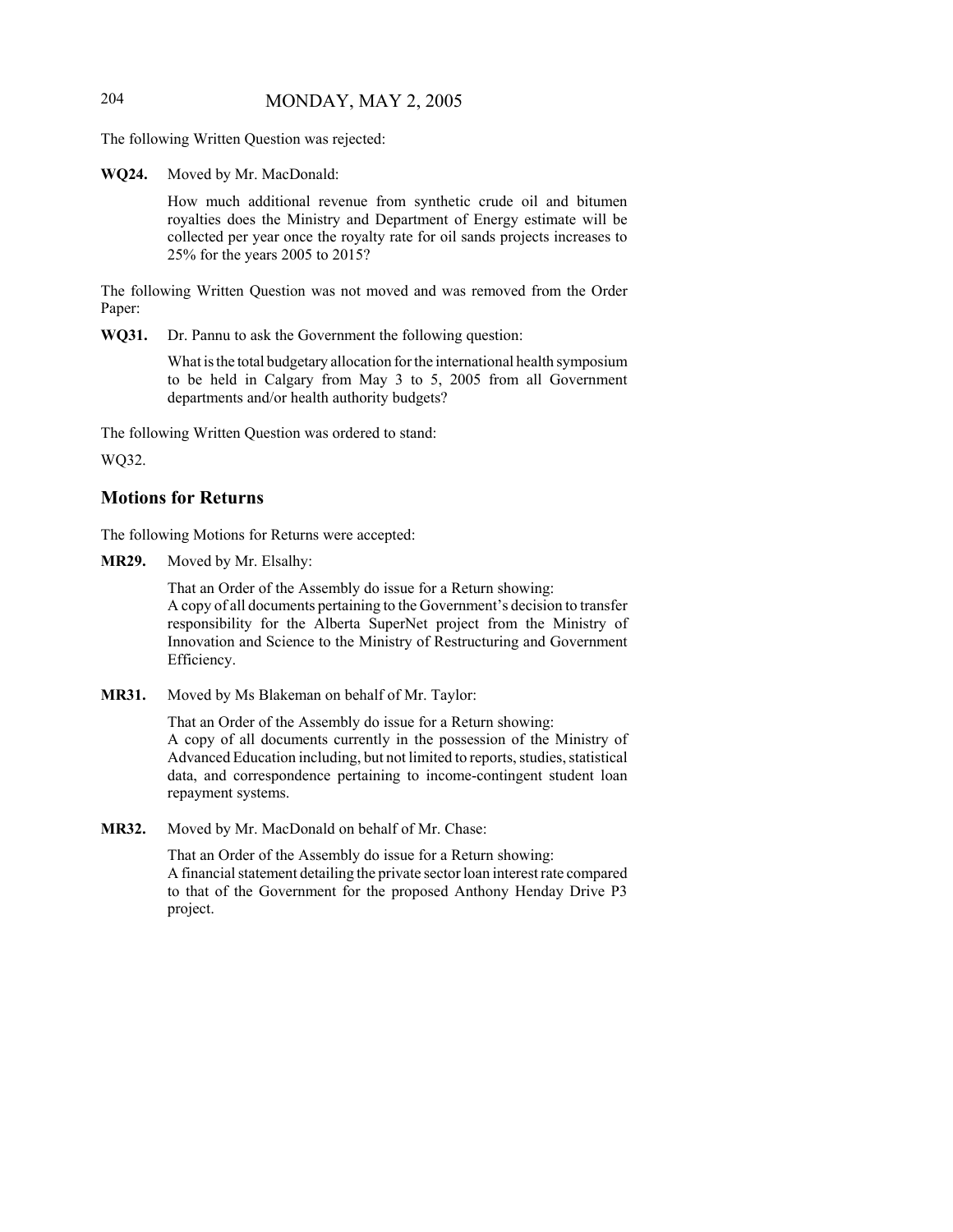The following Written Question was rejected:

**WQ24.** Moved by Mr. MacDonald:

How much additional revenue from synthetic crude oil and bitumen royalties does the Ministry and Department of Energy estimate will be collected per year once the royalty rate for oil sands projects increases to 25% for the years 2005 to 2015?

The following Written Question was not moved and was removed from the Order Paper:

**WQ31.** Dr. Pannu to ask the Government the following question:

What is the total budgetary allocation for the international health symposium to be held in Calgary from May 3 to 5, 2005 from all Government departments and/or health authority budgets?

The following Written Question was ordered to stand:

WQ32.

## Motions for Returns

The following Motions for Returns were accepted:

**MR29.** Moved by Mr. Elsalhy:

That an Order of the Assembly do issue for a Return showing:
A copy of all documents pertaining to the Government's decision to transfer responsibility for the Alberta SuperNet project from the Ministry of Innovation and Science to the Ministry of Restructuring and Government Efficiency.

**MR31.** Moved by Ms Blakeman on behalf of Mr. Taylor:

That an Order of the Assembly do issue for a Return showing:
A copy of all documents currently in the possession of the Ministry of Advanced Education including, but not limited to reports, studies, statistical data, and correspondence pertaining to income-contingent student loan repayment systems.

**MR32.** Moved by Mr. MacDonald on behalf of Mr. Chase:

That an Order of the Assembly do issue for a Return showing:
A financial statement detailing the private sector loan interest rate compared to that of the Government for the proposed Anthony Henday Drive P3 project.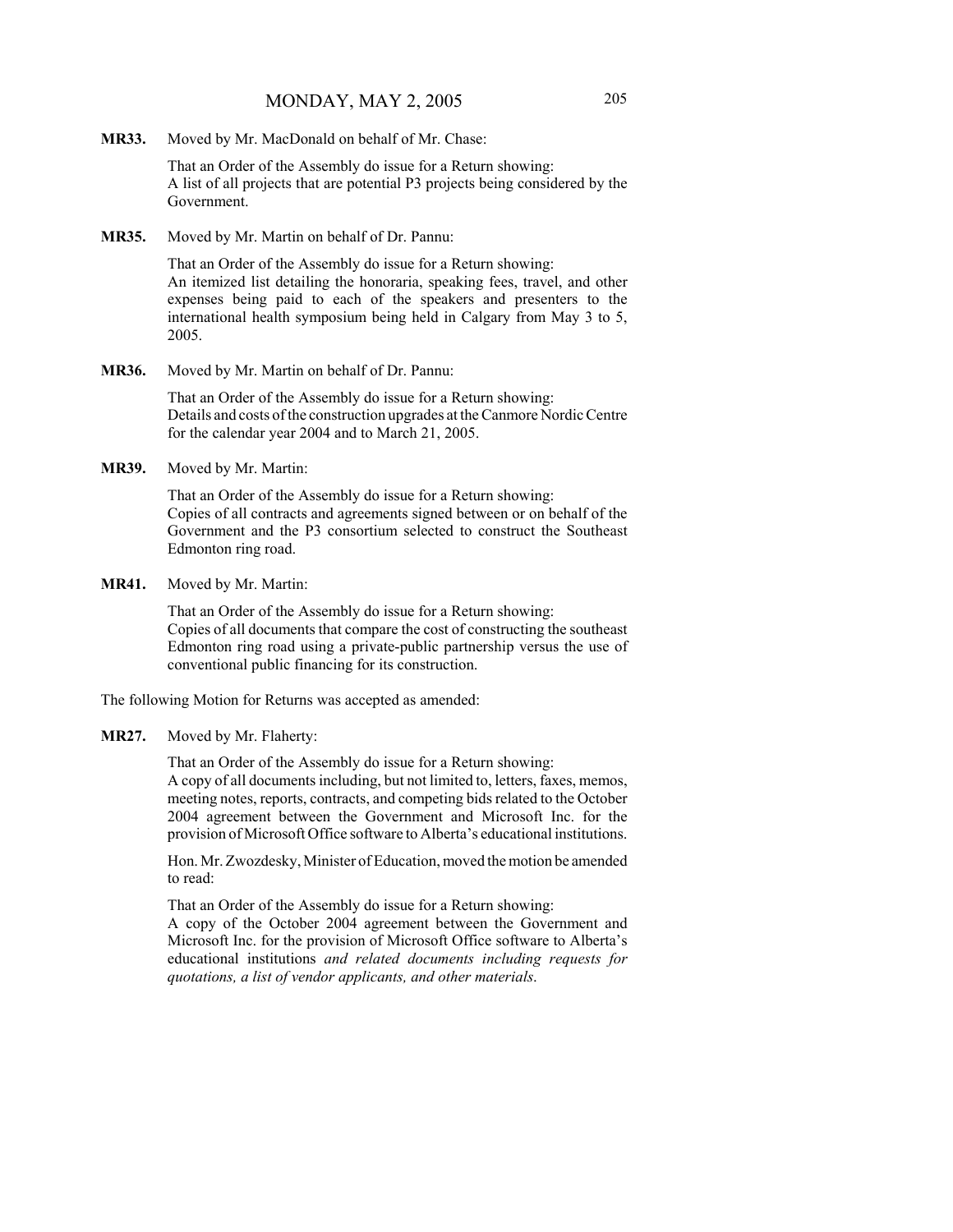**MR33.** Moved by Mr. MacDonald on behalf of Mr. Chase:

That an Order of the Assembly do issue for a Return showing:
A list of all projects that are potential P3 projects being considered by the Government.

**MR35.** Moved by Mr. Martin on behalf of Dr. Pannu:

That an Order of the Assembly do issue for a Return showing:
An itemized list detailing the honoraria, speaking fees, travel, and other expenses being paid to each of the speakers and presenters to the international health symposium being held in Calgary from May 3 to 5, 2005.

**MR36.** Moved by Mr. Martin on behalf of Dr. Pannu:

That an Order of the Assembly do issue for a Return showing:
Details and costs of the construction upgrades at the Canmore Nordic Centre for the calendar year 2004 and to March 21, 2005.

**MR39.** Moved by Mr. Martin:

That an Order of the Assembly do issue for a Return showing:
Copies of all contracts and agreements signed between or on behalf of the Government and the P3 consortium selected to construct the Southeast Edmonton ring road.

**MR41.** Moved by Mr. Martin:

That an Order of the Assembly do issue for a Return showing:
Copies of all documents that compare the cost of constructing the southeast Edmonton ring road using a private-public partnership versus the use of conventional public financing for its construction.

The following Motion for Returns was accepted as amended:

**MR27.** Moved by Mr. Flaherty:

That an Order of the Assembly do issue for a Return showing:
A copy of all documents including, but not limited to, letters, faxes, memos, meeting notes, reports, contracts, and competing bids related to the October 2004 agreement between the Government and Microsoft Inc. for the provision of Microsoft Office software to Alberta's educational institutions.

Hon. Mr. Zwozdesky, Minister of Education, moved the motion be amended to read:

That an Order of the Assembly do issue for a Return showing:
A copy of the October 2004 agreement between the Government and Microsoft Inc. for the provision of Microsoft Office software to Alberta's educational institutions *and related documents including requests for quotations, a list of vendor applicants, and other materials*.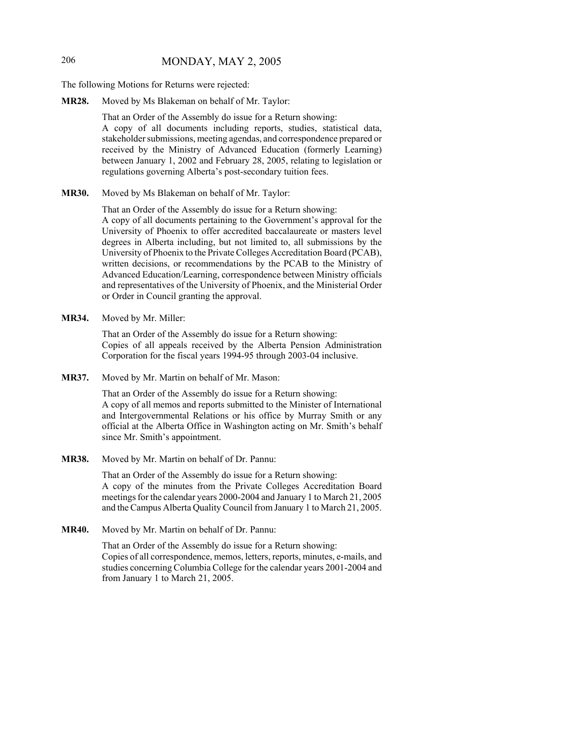The following Motions for Returns were rejected:

**MR28.** Moved by Ms Blakeman on behalf of Mr. Taylor:

That an Order of the Assembly do issue for a Return showing:
A copy of all documents including reports, studies, statistical data, stakeholder submissions, meeting agendas, and correspondence prepared or received by the Ministry of Advanced Education (formerly Learning) between January 1, 2002 and February 28, 2005, relating to legislation or regulations governing Alberta's post-secondary tuition fees.

**MR30.** Moved by Ms Blakeman on behalf of Mr. Taylor:

That an Order of the Assembly do issue for a Return showing:
A copy of all documents pertaining to the Government's approval for the University of Phoenix to offer accredited baccalaureate or masters level degrees in Alberta including, but not limited to, all submissions by the University of Phoenix to the Private Colleges Accreditation Board (PCAB), written decisions, or recommendations by the PCAB to the Ministry of Advanced Education/Learning, correspondence between Ministry officials and representatives of the University of Phoenix, and the Ministerial Order or Order in Council granting the approval.

**MR34.** Moved by Mr. Miller:

That an Order of the Assembly do issue for a Return showing:
Copies of all appeals received by the Alberta Pension Administration Corporation for the fiscal years 1994-95 through 2003-04 inclusive.

**MR37.** Moved by Mr. Martin on behalf of Mr. Mason:

That an Order of the Assembly do issue for a Return showing:
A copy of all memos and reports submitted to the Minister of International and Intergovernmental Relations or his office by Murray Smith or any official at the Alberta Office in Washington acting on Mr. Smith's behalf since Mr. Smith's appointment.

**MR38.** Moved by Mr. Martin on behalf of Dr. Pannu:

That an Order of the Assembly do issue for a Return showing:
A copy of the minutes from the Private Colleges Accreditation Board meetings for the calendar years 2000-2004 and January 1 to March 21, 2005 and the Campus Alberta Quality Council from January 1 to March 21, 2005.

**MR40.** Moved by Mr. Martin on behalf of Dr. Pannu:

That an Order of the Assembly do issue for a Return showing:
Copies of all correspondence, memos, letters, reports, minutes, e-mails, and studies concerning Columbia College for the calendar years 2001-2004 and from January 1 to March 21, 2005.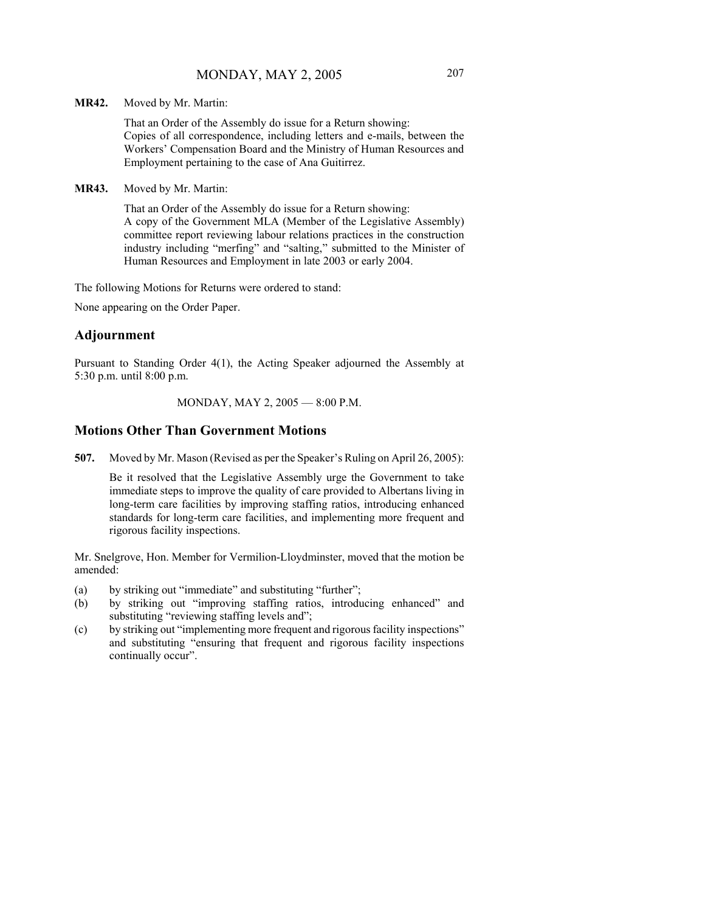**MR42.** Moved by Mr. Martin:

That an Order of the Assembly do issue for a Return showing:
Copies of all correspondence, including letters and e-mails, between the Workers' Compensation Board and the Ministry of Human Resources and Employment pertaining to the case of Ana Guitirrez.

**MR43.** Moved by Mr. Martin:

That an Order of the Assembly do issue for a Return showing:
A copy of the Government MLA (Member of the Legislative Assembly) committee report reviewing labour relations practices in the construction industry including "merfing" and "salting," submitted to the Minister of Human Resources and Employment in late 2003 or early 2004.

The following Motions for Returns were ordered to stand:

None appearing on the Order Paper.

## Adjournment

Pursuant to Standing Order 4(1), the Acting Speaker adjourned the Assembly at 5:30 p.m. until 8:00 p.m.

MONDAY, MAY 2, 2005 — 8:00 P.M.

## Motions Other Than Government Motions

**507.** Moved by Mr. Mason (Revised as per the Speaker's Ruling on April 26, 2005):

Be it resolved that the Legislative Assembly urge the Government to take immediate steps to improve the quality of care provided to Albertans living in long-term care facilities by improving staffing ratios, introducing enhanced standards for long-term care facilities, and implementing more frequent and rigorous facility inspections.

Mr. Snelgrove, Hon. Member for Vermilion-Lloydminster, moved that the motion be amended:

(a) by striking out "immediate" and substituting "further";
(b) by striking out "improving staffing ratios, introducing enhanced" and substituting "reviewing staffing levels and";
(c) by striking out "implementing more frequent and rigorous facility inspections" and substituting "ensuring that frequent and rigorous facility inspections continually occur".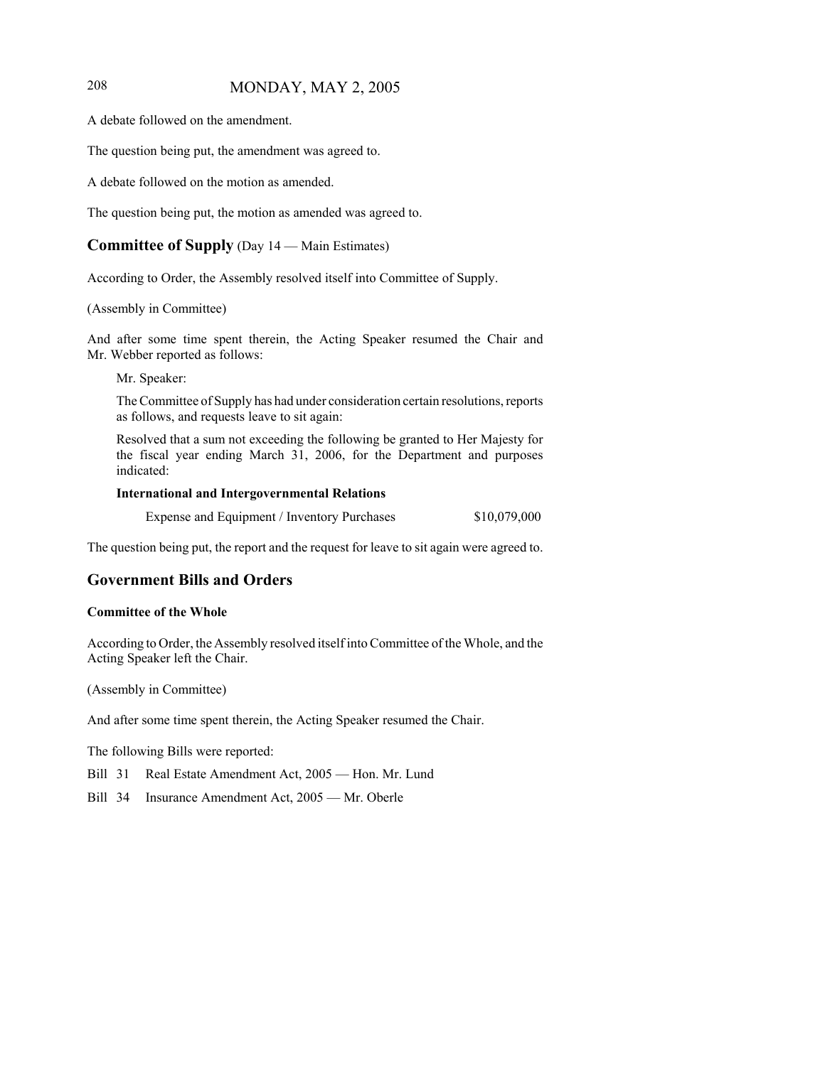A debate followed on the amendment.

The question being put, the amendment was agreed to.

A debate followed on the motion as amended.

The question being put, the motion as amended was agreed to.

## **Committee of Supply** (Day 14 — Main Estimates)

According to Order, the Assembly resolved itself into Committee of Supply.

(Assembly in Committee)

And after some time spent therein, the Acting Speaker resumed the Chair and Mr. Webber reported as follows:

> Mr. Speaker:
>
> The Committee of Supply has had under consideration certain resolutions, reports as follows, and requests leave to sit again:
>
> Resolved that a sum not exceeding the following be granted to Her Majesty for the fiscal year ending March 31, 2006, for the Department and purposes indicated:
>
> **International and Intergovernmental Relations**
>
> Expense and Equipment / Inventory Purchases $10,079,000

The question being put, the report and the request for leave to sit again were agreed to.

## Government Bills and Orders

### Committee of the Whole

According to Order, the Assembly resolved itself into Committee of the Whole, and the Acting Speaker left the Chair.

(Assembly in Committee)

And after some time spent therein, the Acting Speaker resumed the Chair.

The following Bills were reported:

Bill 31 Real Estate Amendment Act, 2005 — Hon. Mr. Lund

Bill 34 Insurance Amendment Act, 2005 — Mr. Oberle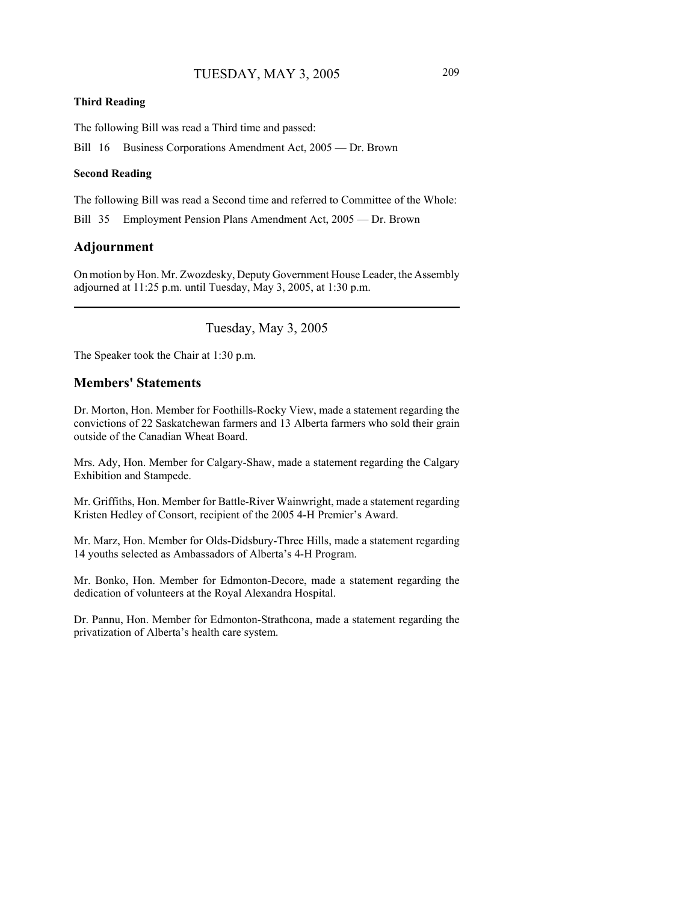**Third Reading**

The following Bill was read a Third time and passed:

Bill 16 Business Corporations Amendment Act, 2005 — Dr. Brown

**Second Reading**

The following Bill was read a Second time and referred to Committee of the Whole:

Bill 35 Employment Pension Plans Amendment Act, 2005 — Dr. Brown

## Adjournment

On motion by Hon. Mr. Zwozdesky, Deputy Government House Leader, the Assembly adjourned at 11:25 p.m. until Tuesday, May 3, 2005, at 1:30 p.m.

---

# Tuesday, May 3, 2005

The Speaker took the Chair at 1:30 p.m.

## Members' Statements

Dr. Morton, Hon. Member for Foothills-Rocky View, made a statement regarding the convictions of 22 Saskatchewan farmers and 13 Alberta farmers who sold their grain outside of the Canadian Wheat Board.

Mrs. Ady, Hon. Member for Calgary-Shaw, made a statement regarding the Calgary Exhibition and Stampede.

Mr. Griffiths, Hon. Member for Battle-River Wainwright, made a statement regarding Kristen Hedley of Consort, recipient of the 2005 4-H Premier's Award.

Mr. Marz, Hon. Member for Olds-Didsbury-Three Hills, made a statement regarding 14 youths selected as Ambassadors of Alberta's 4-H Program.

Mr. Bonko, Hon. Member for Edmonton-Decore, made a statement regarding the dedication of volunteers at the Royal Alexandra Hospital.

Dr. Pannu, Hon. Member for Edmonton-Strathcona, made a statement regarding the privatization of Alberta's health care system.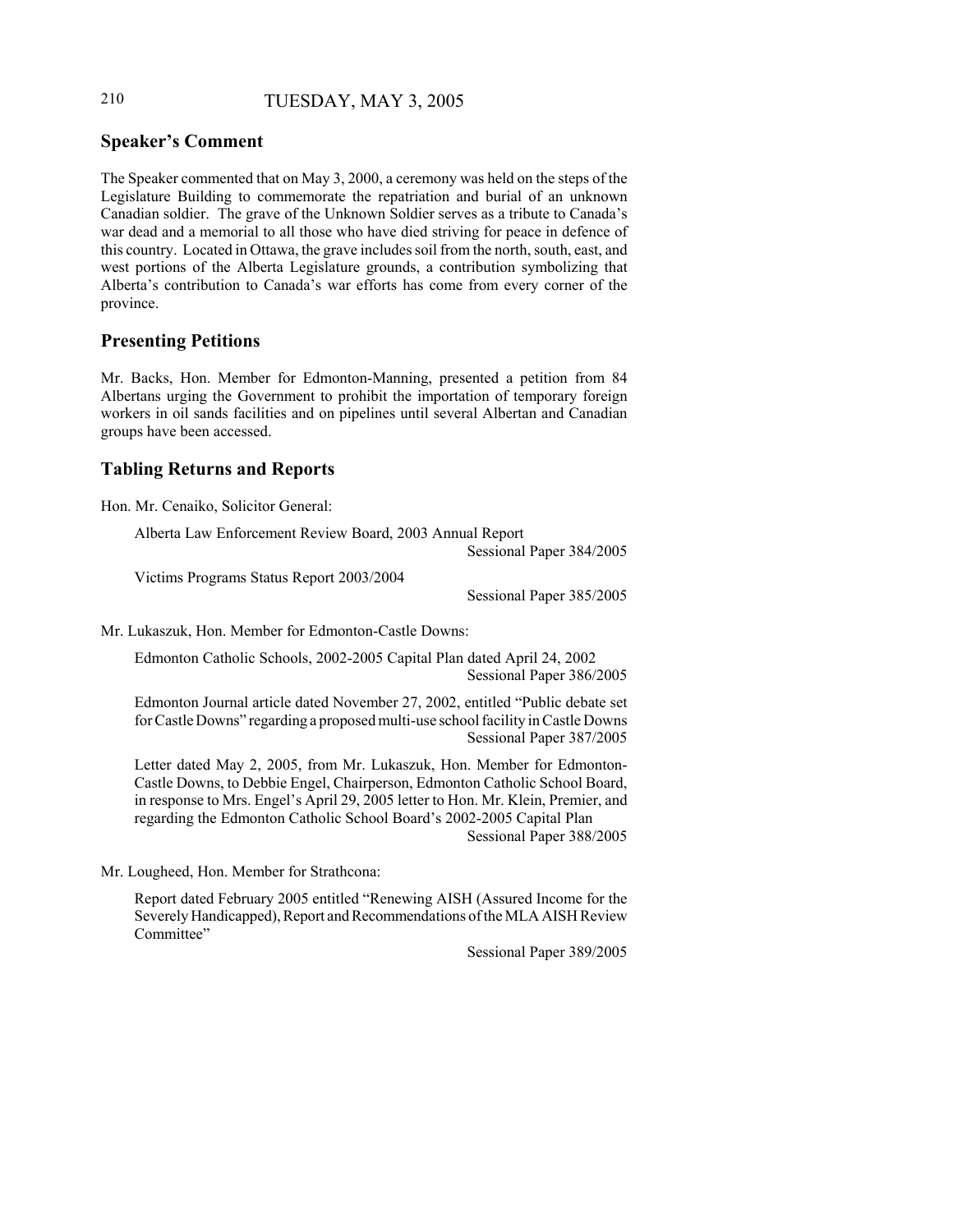## Speaker's Comment

The Speaker commented that on May 3, 2000, a ceremony was held on the steps of the Legislature Building to commemorate the repatriation and burial of an unknown Canadian soldier. The grave of the Unknown Soldier serves as a tribute to Canada's war dead and a memorial to all those who have died striving for peace in defence of this country. Located in Ottawa, the grave includes soil from the north, south, east, and west portions of the Alberta Legislature grounds, a contribution symbolizing that Alberta's contribution to Canada's war efforts has come from every corner of the province.

## Presenting Petitions

Mr. Backs, Hon. Member for Edmonton-Manning, presented a petition from 84 Albertans urging the Government to prohibit the importation of temporary foreign workers in oil sands facilities and on pipelines until several Albertan and Canadian groups have been accessed.

## Tabling Returns and Reports

Hon. Mr. Cenaiko, Solicitor General:

Alberta Law Enforcement Review Board, 2003 Annual Report
Sessional Paper 384/2005

Victims Programs Status Report 2003/2004
Sessional Paper 385/2005

Mr. Lukaszuk, Hon. Member for Edmonton-Castle Downs:

Edmonton Catholic Schools, 2002-2005 Capital Plan dated April 24, 2002
Sessional Paper 386/2005

Edmonton Journal article dated November 27, 2002, entitled "Public debate set for Castle Downs" regarding a proposed multi-use school facility in Castle Downs
Sessional Paper 387/2005

Letter dated May 2, 2005, from Mr. Lukaszuk, Hon. Member for Edmonton-Castle Downs, to Debbie Engel, Chairperson, Edmonton Catholic School Board, in response to Mrs. Engel's April 29, 2005 letter to Hon. Mr. Klein, Premier, and regarding the Edmonton Catholic School Board's 2002-2005 Capital Plan
Sessional Paper 388/2005

Mr. Lougheed, Hon. Member for Strathcona:

Report dated February 2005 entitled "Renewing AISH (Assured Income for the Severely Handicapped), Report and Recommendations of the MLA AISH Review Committee"
Sessional Paper 389/2005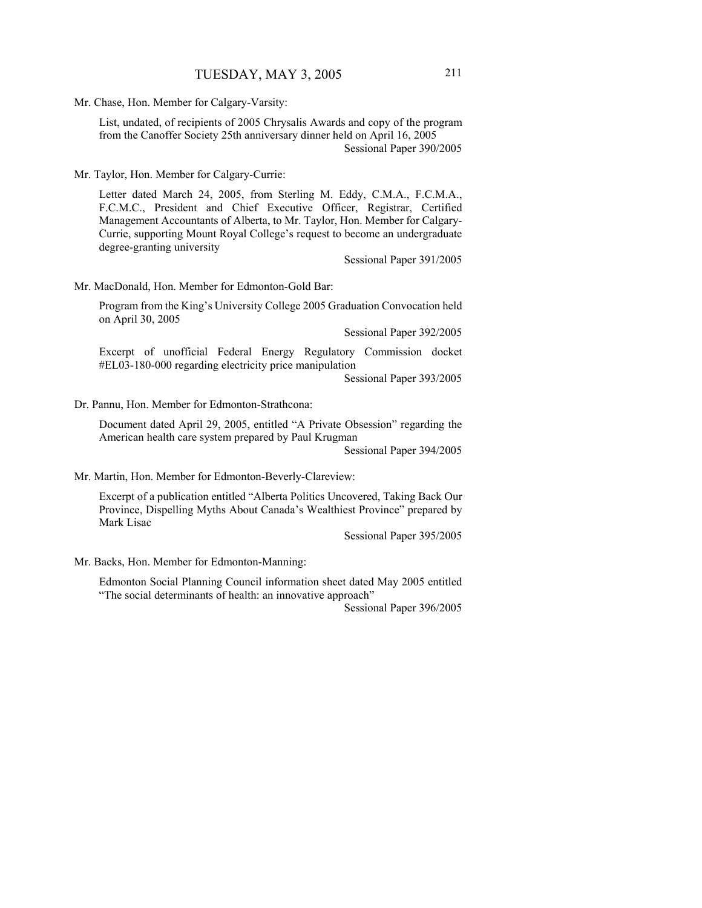Mr. Chase, Hon. Member for Calgary-Varsity:

List, undated, of recipients of 2005 Chrysalis Awards and copy of the program from the Canoffer Society 25th anniversary dinner held on April 16, 2005

Sessional Paper 390/2005

Mr. Taylor, Hon. Member for Calgary-Currie:

Letter dated March 24, 2005, from Sterling M. Eddy, C.M.A., F.C.M.A., F.C.M.C., President and Chief Executive Officer, Registrar, Certified Management Accountants of Alberta, to Mr. Taylor, Hon. Member for Calgary-Currie, supporting Mount Royal College's request to become an undergraduate degree-granting university

Sessional Paper 391/2005

Mr. MacDonald, Hon. Member for Edmonton-Gold Bar:

Program from the King's University College 2005 Graduation Convocation held on April 30, 2005

Sessional Paper 392/2005

Excerpt of unofficial Federal Energy Regulatory Commission docket #EL03-180-000 regarding electricity price manipulation

Sessional Paper 393/2005

Dr. Pannu, Hon. Member for Edmonton-Strathcona:

Document dated April 29, 2005, entitled "A Private Obsession" regarding the American health care system prepared by Paul Krugman

Sessional Paper 394/2005

Mr. Martin, Hon. Member for Edmonton-Beverly-Clareview:

Excerpt of a publication entitled "Alberta Politics Uncovered, Taking Back Our Province, Dispelling Myths About Canada's Wealthiest Province" prepared by Mark Lisac

Sessional Paper 395/2005

Mr. Backs, Hon. Member for Edmonton-Manning:

Edmonton Social Planning Council information sheet dated May 2005 entitled "The social determinants of health: an innovative approach"

Sessional Paper 396/2005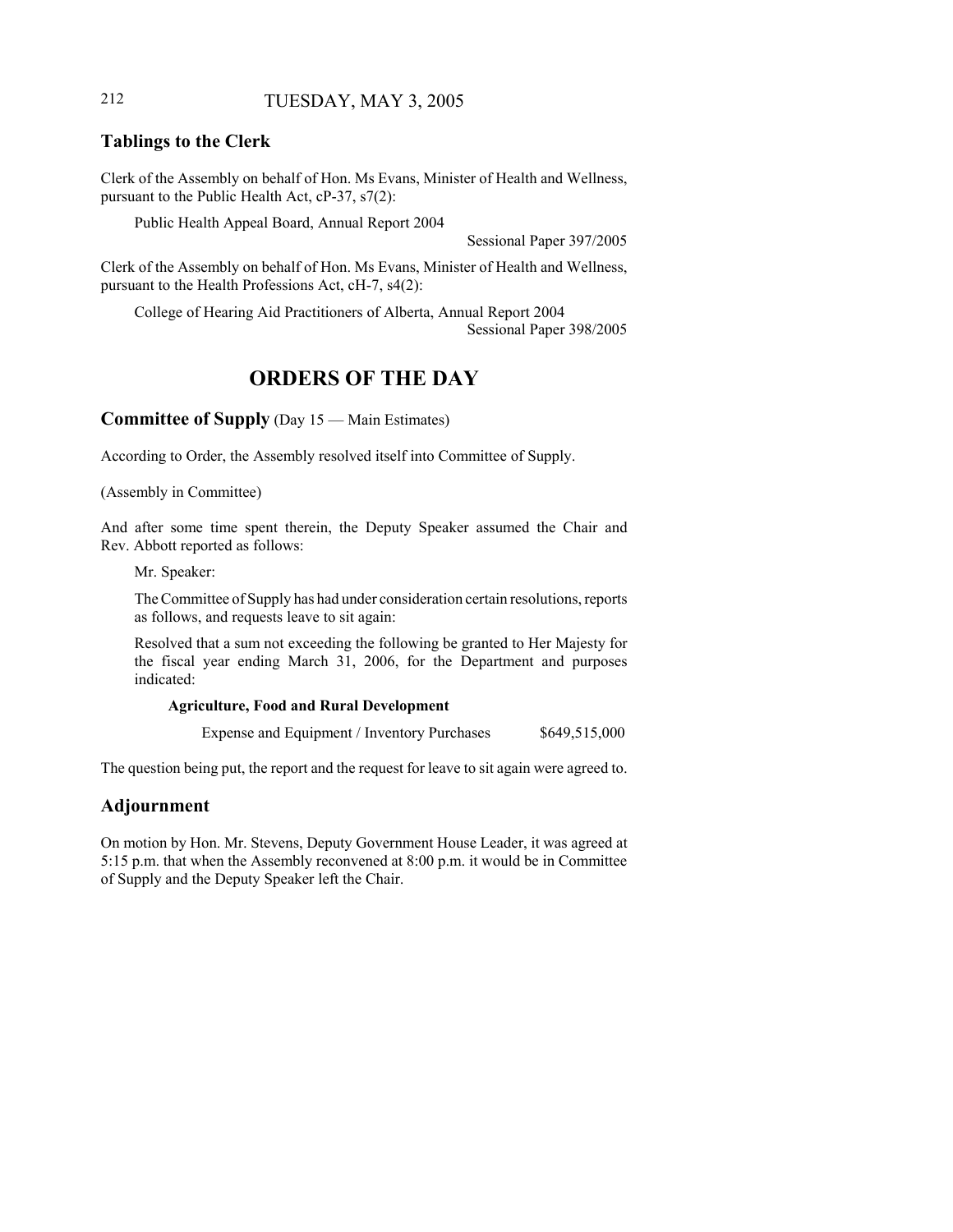## Tablings to the Clerk

Clerk of the Assembly on behalf of Hon. Ms Evans, Minister of Health and Wellness, pursuant to the Public Health Act, cP-37, s7(2):

Public Health Appeal Board, Annual Report 2004

Sessional Paper 397/2005

Clerk of the Assembly on behalf of Hon. Ms Evans, Minister of Health and Wellness, pursuant to the Health Professions Act, cH-7, s4(2):

College of Hearing Aid Practitioners of Alberta, Annual Report 2004

Sessional Paper 398/2005

# ORDERS OF THE DAY

## Committee of Supply (Day 15 — Main Estimates)

According to Order, the Assembly resolved itself into Committee of Supply.

(Assembly in Committee)

And after some time spent therein, the Deputy Speaker assumed the Chair and Rev. Abbott reported as follows:

Mr. Speaker:

The Committee of Supply has had under consideration certain resolutions, reports as follows, and requests leave to sit again:

Resolved that a sum not exceeding the following be granted to Her Majesty for the fiscal year ending March 31, 2006, for the Department and purposes indicated:

**Agriculture, Food and Rural Development**

| | |
|---|---|
| Expense and Equipment / Inventory Purchases | $649,515,000 |

The question being put, the report and the request for leave to sit again were agreed to.

## Adjournment

On motion by Hon. Mr. Stevens, Deputy Government House Leader, it was agreed at 5:15 p.m. that when the Assembly reconvened at 8:00 p.m. it would be in Committee of Supply and the Deputy Speaker left the Chair.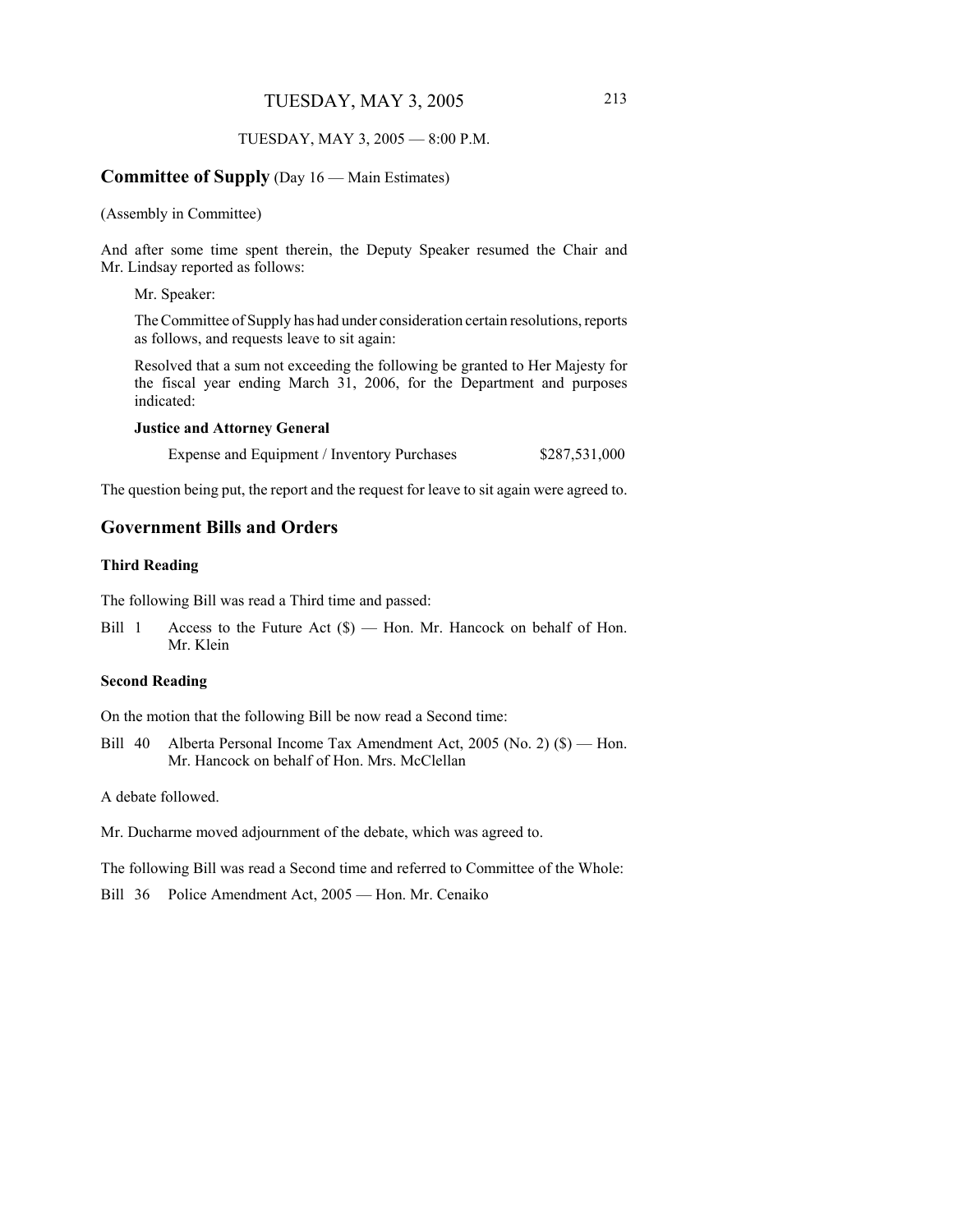TUESDAY, MAY 3, 2005 — 8:00 P.M.

## Committee of Supply (Day 16 — Main Estimates)

(Assembly in Committee)

And after some time spent therein, the Deputy Speaker resumed the Chair and Mr. Lindsay reported as follows:

> Mr. Speaker:
>
> The Committee of Supply has had under consideration certain resolutions, reports as follows, and requests leave to sit again:
>
> Resolved that a sum not exceeding the following be granted to Her Majesty for the fiscal year ending March 31, 2006, for the Department and purposes indicated:
>
> **Justice and Attorney General**
>
> Expense and Equipment / Inventory Purchases $287,531,000

The question being put, the report and the request for leave to sit again were agreed to.

## Government Bills and Orders

### Third Reading

The following Bill was read a Third time and passed:

Bill 1 Access to the Future Act ($) — Hon. Mr. Hancock on behalf of Hon. Mr. Klein

### Second Reading

On the motion that the following Bill be now read a Second time:

Bill 40 Alberta Personal Income Tax Amendment Act, 2005 (No. 2) ($) — Hon. Mr. Hancock on behalf of Hon. Mrs. McClellan

A debate followed.

Mr. Ducharme moved adjournment of the debate, which was agreed to.

The following Bill was read a Second time and referred to Committee of the Whole:

Bill 36 Police Amendment Act, 2005 — Hon. Mr. Cenaiko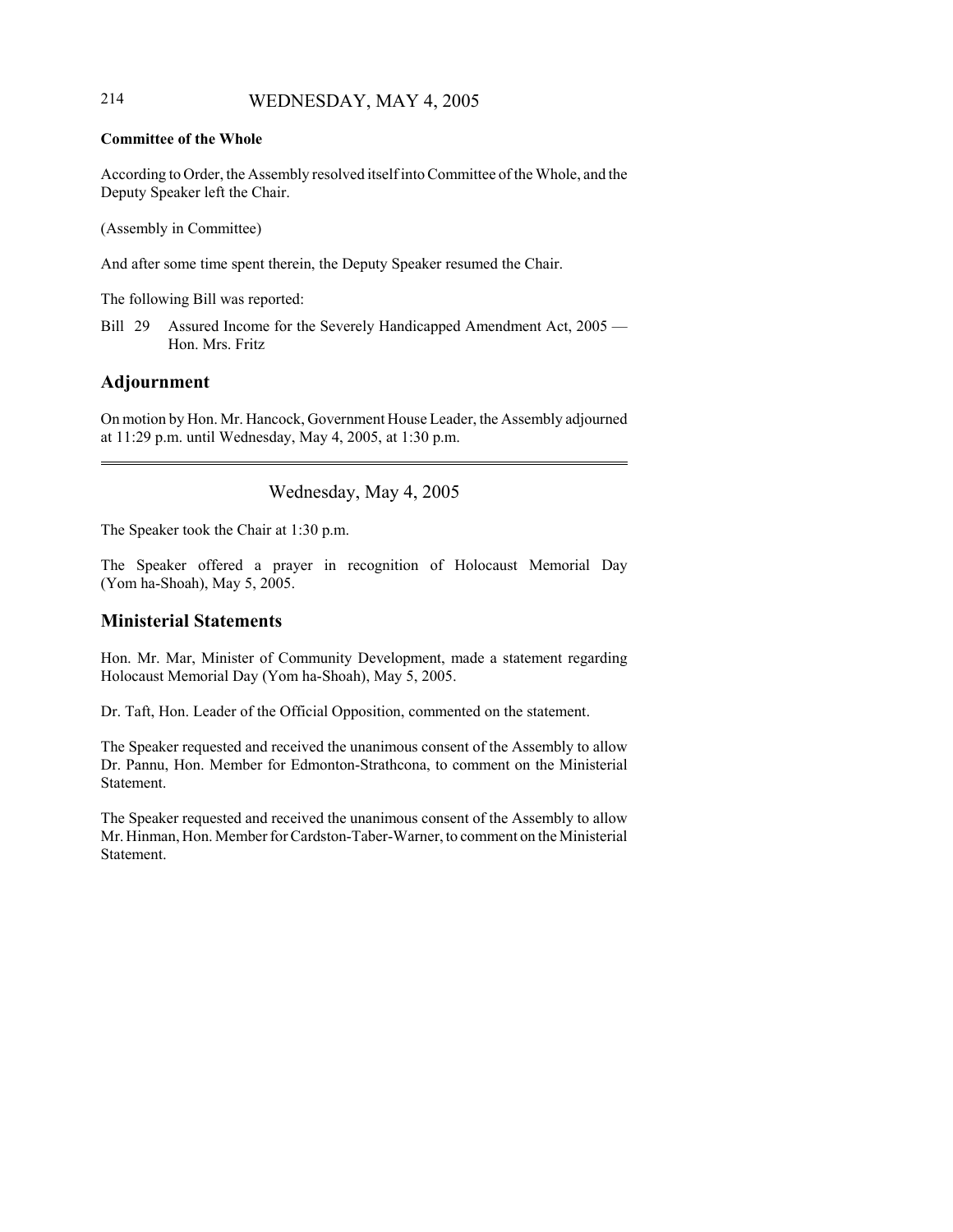**Committee of the Whole**

According to Order, the Assembly resolved itself into Committee of the Whole, and the Deputy Speaker left the Chair.

(Assembly in Committee)

And after some time spent therein, the Deputy Speaker resumed the Chair.

The following Bill was reported:

Bill 29 Assured Income for the Severely Handicapped Amendment Act, 2005 — Hon. Mrs. Fritz

## Adjournment

On motion by Hon. Mr. Hancock, Government House Leader, the Assembly adjourned at 11:29 p.m. until Wednesday, May 4, 2005, at 1:30 p.m.

---

Wednesday, May 4, 2005

The Speaker took the Chair at 1:30 p.m.

The Speaker offered a prayer in recognition of Holocaust Memorial Day (Yom ha-Shoah), May 5, 2005.

## Ministerial Statements

Hon. Mr. Mar, Minister of Community Development, made a statement regarding Holocaust Memorial Day (Yom ha-Shoah), May 5, 2005.

Dr. Taft, Hon. Leader of the Official Opposition, commented on the statement.

The Speaker requested and received the unanimous consent of the Assembly to allow Dr. Pannu, Hon. Member for Edmonton-Strathcona, to comment on the Ministerial Statement.

The Speaker requested and received the unanimous consent of the Assembly to allow Mr. Hinman, Hon. Member for Cardston-Taber-Warner, to comment on the Ministerial Statement.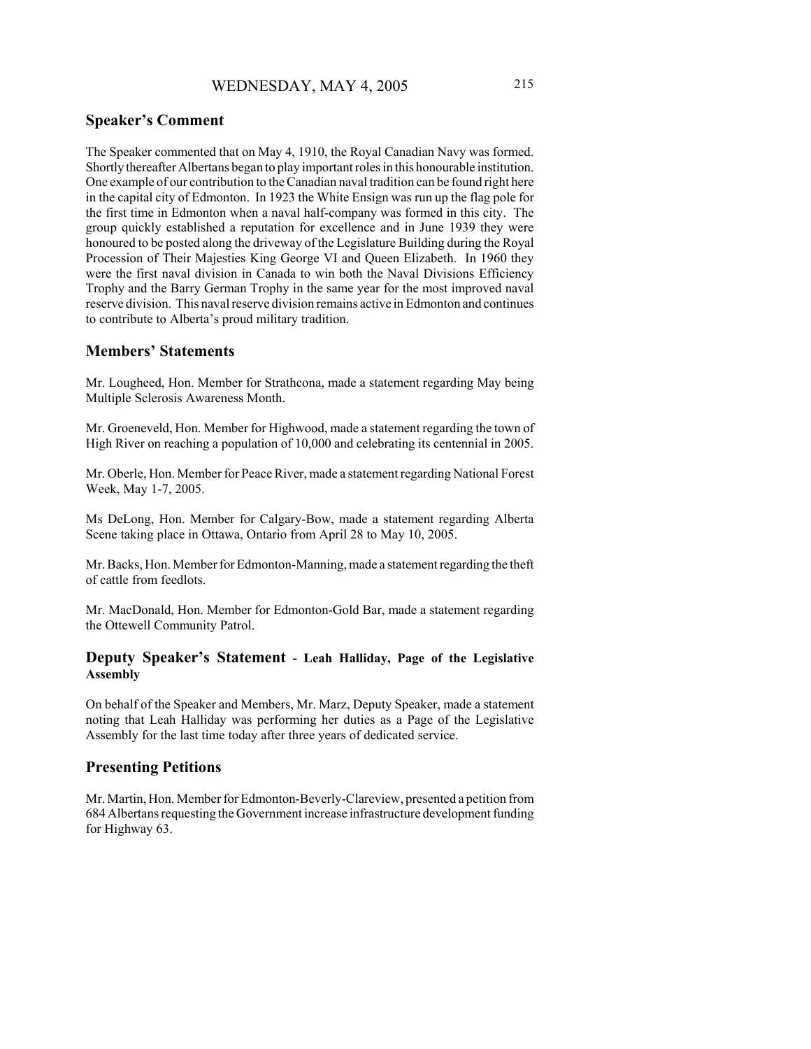## Speaker's Comment

The Speaker commented that on May 4, 1910, the Royal Canadian Navy was formed. Shortly thereafter Albertans began to play important roles in this honourable institution. One example of our contribution to the Canadian naval tradition can be found right here in the capital city of Edmonton. In 1923 the White Ensign was run up the flag pole for the first time in Edmonton when a naval half-company was formed in this city. The group quickly established a reputation for excellence and in June 1939 they were honoured to be posted along the driveway of the Legislature Building during the Royal Procession of Their Majesties King George VI and Queen Elizabeth. In 1960 they were the first naval division in Canada to win both the Naval Divisions Efficiency Trophy and the Barry German Trophy in the same year for the most improved naval reserve division. This naval reserve division remains active in Edmonton and continues to contribute to Alberta's proud military tradition.

## Members' Statements

Mr. Lougheed, Hon. Member for Strathcona, made a statement regarding May being Multiple Sclerosis Awareness Month.

Mr. Groeneveld, Hon. Member for Highwood, made a statement regarding the town of High River on reaching a population of 10,000 and celebrating its centennial in 2005.

Mr. Oberle, Hon. Member for Peace River, made a statement regarding National Forest Week, May 1-7, 2005.

Ms DeLong, Hon. Member for Calgary-Bow, made a statement regarding Alberta Scene taking place in Ottawa, Ontario from April 28 to May 10, 2005.

Mr. Backs, Hon. Member for Edmonton-Manning, made a statement regarding the theft of cattle from feedlots.

Mr. MacDonald, Hon. Member for Edmonton-Gold Bar, made a statement regarding the Ottewell Community Patrol.

## Deputy Speaker's Statement - Leah Halliday, Page of the Legislative Assembly

On behalf of the Speaker and Members, Mr. Marz, Deputy Speaker, made a statement noting that Leah Halliday was performing her duties as a Page of the Legislative Assembly for the last time today after three years of dedicated service.

## Presenting Petitions

Mr. Martin, Hon. Member for Edmonton-Beverly-Clareview, presented a petition from 684 Albertans requesting the Government increase infrastructure development funding for Highway 63.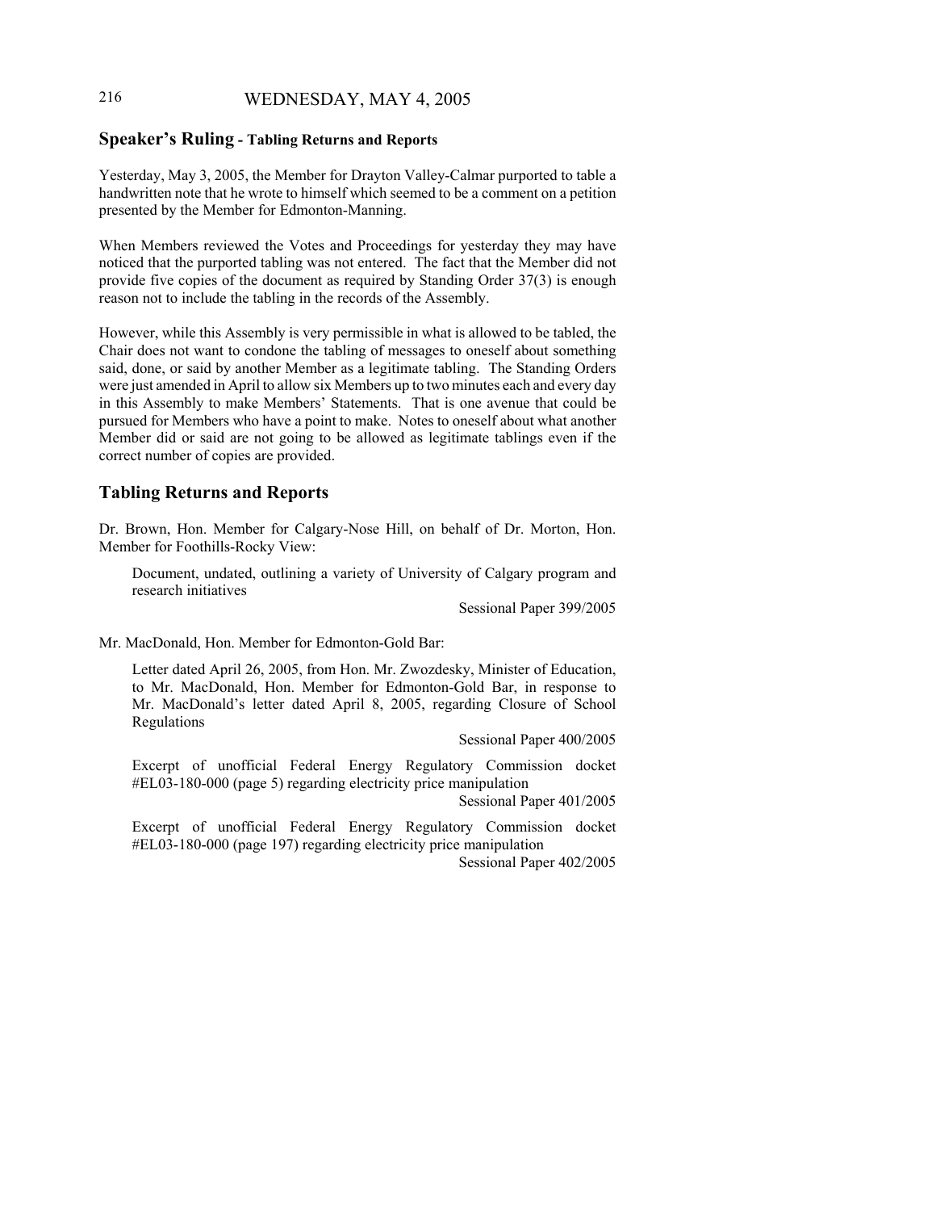## Speaker's Ruling - Tabling Returns and Reports

Yesterday, May 3, 2005, the Member for Drayton Valley-Calmar purported to table a handwritten note that he wrote to himself which seemed to be a comment on a petition presented by the Member for Edmonton-Manning.

When Members reviewed the Votes and Proceedings for yesterday they may have noticed that the purported tabling was not entered. The fact that the Member did not provide five copies of the document as required by Standing Order 37(3) is enough reason not to include the tabling in the records of the Assembly.

However, while this Assembly is very permissible in what is allowed to be tabled, the Chair does not want to condone the tabling of messages to oneself about something said, done, or said by another Member as a legitimate tabling. The Standing Orders were just amended in April to allow six Members up to two minutes each and every day in this Assembly to make Members' Statements. That is one avenue that could be pursued for Members who have a point to make. Notes to oneself about what another Member did or said are not going to be allowed as legitimate tablings even if the correct number of copies are provided.

## Tabling Returns and Reports

Dr. Brown, Hon. Member for Calgary-Nose Hill, on behalf of Dr. Morton, Hon. Member for Foothills-Rocky View:

> Document, undated, outlining a variety of University of Calgary program and research initiatives
>
> Sessional Paper 399/2005

Mr. MacDonald, Hon. Member for Edmonton-Gold Bar:

> Letter dated April 26, 2005, from Hon. Mr. Zwozdesky, Minister of Education, to Mr. MacDonald, Hon. Member for Edmonton-Gold Bar, in response to Mr. MacDonald's letter dated April 8, 2005, regarding Closure of School Regulations
>
> Sessional Paper 400/2005
>
> Excerpt of unofficial Federal Energy Regulatory Commission docket #EL03-180-000 (page 5) regarding electricity price manipulation
>
> Sessional Paper 401/2005
>
> Excerpt of unofficial Federal Energy Regulatory Commission docket #EL03-180-000 (page 197) regarding electricity price manipulation
>
> Sessional Paper 402/2005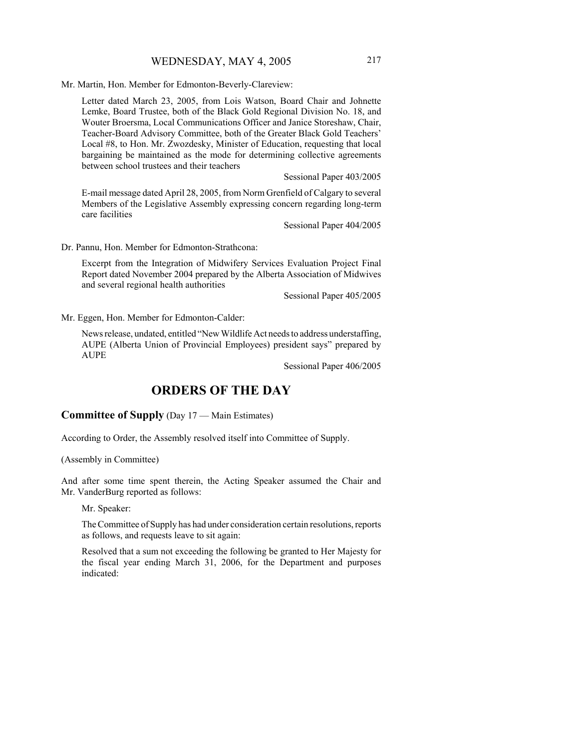Mr. Martin, Hon. Member for Edmonton-Beverly-Clareview:

Letter dated March 23, 2005, from Lois Watson, Board Chair and Johnette Lemke, Board Trustee, both of the Black Gold Regional Division No. 18, and Wouter Broersma, Local Communications Officer and Janice Storeshaw, Chair, Teacher-Board Advisory Committee, both of the Greater Black Gold Teachers' Local #8, to Hon. Mr. Zwozdesky, Minister of Education, requesting that local bargaining be maintained as the mode for determining collective agreements between school trustees and their teachers

Sessional Paper 403/2005

E-mail message dated April 28, 2005, from Norm Grenfield of Calgary to several Members of the Legislative Assembly expressing concern regarding long-term care facilities

Sessional Paper 404/2005

Dr. Pannu, Hon. Member for Edmonton-Strathcona:

Excerpt from the Integration of Midwifery Services Evaluation Project Final Report dated November 2004 prepared by the Alberta Association of Midwives and several regional health authorities

Sessional Paper 405/2005

Mr. Eggen, Hon. Member for Edmonton-Calder:

News release, undated, entitled "New Wildlife Act needs to address understaffing, AUPE (Alberta Union of Provincial Employees) president says" prepared by AUPE

Sessional Paper 406/2005

## ORDERS OF THE DAY

### Committee of Supply (Day 17 — Main Estimates)

According to Order, the Assembly resolved itself into Committee of Supply.

(Assembly in Committee)

And after some time spent therein, the Acting Speaker assumed the Chair and Mr. VanderBurg reported as follows:

Mr. Speaker:

The Committee of Supply has had under consideration certain resolutions, reports as follows, and requests leave to sit again:

Resolved that a sum not exceeding the following be granted to Her Majesty for the fiscal year ending March 31, 2006, for the Department and purposes indicated: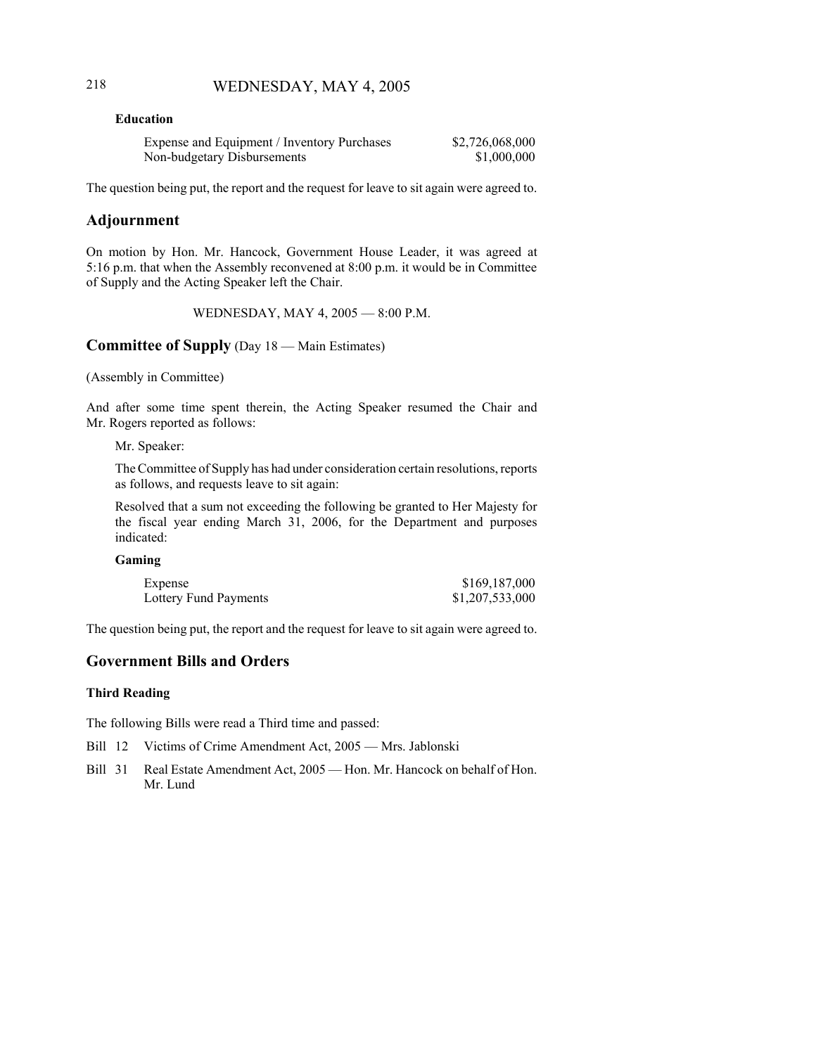**Education**

| | |
|---|---|
| Expense and Equipment / Inventory Purchases | $2,726,068,000 |
| Non-budgetary Disbursements | $1,000,000 |

The question being put, the report and the request for leave to sit again were agreed to.

## Adjournment

On motion by Hon. Mr. Hancock, Government House Leader, it was agreed at 5:16 p.m. that when the Assembly reconvened at 8:00 p.m. it would be in Committee of Supply and the Acting Speaker left the Chair.

WEDNESDAY, MAY 4, 2005 — 8:00 P.M.

## Committee of Supply (Day 18 — Main Estimates)

(Assembly in Committee)

And after some time spent therein, the Acting Speaker resumed the Chair and Mr. Rogers reported as follows:

Mr. Speaker:

The Committee of Supply has had under consideration certain resolutions, reports as follows, and requests leave to sit again:

Resolved that a sum not exceeding the following be granted to Her Majesty for the fiscal year ending March 31, 2006, for the Department and purposes indicated:

**Gaming**

| | |
|---|---|
| Expense | $169,187,000 |
| Lottery Fund Payments | $1,207,533,000 |

The question being put, the report and the request for leave to sit again were agreed to.

## Government Bills and Orders

### Third Reading

The following Bills were read a Third time and passed:

- Bill 12 Victims of Crime Amendment Act, 2005 — Mrs. Jablonski
- Bill 31 Real Estate Amendment Act, 2005 — Hon. Mr. Hancock on behalf of Hon. Mr. Lund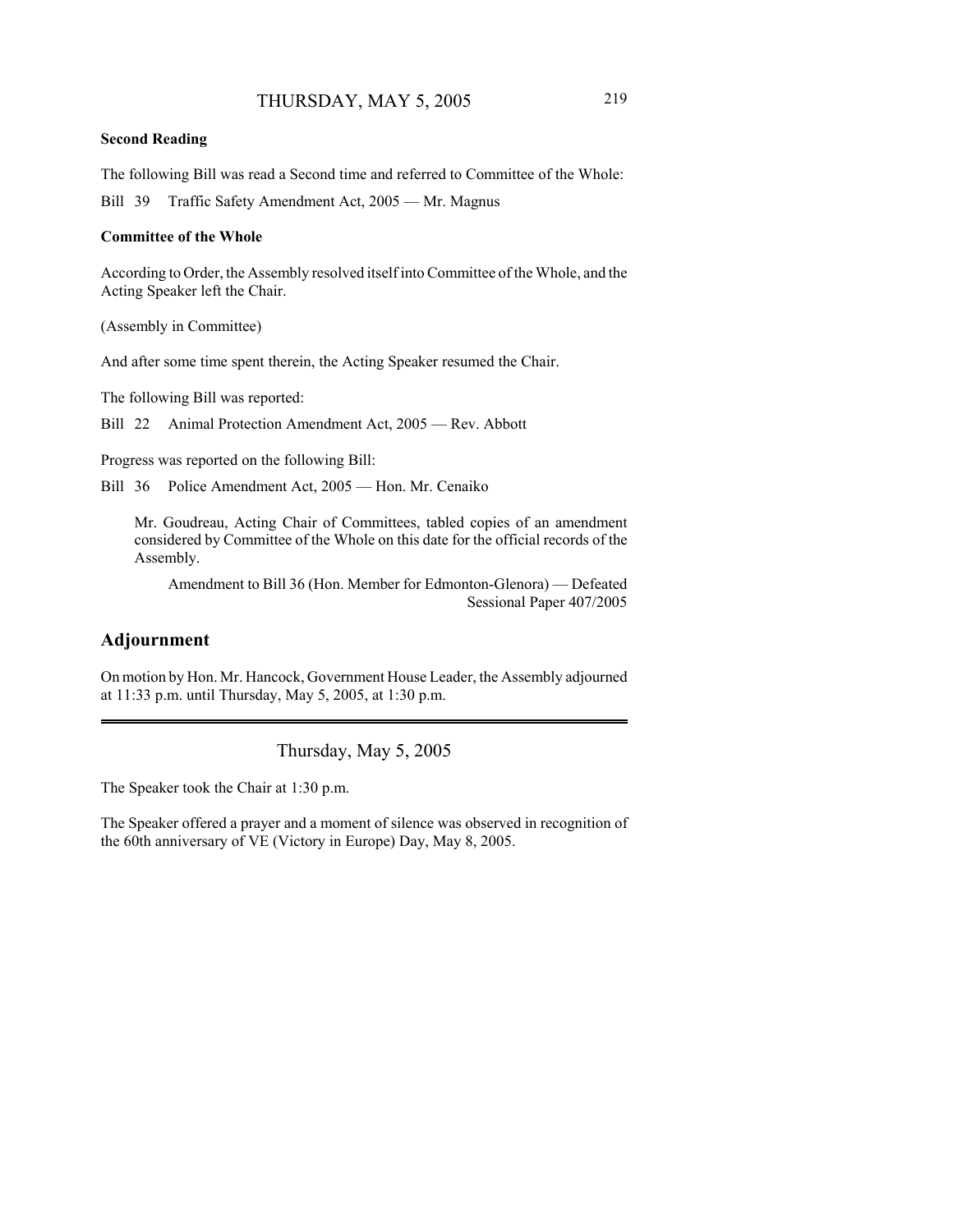**Second Reading**

The following Bill was read a Second time and referred to Committee of the Whole:

Bill 39 Traffic Safety Amendment Act, 2005 — Mr. Magnus

**Committee of the Whole**

According to Order, the Assembly resolved itself into Committee of the Whole, and the Acting Speaker left the Chair.

(Assembly in Committee)

And after some time spent therein, the Acting Speaker resumed the Chair.

The following Bill was reported:

Bill 22 Animal Protection Amendment Act, 2005 — Rev. Abbott

Progress was reported on the following Bill:

Bill 36 Police Amendment Act, 2005 — Hon. Mr. Cenaiko

Mr. Goudreau, Acting Chair of Committees, tabled copies of an amendment considered by Committee of the Whole on this date for the official records of the Assembly.

Amendment to Bill 36 (Hon. Member for Edmonton-Glenora) — Defeated
Sessional Paper 407/2005

## Adjournment

On motion by Hon. Mr. Hancock, Government House Leader, the Assembly adjourned at 11:33 p.m. until Thursday, May 5, 2005, at 1:30 p.m.

---

Thursday, May 5, 2005

The Speaker took the Chair at 1:30 p.m.

The Speaker offered a prayer and a moment of silence was observed in recognition of the 60th anniversary of VE (Victory in Europe) Day, May 8, 2005.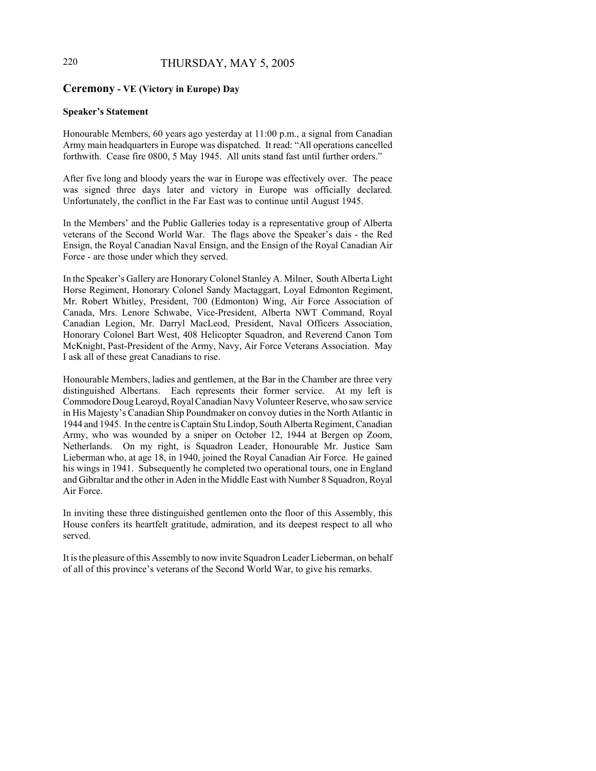## **Ceremony** - VE (Victory in Europe) Day

### Speaker's Statement

Honourable Members, 60 years ago yesterday at 11:00 p.m., a signal from Canadian Army main headquarters in Europe was dispatched. It read: "All operations cancelled forthwith. Cease fire 0800, 5 May 1945. All units stand fast until further orders."

After five long and bloody years the war in Europe was effectively over. The peace was signed three days later and victory in Europe was officially declared. Unfortunately, the conflict in the Far East was to continue until August 1945.

In the Members' and the Public Galleries today is a representative group of Alberta veterans of the Second World War. The flags above the Speaker's dais - the Red Ensign, the Royal Canadian Naval Ensign, and the Ensign of the Royal Canadian Air Force - are those under which they served.

In the Speaker's Gallery are Honorary Colonel Stanley A. Milner, South Alberta Light Horse Regiment, Honorary Colonel Sandy Mactaggart, Loyal Edmonton Regiment, Mr. Robert Whitley, President, 700 (Edmonton) Wing, Air Force Association of Canada, Mrs. Lenore Schwabe, Vice-President, Alberta NWT Command, Royal Canadian Legion, Mr. Darryl MacLeod, President, Naval Officers Association, Honorary Colonel Bart West, 408 Helicopter Squadron, and Reverend Canon Tom McKnight, Past-President of the Army, Navy, Air Force Veterans Association. May I ask all of these great Canadians to rise.

Honourable Members, ladies and gentlemen, at the Bar in the Chamber are three very distinguished Albertans. Each represents their former service. At my left is Commodore Doug Learoyd, Royal Canadian Navy Volunteer Reserve, who saw service in His Majesty's Canadian Ship Poundmaker on convoy duties in the North Atlantic in 1944 and 1945. In the centre is Captain Stu Lindop, South Alberta Regiment, Canadian Army, who was wounded by a sniper on October 12, 1944 at Bergen op Zoom, Netherlands. On my right, is Squadron Leader, Honourable Mr. Justice Sam Lieberman who, at age 18, in 1940, joined the Royal Canadian Air Force. He gained his wings in 1941. Subsequently he completed two operational tours, one in England and Gibraltar and the other in Aden in the Middle East with Number 8 Squadron, Royal Air Force.

In inviting these three distinguished gentlemen onto the floor of this Assembly, this House confers its heartfelt gratitude, admiration, and its deepest respect to all who served.

It is the pleasure of this Assembly to now invite Squadron Leader Lieberman, on behalf of all of this province's veterans of the Second World War, to give his remarks.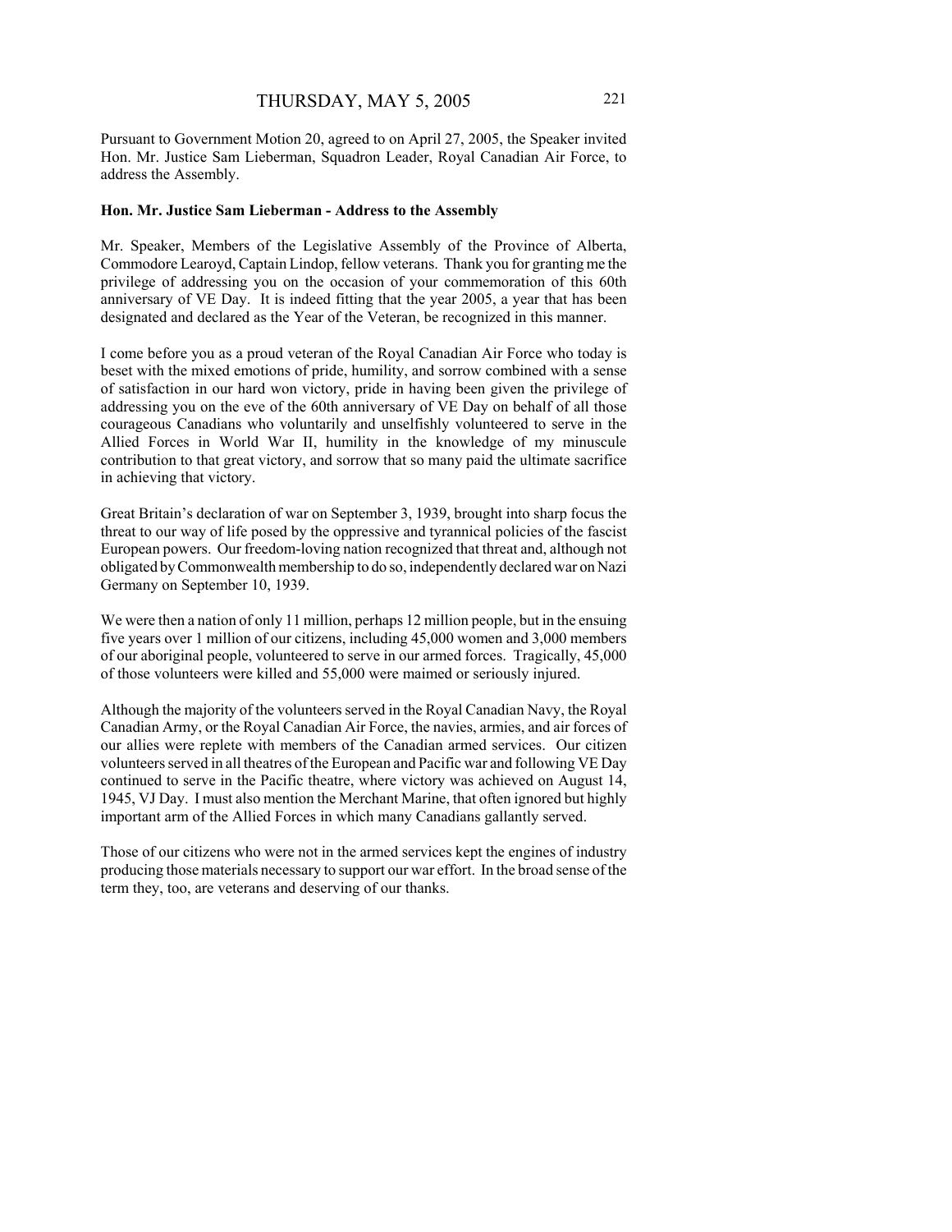Pursuant to Government Motion 20, agreed to on April 27, 2005, the Speaker invited Hon. Mr. Justice Sam Lieberman, Squadron Leader, Royal Canadian Air Force, to address the Assembly.

**Hon. Mr. Justice Sam Lieberman - Address to the Assembly**

Mr. Speaker, Members of the Legislative Assembly of the Province of Alberta, Commodore Learoyd, Captain Lindop, fellow veterans. Thank you for granting me the privilege of addressing you on the occasion of your commemoration of this 60th anniversary of VE Day. It is indeed fitting that the year 2005, a year that has been designated and declared as the Year of the Veteran, be recognized in this manner.

I come before you as a proud veteran of the Royal Canadian Air Force who today is beset with the mixed emotions of pride, humility, and sorrow combined with a sense of satisfaction in our hard won victory, pride in having been given the privilege of addressing you on the eve of the 60th anniversary of VE Day on behalf of all those courageous Canadians who voluntarily and unselfishly volunteered to serve in the Allied Forces in World War II, humility in the knowledge of my minuscule contribution to that great victory, and sorrow that so many paid the ultimate sacrifice in achieving that victory.

Great Britain's declaration of war on September 3, 1939, brought into sharp focus the threat to our way of life posed by the oppressive and tyrannical policies of the fascist European powers. Our freedom-loving nation recognized that threat and, although not obligated by Commonwealth membership to do so, independently declared war on Nazi Germany on September 10, 1939.

We were then a nation of only 11 million, perhaps 12 million people, but in the ensuing five years over 1 million of our citizens, including 45,000 women and 3,000 members of our aboriginal people, volunteered to serve in our armed forces. Tragically, 45,000 of those volunteers were killed and 55,000 were maimed or seriously injured.

Although the majority of the volunteers served in the Royal Canadian Navy, the Royal Canadian Army, or the Royal Canadian Air Force, the navies, armies, and air forces of our allies were replete with members of the Canadian armed services. Our citizen volunteers served in all theatres of the European and Pacific war and following VE Day continued to serve in the Pacific theatre, where victory was achieved on August 14, 1945, VJ Day. I must also mention the Merchant Marine, that often ignored but highly important arm of the Allied Forces in which many Canadians gallantly served.

Those of our citizens who were not in the armed services kept the engines of industry producing those materials necessary to support our war effort. In the broad sense of the term they, too, are veterans and deserving of our thanks.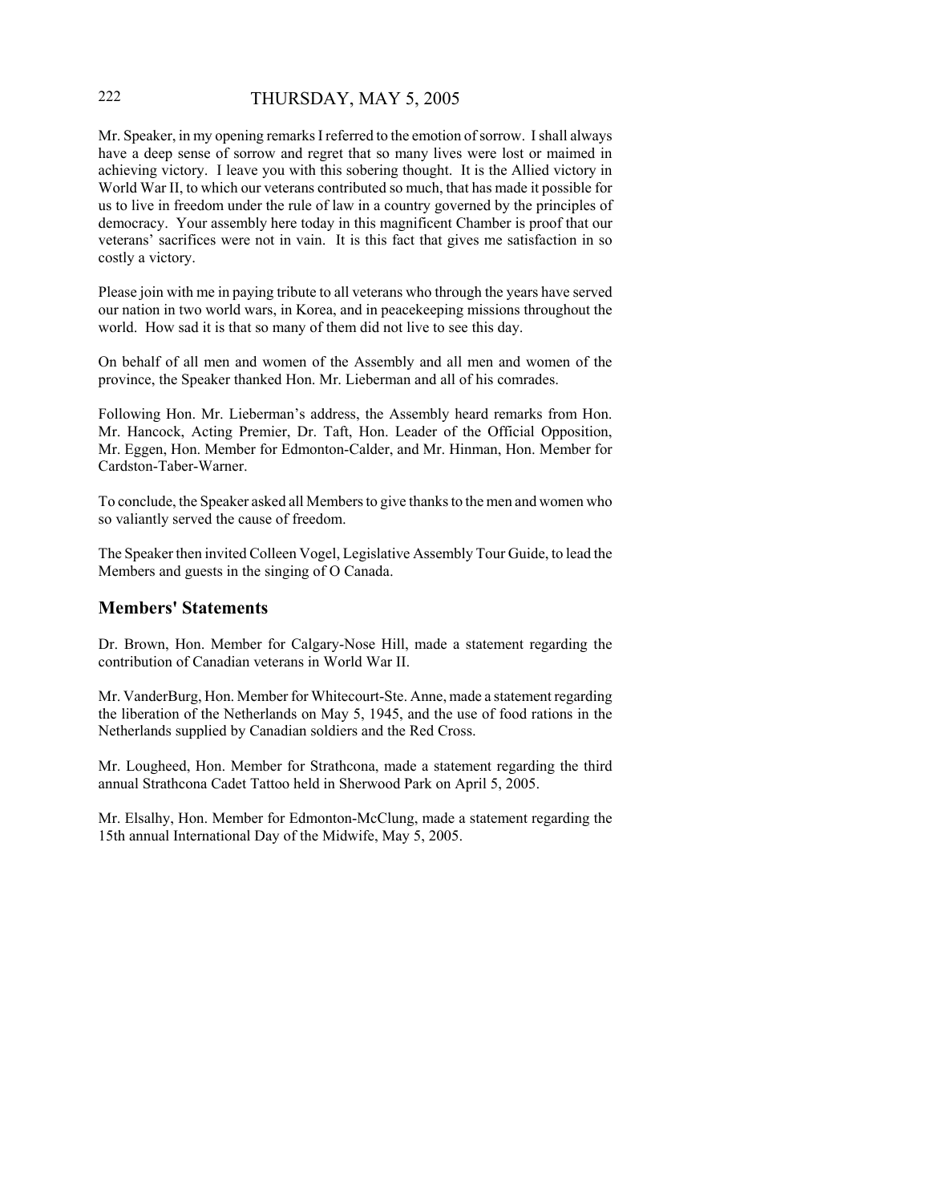Mr. Speaker, in my opening remarks I referred to the emotion of sorrow. I shall always have a deep sense of sorrow and regret that so many lives were lost or maimed in achieving victory. I leave you with this sobering thought. It is the Allied victory in World War II, to which our veterans contributed so much, that has made it possible for us to live in freedom under the rule of law in a country governed by the principles of democracy. Your assembly here today in this magnificent Chamber is proof that our veterans' sacrifices were not in vain. It is this fact that gives me satisfaction in so costly a victory.

Please join with me in paying tribute to all veterans who through the years have served our nation in two world wars, in Korea, and in peacekeeping missions throughout the world. How sad it is that so many of them did not live to see this day.

On behalf of all men and women of the Assembly and all men and women of the province, the Speaker thanked Hon. Mr. Lieberman and all of his comrades.

Following Hon. Mr. Lieberman's address, the Assembly heard remarks from Hon. Mr. Hancock, Acting Premier, Dr. Taft, Hon. Leader of the Official Opposition, Mr. Eggen, Hon. Member for Edmonton-Calder, and Mr. Hinman, Hon. Member for Cardston-Taber-Warner.

To conclude, the Speaker asked all Members to give thanks to the men and women who so valiantly served the cause of freedom.

The Speaker then invited Colleen Vogel, Legislative Assembly Tour Guide, to lead the Members and guests in the singing of O Canada.

## Members' Statements

Dr. Brown, Hon. Member for Calgary-Nose Hill, made a statement regarding the contribution of Canadian veterans in World War II.

Mr. VanderBurg, Hon. Member for Whitecourt-Ste. Anne, made a statement regarding the liberation of the Netherlands on May 5, 1945, and the use of food rations in the Netherlands supplied by Canadian soldiers and the Red Cross.

Mr. Lougheed, Hon. Member for Strathcona, made a statement regarding the third annual Strathcona Cadet Tattoo held in Sherwood Park on April 5, 2005.

Mr. Elsalhy, Hon. Member for Edmonton-McClung, made a statement regarding the 15th annual International Day of the Midwife, May 5, 2005.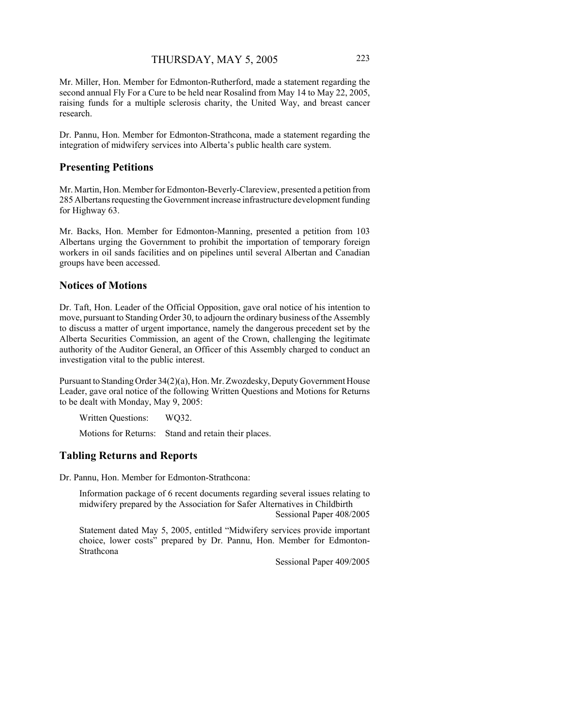Mr. Miller, Hon. Member for Edmonton-Rutherford, made a statement regarding the second annual Fly For a Cure to be held near Rosalind from May 14 to May 22, 2005, raising funds for a multiple sclerosis charity, the United Way, and breast cancer research.

Dr. Pannu, Hon. Member for Edmonton-Strathcona, made a statement regarding the integration of midwifery services into Alberta's public health care system.

## Presenting Petitions

Mr. Martin, Hon. Member for Edmonton-Beverly-Clareview, presented a petition from 285 Albertans requesting the Government increase infrastructure development funding for Highway 63.

Mr. Backs, Hon. Member for Edmonton-Manning, presented a petition from 103 Albertans urging the Government to prohibit the importation of temporary foreign workers in oil sands facilities and on pipelines until several Albertan and Canadian groups have been accessed.

## Notices of Motions

Dr. Taft, Hon. Leader of the Official Opposition, gave oral notice of his intention to move, pursuant to Standing Order 30, to adjourn the ordinary business of the Assembly to discuss a matter of urgent importance, namely the dangerous precedent set by the Alberta Securities Commission, an agent of the Crown, challenging the legitimate authority of the Auditor General, an Officer of this Assembly charged to conduct an investigation vital to the public interest.

Pursuant to Standing Order 34(2)(a), Hon. Mr. Zwozdesky, Deputy Government House Leader, gave oral notice of the following Written Questions and Motions for Returns to be dealt with Monday, May 9, 2005:

Written Questions: WQ32.

Motions for Returns: Stand and retain their places.

## Tabling Returns and Reports

Dr. Pannu, Hon. Member for Edmonton-Strathcona:

Information package of 6 recent documents regarding several issues relating to midwifery prepared by the Association for Safer Alternatives in Childbirth
Sessional Paper 408/2005

Statement dated May 5, 2005, entitled "Midwifery services provide important choice, lower costs" prepared by Dr. Pannu, Hon. Member for Edmonton-Strathcona
Sessional Paper 409/2005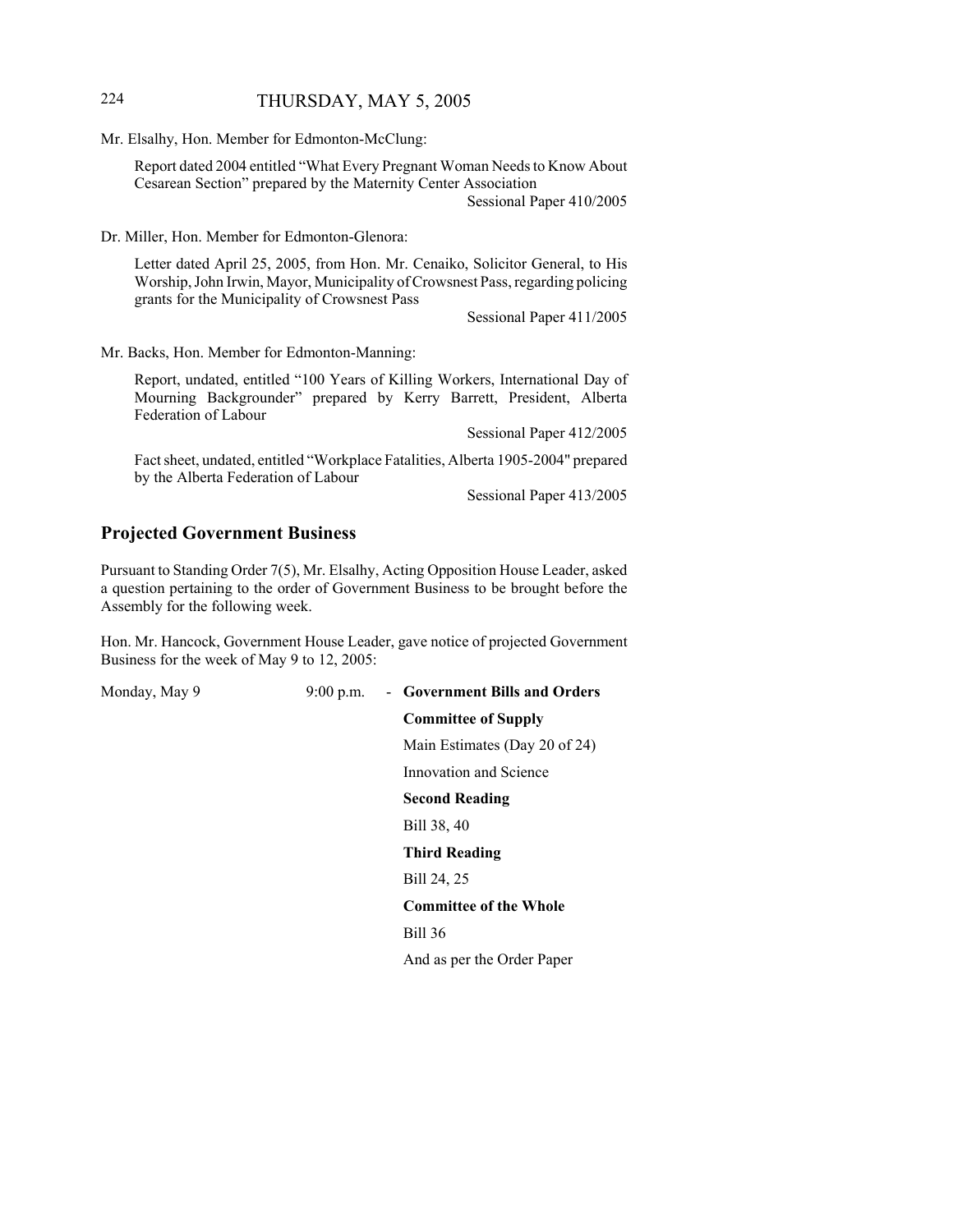Mr. Elsalhy, Hon. Member for Edmonton-McClung:

Report dated 2004 entitled "What Every Pregnant Woman Needs to Know About Cesarean Section" prepared by the Maternity Center Association

Sessional Paper 410/2005

Dr. Miller, Hon. Member for Edmonton-Glenora:

Letter dated April 25, 2005, from Hon. Mr. Cenaiko, Solicitor General, to His Worship, John Irwin, Mayor, Municipality of Crowsnest Pass, regarding policing grants for the Municipality of Crowsnest Pass

Sessional Paper 411/2005

Mr. Backs, Hon. Member for Edmonton-Manning:

Report, undated, entitled "100 Years of Killing Workers, International Day of Mourning Backgrounder" prepared by Kerry Barrett, President, Alberta Federation of Labour

Sessional Paper 412/2005

Fact sheet, undated, entitled "Workplace Fatalities, Alberta 1905-2004" prepared by the Alberta Federation of Labour

Sessional Paper 413/2005

## Projected Government Business

Pursuant to Standing Order 7(5), Mr. Elsalhy, Acting Opposition House Leader, asked a question pertaining to the order of Government Business to be brought before the Assembly for the following week.

Hon. Mr. Hancock, Government House Leader, gave notice of projected Government Business for the week of May 9 to 12, 2005:

| | | |
|---|---|---|
| Monday, May 9 | 9:00 p.m. | - **Government Bills and Orders** |
| | | **Committee of Supply** |
| | | Main Estimates (Day 20 of 24) |
| | | Innovation and Science |
| | | **Second Reading** |
| | | Bill 38, 40 |
| | | **Third Reading** |
| | | Bill 24, 25 |
| | | **Committee of the Whole** |
| | | Bill 36 |
| | | And as per the Order Paper |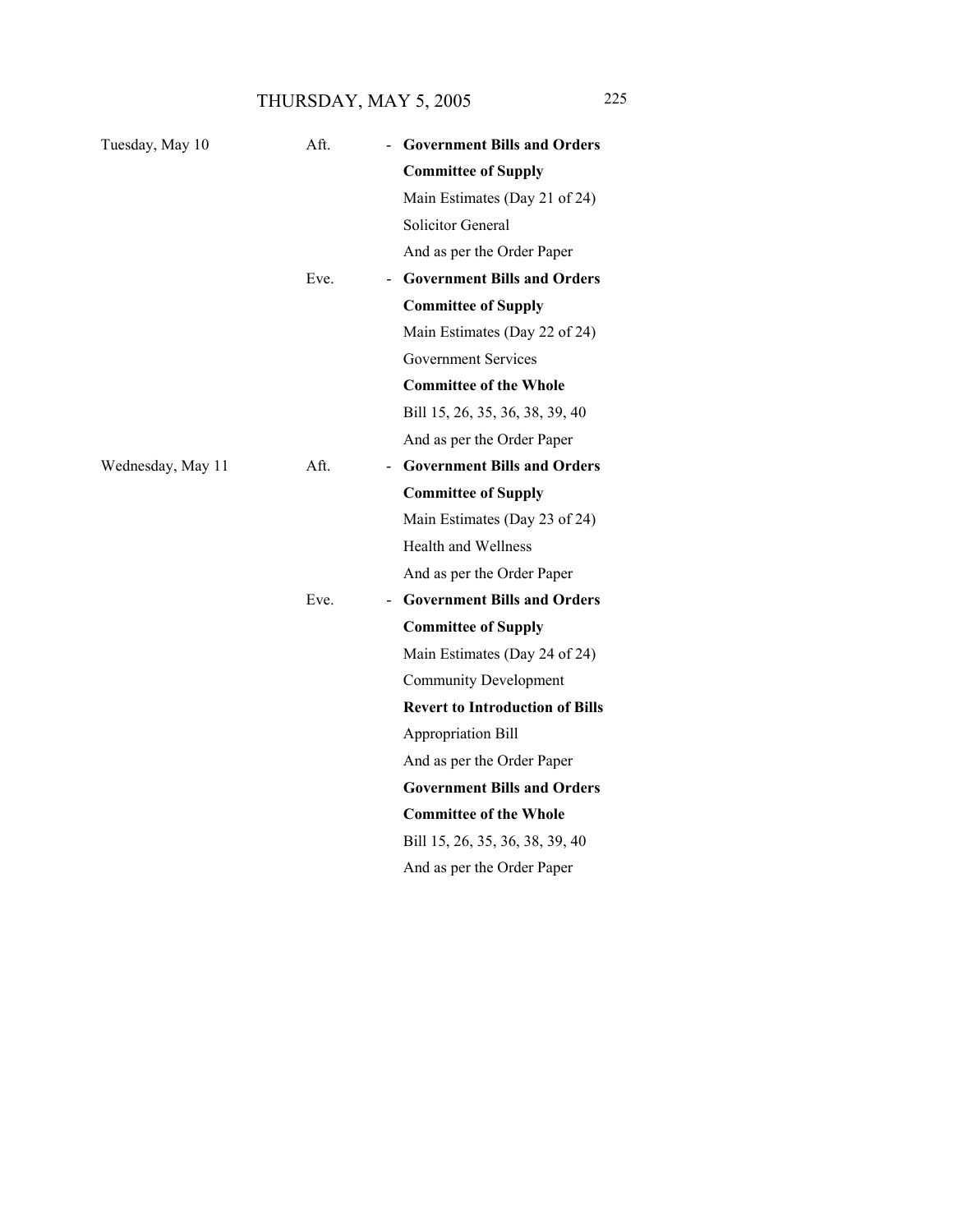| | | | |
|---|---|---|---|
| Tuesday, May 10 | Aft. | - | **Government Bills and Orders** |
| | | | **Committee of Supply** |
| | | | Main Estimates (Day 21 of 24) |
| | | | Solicitor General |
| | | | And as per the Order Paper |
| | Eve. | - | **Government Bills and Orders** |
| | | | **Committee of Supply** |
| | | | Main Estimates (Day 22 of 24) |
| | | | Government Services |
| | | | **Committee of the Whole** |
| | | | Bill 15, 26, 35, 36, 38, 39, 40 |
| | | | And as per the Order Paper |
| Wednesday, May 11 | Aft. | - | **Government Bills and Orders** |
| | | | **Committee of Supply** |
| | | | Main Estimates (Day 23 of 24) |
| | | | Health and Wellness |
| | | | And as per the Order Paper |
| | Eve. | - | **Government Bills and Orders** |
| | | | **Committee of Supply** |
| | | | Main Estimates (Day 24 of 24) |
| | | | Community Development |
| | | | **Revert to Introduction of Bills** |
| | | | Appropriation Bill |
| | | | And as per the Order Paper |
| | | | **Government Bills and Orders** |
| | | | **Committee of the Whole** |
| | | | Bill 15, 26, 35, 36, 38, 39, 40 |
| | | | And as per the Order Paper |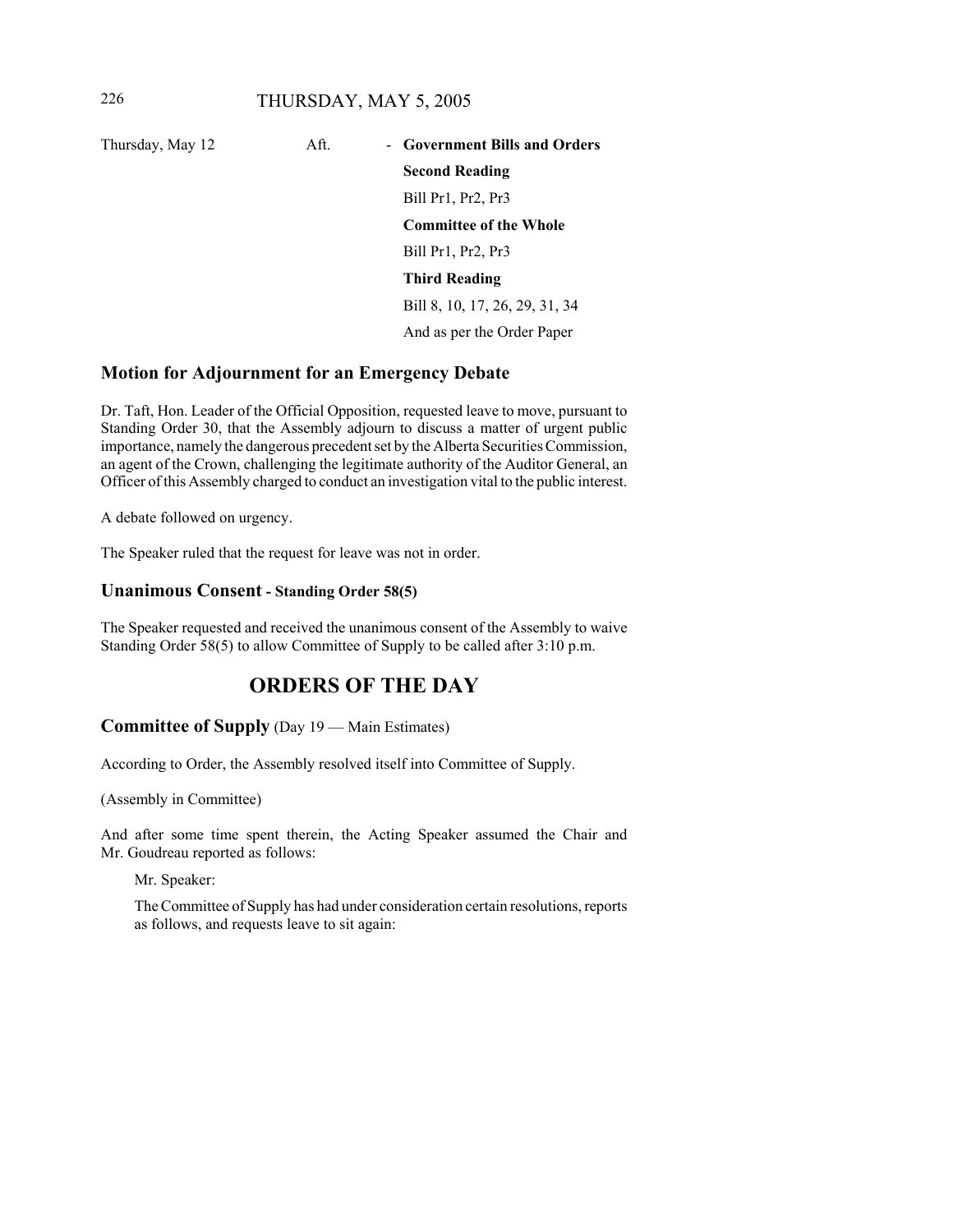| | | |
|---|---|---|
| Thursday, May 12 | Aft. | - **Government Bills and Orders** |
| | | **Second Reading** |
| | | Bill Pr1, Pr2, Pr3 |
| | | **Committee of the Whole** |
| | | Bill Pr1, Pr2, Pr3 |
| | | **Third Reading** |
| | | Bill 8, 10, 17, 26, 29, 31, 34 |
| | | And as per the Order Paper |

### Motion for Adjournment for an Emergency Debate

Dr. Taft, Hon. Leader of the Official Opposition, requested leave to move, pursuant to Standing Order 30, that the Assembly adjourn to discuss a matter of urgent public importance, namely the dangerous precedent set by the Alberta Securities Commission, an agent of the Crown, challenging the legitimate authority of the Auditor General, an Officer of this Assembly charged to conduct an investigation vital to the public interest.

A debate followed on urgency.

The Speaker ruled that the request for leave was not in order.

### Unanimous Consent - Standing Order 58(5)

The Speaker requested and received the unanimous consent of the Assembly to waive Standing Order 58(5) to allow Committee of Supply to be called after 3:10 p.m.

## ORDERS OF THE DAY

### Committee of Supply (Day 19 — Main Estimates)

According to Order, the Assembly resolved itself into Committee of Supply.

(Assembly in Committee)

And after some time spent therein, the Acting Speaker assumed the Chair and Mr. Goudreau reported as follows:

> Mr. Speaker:
>
> The Committee of Supply has had under consideration certain resolutions, reports as follows, and requests leave to sit again: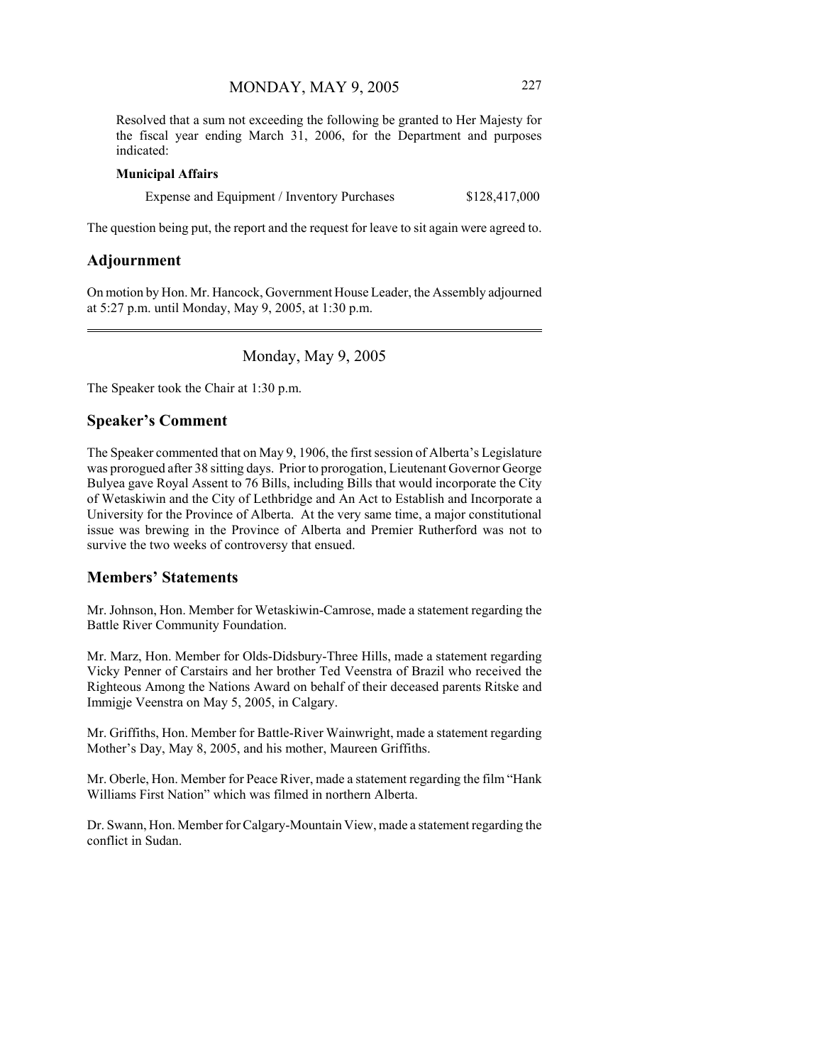Resolved that a sum not exceeding the following be granted to Her Majesty for the fiscal year ending March 31, 2006, for the Department and purposes indicated:

**Municipal Affairs**

| | |
|---|---|
| Expense and Equipment / Inventory Purchases | $128,417,000 |

The question being put, the report and the request for leave to sit again were agreed to.

## Adjournment

On motion by Hon. Mr. Hancock, Government House Leader, the Assembly adjourned at 5:27 p.m. until Monday, May 9, 2005, at 1:30 p.m.

---

# Monday, May 9, 2005

The Speaker took the Chair at 1:30 p.m.

## Speaker's Comment

The Speaker commented that on May 9, 1906, the first session of Alberta's Legislature was prorogued after 38 sitting days. Prior to prorogation, Lieutenant Governor George Bulyea gave Royal Assent to 76 Bills, including Bills that would incorporate the City of Wetaskiwin and the City of Lethbridge and An Act to Establish and Incorporate a University for the Province of Alberta. At the very same time, a major constitutional issue was brewing in the Province of Alberta and Premier Rutherford was not to survive the two weeks of controversy that ensued.

## Members' Statements

Mr. Johnson, Hon. Member for Wetaskiwin-Camrose, made a statement regarding the Battle River Community Foundation.

Mr. Marz, Hon. Member for Olds-Didsbury-Three Hills, made a statement regarding Vicky Penner of Carstairs and her brother Ted Veenstra of Brazil who received the Righteous Among the Nations Award on behalf of their deceased parents Ritske and Immigje Veenstra on May 5, 2005, in Calgary.

Mr. Griffiths, Hon. Member for Battle-River Wainwright, made a statement regarding Mother's Day, May 8, 2005, and his mother, Maureen Griffiths.

Mr. Oberle, Hon. Member for Peace River, made a statement regarding the film "Hank Williams First Nation" which was filmed in northern Alberta.

Dr. Swann, Hon. Member for Calgary-Mountain View, made a statement regarding the conflict in Sudan.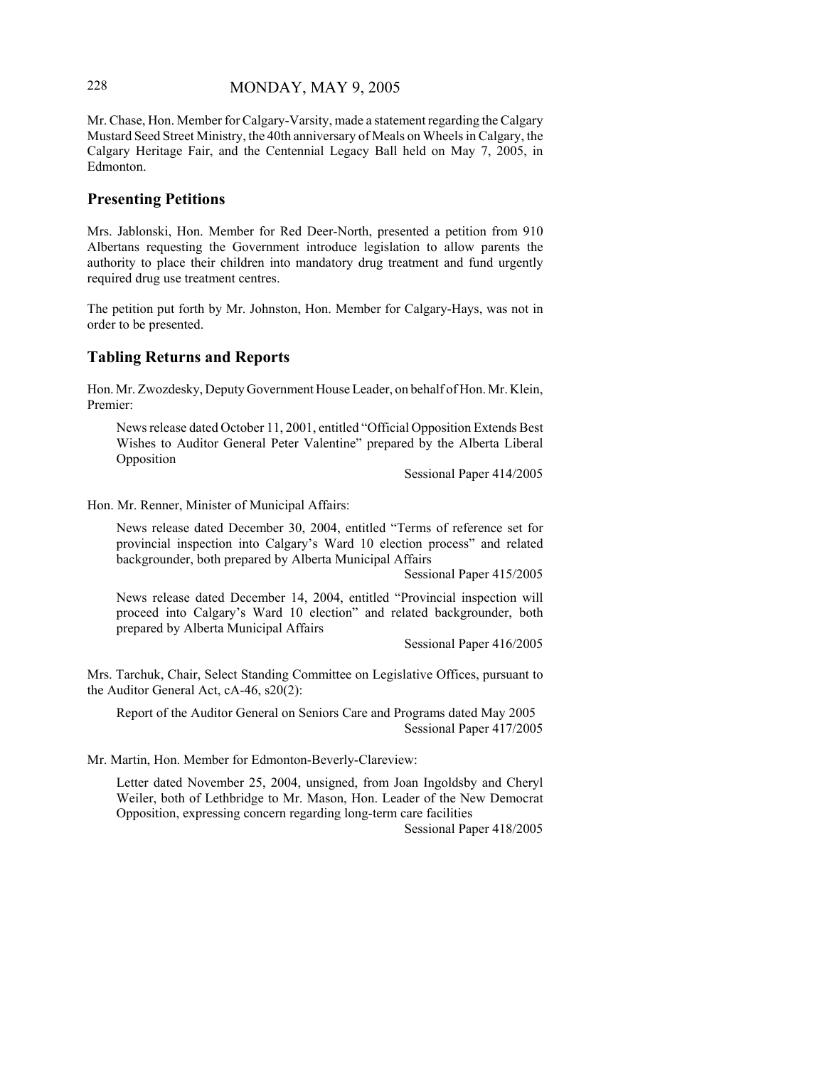Mr. Chase, Hon. Member for Calgary-Varsity, made a statement regarding the Calgary Mustard Seed Street Ministry, the 40th anniversary of Meals on Wheels in Calgary, the Calgary Heritage Fair, and the Centennial Legacy Ball held on May 7, 2005, in Edmonton.

## Presenting Petitions

Mrs. Jablonski, Hon. Member for Red Deer-North, presented a petition from 910 Albertans requesting the Government introduce legislation to allow parents the authority to place their children into mandatory drug treatment and fund urgently required drug use treatment centres.

The petition put forth by Mr. Johnston, Hon. Member for Calgary-Hays, was not in order to be presented.

## Tabling Returns and Reports

Hon. Mr. Zwozdesky, Deputy Government House Leader, on behalf of Hon. Mr. Klein, Premier:

> News release dated October 11, 2001, entitled "Official Opposition Extends Best Wishes to Auditor General Peter Valentine" prepared by the Alberta Liberal Opposition
>
> Sessional Paper 414/2005

Hon. Mr. Renner, Minister of Municipal Affairs:

> News release dated December 30, 2004, entitled "Terms of reference set for provincial inspection into Calgary's Ward 10 election process" and related backgrounder, both prepared by Alberta Municipal Affairs
>
> Sessional Paper 415/2005
>
> News release dated December 14, 2004, entitled "Provincial inspection will proceed into Calgary's Ward 10 election" and related backgrounder, both prepared by Alberta Municipal Affairs
>
> Sessional Paper 416/2005

Mrs. Tarchuk, Chair, Select Standing Committee on Legislative Offices, pursuant to the Auditor General Act, cA-46, s20(2):

> Report of the Auditor General on Seniors Care and Programs dated May 2005
>
> Sessional Paper 417/2005

Mr. Martin, Hon. Member for Edmonton-Beverly-Clareview:

> Letter dated November 25, 2004, unsigned, from Joan Ingoldsby and Cheryl Weiler, both of Lethbridge to Mr. Mason, Hon. Leader of the New Democrat Opposition, expressing concern regarding long-term care facilities
>
> Sessional Paper 418/2005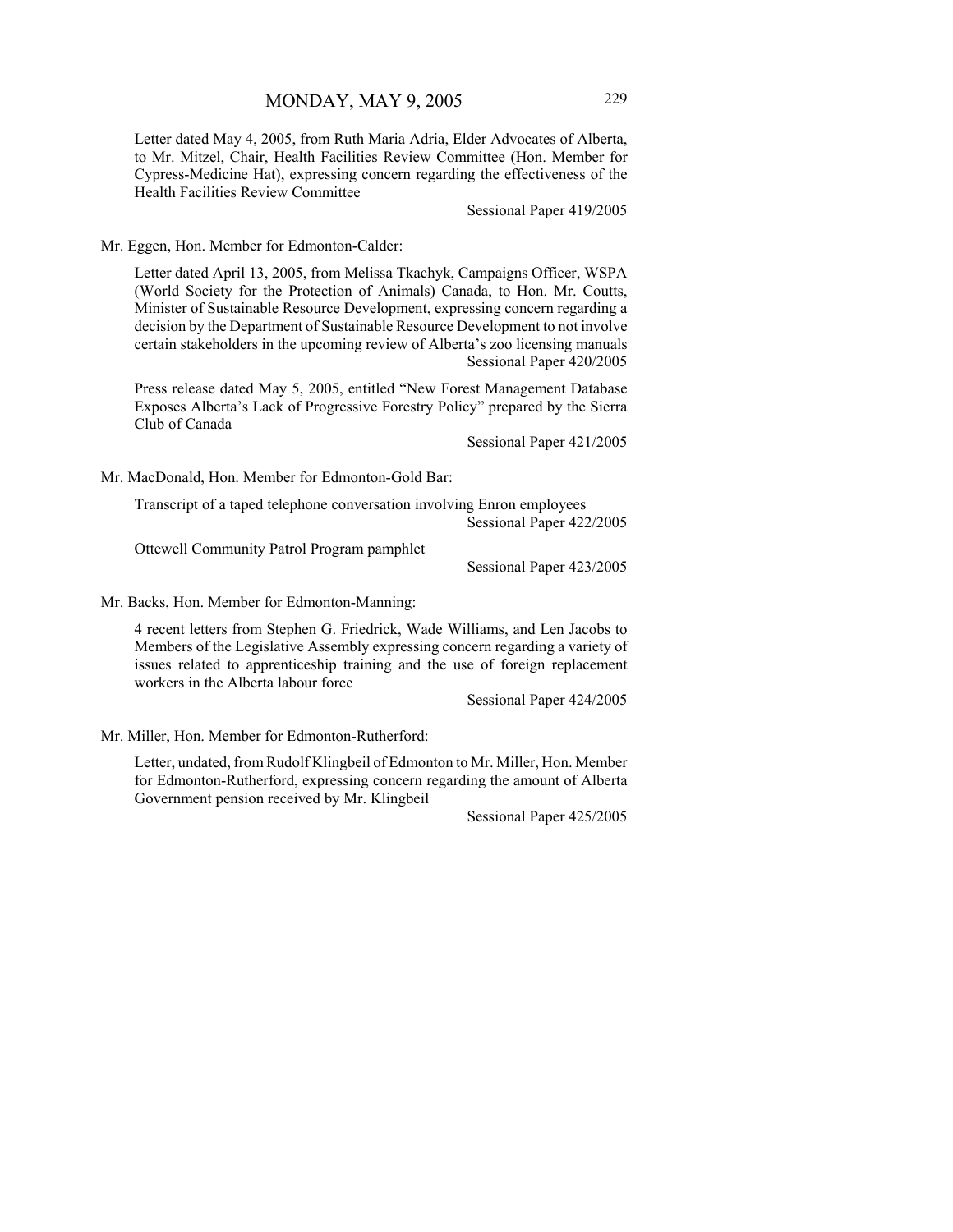Letter dated May 4, 2005, from Ruth Maria Adria, Elder Advocates of Alberta, to Mr. Mitzel, Chair, Health Facilities Review Committee (Hon. Member for Cypress-Medicine Hat), expressing concern regarding the effectiveness of the Health Facilities Review Committee

Sessional Paper 419/2005

Mr. Eggen, Hon. Member for Edmonton-Calder:

Letter dated April 13, 2005, from Melissa Tkachyk, Campaigns Officer, WSPA (World Society for the Protection of Animals) Canada, to Hon. Mr. Coutts, Minister of Sustainable Resource Development, expressing concern regarding a decision by the Department of Sustainable Resource Development to not involve certain stakeholders in the upcoming review of Alberta's zoo licensing manuals

Sessional Paper 420/2005

Press release dated May 5, 2005, entitled "New Forest Management Database Exposes Alberta's Lack of Progressive Forestry Policy" prepared by the Sierra Club of Canada

Sessional Paper 421/2005

Mr. MacDonald, Hon. Member for Edmonton-Gold Bar:

Transcript of a taped telephone conversation involving Enron employees

Sessional Paper 422/2005

Ottewell Community Patrol Program pamphlet

Sessional Paper 423/2005

Mr. Backs, Hon. Member for Edmonton-Manning:

4 recent letters from Stephen G. Friedrick, Wade Williams, and Len Jacobs to Members of the Legislative Assembly expressing concern regarding a variety of issues related to apprenticeship training and the use of foreign replacement workers in the Alberta labour force

Sessional Paper 424/2005

Mr. Miller, Hon. Member for Edmonton-Rutherford:

Letter, undated, from Rudolf Klingbeil of Edmonton to Mr. Miller, Hon. Member for Edmonton-Rutherford, expressing concern regarding the amount of Alberta Government pension received by Mr. Klingbeil

Sessional Paper 425/2005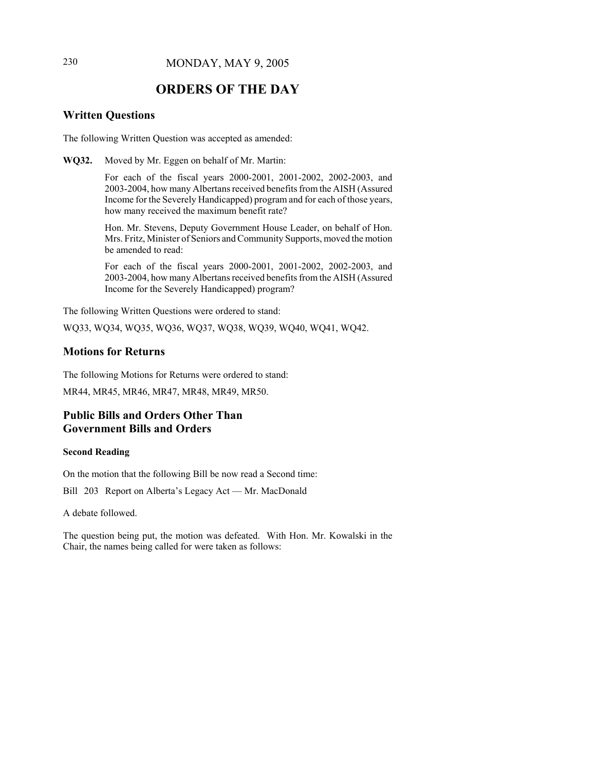# ORDERS OF THE DAY

## Written Questions

The following Written Question was accepted as amended:

**WQ32.** Moved by Mr. Eggen on behalf of Mr. Martin:

> For each of the fiscal years 2000-2001, 2001-2002, 2002-2003, and 2003-2004, how many Albertans received benefits from the AISH (Assured Income for the Severely Handicapped) program and for each of those years, how many received the maximum benefit rate?
>
> Hon. Mr. Stevens, Deputy Government House Leader, on behalf of Hon. Mrs. Fritz, Minister of Seniors and Community Supports, moved the motion be amended to read:
>
> For each of the fiscal years 2000-2001, 2001-2002, 2002-2003, and 2003-2004, how many Albertans received benefits from the AISH (Assured Income for the Severely Handicapped) program?

The following Written Questions were ordered to stand:

WQ33, WQ34, WQ35, WQ36, WQ37, WQ38, WQ39, WQ40, WQ41, WQ42.

## Motions for Returns

The following Motions for Returns were ordered to stand:

MR44, MR45, MR46, MR47, MR48, MR49, MR50.

## Public Bills and Orders Other Than Government Bills and Orders

### Second Reading

On the motion that the following Bill be now read a Second time:

Bill 203 Report on Alberta's Legacy Act — Mr. MacDonald

A debate followed.

The question being put, the motion was defeated. With Hon. Mr. Kowalski in the Chair, the names being called for were taken as follows: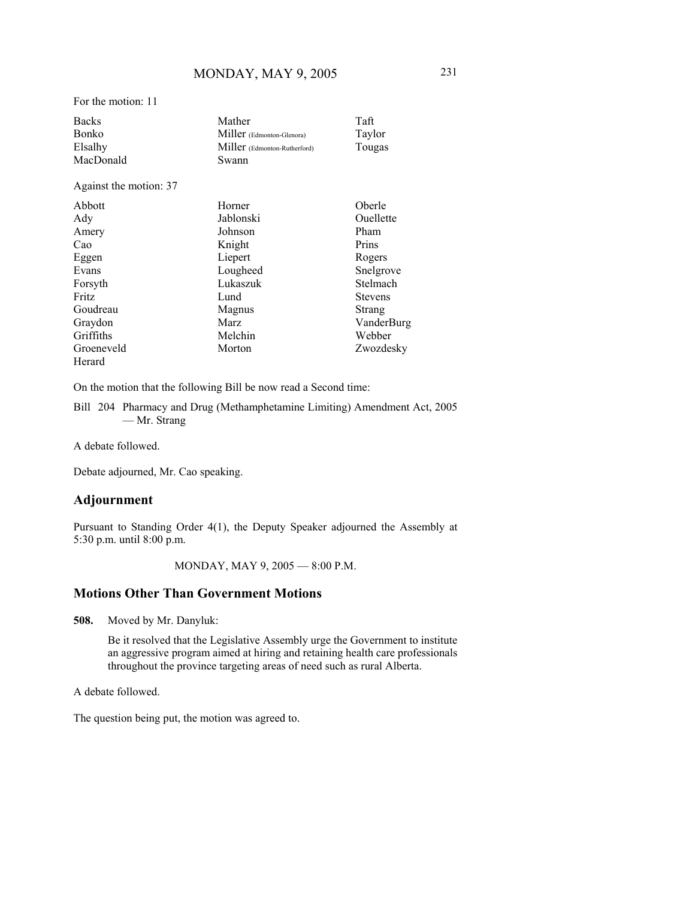For the motion: 11

| | | |
|---|---|---|
| Backs | Mather | Taft |
| Bonko | Miller (Edmonton-Glenora) | Taylor |
| Elsalhy | Miller (Edmonton-Rutherford) | Tougas |
| MacDonald | Swann | |

Against the motion: 37

| | | |
|---|---|---|
| Abbott | Horner | Oberle |
| Ady | Jablonski | Ouellette |
| Amery | Johnson | Pham |
| Cao | Knight | Prins |
| Eggen | Liepert | Rogers |
| Evans | Lougheed | Snelgrove |
| Forsyth | Lukaszuk | Stelmach |
| Fritz | Lund | Stevens |
| Goudreau | Magnus | Strang |
| Graydon | Marz | VanderBurg |
| Griffiths | Melchin | Webber |
| Groeneveld | Morton | Zwozdesky |
| Herard | | |

On the motion that the following Bill be now read a Second time:

Bill 204 Pharmacy and Drug (Methamphetamine Limiting) Amendment Act, 2005 — Mr. Strang

A debate followed.

Debate adjourned, Mr. Cao speaking.

## Adjournment

Pursuant to Standing Order 4(1), the Deputy Speaker adjourned the Assembly at 5:30 p.m. until 8:00 p.m.

MONDAY, MAY 9, 2005 — 8:00 P.M.

## Motions Other Than Government Motions

**508.** Moved by Mr. Danyluk:

Be it resolved that the Legislative Assembly urge the Government to institute an aggressive program aimed at hiring and retaining health care professionals throughout the province targeting areas of need such as rural Alberta.

A debate followed.

The question being put, the motion was agreed to.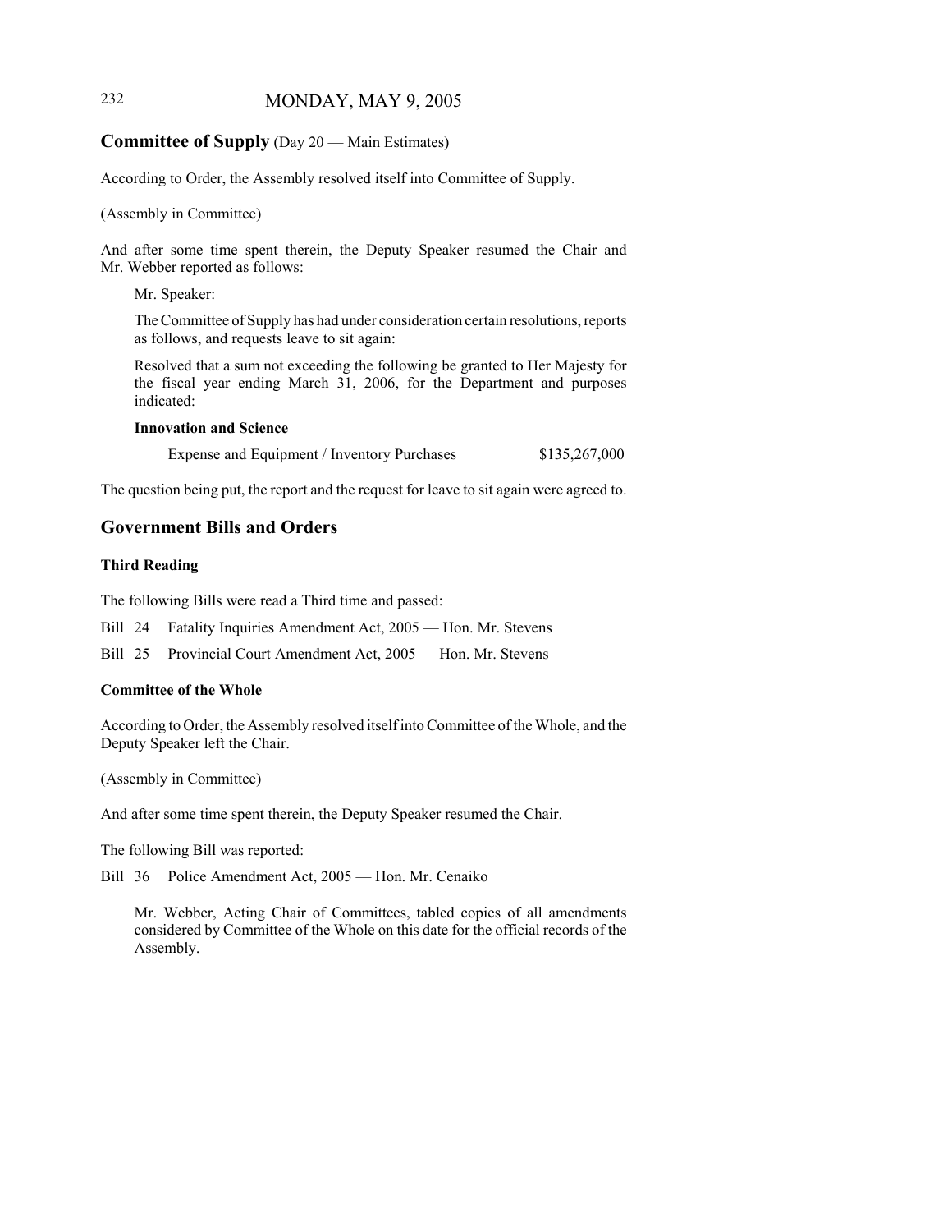## Committee of Supply (Day 20 — Main Estimates)

According to Order, the Assembly resolved itself into Committee of Supply.

(Assembly in Committee)

And after some time spent therein, the Deputy Speaker resumed the Chair and Mr. Webber reported as follows:

Mr. Speaker:

The Committee of Supply has had under consideration certain resolutions, reports as follows, and requests leave to sit again:

Resolved that a sum not exceeding the following be granted to Her Majesty for the fiscal year ending March 31, 2006, for the Department and purposes indicated:

**Innovation and Science**

| | |
|---|---|
| Expense and Equipment / Inventory Purchases | $135,267,000 |

The question being put, the report and the request for leave to sit again were agreed to.

## Government Bills and Orders

### Third Reading

The following Bills were read a Third time and passed:

Bill 24 Fatality Inquiries Amendment Act, 2005 — Hon. Mr. Stevens

Bill 25 Provincial Court Amendment Act, 2005 — Hon. Mr. Stevens

### Committee of the Whole

According to Order, the Assembly resolved itself into Committee of the Whole, and the Deputy Speaker left the Chair.

(Assembly in Committee)

And after some time spent therein, the Deputy Speaker resumed the Chair.

The following Bill was reported:

Bill 36 Police Amendment Act, 2005 — Hon. Mr. Cenaiko

Mr. Webber, Acting Chair of Committees, tabled copies of all amendments considered by Committee of the Whole on this date for the official records of the Assembly.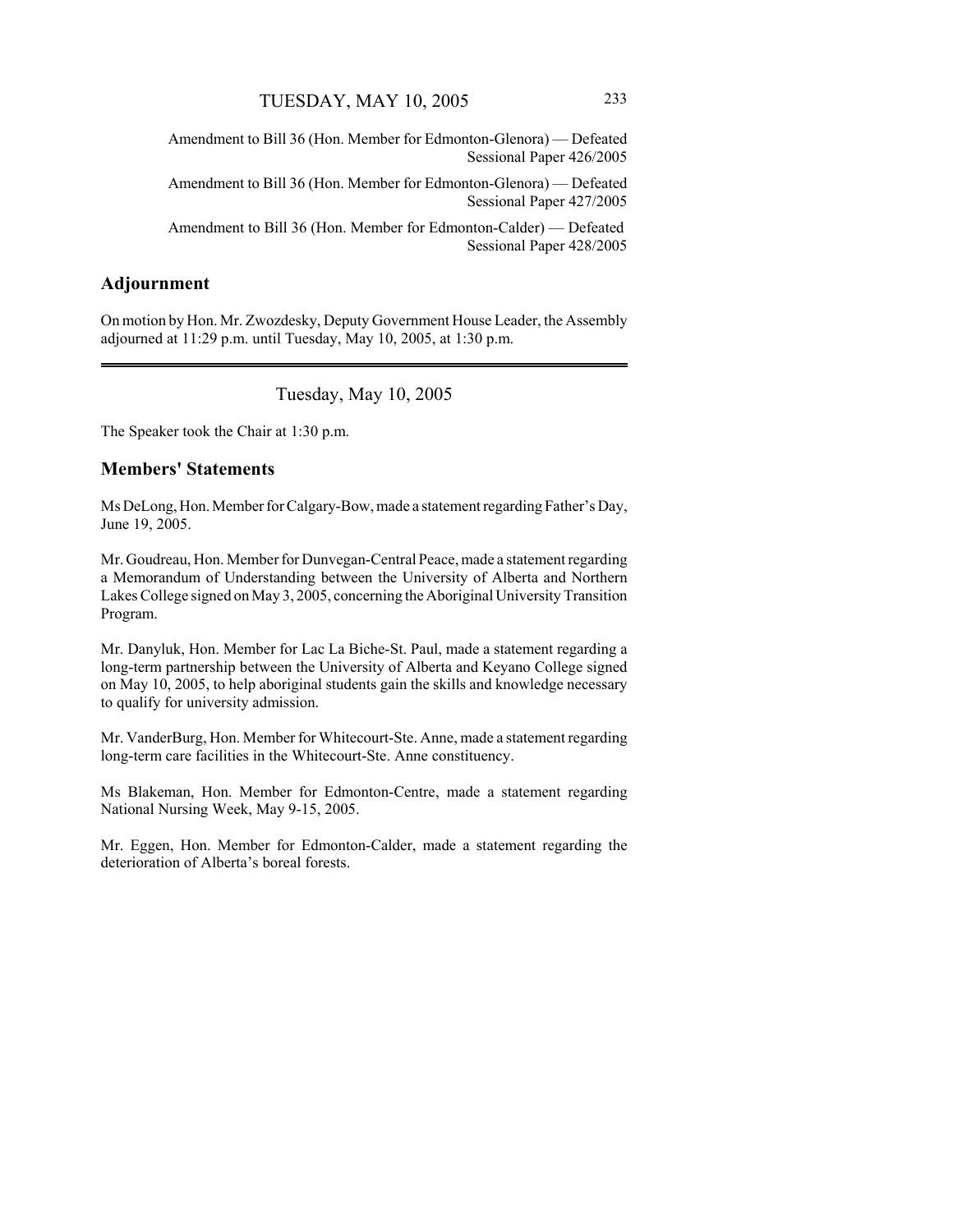Amendment to Bill 36 (Hon. Member for Edmonton-Glenora) — Defeated
Sessional Paper 426/2005

Amendment to Bill 36 (Hon. Member for Edmonton-Glenora) — Defeated
Sessional Paper 427/2005

Amendment to Bill 36 (Hon. Member for Edmonton-Calder) — Defeated
Sessional Paper 428/2005

## Adjournment

On motion by Hon. Mr. Zwozdesky, Deputy Government House Leader, the Assembly adjourned at 11:29 p.m. until Tuesday, May 10, 2005, at 1:30 p.m.

---

Tuesday, May 10, 2005

The Speaker took the Chair at 1:30 p.m.

## Members' Statements

Ms DeLong, Hon. Member for Calgary-Bow, made a statement regarding Father's Day, June 19, 2005.

Mr. Goudreau, Hon. Member for Dunvegan-Central Peace, made a statement regarding a Memorandum of Understanding between the University of Alberta and Northern Lakes College signed on May 3, 2005, concerning the Aboriginal University Transition Program.

Mr. Danyluk, Hon. Member for Lac La Biche-St. Paul, made a statement regarding a long-term partnership between the University of Alberta and Keyano College signed on May 10, 2005, to help aboriginal students gain the skills and knowledge necessary to qualify for university admission.

Mr. VanderBurg, Hon. Member for Whitecourt-Ste. Anne, made a statement regarding long-term care facilities in the Whitecourt-Ste. Anne constituency.

Ms Blakeman, Hon. Member for Edmonton-Centre, made a statement regarding National Nursing Week, May 9-15, 2005.

Mr. Eggen, Hon. Member for Edmonton-Calder, made a statement regarding the deterioration of Alberta's boreal forests.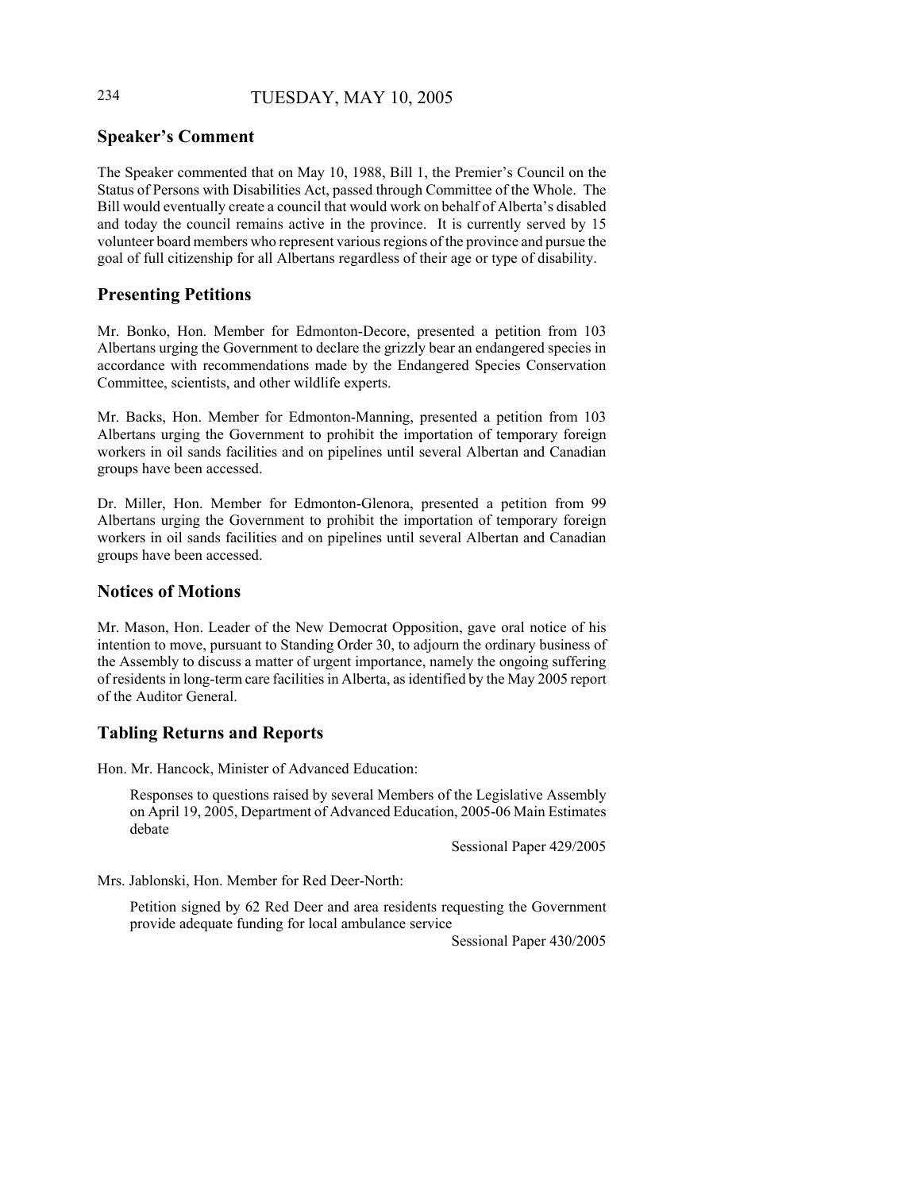## Speaker's Comment

The Speaker commented that on May 10, 1988, Bill 1, the Premier's Council on the Status of Persons with Disabilities Act, passed through Committee of the Whole. The Bill would eventually create a council that would work on behalf of Alberta's disabled and today the council remains active in the province. It is currently served by 15 volunteer board members who represent various regions of the province and pursue the goal of full citizenship for all Albertans regardless of their age or type of disability.

## Presenting Petitions

Mr. Bonko, Hon. Member for Edmonton-Decore, presented a petition from 103 Albertans urging the Government to declare the grizzly bear an endangered species in accordance with recommendations made by the Endangered Species Conservation Committee, scientists, and other wildlife experts.

Mr. Backs, Hon. Member for Edmonton-Manning, presented a petition from 103 Albertans urging the Government to prohibit the importation of temporary foreign workers in oil sands facilities and on pipelines until several Albertan and Canadian groups have been accessed.

Dr. Miller, Hon. Member for Edmonton-Glenora, presented a petition from 99 Albertans urging the Government to prohibit the importation of temporary foreign workers in oil sands facilities and on pipelines until several Albertan and Canadian groups have been accessed.

## Notices of Motions

Mr. Mason, Hon. Leader of the New Democrat Opposition, gave oral notice of his intention to move, pursuant to Standing Order 30, to adjourn the ordinary business of the Assembly to discuss a matter of urgent importance, namely the ongoing suffering of residents in long-term care facilities in Alberta, as identified by the May 2005 report of the Auditor General.

## Tabling Returns and Reports

Hon. Mr. Hancock, Minister of Advanced Education:

> Responses to questions raised by several Members of the Legislative Assembly on April 19, 2005, Department of Advanced Education, 2005-06 Main Estimates debate
>
> Sessional Paper 429/2005

Mrs. Jablonski, Hon. Member for Red Deer-North:

> Petition signed by 62 Red Deer and area residents requesting the Government provide adequate funding for local ambulance service
>
> Sessional Paper 430/2005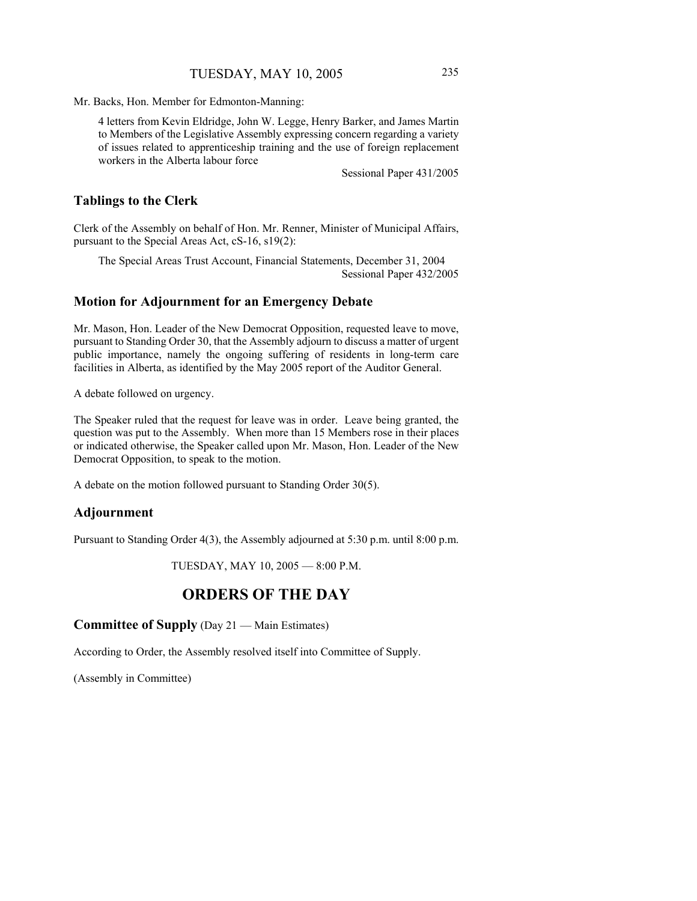Mr. Backs, Hon. Member for Edmonton-Manning:

> 4 letters from Kevin Eldridge, John W. Legge, Henry Barker, and James Martin to Members of the Legislative Assembly expressing concern regarding a variety of issues related to apprenticeship training and the use of foreign replacement workers in the Alberta labour force
>
> Sessional Paper 431/2005

## Tablings to the Clerk

Clerk of the Assembly on behalf of Hon. Mr. Renner, Minister of Municipal Affairs, pursuant to the Special Areas Act, cS-16, s19(2):

> The Special Areas Trust Account, Financial Statements, December 31, 2004
>
> Sessional Paper 432/2005

## Motion for Adjournment for an Emergency Debate

Mr. Mason, Hon. Leader of the New Democrat Opposition, requested leave to move, pursuant to Standing Order 30, that the Assembly adjourn to discuss a matter of urgent public importance, namely the ongoing suffering of residents in long-term care facilities in Alberta, as identified by the May 2005 report of the Auditor General.

A debate followed on urgency.

The Speaker ruled that the request for leave was in order. Leave being granted, the question was put to the Assembly. When more than 15 Members rose in their places or indicated otherwise, the Speaker called upon Mr. Mason, Hon. Leader of the New Democrat Opposition, to speak to the motion.

A debate on the motion followed pursuant to Standing Order 30(5).

## Adjournment

Pursuant to Standing Order 4(3), the Assembly adjourned at 5:30 p.m. until 8:00 p.m.

TUESDAY, MAY 10, 2005 — 8:00 P.M.

# ORDERS OF THE DAY

## Committee of Supply (Day 21 — Main Estimates)

According to Order, the Assembly resolved itself into Committee of Supply.

(Assembly in Committee)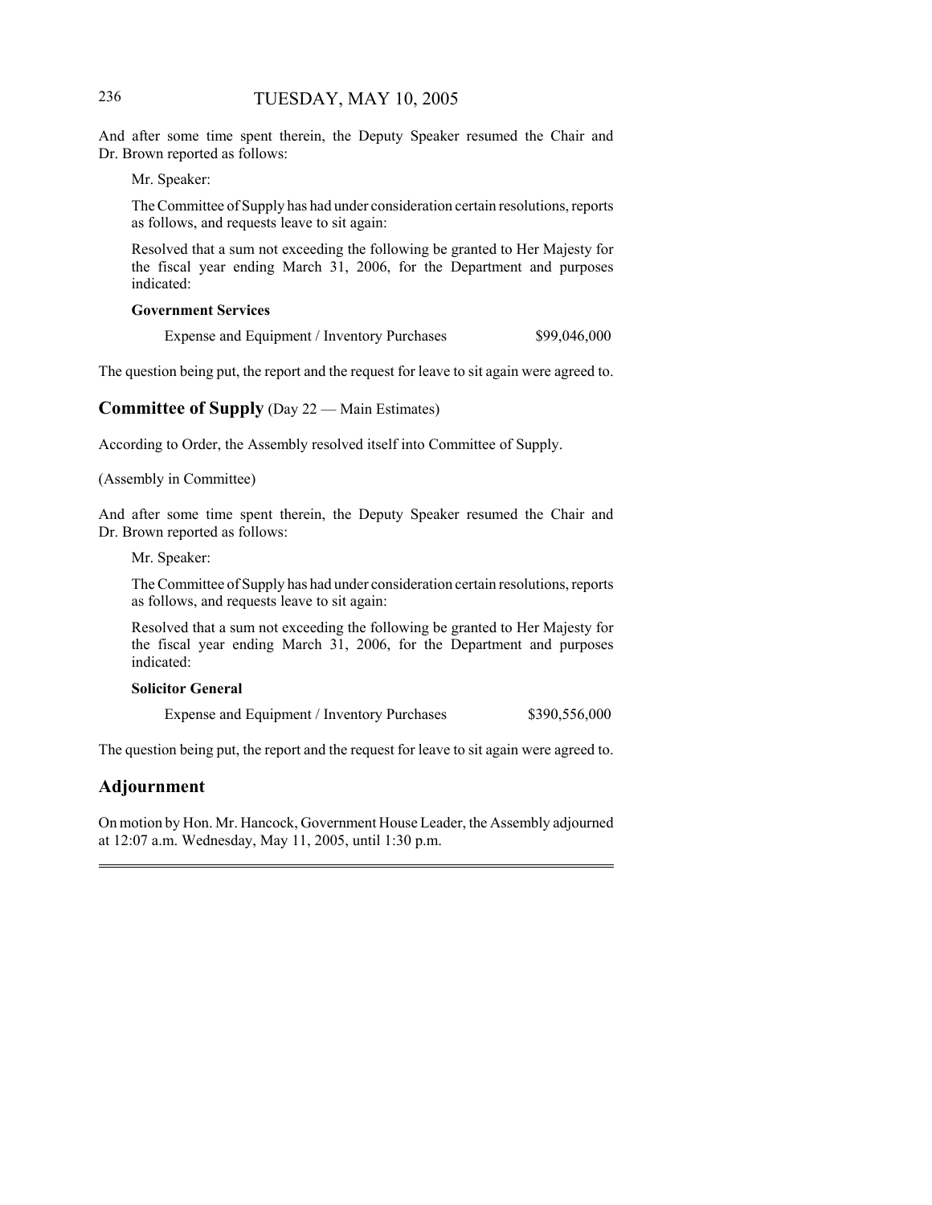And after some time spent therein, the Deputy Speaker resumed the Chair and Dr. Brown reported as follows:

Mr. Speaker:

The Committee of Supply has had under consideration certain resolutions, reports as follows, and requests leave to sit again:

Resolved that a sum not exceeding the following be granted to Her Majesty for the fiscal year ending March 31, 2006, for the Department and purposes indicated:

**Government Services**

| | |
|---|---|
| Expense and Equipment / Inventory Purchases | $99,046,000 |

The question being put, the report and the request for leave to sit again were agreed to.

## Committee of Supply (Day 22 — Main Estimates)

According to Order, the Assembly resolved itself into Committee of Supply.

(Assembly in Committee)

And after some time spent therein, the Deputy Speaker resumed the Chair and Dr. Brown reported as follows:

Mr. Speaker:

The Committee of Supply has had under consideration certain resolutions, reports as follows, and requests leave to sit again:

Resolved that a sum not exceeding the following be granted to Her Majesty for the fiscal year ending March 31, 2006, for the Department and purposes indicated:

**Solicitor General**

| | |
|---|---|
| Expense and Equipment / Inventory Purchases | $390,556,000 |

The question being put, the report and the request for leave to sit again were agreed to.

## Adjournment

On motion by Hon. Mr. Hancock, Government House Leader, the Assembly adjourned at 12:07 a.m. Wednesday, May 11, 2005, until 1:30 p.m.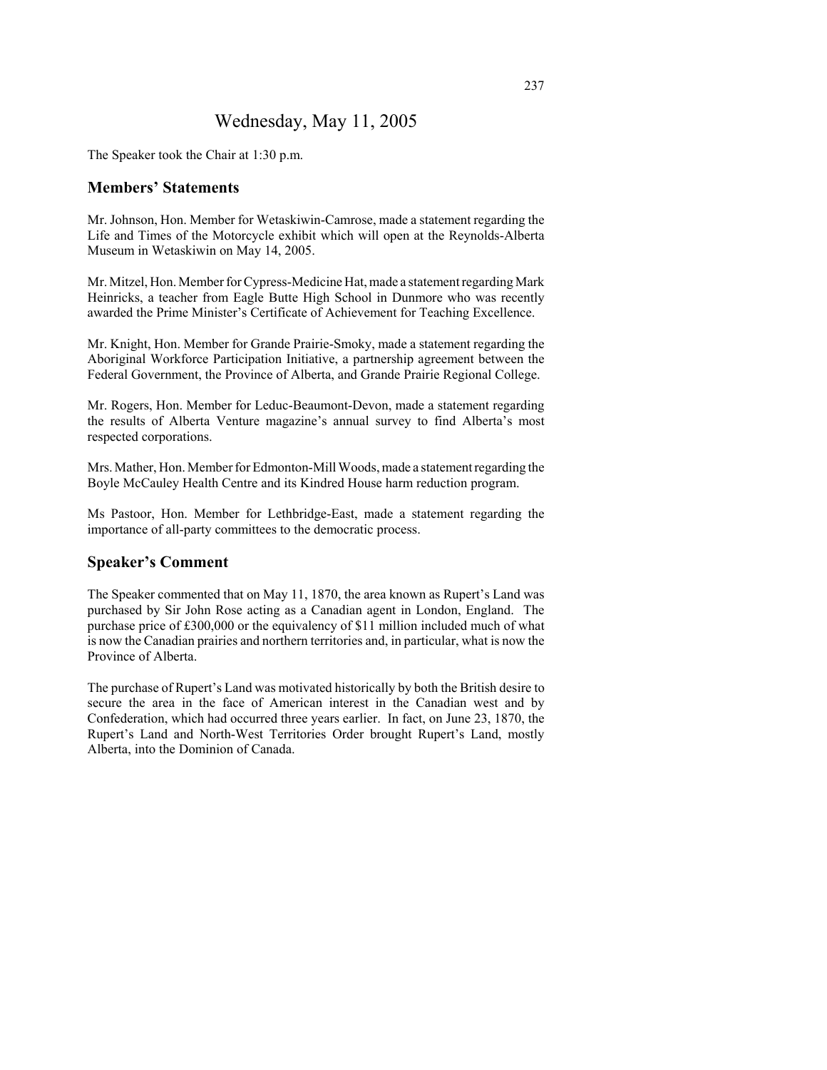# Wednesday, May 11, 2005

The Speaker took the Chair at 1:30 p.m.

## Members' Statements

Mr. Johnson, Hon. Member for Wetaskiwin-Camrose, made a statement regarding the Life and Times of the Motorcycle exhibit which will open at the Reynolds-Alberta Museum in Wetaskiwin on May 14, 2005.

Mr. Mitzel, Hon. Member for Cypress-Medicine Hat, made a statement regarding Mark Heinricks, a teacher from Eagle Butte High School in Dunmore who was recently awarded the Prime Minister's Certificate of Achievement for Teaching Excellence.

Mr. Knight, Hon. Member for Grande Prairie-Smoky, made a statement regarding the Aboriginal Workforce Participation Initiative, a partnership agreement between the Federal Government, the Province of Alberta, and Grande Prairie Regional College.

Mr. Rogers, Hon. Member for Leduc-Beaumont-Devon, made a statement regarding the results of Alberta Venture magazine's annual survey to find Alberta's most respected corporations.

Mrs. Mather, Hon. Member for Edmonton-Mill Woods, made a statement regarding the Boyle McCauley Health Centre and its Kindred House harm reduction program.

Ms Pastoor, Hon. Member for Lethbridge-East, made a statement regarding the importance of all-party committees to the democratic process.

## Speaker's Comment

The Speaker commented that on May 11, 1870, the area known as Rupert's Land was purchased by Sir John Rose acting as a Canadian agent in London, England. The purchase price of £300,000 or the equivalency of $11 million included much of what is now the Canadian prairies and northern territories and, in particular, what is now the Province of Alberta.

The purchase of Rupert's Land was motivated historically by both the British desire to secure the area in the face of American interest in the Canadian west and by Confederation, which had occurred three years earlier. In fact, on June 23, 1870, the Rupert's Land and North-West Territories Order brought Rupert's Land, mostly Alberta, into the Dominion of Canada.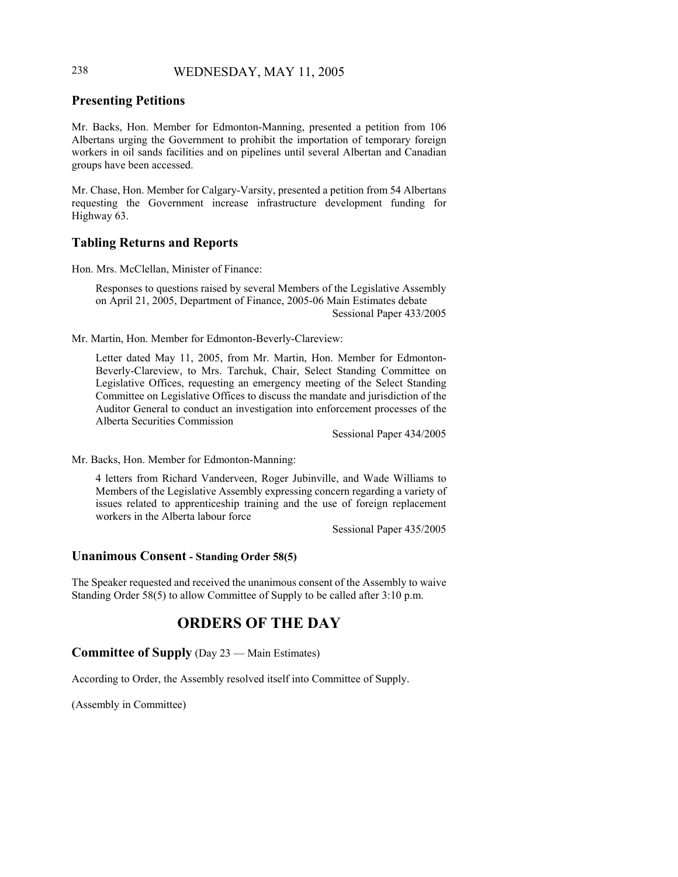## Presenting Petitions

Mr. Backs, Hon. Member for Edmonton-Manning, presented a petition from 106 Albertans urging the Government to prohibit the importation of temporary foreign workers in oil sands facilities and on pipelines until several Albertan and Canadian groups have been accessed.

Mr. Chase, Hon. Member for Calgary-Varsity, presented a petition from 54 Albertans requesting the Government increase infrastructure development funding for Highway 63.

## Tabling Returns and Reports

Hon. Mrs. McClellan, Minister of Finance:

> Responses to questions raised by several Members of the Legislative Assembly on April 21, 2005, Department of Finance, 2005-06 Main Estimates debate
>
> Sessional Paper 433/2005

Mr. Martin, Hon. Member for Edmonton-Beverly-Clareview:

> Letter dated May 11, 2005, from Mr. Martin, Hon. Member for Edmonton-Beverly-Clareview, to Mrs. Tarchuk, Chair, Select Standing Committee on Legislative Offices, requesting an emergency meeting of the Select Standing Committee on Legislative Offices to discuss the mandate and jurisdiction of the Auditor General to conduct an investigation into enforcement processes of the Alberta Securities Commission
>
> Sessional Paper 434/2005

Mr. Backs, Hon. Member for Edmonton-Manning:

> 4 letters from Richard Vanderveen, Roger Jubinville, and Wade Williams to Members of the Legislative Assembly expressing concern regarding a variety of issues related to apprenticeship training and the use of foreign replacement workers in the Alberta labour force
>
> Sessional Paper 435/2005

## Unanimous Consent - Standing Order 58(5)

The Speaker requested and received the unanimous consent of the Assembly to waive Standing Order 58(5) to allow Committee of Supply to be called after 3:10 p.m.

# ORDERS OF THE DAY

## Committee of Supply (Day 23 — Main Estimates)

According to Order, the Assembly resolved itself into Committee of Supply.

(Assembly in Committee)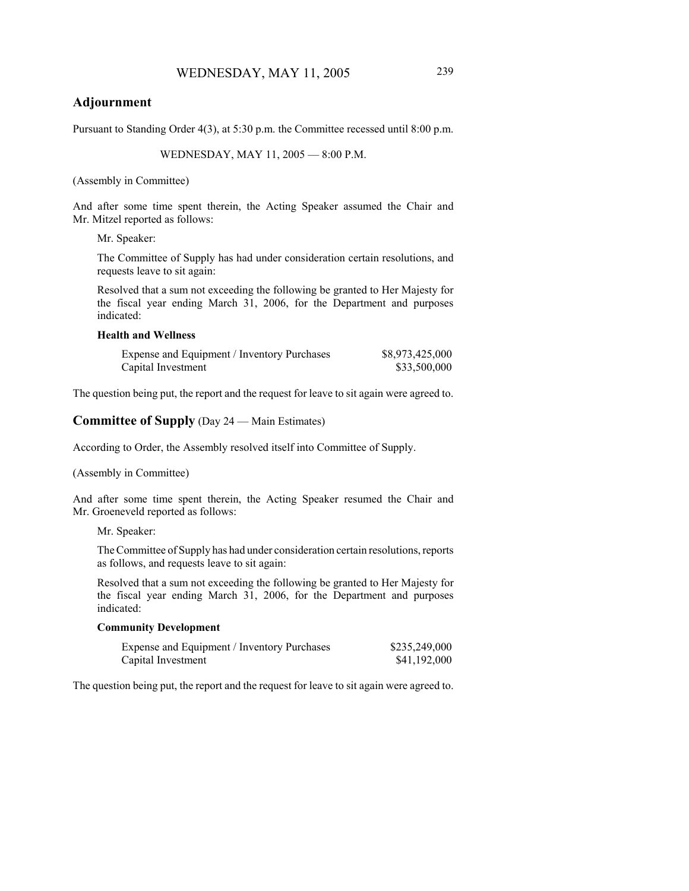## Adjournment

Pursuant to Standing Order 4(3), at 5:30 p.m. the Committee recessed until 8:00 p.m.

WEDNESDAY, MAY 11, 2005 — 8:00 P.M.

(Assembly in Committee)

And after some time spent therein, the Acting Speaker assumed the Chair and Mr. Mitzel reported as follows:

Mr. Speaker:

The Committee of Supply has had under consideration certain resolutions, and requests leave to sit again:

Resolved that a sum not exceeding the following be granted to Her Majesty for the fiscal year ending March 31, 2006, for the Department and purposes indicated:

**Health and Wellness**

| | |
|---|---|
| Expense and Equipment / Inventory Purchases | $8,973,425,000 |
| Capital Investment | $33,500,000 |

The question being put, the report and the request for leave to sit again were agreed to.

## Committee of Supply (Day 24 — Main Estimates)

According to Order, the Assembly resolved itself into Committee of Supply.

(Assembly in Committee)

And after some time spent therein, the Acting Speaker resumed the Chair and Mr. Groeneveld reported as follows:

Mr. Speaker:

The Committee of Supply has had under consideration certain resolutions, reports as follows, and requests leave to sit again:

Resolved that a sum not exceeding the following be granted to Her Majesty for the fiscal year ending March 31, 2006, for the Department and purposes indicated:

**Community Development**

| | |
|---|---|
| Expense and Equipment / Inventory Purchases | $235,249,000 |
| Capital Investment | $41,192,000 |

The question being put, the report and the request for leave to sit again were agreed to.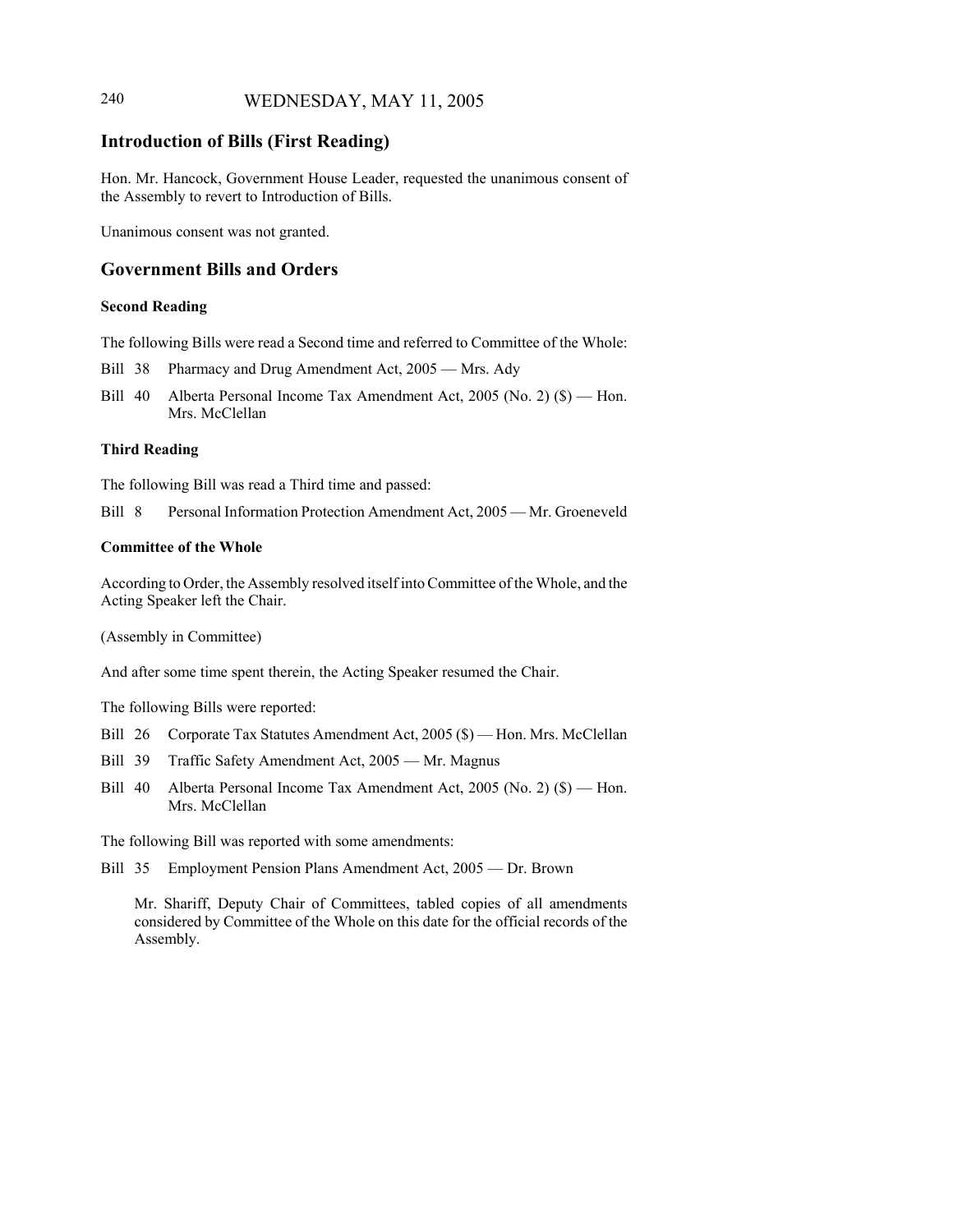## Introduction of Bills (First Reading)

Hon. Mr. Hancock, Government House Leader, requested the unanimous consent of the Assembly to revert to Introduction of Bills.

Unanimous consent was not granted.

## Government Bills and Orders

### Second Reading

The following Bills were read a Second time and referred to Committee of the Whole:

Bill 38 Pharmacy and Drug Amendment Act, 2005 — Mrs. Ady

Bill 40 Alberta Personal Income Tax Amendment Act, 2005 (No. 2) ($) — Hon. Mrs. McClellan

### Third Reading

The following Bill was read a Third time and passed:

Bill 8 Personal Information Protection Amendment Act, 2005 — Mr. Groeneveld

### Committee of the Whole

According to Order, the Assembly resolved itself into Committee of the Whole, and the Acting Speaker left the Chair.

(Assembly in Committee)

And after some time spent therein, the Acting Speaker resumed the Chair.

The following Bills were reported:

Bill 26 Corporate Tax Statutes Amendment Act, 2005 ($) — Hon. Mrs. McClellan

Bill 39 Traffic Safety Amendment Act, 2005 — Mr. Magnus

Bill 40 Alberta Personal Income Tax Amendment Act, 2005 (No. 2) ($) — Hon. Mrs. McClellan

The following Bill was reported with some amendments:

Bill 35 Employment Pension Plans Amendment Act, 2005 — Dr. Brown

Mr. Shariff, Deputy Chair of Committees, tabled copies of all amendments considered by Committee of the Whole on this date for the official records of the Assembly.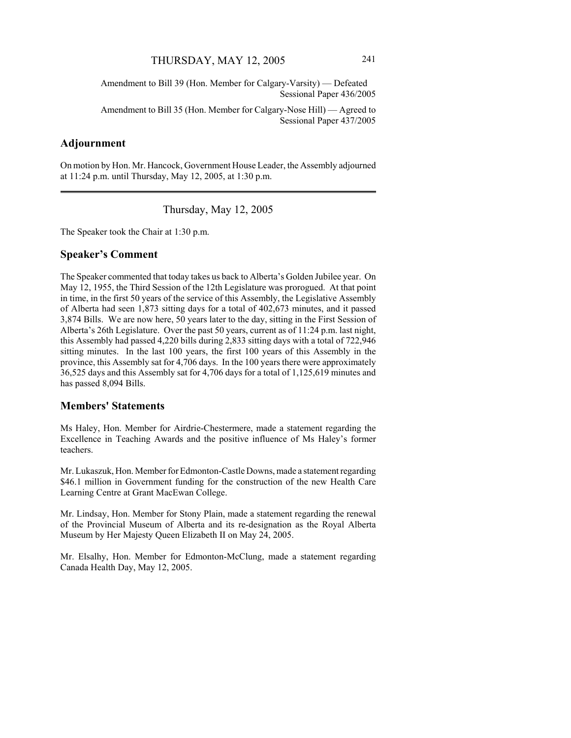Amendment to Bill 39 (Hon. Member for Calgary-Varsity) — Defeated
Sessional Paper 436/2005

Amendment to Bill 35 (Hon. Member for Calgary-Nose Hill) — Agreed to
Sessional Paper 437/2005

## Adjournment

On motion by Hon. Mr. Hancock, Government House Leader, the Assembly adjourned at 11:24 p.m. until Thursday, May 12, 2005, at 1:30 p.m.

---

Thursday, May 12, 2005

The Speaker took the Chair at 1:30 p.m.

## Speaker's Comment

The Speaker commented that today takes us back to Alberta's Golden Jubilee year. On May 12, 1955, the Third Session of the 12th Legislature was prorogued. At that point in time, in the first 50 years of the service of this Assembly, the Legislative Assembly of Alberta had seen 1,873 sitting days for a total of 402,673 minutes, and it passed 3,874 Bills. We are now here, 50 years later to the day, sitting in the First Session of Alberta's 26th Legislature. Over the past 50 years, current as of 11:24 p.m. last night, this Assembly had passed 4,220 bills during 2,833 sitting days with a total of 722,946 sitting minutes. In the last 100 years, the first 100 years of this Assembly in the province, this Assembly sat for 4,706 days. In the 100 years there were approximately 36,525 days and this Assembly sat for 4,706 days for a total of 1,125,619 minutes and has passed 8,094 Bills.

## Members' Statements

Ms Haley, Hon. Member for Airdrie-Chestermere, made a statement regarding the Excellence in Teaching Awards and the positive influence of Ms Haley's former teachers.

Mr. Lukaszuk, Hon. Member for Edmonton-Castle Downs, made a statement regarding $46.1 million in Government funding for the construction of the new Health Care Learning Centre at Grant MacEwan College.

Mr. Lindsay, Hon. Member for Stony Plain, made a statement regarding the renewal of the Provincial Museum of Alberta and its re-designation as the Royal Alberta Museum by Her Majesty Queen Elizabeth II on May 24, 2005.

Mr. Elsalhy, Hon. Member for Edmonton-McClung, made a statement regarding Canada Health Day, May 12, 2005.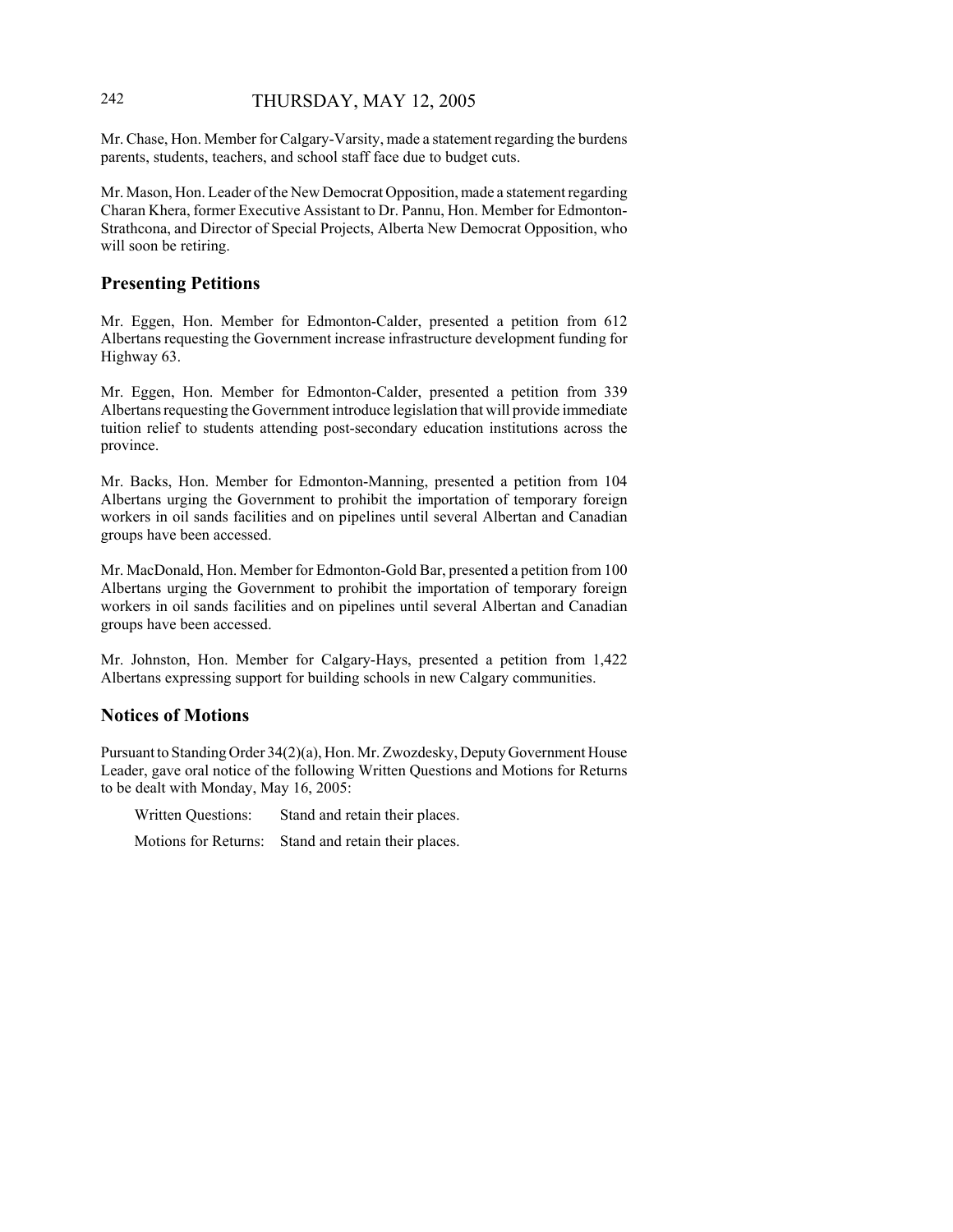Mr. Chase, Hon. Member for Calgary-Varsity, made a statement regarding the burdens parents, students, teachers, and school staff face due to budget cuts.

Mr. Mason, Hon. Leader of the New Democrat Opposition, made a statement regarding Charan Khera, former Executive Assistant to Dr. Pannu, Hon. Member for Edmonton-Strathcona, and Director of Special Projects, Alberta New Democrat Opposition, who will soon be retiring.

## Presenting Petitions

Mr. Eggen, Hon. Member for Edmonton-Calder, presented a petition from 612 Albertans requesting the Government increase infrastructure development funding for Highway 63.

Mr. Eggen, Hon. Member for Edmonton-Calder, presented a petition from 339 Albertans requesting the Government introduce legislation that will provide immediate tuition relief to students attending post-secondary education institutions across the province.

Mr. Backs, Hon. Member for Edmonton-Manning, presented a petition from 104 Albertans urging the Government to prohibit the importation of temporary foreign workers in oil sands facilities and on pipelines until several Albertan and Canadian groups have been accessed.

Mr. MacDonald, Hon. Member for Edmonton-Gold Bar, presented a petition from 100 Albertans urging the Government to prohibit the importation of temporary foreign workers in oil sands facilities and on pipelines until several Albertan and Canadian groups have been accessed.

Mr. Johnston, Hon. Member for Calgary-Hays, presented a petition from 1,422 Albertans expressing support for building schools in new Calgary communities.

## Notices of Motions

Pursuant to Standing Order 34(2)(a), Hon. Mr. Zwozdesky, Deputy Government House Leader, gave oral notice of the following Written Questions and Motions for Returns to be dealt with Monday, May 16, 2005:

Written Questions: Stand and retain their places.

Motions for Returns: Stand and retain their places.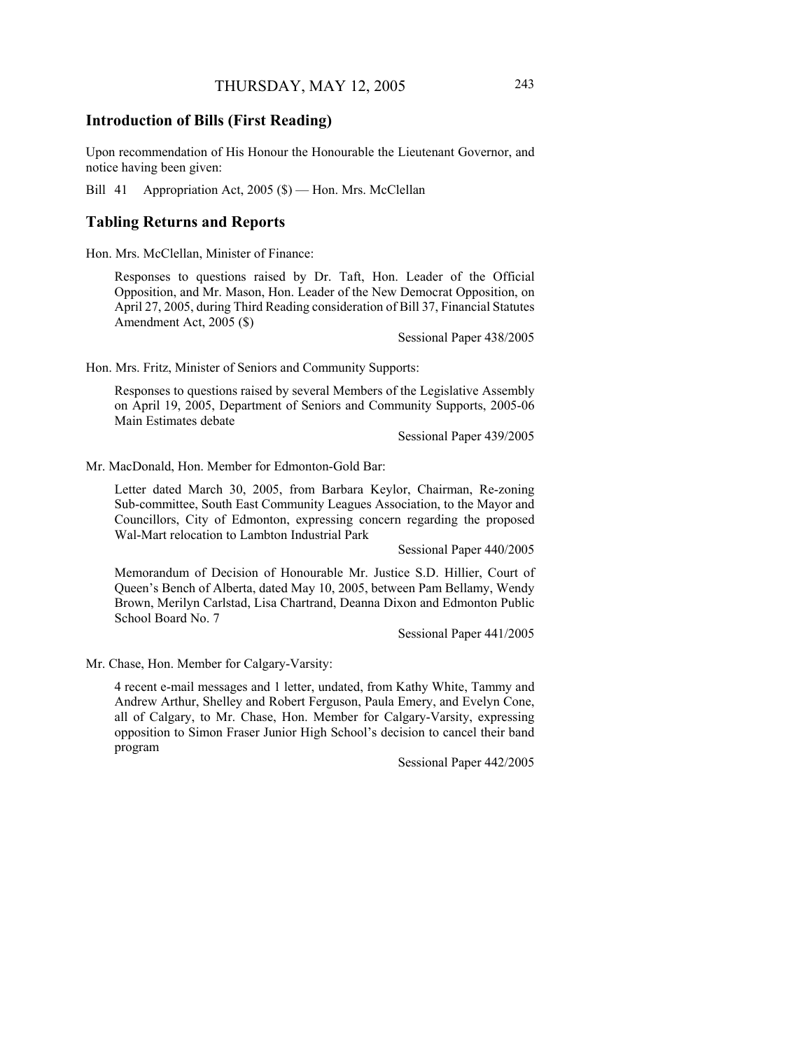## Introduction of Bills (First Reading)

Upon recommendation of His Honour the Honourable the Lieutenant Governor, and notice having been given:

Bill 41 Appropriation Act, 2005 ($) — Hon. Mrs. McClellan

## Tabling Returns and Reports

Hon. Mrs. McClellan, Minister of Finance:

> Responses to questions raised by Dr. Taft, Hon. Leader of the Official Opposition, and Mr. Mason, Hon. Leader of the New Democrat Opposition, on April 27, 2005, during Third Reading consideration of Bill 37, Financial Statutes Amendment Act, 2005 ($)
>
> Sessional Paper 438/2005

Hon. Mrs. Fritz, Minister of Seniors and Community Supports:

> Responses to questions raised by several Members of the Legislative Assembly on April 19, 2005, Department of Seniors and Community Supports, 2005-06 Main Estimates debate
>
> Sessional Paper 439/2005

Mr. MacDonald, Hon. Member for Edmonton-Gold Bar:

> Letter dated March 30, 2005, from Barbara Keylor, Chairman, Re-zoning Sub-committee, South East Community Leagues Association, to the Mayor and Councillors, City of Edmonton, expressing concern regarding the proposed Wal-Mart relocation to Lambton Industrial Park
>
> Sessional Paper 440/2005
>
> Memorandum of Decision of Honourable Mr. Justice S.D. Hillier, Court of Queen's Bench of Alberta, dated May 10, 2005, between Pam Bellamy, Wendy Brown, Merilyn Carlstad, Lisa Chartrand, Deanna Dixon and Edmonton Public School Board No. 7
>
> Sessional Paper 441/2005

Mr. Chase, Hon. Member for Calgary-Varsity:

> 4 recent e-mail messages and 1 letter, undated, from Kathy White, Tammy and Andrew Arthur, Shelley and Robert Ferguson, Paula Emery, and Evelyn Cone, all of Calgary, to Mr. Chase, Hon. Member for Calgary-Varsity, expressing opposition to Simon Fraser Junior High School's decision to cancel their band program
>
> Sessional Paper 442/2005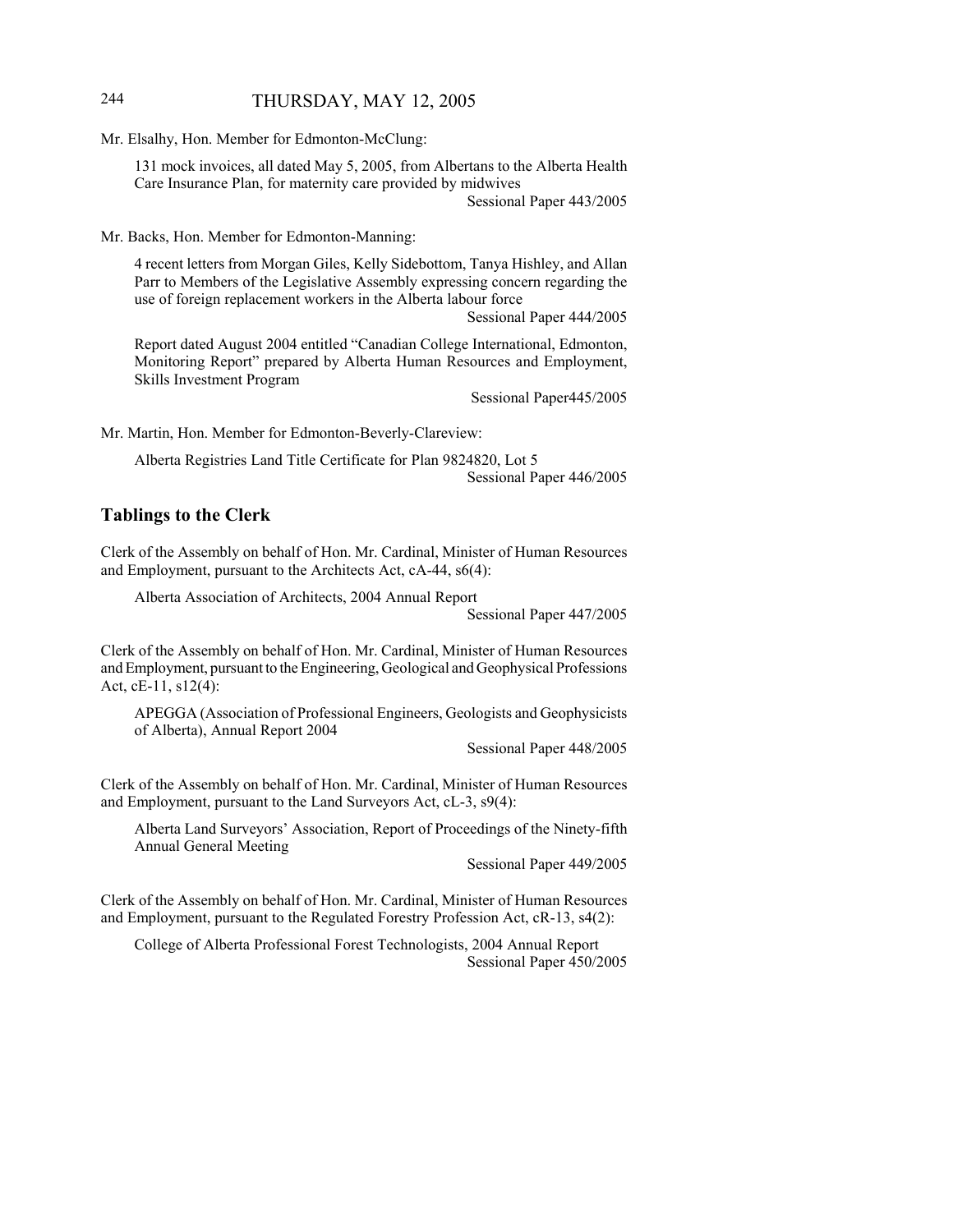Mr. Elsalhy, Hon. Member for Edmonton-McClung:

131 mock invoices, all dated May 5, 2005, from Albertans to the Alberta Health Care Insurance Plan, for maternity care provided by midwives

Sessional Paper 443/2005

Mr. Backs, Hon. Member for Edmonton-Manning:

4 recent letters from Morgan Giles, Kelly Sidebottom, Tanya Hishley, and Allan Parr to Members of the Legislative Assembly expressing concern regarding the use of foreign replacement workers in the Alberta labour force

Sessional Paper 444/2005

Report dated August 2004 entitled "Canadian College International, Edmonton, Monitoring Report" prepared by Alberta Human Resources and Employment, Skills Investment Program

Sessional Paper445/2005

Mr. Martin, Hon. Member for Edmonton-Beverly-Clareview:

Alberta Registries Land Title Certificate for Plan 9824820, Lot 5

Sessional Paper 446/2005

## Tablings to the Clerk

Clerk of the Assembly on behalf of Hon. Mr. Cardinal, Minister of Human Resources and Employment, pursuant to the Architects Act, cA-44, s6(4):

Alberta Association of Architects, 2004 Annual Report

Sessional Paper 447/2005

Clerk of the Assembly on behalf of Hon. Mr. Cardinal, Minister of Human Resources and Employment, pursuant to the Engineering, Geological and Geophysical Professions Act, cE-11, s12(4):

APEGGA (Association of Professional Engineers, Geologists and Geophysicists of Alberta), Annual Report 2004

Sessional Paper 448/2005

Clerk of the Assembly on behalf of Hon. Mr. Cardinal, Minister of Human Resources and Employment, pursuant to the Land Surveyors Act, cL-3, s9(4):

Alberta Land Surveyors' Association, Report of Proceedings of the Ninety-fifth Annual General Meeting

Sessional Paper 449/2005

Clerk of the Assembly on behalf of Hon. Mr. Cardinal, Minister of Human Resources and Employment, pursuant to the Regulated Forestry Profession Act, cR-13, s4(2):

College of Alberta Professional Forest Technologists, 2004 Annual Report

Sessional Paper 450/2005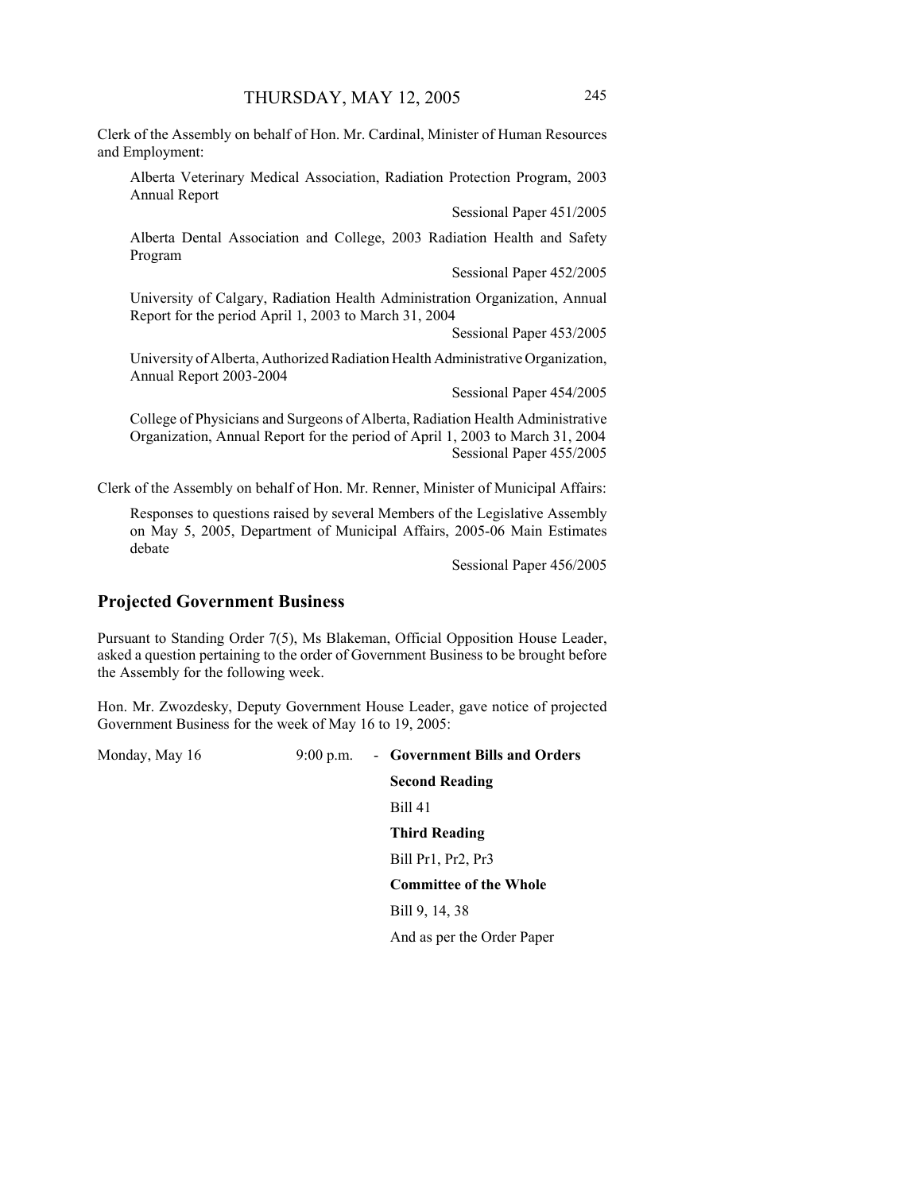Clerk of the Assembly on behalf of Hon. Mr. Cardinal, Minister of Human Resources and Employment:

Alberta Veterinary Medical Association, Radiation Protection Program, 2003 Annual Report

Sessional Paper 451/2005

Alberta Dental Association and College, 2003 Radiation Health and Safety Program

Sessional Paper 452/2005

University of Calgary, Radiation Health Administration Organization, Annual Report for the period April 1, 2003 to March 31, 2004

Sessional Paper 453/2005

University of Alberta, Authorized Radiation Health Administrative Organization, Annual Report 2003-2004

Sessional Paper 454/2005

College of Physicians and Surgeons of Alberta, Radiation Health Administrative Organization, Annual Report for the period of April 1, 2003 to March 31, 2004

Sessional Paper 455/2005

Clerk of the Assembly on behalf of Hon. Mr. Renner, Minister of Municipal Affairs:

Responses to questions raised by several Members of the Legislative Assembly on May 5, 2005, Department of Municipal Affairs, 2005-06 Main Estimates debate

Sessional Paper 456/2005

## Projected Government Business

Pursuant to Standing Order 7(5), Ms Blakeman, Official Opposition House Leader, asked a question pertaining to the order of Government Business to be brought before the Assembly for the following week.

Hon. Mr. Zwozdesky, Deputy Government House Leader, gave notice of projected Government Business for the week of May 16 to 19, 2005:

Monday, May 16 — 9:00 p.m. - **Government Bills and Orders**

**Second Reading**

Bill 41

**Third Reading**

Bill Pr1, Pr2, Pr3

**Committee of the Whole**

Bill 9, 14, 38

And as per the Order Paper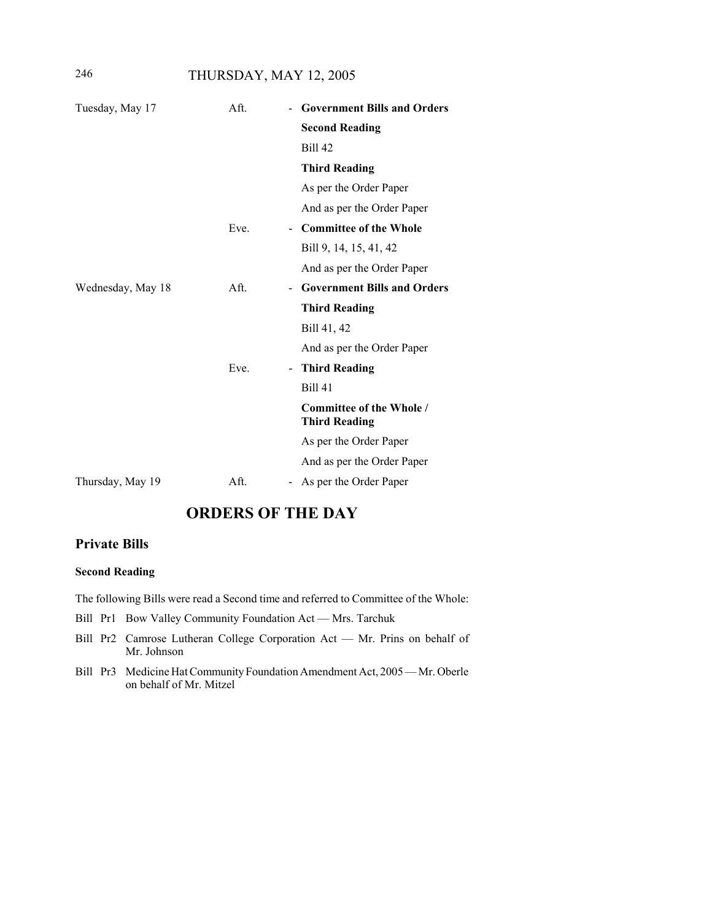| | | | |
|---|---|---|---|
| Tuesday, May 17 | Aft. | - | **Government Bills and Orders** |
| | | | **Second Reading** |
| | | | Bill 42 |
| | | | **Third Reading** |
| | | | As per the Order Paper |
| | | | And as per the Order Paper |
| | Eve. | - | **Committee of the Whole** |
| | | | Bill 9, 14, 15, 41, 42 |
| | | | And as per the Order Paper |
| Wednesday, May 18 | Aft. | - | **Government Bills and Orders** |
| | | | **Third Reading** |
| | | | Bill 41, 42 |
| | | | And as per the Order Paper |
| | Eve. | - | **Third Reading** |
| | | | Bill 41 |
| | | | **Committee of the Whole / Third Reading** |
| | | | As per the Order Paper |
| | | | And as per the Order Paper |
| Thursday, May 19 | Aft. | - | As per the Order Paper |

# ORDERS OF THE DAY

## Private Bills

### Second Reading

The following Bills were read a Second time and referred to Committee of the Whole:

Bill Pr1 Bow Valley Community Foundation Act — Mrs. Tarchuk

Bill Pr2 Camrose Lutheran College Corporation Act — Mr. Prins on behalf of Mr. Johnson

Bill Pr3 Medicine Hat Community Foundation Amendment Act, 2005 — Mr. Oberle on behalf of Mr. Mitzel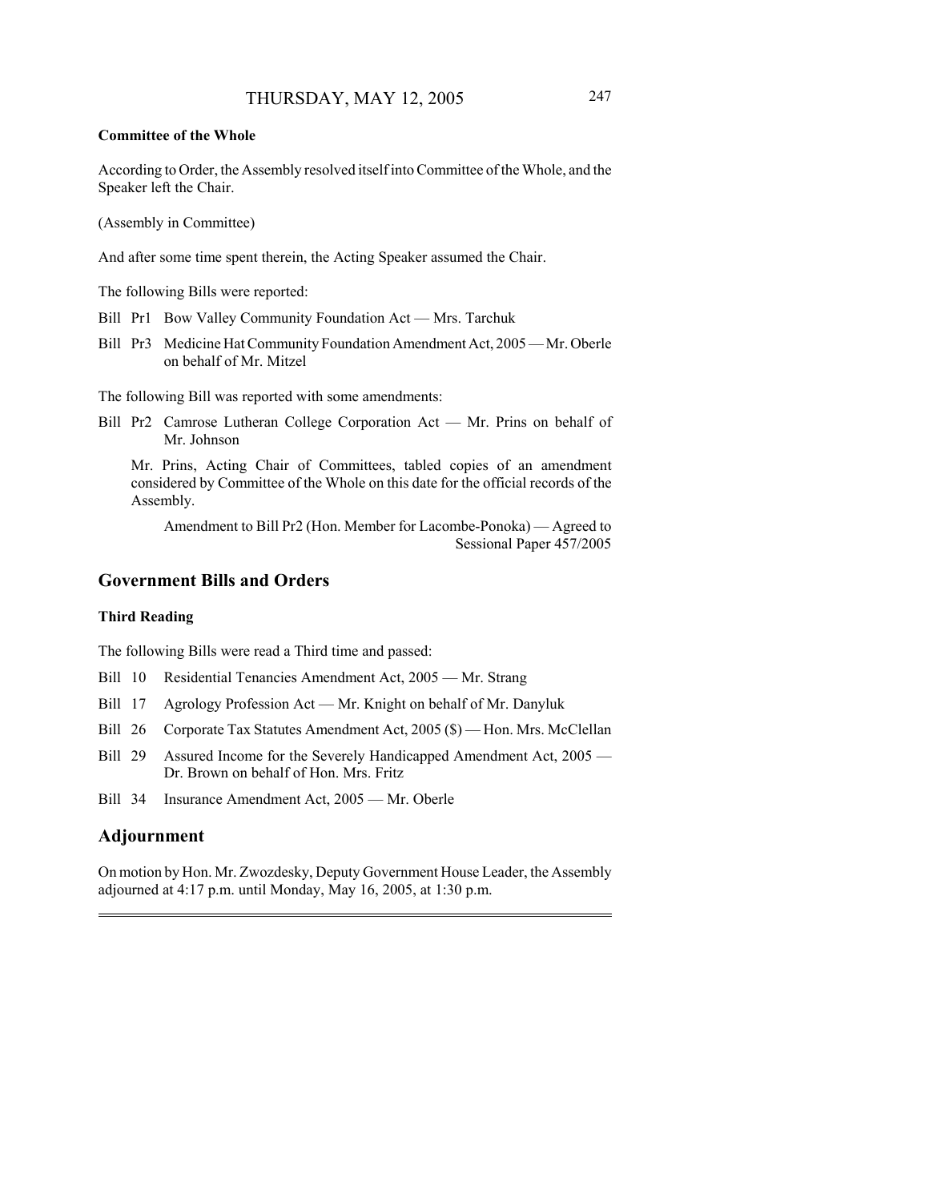**Committee of the Whole**

According to Order, the Assembly resolved itself into Committee of the Whole, and the Speaker left the Chair.

(Assembly in Committee)

And after some time spent therein, the Acting Speaker assumed the Chair.

The following Bills were reported:

Bill Pr1 Bow Valley Community Foundation Act — Mrs. Tarchuk

Bill Pr3 Medicine Hat Community Foundation Amendment Act, 2005 — Mr. Oberle on behalf of Mr. Mitzel

The following Bill was reported with some amendments:

Bill Pr2 Camrose Lutheran College Corporation Act — Mr. Prins on behalf of Mr. Johnson

Mr. Prins, Acting Chair of Committees, tabled copies of an amendment considered by Committee of the Whole on this date for the official records of the Assembly.

Amendment to Bill Pr2 (Hon. Member for Lacombe-Ponoka) — Agreed to
Sessional Paper 457/2005

## Government Bills and Orders

### Third Reading

The following Bills were read a Third time and passed:

Bill 10 Residential Tenancies Amendment Act, 2005 — Mr. Strang

Bill 17 Agrology Profession Act — Mr. Knight on behalf of Mr. Danyluk

Bill 26 Corporate Tax Statutes Amendment Act, 2005 ($) — Hon. Mrs. McClellan

Bill 29 Assured Income for the Severely Handicapped Amendment Act, 2005 — Dr. Brown on behalf of Hon. Mrs. Fritz

Bill 34 Insurance Amendment Act, 2005 — Mr. Oberle

## Adjournment

On motion by Hon. Mr. Zwozdesky, Deputy Government House Leader, the Assembly adjourned at 4:17 p.m. until Monday, May 16, 2005, at 1:30 p.m.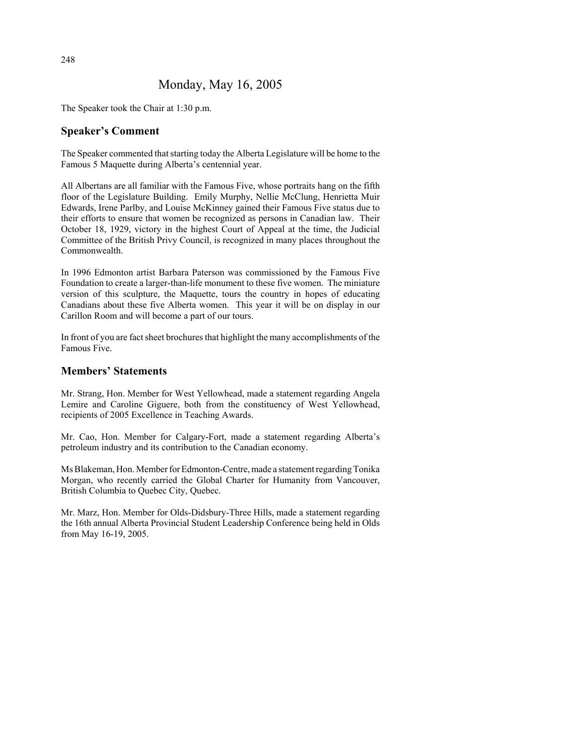# Monday, May 16, 2005

The Speaker took the Chair at 1:30 p.m.

## Speaker's Comment

The Speaker commented that starting today the Alberta Legislature will be home to the Famous 5 Maquette during Alberta's centennial year.

All Albertans are all familiar with the Famous Five, whose portraits hang on the fifth floor of the Legislature Building. Emily Murphy, Nellie McClung, Henrietta Muir Edwards, Irene Parlby, and Louise McKinney gained their Famous Five status due to their efforts to ensure that women be recognized as persons in Canadian law. Their October 18, 1929, victory in the highest Court of Appeal at the time, the Judicial Committee of the British Privy Council, is recognized in many places throughout the Commonwealth.

In 1996 Edmonton artist Barbara Paterson was commissioned by the Famous Five Foundation to create a larger-than-life monument to these five women. The miniature version of this sculpture, the Maquette, tours the country in hopes of educating Canadians about these five Alberta women. This year it will be on display in our Carillon Room and will become a part of our tours.

In front of you are fact sheet brochures that highlight the many accomplishments of the Famous Five.

## Members' Statements

Mr. Strang, Hon. Member for West Yellowhead, made a statement regarding Angela Lemire and Caroline Giguere, both from the constituency of West Yellowhead, recipients of 2005 Excellence in Teaching Awards.

Mr. Cao, Hon. Member for Calgary-Fort, made a statement regarding Alberta's petroleum industry and its contribution to the Canadian economy.

Ms Blakeman, Hon. Member for Edmonton-Centre, made a statement regarding Tonika Morgan, who recently carried the Global Charter for Humanity from Vancouver, British Columbia to Quebec City, Quebec.

Mr. Marz, Hon. Member for Olds-Didsbury-Three Hills, made a statement regarding the 16th annual Alberta Provincial Student Leadership Conference being held in Olds from May 16-19, 2005.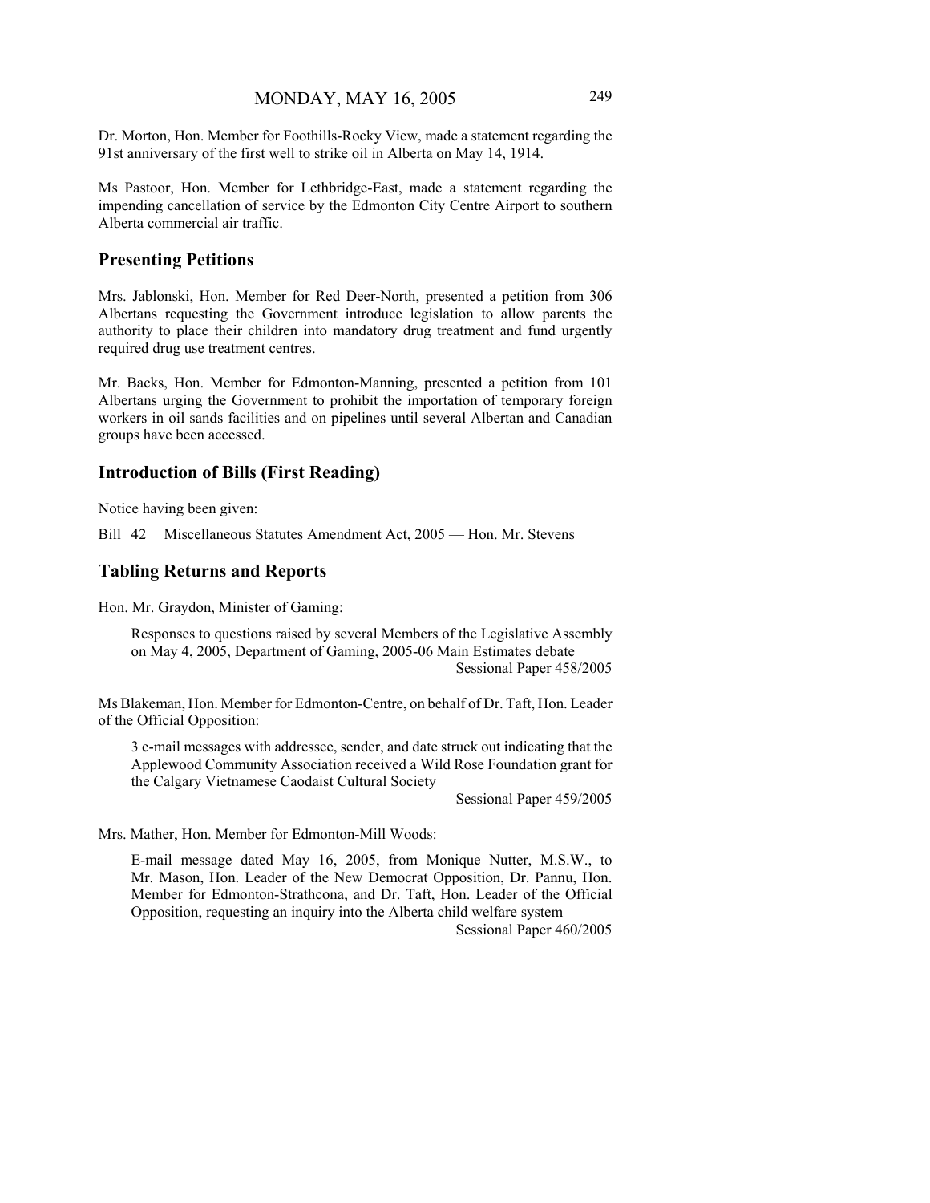Dr. Morton, Hon. Member for Foothills-Rocky View, made a statement regarding the 91st anniversary of the first well to strike oil in Alberta on May 14, 1914.

Ms Pastoor, Hon. Member for Lethbridge-East, made a statement regarding the impending cancellation of service by the Edmonton City Centre Airport to southern Alberta commercial air traffic.

## Presenting Petitions

Mrs. Jablonski, Hon. Member for Red Deer-North, presented a petition from 306 Albertans requesting the Government introduce legislation to allow parents the authority to place their children into mandatory drug treatment and fund urgently required drug use treatment centres.

Mr. Backs, Hon. Member for Edmonton-Manning, presented a petition from 101 Albertans urging the Government to prohibit the importation of temporary foreign workers in oil sands facilities and on pipelines until several Albertan and Canadian groups have been accessed.

## Introduction of Bills (First Reading)

Notice having been given:

Bill 42 Miscellaneous Statutes Amendment Act, 2005 — Hon. Mr. Stevens

## Tabling Returns and Reports

Hon. Mr. Graydon, Minister of Gaming:

> Responses to questions raised by several Members of the Legislative Assembly on May 4, 2005, Department of Gaming, 2005-06 Main Estimates debate
> Sessional Paper 458/2005

Ms Blakeman, Hon. Member for Edmonton-Centre, on behalf of Dr. Taft, Hon. Leader of the Official Opposition:

> 3 e-mail messages with addressee, sender, and date struck out indicating that the Applewood Community Association received a Wild Rose Foundation grant for the Calgary Vietnamese Caodaist Cultural Society
> Sessional Paper 459/2005

Mrs. Mather, Hon. Member for Edmonton-Mill Woods:

> E-mail message dated May 16, 2005, from Monique Nutter, M.S.W., to Mr. Mason, Hon. Leader of the New Democrat Opposition, Dr. Pannu, Hon. Member for Edmonton-Strathcona, and Dr. Taft, Hon. Leader of the Official Opposition, requesting an inquiry into the Alberta child welfare system
> Sessional Paper 460/2005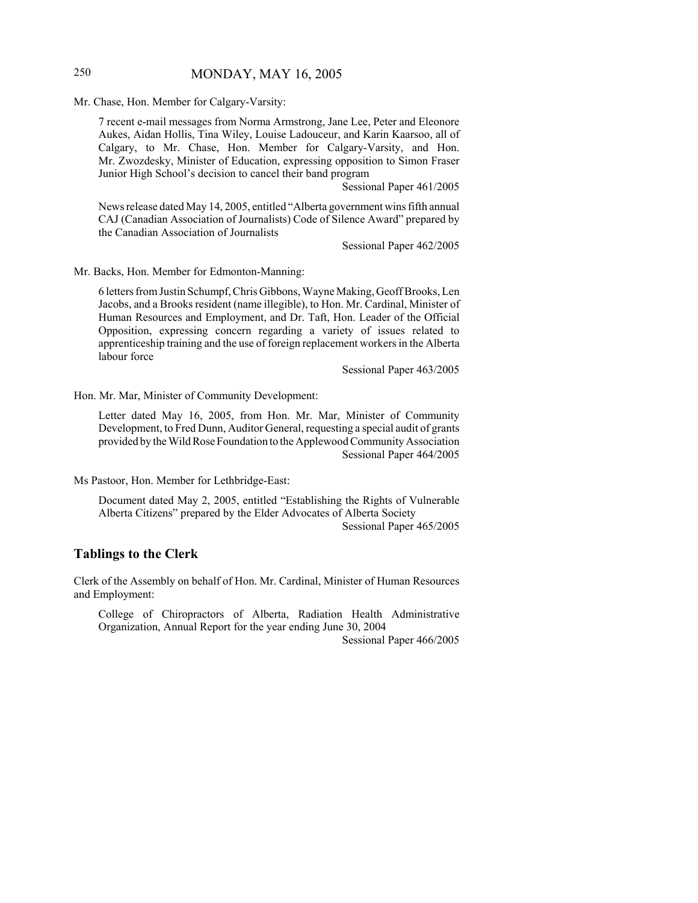Mr. Chase, Hon. Member for Calgary-Varsity:

> 7 recent e-mail messages from Norma Armstrong, Jane Lee, Peter and Eleonore Aukes, Aidan Hollis, Tina Wiley, Louise Ladouceur, and Karin Kaarsoo, all of Calgary, to Mr. Chase, Hon. Member for Calgary-Varsity, and Hon. Mr. Zwozdesky, Minister of Education, expressing opposition to Simon Fraser Junior High School's decision to cancel their band program
>
> Sessional Paper 461/2005
>
> News release dated May 14, 2005, entitled "Alberta government wins fifth annual CAJ (Canadian Association of Journalists) Code of Silence Award" prepared by the Canadian Association of Journalists
>
> Sessional Paper 462/2005

Mr. Backs, Hon. Member for Edmonton-Manning:

> 6 letters from Justin Schumpf, Chris Gibbons, Wayne Making, Geoff Brooks, Len Jacobs, and a Brooks resident (name illegible), to Hon. Mr. Cardinal, Minister of Human Resources and Employment, and Dr. Taft, Hon. Leader of the Official Opposition, expressing concern regarding a variety of issues related to apprenticeship training and the use of foreign replacement workers in the Alberta labour force
>
> Sessional Paper 463/2005

Hon. Mr. Mar, Minister of Community Development:

> Letter dated May 16, 2005, from Hon. Mr. Mar, Minister of Community Development, to Fred Dunn, Auditor General, requesting a special audit of grants provided by the Wild Rose Foundation to the Applewood Community Association
>
> Sessional Paper 464/2005

Ms Pastoor, Hon. Member for Lethbridge-East:

> Document dated May 2, 2005, entitled "Establishing the Rights of Vulnerable Alberta Citizens" prepared by the Elder Advocates of Alberta Society
>
> Sessional Paper 465/2005

## Tablings to the Clerk

Clerk of the Assembly on behalf of Hon. Mr. Cardinal, Minister of Human Resources and Employment:

> College of Chiropractors of Alberta, Radiation Health Administrative Organization, Annual Report for the year ending June 30, 2004
>
> Sessional Paper 466/2005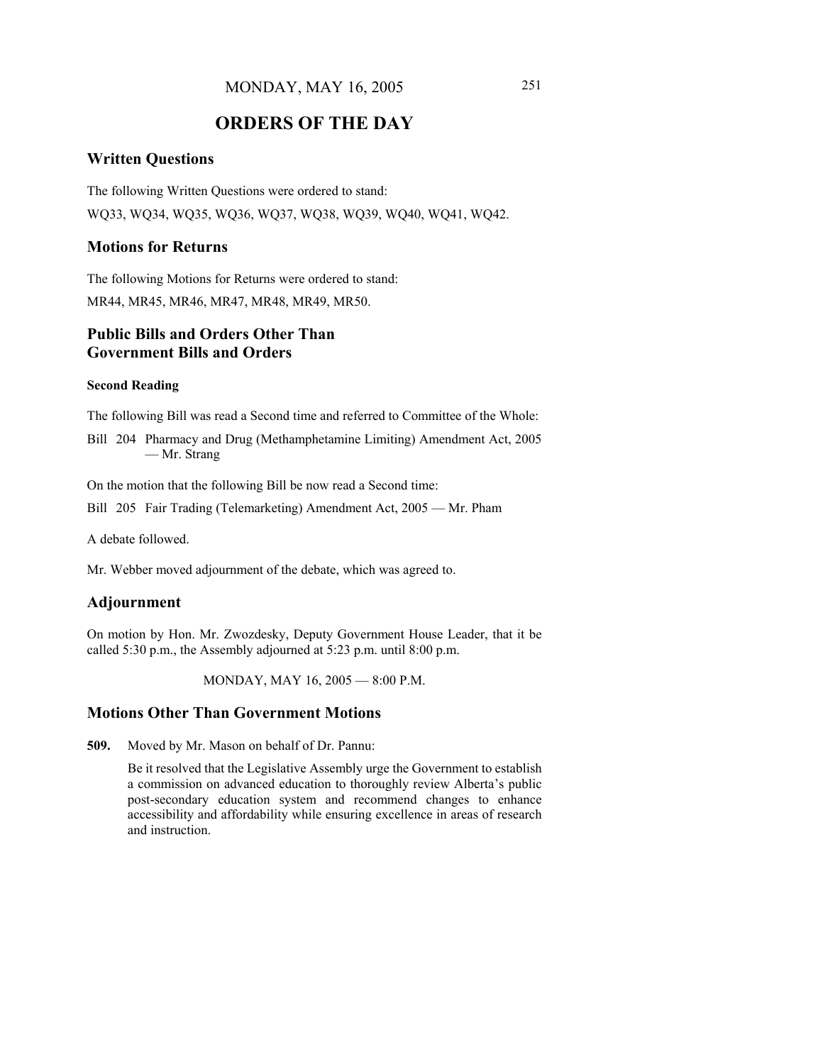MONDAY, MAY 16, 2005

# ORDERS OF THE DAY

## Written Questions

The following Written Questions were ordered to stand:

WQ33, WQ34, WQ35, WQ36, WQ37, WQ38, WQ39, WQ40, WQ41, WQ42.

## Motions for Returns

The following Motions for Returns were ordered to stand:

MR44, MR45, MR46, MR47, MR48, MR49, MR50.

## Public Bills and Orders Other Than Government Bills and Orders

#### Second Reading

The following Bill was read a Second time and referred to Committee of the Whole:

Bill 204 Pharmacy and Drug (Methamphetamine Limiting) Amendment Act, 2005 — Mr. Strang

On the motion that the following Bill be now read a Second time:

Bill 205 Fair Trading (Telemarketing) Amendment Act, 2005 — Mr. Pham

A debate followed.

Mr. Webber moved adjournment of the debate, which was agreed to.

## Adjournment

On motion by Hon. Mr. Zwozdesky, Deputy Government House Leader, that it be called 5:30 p.m., the Assembly adjourned at 5:23 p.m. until 8:00 p.m.

MONDAY, MAY 16, 2005 — 8:00 P.M.

## Motions Other Than Government Motions

**509.** Moved by Mr. Mason on behalf of Dr. Pannu:

Be it resolved that the Legislative Assembly urge the Government to establish a commission on advanced education to thoroughly review Alberta's public post-secondary education system and recommend changes to enhance accessibility and affordability while ensuring excellence in areas of research and instruction.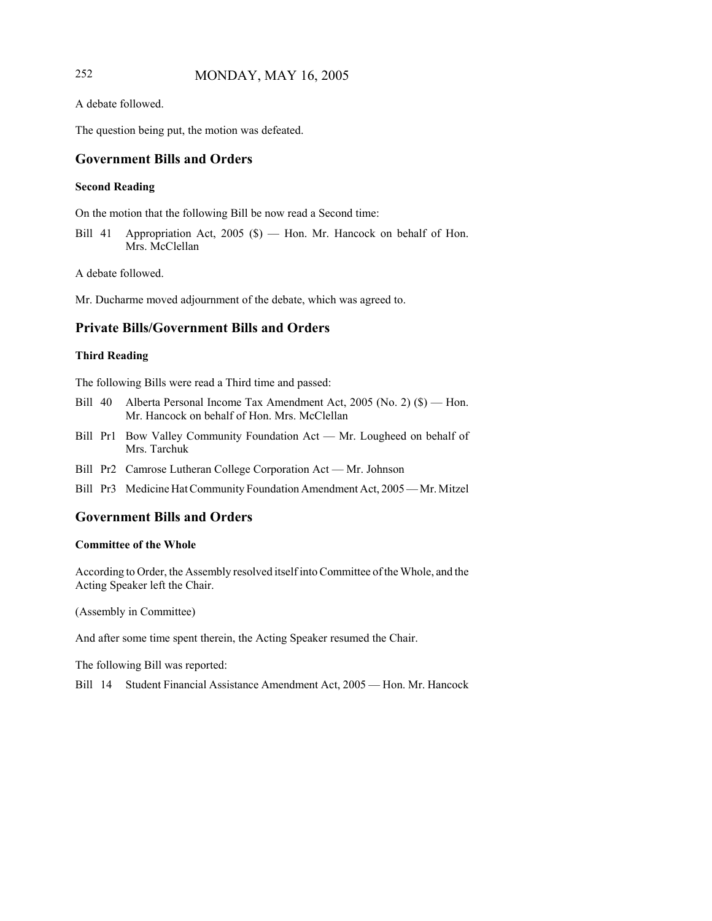A debate followed.

The question being put, the motion was defeated.

## Government Bills and Orders

### Second Reading

On the motion that the following Bill be now read a Second time:

Bill 41 Appropriation Act, 2005 ($) — Hon. Mr. Hancock on behalf of Hon. Mrs. McClellan

A debate followed.

Mr. Ducharme moved adjournment of the debate, which was agreed to.

## Private Bills/Government Bills and Orders

### Third Reading

The following Bills were read a Third time and passed:

Bill 40 Alberta Personal Income Tax Amendment Act, 2005 (No. 2) ($) — Hon. Mr. Hancock on behalf of Hon. Mrs. McClellan

Bill Pr1 Bow Valley Community Foundation Act — Mr. Lougheed on behalf of Mrs. Tarchuk

Bill Pr2 Camrose Lutheran College Corporation Act — Mr. Johnson

Bill Pr3 Medicine Hat Community Foundation Amendment Act, 2005 — Mr. Mitzel

## Government Bills and Orders

### Committee of the Whole

According to Order, the Assembly resolved itself into Committee of the Whole, and the Acting Speaker left the Chair.

(Assembly in Committee)

And after some time spent therein, the Acting Speaker resumed the Chair.

The following Bill was reported:

Bill 14 Student Financial Assistance Amendment Act, 2005 — Hon. Mr. Hancock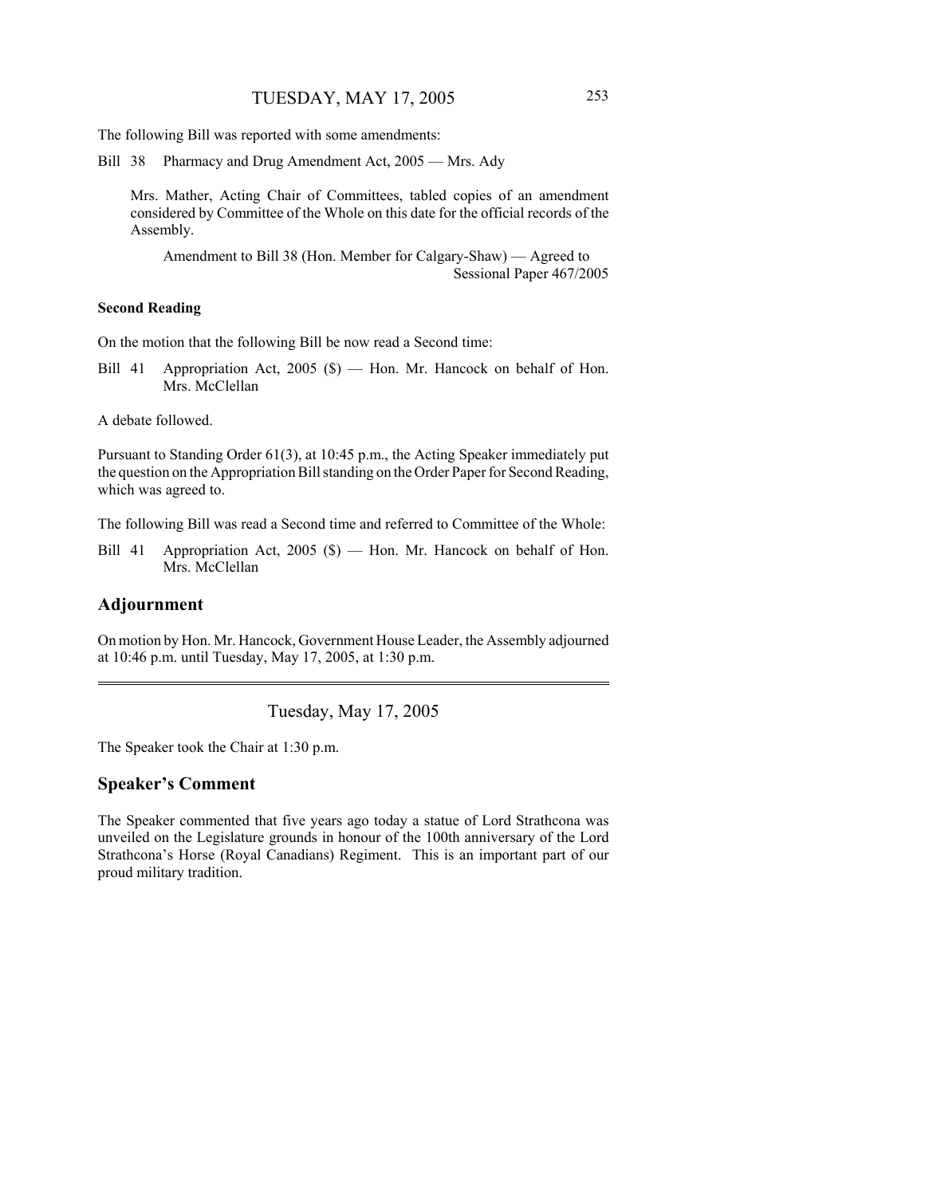The following Bill was reported with some amendments:

Bill 38 Pharmacy and Drug Amendment Act, 2005 — Mrs. Ady

Mrs. Mather, Acting Chair of Committees, tabled copies of an amendment considered by Committee of the Whole on this date for the official records of the Assembly.

Amendment to Bill 38 (Hon. Member for Calgary-Shaw) — Agreed to
Sessional Paper 467/2005

**Second Reading**

On the motion that the following Bill be now read a Second time:

Bill 41 Appropriation Act, 2005 ($) — Hon. Mr. Hancock on behalf of Hon. Mrs. McClellan

A debate followed.

Pursuant to Standing Order 61(3), at 10:45 p.m., the Acting Speaker immediately put the question on the Appropriation Bill standing on the Order Paper for Second Reading, which was agreed to.

The following Bill was read a Second time and referred to Committee of the Whole:

Bill 41 Appropriation Act, 2005 ($) — Hon. Mr. Hancock on behalf of Hon. Mrs. McClellan

## Adjournment

On motion by Hon. Mr. Hancock, Government House Leader, the Assembly adjourned at 10:46 p.m. until Tuesday, May 17, 2005, at 1:30 p.m.

---

Tuesday, May 17, 2005

The Speaker took the Chair at 1:30 p.m.

## Speaker's Comment

The Speaker commented that five years ago today a statue of Lord Strathcona was unveiled on the Legislature grounds in honour of the 100th anniversary of the Lord Strathcona's Horse (Royal Canadians) Regiment. This is an important part of our proud military tradition.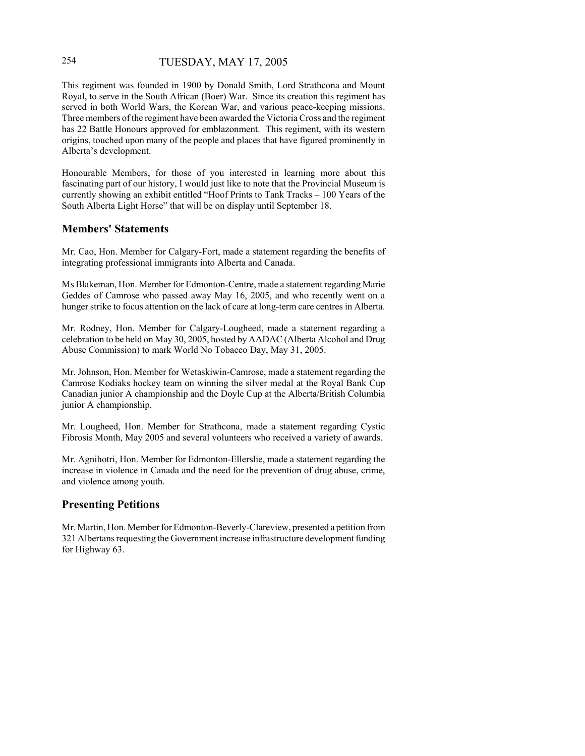This regiment was founded in 1900 by Donald Smith, Lord Strathcona and Mount Royal, to serve in the South African (Boer) War. Since its creation this regiment has served in both World Wars, the Korean War, and various peace-keeping missions. Three members of the regiment have been awarded the Victoria Cross and the regiment has 22 Battle Honours approved for emblazonment. This regiment, with its western origins, touched upon many of the people and places that have figured prominently in Alberta's development.

Honourable Members, for those of you interested in learning more about this fascinating part of our history, I would just like to note that the Provincial Museum is currently showing an exhibit entitled "Hoof Prints to Tank Tracks – 100 Years of the South Alberta Light Horse" that will be on display until September 18.

## Members' Statements

Mr. Cao, Hon. Member for Calgary-Fort, made a statement regarding the benefits of integrating professional immigrants into Alberta and Canada.

Ms Blakeman, Hon. Member for Edmonton-Centre, made a statement regarding Marie Geddes of Camrose who passed away May 16, 2005, and who recently went on a hunger strike to focus attention on the lack of care at long-term care centres in Alberta.

Mr. Rodney, Hon. Member for Calgary-Lougheed, made a statement regarding a celebration to be held on May 30, 2005, hosted by AADAC (Alberta Alcohol and Drug Abuse Commission) to mark World No Tobacco Day, May 31, 2005.

Mr. Johnson, Hon. Member for Wetaskiwin-Camrose, made a statement regarding the Camrose Kodiaks hockey team on winning the silver medal at the Royal Bank Cup Canadian junior A championship and the Doyle Cup at the Alberta/British Columbia junior A championship.

Mr. Lougheed, Hon. Member for Strathcona, made a statement regarding Cystic Fibrosis Month, May 2005 and several volunteers who received a variety of awards.

Mr. Agnihotri, Hon. Member for Edmonton-Ellerslie, made a statement regarding the increase in violence in Canada and the need for the prevention of drug abuse, crime, and violence among youth.

## Presenting Petitions

Mr. Martin, Hon. Member for Edmonton-Beverly-Clareview, presented a petition from 321 Albertans requesting the Government increase infrastructure development funding for Highway 63.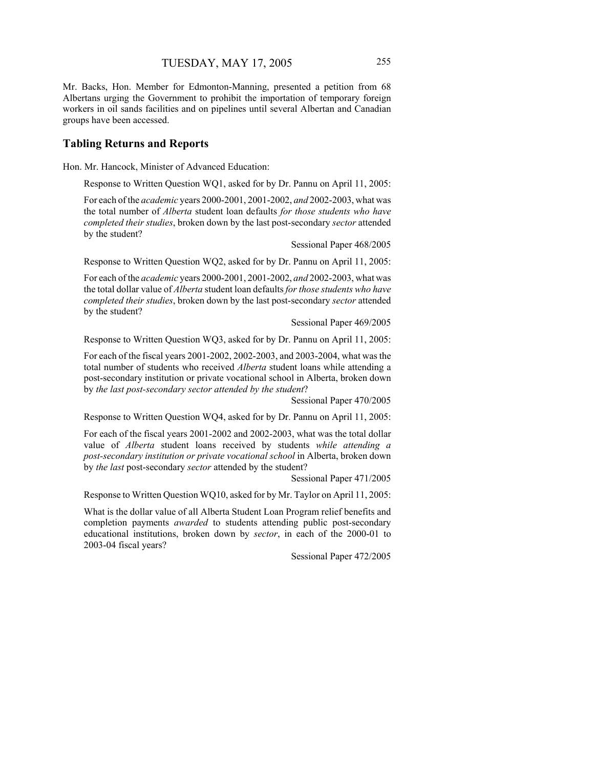Mr. Backs, Hon. Member for Edmonton-Manning, presented a petition from 68 Albertans urging the Government to prohibit the importation of temporary foreign workers in oil sands facilities and on pipelines until several Albertan and Canadian groups have been accessed.

## Tabling Returns and Reports

Hon. Mr. Hancock, Minister of Advanced Education:

Response to Written Question WQ1, asked for by Dr. Pannu on April 11, 2005:

For each of the *academic* years 2000-2001, 2001-2002, *and* 2002-2003, what was the total number of *Alberta* student loan defaults *for those students who have completed their studies*, broken down by the last post-secondary *sector* attended by the student?

Sessional Paper 468/2005

Response to Written Question WQ2, asked for by Dr. Pannu on April 11, 2005:

For each of the *academic* years 2000-2001, 2001-2002, *and* 2002-2003, what was the total dollar value of *Alberta* student loan defaults *for those students who have completed their studies*, broken down by the last post-secondary *sector* attended by the student?

Sessional Paper 469/2005

Response to Written Question WQ3, asked for by Dr. Pannu on April 11, 2005:

For each of the fiscal years 2001-2002, 2002-2003, and 2003-2004, what was the total number of students who received *Alberta* student loans while attending a post-secondary institution or private vocational school in Alberta, broken down by *the last post-secondary sector attended by the student*?

Sessional Paper 470/2005

Response to Written Question WQ4, asked for by Dr. Pannu on April 11, 2005:

For each of the fiscal years 2001-2002 and 2002-2003, what was the total dollar value of *Alberta* student loans received by students *while attending a post-secondary institution or private vocational school* in Alberta, broken down by *the last* post-secondary *sector* attended by the student?

Sessional Paper 471/2005

Response to Written Question WQ10, asked for by Mr. Taylor on April 11, 2005:

What is the dollar value of all Alberta Student Loan Program relief benefits and completion payments *awarded* to students attending public post-secondary educational institutions, broken down by *sector*, in each of the 2000-01 to 2003-04 fiscal years?

Sessional Paper 472/2005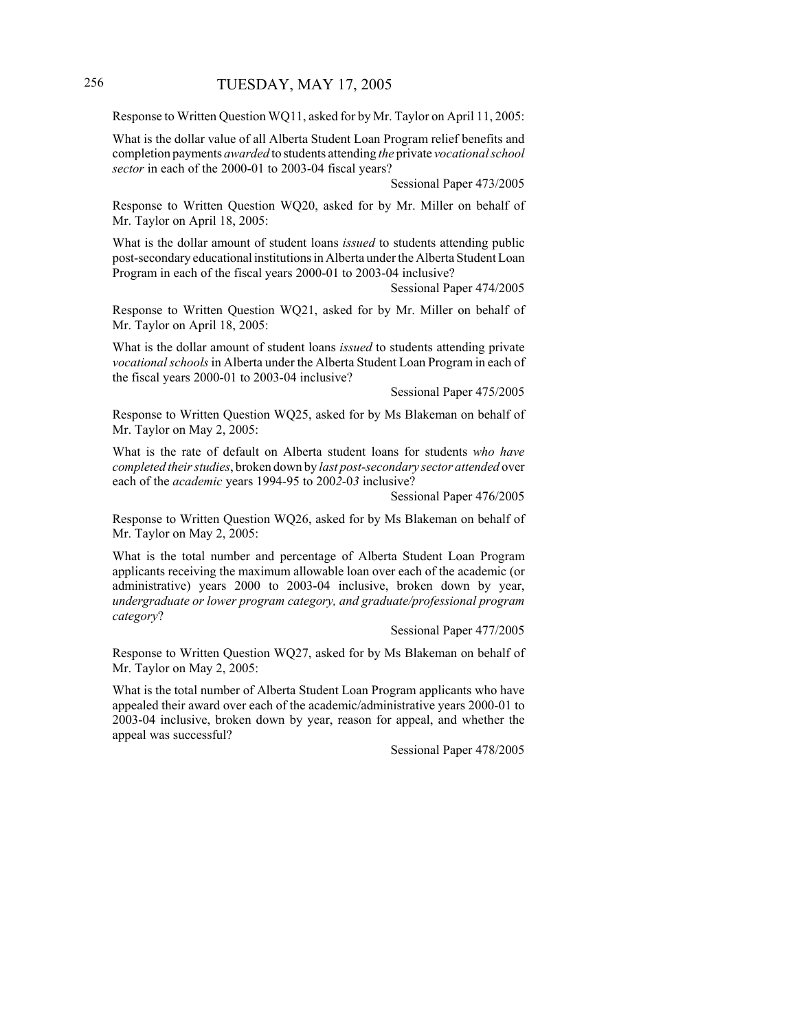Response to Written Question WQ11, asked for by Mr. Taylor on April 11, 2005:

What is the dollar value of all Alberta Student Loan Program relief benefits and completion payments *awarded* to students attending *the* private *vocational school sector* in each of the 2000-01 to 2003-04 fiscal years?

Sessional Paper 473/2005

Response to Written Question WQ20, asked for by Mr. Miller on behalf of Mr. Taylor on April 18, 2005:

What is the dollar amount of student loans *issued* to students attending public post-secondary educational institutions in Alberta under the Alberta Student Loan Program in each of the fiscal years 2000-01 to 2003-04 inclusive?

Sessional Paper 474/2005

Response to Written Question WQ21, asked for by Mr. Miller on behalf of Mr. Taylor on April 18, 2005:

What is the dollar amount of student loans *issued* to students attending private *vocational schools* in Alberta under the Alberta Student Loan Program in each of the fiscal years 2000-01 to 2003-04 inclusive?

Sessional Paper 475/2005

Response to Written Question WQ25, asked for by Ms Blakeman on behalf of Mr. Taylor on May 2, 2005:

What is the rate of default on Alberta student loans for students *who have completed their studies*, broken down by *last post-secondary sector attended* over each of the *academic* years 1994-95 to 200*2*-0*3* inclusive?

Sessional Paper 476/2005

Response to Written Question WQ26, asked for by Ms Blakeman on behalf of Mr. Taylor on May 2, 2005:

What is the total number and percentage of Alberta Student Loan Program applicants receiving the maximum allowable loan over each of the academic (or administrative) years 2000 to 2003-04 inclusive, broken down by year, *undergraduate or lower program category, and graduate/professional program category*?

Sessional Paper 477/2005

Response to Written Question WQ27, asked for by Ms Blakeman on behalf of Mr. Taylor on May 2, 2005:

What is the total number of Alberta Student Loan Program applicants who have appealed their award over each of the academic/administrative years 2000-01 to 2003-04 inclusive, broken down by year, reason for appeal, and whether the appeal was successful?

Sessional Paper 478/2005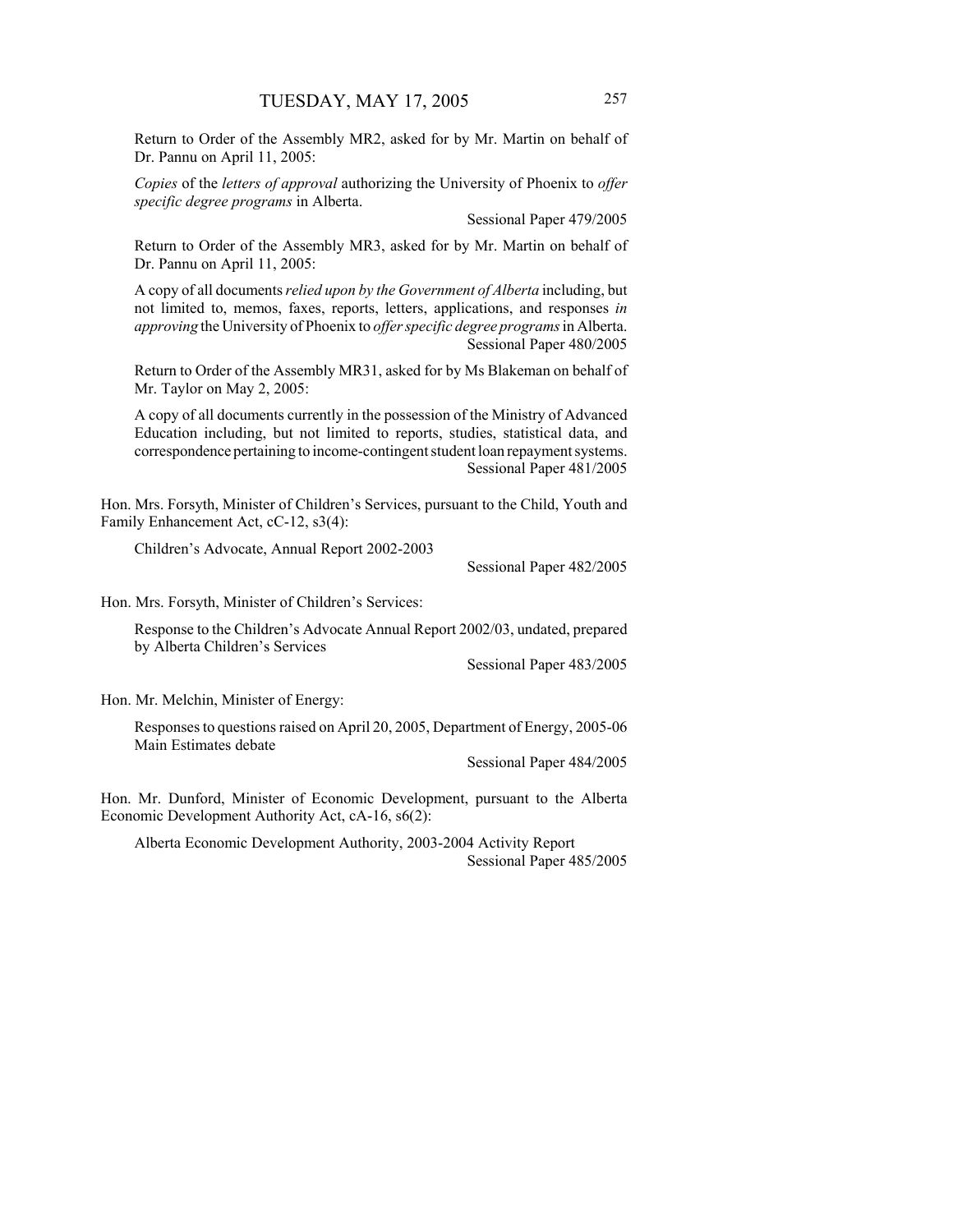Return to Order of the Assembly MR2, asked for by Mr. Martin on behalf of Dr. Pannu on April 11, 2005:

*Copies* of the *letters of approval* authorizing the University of Phoenix to *offer specific degree programs* in Alberta.

Sessional Paper 479/2005

Return to Order of the Assembly MR3, asked for by Mr. Martin on behalf of Dr. Pannu on April 11, 2005:

A copy of all documents *relied upon by the Government of Alberta* including, but not limited to, memos, faxes, reports, letters, applications, and responses *in approving* the University of Phoenix to *offer specific degree programs* in Alberta.

Sessional Paper 480/2005

Return to Order of the Assembly MR31, asked for by Ms Blakeman on behalf of Mr. Taylor on May 2, 2005:

A copy of all documents currently in the possession of the Ministry of Advanced Education including, but not limited to reports, studies, statistical data, and correspondence pertaining to income-contingent student loan repayment systems.

Sessional Paper 481/2005

Hon. Mrs. Forsyth, Minister of Children's Services, pursuant to the Child, Youth and Family Enhancement Act, cC-12, s3(4):

Children's Advocate, Annual Report 2002-2003

Sessional Paper 482/2005

Hon. Mrs. Forsyth, Minister of Children's Services:

Response to the Children's Advocate Annual Report 2002/03, undated, prepared by Alberta Children's Services

Sessional Paper 483/2005

Hon. Mr. Melchin, Minister of Energy:

Responses to questions raised on April 20, 2005, Department of Energy, 2005-06 Main Estimates debate

Sessional Paper 484/2005

Hon. Mr. Dunford, Minister of Economic Development, pursuant to the Alberta Economic Development Authority Act, cA-16, s6(2):

Alberta Economic Development Authority, 2003-2004 Activity Report

Sessional Paper 485/2005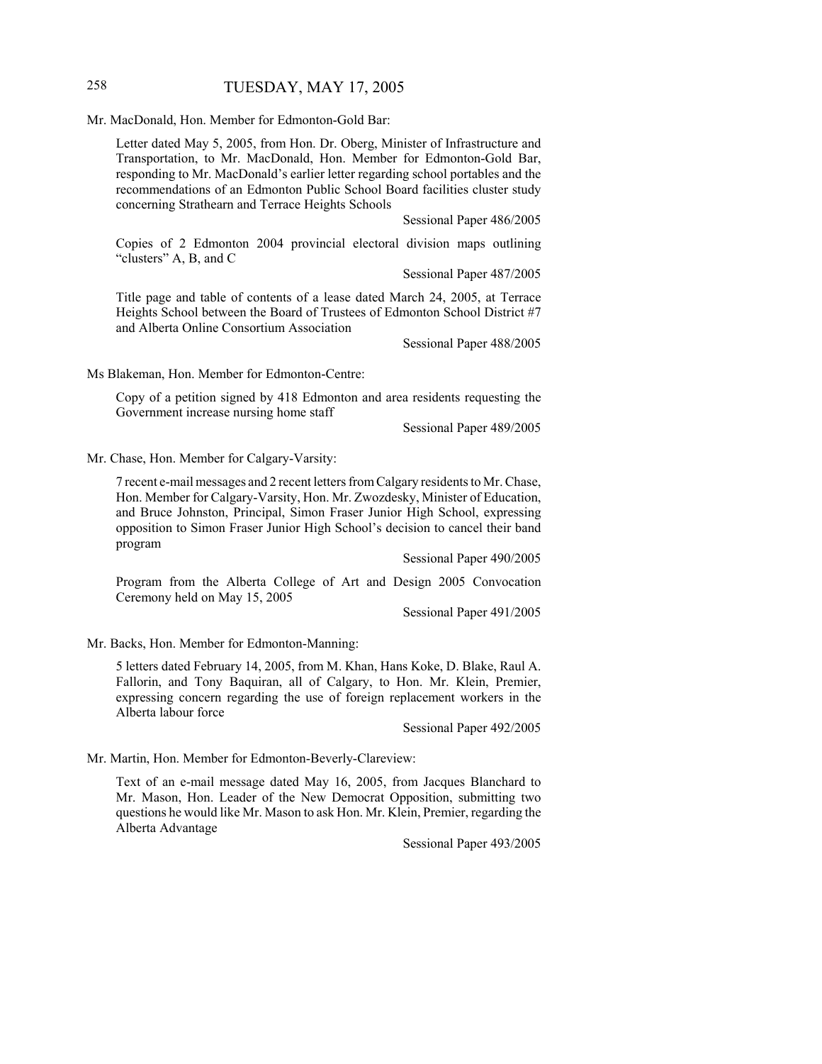Mr. MacDonald, Hon. Member for Edmonton-Gold Bar:

Letter dated May 5, 2005, from Hon. Dr. Oberg, Minister of Infrastructure and Transportation, to Mr. MacDonald, Hon. Member for Edmonton-Gold Bar, responding to Mr. MacDonald's earlier letter regarding school portables and the recommendations of an Edmonton Public School Board facilities cluster study concerning Strathearn and Terrace Heights Schools

Sessional Paper 486/2005

Copies of 2 Edmonton 2004 provincial electoral division maps outlining "clusters" A, B, and C

Sessional Paper 487/2005

Title page and table of contents of a lease dated March 24, 2005, at Terrace Heights School between the Board of Trustees of Edmonton School District #7 and Alberta Online Consortium Association

Sessional Paper 488/2005

Ms Blakeman, Hon. Member for Edmonton-Centre:

Copy of a petition signed by 418 Edmonton and area residents requesting the Government increase nursing home staff

Sessional Paper 489/2005

Mr. Chase, Hon. Member for Calgary-Varsity:

7 recent e-mail messages and 2 recent letters from Calgary residents to Mr. Chase, Hon. Member for Calgary-Varsity, Hon. Mr. Zwozdesky, Minister of Education, and Bruce Johnston, Principal, Simon Fraser Junior High School, expressing opposition to Simon Fraser Junior High School's decision to cancel their band program

Sessional Paper 490/2005

Program from the Alberta College of Art and Design 2005 Convocation Ceremony held on May 15, 2005

Sessional Paper 491/2005

Mr. Backs, Hon. Member for Edmonton-Manning:

5 letters dated February 14, 2005, from M. Khan, Hans Koke, D. Blake, Raul A. Fallorin, and Tony Baquiran, all of Calgary, to Hon. Mr. Klein, Premier, expressing concern regarding the use of foreign replacement workers in the Alberta labour force

Sessional Paper 492/2005

Mr. Martin, Hon. Member for Edmonton-Beverly-Clareview:

Text of an e-mail message dated May 16, 2005, from Jacques Blanchard to Mr. Mason, Hon. Leader of the New Democrat Opposition, submitting two questions he would like Mr. Mason to ask Hon. Mr. Klein, Premier, regarding the Alberta Advantage

Sessional Paper 493/2005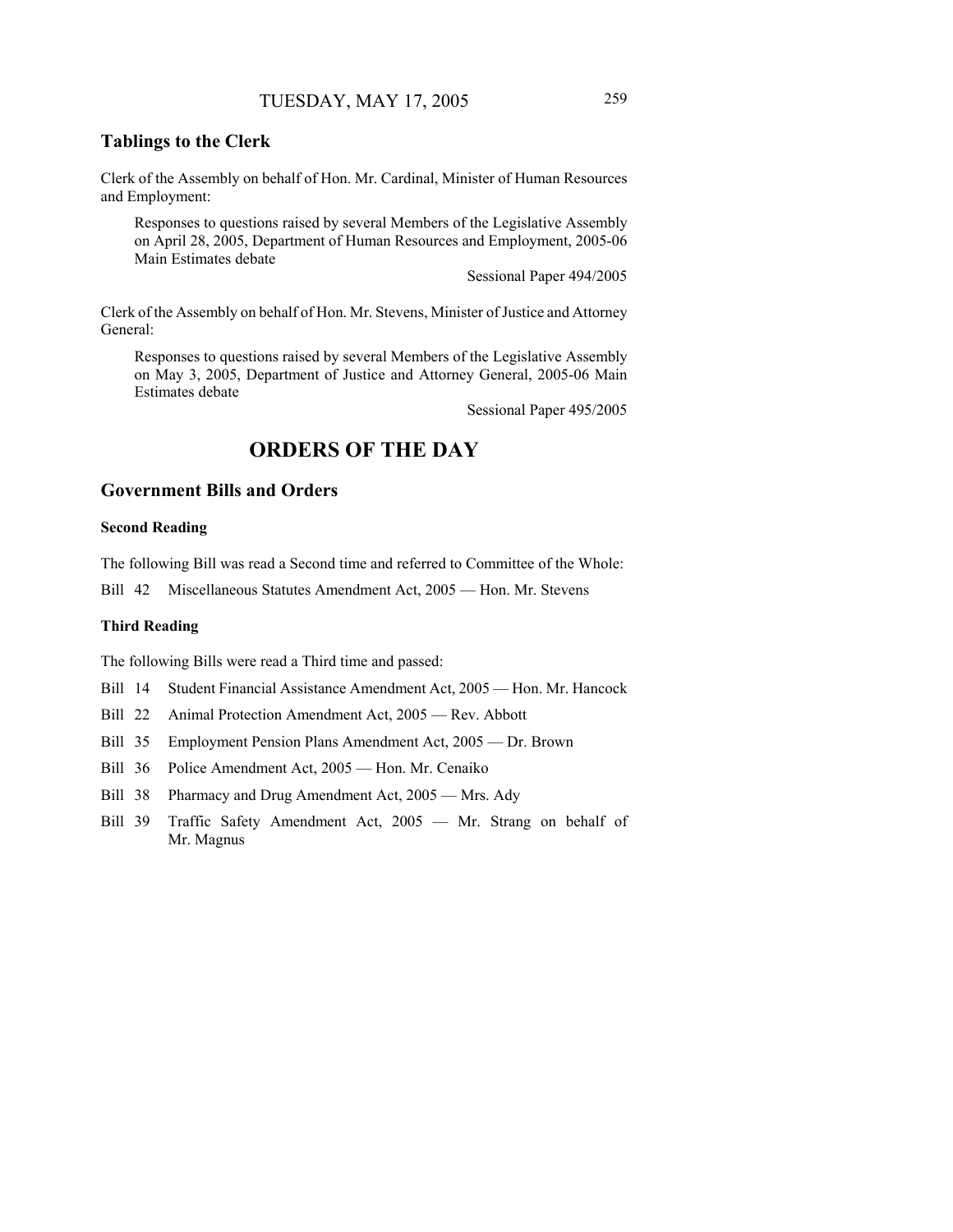## Tablings to the Clerk

Clerk of the Assembly on behalf of Hon. Mr. Cardinal, Minister of Human Resources and Employment:

> Responses to questions raised by several Members of the Legislative Assembly on April 28, 2005, Department of Human Resources and Employment, 2005-06 Main Estimates debate
>
> Sessional Paper 494/2005

Clerk of the Assembly on behalf of Hon. Mr. Stevens, Minister of Justice and Attorney General:

> Responses to questions raised by several Members of the Legislative Assembly on May 3, 2005, Department of Justice and Attorney General, 2005-06 Main Estimates debate
>
> Sessional Paper 495/2005

# ORDERS OF THE DAY

## Government Bills and Orders

### Second Reading

The following Bill was read a Second time and referred to Committee of the Whole:

Bill 42 Miscellaneous Statutes Amendment Act, 2005 — Hon. Mr. Stevens

### Third Reading

The following Bills were read a Third time and passed:

Bill 14 Student Financial Assistance Amendment Act, 2005 — Hon. Mr. Hancock

Bill 22 Animal Protection Amendment Act, 2005 — Rev. Abbott

Bill 35 Employment Pension Plans Amendment Act, 2005 — Dr. Brown

Bill 36 Police Amendment Act, 2005 — Hon. Mr. Cenaiko

Bill 38 Pharmacy and Drug Amendment Act, 2005 — Mrs. Ady

Bill 39 Traffic Safety Amendment Act, 2005 — Mr. Strang on behalf of Mr. Magnus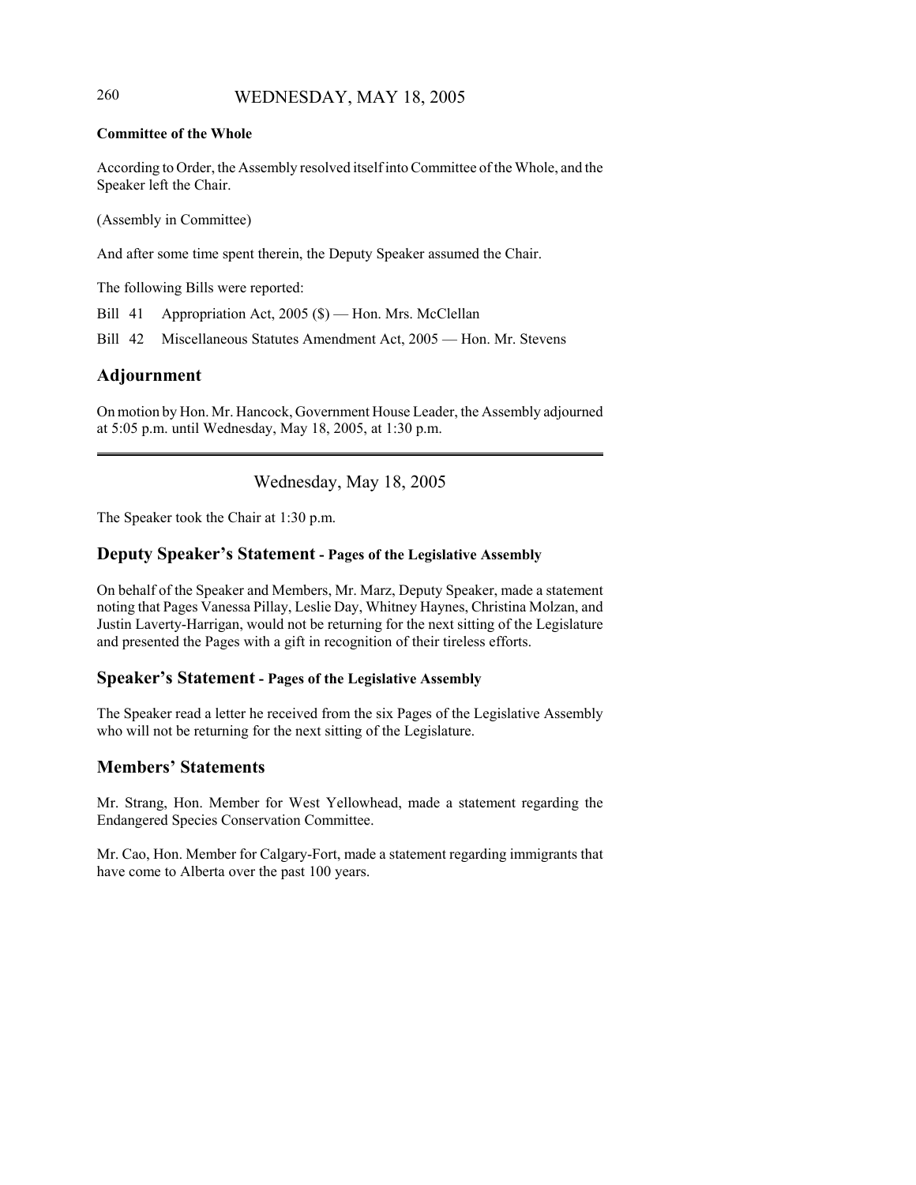**Committee of the Whole**

According to Order, the Assembly resolved itself into Committee of the Whole, and the Speaker left the Chair.

(Assembly in Committee)

And after some time spent therein, the Deputy Speaker assumed the Chair.

The following Bills were reported:

Bill 41 Appropriation Act, 2005 ($) — Hon. Mrs. McClellan

Bill 42 Miscellaneous Statutes Amendment Act, 2005 — Hon. Mr. Stevens

## Adjournment

On motion by Hon. Mr. Hancock, Government House Leader, the Assembly adjourned at 5:05 p.m. until Wednesday, May 18, 2005, at 1:30 p.m.

---

Wednesday, May 18, 2005

The Speaker took the Chair at 1:30 p.m.

## Deputy Speaker's Statement - Pages of the Legislative Assembly

On behalf of the Speaker and Members, Mr. Marz, Deputy Speaker, made a statement noting that Pages Vanessa Pillay, Leslie Day, Whitney Haynes, Christina Molzan, and Justin Laverty-Harrigan, would not be returning for the next sitting of the Legislature and presented the Pages with a gift in recognition of their tireless efforts.

## Speaker's Statement - Pages of the Legislative Assembly

The Speaker read a letter he received from the six Pages of the Legislative Assembly who will not be returning for the next sitting of the Legislature.

## Members' Statements

Mr. Strang, Hon. Member for West Yellowhead, made a statement regarding the Endangered Species Conservation Committee.

Mr. Cao, Hon. Member for Calgary-Fort, made a statement regarding immigrants that have come to Alberta over the past 100 years.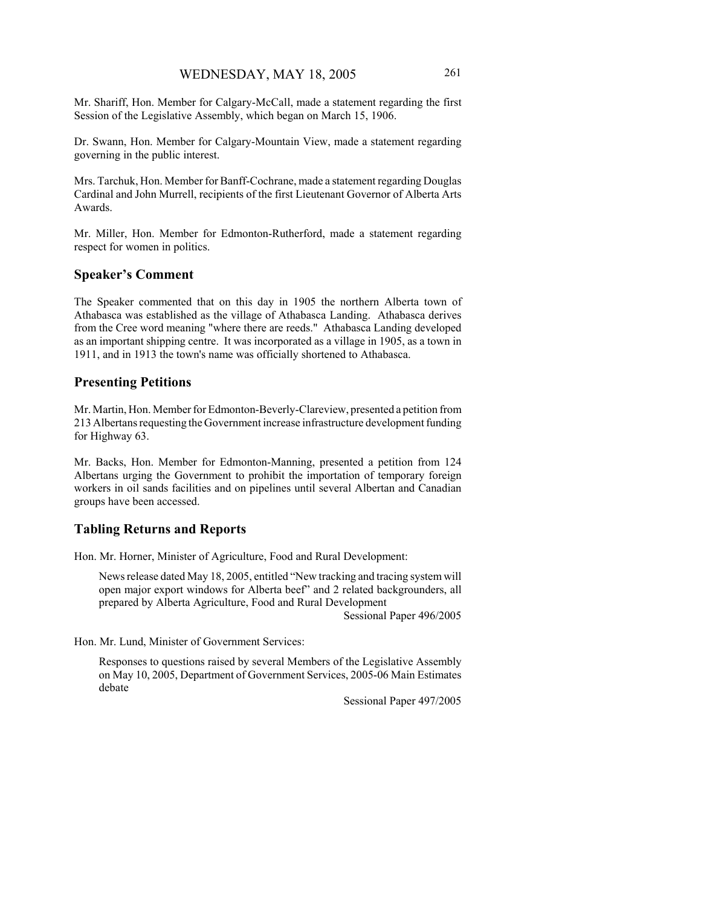Mr. Shariff, Hon. Member for Calgary-McCall, made a statement regarding the first Session of the Legislative Assembly, which began on March 15, 1906.

Dr. Swann, Hon. Member for Calgary-Mountain View, made a statement regarding governing in the public interest.

Mrs. Tarchuk, Hon. Member for Banff-Cochrane, made a statement regarding Douglas Cardinal and John Murrell, recipients of the first Lieutenant Governor of Alberta Arts Awards.

Mr. Miller, Hon. Member for Edmonton-Rutherford, made a statement regarding respect for women in politics.

## Speaker's Comment

The Speaker commented that on this day in 1905 the northern Alberta town of Athabasca was established as the village of Athabasca Landing. Athabasca derives from the Cree word meaning "where there are reeds." Athabasca Landing developed as an important shipping centre. It was incorporated as a village in 1905, as a town in 1911, and in 1913 the town's name was officially shortened to Athabasca.

## Presenting Petitions

Mr. Martin, Hon. Member for Edmonton-Beverly-Clareview, presented a petition from 213 Albertans requesting the Government increase infrastructure development funding for Highway 63.

Mr. Backs, Hon. Member for Edmonton-Manning, presented a petition from 124 Albertans urging the Government to prohibit the importation of temporary foreign workers in oil sands facilities and on pipelines until several Albertan and Canadian groups have been accessed.

## Tabling Returns and Reports

Hon. Mr. Horner, Minister of Agriculture, Food and Rural Development:

> News release dated May 18, 2005, entitled "New tracking and tracing system will open major export windows for Alberta beef" and 2 related backgrounders, all prepared by Alberta Agriculture, Food and Rural Development
>
> Sessional Paper 496/2005

Hon. Mr. Lund, Minister of Government Services:

> Responses to questions raised by several Members of the Legislative Assembly on May 10, 2005, Department of Government Services, 2005-06 Main Estimates debate
>
> Sessional Paper 497/2005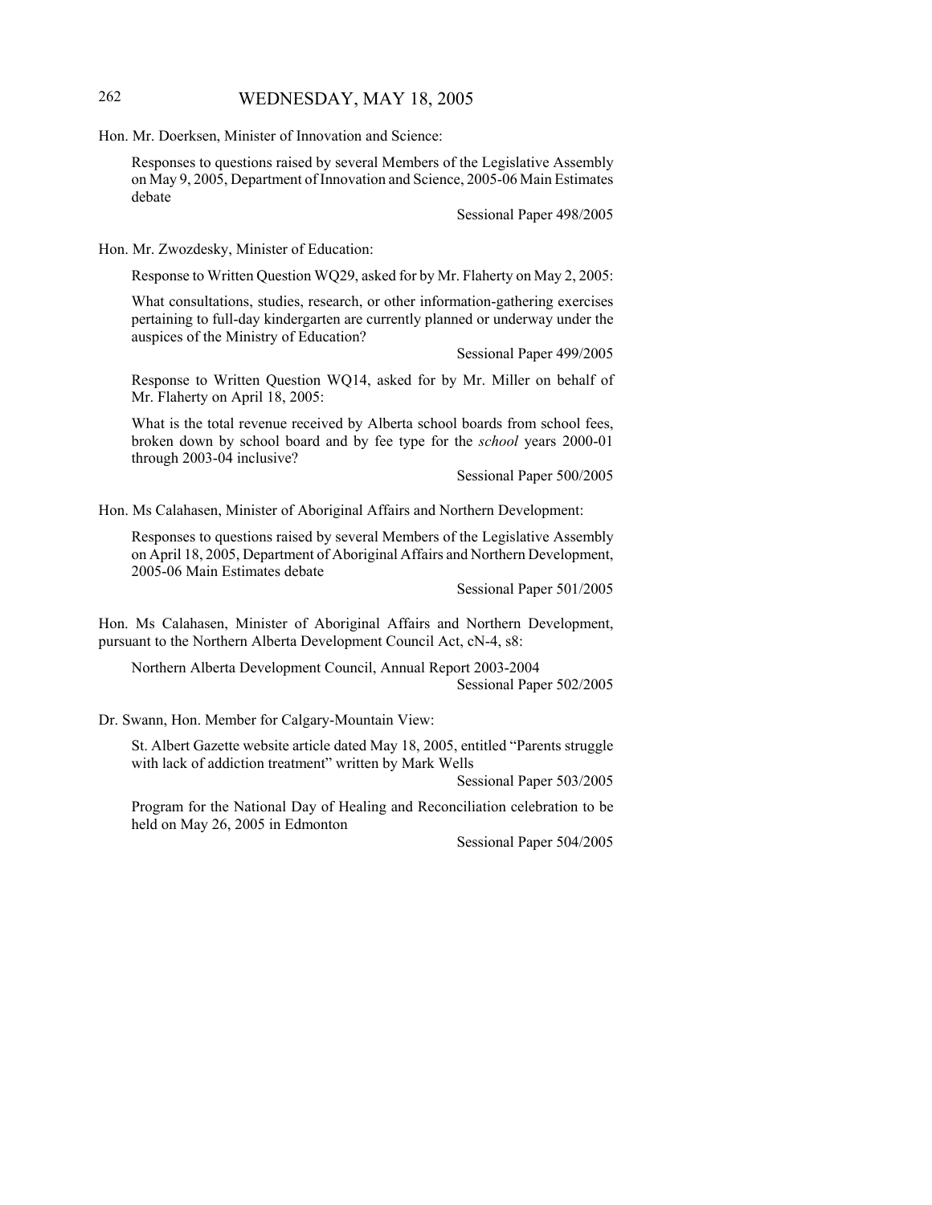Hon. Mr. Doerksen, Minister of Innovation and Science:

Responses to questions raised by several Members of the Legislative Assembly on May 9, 2005, Department of Innovation and Science, 2005-06 Main Estimates debate

Sessional Paper 498/2005

Hon. Mr. Zwozdesky, Minister of Education:

Response to Written Question WQ29, asked for by Mr. Flaherty on May 2, 2005:

What consultations, studies, research, or other information-gathering exercises pertaining to full-day kindergarten are currently planned or underway under the auspices of the Ministry of Education?

Sessional Paper 499/2005

Response to Written Question WQ14, asked for by Mr. Miller on behalf of Mr. Flaherty on April 18, 2005:

What is the total revenue received by Alberta school boards from school fees, broken down by school board and by fee type for the *school* years 2000-01 through 2003-04 inclusive?

Sessional Paper 500/2005

Hon. Ms Calahasen, Minister of Aboriginal Affairs and Northern Development:

Responses to questions raised by several Members of the Legislative Assembly on April 18, 2005, Department of Aboriginal Affairs and Northern Development, 2005-06 Main Estimates debate

Sessional Paper 501/2005

Hon. Ms Calahasen, Minister of Aboriginal Affairs and Northern Development, pursuant to the Northern Alberta Development Council Act, cN-4, s8:

Northern Alberta Development Council, Annual Report 2003-2004

Sessional Paper 502/2005

Dr. Swann, Hon. Member for Calgary-Mountain View:

St. Albert Gazette website article dated May 18, 2005, entitled "Parents struggle with lack of addiction treatment" written by Mark Wells

Sessional Paper 503/2005

Program for the National Day of Healing and Reconciliation celebration to be held on May 26, 2005 in Edmonton

Sessional Paper 504/2005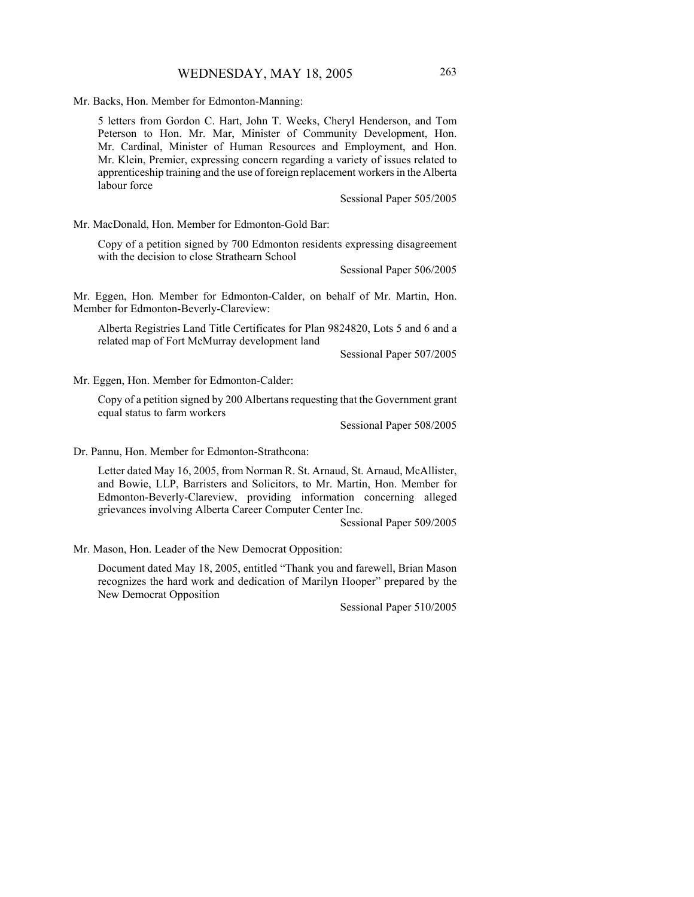Mr. Backs, Hon. Member for Edmonton-Manning:

> 5 letters from Gordon C. Hart, John T. Weeks, Cheryl Henderson, and Tom Peterson to Hon. Mr. Mar, Minister of Community Development, Hon. Mr. Cardinal, Minister of Human Resources and Employment, and Hon. Mr. Klein, Premier, expressing concern regarding a variety of issues related to apprenticeship training and the use of foreign replacement workers in the Alberta labour force
>
> Sessional Paper 505/2005

Mr. MacDonald, Hon. Member for Edmonton-Gold Bar:

> Copy of a petition signed by 700 Edmonton residents expressing disagreement with the decision to close Strathearn School
>
> Sessional Paper 506/2005

Mr. Eggen, Hon. Member for Edmonton-Calder, on behalf of Mr. Martin, Hon. Member for Edmonton-Beverly-Clareview:

> Alberta Registries Land Title Certificates for Plan 9824820, Lots 5 and 6 and a related map of Fort McMurray development land
>
> Sessional Paper 507/2005

Mr. Eggen, Hon. Member for Edmonton-Calder:

> Copy of a petition signed by 200 Albertans requesting that the Government grant equal status to farm workers
>
> Sessional Paper 508/2005

Dr. Pannu, Hon. Member for Edmonton-Strathcona:

> Letter dated May 16, 2005, from Norman R. St. Arnaud, St. Arnaud, McAllister, and Bowie, LLP, Barristers and Solicitors, to Mr. Martin, Hon. Member for Edmonton-Beverly-Clareview, providing information concerning alleged grievances involving Alberta Career Computer Center Inc.
>
> Sessional Paper 509/2005

Mr. Mason, Hon. Leader of the New Democrat Opposition:

> Document dated May 18, 2005, entitled "Thank you and farewell, Brian Mason recognizes the hard work and dedication of Marilyn Hooper" prepared by the New Democrat Opposition
>
> Sessional Paper 510/2005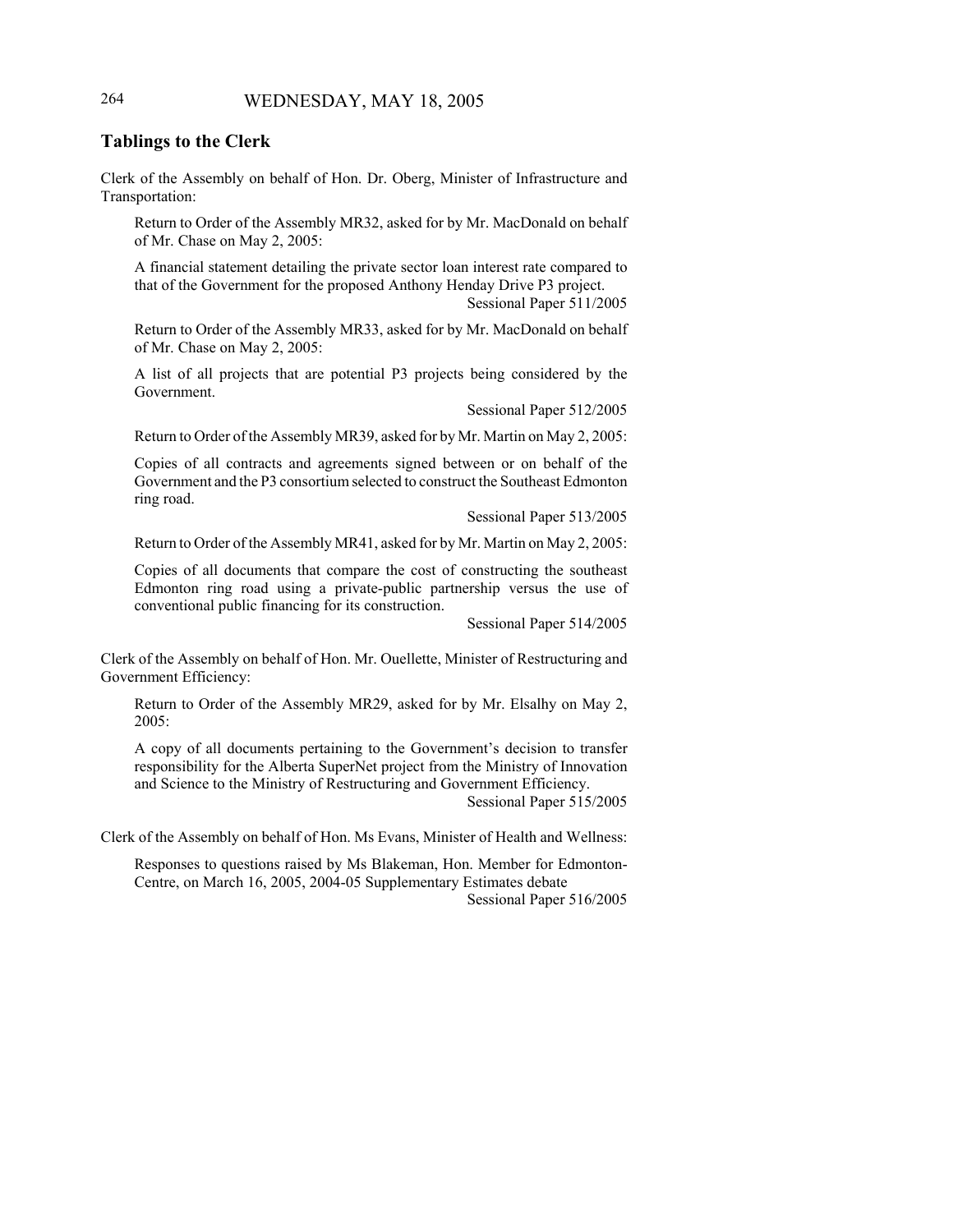## Tablings to the Clerk

Clerk of the Assembly on behalf of Hon. Dr. Oberg, Minister of Infrastructure and Transportation:

Return to Order of the Assembly MR32, asked for by Mr. MacDonald on behalf of Mr. Chase on May 2, 2005:

A financial statement detailing the private sector loan interest rate compared to that of the Government for the proposed Anthony Henday Drive P3 project.

Sessional Paper 511/2005

Return to Order of the Assembly MR33, asked for by Mr. MacDonald on behalf of Mr. Chase on May 2, 2005:

A list of all projects that are potential P3 projects being considered by the Government.

Sessional Paper 512/2005

Return to Order of the Assembly MR39, asked for by Mr. Martin on May 2, 2005:

Copies of all contracts and agreements signed between or on behalf of the Government and the P3 consortium selected to construct the Southeast Edmonton ring road.

Sessional Paper 513/2005

Return to Order of the Assembly MR41, asked for by Mr. Martin on May 2, 2005:

Copies of all documents that compare the cost of constructing the southeast Edmonton ring road using a private-public partnership versus the use of conventional public financing for its construction.

Sessional Paper 514/2005

Clerk of the Assembly on behalf of Hon. Mr. Ouellette, Minister of Restructuring and Government Efficiency:

Return to Order of the Assembly MR29, asked for by Mr. Elsalhy on May 2, 2005:

A copy of all documents pertaining to the Government's decision to transfer responsibility for the Alberta SuperNet project from the Ministry of Innovation and Science to the Ministry of Restructuring and Government Efficiency.

Sessional Paper 515/2005

Clerk of the Assembly on behalf of Hon. Ms Evans, Minister of Health and Wellness:

Responses to questions raised by Ms Blakeman, Hon. Member for Edmonton-Centre, on March 16, 2005, 2004-05 Supplementary Estimates debate

Sessional Paper 516/2005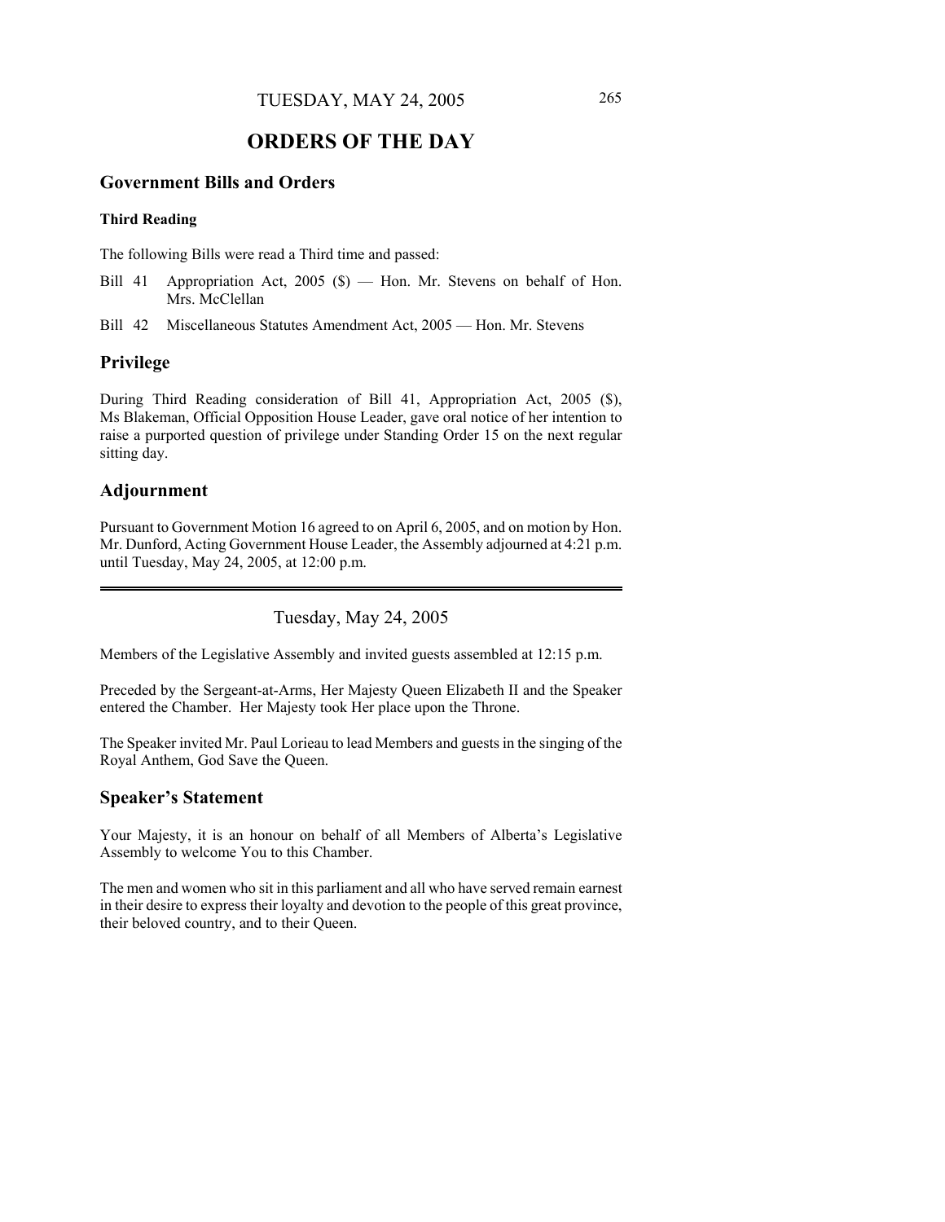# ORDERS OF THE DAY

## Government Bills and Orders

### Third Reading

The following Bills were read a Third time and passed:

Bill 41 Appropriation Act, 2005 ($) — Hon. Mr. Stevens on behalf of Hon. Mrs. McClellan

Bill 42 Miscellaneous Statutes Amendment Act, 2005 — Hon. Mr. Stevens

## Privilege

During Third Reading consideration of Bill 41, Appropriation Act, 2005 ($), Ms Blakeman, Official Opposition House Leader, gave oral notice of her intention to raise a purported question of privilege under Standing Order 15 on the next regular sitting day.

## Adjournment

Pursuant to Government Motion 16 agreed to on April 6, 2005, and on motion by Hon. Mr. Dunford, Acting Government House Leader, the Assembly adjourned at 4:21 p.m. until Tuesday, May 24, 2005, at 12:00 p.m.

---

Tuesday, May 24, 2005

Members of the Legislative Assembly and invited guests assembled at 12:15 p.m.

Preceded by the Sergeant-at-Arms, Her Majesty Queen Elizabeth II and the Speaker entered the Chamber. Her Majesty took Her place upon the Throne.

The Speaker invited Mr. Paul Lorieau to lead Members and guests in the singing of the Royal Anthem, God Save the Queen.

## Speaker's Statement

Your Majesty, it is an honour on behalf of all Members of Alberta's Legislative Assembly to welcome You to this Chamber.

The men and women who sit in this parliament and all who have served remain earnest in their desire to express their loyalty and devotion to the people of this great province, their beloved country, and to their Queen.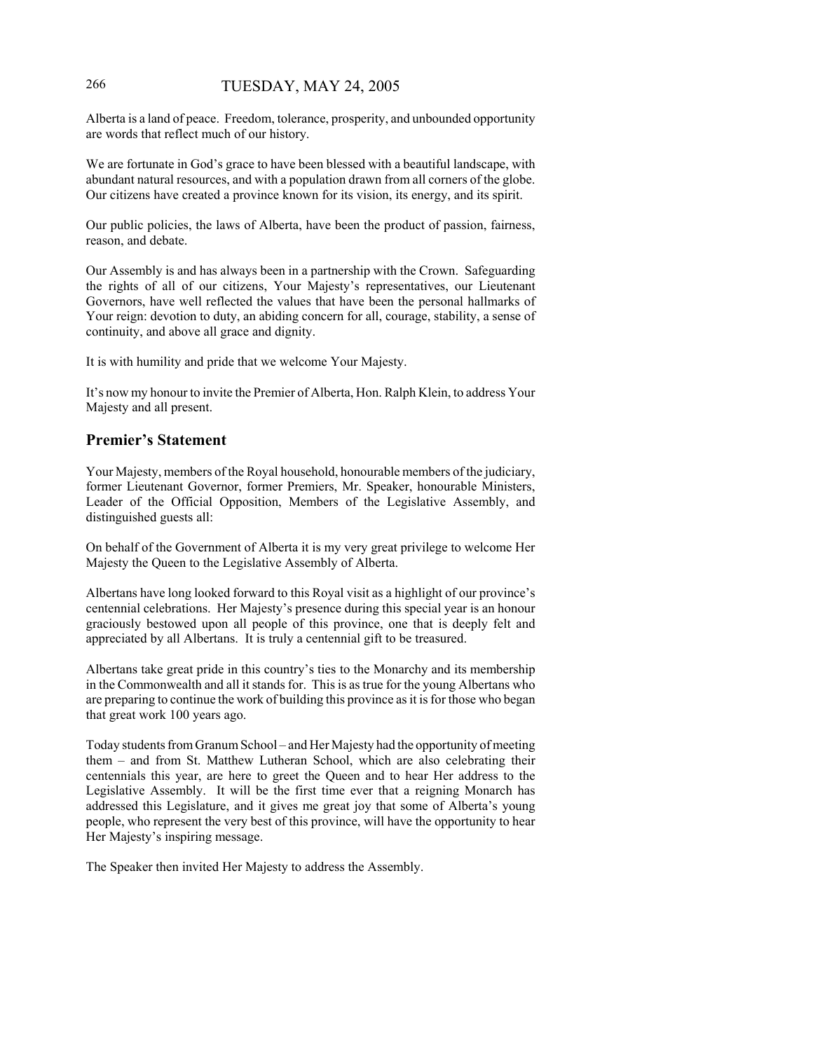Alberta is a land of peace. Freedom, tolerance, prosperity, and unbounded opportunity are words that reflect much of our history.

We are fortunate in God's grace to have been blessed with a beautiful landscape, with abundant natural resources, and with a population drawn from all corners of the globe. Our citizens have created a province known for its vision, its energy, and its spirit.

Our public policies, the laws of Alberta, have been the product of passion, fairness, reason, and debate.

Our Assembly is and has always been in a partnership with the Crown. Safeguarding the rights of all of our citizens, Your Majesty's representatives, our Lieutenant Governors, have well reflected the values that have been the personal hallmarks of Your reign: devotion to duty, an abiding concern for all, courage, stability, a sense of continuity, and above all grace and dignity.

It is with humility and pride that we welcome Your Majesty.

It's now my honour to invite the Premier of Alberta, Hon. Ralph Klein, to address Your Majesty and all present.

## Premier's Statement

Your Majesty, members of the Royal household, honourable members of the judiciary, former Lieutenant Governor, former Premiers, Mr. Speaker, honourable Ministers, Leader of the Official Opposition, Members of the Legislative Assembly, and distinguished guests all:

On behalf of the Government of Alberta it is my very great privilege to welcome Her Majesty the Queen to the Legislative Assembly of Alberta.

Albertans have long looked forward to this Royal visit as a highlight of our province's centennial celebrations. Her Majesty's presence during this special year is an honour graciously bestowed upon all people of this province, one that is deeply felt and appreciated by all Albertans. It is truly a centennial gift to be treasured.

Albertans take great pride in this country's ties to the Monarchy and its membership in the Commonwealth and all it stands for. This is as true for the young Albertans who are preparing to continue the work of building this province as it is for those who began that great work 100 years ago.

Today students from Granum School – and Her Majesty had the opportunity of meeting them – and from St. Matthew Lutheran School, which are also celebrating their centennials this year, are here to greet the Queen and to hear Her address to the Legislative Assembly. It will be the first time ever that a reigning Monarch has addressed this Legislature, and it gives me great joy that some of Alberta's young people, who represent the very best of this province, will have the opportunity to hear Her Majesty's inspiring message.

The Speaker then invited Her Majesty to address the Assembly.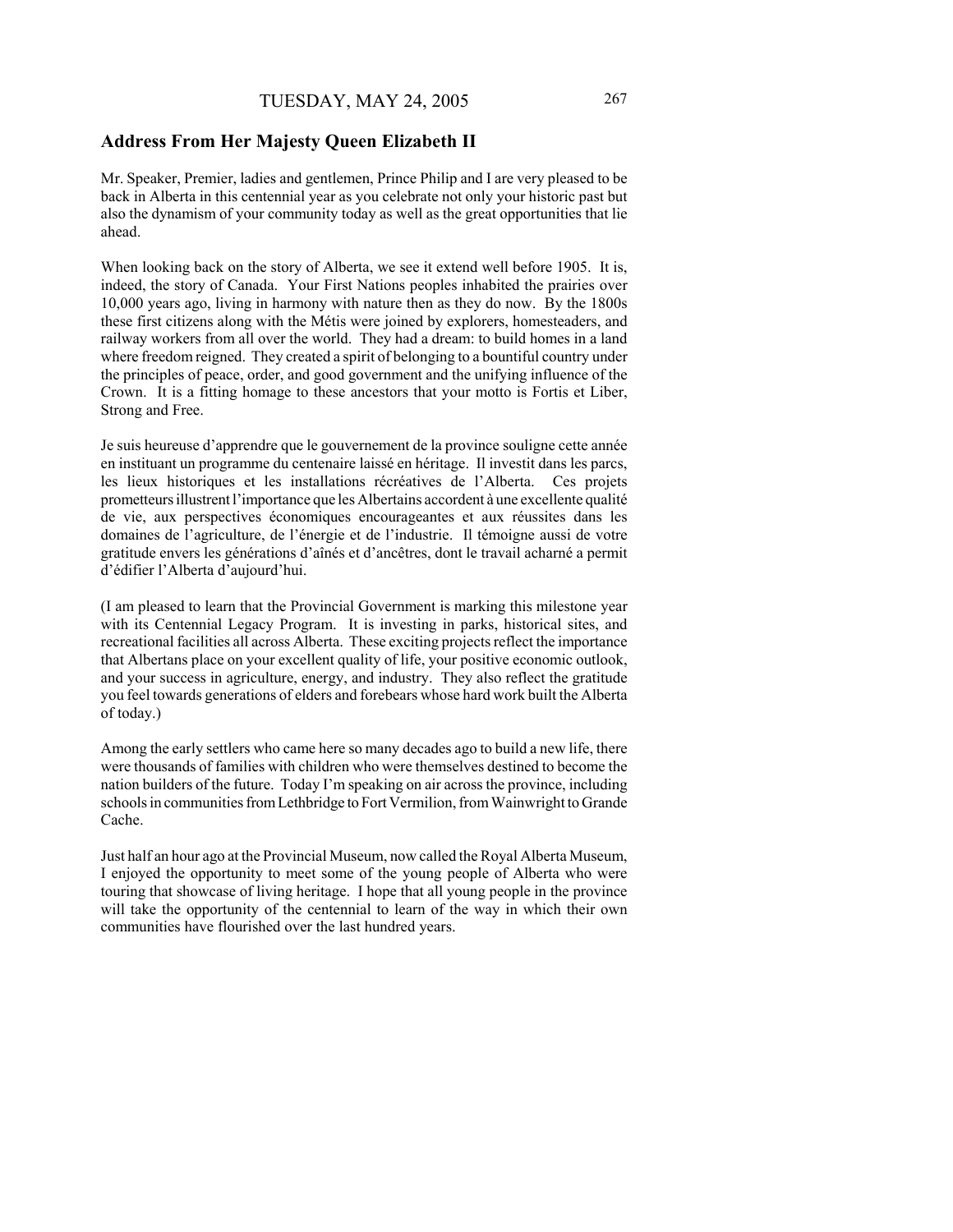## Address From Her Majesty Queen Elizabeth II

Mr. Speaker, Premier, ladies and gentlemen, Prince Philip and I are very pleased to be back in Alberta in this centennial year as you celebrate not only your historic past but also the dynamism of your community today as well as the great opportunities that lie ahead.

When looking back on the story of Alberta, we see it extend well before 1905. It is, indeed, the story of Canada. Your First Nations peoples inhabited the prairies over 10,000 years ago, living in harmony with nature then as they do now. By the 1800s these first citizens along with the Métis were joined by explorers, homesteaders, and railway workers from all over the world. They had a dream: to build homes in a land where freedom reigned. They created a spirit of belonging to a bountiful country under the principles of peace, order, and good government and the unifying influence of the Crown. It is a fitting homage to these ancestors that your motto is Fortis et Liber, Strong and Free.

Je suis heureuse d'apprendre que le gouvernement de la province souligne cette année en instituant un programme du centenaire laissé en héritage. Il investit dans les parcs, les lieux historiques et les installations récréatives de l'Alberta. Ces projets prometteurs illustrent l'importance que les Albertains accordent à une excellente qualité de vie, aux perspectives économiques encourageantes et aux réussites dans les domaines de l'agriculture, de l'énergie et de l'industrie. Il témoigne aussi de votre gratitude envers les générations d'aînés et d'ancêtres, dont le travail acharné a permit d'édifier l'Alberta d'aujourd'hui.

(I am pleased to learn that the Provincial Government is marking this milestone year with its Centennial Legacy Program. It is investing in parks, historical sites, and recreational facilities all across Alberta. These exciting projects reflect the importance that Albertans place on your excellent quality of life, your positive economic outlook, and your success in agriculture, energy, and industry. They also reflect the gratitude you feel towards generations of elders and forebears whose hard work built the Alberta of today.)

Among the early settlers who came here so many decades ago to build a new life, there were thousands of families with children who were themselves destined to become the nation builders of the future. Today I'm speaking on air across the province, including schools in communities from Lethbridge to Fort Vermilion, from Wainwright to Grande Cache.

Just half an hour ago at the Provincial Museum, now called the Royal Alberta Museum, I enjoyed the opportunity to meet some of the young people of Alberta who were touring that showcase of living heritage. I hope that all young people in the province will take the opportunity of the centennial to learn of the way in which their own communities have flourished over the last hundred years.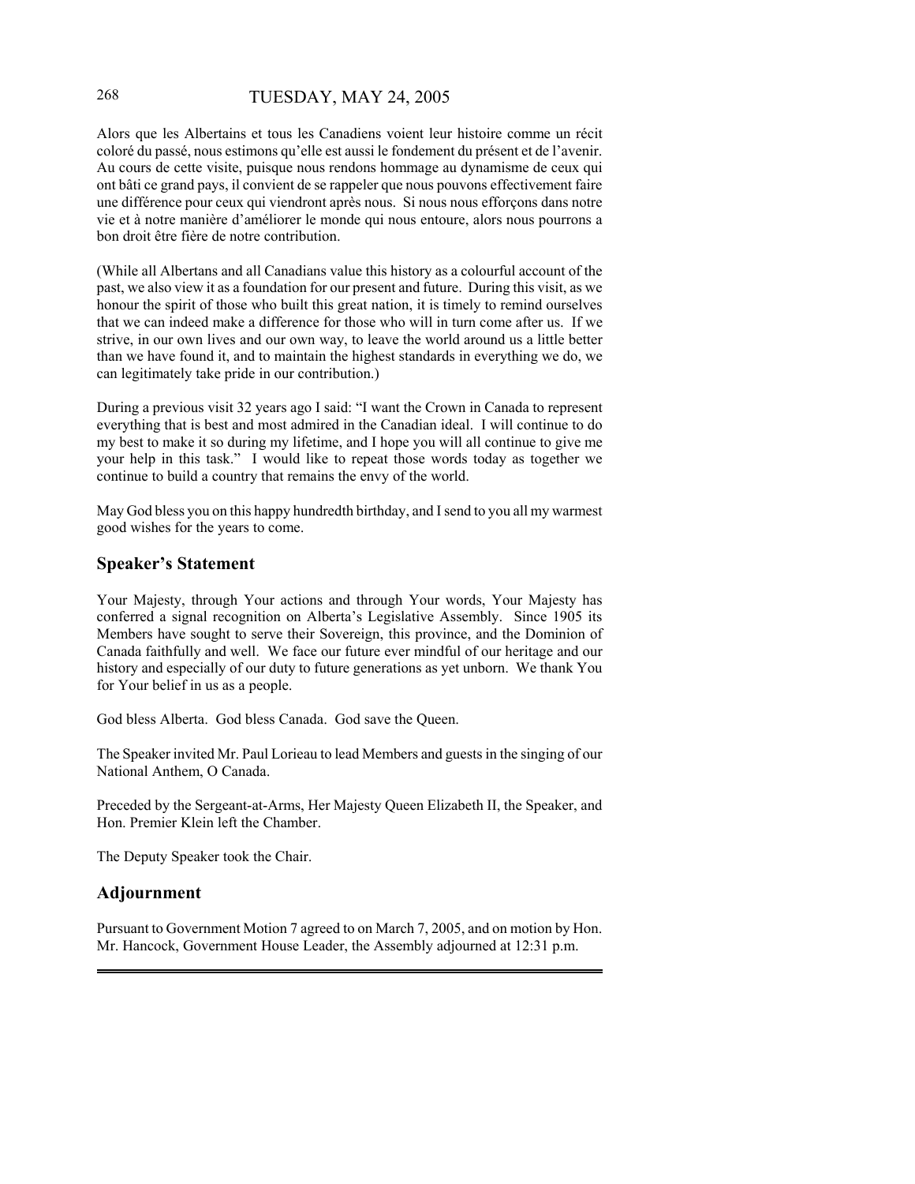Alors que les Albertains et tous les Canadiens voient leur histoire comme un récit coloré du passé, nous estimons qu'elle est aussi le fondement du présent et de l'avenir. Au cours de cette visite, puisque nous rendons hommage au dynamisme de ceux qui ont bâti ce grand pays, il convient de se rappeler que nous pouvons effectivement faire une différence pour ceux qui viendront après nous. Si nous nous efforçons dans notre vie et à notre manière d'améliorer le monde qui nous entoure, alors nous pourrons a bon droit être fière de notre contribution.

(While all Albertans and all Canadians value this history as a colourful account of the past, we also view it as a foundation for our present and future. During this visit, as we honour the spirit of those who built this great nation, it is timely to remind ourselves that we can indeed make a difference for those who will in turn come after us. If we strive, in our own lives and our own way, to leave the world around us a little better than we have found it, and to maintain the highest standards in everything we do, we can legitimately take pride in our contribution.)

During a previous visit 32 years ago I said: "I want the Crown in Canada to represent everything that is best and most admired in the Canadian ideal. I will continue to do my best to make it so during my lifetime, and I hope you will all continue to give me your help in this task." I would like to repeat those words today as together we continue to build a country that remains the envy of the world.

May God bless you on this happy hundredth birthday, and I send to you all my warmest good wishes for the years to come.

## Speaker's Statement

Your Majesty, through Your actions and through Your words, Your Majesty has conferred a signal recognition on Alberta's Legislative Assembly. Since 1905 its Members have sought to serve their Sovereign, this province, and the Dominion of Canada faithfully and well. We face our future ever mindful of our heritage and our history and especially of our duty to future generations as yet unborn. We thank You for Your belief in us as a people.

God bless Alberta. God bless Canada. God save the Queen.

The Speaker invited Mr. Paul Lorieau to lead Members and guests in the singing of our National Anthem, O Canada.

Preceded by the Sergeant-at-Arms, Her Majesty Queen Elizabeth II, the Speaker, and Hon. Premier Klein left the Chamber.

The Deputy Speaker took the Chair.

## Adjournment

Pursuant to Government Motion 7 agreed to on March 7, 2005, and on motion by Hon. Mr. Hancock, Government House Leader, the Assembly adjourned at 12:31 p.m.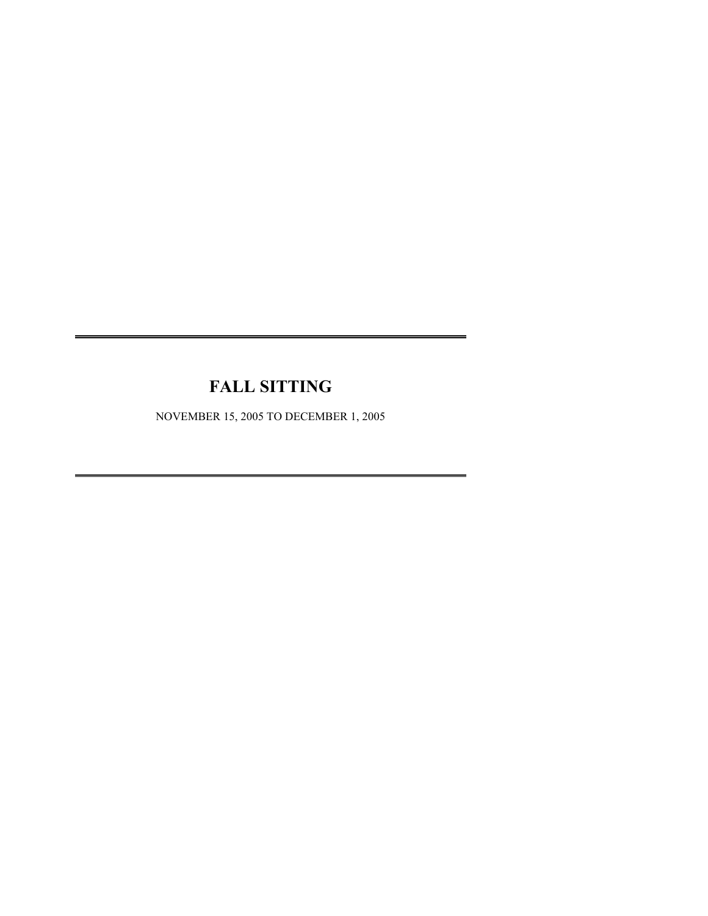# FALL SITTING

NOVEMBER 15, 2005 TO DECEMBER 1, 2005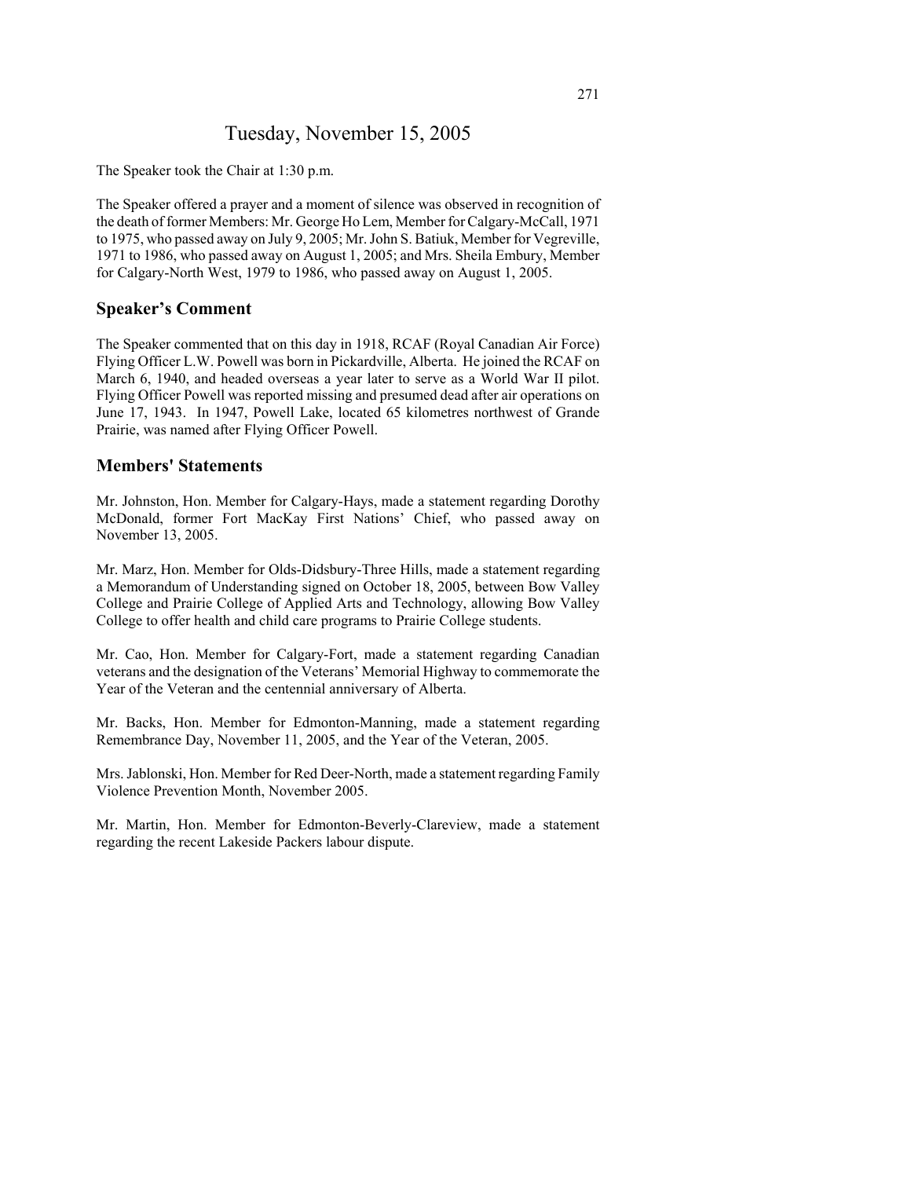# Tuesday, November 15, 2005

The Speaker took the Chair at 1:30 p.m.

The Speaker offered a prayer and a moment of silence was observed in recognition of the death of former Members: Mr. George Ho Lem, Member for Calgary-McCall, 1971 to 1975, who passed away on July 9, 2005; Mr. John S. Batiuk, Member for Vegreville, 1971 to 1986, who passed away on August 1, 2005; and Mrs. Sheila Embury, Member for Calgary-North West, 1979 to 1986, who passed away on August 1, 2005.

## Speaker's Comment

The Speaker commented that on this day in 1918, RCAF (Royal Canadian Air Force) Flying Officer L.W. Powell was born in Pickardville, Alberta. He joined the RCAF on March 6, 1940, and headed overseas a year later to serve as a World War II pilot. Flying Officer Powell was reported missing and presumed dead after air operations on June 17, 1943. In 1947, Powell Lake, located 65 kilometres northwest of Grande Prairie, was named after Flying Officer Powell.

## Members' Statements

Mr. Johnston, Hon. Member for Calgary-Hays, made a statement regarding Dorothy McDonald, former Fort MacKay First Nations' Chief, who passed away on November 13, 2005.

Mr. Marz, Hon. Member for Olds-Didsbury-Three Hills, made a statement regarding a Memorandum of Understanding signed on October 18, 2005, between Bow Valley College and Prairie College of Applied Arts and Technology, allowing Bow Valley College to offer health and child care programs to Prairie College students.

Mr. Cao, Hon. Member for Calgary-Fort, made a statement regarding Canadian veterans and the designation of the Veterans' Memorial Highway to commemorate the Year of the Veteran and the centennial anniversary of Alberta.

Mr. Backs, Hon. Member for Edmonton-Manning, made a statement regarding Remembrance Day, November 11, 2005, and the Year of the Veteran, 2005.

Mrs. Jablonski, Hon. Member for Red Deer-North, made a statement regarding Family Violence Prevention Month, November 2005.

Mr. Martin, Hon. Member for Edmonton-Beverly-Clareview, made a statement regarding the recent Lakeside Packers labour dispute.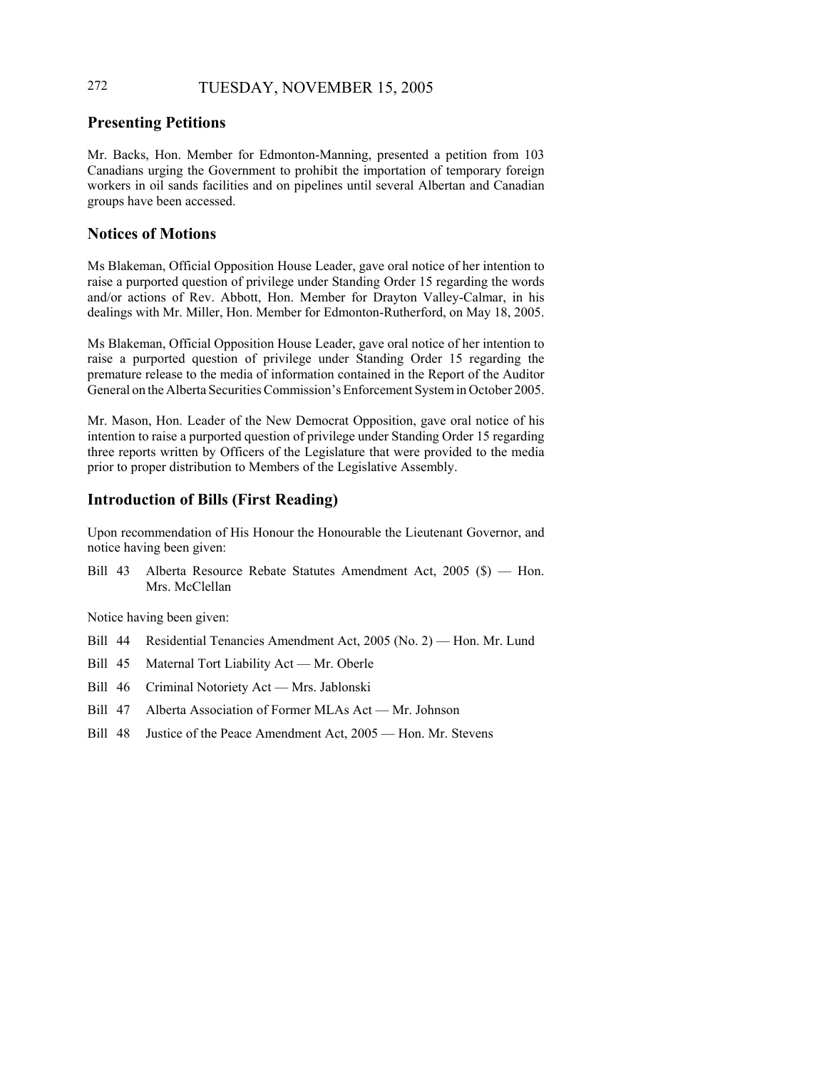## Presenting Petitions

Mr. Backs, Hon. Member for Edmonton-Manning, presented a petition from 103 Canadians urging the Government to prohibit the importation of temporary foreign workers in oil sands facilities and on pipelines until several Albertan and Canadian groups have been accessed.

## Notices of Motions

Ms Blakeman, Official Opposition House Leader, gave oral notice of her intention to raise a purported question of privilege under Standing Order 15 regarding the words and/or actions of Rev. Abbott, Hon. Member for Drayton Valley-Calmar, in his dealings with Mr. Miller, Hon. Member for Edmonton-Rutherford, on May 18, 2005.

Ms Blakeman, Official Opposition House Leader, gave oral notice of her intention to raise a purported question of privilege under Standing Order 15 regarding the premature release to the media of information contained in the Report of the Auditor General on the Alberta Securities Commission's Enforcement System in October 2005.

Mr. Mason, Hon. Leader of the New Democrat Opposition, gave oral notice of his intention to raise a purported question of privilege under Standing Order 15 regarding three reports written by Officers of the Legislature that were provided to the media prior to proper distribution to Members of the Legislative Assembly.

## Introduction of Bills (First Reading)

Upon recommendation of His Honour the Honourable the Lieutenant Governor, and notice having been given:

Bill 43 Alberta Resource Rebate Statutes Amendment Act, 2005 ($) — Hon. Mrs. McClellan

Notice having been given:

Bill 44 Residential Tenancies Amendment Act, 2005 (No. 2) — Hon. Mr. Lund

Bill 45 Maternal Tort Liability Act — Mr. Oberle

Bill 46 Criminal Notoriety Act — Mrs. Jablonski

Bill 47 Alberta Association of Former MLAs Act — Mr. Johnson

Bill 48 Justice of the Peace Amendment Act, 2005 — Hon. Mr. Stevens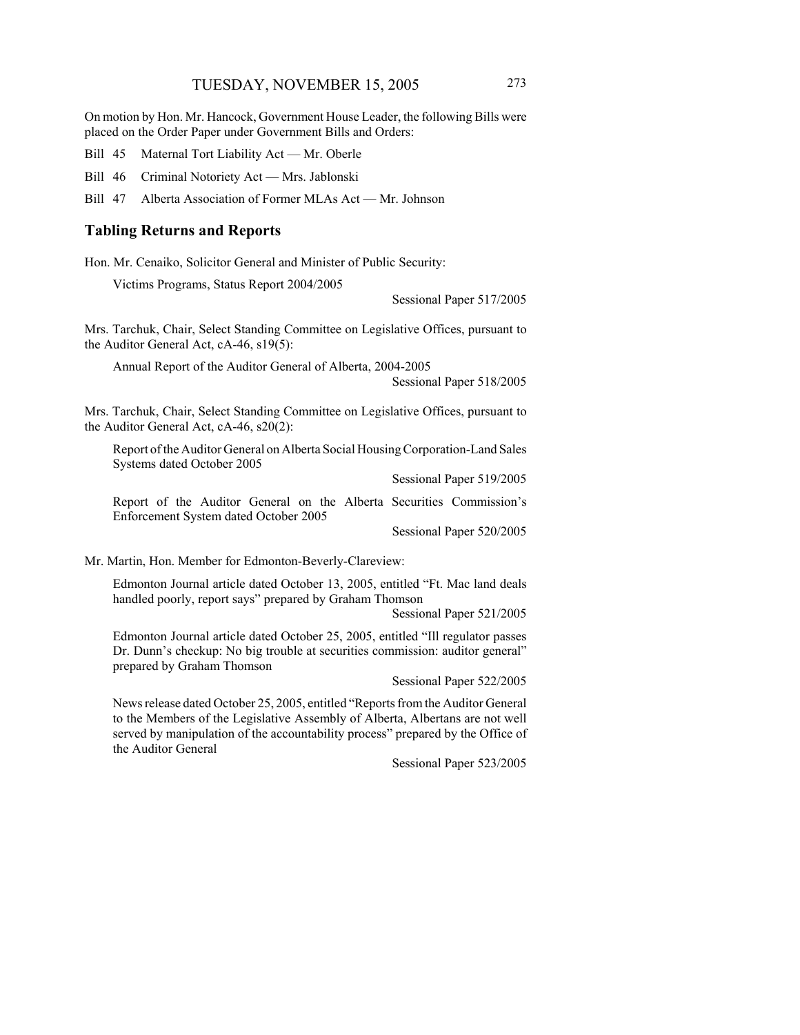On motion by Hon. Mr. Hancock, Government House Leader, the following Bills were placed on the Order Paper under Government Bills and Orders:

Bill 45 Maternal Tort Liability Act — Mr. Oberle

Bill 46 Criminal Notoriety Act — Mrs. Jablonski

Bill 47 Alberta Association of Former MLAs Act — Mr. Johnson

## Tabling Returns and Reports

Hon. Mr. Cenaiko, Solicitor General and Minister of Public Security:

Victims Programs, Status Report 2004/2005

Sessional Paper 517/2005

Mrs. Tarchuk, Chair, Select Standing Committee on Legislative Offices, pursuant to the Auditor General Act, cA-46, s19(5):

Annual Report of the Auditor General of Alberta, 2004-2005

Sessional Paper 518/2005

Mrs. Tarchuk, Chair, Select Standing Committee on Legislative Offices, pursuant to the Auditor General Act, cA-46, s20(2):

Report of the Auditor General on Alberta Social Housing Corporation-Land Sales Systems dated October 2005

Sessional Paper 519/2005

Report of the Auditor General on the Alberta Securities Commission's Enforcement System dated October 2005

Sessional Paper 520/2005

Mr. Martin, Hon. Member for Edmonton-Beverly-Clareview:

Edmonton Journal article dated October 13, 2005, entitled "Ft. Mac land deals handled poorly, report says" prepared by Graham Thomson

Sessional Paper 521/2005

Edmonton Journal article dated October 25, 2005, entitled "Ill regulator passes Dr. Dunn's checkup: No big trouble at securities commission: auditor general" prepared by Graham Thomson

Sessional Paper 522/2005

News release dated October 25, 2005, entitled "Reports from the Auditor General to the Members of the Legislative Assembly of Alberta, Albertans are not well served by manipulation of the accountability process" prepared by the Office of the Auditor General

Sessional Paper 523/2005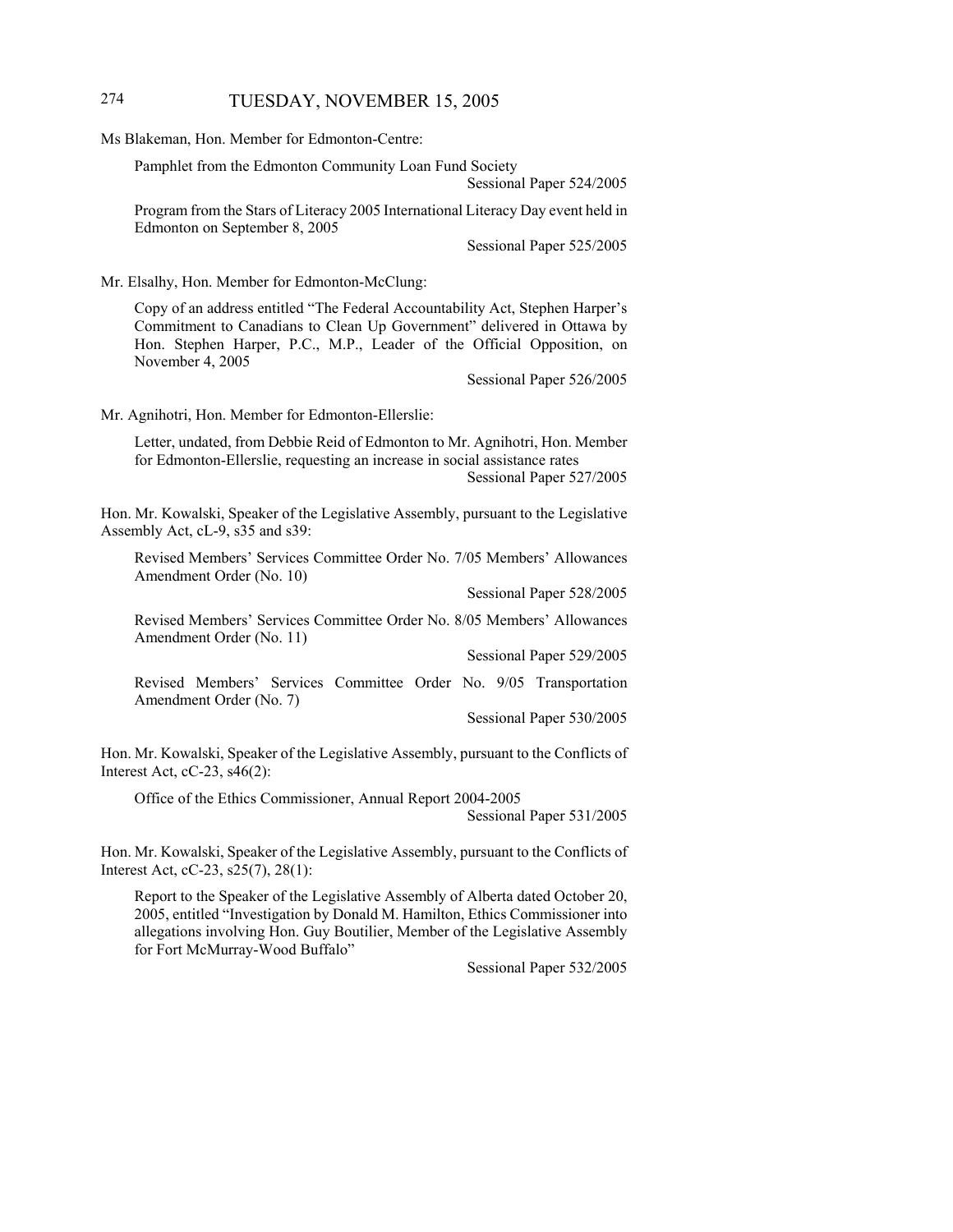Ms Blakeman, Hon. Member for Edmonton-Centre:

Pamphlet from the Edmonton Community Loan Fund Society

Sessional Paper 524/2005

Program from the Stars of Literacy 2005 International Literacy Day event held in Edmonton on September 8, 2005

Sessional Paper 525/2005

Mr. Elsalhy, Hon. Member for Edmonton-McClung:

Copy of an address entitled "The Federal Accountability Act, Stephen Harper's Commitment to Canadians to Clean Up Government" delivered in Ottawa by Hon. Stephen Harper, P.C., M.P., Leader of the Official Opposition, on November 4, 2005

Sessional Paper 526/2005

Mr. Agnihotri, Hon. Member for Edmonton-Ellerslie:

Letter, undated, from Debbie Reid of Edmonton to Mr. Agnihotri, Hon. Member for Edmonton-Ellerslie, requesting an increase in social assistance rates

Sessional Paper 527/2005

Hon. Mr. Kowalski, Speaker of the Legislative Assembly, pursuant to the Legislative Assembly Act, cL-9, s35 and s39:

Revised Members' Services Committee Order No. 7/05 Members' Allowances Amendment Order (No. 10)

Sessional Paper 528/2005

Revised Members' Services Committee Order No. 8/05 Members' Allowances Amendment Order (No. 11)

Sessional Paper 529/2005

Revised Members' Services Committee Order No. 9/05 Transportation Amendment Order (No. 7)

Sessional Paper 530/2005

Hon. Mr. Kowalski, Speaker of the Legislative Assembly, pursuant to the Conflicts of Interest Act, cC-23, s46(2):

Office of the Ethics Commissioner, Annual Report 2004-2005

Sessional Paper 531/2005

Hon. Mr. Kowalski, Speaker of the Legislative Assembly, pursuant to the Conflicts of Interest Act, cC-23, s25(7), 28(1):

Report to the Speaker of the Legislative Assembly of Alberta dated October 20, 2005, entitled "Investigation by Donald M. Hamilton, Ethics Commissioner into allegations involving Hon. Guy Boutilier, Member of the Legislative Assembly for Fort McMurray-Wood Buffalo"

Sessional Paper 532/2005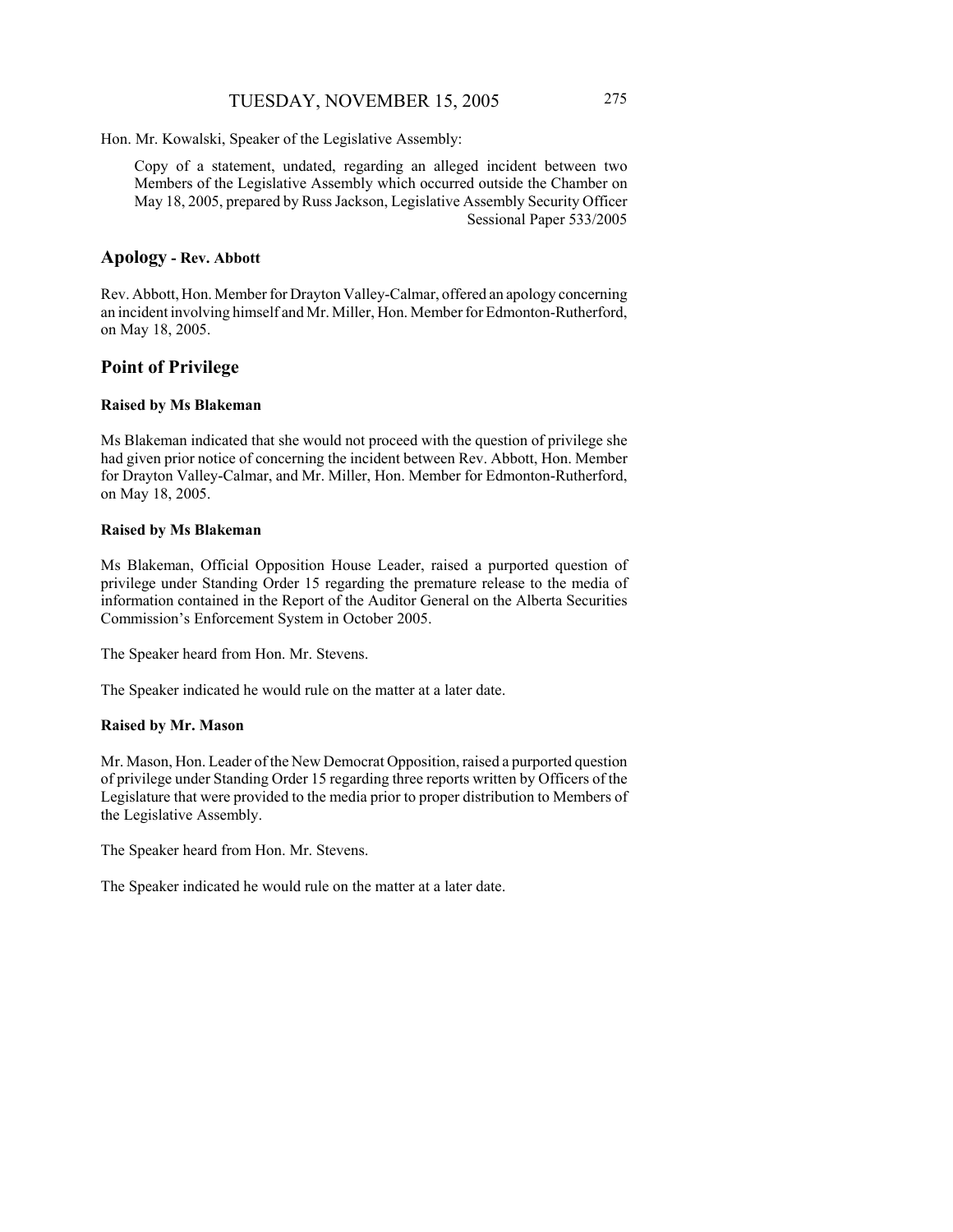Hon. Mr. Kowalski, Speaker of the Legislative Assembly:

Copy of a statement, undated, regarding an alleged incident between two Members of the Legislative Assembly which occurred outside the Chamber on May 18, 2005, prepared by Russ Jackson, Legislative Assembly Security Officer
Sessional Paper 533/2005

## Apology - Rev. Abbott

Rev. Abbott, Hon. Member for Drayton Valley-Calmar, offered an apology concerning an incident involving himself and Mr. Miller, Hon. Member for Edmonton-Rutherford, on May 18, 2005.

## Point of Privilege

### Raised by Ms Blakeman

Ms Blakeman indicated that she would not proceed with the question of privilege she had given prior notice of concerning the incident between Rev. Abbott, Hon. Member for Drayton Valley-Calmar, and Mr. Miller, Hon. Member for Edmonton-Rutherford, on May 18, 2005.

### Raised by Ms Blakeman

Ms Blakeman, Official Opposition House Leader, raised a purported question of privilege under Standing Order 15 regarding the premature release to the media of information contained in the Report of the Auditor General on the Alberta Securities Commission's Enforcement System in October 2005.

The Speaker heard from Hon. Mr. Stevens.

The Speaker indicated he would rule on the matter at a later date.

### Raised by Mr. Mason

Mr. Mason, Hon. Leader of the New Democrat Opposition, raised a purported question of privilege under Standing Order 15 regarding three reports written by Officers of the Legislature that were provided to the media prior to proper distribution to Members of the Legislative Assembly.

The Speaker heard from Hon. Mr. Stevens.

The Speaker indicated he would rule on the matter at a later date.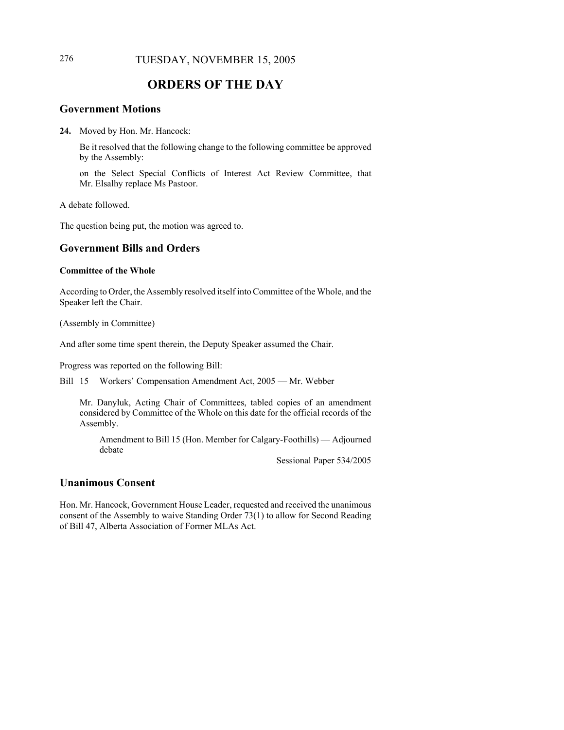# ORDERS OF THE DAY

## Government Motions

**24.** Moved by Hon. Mr. Hancock:

Be it resolved that the following change to the following committee be approved by the Assembly:

on the Select Special Conflicts of Interest Act Review Committee, that Mr. Elsalhy replace Ms Pastoor.

A debate followed.

The question being put, the motion was agreed to.

## Government Bills and Orders

### Committee of the Whole

According to Order, the Assembly resolved itself into Committee of the Whole, and the Speaker left the Chair.

(Assembly in Committee)

And after some time spent therein, the Deputy Speaker assumed the Chair.

Progress was reported on the following Bill:

Bill 15 Workers' Compensation Amendment Act, 2005 — Mr. Webber

Mr. Danyluk, Acting Chair of Committees, tabled copies of an amendment considered by Committee of the Whole on this date for the official records of the Assembly.

Amendment to Bill 15 (Hon. Member for Calgary-Foothills) — Adjourned debate

Sessional Paper 534/2005

## Unanimous Consent

Hon. Mr. Hancock, Government House Leader, requested and received the unanimous consent of the Assembly to waive Standing Order 73(1) to allow for Second Reading of Bill 47, Alberta Association of Former MLAs Act.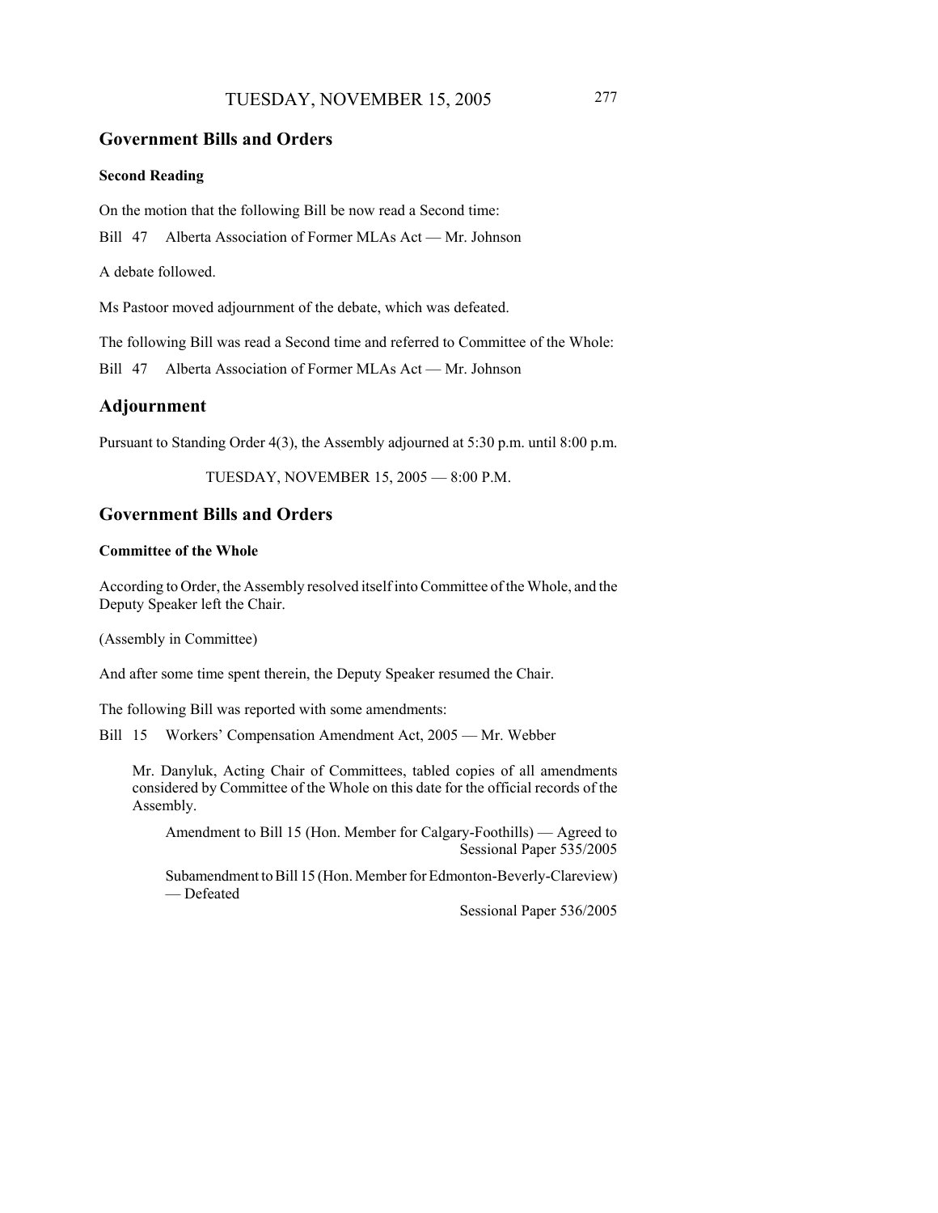## Government Bills and Orders

### Second Reading

On the motion that the following Bill be now read a Second time:

Bill 47 Alberta Association of Former MLAs Act — Mr. Johnson

A debate followed.

Ms Pastoor moved adjournment of the debate, which was defeated.

The following Bill was read a Second time and referred to Committee of the Whole:

Bill 47 Alberta Association of Former MLAs Act — Mr. Johnson

## Adjournment

Pursuant to Standing Order 4(3), the Assembly adjourned at 5:30 p.m. until 8:00 p.m.

TUESDAY, NOVEMBER 15, 2005 — 8:00 P.M.

## Government Bills and Orders

### Committee of the Whole

According to Order, the Assembly resolved itself into Committee of the Whole, and the Deputy Speaker left the Chair.

(Assembly in Committee)

And after some time spent therein, the Deputy Speaker resumed the Chair.

The following Bill was reported with some amendments:

Bill 15 Workers' Compensation Amendment Act, 2005 — Mr. Webber

Mr. Danyluk, Acting Chair of Committees, tabled copies of all amendments considered by Committee of the Whole on this date for the official records of the Assembly.

Amendment to Bill 15 (Hon. Member for Calgary-Foothills) — Agreed to
Sessional Paper 535/2005

Subamendment to Bill 15 (Hon. Member for Edmonton-Beverly-Clareview) — Defeated
Sessional Paper 536/2005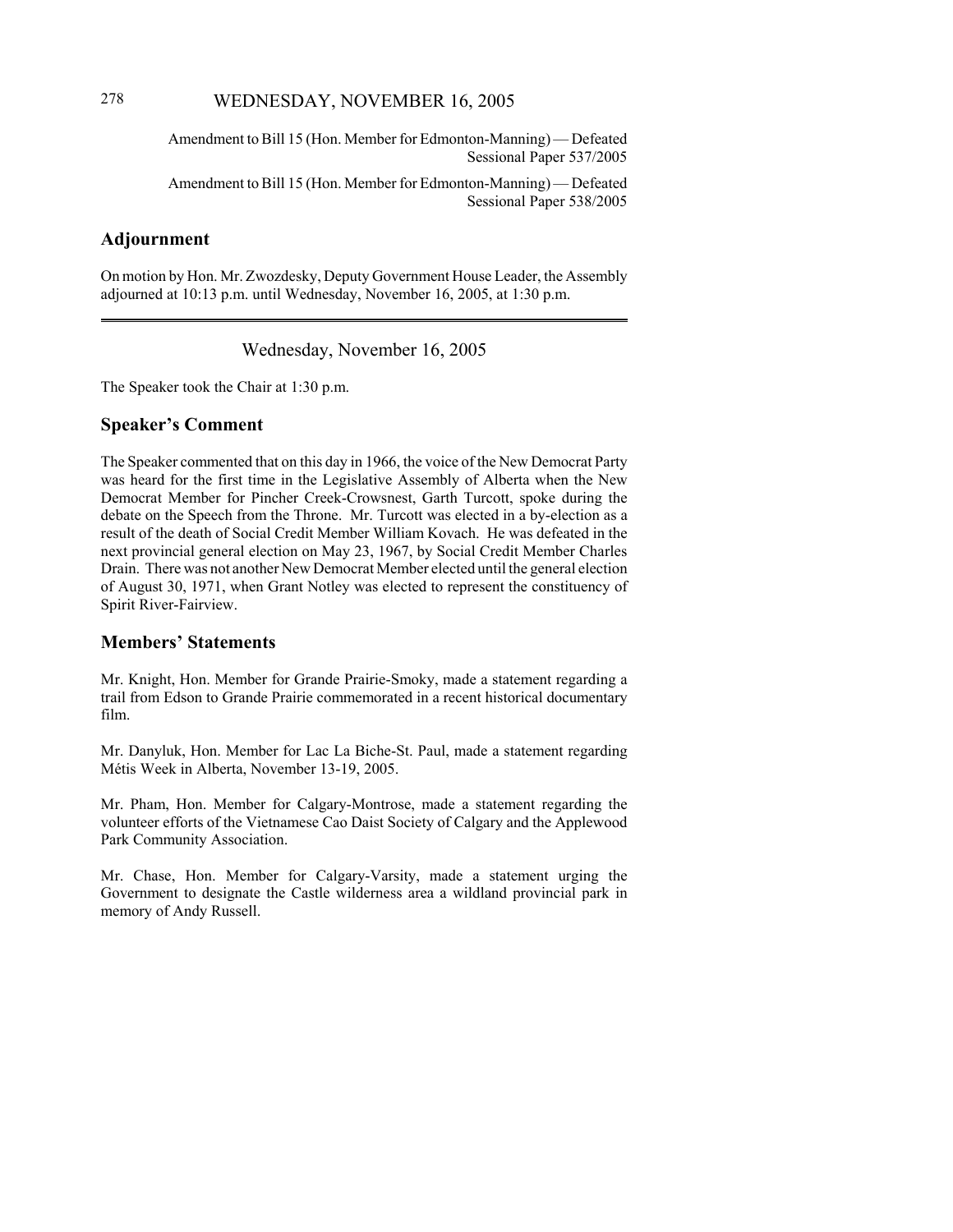Amendment to Bill 15 (Hon. Member for Edmonton-Manning) — Defeated
Sessional Paper 537/2005

Amendment to Bill 15 (Hon. Member for Edmonton-Manning) — Defeated
Sessional Paper 538/2005

## Adjournment

On motion by Hon. Mr. Zwozdesky, Deputy Government House Leader, the Assembly adjourned at 10:13 p.m. until Wednesday, November 16, 2005, at 1:30 p.m.

---

Wednesday, November 16, 2005

The Speaker took the Chair at 1:30 p.m.

## Speaker's Comment

The Speaker commented that on this day in 1966, the voice of the New Democrat Party was heard for the first time in the Legislative Assembly of Alberta when the New Democrat Member for Pincher Creek-Crowsnest, Garth Turcott, spoke during the debate on the Speech from the Throne. Mr. Turcott was elected in a by-election as a result of the death of Social Credit Member William Kovach. He was defeated in the next provincial general election on May 23, 1967, by Social Credit Member Charles Drain. There was not another New Democrat Member elected until the general election of August 30, 1971, when Grant Notley was elected to represent the constituency of Spirit River-Fairview.

## Members' Statements

Mr. Knight, Hon. Member for Grande Prairie-Smoky, made a statement regarding a trail from Edson to Grande Prairie commemorated in a recent historical documentary film.

Mr. Danyluk, Hon. Member for Lac La Biche-St. Paul, made a statement regarding Métis Week in Alberta, November 13-19, 2005.

Mr. Pham, Hon. Member for Calgary-Montrose, made a statement regarding the volunteer efforts of the Vietnamese Cao Daist Society of Calgary and the Applewood Park Community Association.

Mr. Chase, Hon. Member for Calgary-Varsity, made a statement urging the Government to designate the Castle wilderness area a wildland provincial park in memory of Andy Russell.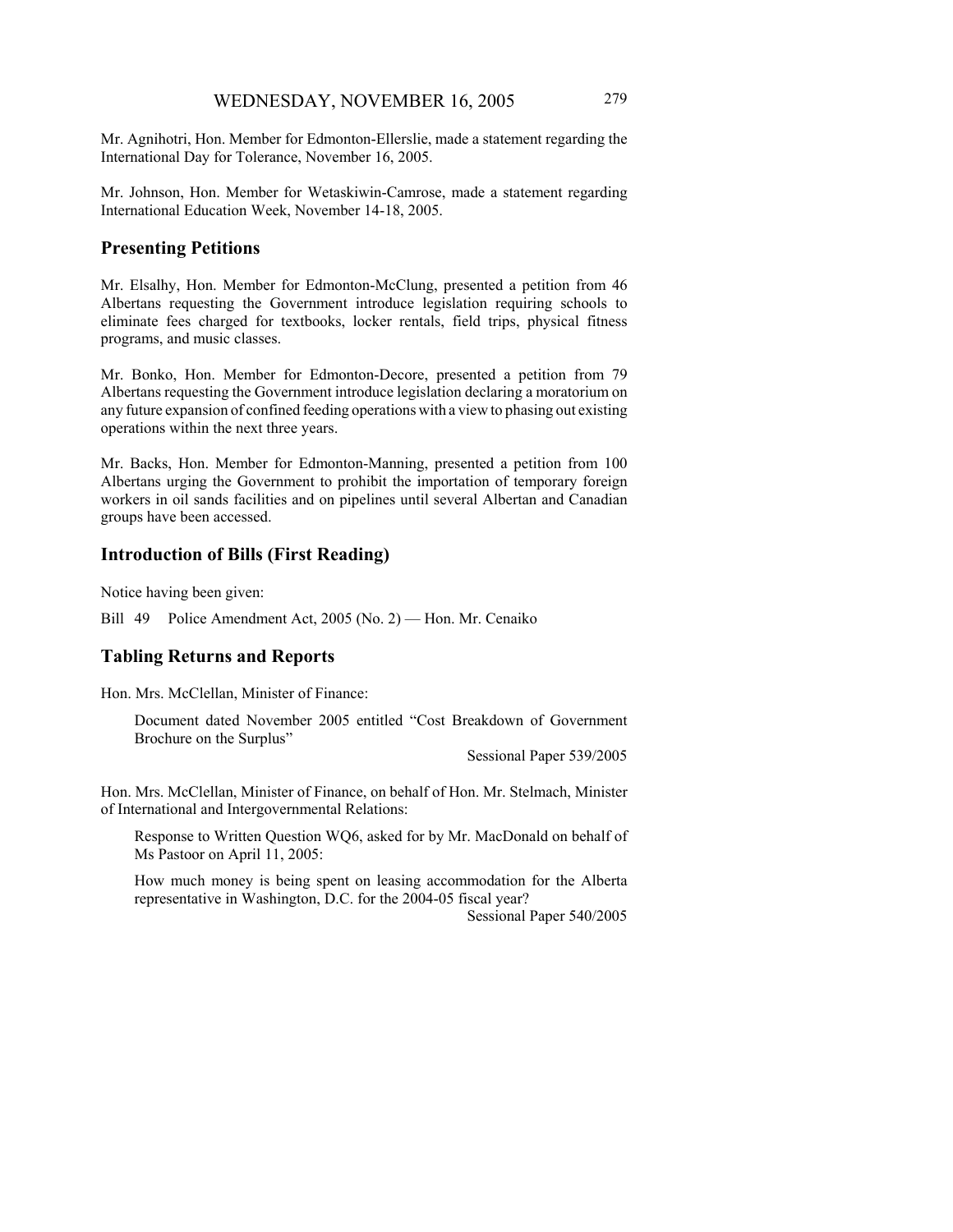Mr. Agnihotri, Hon. Member for Edmonton-Ellerslie, made a statement regarding the International Day for Tolerance, November 16, 2005.

Mr. Johnson, Hon. Member for Wetaskiwin-Camrose, made a statement regarding International Education Week, November 14-18, 2005.

## Presenting Petitions

Mr. Elsalhy, Hon. Member for Edmonton-McClung, presented a petition from 46 Albertans requesting the Government introduce legislation requiring schools to eliminate fees charged for textbooks, locker rentals, field trips, physical fitness programs, and music classes.

Mr. Bonko, Hon. Member for Edmonton-Decore, presented a petition from 79 Albertans requesting the Government introduce legislation declaring a moratorium on any future expansion of confined feeding operations with a view to phasing out existing operations within the next three years.

Mr. Backs, Hon. Member for Edmonton-Manning, presented a petition from 100 Albertans urging the Government to prohibit the importation of temporary foreign workers in oil sands facilities and on pipelines until several Albertan and Canadian groups have been accessed.

## Introduction of Bills (First Reading)

Notice having been given:

Bill 49 Police Amendment Act, 2005 (No. 2) — Hon. Mr. Cenaiko

## Tabling Returns and Reports

Hon. Mrs. McClellan, Minister of Finance:

Document dated November 2005 entitled "Cost Breakdown of Government Brochure on the Surplus"

Sessional Paper 539/2005

Hon. Mrs. McClellan, Minister of Finance, on behalf of Hon. Mr. Stelmach, Minister of International and Intergovernmental Relations:

Response to Written Question WQ6, asked for by Mr. MacDonald on behalf of Ms Pastoor on April 11, 2005:

How much money is being spent on leasing accommodation for the Alberta representative in Washington, D.C. for the 2004-05 fiscal year?

Sessional Paper 540/2005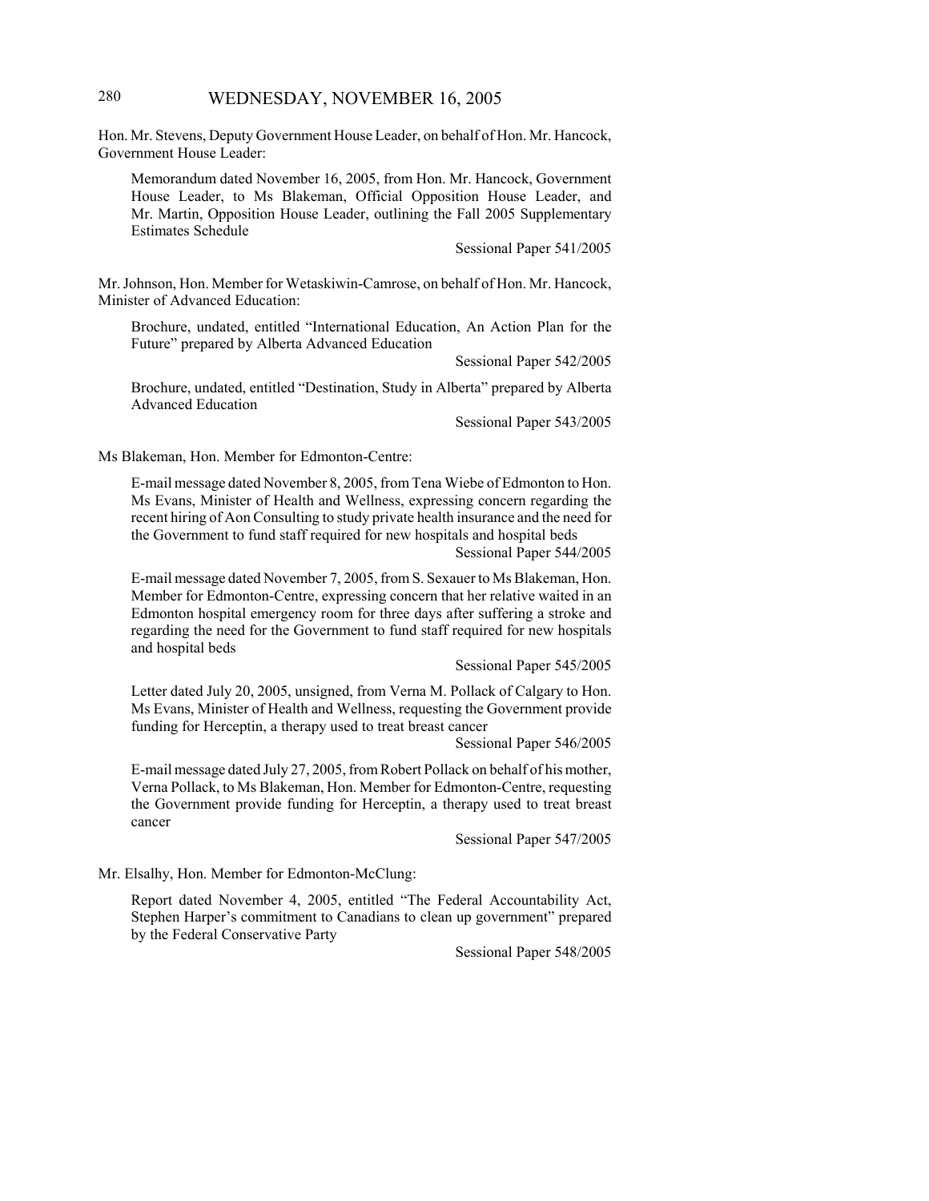Hon. Mr. Stevens, Deputy Government House Leader, on behalf of Hon. Mr. Hancock, Government House Leader:

Memorandum dated November 16, 2005, from Hon. Mr. Hancock, Government House Leader, to Ms Blakeman, Official Opposition House Leader, and Mr. Martin, Opposition House Leader, outlining the Fall 2005 Supplementary Estimates Schedule

Sessional Paper 541/2005

Mr. Johnson, Hon. Member for Wetaskiwin-Camrose, on behalf of Hon. Mr. Hancock, Minister of Advanced Education:

Brochure, undated, entitled "International Education, An Action Plan for the Future" prepared by Alberta Advanced Education

Sessional Paper 542/2005

Brochure, undated, entitled "Destination, Study in Alberta" prepared by Alberta Advanced Education

Sessional Paper 543/2005

Ms Blakeman, Hon. Member for Edmonton-Centre:

E-mail message dated November 8, 2005, from Tena Wiebe of Edmonton to Hon. Ms Evans, Minister of Health and Wellness, expressing concern regarding the recent hiring of Aon Consulting to study private health insurance and the need for the Government to fund staff required for new hospitals and hospital beds

Sessional Paper 544/2005

E-mail message dated November 7, 2005, from S. Sexauer to Ms Blakeman, Hon. Member for Edmonton-Centre, expressing concern that her relative waited in an Edmonton hospital emergency room for three days after suffering a stroke and regarding the need for the Government to fund staff required for new hospitals and hospital beds

Sessional Paper 545/2005

Letter dated July 20, 2005, unsigned, from Verna M. Pollack of Calgary to Hon. Ms Evans, Minister of Health and Wellness, requesting the Government provide funding for Herceptin, a therapy used to treat breast cancer

Sessional Paper 546/2005

E-mail message dated July 27, 2005, from Robert Pollack on behalf of his mother, Verna Pollack, to Ms Blakeman, Hon. Member for Edmonton-Centre, requesting the Government provide funding for Herceptin, a therapy used to treat breast cancer

Sessional Paper 547/2005

Mr. Elsalhy, Hon. Member for Edmonton-McClung:

Report dated November 4, 2005, entitled "The Federal Accountability Act, Stephen Harper's commitment to Canadians to clean up government" prepared by the Federal Conservative Party

Sessional Paper 548/2005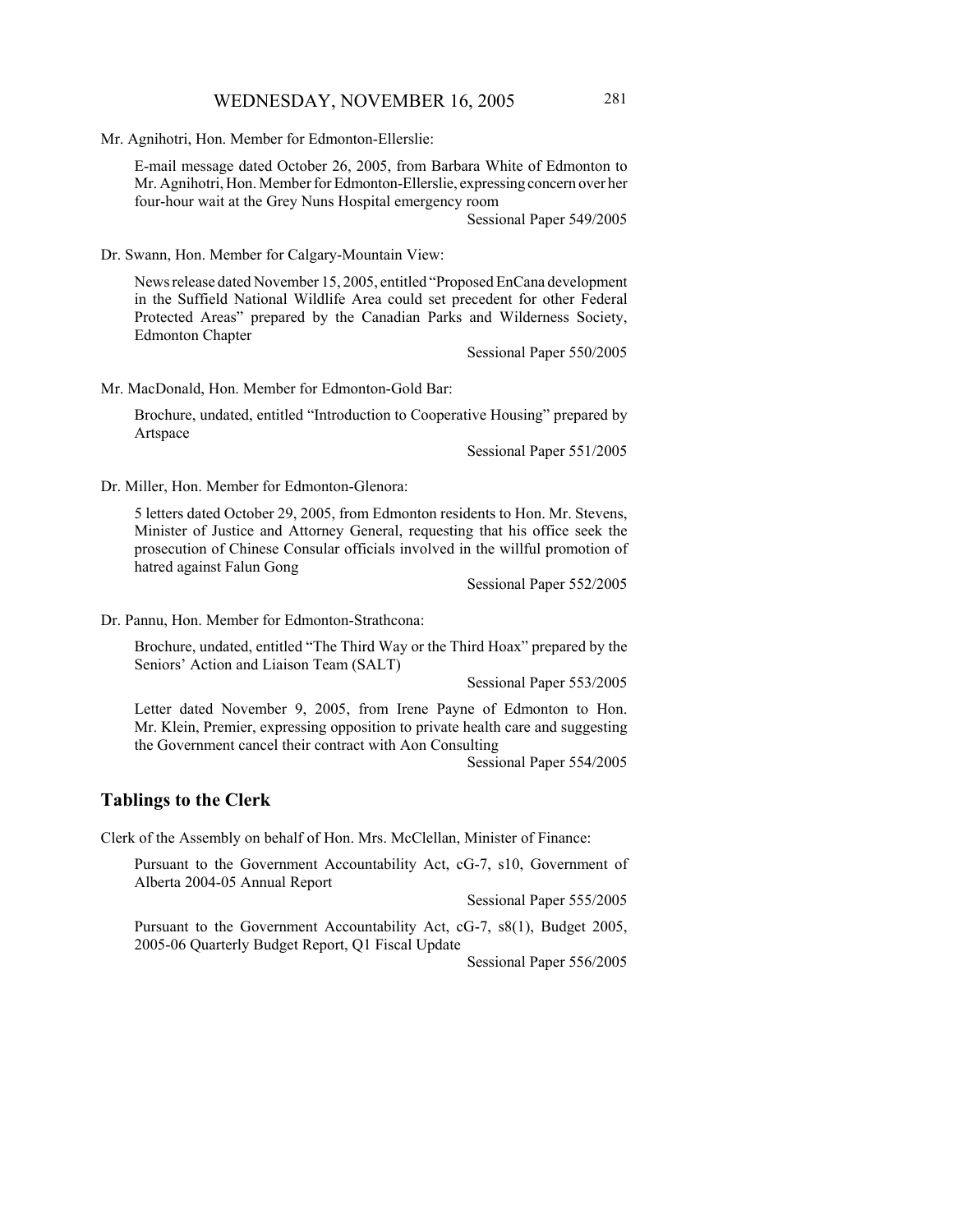Mr. Agnihotri, Hon. Member for Edmonton-Ellerslie:

E-mail message dated October 26, 2005, from Barbara White of Edmonton to Mr. Agnihotri, Hon. Member for Edmonton-Ellerslie, expressing concern over her four-hour wait at the Grey Nuns Hospital emergency room

Sessional Paper 549/2005

Dr. Swann, Hon. Member for Calgary-Mountain View:

News release dated November 15, 2005, entitled "Proposed EnCana development in the Suffield National Wildlife Area could set precedent for other Federal Protected Areas" prepared by the Canadian Parks and Wilderness Society, Edmonton Chapter

Sessional Paper 550/2005

Mr. MacDonald, Hon. Member for Edmonton-Gold Bar:

Brochure, undated, entitled "Introduction to Cooperative Housing" prepared by Artspace

Sessional Paper 551/2005

Dr. Miller, Hon. Member for Edmonton-Glenora:

5 letters dated October 29, 2005, from Edmonton residents to Hon. Mr. Stevens, Minister of Justice and Attorney General, requesting that his office seek the prosecution of Chinese Consular officials involved in the willful promotion of hatred against Falun Gong

Sessional Paper 552/2005

Dr. Pannu, Hon. Member for Edmonton-Strathcona:

Brochure, undated, entitled "The Third Way or the Third Hoax" prepared by the Seniors' Action and Liaison Team (SALT)

Sessional Paper 553/2005

Letter dated November 9, 2005, from Irene Payne of Edmonton to Hon. Mr. Klein, Premier, expressing opposition to private health care and suggesting the Government cancel their contract with Aon Consulting

Sessional Paper 554/2005

## Tablings to the Clerk

Clerk of the Assembly on behalf of Hon. Mrs. McClellan, Minister of Finance:

Pursuant to the Government Accountability Act, cG-7, s10, Government of Alberta 2004-05 Annual Report

Sessional Paper 555/2005

Pursuant to the Government Accountability Act, cG-7, s8(1), Budget 2005, 2005-06 Quarterly Budget Report, Q1 Fiscal Update

Sessional Paper 556/2005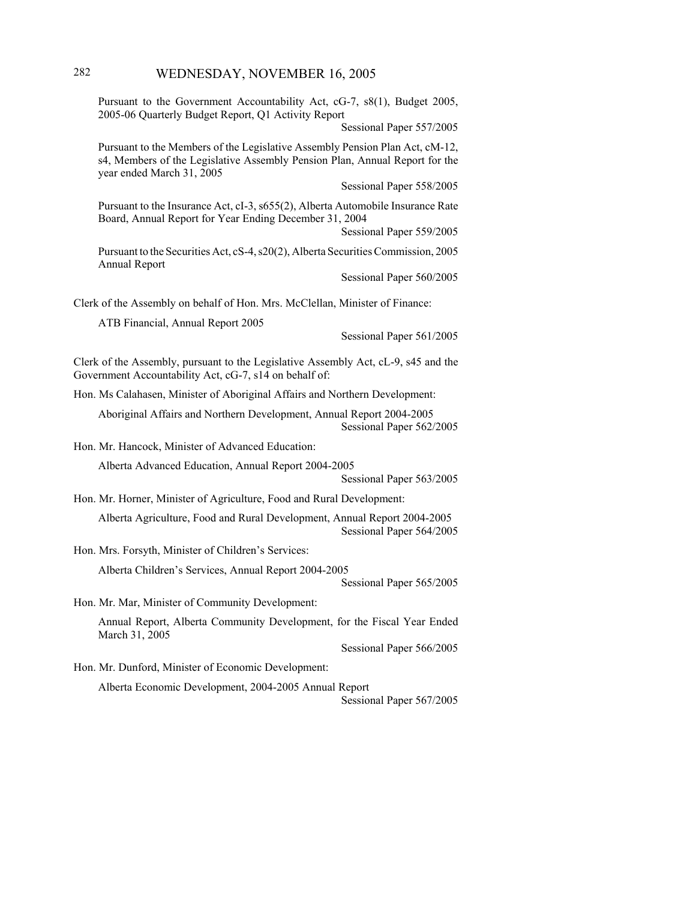Pursuant to the Government Accountability Act, cG-7, s8(1), Budget 2005, 2005-06 Quarterly Budget Report, Q1 Activity Report

Sessional Paper 557/2005

Pursuant to the Members of the Legislative Assembly Pension Plan Act, cM-12, s4, Members of the Legislative Assembly Pension Plan, Annual Report for the year ended March 31, 2005

Sessional Paper 558/2005

Pursuant to the Insurance Act, cI-3, s655(2), Alberta Automobile Insurance Rate Board, Annual Report for Year Ending December 31, 2004

Sessional Paper 559/2005

Pursuant to the Securities Act, cS-4, s20(2), Alberta Securities Commission, 2005 Annual Report

Sessional Paper 560/2005

Clerk of the Assembly on behalf of Hon. Mrs. McClellan, Minister of Finance:

ATB Financial, Annual Report 2005

Sessional Paper 561/2005

Clerk of the Assembly, pursuant to the Legislative Assembly Act, cL-9, s45 and the Government Accountability Act, cG-7, s14 on behalf of:

Hon. Ms Calahasen, Minister of Aboriginal Affairs and Northern Development:

Aboriginal Affairs and Northern Development, Annual Report 2004-2005

Sessional Paper 562/2005

Hon. Mr. Hancock, Minister of Advanced Education:

Alberta Advanced Education, Annual Report 2004-2005

Sessional Paper 563/2005

Hon. Mr. Horner, Minister of Agriculture, Food and Rural Development:

Alberta Agriculture, Food and Rural Development, Annual Report 2004-2005

Sessional Paper 564/2005

Hon. Mrs. Forsyth, Minister of Children's Services:

Alberta Children's Services, Annual Report 2004-2005

Sessional Paper 565/2005

Hon. Mr. Mar, Minister of Community Development:

Annual Report, Alberta Community Development, for the Fiscal Year Ended March 31, 2005

Sessional Paper 566/2005

Hon. Mr. Dunford, Minister of Economic Development:

Alberta Economic Development, 2004-2005 Annual Report

Sessional Paper 567/2005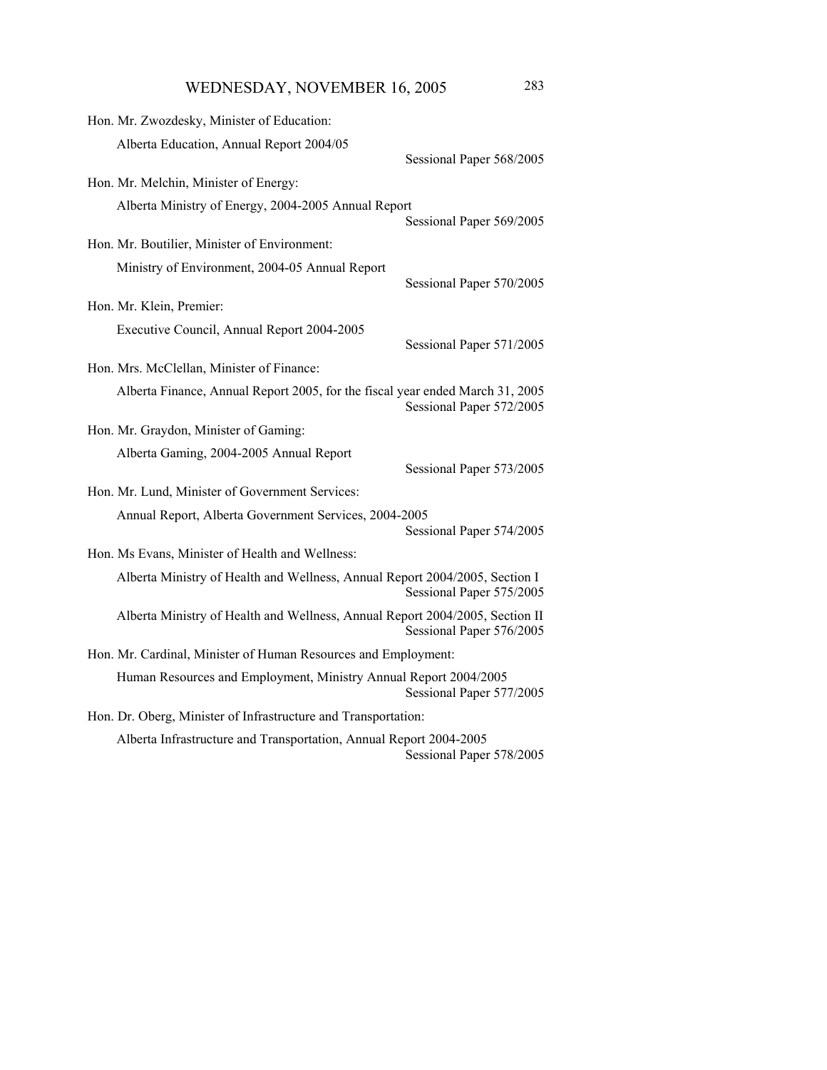Hon. Mr. Zwozdesky, Minister of Education:

Alberta Education, Annual Report 2004/05
Sessional Paper 568/2005

Hon. Mr. Melchin, Minister of Energy:

Alberta Ministry of Energy, 2004-2005 Annual Report
Sessional Paper 569/2005

Hon. Mr. Boutilier, Minister of Environment:

Ministry of Environment, 2004-05 Annual Report
Sessional Paper 570/2005

Hon. Mr. Klein, Premier:

Executive Council, Annual Report 2004-2005
Sessional Paper 571/2005

Hon. Mrs. McClellan, Minister of Finance:

Alberta Finance, Annual Report 2005, for the fiscal year ended March 31, 2005
Sessional Paper 572/2005

Hon. Mr. Graydon, Minister of Gaming:

Alberta Gaming, 2004-2005 Annual Report
Sessional Paper 573/2005

Hon. Mr. Lund, Minister of Government Services:

Annual Report, Alberta Government Services, 2004-2005
Sessional Paper 574/2005

Hon. Ms Evans, Minister of Health and Wellness:

Alberta Ministry of Health and Wellness, Annual Report 2004/2005, Section I
Sessional Paper 575/2005

Alberta Ministry of Health and Wellness, Annual Report 2004/2005, Section II
Sessional Paper 576/2005

Hon. Mr. Cardinal, Minister of Human Resources and Employment:

Human Resources and Employment, Ministry Annual Report 2004/2005
Sessional Paper 577/2005

Hon. Dr. Oberg, Minister of Infrastructure and Transportation:

Alberta Infrastructure and Transportation, Annual Report 2004-2005
Sessional Paper 578/2005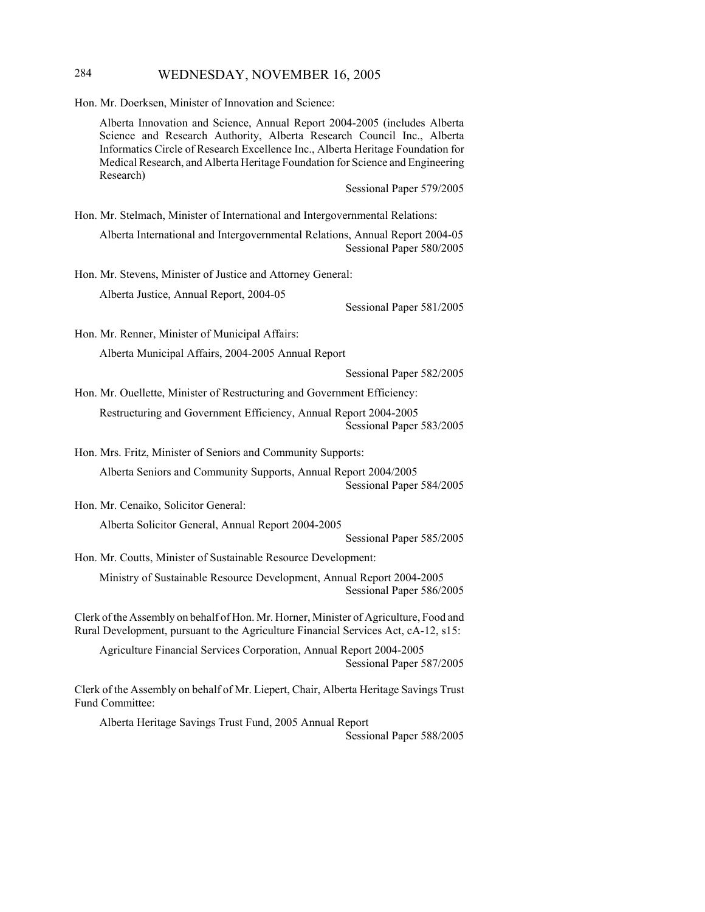Hon. Mr. Doerksen, Minister of Innovation and Science:

Alberta Innovation and Science, Annual Report 2004-2005 (includes Alberta Science and Research Authority, Alberta Research Council Inc., Alberta Informatics Circle of Research Excellence Inc., Alberta Heritage Foundation for Medical Research, and Alberta Heritage Foundation for Science and Engineering Research)

Sessional Paper 579/2005

Hon. Mr. Stelmach, Minister of International and Intergovernmental Relations:

Alberta International and Intergovernmental Relations, Annual Report 2004-05

Sessional Paper 580/2005

Hon. Mr. Stevens, Minister of Justice and Attorney General:

Alberta Justice, Annual Report, 2004-05

Sessional Paper 581/2005

Hon. Mr. Renner, Minister of Municipal Affairs:

Alberta Municipal Affairs, 2004-2005 Annual Report

Sessional Paper 582/2005

Hon. Mr. Ouellette, Minister of Restructuring and Government Efficiency:

Restructuring and Government Efficiency, Annual Report 2004-2005

Sessional Paper 583/2005

Hon. Mrs. Fritz, Minister of Seniors and Community Supports:

Alberta Seniors and Community Supports, Annual Report 2004/2005

Sessional Paper 584/2005

Hon. Mr. Cenaiko, Solicitor General:

Alberta Solicitor General, Annual Report 2004-2005

Sessional Paper 585/2005

Hon. Mr. Coutts, Minister of Sustainable Resource Development:

Ministry of Sustainable Resource Development, Annual Report 2004-2005

Sessional Paper 586/2005

Clerk of the Assembly on behalf of Hon. Mr. Horner, Minister of Agriculture, Food and Rural Development, pursuant to the Agriculture Financial Services Act, cA-12, s15:

Agriculture Financial Services Corporation, Annual Report 2004-2005

Sessional Paper 587/2005

Clerk of the Assembly on behalf of Mr. Liepert, Chair, Alberta Heritage Savings Trust Fund Committee:

Alberta Heritage Savings Trust Fund, 2005 Annual Report

Sessional Paper 588/2005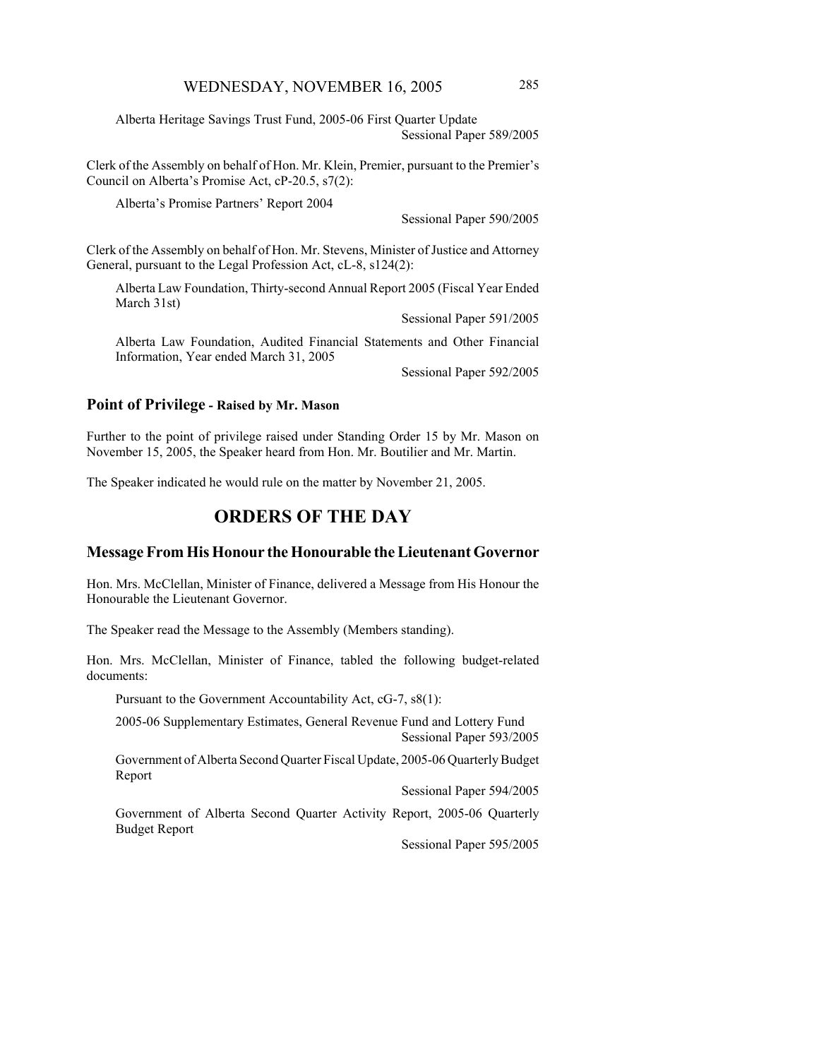Alberta Heritage Savings Trust Fund, 2005-06 First Quarter Update
Sessional Paper 589/2005

Clerk of the Assembly on behalf of Hon. Mr. Klein, Premier, pursuant to the Premier's Council on Alberta's Promise Act, cP-20.5, s7(2):

Alberta's Promise Partners' Report 2004
Sessional Paper 590/2005

Clerk of the Assembly on behalf of Hon. Mr. Stevens, Minister of Justice and Attorney General, pursuant to the Legal Profession Act, cL-8, s124(2):

Alberta Law Foundation, Thirty-second Annual Report 2005 (Fiscal Year Ended March 31st)
Sessional Paper 591/2005

Alberta Law Foundation, Audited Financial Statements and Other Financial Information, Year ended March 31, 2005
Sessional Paper 592/2005

### Point of Privilege - Raised by Mr. Mason

Further to the point of privilege raised under Standing Order 15 by Mr. Mason on November 15, 2005, the Speaker heard from Hon. Mr. Boutilier and Mr. Martin.

The Speaker indicated he would rule on the matter by November 21, 2005.

## ORDERS OF THE DAY

### Message From His Honour the Honourable the Lieutenant Governor

Hon. Mrs. McClellan, Minister of Finance, delivered a Message from His Honour the Honourable the Lieutenant Governor.

The Speaker read the Message to the Assembly (Members standing).

Hon. Mrs. McClellan, Minister of Finance, tabled the following budget-related documents:

Pursuant to the Government Accountability Act, cG-7, s8(1):

2005-06 Supplementary Estimates, General Revenue Fund and Lottery Fund
Sessional Paper 593/2005

Government of Alberta Second Quarter Fiscal Update, 2005-06 Quarterly Budget Report
Sessional Paper 594/2005

Government of Alberta Second Quarter Activity Report, 2005-06 Quarterly Budget Report
Sessional Paper 595/2005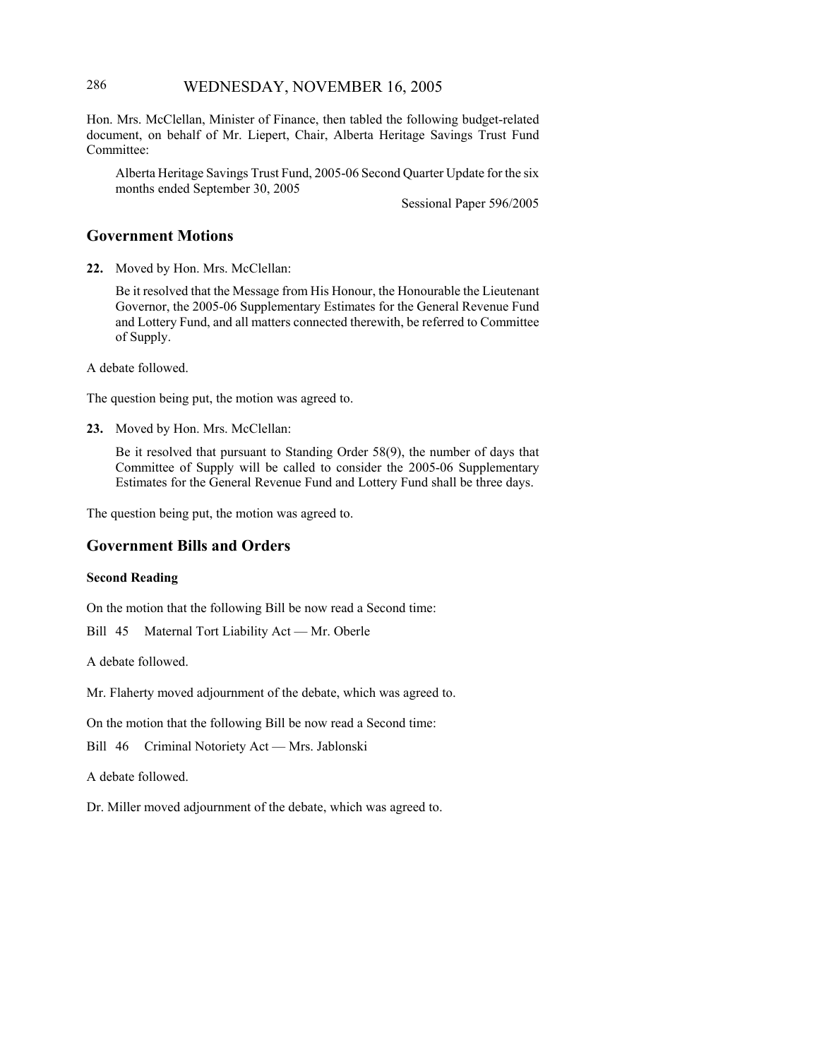Hon. Mrs. McClellan, Minister of Finance, then tabled the following budget-related document, on behalf of Mr. Liepert, Chair, Alberta Heritage Savings Trust Fund Committee:

> Alberta Heritage Savings Trust Fund, 2005-06 Second Quarter Update for the six months ended September 30, 2005
>
> Sessional Paper 596/2005

## Government Motions

**22.** Moved by Hon. Mrs. McClellan:

> Be it resolved that the Message from His Honour, the Honourable the Lieutenant Governor, the 2005-06 Supplementary Estimates for the General Revenue Fund and Lottery Fund, and all matters connected therewith, be referred to Committee of Supply.

A debate followed.

The question being put, the motion was agreed to.

**23.** Moved by Hon. Mrs. McClellan:

> Be it resolved that pursuant to Standing Order 58(9), the number of days that Committee of Supply will be called to consider the 2005-06 Supplementary Estimates for the General Revenue Fund and Lottery Fund shall be three days.

The question being put, the motion was agreed to.

## Government Bills and Orders

### Second Reading

On the motion that the following Bill be now read a Second time:

Bill 45 Maternal Tort Liability Act — Mr. Oberle

A debate followed.

Mr. Flaherty moved adjournment of the debate, which was agreed to.

On the motion that the following Bill be now read a Second time:

Bill 46 Criminal Notoriety Act — Mrs. Jablonski

A debate followed.

Dr. Miller moved adjournment of the debate, which was agreed to.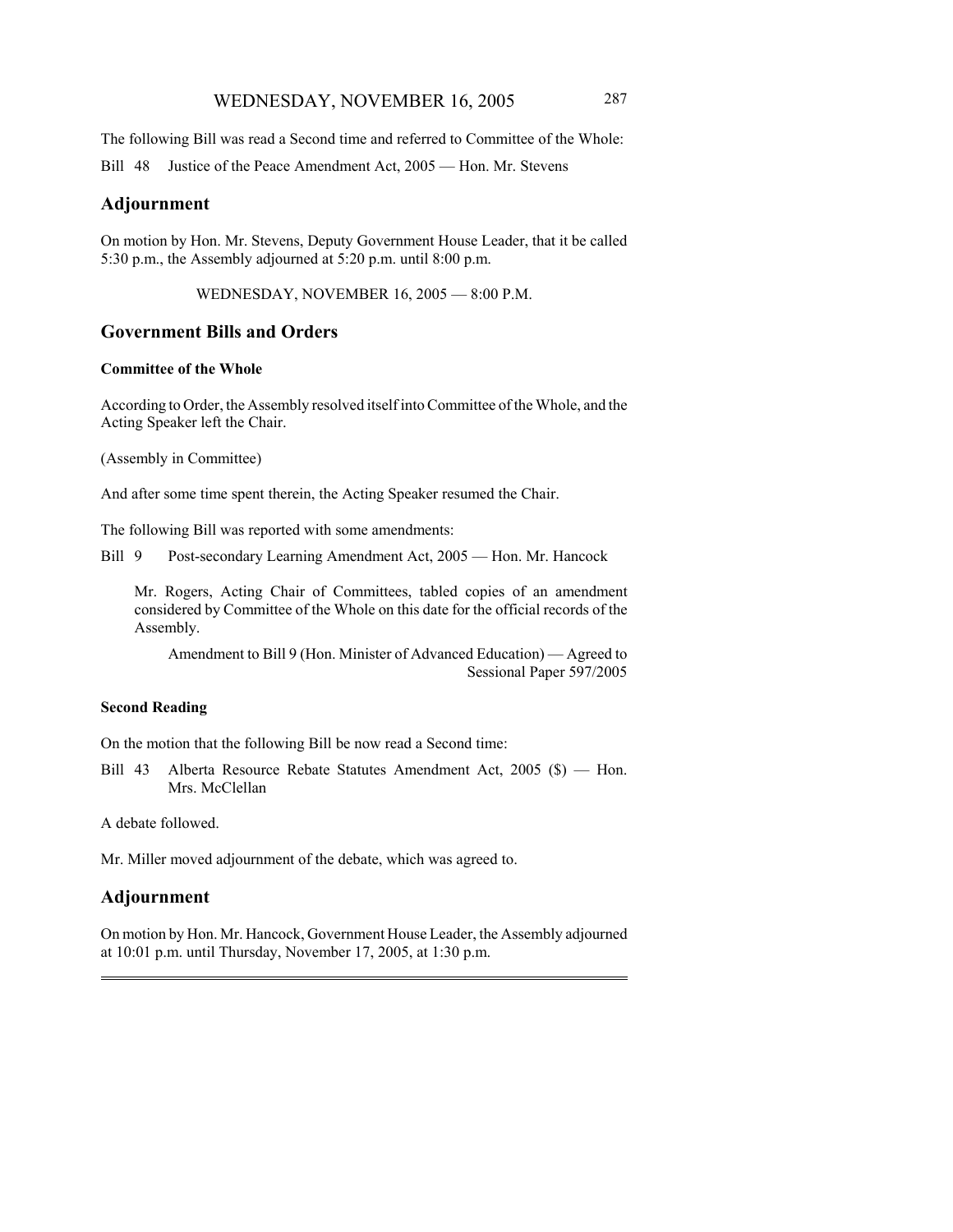The following Bill was read a Second time and referred to Committee of the Whole:

Bill 48 Justice of the Peace Amendment Act, 2005 — Hon. Mr. Stevens

## Adjournment

On motion by Hon. Mr. Stevens, Deputy Government House Leader, that it be called 5:30 p.m., the Assembly adjourned at 5:20 p.m. until 8:00 p.m.

WEDNESDAY, NOVEMBER 16, 2005 — 8:00 P.M.

## Government Bills and Orders

### Committee of the Whole

According to Order, the Assembly resolved itself into Committee of the Whole, and the Acting Speaker left the Chair.

(Assembly in Committee)

And after some time spent therein, the Acting Speaker resumed the Chair.

The following Bill was reported with some amendments:

Bill 9 Post-secondary Learning Amendment Act, 2005 — Hon. Mr. Hancock

Mr. Rogers, Acting Chair of Committees, tabled copies of an amendment considered by Committee of the Whole on this date for the official records of the Assembly.

Amendment to Bill 9 (Hon. Minister of Advanced Education) — Agreed to
Sessional Paper 597/2005

### Second Reading

On the motion that the following Bill be now read a Second time:

Bill 43 Alberta Resource Rebate Statutes Amendment Act, 2005 ($) — Hon. Mrs. McClellan

A debate followed.

Mr. Miller moved adjournment of the debate, which was agreed to.

## Adjournment

On motion by Hon. Mr. Hancock, Government House Leader, the Assembly adjourned at 10:01 p.m. until Thursday, November 17, 2005, at 1:30 p.m.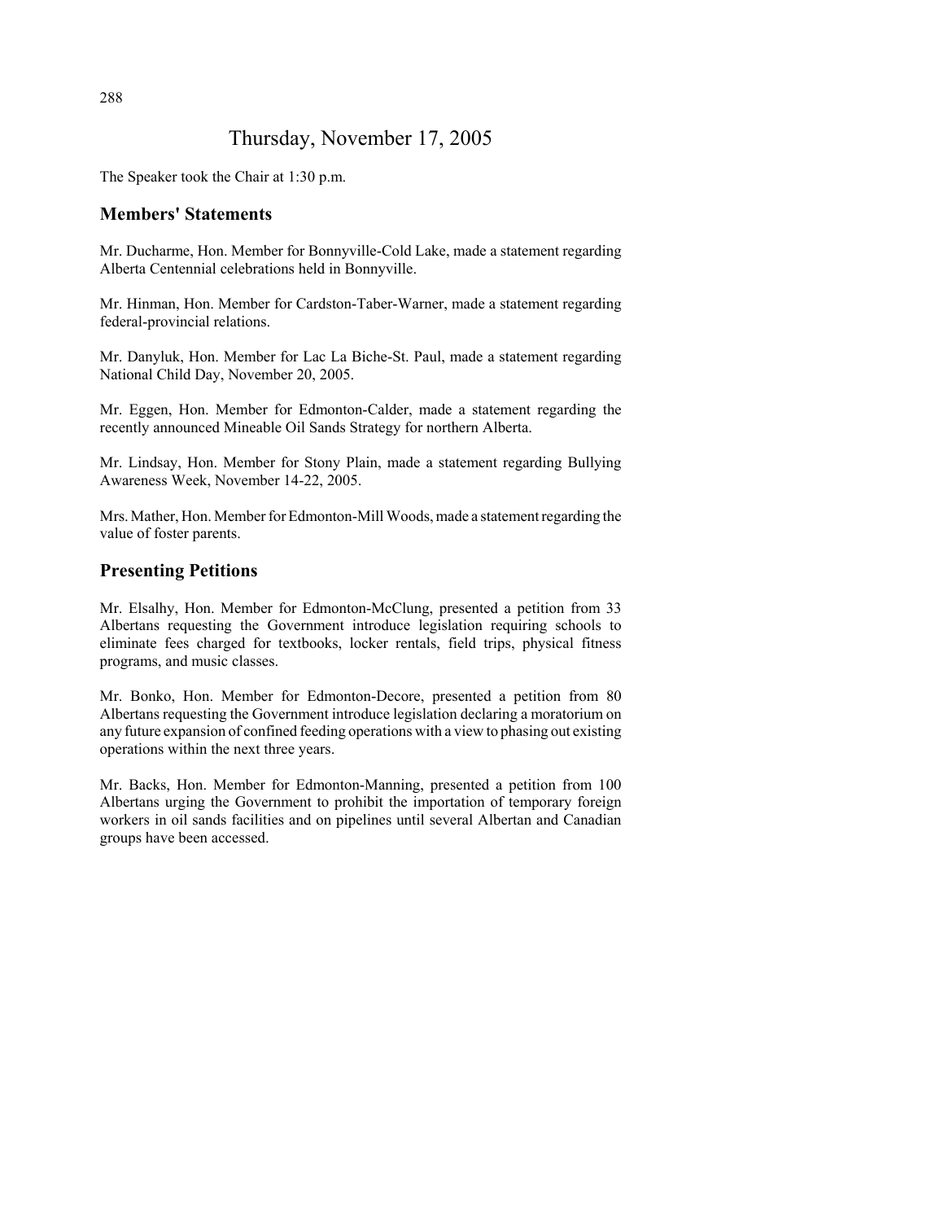# Thursday, November 17, 2005

The Speaker took the Chair at 1:30 p.m.

## Members' Statements

Mr. Ducharme, Hon. Member for Bonnyville-Cold Lake, made a statement regarding Alberta Centennial celebrations held in Bonnyville.

Mr. Hinman, Hon. Member for Cardston-Taber-Warner, made a statement regarding federal-provincial relations.

Mr. Danyluk, Hon. Member for Lac La Biche-St. Paul, made a statement regarding National Child Day, November 20, 2005.

Mr. Eggen, Hon. Member for Edmonton-Calder, made a statement regarding the recently announced Mineable Oil Sands Strategy for northern Alberta.

Mr. Lindsay, Hon. Member for Stony Plain, made a statement regarding Bullying Awareness Week, November 14-22, 2005.

Mrs. Mather, Hon. Member for Edmonton-Mill Woods, made a statement regarding the value of foster parents.

## Presenting Petitions

Mr. Elsalhy, Hon. Member for Edmonton-McClung, presented a petition from 33 Albertans requesting the Government introduce legislation requiring schools to eliminate fees charged for textbooks, locker rentals, field trips, physical fitness programs, and music classes.

Mr. Bonko, Hon. Member for Edmonton-Decore, presented a petition from 80 Albertans requesting the Government introduce legislation declaring a moratorium on any future expansion of confined feeding operations with a view to phasing out existing operations within the next three years.

Mr. Backs, Hon. Member for Edmonton-Manning, presented a petition from 100 Albertans urging the Government to prohibit the importation of temporary foreign workers in oil sands facilities and on pipelines until several Albertan and Canadian groups have been accessed.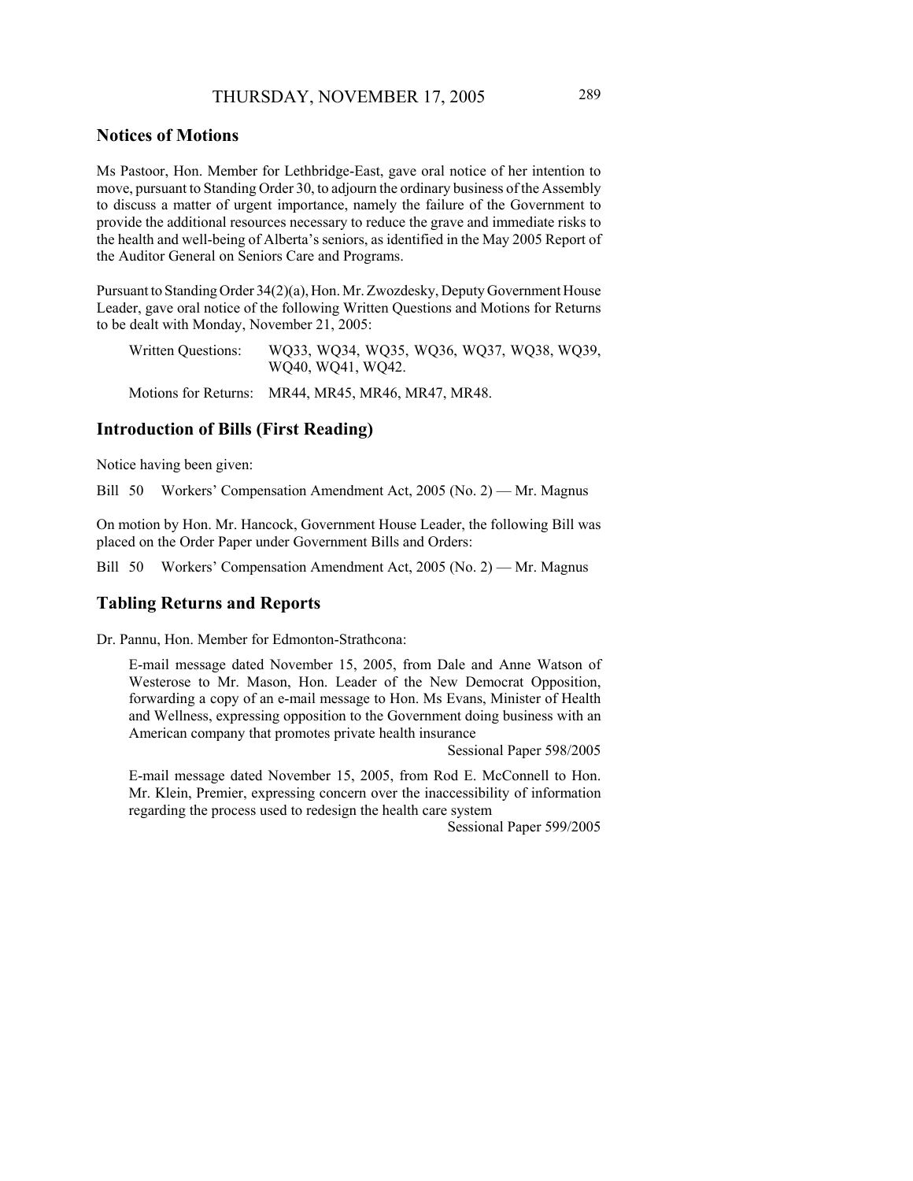## Notices of Motions

Ms Pastoor, Hon. Member for Lethbridge-East, gave oral notice of her intention to move, pursuant to Standing Order 30, to adjourn the ordinary business of the Assembly to discuss a matter of urgent importance, namely the failure of the Government to provide the additional resources necessary to reduce the grave and immediate risks to the health and well-being of Alberta's seniors, as identified in the May 2005 Report of the Auditor General on Seniors Care and Programs.

Pursuant to Standing Order 34(2)(a), Hon. Mr. Zwozdesky, Deputy Government House Leader, gave oral notice of the following Written Questions and Motions for Returns to be dealt with Monday, November 21, 2005:

Written Questions: WQ33, WQ34, WQ35, WQ36, WQ37, WQ38, WQ39, WQ40, WQ41, WQ42.

Motions for Returns: MR44, MR45, MR46, MR47, MR48.

## Introduction of Bills (First Reading)

Notice having been given:

Bill 50 Workers' Compensation Amendment Act, 2005 (No. 2) — Mr. Magnus

On motion by Hon. Mr. Hancock, Government House Leader, the following Bill was placed on the Order Paper under Government Bills and Orders:

Bill 50 Workers' Compensation Amendment Act, 2005 (No. 2) — Mr. Magnus

## Tabling Returns and Reports

Dr. Pannu, Hon. Member for Edmonton-Strathcona:

E-mail message dated November 15, 2005, from Dale and Anne Watson of Westerose to Mr. Mason, Hon. Leader of the New Democrat Opposition, forwarding a copy of an e-mail message to Hon. Ms Evans, Minister of Health and Wellness, expressing opposition to the Government doing business with an American company that promotes private health insurance

Sessional Paper 598/2005

E-mail message dated November 15, 2005, from Rod E. McConnell to Hon. Mr. Klein, Premier, expressing concern over the inaccessibility of information regarding the process used to redesign the health care system

Sessional Paper 599/2005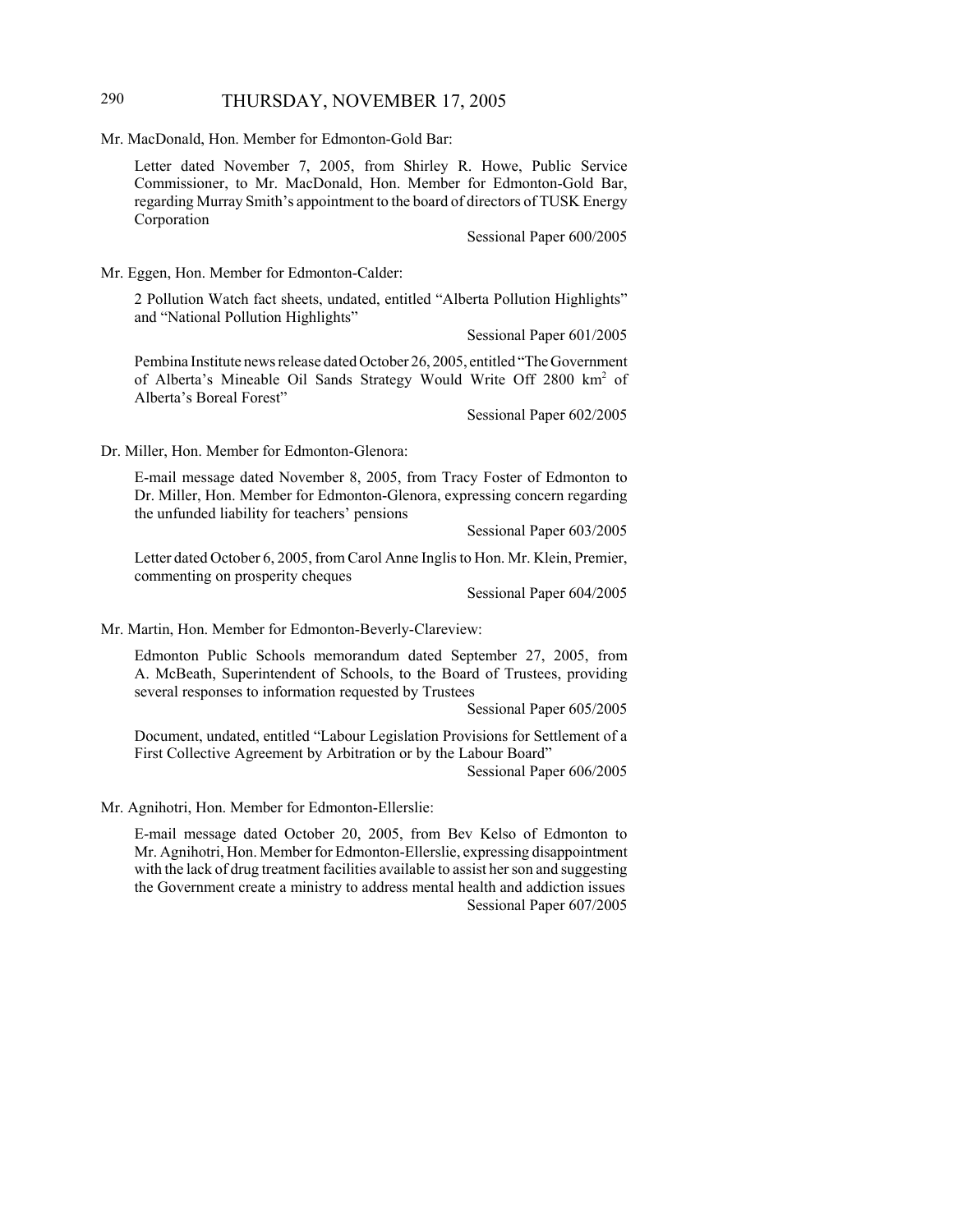Mr. MacDonald, Hon. Member for Edmonton-Gold Bar:

Letter dated November 7, 2005, from Shirley R. Howe, Public Service Commissioner, to Mr. MacDonald, Hon. Member for Edmonton-Gold Bar, regarding Murray Smith's appointment to the board of directors of TUSK Energy Corporation

Sessional Paper 600/2005

Mr. Eggen, Hon. Member for Edmonton-Calder:

2 Pollution Watch fact sheets, undated, entitled "Alberta Pollution Highlights" and "National Pollution Highlights"

Sessional Paper 601/2005

Pembina Institute news release dated October 26, 2005, entitled "The Government of Alberta's Mineable Oil Sands Strategy Would Write Off 2800 $km^2$ of Alberta's Boreal Forest"

Sessional Paper 602/2005

Dr. Miller, Hon. Member for Edmonton-Glenora:

E-mail message dated November 8, 2005, from Tracy Foster of Edmonton to Dr. Miller, Hon. Member for Edmonton-Glenora, expressing concern regarding the unfunded liability for teachers' pensions

Sessional Paper 603/2005

Letter dated October 6, 2005, from Carol Anne Inglis to Hon. Mr. Klein, Premier, commenting on prosperity cheques

Sessional Paper 604/2005

Mr. Martin, Hon. Member for Edmonton-Beverly-Clareview:

Edmonton Public Schools memorandum dated September 27, 2005, from A. McBeath, Superintendent of Schools, to the Board of Trustees, providing several responses to information requested by Trustees

Sessional Paper 605/2005

Document, undated, entitled "Labour Legislation Provisions for Settlement of a First Collective Agreement by Arbitration or by the Labour Board"

Sessional Paper 606/2005

Mr. Agnihotri, Hon. Member for Edmonton-Ellerslie:

E-mail message dated October 20, 2005, from Bev Kelso of Edmonton to Mr. Agnihotri, Hon. Member for Edmonton-Ellerslie, expressing disappointment with the lack of drug treatment facilities available to assist her son and suggesting the Government create a ministry to address mental health and addiction issues

Sessional Paper 607/2005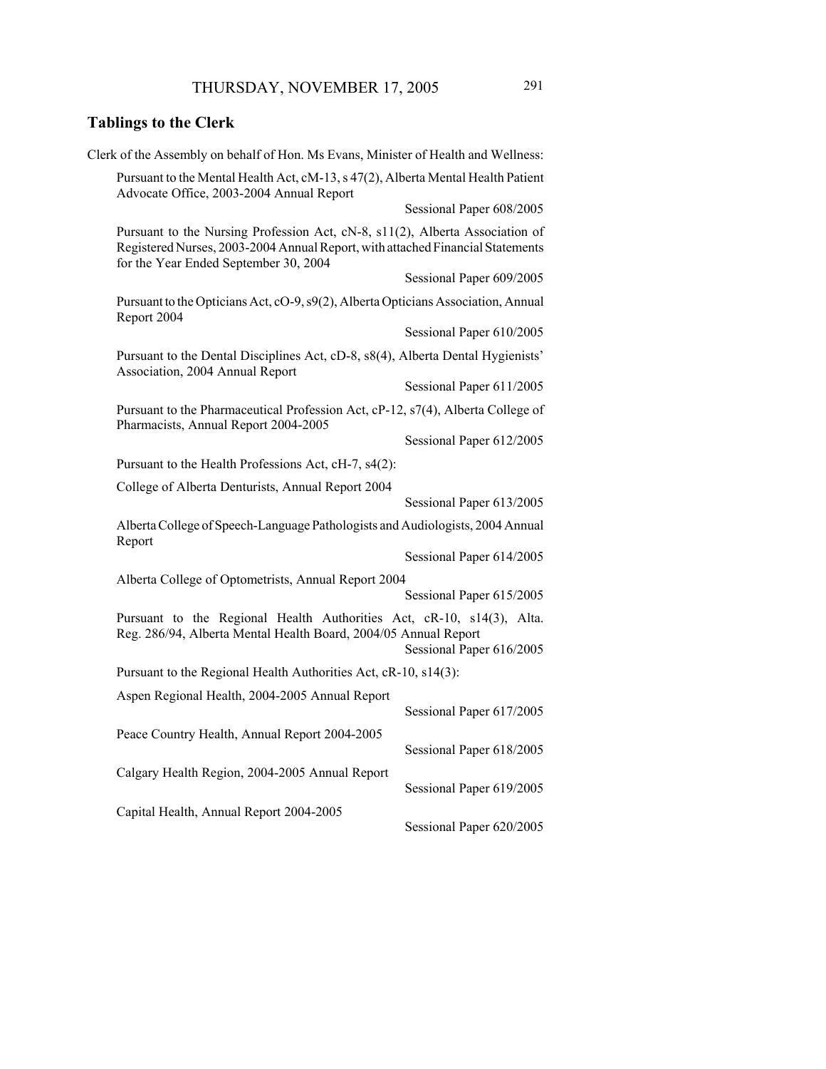## Tablings to the Clerk

Clerk of the Assembly on behalf of Hon. Ms Evans, Minister of Health and Wellness:

Pursuant to the Mental Health Act, cM-13, s 47(2), Alberta Mental Health Patient Advocate Office, 2003-2004 Annual Report

Sessional Paper 608/2005

Pursuant to the Nursing Profession Act, cN-8, s11(2), Alberta Association of Registered Nurses, 2003-2004 Annual Report, with attached Financial Statements for the Year Ended September 30, 2004

Sessional Paper 609/2005

Pursuant to the Opticians Act, cO-9, s9(2), Alberta Opticians Association, Annual Report 2004

Sessional Paper 610/2005

Pursuant to the Dental Disciplines Act, cD-8, s8(4), Alberta Dental Hygienists' Association, 2004 Annual Report

Sessional Paper 611/2005

Pursuant to the Pharmaceutical Profession Act, cP-12, s7(4), Alberta College of Pharmacists, Annual Report 2004-2005

Sessional Paper 612/2005

Pursuant to the Health Professions Act, cH-7, s4(2):

College of Alberta Denturists, Annual Report 2004

Sessional Paper 613/2005

Alberta College of Speech-Language Pathologists and Audiologists, 2004 Annual Report

Sessional Paper 614/2005

Alberta College of Optometrists, Annual Report 2004

Sessional Paper 615/2005

Pursuant to the Regional Health Authorities Act, cR-10, s14(3), Alta. Reg. 286/94, Alberta Mental Health Board, 2004/05 Annual Report

Sessional Paper 616/2005

Pursuant to the Regional Health Authorities Act, cR-10, s14(3):

Aspen Regional Health, 2004-2005 Annual Report

Sessional Paper 617/2005

Peace Country Health, Annual Report 2004-2005

Sessional Paper 618/2005

Calgary Health Region, 2004-2005 Annual Report

Sessional Paper 619/2005

Capital Health, Annual Report 2004-2005

Sessional Paper 620/2005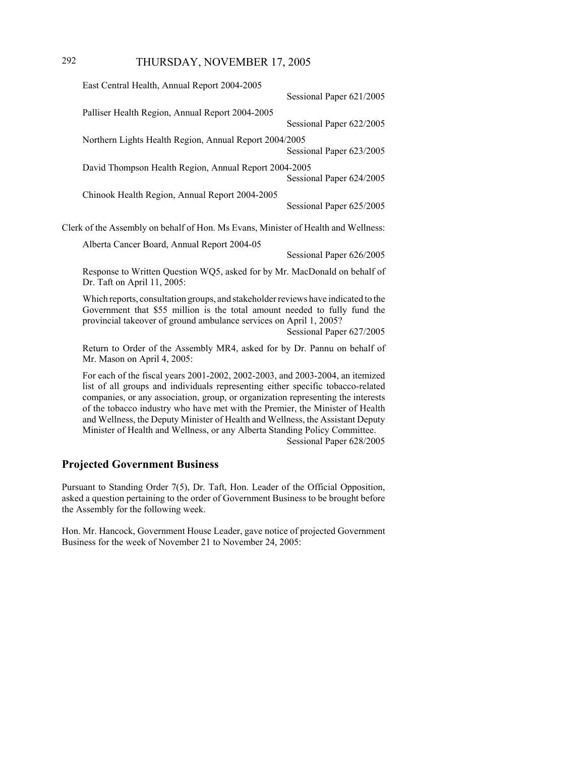East Central Health, Annual Report 2004-2005

Sessional Paper 621/2005

Palliser Health Region, Annual Report 2004-2005

Sessional Paper 622/2005

Northern Lights Health Region, Annual Report 2004/2005

Sessional Paper 623/2005

David Thompson Health Region, Annual Report 2004-2005

Sessional Paper 624/2005

Chinook Health Region, Annual Report 2004-2005

Sessional Paper 625/2005

Clerk of the Assembly on behalf of Hon. Ms Evans, Minister of Health and Wellness:

Alberta Cancer Board, Annual Report 2004-05

Sessional Paper 626/2005

Response to Written Question WQ5, asked for by Mr. MacDonald on behalf of Dr. Taft on April 11, 2005:

Which reports, consultation groups, and stakeholder reviews have indicated to the Government that $55 million is the total amount needed to fully fund the provincial takeover of ground ambulance services on April 1, 2005?

Sessional Paper 627/2005

Return to Order of the Assembly MR4, asked for by Dr. Pannu on behalf of Mr. Mason on April 4, 2005:

For each of the fiscal years 2001-2002, 2002-2003, and 2003-2004, an itemized list of all groups and individuals representing either specific tobacco-related companies, or any association, group, or organization representing the interests of the tobacco industry who have met with the Premier, the Minister of Health and Wellness, the Deputy Minister of Health and Wellness, the Assistant Deputy Minister of Health and Wellness, or any Alberta Standing Policy Committee.

Sessional Paper 628/2005

## Projected Government Business

Pursuant to Standing Order 7(5), Dr. Taft, Hon. Leader of the Official Opposition, asked a question pertaining to the order of Government Business to be brought before the Assembly for the following week.

Hon. Mr. Hancock, Government House Leader, gave notice of projected Government Business for the week of November 21 to November 24, 2005: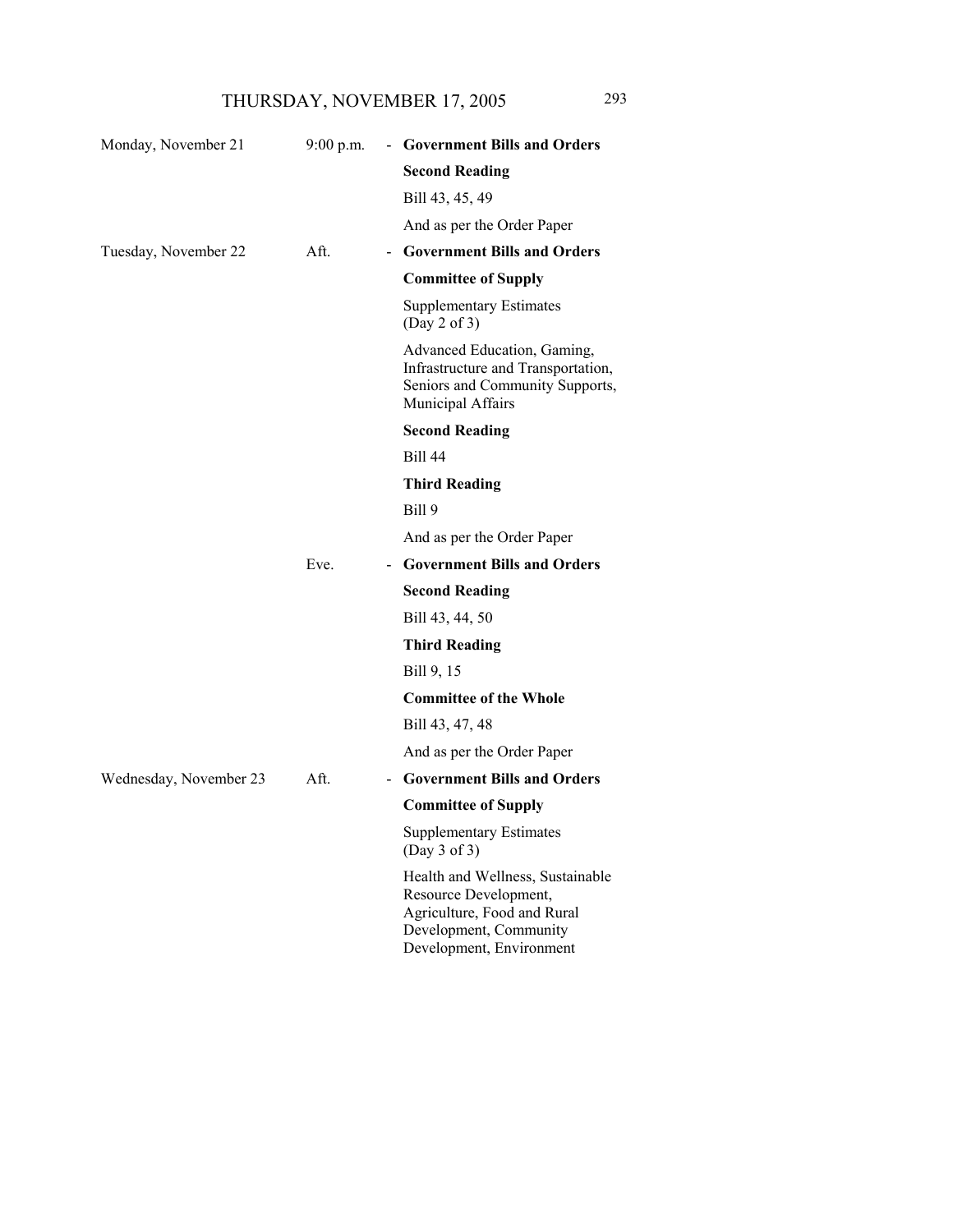| | | | |
|---|---|---|---|
| Monday, November 21 | 9:00 p.m. | - | **Government Bills and Orders** |
| | | | **Second Reading** |
| | | | Bill 43, 45, 49 |
| | | | And as per the Order Paper |
| Tuesday, November 22 | Aft. | - | **Government Bills and Orders** |
| | | | **Committee of Supply** |
| | | | Supplementary Estimates (Day 2 of 3) |
| | | | Advanced Education, Gaming, Infrastructure and Transportation, Seniors and Community Supports, Municipal Affairs |
| | | | **Second Reading** |
| | | | Bill 44 |
| | | | **Third Reading** |
| | | | Bill 9 |
| | | | And as per the Order Paper |
| | Eve. | - | **Government Bills and Orders** |
| | | | **Second Reading** |
| | | | Bill 43, 44, 50 |
| | | | **Third Reading** |
| | | | Bill 9, 15 |
| | | | **Committee of the Whole** |
| | | | Bill 43, 47, 48 |
| | | | And as per the Order Paper |
| Wednesday, November 23 | Aft. | - | **Government Bills and Orders** |
| | | | **Committee of Supply** |
| | | | Supplementary Estimates (Day 3 of 3) |
| | | | Health and Wellness, Sustainable Resource Development, Agriculture, Food and Rural Development, Community Development, Environment |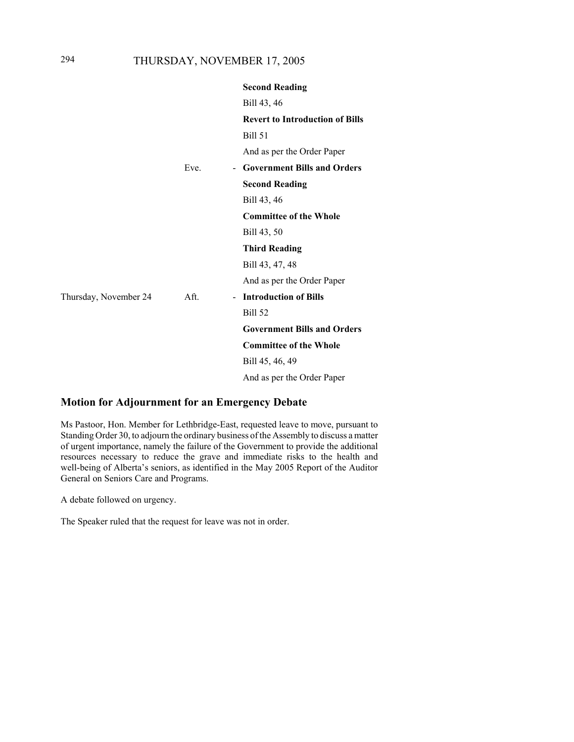| | | | |
|---|---|---|---|
| | | | **Second Reading** |
| | | | Bill 43, 46 |
| | | | **Revert to Introduction of Bills** |
| | | | Bill 51 |
| | | | And as per the Order Paper |
| | Eve. | - | **Government Bills and Orders** |
| | | | **Second Reading** |
| | | | Bill 43, 46 |
| | | | **Committee of the Whole** |
| | | | Bill 43, 50 |
| | | | **Third Reading** |
| | | | Bill 43, 47, 48 |
| | | | And as per the Order Paper |
| Thursday, November 24 | Aft. | - | **Introduction of Bills** |
| | | | Bill 52 |
| | | | **Government Bills and Orders** |
| | | | **Committee of the Whole** |
| | | | Bill 45, 46, 49 |
| | | | And as per the Order Paper |

## Motion for Adjournment for an Emergency Debate

Ms Pastoor, Hon. Member for Lethbridge-East, requested leave to move, pursuant to Standing Order 30, to adjourn the ordinary business of the Assembly to discuss a matter of urgent importance, namely the failure of the Government to provide the additional resources necessary to reduce the grave and immediate risks to the health and well-being of Alberta's seniors, as identified in the May 2005 Report of the Auditor General on Seniors Care and Programs.

A debate followed on urgency.

The Speaker ruled that the request for leave was not in order.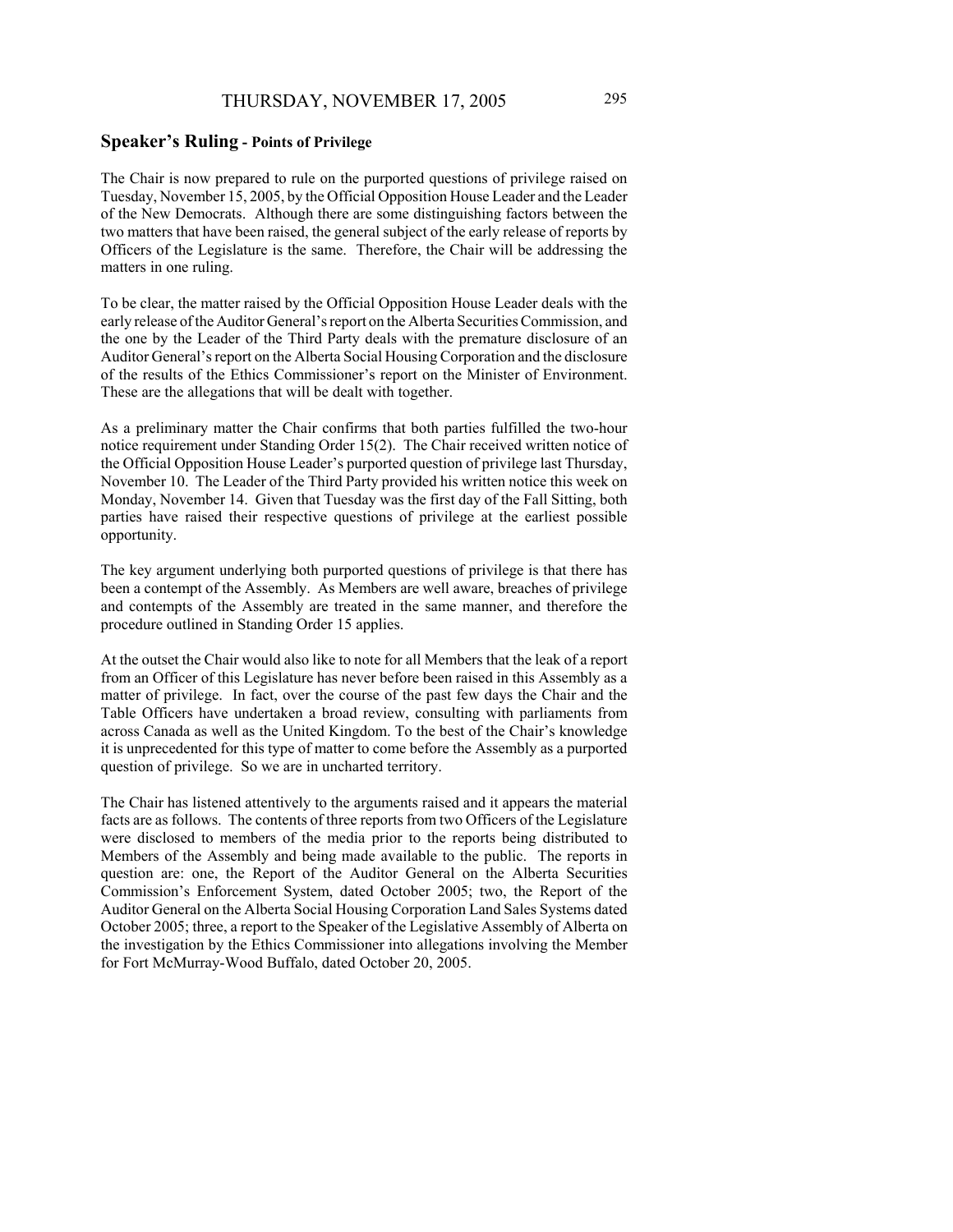## Speaker's Ruling - Points of Privilege

The Chair is now prepared to rule on the purported questions of privilege raised on Tuesday, November 15, 2005, by the Official Opposition House Leader and the Leader of the New Democrats. Although there are some distinguishing factors between the two matters that have been raised, the general subject of the early release of reports by Officers of the Legislature is the same. Therefore, the Chair will be addressing the matters in one ruling.

To be clear, the matter raised by the Official Opposition House Leader deals with the early release of the Auditor General's report on the Alberta Securities Commission, and the one by the Leader of the Third Party deals with the premature disclosure of an Auditor General's report on the Alberta Social Housing Corporation and the disclosure of the results of the Ethics Commissioner's report on the Minister of Environment. These are the allegations that will be dealt with together.

As a preliminary matter the Chair confirms that both parties fulfilled the two-hour notice requirement under Standing Order 15(2). The Chair received written notice of the Official Opposition House Leader's purported question of privilege last Thursday, November 10. The Leader of the Third Party provided his written notice this week on Monday, November 14. Given that Tuesday was the first day of the Fall Sitting, both parties have raised their respective questions of privilege at the earliest possible opportunity.

The key argument underlying both purported questions of privilege is that there has been a contempt of the Assembly. As Members are well aware, breaches of privilege and contempts of the Assembly are treated in the same manner, and therefore the procedure outlined in Standing Order 15 applies.

At the outset the Chair would also like to note for all Members that the leak of a report from an Officer of this Legislature has never before been raised in this Assembly as a matter of privilege. In fact, over the course of the past few days the Chair and the Table Officers have undertaken a broad review, consulting with parliaments from across Canada as well as the United Kingdom. To the best of the Chair's knowledge it is unprecedented for this type of matter to come before the Assembly as a purported question of privilege. So we are in uncharted territory.

The Chair has listened attentively to the arguments raised and it appears the material facts are as follows. The contents of three reports from two Officers of the Legislature were disclosed to members of the media prior to the reports being distributed to Members of the Assembly and being made available to the public. The reports in question are: one, the Report of the Auditor General on the Alberta Securities Commission's Enforcement System, dated October 2005; two, the Report of the Auditor General on the Alberta Social Housing Corporation Land Sales Systems dated October 2005; three, a report to the Speaker of the Legislative Assembly of Alberta on the investigation by the Ethics Commissioner into allegations involving the Member for Fort McMurray-Wood Buffalo, dated October 20, 2005.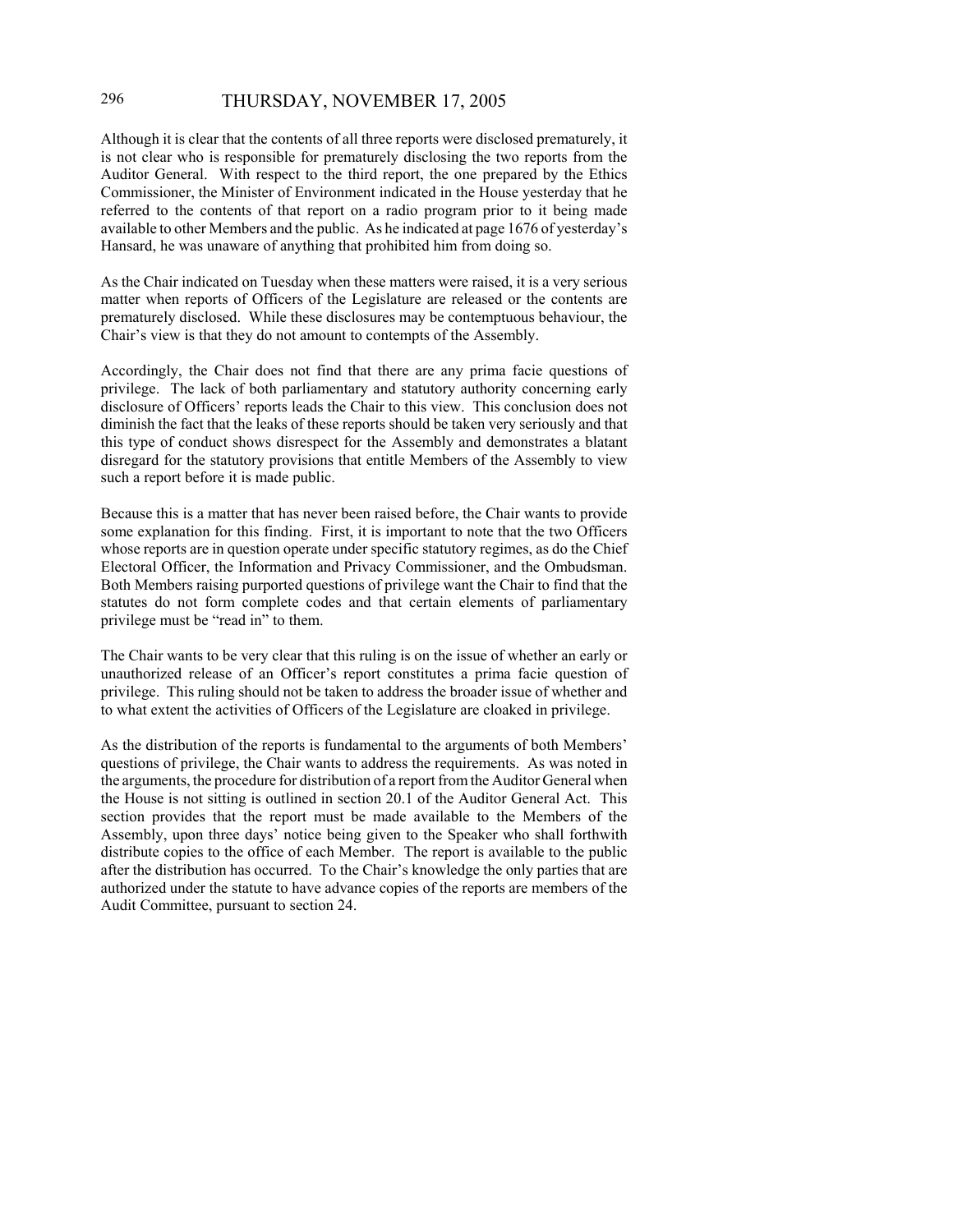Although it is clear that the contents of all three reports were disclosed prematurely, it is not clear who is responsible for prematurely disclosing the two reports from the Auditor General. With respect to the third report, the one prepared by the Ethics Commissioner, the Minister of Environment indicated in the House yesterday that he referred to the contents of that report on a radio program prior to it being made available to other Members and the public. As he indicated at page 1676 of yesterday's Hansard, he was unaware of anything that prohibited him from doing so.

As the Chair indicated on Tuesday when these matters were raised, it is a very serious matter when reports of Officers of the Legislature are released or the contents are prematurely disclosed. While these disclosures may be contemptuous behaviour, the Chair's view is that they do not amount to contempts of the Assembly.

Accordingly, the Chair does not find that there are any prima facie questions of privilege. The lack of both parliamentary and statutory authority concerning early disclosure of Officers' reports leads the Chair to this view. This conclusion does not diminish the fact that the leaks of these reports should be taken very seriously and that this type of conduct shows disrespect for the Assembly and demonstrates a blatant disregard for the statutory provisions that entitle Members of the Assembly to view such a report before it is made public.

Because this is a matter that has never been raised before, the Chair wants to provide some explanation for this finding. First, it is important to note that the two Officers whose reports are in question operate under specific statutory regimes, as do the Chief Electoral Officer, the Information and Privacy Commissioner, and the Ombudsman. Both Members raising purported questions of privilege want the Chair to find that the statutes do not form complete codes and that certain elements of parliamentary privilege must be "read in" to them.

The Chair wants to be very clear that this ruling is on the issue of whether an early or unauthorized release of an Officer's report constitutes a prima facie question of privilege. This ruling should not be taken to address the broader issue of whether and to what extent the activities of Officers of the Legislature are cloaked in privilege.

As the distribution of the reports is fundamental to the arguments of both Members' questions of privilege, the Chair wants to address the requirements. As was noted in the arguments, the procedure for distribution of a report from the Auditor General when the House is not sitting is outlined in section 20.1 of the Auditor General Act. This section provides that the report must be made available to the Members of the Assembly, upon three days' notice being given to the Speaker who shall forthwith distribute copies to the office of each Member. The report is available to the public after the distribution has occurred. To the Chair's knowledge the only parties that are authorized under the statute to have advance copies of the reports are members of the Audit Committee, pursuant to section 24.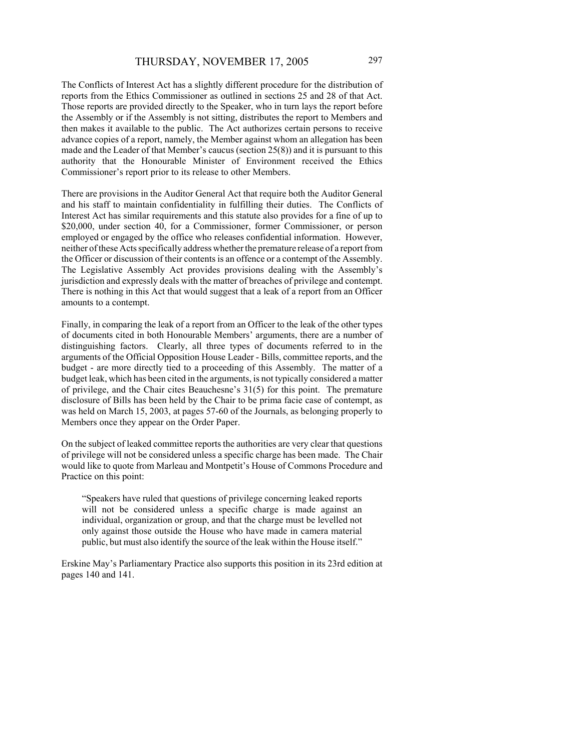The Conflicts of Interest Act has a slightly different procedure for the distribution of reports from the Ethics Commissioner as outlined in sections 25 and 28 of that Act. Those reports are provided directly to the Speaker, who in turn lays the report before the Assembly or if the Assembly is not sitting, distributes the report to Members and then makes it available to the public. The Act authorizes certain persons to receive advance copies of a report, namely, the Member against whom an allegation has been made and the Leader of that Member's caucus (section 25(8)) and it is pursuant to this authority that the Honourable Minister of Environment received the Ethics Commissioner's report prior to its release to other Members.

There are provisions in the Auditor General Act that require both the Auditor General and his staff to maintain confidentiality in fulfilling their duties. The Conflicts of Interest Act has similar requirements and this statute also provides for a fine of up to $20,000, under section 40, for a Commissioner, former Commissioner, or person employed or engaged by the office who releases confidential information. However, neither of these Acts specifically address whether the premature release of a report from the Officer or discussion of their contents is an offence or a contempt of the Assembly. The Legislative Assembly Act provides provisions dealing with the Assembly's jurisdiction and expressly deals with the matter of breaches of privilege and contempt. There is nothing in this Act that would suggest that a leak of a report from an Officer amounts to a contempt.

Finally, in comparing the leak of a report from an Officer to the leak of the other types of documents cited in both Honourable Members' arguments, there are a number of distinguishing factors. Clearly, all three types of documents referred to in the arguments of the Official Opposition House Leader - Bills, committee reports, and the budget - are more directly tied to a proceeding of this Assembly. The matter of a budget leak, which has been cited in the arguments, is not typically considered a matter of privilege, and the Chair cites Beauchesne's 31(5) for this point. The premature disclosure of Bills has been held by the Chair to be prima facie case of contempt, as was held on March 15, 2003, at pages 57-60 of the Journals, as belonging properly to Members once they appear on the Order Paper.

On the subject of leaked committee reports the authorities are very clear that questions of privilege will not be considered unless a specific charge has been made. The Chair would like to quote from Marleau and Montpetit's House of Commons Procedure and Practice on this point:

> "Speakers have ruled that questions of privilege concerning leaked reports will not be considered unless a specific charge is made against an individual, organization or group, and that the charge must be levelled not only against those outside the House who have made in camera material public, but must also identify the source of the leak within the House itself."

Erskine May's Parliamentary Practice also supports this position in its 23rd edition at pages 140 and 141.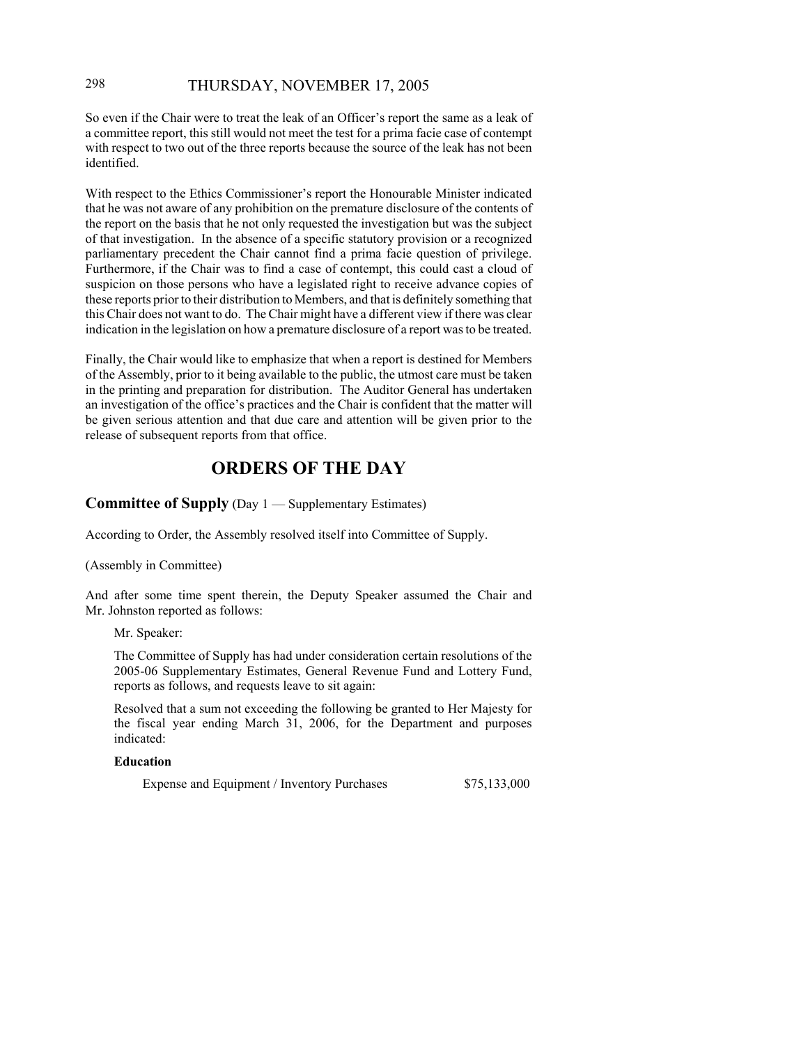So even if the Chair were to treat the leak of an Officer's report the same as a leak of a committee report, this still would not meet the test for a prima facie case of contempt with respect to two out of the three reports because the source of the leak has not been identified.

With respect to the Ethics Commissioner's report the Honourable Minister indicated that he was not aware of any prohibition on the premature disclosure of the contents of the report on the basis that he not only requested the investigation but was the subject of that investigation. In the absence of a specific statutory provision or a recognized parliamentary precedent the Chair cannot find a prima facie question of privilege. Furthermore, if the Chair was to find a case of contempt, this could cast a cloud of suspicion on those persons who have a legislated right to receive advance copies of these reports prior to their distribution to Members, and that is definitely something that this Chair does not want to do. The Chair might have a different view if there was clear indication in the legislation on how a premature disclosure of a report was to be treated.

Finally, the Chair would like to emphasize that when a report is destined for Members of the Assembly, prior to it being available to the public, the utmost care must be taken in the printing and preparation for distribution. The Auditor General has undertaken an investigation of the office's practices and the Chair is confident that the matter will be given serious attention and that due care and attention will be given prior to the release of subsequent reports from that office.

# ORDERS OF THE DAY

**Committee of Supply** (Day 1 — Supplementary Estimates)

According to Order, the Assembly resolved itself into Committee of Supply.

(Assembly in Committee)

And after some time spent therein, the Deputy Speaker assumed the Chair and Mr. Johnston reported as follows:

Mr. Speaker:

The Committee of Supply has had under consideration certain resolutions of the 2005-06 Supplementary Estimates, General Revenue Fund and Lottery Fund, reports as follows, and requests leave to sit again:

Resolved that a sum not exceeding the following be granted to Her Majesty for the fiscal year ending March 31, 2006, for the Department and purposes indicated:

**Education**

Expense and Equipment / Inventory Purchases $75,133,000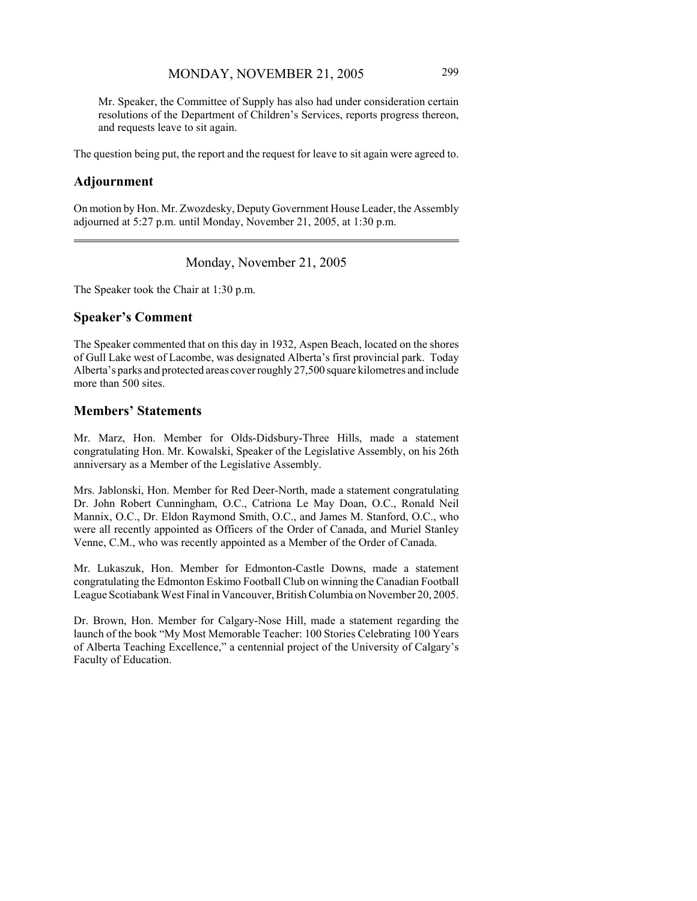Mr. Speaker, the Committee of Supply has also had under consideration certain resolutions of the Department of Children's Services, reports progress thereon, and requests leave to sit again.

The question being put, the report and the request for leave to sit again were agreed to.

## Adjournment

On motion by Hon. Mr. Zwozdesky, Deputy Government House Leader, the Assembly adjourned at 5:27 p.m. until Monday, November 21, 2005, at 1:30 p.m.

---

Monday, November 21, 2005

The Speaker took the Chair at 1:30 p.m.

## Speaker's Comment

The Speaker commented that on this day in 1932, Aspen Beach, located on the shores of Gull Lake west of Lacombe, was designated Alberta's first provincial park. Today Alberta's parks and protected areas cover roughly 27,500 square kilometres and include more than 500 sites.

## Members' Statements

Mr. Marz, Hon. Member for Olds-Didsbury-Three Hills, made a statement congratulating Hon. Mr. Kowalski, Speaker of the Legislative Assembly, on his 26th anniversary as a Member of the Legislative Assembly.

Mrs. Jablonski, Hon. Member for Red Deer-North, made a statement congratulating Dr. John Robert Cunningham, O.C., Catriona Le May Doan, O.C., Ronald Neil Mannix, O.C., Dr. Eldon Raymond Smith, O.C., and James M. Stanford, O.C., who were all recently appointed as Officers of the Order of Canada, and Muriel Stanley Venne, C.M., who was recently appointed as a Member of the Order of Canada.

Mr. Lukaszuk, Hon. Member for Edmonton-Castle Downs, made a statement congratulating the Edmonton Eskimo Football Club on winning the Canadian Football League Scotiabank West Final in Vancouver, British Columbia on November 20, 2005.

Dr. Brown, Hon. Member for Calgary-Nose Hill, made a statement regarding the launch of the book "My Most Memorable Teacher: 100 Stories Celebrating 100 Years of Alberta Teaching Excellence," a centennial project of the University of Calgary's Faculty of Education.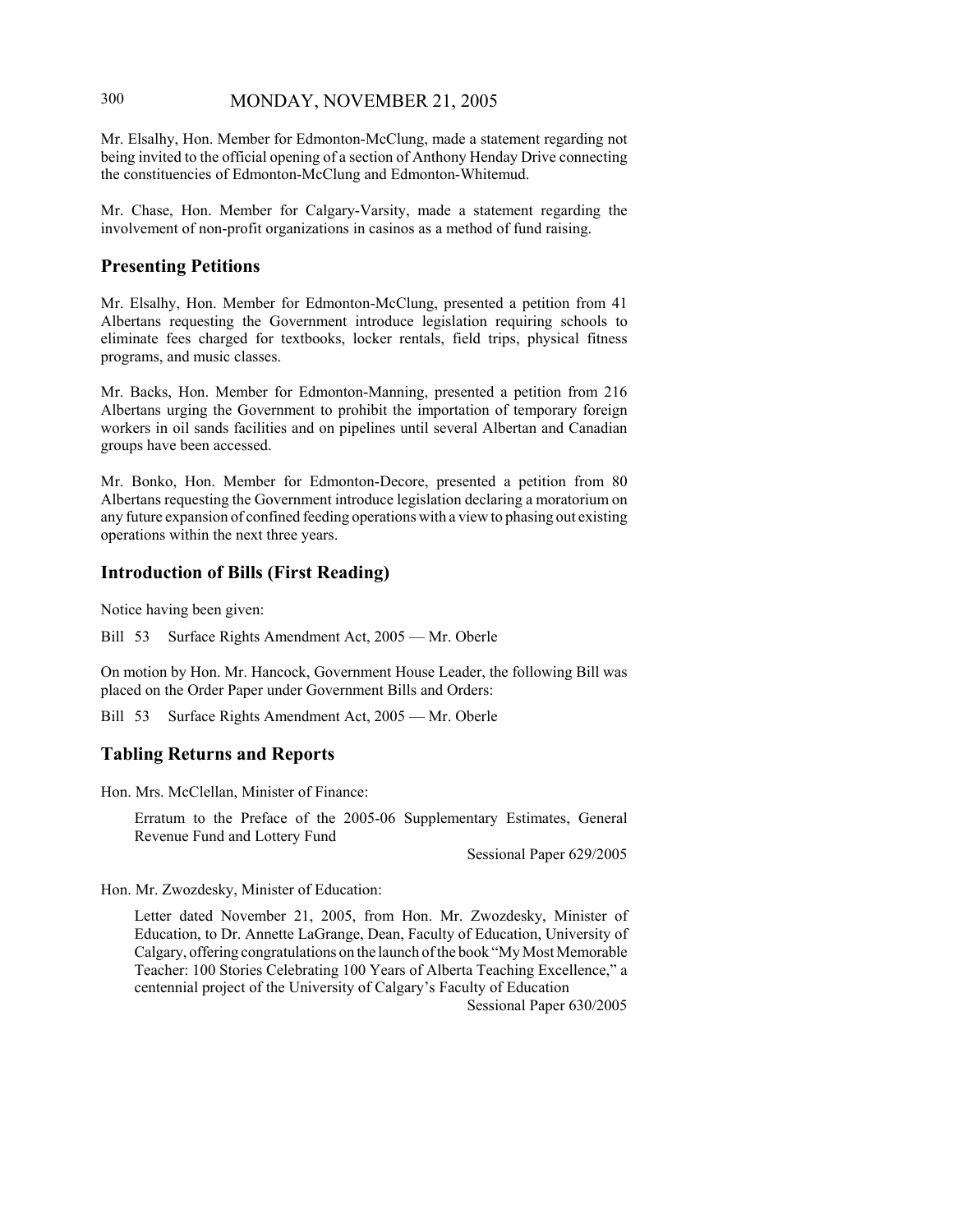Mr. Elsalhy, Hon. Member for Edmonton-McClung, made a statement regarding not being invited to the official opening of a section of Anthony Henday Drive connecting the constituencies of Edmonton-McClung and Edmonton-Whitemud.

Mr. Chase, Hon. Member for Calgary-Varsity, made a statement regarding the involvement of non-profit organizations in casinos as a method of fund raising.

## Presenting Petitions

Mr. Elsalhy, Hon. Member for Edmonton-McClung, presented a petition from 41 Albertans requesting the Government introduce legislation requiring schools to eliminate fees charged for textbooks, locker rentals, field trips, physical fitness programs, and music classes.

Mr. Backs, Hon. Member for Edmonton-Manning, presented a petition from 216 Albertans urging the Government to prohibit the importation of temporary foreign workers in oil sands facilities and on pipelines until several Albertan and Canadian groups have been accessed.

Mr. Bonko, Hon. Member for Edmonton-Decore, presented a petition from 80 Albertans requesting the Government introduce legislation declaring a moratorium on any future expansion of confined feeding operations with a view to phasing out existing operations within the next three years.

## Introduction of Bills (First Reading)

Notice having been given:

Bill 53 Surface Rights Amendment Act, 2005 — Mr. Oberle

On motion by Hon. Mr. Hancock, Government House Leader, the following Bill was placed on the Order Paper under Government Bills and Orders:

Bill 53 Surface Rights Amendment Act, 2005 — Mr. Oberle

## Tabling Returns and Reports

Hon. Mrs. McClellan, Minister of Finance:

> Erratum to the Preface of the 2005-06 Supplementary Estimates, General Revenue Fund and Lottery Fund
>
> Sessional Paper 629/2005

Hon. Mr. Zwozdesky, Minister of Education:

> Letter dated November 21, 2005, from Hon. Mr. Zwozdesky, Minister of Education, to Dr. Annette LaGrange, Dean, Faculty of Education, University of Calgary, offering congratulations on the launch of the book "My Most Memorable Teacher: 100 Stories Celebrating 100 Years of Alberta Teaching Excellence," a centennial project of the University of Calgary's Faculty of Education
>
> Sessional Paper 630/2005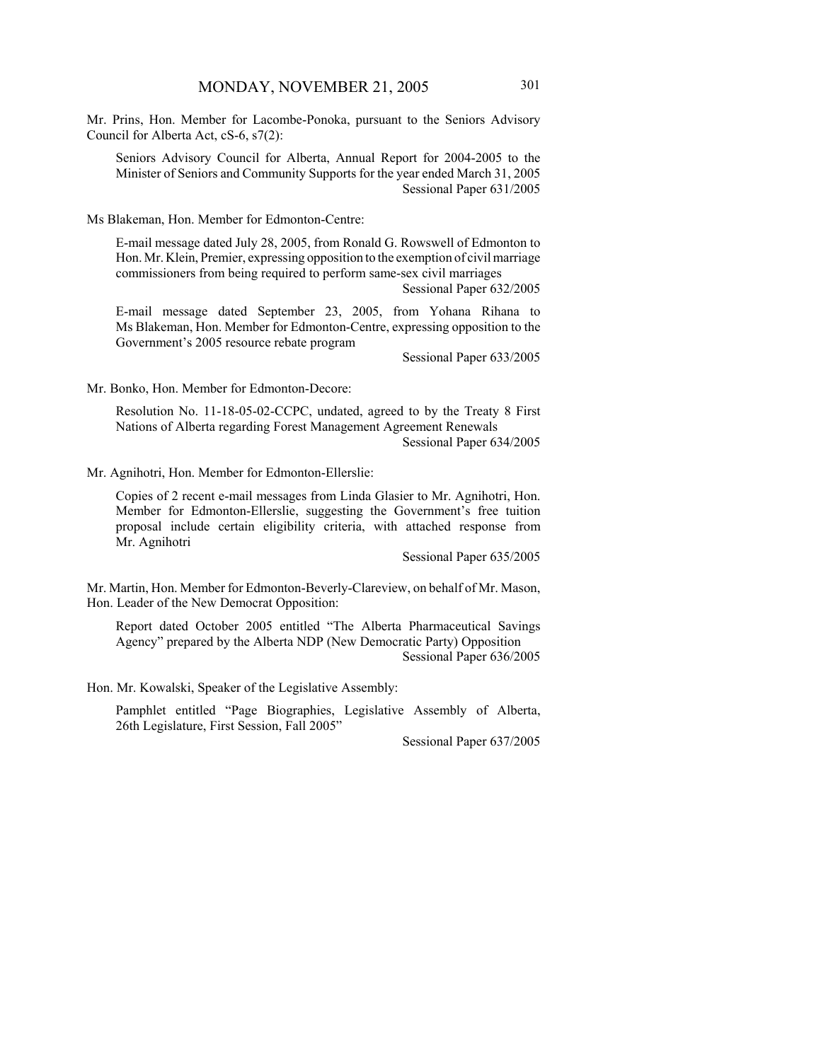Mr. Prins, Hon. Member for Lacombe-Ponoka, pursuant to the Seniors Advisory Council for Alberta Act, cS-6, s7(2):

> Seniors Advisory Council for Alberta, Annual Report for 2004-2005 to the Minister of Seniors and Community Supports for the year ended March 31, 2005
> Sessional Paper 631/2005

Ms Blakeman, Hon. Member for Edmonton-Centre:

> E-mail message dated July 28, 2005, from Ronald G. Rowswell of Edmonton to Hon. Mr. Klein, Premier, expressing opposition to the exemption of civil marriage commissioners from being required to perform same-sex civil marriages
> Sessional Paper 632/2005

> E-mail message dated September 23, 2005, from Yohana Rihana to Ms Blakeman, Hon. Member for Edmonton-Centre, expressing opposition to the Government's 2005 resource rebate program
> Sessional Paper 633/2005

Mr. Bonko, Hon. Member for Edmonton-Decore:

> Resolution No. 11-18-05-02-CCPC, undated, agreed to by the Treaty 8 First Nations of Alberta regarding Forest Management Agreement Renewals
> Sessional Paper 634/2005

Mr. Agnihotri, Hon. Member for Edmonton-Ellerslie:

> Copies of 2 recent e-mail messages from Linda Glasier to Mr. Agnihotri, Hon. Member for Edmonton-Ellerslie, suggesting the Government's free tuition proposal include certain eligibility criteria, with attached response from Mr. Agnihotri
> Sessional Paper 635/2005

Mr. Martin, Hon. Member for Edmonton-Beverly-Clareview, on behalf of Mr. Mason, Hon. Leader of the New Democrat Opposition:

> Report dated October 2005 entitled "The Alberta Pharmaceutical Savings Agency" prepared by the Alberta NDP (New Democratic Party) Opposition
> Sessional Paper 636/2005

Hon. Mr. Kowalski, Speaker of the Legislative Assembly:

> Pamphlet entitled "Page Biographies, Legislative Assembly of Alberta, 26th Legislature, First Session, Fall 2005"
> Sessional Paper 637/2005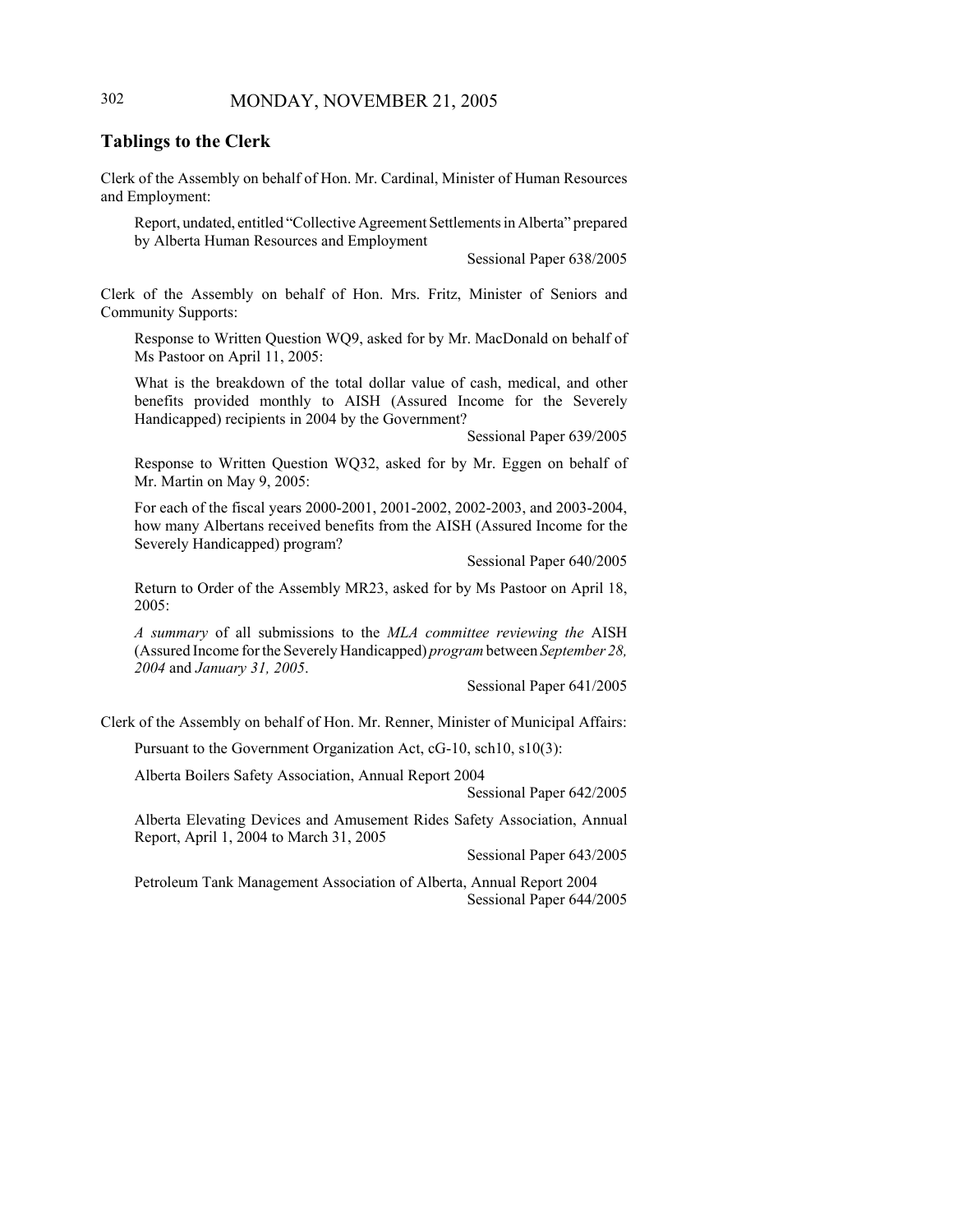## Tablings to the Clerk

Clerk of the Assembly on behalf of Hon. Mr. Cardinal, Minister of Human Resources and Employment:

Report, undated, entitled "Collective Agreement Settlements in Alberta" prepared by Alberta Human Resources and Employment

Sessional Paper 638/2005

Clerk of the Assembly on behalf of Hon. Mrs. Fritz, Minister of Seniors and Community Supports:

Response to Written Question WQ9, asked for by Mr. MacDonald on behalf of Ms Pastoor on April 11, 2005:

What is the breakdown of the total dollar value of cash, medical, and other benefits provided monthly to AISH (Assured Income for the Severely Handicapped) recipients in 2004 by the Government?

Sessional Paper 639/2005

Response to Written Question WQ32, asked for by Mr. Eggen on behalf of Mr. Martin on May 9, 2005:

For each of the fiscal years 2000-2001, 2001-2002, 2002-2003, and 2003-2004, how many Albertans received benefits from the AISH (Assured Income for the Severely Handicapped) program?

Sessional Paper 640/2005

Return to Order of the Assembly MR23, asked for by Ms Pastoor on April 18, 2005:

*A summary* of all submissions to the *MLA committee reviewing the* AISH (Assured Income for the Severely Handicapped) *program* between *September 28, 2004* and *January 31, 2005*.

Sessional Paper 641/2005

Clerk of the Assembly on behalf of Hon. Mr. Renner, Minister of Municipal Affairs:

Pursuant to the Government Organization Act, cG-10, sch10, s10(3):

Alberta Boilers Safety Association, Annual Report 2004

Sessional Paper 642/2005

Alberta Elevating Devices and Amusement Rides Safety Association, Annual Report, April 1, 2004 to March 31, 2005

Sessional Paper 643/2005

Petroleum Tank Management Association of Alberta, Annual Report 2004

Sessional Paper 644/2005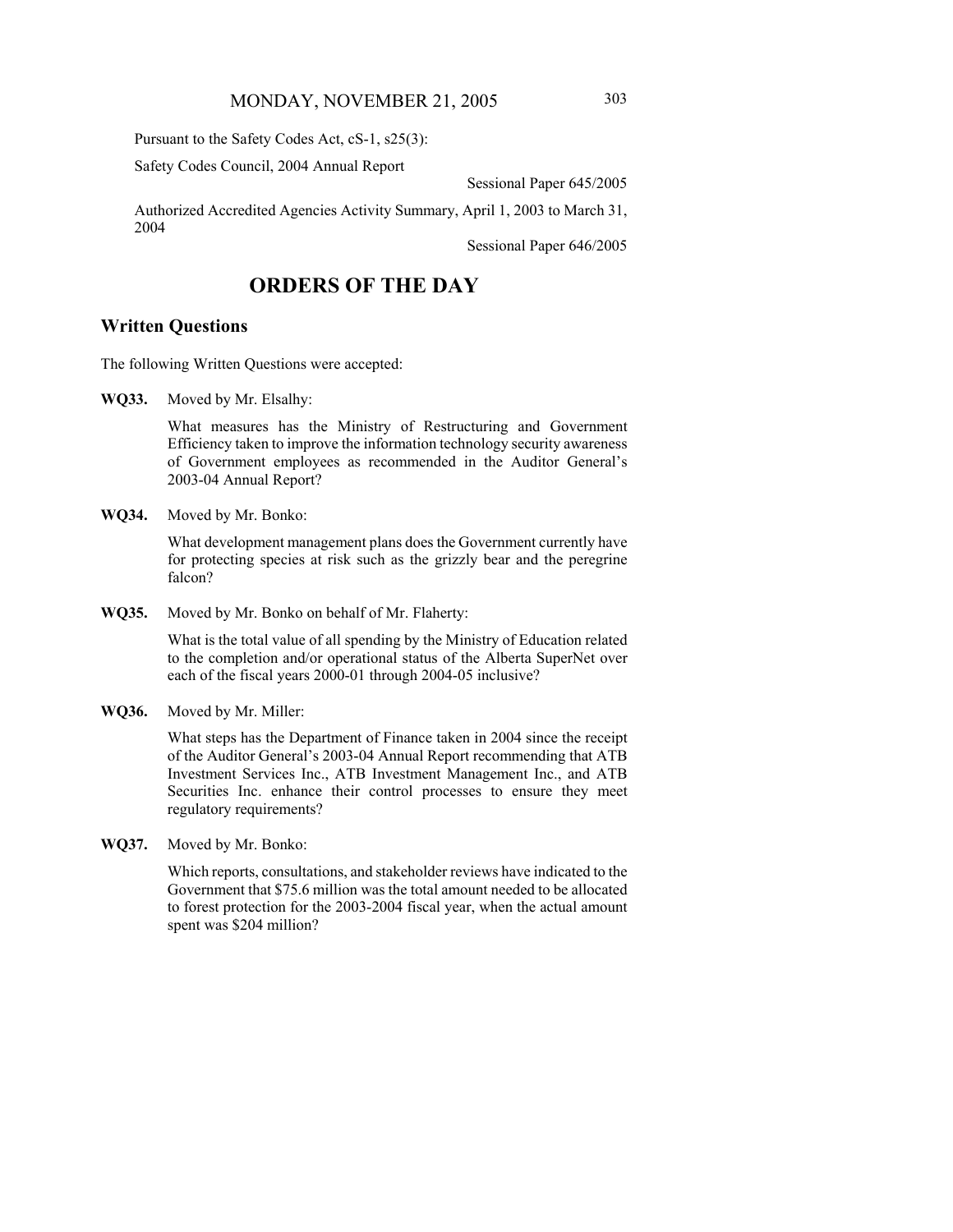Pursuant to the Safety Codes Act, cS-1, s25(3):

Safety Codes Council, 2004 Annual Report

Sessional Paper 645/2005

Authorized Accredited Agencies Activity Summary, April 1, 2003 to March 31, 2004

Sessional Paper 646/2005

# ORDERS OF THE DAY

## Written Questions

The following Written Questions were accepted:

**WQ33.** Moved by Mr. Elsalhy:

What measures has the Ministry of Restructuring and Government Efficiency taken to improve the information technology security awareness of Government employees as recommended in the Auditor General's 2003-04 Annual Report?

**WQ34.** Moved by Mr. Bonko:

What development management plans does the Government currently have for protecting species at risk such as the grizzly bear and the peregrine falcon?

**WQ35.** Moved by Mr. Bonko on behalf of Mr. Flaherty:

What is the total value of all spending by the Ministry of Education related to the completion and/or operational status of the Alberta SuperNet over each of the fiscal years 2000-01 through 2004-05 inclusive?

**WQ36.** Moved by Mr. Miller:

What steps has the Department of Finance taken in 2004 since the receipt of the Auditor General's 2003-04 Annual Report recommending that ATB Investment Services Inc., ATB Investment Management Inc., and ATB Securities Inc. enhance their control processes to ensure they meet regulatory requirements?

**WQ37.** Moved by Mr. Bonko:

Which reports, consultations, and stakeholder reviews have indicated to the Government that $75.6 million was the total amount needed to be allocated to forest protection for the 2003-2004 fiscal year, when the actual amount spent was $204 million?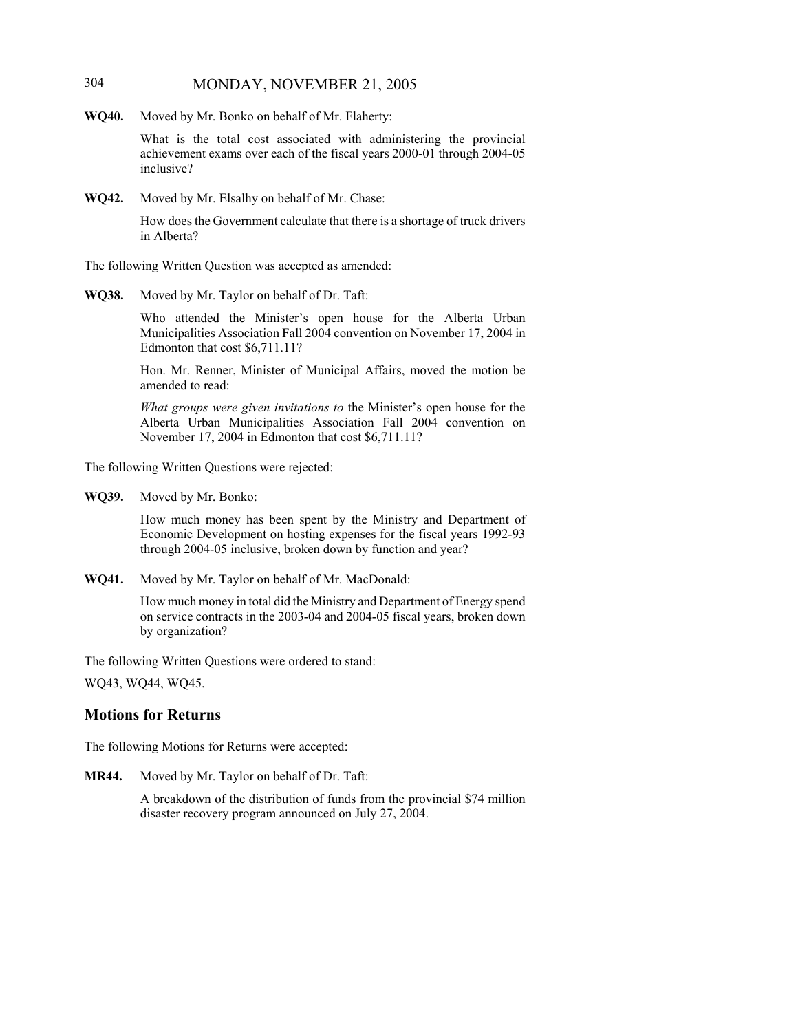**WQ40.** Moved by Mr. Bonko on behalf of Mr. Flaherty:

What is the total cost associated with administering the provincial achievement exams over each of the fiscal years 2000-01 through 2004-05 inclusive?

**WQ42.** Moved by Mr. Elsalhy on behalf of Mr. Chase:

How does the Government calculate that there is a shortage of truck drivers in Alberta?

The following Written Question was accepted as amended:

**WQ38.** Moved by Mr. Taylor on behalf of Dr. Taft:

Who attended the Minister's open house for the Alberta Urban Municipalities Association Fall 2004 convention on November 17, 2004 in Edmonton that cost $6,711.11?

Hon. Mr. Renner, Minister of Municipal Affairs, moved the motion be amended to read:

*What groups were given invitations to* the Minister's open house for the Alberta Urban Municipalities Association Fall 2004 convention on November 17, 2004 in Edmonton that cost $6,711.11?

The following Written Questions were rejected:

**WQ39.** Moved by Mr. Bonko:

How much money has been spent by the Ministry and Department of Economic Development on hosting expenses for the fiscal years 1992-93 through 2004-05 inclusive, broken down by function and year?

**WQ41.** Moved by Mr. Taylor on behalf of Mr. MacDonald:

How much money in total did the Ministry and Department of Energy spend on service contracts in the 2003-04 and 2004-05 fiscal years, broken down by organization?

The following Written Questions were ordered to stand:

WQ43, WQ44, WQ45.

## Motions for Returns

The following Motions for Returns were accepted:

**MR44.** Moved by Mr. Taylor on behalf of Dr. Taft:

A breakdown of the distribution of funds from the provincial $74 million disaster recovery program announced on July 27, 2004.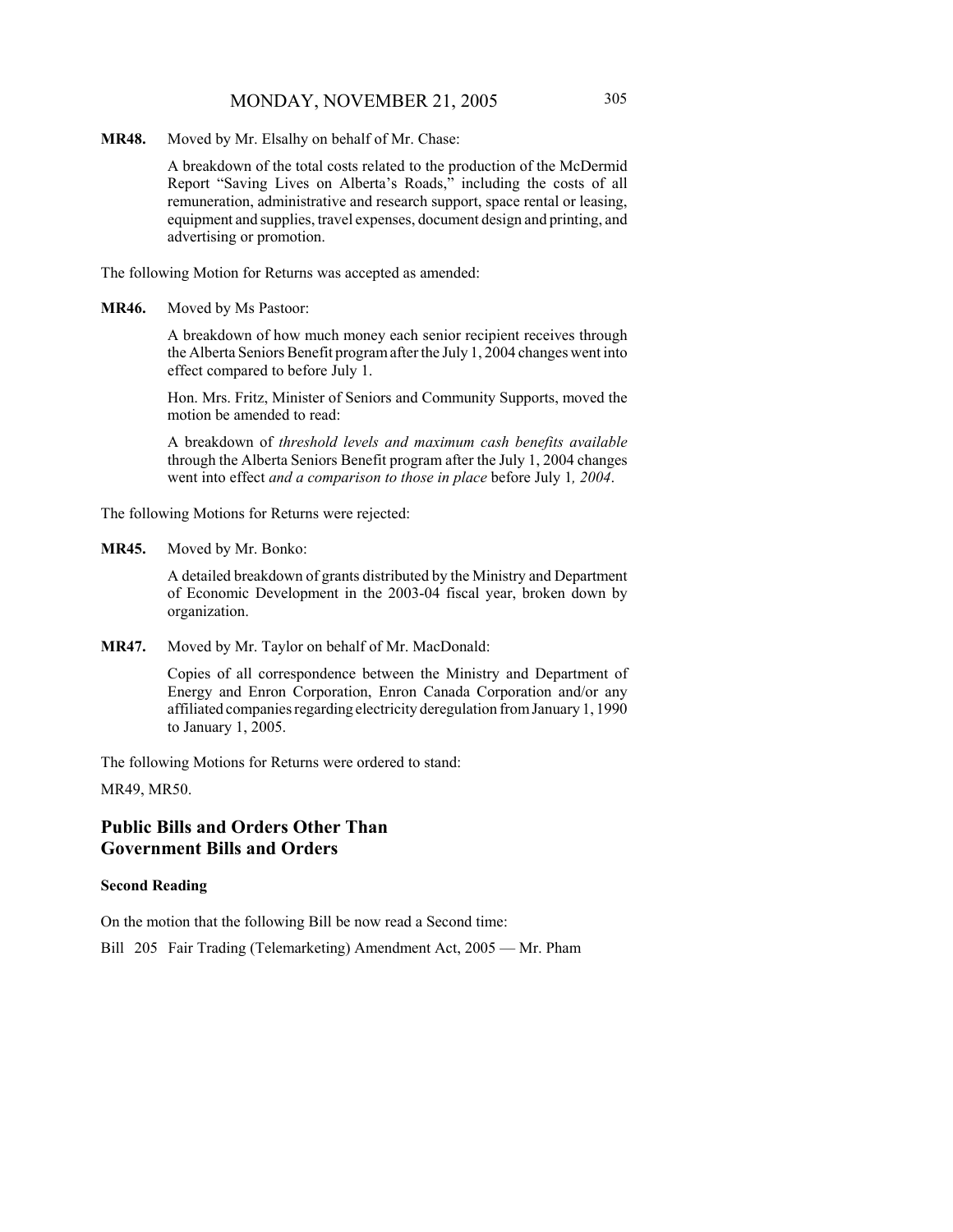**MR48.** Moved by Mr. Elsalhy on behalf of Mr. Chase:

A breakdown of the total costs related to the production of the McDermid Report "Saving Lives on Alberta's Roads," including the costs of all remuneration, administrative and research support, space rental or leasing, equipment and supplies, travel expenses, document design and printing, and advertising or promotion.

The following Motion for Returns was accepted as amended:

**MR46.** Moved by Ms Pastoor:

A breakdown of how much money each senior recipient receives through the Alberta Seniors Benefit program after the July 1, 2004 changes went into effect compared to before July 1.

Hon. Mrs. Fritz, Minister of Seniors and Community Supports, moved the motion be amended to read:

A breakdown of *threshold levels and maximum cash benefits available* through the Alberta Seniors Benefit program after the July 1, 2004 changes went into effect *and a comparison to those in place* before July 1*, 2004*.

The following Motions for Returns were rejected:

**MR45.** Moved by Mr. Bonko:

A detailed breakdown of grants distributed by the Ministry and Department of Economic Development in the 2003-04 fiscal year, broken down by organization.

**MR47.** Moved by Mr. Taylor on behalf of Mr. MacDonald:

Copies of all correspondence between the Ministry and Department of Energy and Enron Corporation, Enron Canada Corporation and/or any affiliated companies regarding electricity deregulation from January 1, 1990 to January 1, 2005.

The following Motions for Returns were ordered to stand:

MR49, MR50.

## Public Bills and Orders Other Than Government Bills and Orders

### Second Reading

On the motion that the following Bill be now read a Second time:

Bill 205 Fair Trading (Telemarketing) Amendment Act, 2005 — Mr. Pham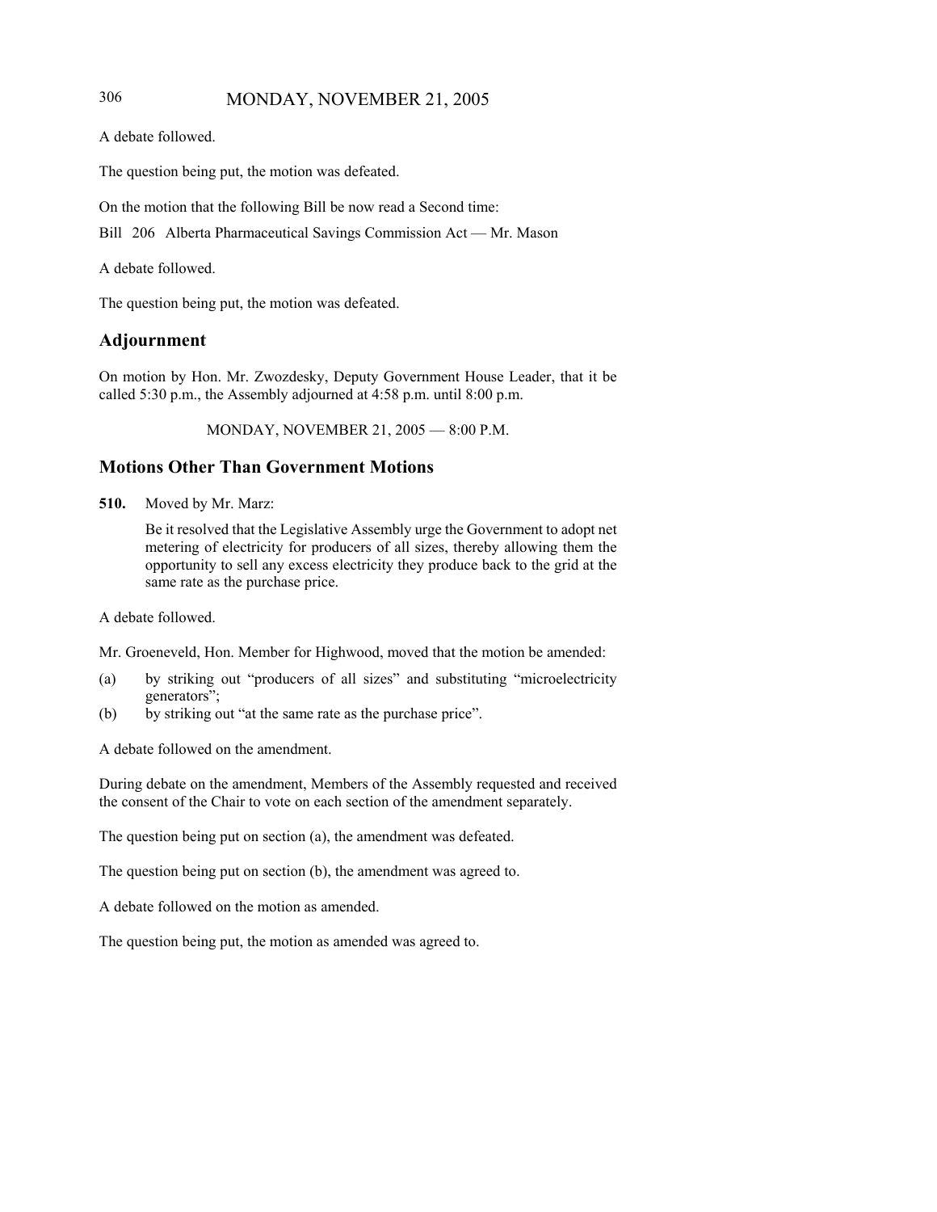A debate followed.

The question being put, the motion was defeated.

On the motion that the following Bill be now read a Second time:

Bill 206 Alberta Pharmaceutical Savings Commission Act — Mr. Mason

A debate followed.

The question being put, the motion was defeated.

## Adjournment

On motion by Hon. Mr. Zwozdesky, Deputy Government House Leader, that it be called 5:30 p.m., the Assembly adjourned at 4:58 p.m. until 8:00 p.m.

MONDAY, NOVEMBER 21, 2005 — 8:00 P.M.

## Motions Other Than Government Motions

**510.** Moved by Mr. Marz:

> Be it resolved that the Legislative Assembly urge the Government to adopt net metering of electricity for producers of all sizes, thereby allowing them the opportunity to sell any excess electricity they produce back to the grid at the same rate as the purchase price.

A debate followed.

Mr. Groeneveld, Hon. Member for Highwood, moved that the motion be amended:

(a) by striking out "producers of all sizes" and substituting "microelectricity generators";
(b) by striking out "at the same rate as the purchase price".

A debate followed on the amendment.

During debate on the amendment, Members of the Assembly requested and received the consent of the Chair to vote on each section of the amendment separately.

The question being put on section (a), the amendment was defeated.

The question being put on section (b), the amendment was agreed to.

A debate followed on the motion as amended.

The question being put, the motion as amended was agreed to.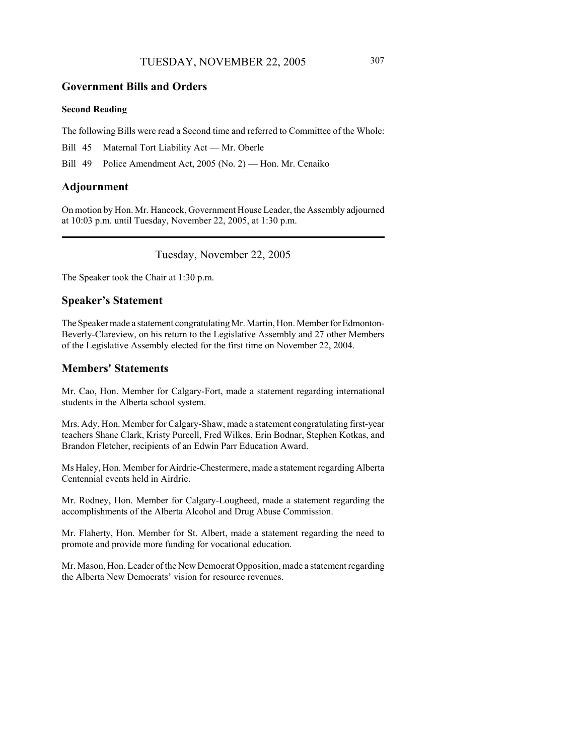## Government Bills and Orders

### Second Reading

The following Bills were read a Second time and referred to Committee of the Whole:

Bill 45 Maternal Tort Liability Act — Mr. Oberle

Bill 49 Police Amendment Act, 2005 (No. 2) — Hon. Mr. Cenaiko

## Adjournment

On motion by Hon. Mr. Hancock, Government House Leader, the Assembly adjourned at 10:03 p.m. until Tuesday, November 22, 2005, at 1:30 p.m.

---

# Tuesday, November 22, 2005

The Speaker took the Chair at 1:30 p.m.

## Speaker's Statement

The Speaker made a statement congratulating Mr. Martin, Hon. Member for Edmonton-Beverly-Clareview, on his return to the Legislative Assembly and 27 other Members of the Legislative Assembly elected for the first time on November 22, 2004.

## Members' Statements

Mr. Cao, Hon. Member for Calgary-Fort, made a statement regarding international students in the Alberta school system.

Mrs. Ady, Hon. Member for Calgary-Shaw, made a statement congratulating first-year teachers Shane Clark, Kristy Purcell, Fred Wilkes, Erin Bodnar, Stephen Kotkas, and Brandon Fletcher, recipients of an Edwin Parr Education Award.

Ms Haley, Hon. Member for Airdrie-Chestermere, made a statement regarding Alberta Centennial events held in Airdrie.

Mr. Rodney, Hon. Member for Calgary-Lougheed, made a statement regarding the accomplishments of the Alberta Alcohol and Drug Abuse Commission.

Mr. Flaherty, Hon. Member for St. Albert, made a statement regarding the need to promote and provide more funding for vocational education.

Mr. Mason, Hon. Leader of the New Democrat Opposition, made a statement regarding the Alberta New Democrats' vision for resource revenues.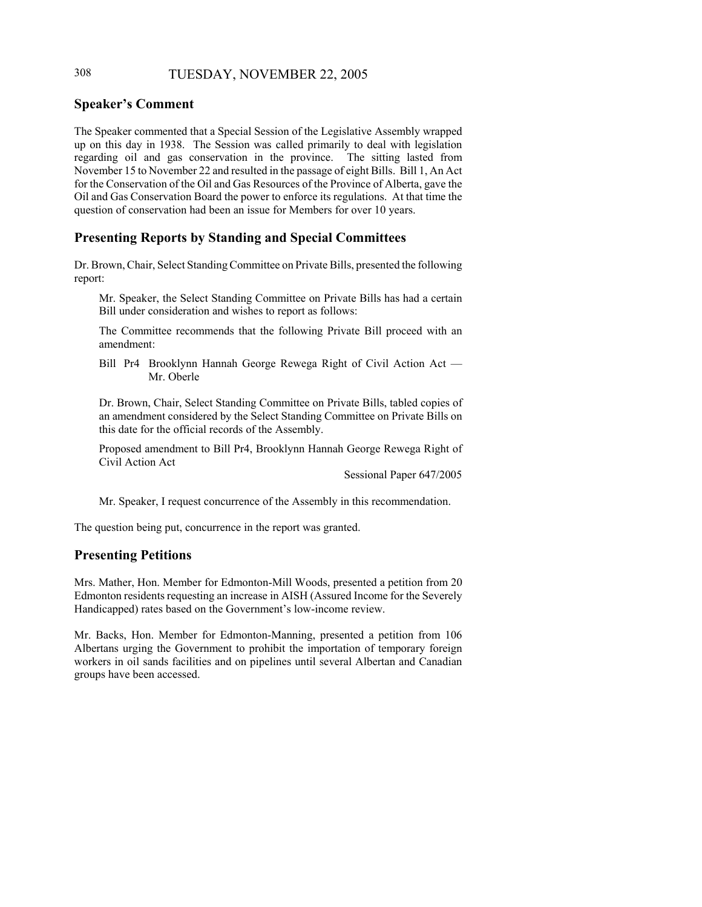## Speaker's Comment

The Speaker commented that a Special Session of the Legislative Assembly wrapped up on this day in 1938. The Session was called primarily to deal with legislation regarding oil and gas conservation in the province. The sitting lasted from November 15 to November 22 and resulted in the passage of eight Bills. Bill 1, An Act for the Conservation of the Oil and Gas Resources of the Province of Alberta, gave the Oil and Gas Conservation Board the power to enforce its regulations. At that time the question of conservation had been an issue for Members for over 10 years.

## Presenting Reports by Standing and Special Committees

Dr. Brown, Chair, Select Standing Committee on Private Bills, presented the following report:

> Mr. Speaker, the Select Standing Committee on Private Bills has had a certain Bill under consideration and wishes to report as follows:
>
> The Committee recommends that the following Private Bill proceed with an amendment:
>
> Bill Pr4 Brooklynn Hannah George Rewega Right of Civil Action Act — Mr. Oberle
>
> Dr. Brown, Chair, Select Standing Committee on Private Bills, tabled copies of an amendment considered by the Select Standing Committee on Private Bills on this date for the official records of the Assembly.
>
> Proposed amendment to Bill Pr4, Brooklynn Hannah George Rewega Right of Civil Action Act
>
> Sessional Paper 647/2005
>
> Mr. Speaker, I request concurrence of the Assembly in this recommendation.

The question being put, concurrence in the report was granted.

## Presenting Petitions

Mrs. Mather, Hon. Member for Edmonton-Mill Woods, presented a petition from 20 Edmonton residents requesting an increase in AISH (Assured Income for the Severely Handicapped) rates based on the Government's low-income review.

Mr. Backs, Hon. Member for Edmonton-Manning, presented a petition from 106 Albertans urging the Government to prohibit the importation of temporary foreign workers in oil sands facilities and on pipelines until several Albertan and Canadian groups have been accessed.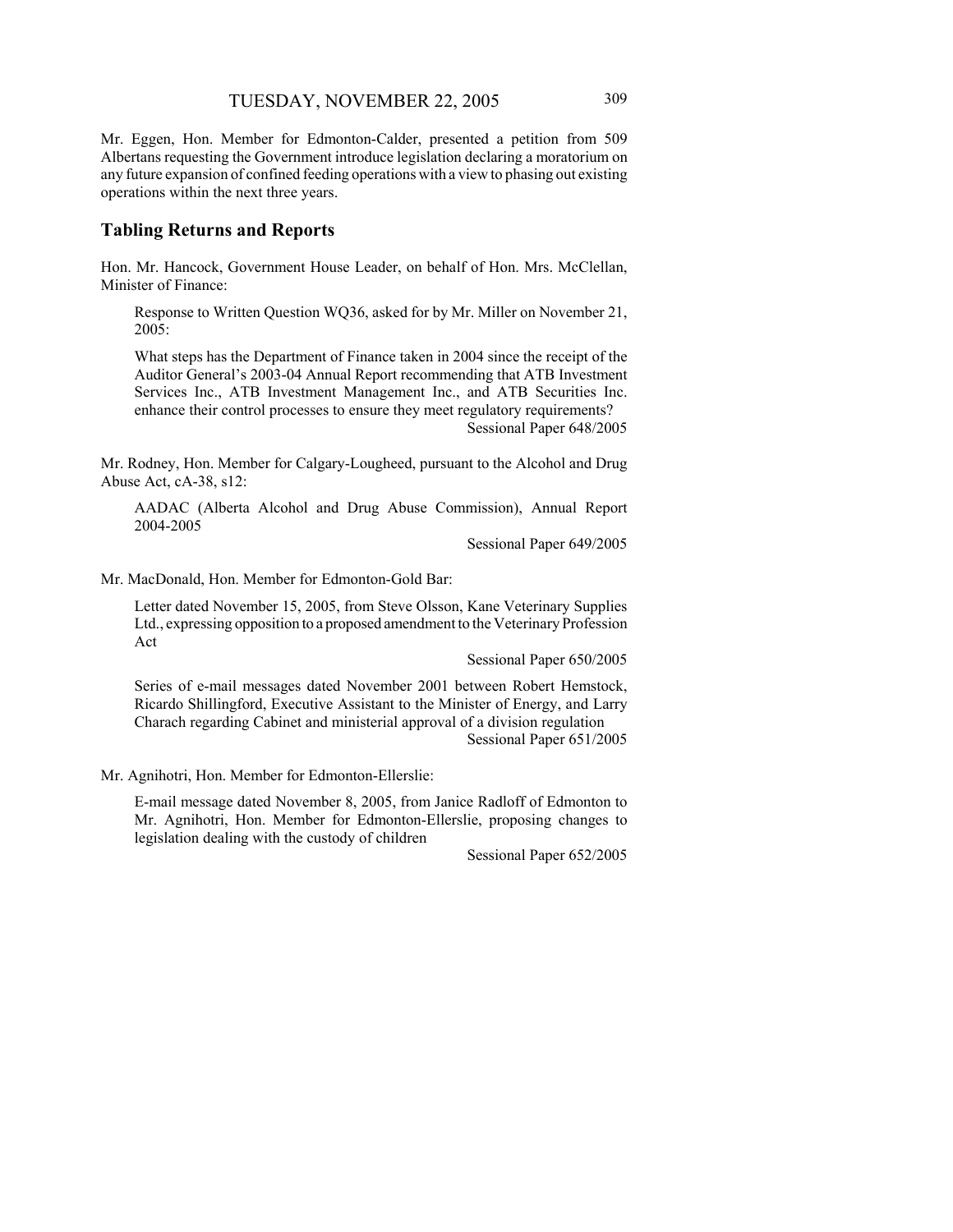Mr. Eggen, Hon. Member for Edmonton-Calder, presented a petition from 509 Albertans requesting the Government introduce legislation declaring a moratorium on any future expansion of confined feeding operations with a view to phasing out existing operations within the next three years.

## Tabling Returns and Reports

Hon. Mr. Hancock, Government House Leader, on behalf of Hon. Mrs. McClellan, Minister of Finance:

> Response to Written Question WQ36, asked for by Mr. Miller on November 21, 2005:
>
> What steps has the Department of Finance taken in 2004 since the receipt of the Auditor General's 2003-04 Annual Report recommending that ATB Investment Services Inc., ATB Investment Management Inc., and ATB Securities Inc. enhance their control processes to ensure they meet regulatory requirements?
>
> Sessional Paper 648/2005

Mr. Rodney, Hon. Member for Calgary-Lougheed, pursuant to the Alcohol and Drug Abuse Act, cA-38, s12:

> AADAC (Alberta Alcohol and Drug Abuse Commission), Annual Report 2004-2005
>
> Sessional Paper 649/2005

Mr. MacDonald, Hon. Member for Edmonton-Gold Bar:

> Letter dated November 15, 2005, from Steve Olsson, Kane Veterinary Supplies Ltd., expressing opposition to a proposed amendment to the Veterinary Profession Act
>
> Sessional Paper 650/2005
>
> Series of e-mail messages dated November 2001 between Robert Hemstock, Ricardo Shillingford, Executive Assistant to the Minister of Energy, and Larry Charach regarding Cabinet and ministerial approval of a division regulation
>
> Sessional Paper 651/2005

Mr. Agnihotri, Hon. Member for Edmonton-Ellerslie:

> E-mail message dated November 8, 2005, from Janice Radloff of Edmonton to Mr. Agnihotri, Hon. Member for Edmonton-Ellerslie, proposing changes to legislation dealing with the custody of children
>
> Sessional Paper 652/2005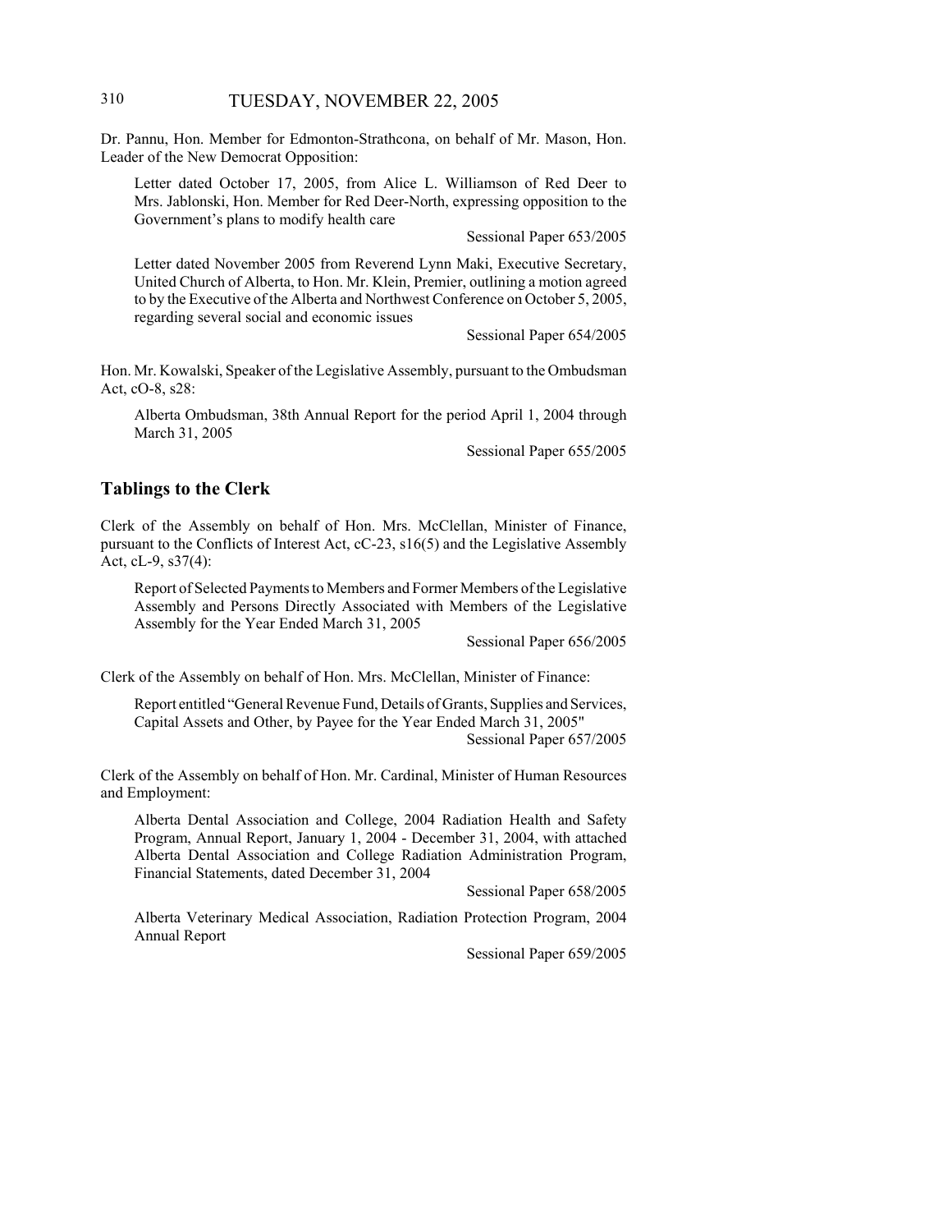Dr. Pannu, Hon. Member for Edmonton-Strathcona, on behalf of Mr. Mason, Hon. Leader of the New Democrat Opposition:

Letter dated October 17, 2005, from Alice L. Williamson of Red Deer to Mrs. Jablonski, Hon. Member for Red Deer-North, expressing opposition to the Government's plans to modify health care

Sessional Paper 653/2005

Letter dated November 2005 from Reverend Lynn Maki, Executive Secretary, United Church of Alberta, to Hon. Mr. Klein, Premier, outlining a motion agreed to by the Executive of the Alberta and Northwest Conference on October 5, 2005, regarding several social and economic issues

Sessional Paper 654/2005

Hon. Mr. Kowalski, Speaker of the Legislative Assembly, pursuant to the Ombudsman Act, cO-8, s28:

Alberta Ombudsman, 38th Annual Report for the period April 1, 2004 through March 31, 2005

Sessional Paper 655/2005

## Tablings to the Clerk

Clerk of the Assembly on behalf of Hon. Mrs. McClellan, Minister of Finance, pursuant to the Conflicts of Interest Act, cC-23, s16(5) and the Legislative Assembly Act, cL-9, s37(4):

Report of Selected Payments to Members and Former Members of the Legislative Assembly and Persons Directly Associated with Members of the Legislative Assembly for the Year Ended March 31, 2005

Sessional Paper 656/2005

Clerk of the Assembly on behalf of Hon. Mrs. McClellan, Minister of Finance:

Report entitled "General Revenue Fund, Details of Grants, Supplies and Services, Capital Assets and Other, by Payee for the Year Ended March 31, 2005"

Sessional Paper 657/2005

Clerk of the Assembly on behalf of Hon. Mr. Cardinal, Minister of Human Resources and Employment:

Alberta Dental Association and College, 2004 Radiation Health and Safety Program, Annual Report, January 1, 2004 - December 31, 2004, with attached Alberta Dental Association and College Radiation Administration Program, Financial Statements, dated December 31, 2004

Sessional Paper 658/2005

Alberta Veterinary Medical Association, Radiation Protection Program, 2004 Annual Report

Sessional Paper 659/2005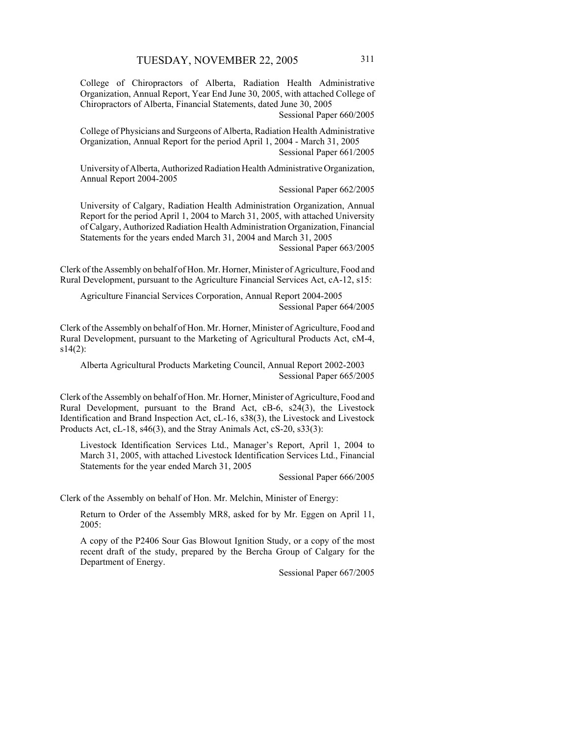College of Chiropractors of Alberta, Radiation Health Administrative Organization, Annual Report, Year End June 30, 2005, with attached College of Chiropractors of Alberta, Financial Statements, dated June 30, 2005

Sessional Paper 660/2005

College of Physicians and Surgeons of Alberta, Radiation Health Administrative Organization, Annual Report for the period April 1, 2004 - March 31, 2005

Sessional Paper 661/2005

University of Alberta, Authorized Radiation Health Administrative Organization, Annual Report 2004-2005

Sessional Paper 662/2005

University of Calgary, Radiation Health Administration Organization, Annual Report for the period April 1, 2004 to March 31, 2005, with attached University of Calgary, Authorized Radiation Health Administration Organization, Financial Statements for the years ended March 31, 2004 and March 31, 2005

Sessional Paper 663/2005

Clerk of the Assembly on behalf of Hon. Mr. Horner, Minister of Agriculture, Food and Rural Development, pursuant to the Agriculture Financial Services Act, cA-12, s15:

Agriculture Financial Services Corporation, Annual Report 2004-2005

Sessional Paper 664/2005

Clerk of the Assembly on behalf of Hon. Mr. Horner, Minister of Agriculture, Food and Rural Development, pursuant to the Marketing of Agricultural Products Act, cM-4, s14(2):

Alberta Agricultural Products Marketing Council, Annual Report 2002-2003

Sessional Paper 665/2005

Clerk of the Assembly on behalf of Hon. Mr. Horner, Minister of Agriculture, Food and Rural Development, pursuant to the Brand Act, cB-6, s24(3), the Livestock Identification and Brand Inspection Act, cL-16, s38(3), the Livestock and Livestock Products Act, cL-18, s46(3), and the Stray Animals Act, cS-20, s33(3):

Livestock Identification Services Ltd., Manager's Report, April 1, 2004 to March 31, 2005, with attached Livestock Identification Services Ltd., Financial Statements for the year ended March 31, 2005

Sessional Paper 666/2005

Clerk of the Assembly on behalf of Hon. Mr. Melchin, Minister of Energy:

Return to Order of the Assembly MR8, asked for by Mr. Eggen on April 11, 2005:

A copy of the P2406 Sour Gas Blowout Ignition Study, or a copy of the most recent draft of the study, prepared by the Bercha Group of Calgary for the Department of Energy.

Sessional Paper 667/2005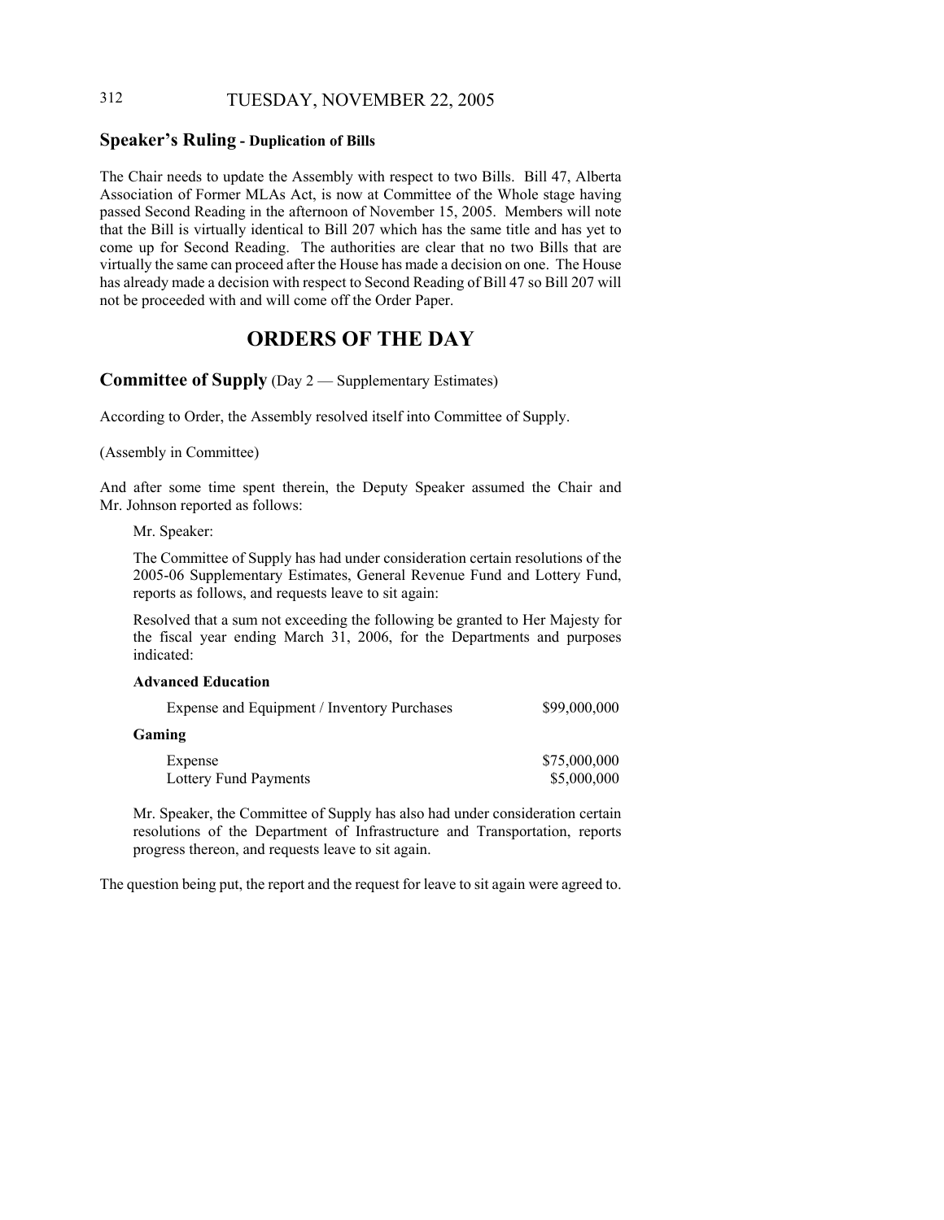## Speaker's Ruling - Duplication of Bills

The Chair needs to update the Assembly with respect to two Bills. Bill 47, Alberta Association of Former MLAs Act, is now at Committee of the Whole stage having passed Second Reading in the afternoon of November 15, 2005. Members will note that the Bill is virtually identical to Bill 207 which has the same title and has yet to come up for Second Reading. The authorities are clear that no two Bills that are virtually the same can proceed after the House has made a decision on one. The House has already made a decision with respect to Second Reading of Bill 47 so Bill 207 will not be proceeded with and will come off the Order Paper.

# ORDERS OF THE DAY

## Committee of Supply (Day 2 — Supplementary Estimates)

According to Order, the Assembly resolved itself into Committee of Supply.

(Assembly in Committee)

And after some time spent therein, the Deputy Speaker assumed the Chair and Mr. Johnson reported as follows:

> Mr. Speaker:
>
> The Committee of Supply has had under consideration certain resolutions of the 2005-06 Supplementary Estimates, General Revenue Fund and Lottery Fund, reports as follows, and requests leave to sit again:
>
> Resolved that a sum not exceeding the following be granted to Her Majesty for the fiscal year ending March 31, 2006, for the Departments and purposes indicated:
>
> **Advanced Education**
>
> | | |
> |---|---|
> | Expense and Equipment / Inventory Purchases | \$99,000,000 |
>
> **Gaming**
>
> | | |
> |---|---|
> | Expense | \$75,000,000 |
> | Lottery Fund Payments | \$5,000,000 |
>
> Mr. Speaker, the Committee of Supply has also had under consideration certain resolutions of the Department of Infrastructure and Transportation, reports progress thereon, and requests leave to sit again.

The question being put, the report and the request for leave to sit again were agreed to.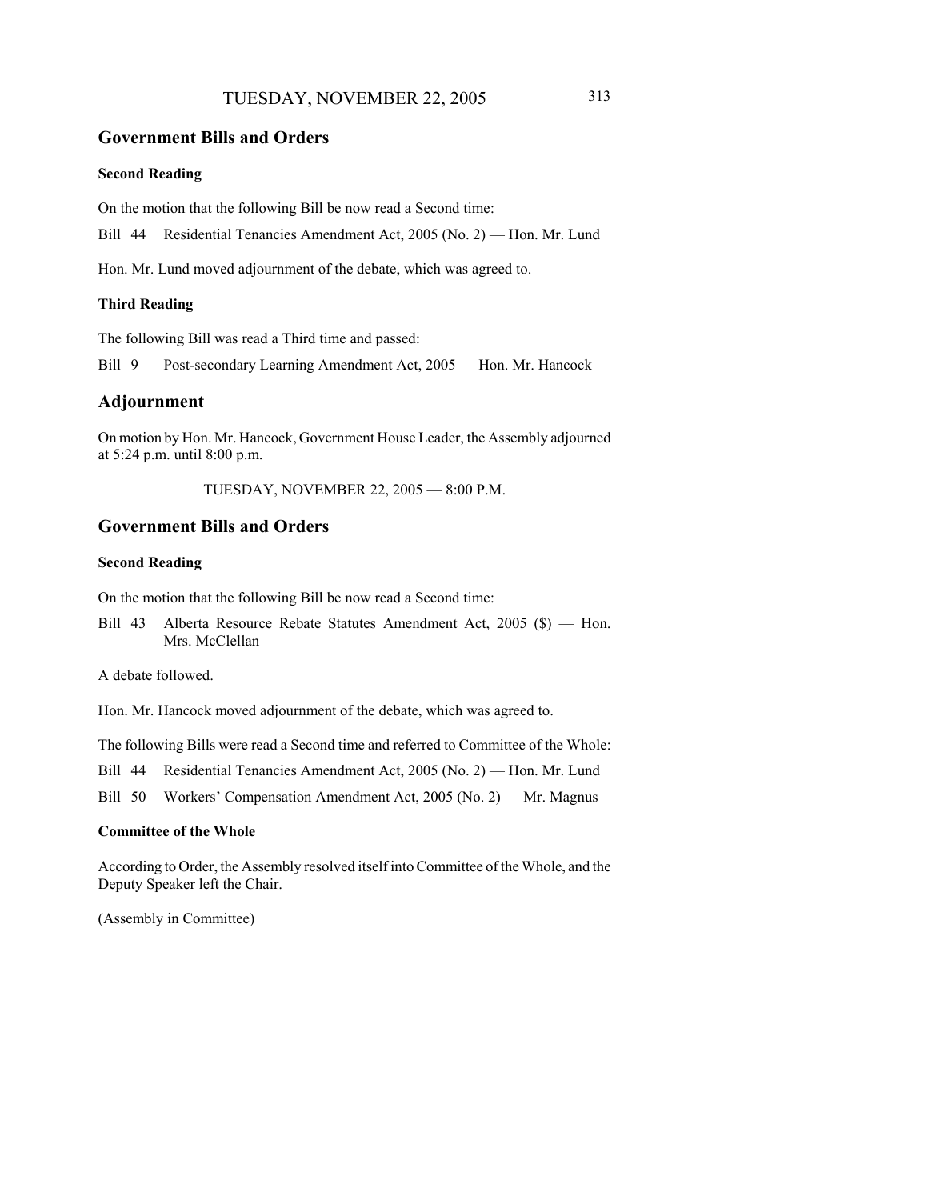## Government Bills and Orders

### Second Reading

On the motion that the following Bill be now read a Second time:

Bill 44 Residential Tenancies Amendment Act, 2005 (No. 2) — Hon. Mr. Lund

Hon. Mr. Lund moved adjournment of the debate, which was agreed to.

### Third Reading

The following Bill was read a Third time and passed:

Bill 9 Post-secondary Learning Amendment Act, 2005 — Hon. Mr. Hancock

## Adjournment

On motion by Hon. Mr. Hancock, Government House Leader, the Assembly adjourned at 5:24 p.m. until 8:00 p.m.

TUESDAY, NOVEMBER 22, 2005 — 8:00 P.M.

## Government Bills and Orders

### Second Reading

On the motion that the following Bill be now read a Second time:

Bill 43 Alberta Resource Rebate Statutes Amendment Act, 2005 ($) — Hon. Mrs. McClellan

A debate followed.

Hon. Mr. Hancock moved adjournment of the debate, which was agreed to.

The following Bills were read a Second time and referred to Committee of the Whole:

Bill 44 Residential Tenancies Amendment Act, 2005 (No. 2) — Hon. Mr. Lund

Bill 50 Workers' Compensation Amendment Act, 2005 (No. 2) — Mr. Magnus

### Committee of the Whole

According to Order, the Assembly resolved itself into Committee of the Whole, and the Deputy Speaker left the Chair.

(Assembly in Committee)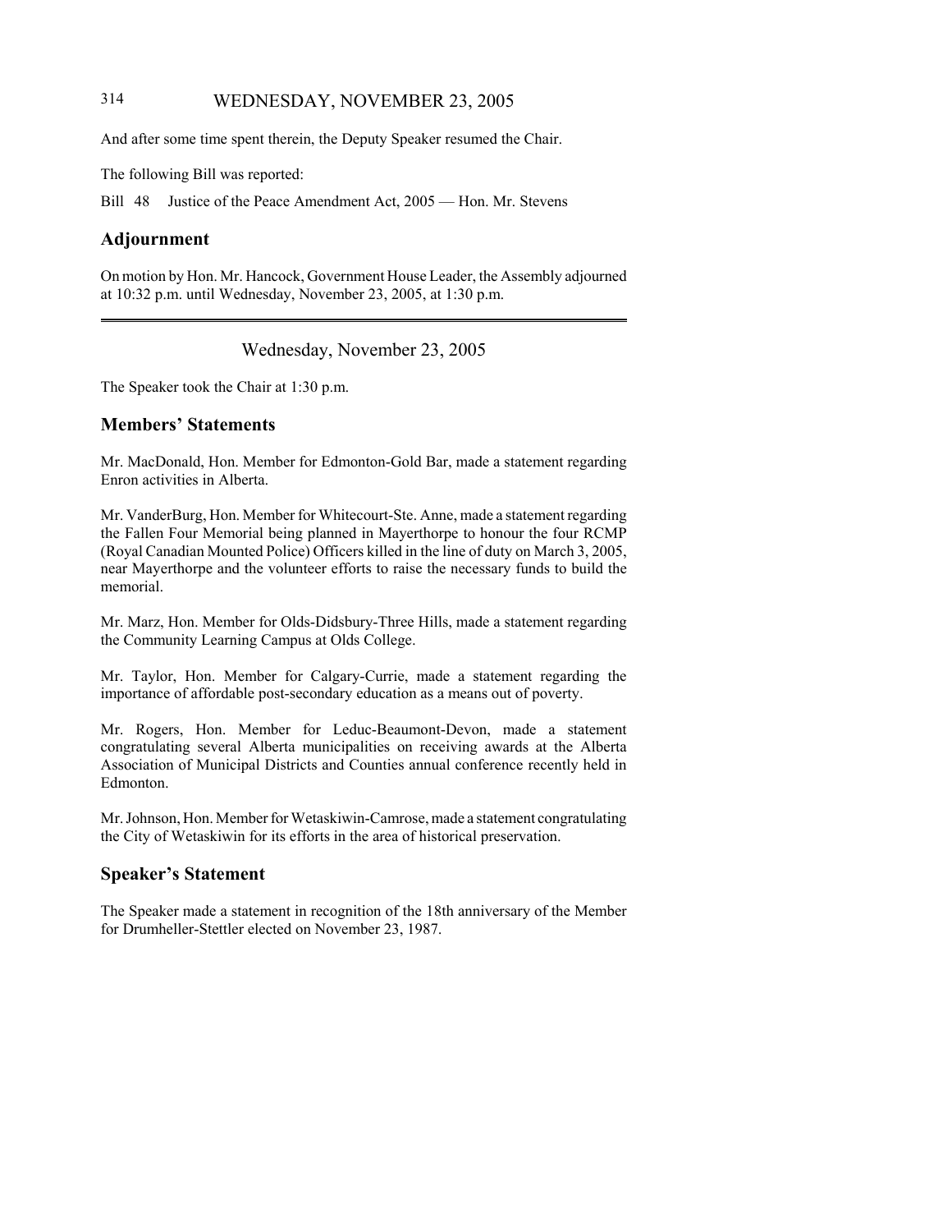And after some time spent therein, the Deputy Speaker resumed the Chair.

The following Bill was reported:

Bill 48 Justice of the Peace Amendment Act, 2005 — Hon. Mr. Stevens

## Adjournment

On motion by Hon. Mr. Hancock, Government House Leader, the Assembly adjourned at 10:32 p.m. until Wednesday, November 23, 2005, at 1:30 p.m.

---

Wednesday, November 23, 2005

The Speaker took the Chair at 1:30 p.m.

## Members' Statements

Mr. MacDonald, Hon. Member for Edmonton-Gold Bar, made a statement regarding Enron activities in Alberta.

Mr. VanderBurg, Hon. Member for Whitecourt-Ste. Anne, made a statement regarding the Fallen Four Memorial being planned in Mayerthorpe to honour the four RCMP (Royal Canadian Mounted Police) Officers killed in the line of duty on March 3, 2005, near Mayerthorpe and the volunteer efforts to raise the necessary funds to build the memorial.

Mr. Marz, Hon. Member for Olds-Didsbury-Three Hills, made a statement regarding the Community Learning Campus at Olds College.

Mr. Taylor, Hon. Member for Calgary-Currie, made a statement regarding the importance of affordable post-secondary education as a means out of poverty.

Mr. Rogers, Hon. Member for Leduc-Beaumont-Devon, made a statement congratulating several Alberta municipalities on receiving awards at the Alberta Association of Municipal Districts and Counties annual conference recently held in Edmonton.

Mr. Johnson, Hon. Member for Wetaskiwin-Camrose, made a statement congratulating the City of Wetaskiwin for its efforts in the area of historical preservation.

## Speaker's Statement

The Speaker made a statement in recognition of the 18th anniversary of the Member for Drumheller-Stettler elected on November 23, 1987.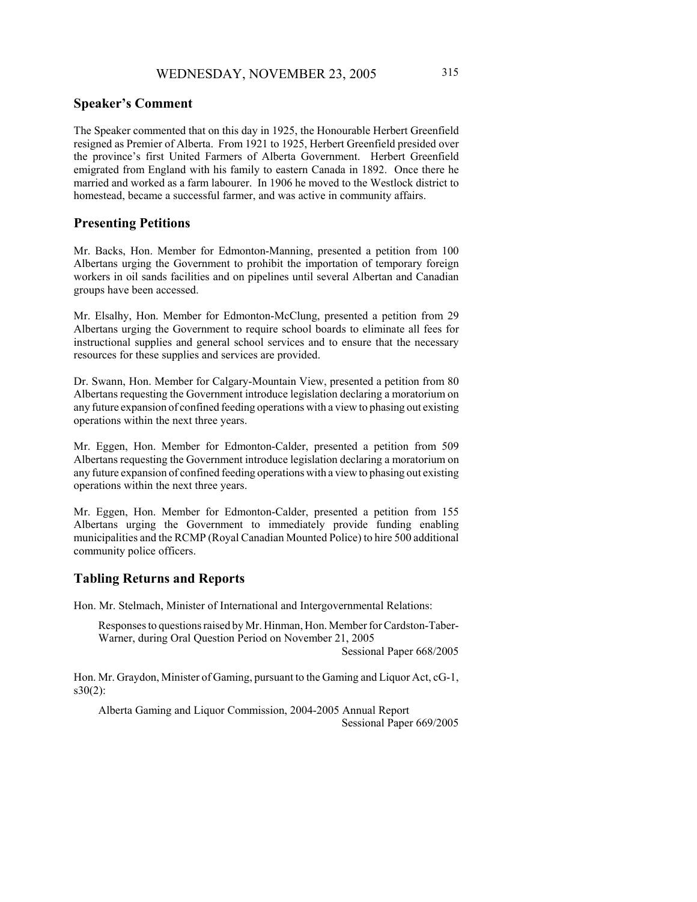## Speaker's Comment

The Speaker commented that on this day in 1925, the Honourable Herbert Greenfield resigned as Premier of Alberta. From 1921 to 1925, Herbert Greenfield presided over the province's first United Farmers of Alberta Government. Herbert Greenfield emigrated from England with his family to eastern Canada in 1892. Once there he married and worked as a farm labourer. In 1906 he moved to the Westlock district to homestead, became a successful farmer, and was active in community affairs.

## Presenting Petitions

Mr. Backs, Hon. Member for Edmonton-Manning, presented a petition from 100 Albertans urging the Government to prohibit the importation of temporary foreign workers in oil sands facilities and on pipelines until several Albertan and Canadian groups have been accessed.

Mr. Elsalhy, Hon. Member for Edmonton-McClung, presented a petition from 29 Albertans urging the Government to require school boards to eliminate all fees for instructional supplies and general school services and to ensure that the necessary resources for these supplies and services are provided.

Dr. Swann, Hon. Member for Calgary-Mountain View, presented a petition from 80 Albertans requesting the Government introduce legislation declaring a moratorium on any future expansion of confined feeding operations with a view to phasing out existing operations within the next three years.

Mr. Eggen, Hon. Member for Edmonton-Calder, presented a petition from 509 Albertans requesting the Government introduce legislation declaring a moratorium on any future expansion of confined feeding operations with a view to phasing out existing operations within the next three years.

Mr. Eggen, Hon. Member for Edmonton-Calder, presented a petition from 155 Albertans urging the Government to immediately provide funding enabling municipalities and the RCMP (Royal Canadian Mounted Police) to hire 500 additional community police officers.

## Tabling Returns and Reports

Hon. Mr. Stelmach, Minister of International and Intergovernmental Relations:

> Responses to questions raised by Mr. Hinman, Hon. Member for Cardston-Taber-Warner, during Oral Question Period on November 21, 2005
> Sessional Paper 668/2005

Hon. Mr. Graydon, Minister of Gaming, pursuant to the Gaming and Liquor Act, cG-1, s30(2):

> Alberta Gaming and Liquor Commission, 2004-2005 Annual Report
> Sessional Paper 669/2005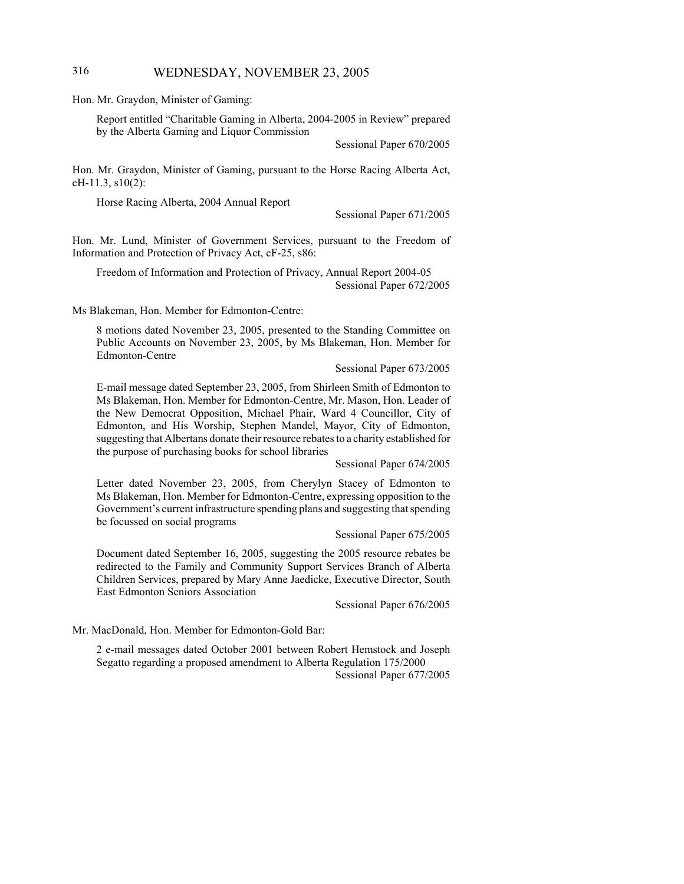Hon. Mr. Graydon, Minister of Gaming:

> Report entitled "Charitable Gaming in Alberta, 2004-2005 in Review" prepared by the Alberta Gaming and Liquor Commission
>
> Sessional Paper 670/2005

Hon. Mr. Graydon, Minister of Gaming, pursuant to the Horse Racing Alberta Act, cH-11.3, s10(2):

> Horse Racing Alberta, 2004 Annual Report
>
> Sessional Paper 671/2005

Hon. Mr. Lund, Minister of Government Services, pursuant to the Freedom of Information and Protection of Privacy Act, cF-25, s86:

> Freedom of Information and Protection of Privacy, Annual Report 2004-05
>
> Sessional Paper 672/2005

Ms Blakeman, Hon. Member for Edmonton-Centre:

> 8 motions dated November 23, 2005, presented to the Standing Committee on Public Accounts on November 23, 2005, by Ms Blakeman, Hon. Member for Edmonton-Centre
>
> Sessional Paper 673/2005
>
> E-mail message dated September 23, 2005, from Shirleen Smith of Edmonton to Ms Blakeman, Hon. Member for Edmonton-Centre, Mr. Mason, Hon. Leader of the New Democrat Opposition, Michael Phair, Ward 4 Councillor, City of Edmonton, and His Worship, Stephen Mandel, Mayor, City of Edmonton, suggesting that Albertans donate their resource rebates to a charity established for the purpose of purchasing books for school libraries
>
> Sessional Paper 674/2005
>
> Letter dated November 23, 2005, from Cherylyn Stacey of Edmonton to Ms Blakeman, Hon. Member for Edmonton-Centre, expressing opposition to the Government's current infrastructure spending plans and suggesting that spending be focussed on social programs
>
> Sessional Paper 675/2005
>
> Document dated September 16, 2005, suggesting the 2005 resource rebates be redirected to the Family and Community Support Services Branch of Alberta Children Services, prepared by Mary Anne Jaedicke, Executive Director, South East Edmonton Seniors Association
>
> Sessional Paper 676/2005

Mr. MacDonald, Hon. Member for Edmonton-Gold Bar:

> 2 e-mail messages dated October 2001 between Robert Hemstock and Joseph Segatto regarding a proposed amendment to Alberta Regulation 175/2000
>
> Sessional Paper 677/2005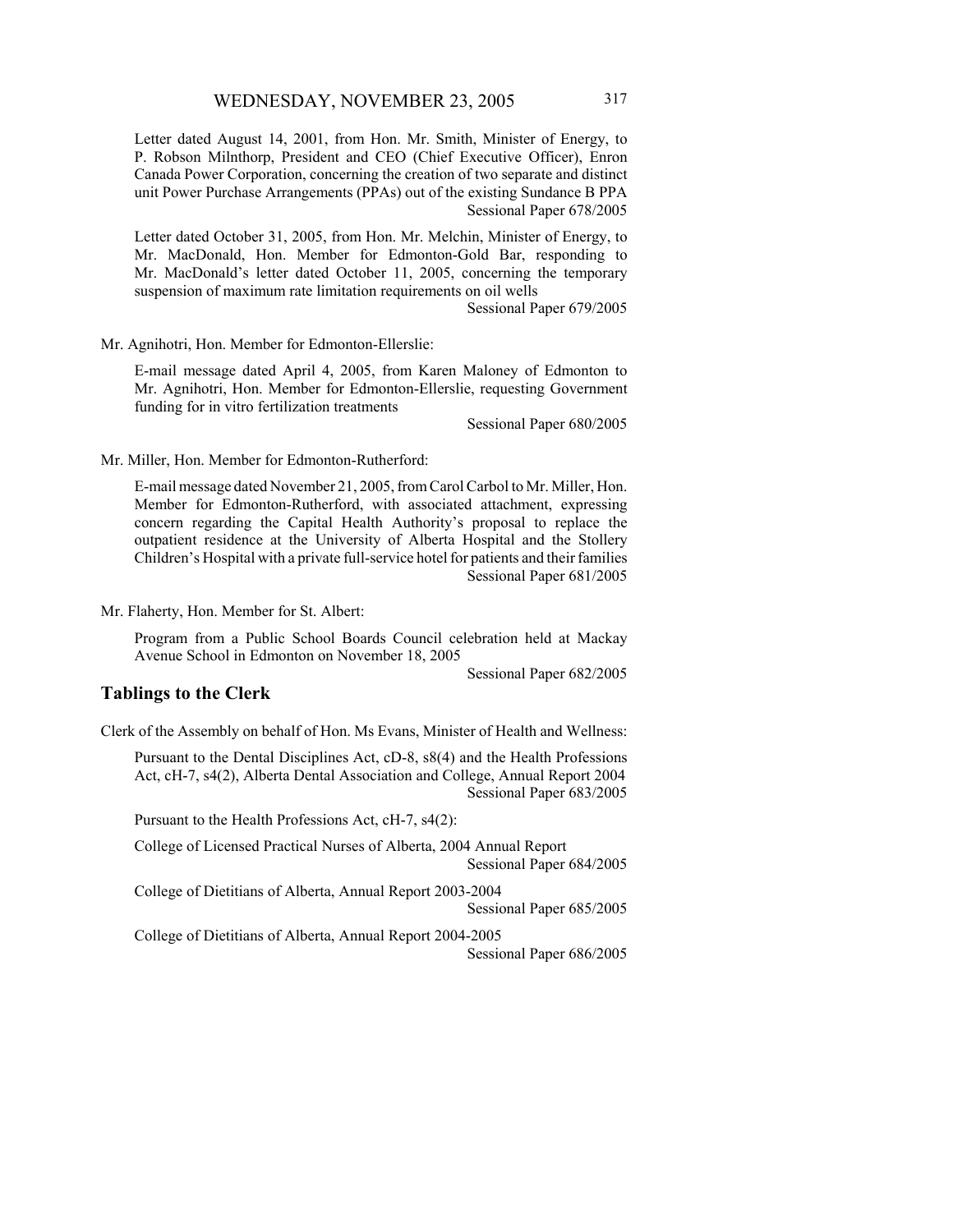Letter dated August 14, 2001, from Hon. Mr. Smith, Minister of Energy, to P. Robson Milnthorp, President and CEO (Chief Executive Officer), Enron Canada Power Corporation, concerning the creation of two separate and distinct unit Power Purchase Arrangements (PPAs) out of the existing Sundance B PPA
Sessional Paper 678/2005

Letter dated October 31, 2005, from Hon. Mr. Melchin, Minister of Energy, to Mr. MacDonald, Hon. Member for Edmonton-Gold Bar, responding to Mr. MacDonald's letter dated October 11, 2005, concerning the temporary suspension of maximum rate limitation requirements on oil wells
Sessional Paper 679/2005

Mr. Agnihotri, Hon. Member for Edmonton-Ellerslie:

E-mail message dated April 4, 2005, from Karen Maloney of Edmonton to Mr. Agnihotri, Hon. Member for Edmonton-Ellerslie, requesting Government funding for in vitro fertilization treatments
Sessional Paper 680/2005

Mr. Miller, Hon. Member for Edmonton-Rutherford:

E-mail message dated November 21, 2005, from Carol Carbol to Mr. Miller, Hon. Member for Edmonton-Rutherford, with associated attachment, expressing concern regarding the Capital Health Authority's proposal to replace the outpatient residence at the University of Alberta Hospital and the Stollery Children's Hospital with a private full-service hotel for patients and their families
Sessional Paper 681/2005

Mr. Flaherty, Hon. Member for St. Albert:

Program from a Public School Boards Council celebration held at Mackay Avenue School in Edmonton on November 18, 2005
Sessional Paper 682/2005

## Tablings to the Clerk

Clerk of the Assembly on behalf of Hon. Ms Evans, Minister of Health and Wellness:

Pursuant to the Dental Disciplines Act, cD-8, s8(4) and the Health Professions Act, cH-7, s4(2), Alberta Dental Association and College, Annual Report 2004
Sessional Paper 683/2005

Pursuant to the Health Professions Act, cH-7, s4(2):

College of Licensed Practical Nurses of Alberta, 2004 Annual Report
Sessional Paper 684/2005

College of Dietitians of Alberta, Annual Report 2003-2004
Sessional Paper 685/2005

College of Dietitians of Alberta, Annual Report 2004-2005
Sessional Paper 686/2005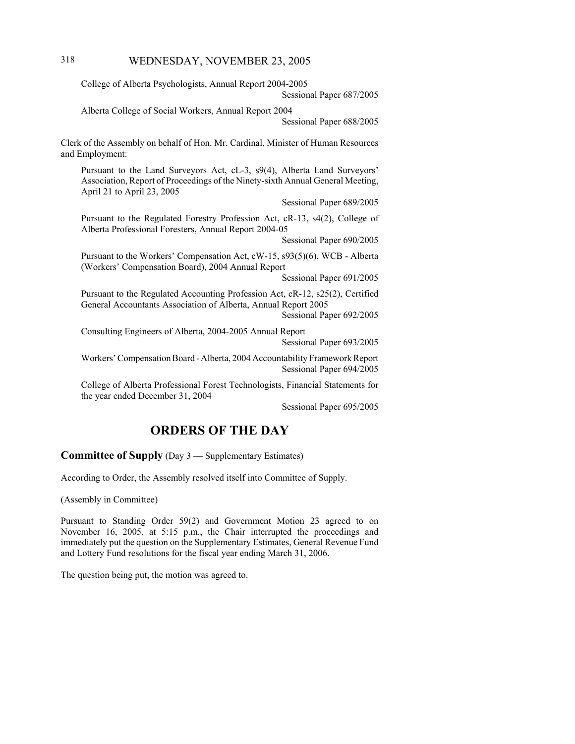College of Alberta Psychologists, Annual Report 2004-2005

Sessional Paper 687/2005

Alberta College of Social Workers, Annual Report 2004

Sessional Paper 688/2005

Clerk of the Assembly on behalf of Hon. Mr. Cardinal, Minister of Human Resources and Employment:

Pursuant to the Land Surveyors Act, cL-3, s9(4), Alberta Land Surveyors' Association, Report of Proceedings of the Ninety-sixth Annual General Meeting, April 21 to April 23, 2005

Sessional Paper 689/2005

Pursuant to the Regulated Forestry Profession Act, cR-13, s4(2), College of Alberta Professional Foresters, Annual Report 2004-05

Sessional Paper 690/2005

Pursuant to the Workers' Compensation Act, cW-15, s93(5)(6), WCB - Alberta (Workers' Compensation Board), 2004 Annual Report

Sessional Paper 691/2005

Pursuant to the Regulated Accounting Profession Act, cR-12, s25(2), Certified General Accountants Association of Alberta, Annual Report 2005

Sessional Paper 692/2005

Consulting Engineers of Alberta, 2004-2005 Annual Report

Sessional Paper 693/2005

Workers' Compensation Board - Alberta, 2004 Accountability Framework Report

Sessional Paper 694/2005

College of Alberta Professional Forest Technologists, Financial Statements for the year ended December 31, 2004

Sessional Paper 695/2005

# ORDERS OF THE DAY

**Committee of Supply** (Day 3 — Supplementary Estimates)

According to Order, the Assembly resolved itself into Committee of Supply.

(Assembly in Committee)

Pursuant to Standing Order 59(2) and Government Motion 23 agreed to on November 16, 2005, at 5:15 p.m., the Chair interrupted the proceedings and immediately put the question on the Supplementary Estimates, General Revenue Fund and Lottery Fund resolutions for the fiscal year ending March 31, 2006.

The question being put, the motion was agreed to.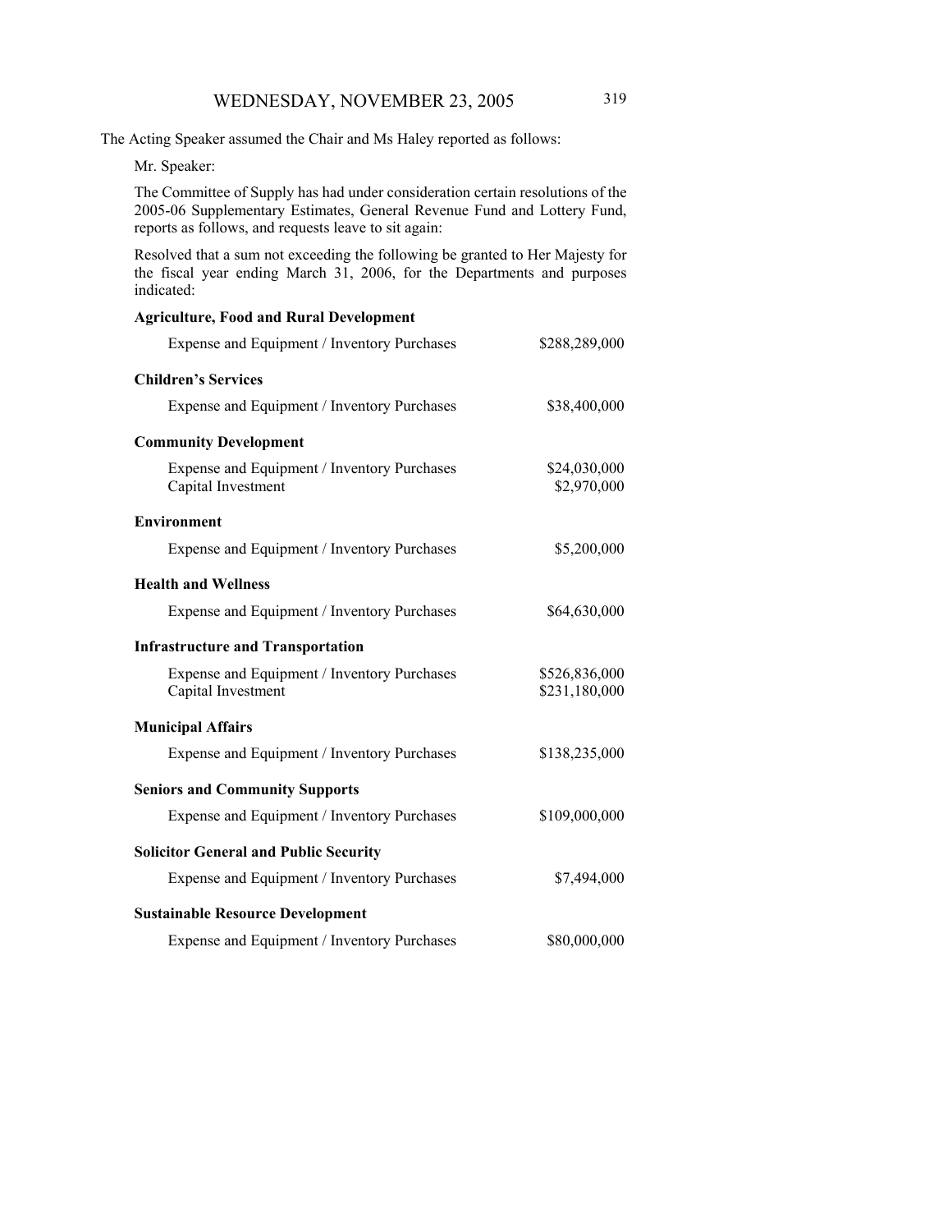The Acting Speaker assumed the Chair and Ms Haley reported as follows:

Mr. Speaker:

The Committee of Supply has had under consideration certain resolutions of the 2005-06 Supplementary Estimates, General Revenue Fund and Lottery Fund, reports as follows, and requests leave to sit again:

Resolved that a sum not exceeding the following be granted to Her Majesty for the fiscal year ending March 31, 2006, for the Departments and purposes indicated:

**Agriculture, Food and Rural Development**

| | |
|---|---|
| Expense and Equipment / Inventory Purchases | $288,289,000 |

**Children's Services**

| | |
|---|---|
| Expense and Equipment / Inventory Purchases | $38,400,000 |

**Community Development**

| | |
|---|---|
| Expense and Equipment / Inventory Purchases | $24,030,000 |
| Capital Investment | $2,970,000 |

**Environment**

| | |
|---|---|
| Expense and Equipment / Inventory Purchases | $5,200,000 |

**Health and Wellness**

| | |
|---|---|
| Expense and Equipment / Inventory Purchases | $64,630,000 |

**Infrastructure and Transportation**

| | |
|---|---|
| Expense and Equipment / Inventory Purchases | $526,836,000 |
| Capital Investment | $231,180,000 |

**Municipal Affairs**

| | |
|---|---|
| Expense and Equipment / Inventory Purchases | $138,235,000 |

**Seniors and Community Supports**

| | |
|---|---|
| Expense and Equipment / Inventory Purchases | $109,000,000 |

**Solicitor General and Public Security**

| | |
|---|---|
| Expense and Equipment / Inventory Purchases | $7,494,000 |

**Sustainable Resource Development**

| | |
|---|---|
| Expense and Equipment / Inventory Purchases | $80,000,000 |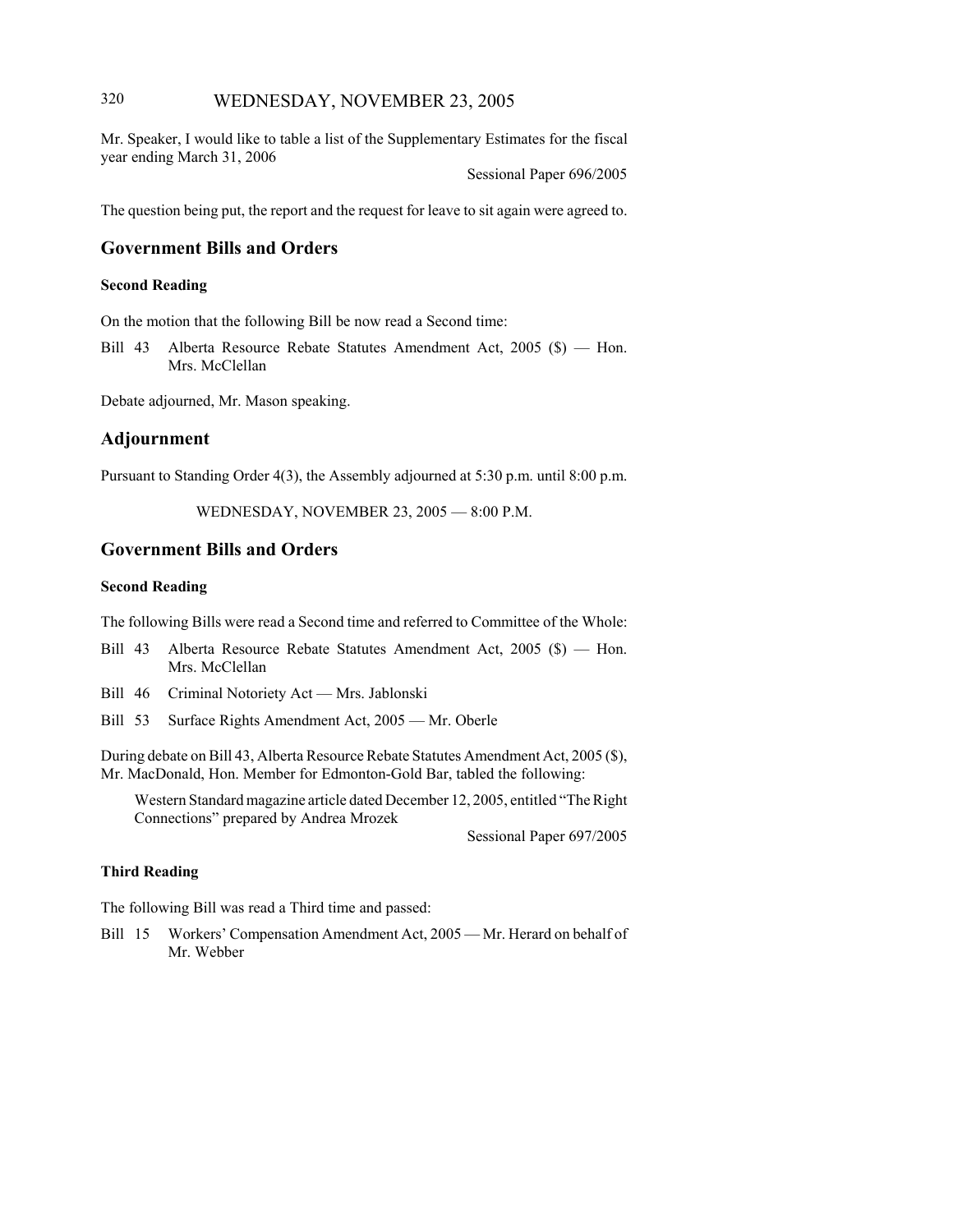Mr. Speaker, I would like to table a list of the Supplementary Estimates for the fiscal year ending March 31, 2006

Sessional Paper 696/2005

The question being put, the report and the request for leave to sit again were agreed to.

## Government Bills and Orders

### Second Reading

On the motion that the following Bill be now read a Second time:

Bill 43 Alberta Resource Rebate Statutes Amendment Act, 2005 ($) — Hon. Mrs. McClellan

Debate adjourned, Mr. Mason speaking.

## Adjournment

Pursuant to Standing Order 4(3), the Assembly adjourned at 5:30 p.m. until 8:00 p.m.

WEDNESDAY, NOVEMBER 23, 2005 — 8:00 P.M.

## Government Bills and Orders

### Second Reading

The following Bills were read a Second time and referred to Committee of the Whole:

Bill 43 Alberta Resource Rebate Statutes Amendment Act, 2005 ($) — Hon. Mrs. McClellan

Bill 46 Criminal Notoriety Act — Mrs. Jablonski

Bill 53 Surface Rights Amendment Act, 2005 — Mr. Oberle

During debate on Bill 43, Alberta Resource Rebate Statutes Amendment Act, 2005 ($), Mr. MacDonald, Hon. Member for Edmonton-Gold Bar, tabled the following:

Western Standard magazine article dated December 12, 2005, entitled "The Right Connections" prepared by Andrea Mrozek

Sessional Paper 697/2005

### Third Reading

The following Bill was read a Third time and passed:

Bill 15 Workers' Compensation Amendment Act, 2005 — Mr. Herard on behalf of Mr. Webber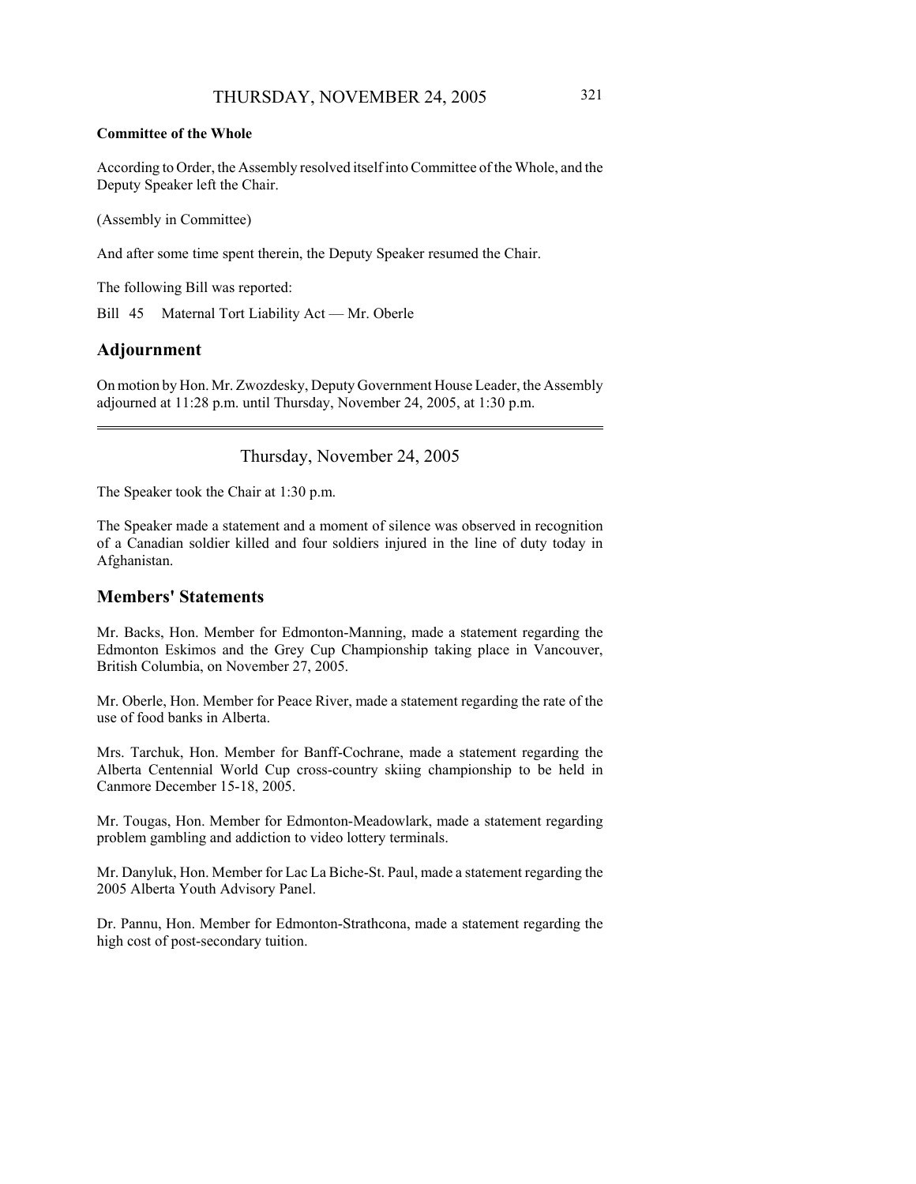**Committee of the Whole**

According to Order, the Assembly resolved itself into Committee of the Whole, and the Deputy Speaker left the Chair.

(Assembly in Committee)

And after some time spent therein, the Deputy Speaker resumed the Chair.

The following Bill was reported:

Bill 45 Maternal Tort Liability Act — Mr. Oberle

## Adjournment

On motion by Hon. Mr. Zwozdesky, Deputy Government House Leader, the Assembly adjourned at 11:28 p.m. until Thursday, November 24, 2005, at 1:30 p.m.

---

Thursday, November 24, 2005

The Speaker took the Chair at 1:30 p.m.

The Speaker made a statement and a moment of silence was observed in recognition of a Canadian soldier killed and four soldiers injured in the line of duty today in Afghanistan.

## Members' Statements

Mr. Backs, Hon. Member for Edmonton-Manning, made a statement regarding the Edmonton Eskimos and the Grey Cup Championship taking place in Vancouver, British Columbia, on November 27, 2005.

Mr. Oberle, Hon. Member for Peace River, made a statement regarding the rate of the use of food banks in Alberta.

Mrs. Tarchuk, Hon. Member for Banff-Cochrane, made a statement regarding the Alberta Centennial World Cup cross-country skiing championship to be held in Canmore December 15-18, 2005.

Mr. Tougas, Hon. Member for Edmonton-Meadowlark, made a statement regarding problem gambling and addiction to video lottery terminals.

Mr. Danyluk, Hon. Member for Lac La Biche-St. Paul, made a statement regarding the 2005 Alberta Youth Advisory Panel.

Dr. Pannu, Hon. Member for Edmonton-Strathcona, made a statement regarding the high cost of post-secondary tuition.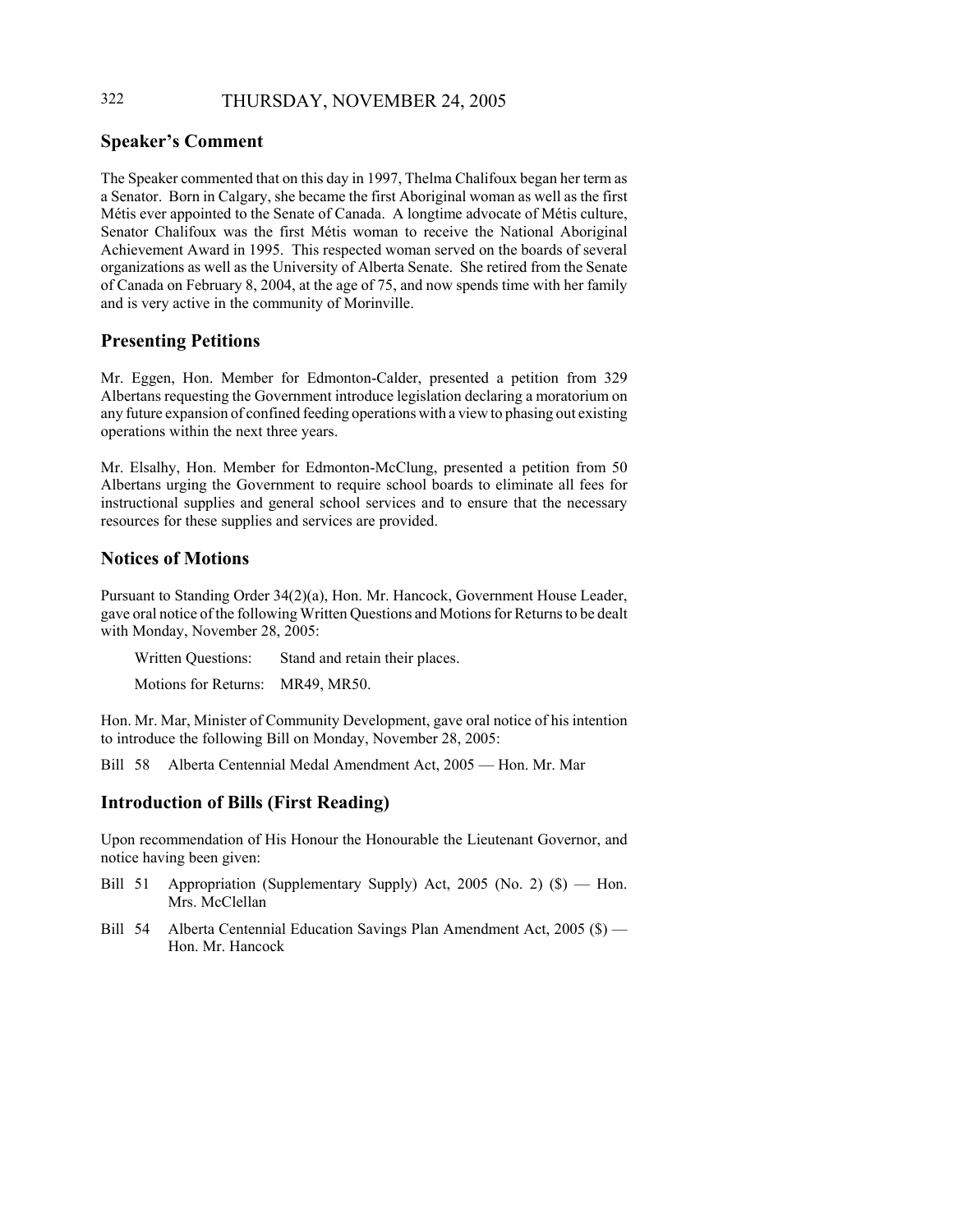## Speaker's Comment

The Speaker commented that on this day in 1997, Thelma Chalifoux began her term as a Senator. Born in Calgary, she became the first Aboriginal woman as well as the first Métis ever appointed to the Senate of Canada. A longtime advocate of Métis culture, Senator Chalifoux was the first Métis woman to receive the National Aboriginal Achievement Award in 1995. This respected woman served on the boards of several organizations as well as the University of Alberta Senate. She retired from the Senate of Canada on February 8, 2004, at the age of 75, and now spends time with her family and is very active in the community of Morinville.

## Presenting Petitions

Mr. Eggen, Hon. Member for Edmonton-Calder, presented a petition from 329 Albertans requesting the Government introduce legislation declaring a moratorium on any future expansion of confined feeding operations with a view to phasing out existing operations within the next three years.

Mr. Elsalhy, Hon. Member for Edmonton-McClung, presented a petition from 50 Albertans urging the Government to require school boards to eliminate all fees for instructional supplies and general school services and to ensure that the necessary resources for these supplies and services are provided.

## Notices of Motions

Pursuant to Standing Order 34(2)(a), Hon. Mr. Hancock, Government House Leader, gave oral notice of the following Written Questions and Motions for Returns to be dealt with Monday, November 28, 2005:

Written Questions: Stand and retain their places.

Motions for Returns: MR49, MR50.

Hon. Mr. Mar, Minister of Community Development, gave oral notice of his intention to introduce the following Bill on Monday, November 28, 2005:

Bill 58 Alberta Centennial Medal Amendment Act, 2005 — Hon. Mr. Mar

## Introduction of Bills (First Reading)

Upon recommendation of His Honour the Honourable the Lieutenant Governor, and notice having been given:

Bill 51 Appropriation (Supplementary Supply) Act, 2005 (No. 2) ($) — Hon. Mrs. McClellan

Bill 54 Alberta Centennial Education Savings Plan Amendment Act, 2005 ($) — Hon. Mr. Hancock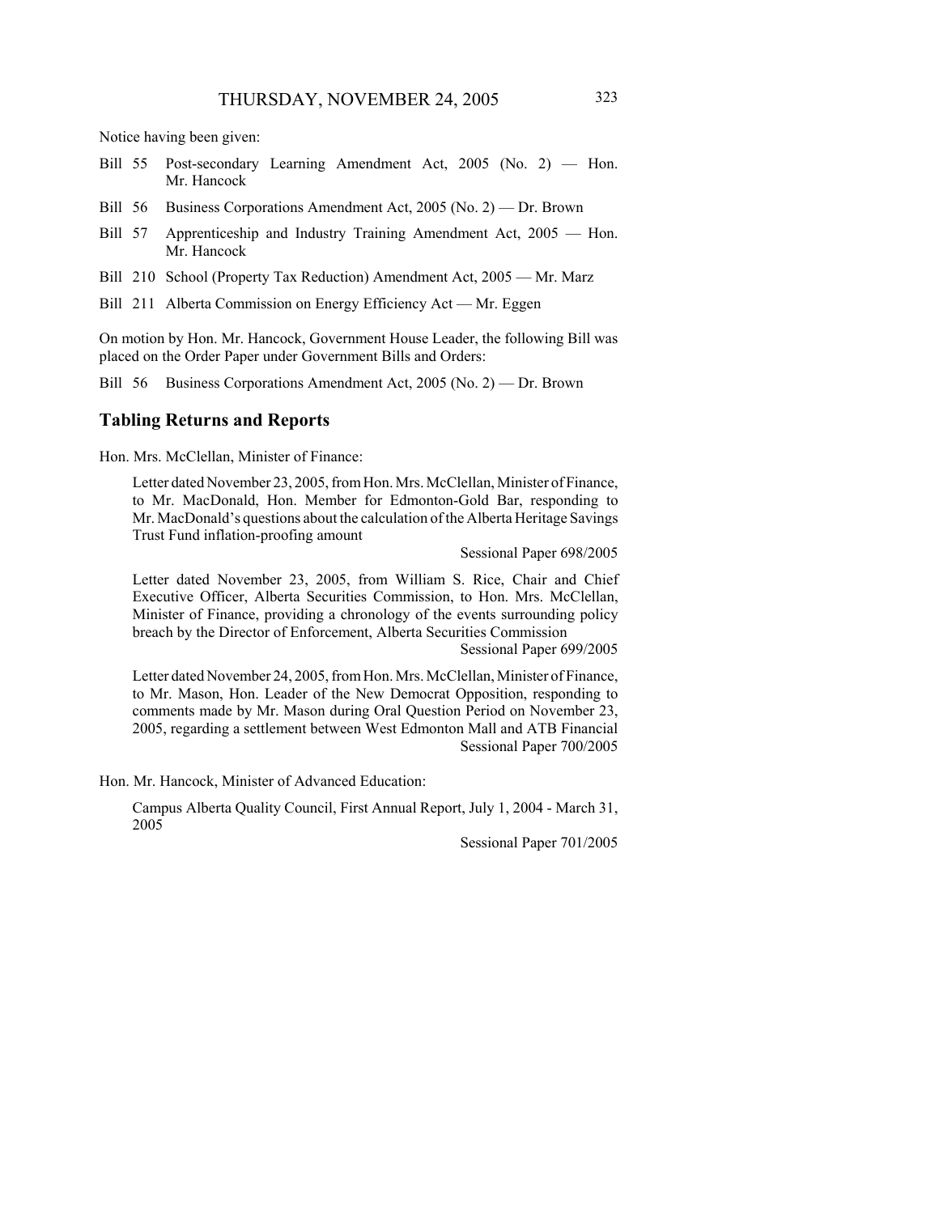Notice having been given:

- Bill 55 Post-secondary Learning Amendment Act, 2005 (No. 2) — Hon. Mr. Hancock
- Bill 56 Business Corporations Amendment Act, 2005 (No. 2) — Dr. Brown
- Bill 57 Apprenticeship and Industry Training Amendment Act, 2005 — Hon. Mr. Hancock
- Bill 210 School (Property Tax Reduction) Amendment Act, 2005 — Mr. Marz
- Bill 211 Alberta Commission on Energy Efficiency Act — Mr. Eggen

On motion by Hon. Mr. Hancock, Government House Leader, the following Bill was placed on the Order Paper under Government Bills and Orders:

Bill 56 Business Corporations Amendment Act, 2005 (No. 2) — Dr. Brown

## Tabling Returns and Reports

Hon. Mrs. McClellan, Minister of Finance:

Letter dated November 23, 2005, from Hon. Mrs. McClellan, Minister of Finance, to Mr. MacDonald, Hon. Member for Edmonton-Gold Bar, responding to Mr. MacDonald's questions about the calculation of the Alberta Heritage Savings Trust Fund inflation-proofing amount

Sessional Paper 698/2005

Letter dated November 23, 2005, from William S. Rice, Chair and Chief Executive Officer, Alberta Securities Commission, to Hon. Mrs. McClellan, Minister of Finance, providing a chronology of the events surrounding policy breach by the Director of Enforcement, Alberta Securities Commission

Sessional Paper 699/2005

Letter dated November 24, 2005, from Hon. Mrs. McClellan, Minister of Finance, to Mr. Mason, Hon. Leader of the New Democrat Opposition, responding to comments made by Mr. Mason during Oral Question Period on November 23, 2005, regarding a settlement between West Edmonton Mall and ATB Financial

Sessional Paper 700/2005

Hon. Mr. Hancock, Minister of Advanced Education:

Campus Alberta Quality Council, First Annual Report, July 1, 2004 - March 31, 2005

Sessional Paper 701/2005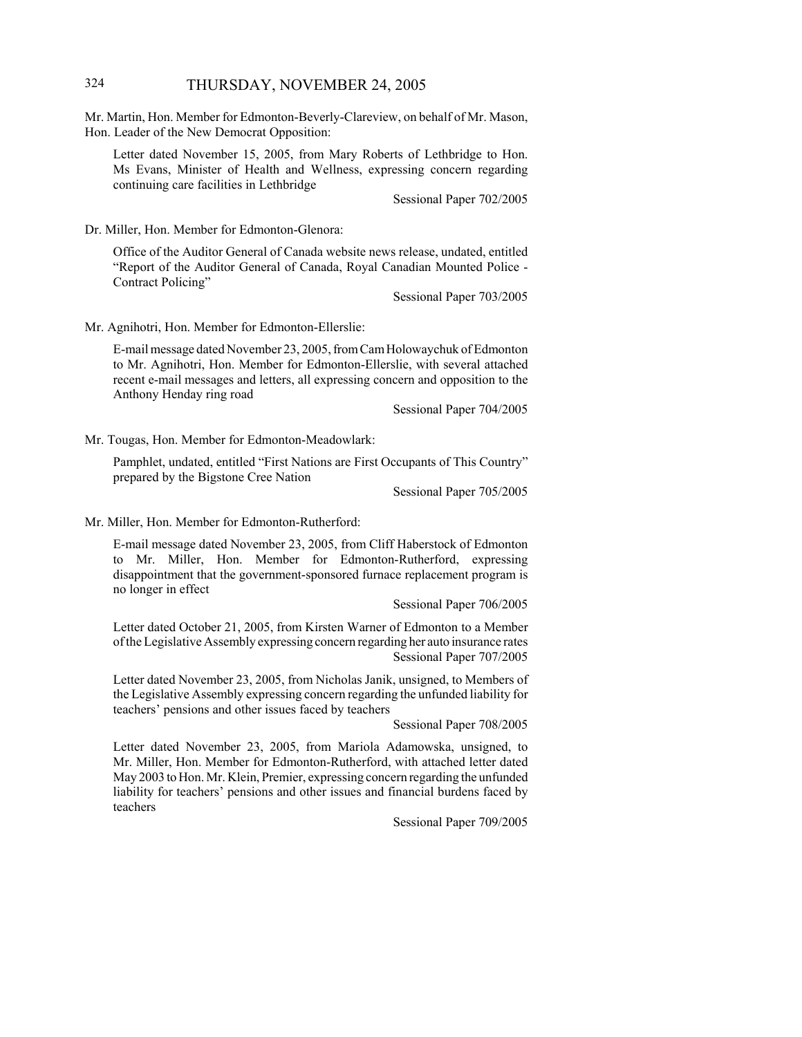Mr. Martin, Hon. Member for Edmonton-Beverly-Clareview, on behalf of Mr. Mason, Hon. Leader of the New Democrat Opposition:

Letter dated November 15, 2005, from Mary Roberts of Lethbridge to Hon. Ms Evans, Minister of Health and Wellness, expressing concern regarding continuing care facilities in Lethbridge

Sessional Paper 702/2005

Dr. Miller, Hon. Member for Edmonton-Glenora:

Office of the Auditor General of Canada website news release, undated, entitled "Report of the Auditor General of Canada, Royal Canadian Mounted Police - Contract Policing"

Sessional Paper 703/2005

Mr. Agnihotri, Hon. Member for Edmonton-Ellerslie:

E-mail message dated November 23, 2005, from Cam Holowaychuk of Edmonton to Mr. Agnihotri, Hon. Member for Edmonton-Ellerslie, with several attached recent e-mail messages and letters, all expressing concern and opposition to the Anthony Henday ring road

Sessional Paper 704/2005

Mr. Tougas, Hon. Member for Edmonton-Meadowlark:

Pamphlet, undated, entitled "First Nations are First Occupants of This Country" prepared by the Bigstone Cree Nation

Sessional Paper 705/2005

Mr. Miller, Hon. Member for Edmonton-Rutherford:

E-mail message dated November 23, 2005, from Cliff Haberstock of Edmonton to Mr. Miller, Hon. Member for Edmonton-Rutherford, expressing disappointment that the government-sponsored furnace replacement program is no longer in effect

Sessional Paper 706/2005

Letter dated October 21, 2005, from Kirsten Warner of Edmonton to a Member of the Legislative Assembly expressing concern regarding her auto insurance rates

Sessional Paper 707/2005

Letter dated November 23, 2005, from Nicholas Janik, unsigned, to Members of the Legislative Assembly expressing concern regarding the unfunded liability for teachers' pensions and other issues faced by teachers

Sessional Paper 708/2005

Letter dated November 23, 2005, from Mariola Adamowska, unsigned, to Mr. Miller, Hon. Member for Edmonton-Rutherford, with attached letter dated May 2003 to Hon. Mr. Klein, Premier, expressing concern regarding the unfunded liability for teachers' pensions and other issues and financial burdens faced by teachers

Sessional Paper 709/2005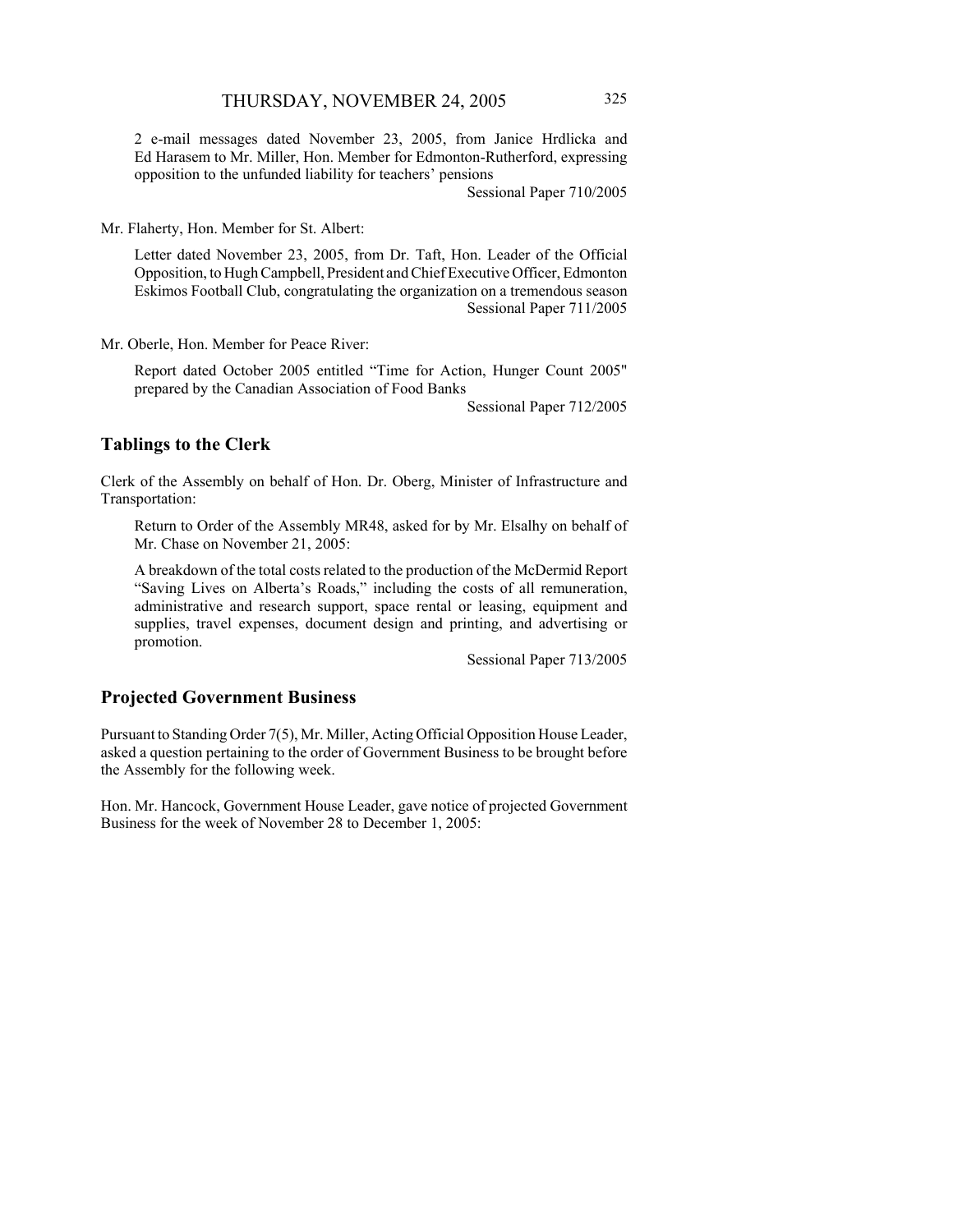2 e-mail messages dated November 23, 2005, from Janice Hrdlicka and Ed Harasem to Mr. Miller, Hon. Member for Edmonton-Rutherford, expressing opposition to the unfunded liability for teachers' pensions

Sessional Paper 710/2005

Mr. Flaherty, Hon. Member for St. Albert:

Letter dated November 23, 2005, from Dr. Taft, Hon. Leader of the Official Opposition, to Hugh Campbell, President and Chief Executive Officer, Edmonton Eskimos Football Club, congratulating the organization on a tremendous season

Sessional Paper 711/2005

Mr. Oberle, Hon. Member for Peace River:

Report dated October 2005 entitled "Time for Action, Hunger Count 2005" prepared by the Canadian Association of Food Banks

Sessional Paper 712/2005

## Tablings to the Clerk

Clerk of the Assembly on behalf of Hon. Dr. Oberg, Minister of Infrastructure and Transportation:

Return to Order of the Assembly MR48, asked for by Mr. Elsalhy on behalf of Mr. Chase on November 21, 2005:

A breakdown of the total costs related to the production of the McDermid Report "Saving Lives on Alberta's Roads," including the costs of all remuneration, administrative and research support, space rental or leasing, equipment and supplies, travel expenses, document design and printing, and advertising or promotion.

Sessional Paper 713/2005

## Projected Government Business

Pursuant to Standing Order 7(5), Mr. Miller, Acting Official Opposition House Leader, asked a question pertaining to the order of Government Business to be brought before the Assembly for the following week.

Hon. Mr. Hancock, Government House Leader, gave notice of projected Government Business for the week of November 28 to December 1, 2005: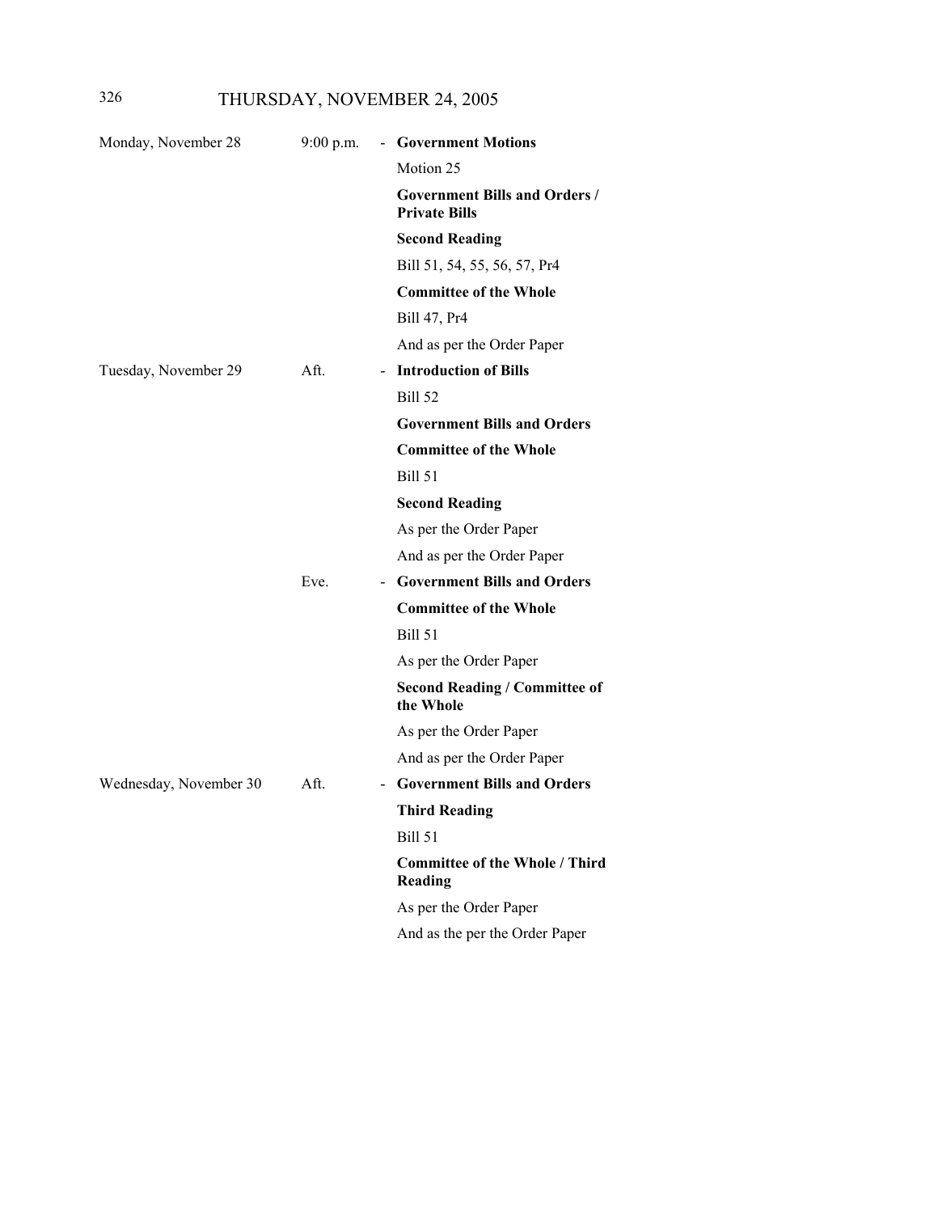## THURSDAY, NOVEMBER 24, 2005

| | | |
|---|---|---|
| Monday, November 28 | 9:00 p.m. | - **Government Motions** |
| | | Motion 25 |
| | | **Government Bills and Orders / Private Bills** |
| | | **Second Reading** |
| | | Bill 51, 54, 55, 56, 57, Pr4 |
| | | **Committee of the Whole** |
| | | Bill 47, Pr4 |
| | | And as per the Order Paper |
| Tuesday, November 29 | Aft. | - **Introduction of Bills** |
| | | Bill 52 |
| | | **Government Bills and Orders** |
| | | **Committee of the Whole** |
| | | Bill 51 |
| | | **Second Reading** |
| | | As per the Order Paper |
| | | And as per the Order Paper |
| | Eve. | - **Government Bills and Orders** |
| | | **Committee of the Whole** |
| | | Bill 51 |
| | | As per the Order Paper |
| | | **Second Reading / Committee of the Whole** |
| | | As per the Order Paper |
| | | And as per the Order Paper |
| Wednesday, November 30 | Aft. | - **Government Bills and Orders** |
| | | **Third Reading** |
| | | Bill 51 |
| | | **Committee of the Whole / Third Reading** |
| | | As per the Order Paper |
| | | And as the per the Order Paper |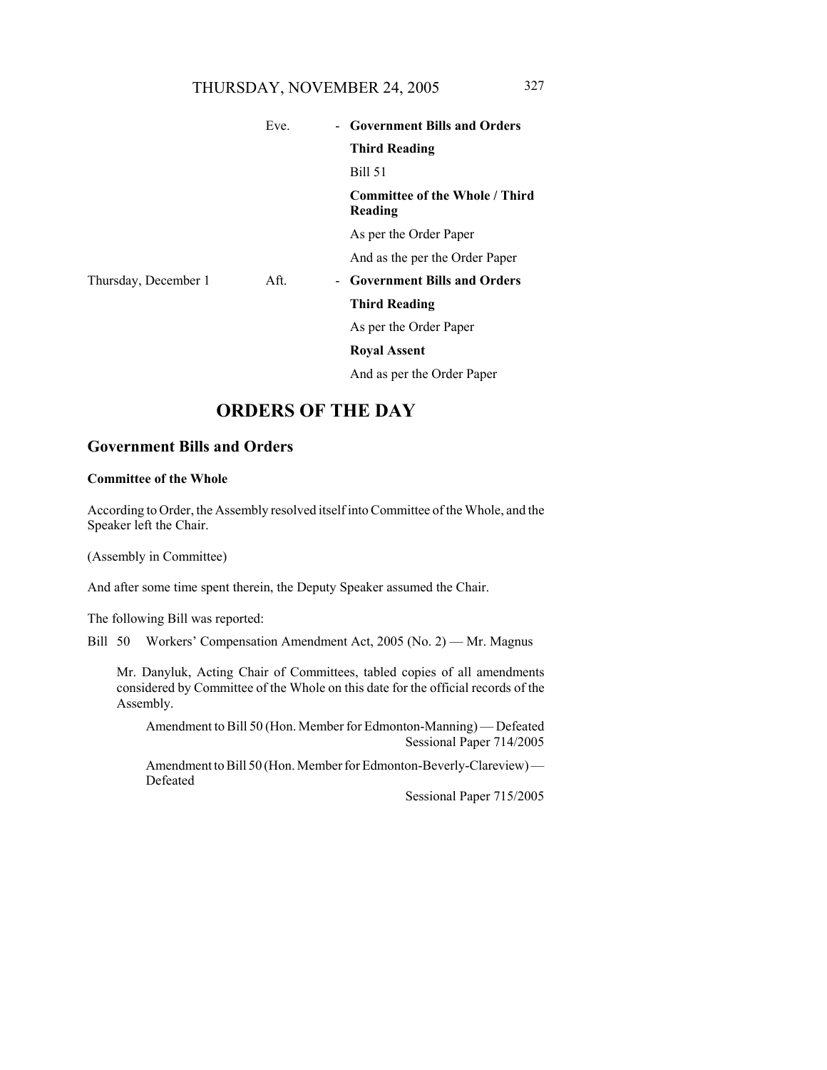| | | | |
|---|---|---|---|
| | Eve. | - | **Government Bills and Orders** |
| | | | **Third Reading** |
| | | | Bill 51 |
| | | | **Committee of the Whole / Third Reading** |
| | | | As per the Order Paper |
| | | | And as the per the Order Paper |
| Thursday, December 1 | Aft. | - | **Government Bills and Orders** |
| | | | **Third Reading** |
| | | | As per the Order Paper |
| | | | **Royal Assent** |
| | | | And as per the Order Paper |

# ORDERS OF THE DAY

## Government Bills and Orders

### Committee of the Whole

According to Order, the Assembly resolved itself into Committee of the Whole, and the Speaker left the Chair.

(Assembly in Committee)

And after some time spent therein, the Deputy Speaker assumed the Chair.

The following Bill was reported:

Bill 50 Workers' Compensation Amendment Act, 2005 (No. 2) — Mr. Magnus

Mr. Danyluk, Acting Chair of Committees, tabled copies of all amendments considered by Committee of the Whole on this date for the official records of the Assembly.

Amendment to Bill 50 (Hon. Member for Edmonton-Manning) — Defeated
Sessional Paper 714/2005

Amendment to Bill 50 (Hon. Member for Edmonton-Beverly-Clareview) — Defeated
Sessional Paper 715/2005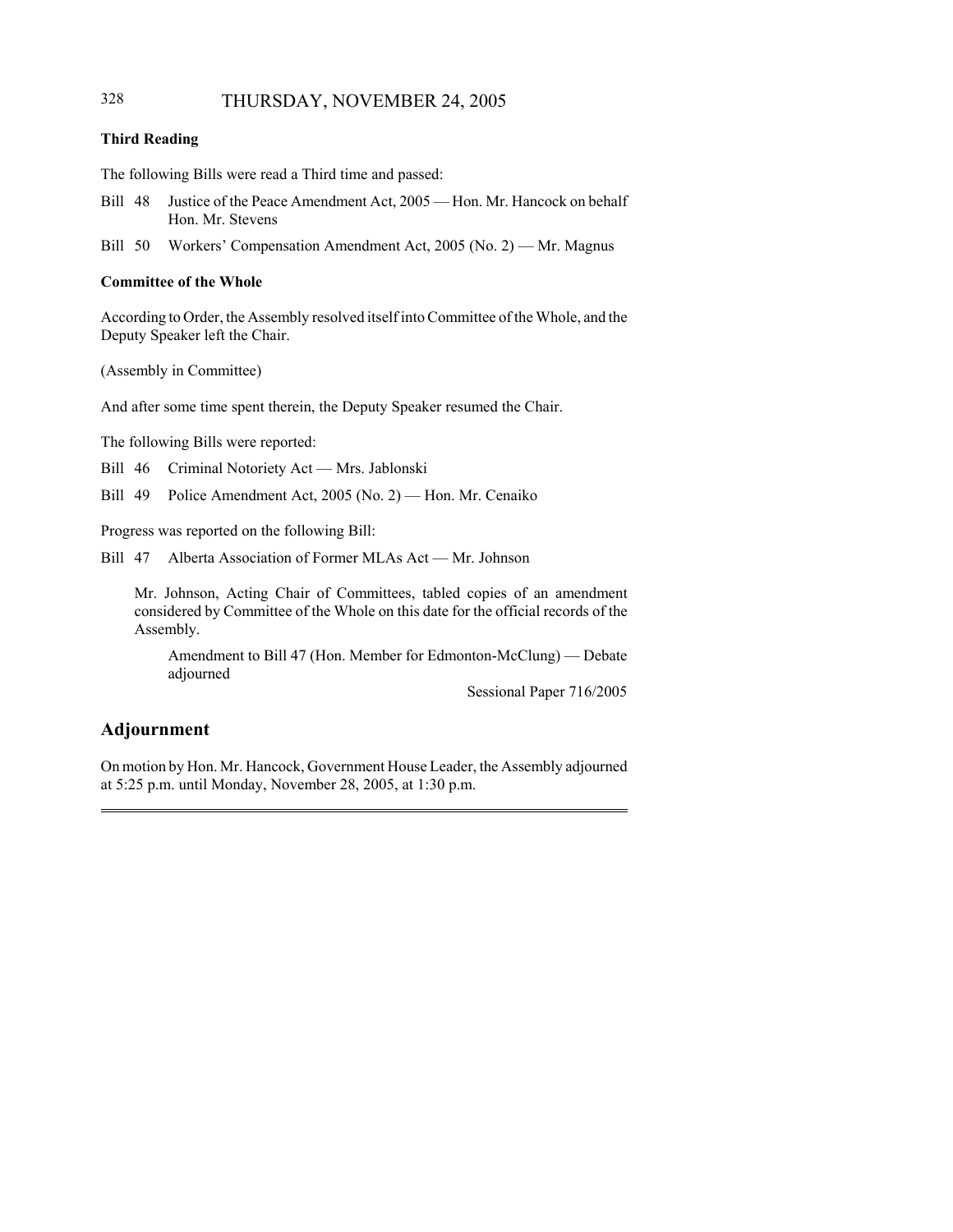**Third Reading**

The following Bills were read a Third time and passed:

Bill 48 Justice of the Peace Amendment Act, 2005 — Hon. Mr. Hancock on behalf Hon. Mr. Stevens

Bill 50 Workers' Compensation Amendment Act, 2005 (No. 2) — Mr. Magnus

**Committee of the Whole**

According to Order, the Assembly resolved itself into Committee of the Whole, and the Deputy Speaker left the Chair.

(Assembly in Committee)

And after some time spent therein, the Deputy Speaker resumed the Chair.

The following Bills were reported:

Bill 46 Criminal Notoriety Act — Mrs. Jablonski

Bill 49 Police Amendment Act, 2005 (No. 2) — Hon. Mr. Cenaiko

Progress was reported on the following Bill:

Bill 47 Alberta Association of Former MLAs Act — Mr. Johnson

Mr. Johnson, Acting Chair of Committees, tabled copies of an amendment considered by Committee of the Whole on this date for the official records of the Assembly.

Amendment to Bill 47 (Hon. Member for Edmonton-McClung) — Debate adjourned

Sessional Paper 716/2005

## Adjournment

On motion by Hon. Mr. Hancock, Government House Leader, the Assembly adjourned at 5:25 p.m. until Monday, November 28, 2005, at 1:30 p.m.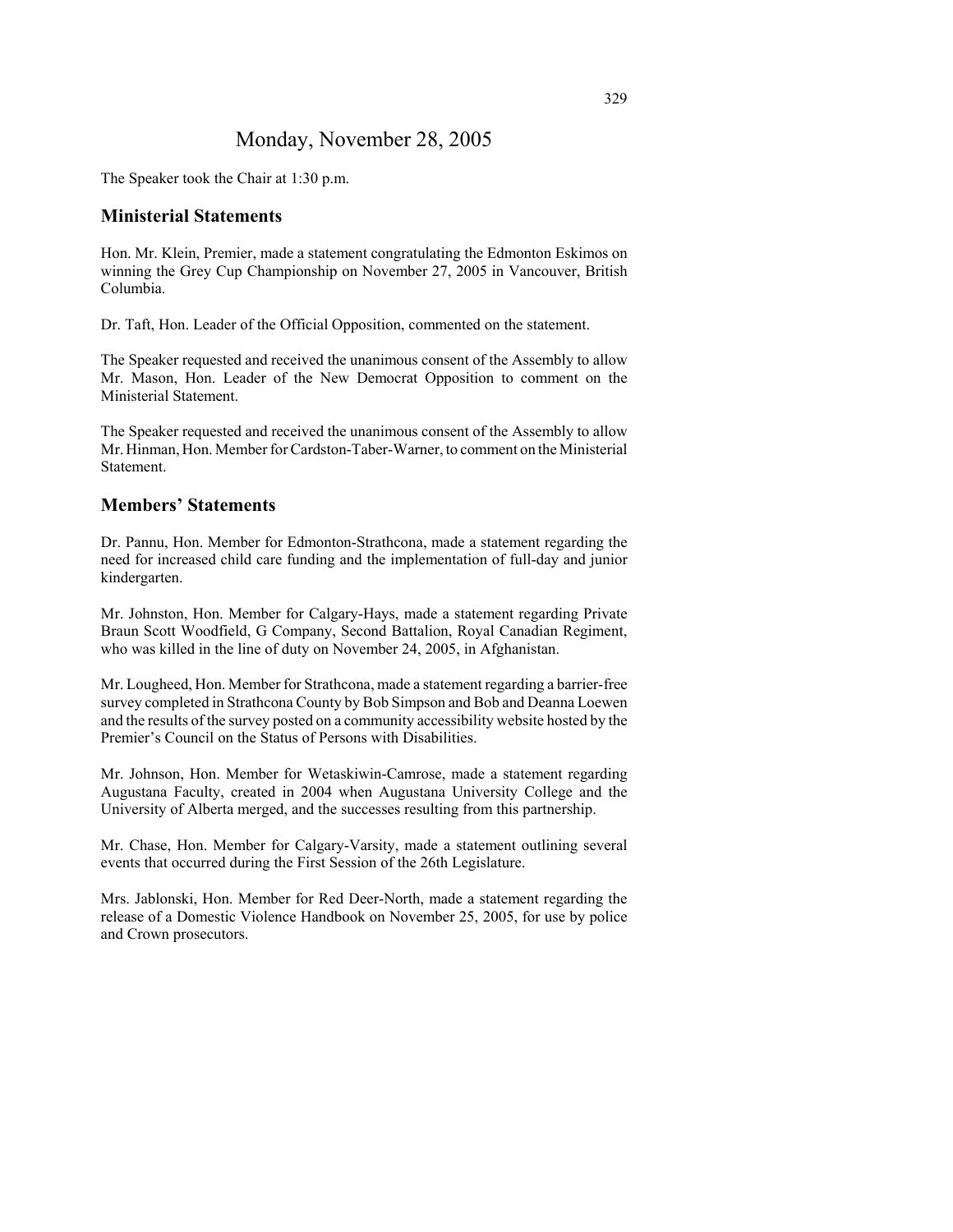# Monday, November 28, 2005

The Speaker took the Chair at 1:30 p.m.

## Ministerial Statements

Hon. Mr. Klein, Premier, made a statement congratulating the Edmonton Eskimos on winning the Grey Cup Championship on November 27, 2005 in Vancouver, British Columbia.

Dr. Taft, Hon. Leader of the Official Opposition, commented on the statement.

The Speaker requested and received the unanimous consent of the Assembly to allow Mr. Mason, Hon. Leader of the New Democrat Opposition to comment on the Ministerial Statement.

The Speaker requested and received the unanimous consent of the Assembly to allow Mr. Hinman, Hon. Member for Cardston-Taber-Warner, to comment on the Ministerial Statement.

## Members' Statements

Dr. Pannu, Hon. Member for Edmonton-Strathcona, made a statement regarding the need for increased child care funding and the implementation of full-day and junior kindergarten.

Mr. Johnston, Hon. Member for Calgary-Hays, made a statement regarding Private Braun Scott Woodfield, G Company, Second Battalion, Royal Canadian Regiment, who was killed in the line of duty on November 24, 2005, in Afghanistan.

Mr. Lougheed, Hon. Member for Strathcona, made a statement regarding a barrier-free survey completed in Strathcona County by Bob Simpson and Bob and Deanna Loewen and the results of the survey posted on a community accessibility website hosted by the Premier's Council on the Status of Persons with Disabilities.

Mr. Johnson, Hon. Member for Wetaskiwin-Camrose, made a statement regarding Augustana Faculty, created in 2004 when Augustana University College and the University of Alberta merged, and the successes resulting from this partnership.

Mr. Chase, Hon. Member for Calgary-Varsity, made a statement outlining several events that occurred during the First Session of the 26th Legislature.

Mrs. Jablonski, Hon. Member for Red Deer-North, made a statement regarding the release of a Domestic Violence Handbook on November 25, 2005, for use by police and Crown prosecutors.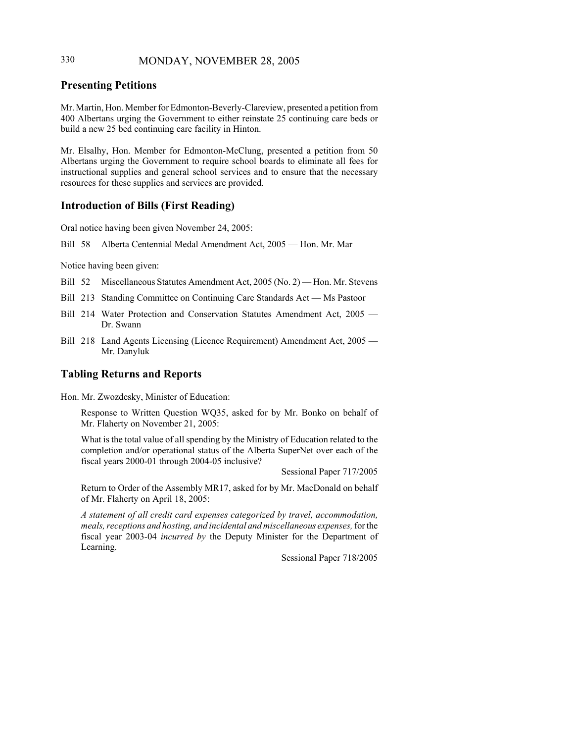## Presenting Petitions

Mr. Martin, Hon. Member for Edmonton-Beverly-Clareview, presented a petition from 400 Albertans urging the Government to either reinstate 25 continuing care beds or build a new 25 bed continuing care facility in Hinton.

Mr. Elsalhy, Hon. Member for Edmonton-McClung, presented a petition from 50 Albertans urging the Government to require school boards to eliminate all fees for instructional supplies and general school services and to ensure that the necessary resources for these supplies and services are provided.

## Introduction of Bills (First Reading)

Oral notice having been given November 24, 2005:

Bill 58 Alberta Centennial Medal Amendment Act, 2005 — Hon. Mr. Mar

Notice having been given:

Bill 52 Miscellaneous Statutes Amendment Act, 2005 (No. 2) — Hon. Mr. Stevens

Bill 213 Standing Committee on Continuing Care Standards Act — Ms Pastoor

Bill 214 Water Protection and Conservation Statutes Amendment Act, 2005 — Dr. Swann

Bill 218 Land Agents Licensing (Licence Requirement) Amendment Act, 2005 — Mr. Danyluk

## Tabling Returns and Reports

Hon. Mr. Zwozdesky, Minister of Education:

Response to Written Question WQ35, asked for by Mr. Bonko on behalf of Mr. Flaherty on November 21, 2005:

What is the total value of all spending by the Ministry of Education related to the completion and/or operational status of the Alberta SuperNet over each of the fiscal years 2000-01 through 2004-05 inclusive?

Sessional Paper 717/2005

Return to Order of the Assembly MR17, asked for by Mr. MacDonald on behalf of Mr. Flaherty on April 18, 2005:

*A statement of all credit card expenses categorized by travel, accommodation, meals, receptions and hosting, and incidental and miscellaneous expenses,* for the fiscal year 2003-04 *incurred by* the Deputy Minister for the Department of Learning.

Sessional Paper 718/2005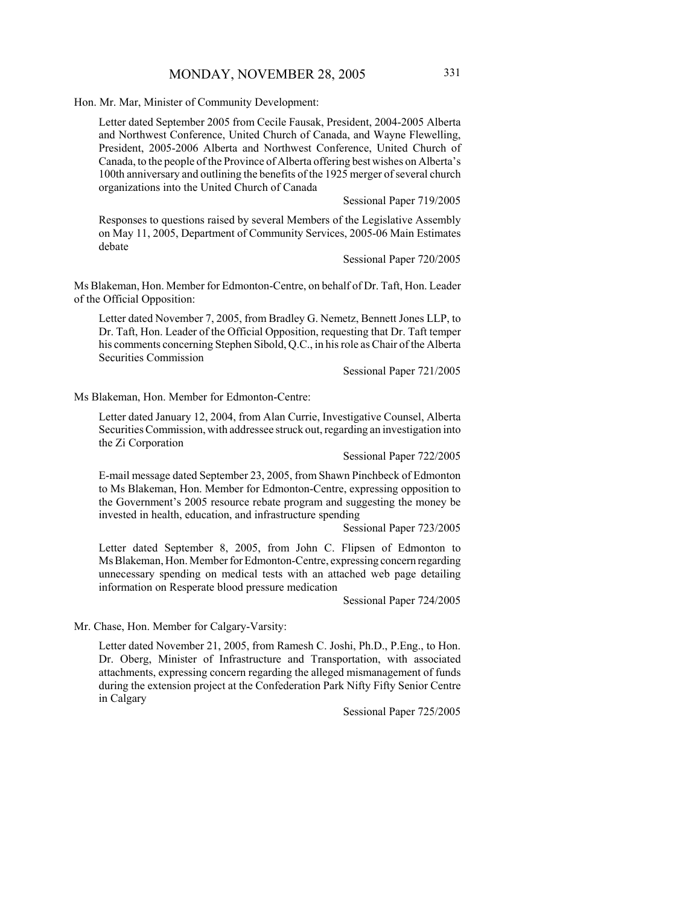Hon. Mr. Mar, Minister of Community Development:

Letter dated September 2005 from Cecile Fausak, President, 2004-2005 Alberta and Northwest Conference, United Church of Canada, and Wayne Flewelling, President, 2005-2006 Alberta and Northwest Conference, United Church of Canada, to the people of the Province of Alberta offering best wishes on Alberta's 100th anniversary and outlining the benefits of the 1925 merger of several church organizations into the United Church of Canada

Sessional Paper 719/2005

Responses to questions raised by several Members of the Legislative Assembly on May 11, 2005, Department of Community Services, 2005-06 Main Estimates debate

Sessional Paper 720/2005

Ms Blakeman, Hon. Member for Edmonton-Centre, on behalf of Dr. Taft, Hon. Leader of the Official Opposition:

Letter dated November 7, 2005, from Bradley G. Nemetz, Bennett Jones LLP, to Dr. Taft, Hon. Leader of the Official Opposition, requesting that Dr. Taft temper his comments concerning Stephen Sibold, Q.C., in his role as Chair of the Alberta Securities Commission

Sessional Paper 721/2005

Ms Blakeman, Hon. Member for Edmonton-Centre:

Letter dated January 12, 2004, from Alan Currie, Investigative Counsel, Alberta Securities Commission, with addressee struck out, regarding an investigation into the Zi Corporation

Sessional Paper 722/2005

E-mail message dated September 23, 2005, from Shawn Pinchbeck of Edmonton to Ms Blakeman, Hon. Member for Edmonton-Centre, expressing opposition to the Government's 2005 resource rebate program and suggesting the money be invested in health, education, and infrastructure spending

Sessional Paper 723/2005

Letter dated September 8, 2005, from John C. Flipsen of Edmonton to Ms Blakeman, Hon. Member for Edmonton-Centre, expressing concern regarding unnecessary spending on medical tests with an attached web page detailing information on Resperate blood pressure medication

Sessional Paper 724/2005

Mr. Chase, Hon. Member for Calgary-Varsity:

Letter dated November 21, 2005, from Ramesh C. Joshi, Ph.D., P.Eng., to Hon. Dr. Oberg, Minister of Infrastructure and Transportation, with associated attachments, expressing concern regarding the alleged mismanagement of funds during the extension project at the Confederation Park Nifty Fifty Senior Centre in Calgary

Sessional Paper 725/2005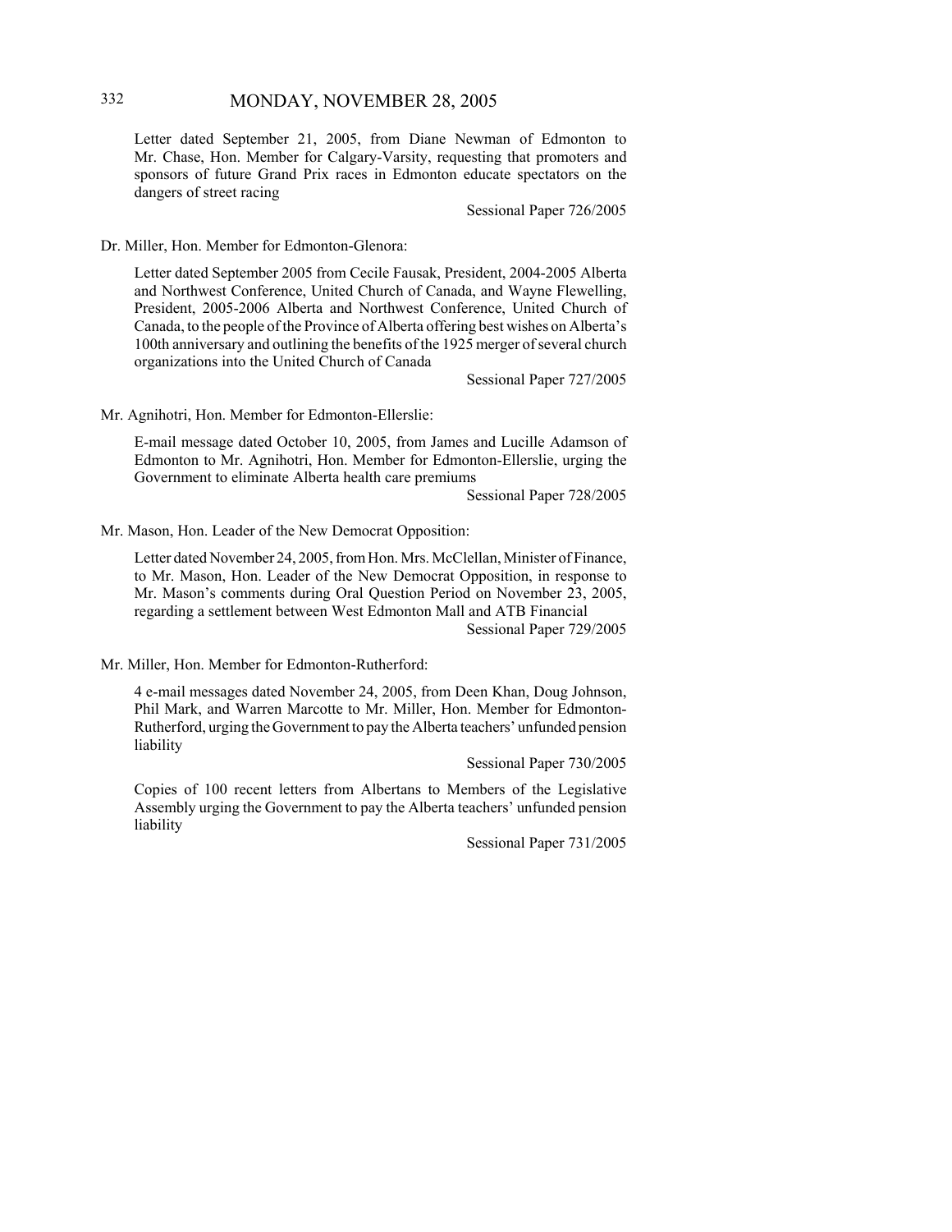Letter dated September 21, 2005, from Diane Newman of Edmonton to Mr. Chase, Hon. Member for Calgary-Varsity, requesting that promoters and sponsors of future Grand Prix races in Edmonton educate spectators on the dangers of street racing

Sessional Paper 726/2005

Dr. Miller, Hon. Member for Edmonton-Glenora:

Letter dated September 2005 from Cecile Fausak, President, 2004-2005 Alberta and Northwest Conference, United Church of Canada, and Wayne Flewelling, President, 2005-2006 Alberta and Northwest Conference, United Church of Canada, to the people of the Province of Alberta offering best wishes on Alberta's 100th anniversary and outlining the benefits of the 1925 merger of several church organizations into the United Church of Canada

Sessional Paper 727/2005

Mr. Agnihotri, Hon. Member for Edmonton-Ellerslie:

E-mail message dated October 10, 2005, from James and Lucille Adamson of Edmonton to Mr. Agnihotri, Hon. Member for Edmonton-Ellerslie, urging the Government to eliminate Alberta health care premiums

Sessional Paper 728/2005

Mr. Mason, Hon. Leader of the New Democrat Opposition:

Letter dated November 24, 2005, from Hon. Mrs. McClellan, Minister of Finance, to Mr. Mason, Hon. Leader of the New Democrat Opposition, in response to Mr. Mason's comments during Oral Question Period on November 23, 2005, regarding a settlement between West Edmonton Mall and ATB Financial

Sessional Paper 729/2005

Mr. Miller, Hon. Member for Edmonton-Rutherford:

4 e-mail messages dated November 24, 2005, from Deen Khan, Doug Johnson, Phil Mark, and Warren Marcotte to Mr. Miller, Hon. Member for Edmonton-Rutherford, urging the Government to pay the Alberta teachers' unfunded pension liability

Sessional Paper 730/2005

Copies of 100 recent letters from Albertans to Members of the Legislative Assembly urging the Government to pay the Alberta teachers' unfunded pension liability

Sessional Paper 731/2005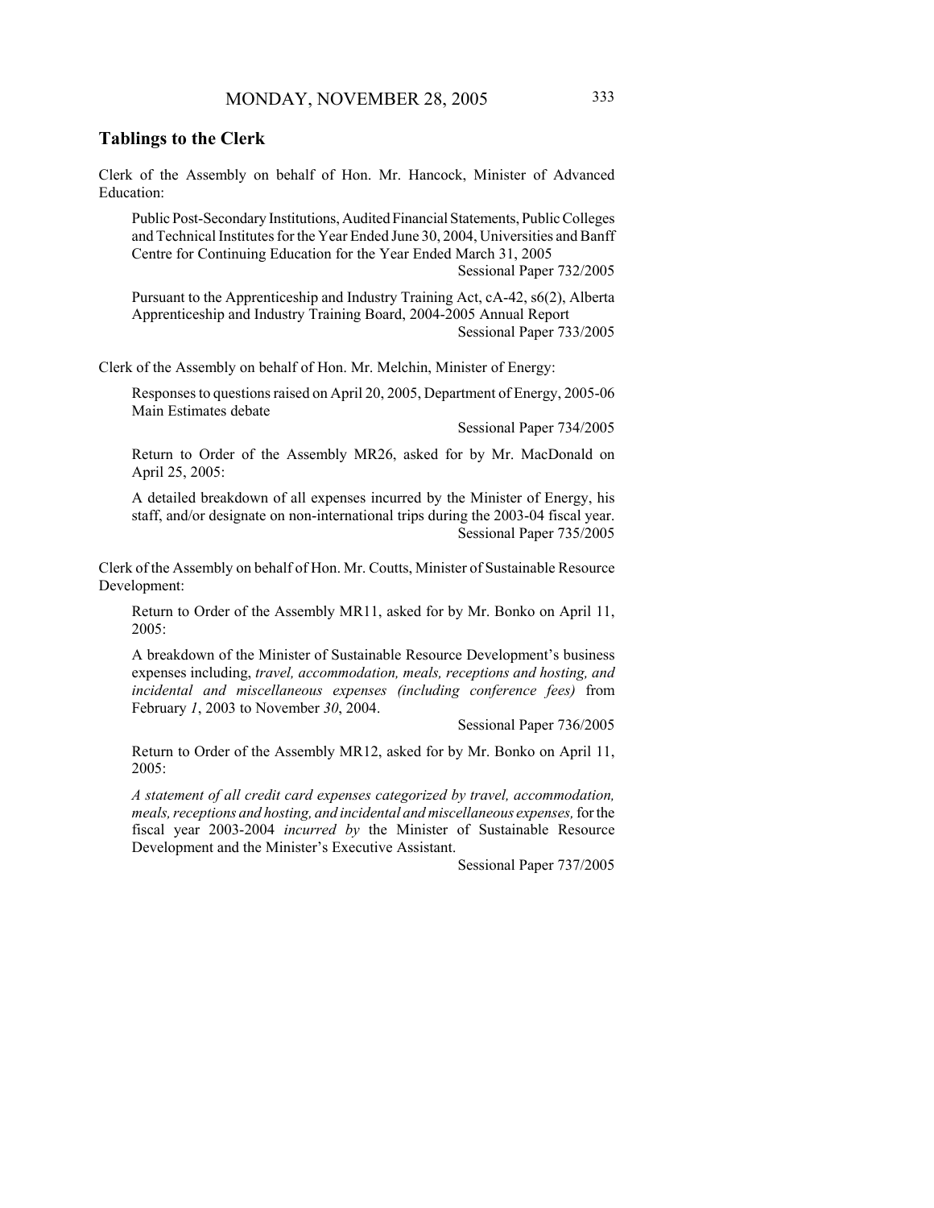## Tablings to the Clerk

Clerk of the Assembly on behalf of Hon. Mr. Hancock, Minister of Advanced Education:

> Public Post-Secondary Institutions, Audited Financial Statements, Public Colleges and Technical Institutes for the Year Ended June 30, 2004, Universities and Banff Centre for Continuing Education for the Year Ended March 31, 2005
> Sessional Paper 732/2005

> Pursuant to the Apprenticeship and Industry Training Act, cA-42, s6(2), Alberta Apprenticeship and Industry Training Board, 2004-2005 Annual Report
> Sessional Paper 733/2005

Clerk of the Assembly on behalf of Hon. Mr. Melchin, Minister of Energy:

> Responses to questions raised on April 20, 2005, Department of Energy, 2005-06 Main Estimates debate
> Sessional Paper 734/2005

> Return to Order of the Assembly MR26, asked for by Mr. MacDonald on April 25, 2005:
>
> A detailed breakdown of all expenses incurred by the Minister of Energy, his staff, and/or designate on non-international trips during the 2003-04 fiscal year.
> Sessional Paper 735/2005

Clerk of the Assembly on behalf of Hon. Mr. Coutts, Minister of Sustainable Resource Development:

> Return to Order of the Assembly MR11, asked for by Mr. Bonko on April 11, 2005:
>
> A breakdown of the Minister of Sustainable Resource Development's business expenses including, *travel, accommodation, meals, receptions and hosting, and incidental and miscellaneous expenses (including conference fees)* from February *1*, 2003 to November *30*, 2004.
> Sessional Paper 736/2005

> Return to Order of the Assembly MR12, asked for by Mr. Bonko on April 11, 2005:
>
> *A statement of all credit card expenses categorized by travel, accommodation, meals, receptions and hosting, and incidental and miscellaneous expenses,* for the fiscal year 2003-2004 *incurred by* the Minister of Sustainable Resource Development and the Minister's Executive Assistant.
> Sessional Paper 737/2005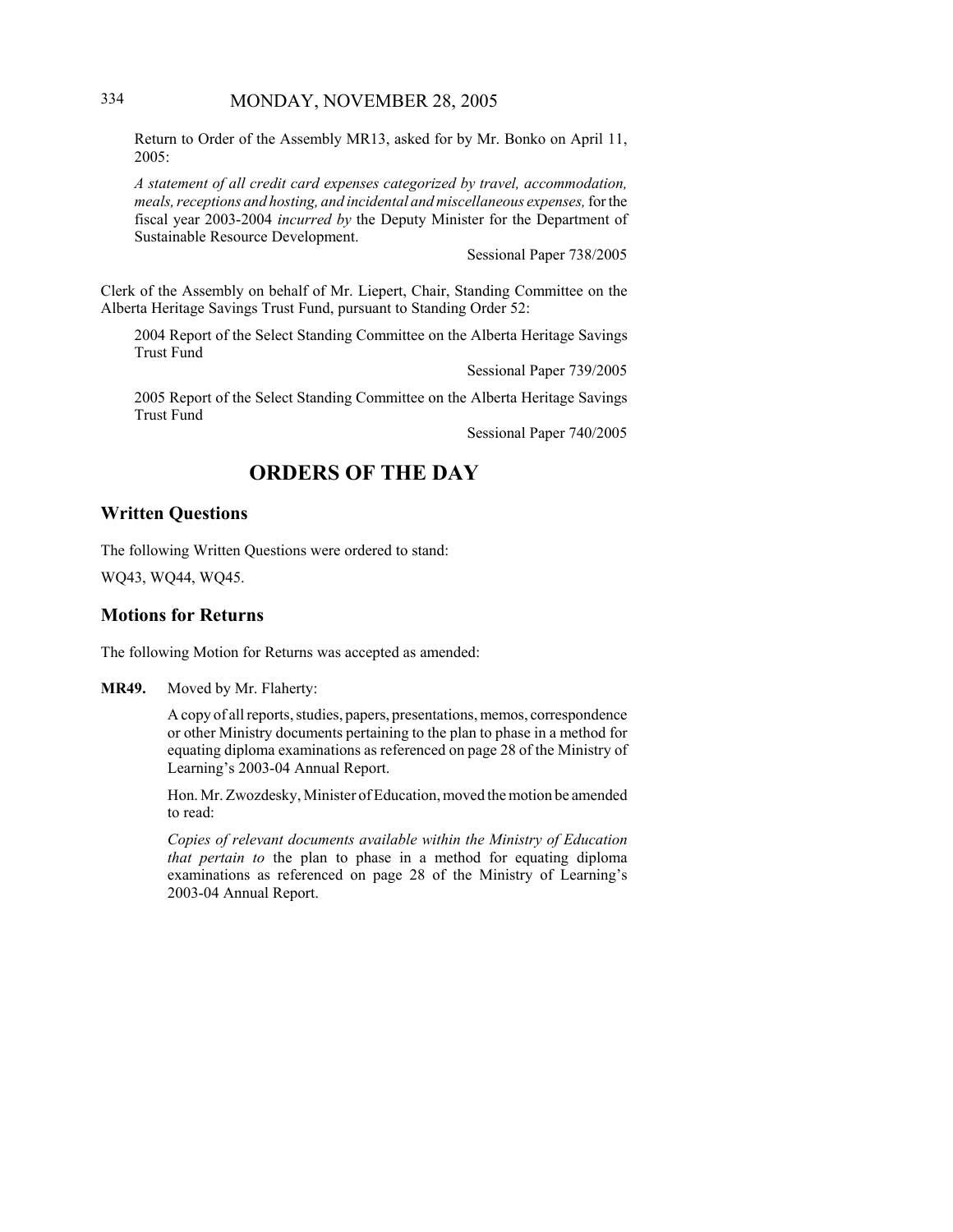Return to Order of the Assembly MR13, asked for by Mr. Bonko on April 11, 2005:

*A statement of all credit card expenses categorized by travel, accommodation, meals, receptions and hosting, and incidental and miscellaneous expenses,* for the fiscal year 2003-2004 *incurred by* the Deputy Minister for the Department of Sustainable Resource Development.

Sessional Paper 738/2005

Clerk of the Assembly on behalf of Mr. Liepert, Chair, Standing Committee on the Alberta Heritage Savings Trust Fund, pursuant to Standing Order 52:

2004 Report of the Select Standing Committee on the Alberta Heritage Savings Trust Fund

Sessional Paper 739/2005

2005 Report of the Select Standing Committee on the Alberta Heritage Savings Trust Fund

Sessional Paper 740/2005

# ORDERS OF THE DAY

## Written Questions

The following Written Questions were ordered to stand:

WQ43, WQ44, WQ45.

## Motions for Returns

The following Motion for Returns was accepted as amended:

**MR49.** Moved by Mr. Flaherty:

A copy of all reports, studies, papers, presentations, memos, correspondence or other Ministry documents pertaining to the plan to phase in a method for equating diploma examinations as referenced on page 28 of the Ministry of Learning's 2003-04 Annual Report.

Hon. Mr. Zwozdesky, Minister of Education, moved the motion be amended to read:

*Copies of relevant documents available within the Ministry of Education that pertain to* the plan to phase in a method for equating diploma examinations as referenced on page 28 of the Ministry of Learning's 2003-04 Annual Report.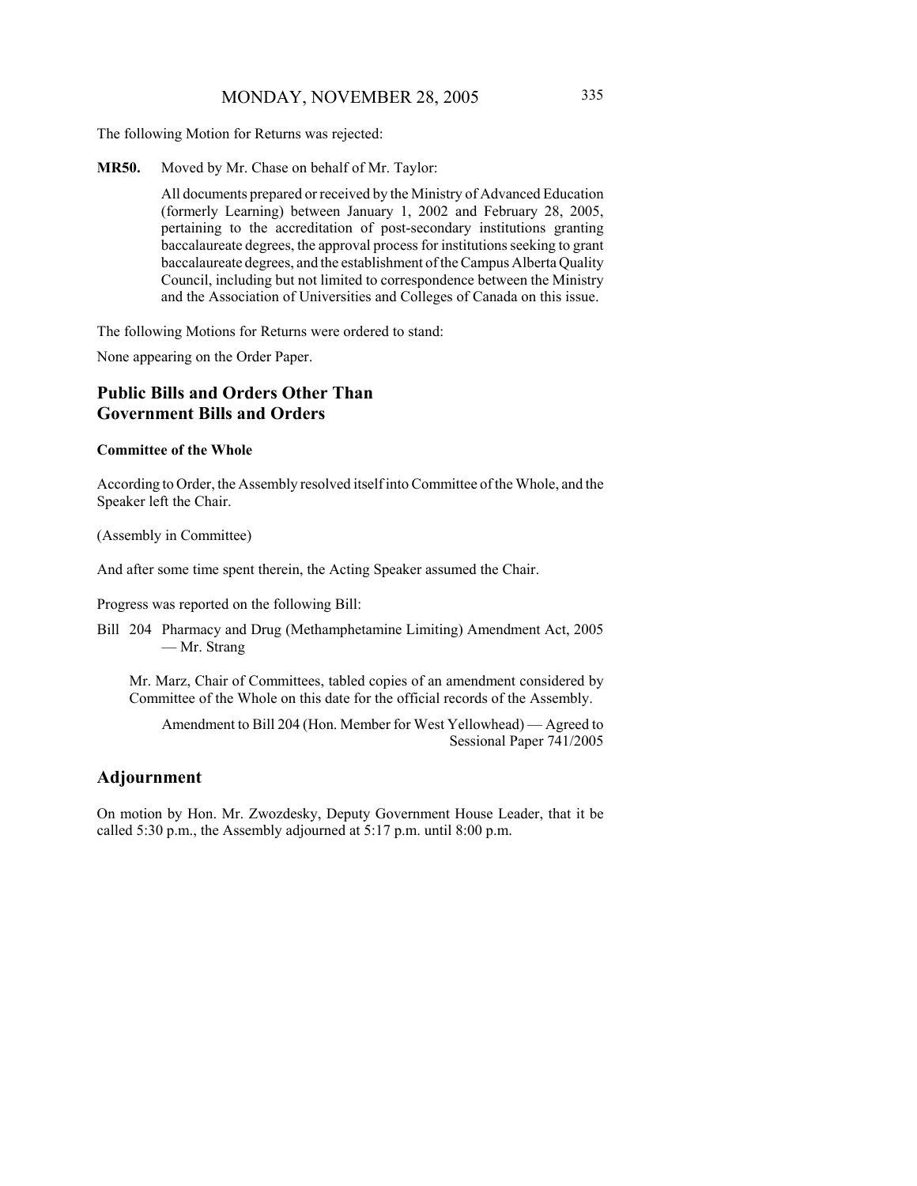The following Motion for Returns was rejected:

**MR50.** Moved by Mr. Chase on behalf of Mr. Taylor:

All documents prepared or received by the Ministry of Advanced Education (formerly Learning) between January 1, 2002 and February 28, 2005, pertaining to the accreditation of post-secondary institutions granting baccalaureate degrees, the approval process for institutions seeking to grant baccalaureate degrees, and the establishment of the Campus Alberta Quality Council, including but not limited to correspondence between the Ministry and the Association of Universities and Colleges of Canada on this issue.

The following Motions for Returns were ordered to stand:

None appearing on the Order Paper.

## Public Bills and Orders Other Than Government Bills and Orders

#### Committee of the Whole

According to Order, the Assembly resolved itself into Committee of the Whole, and the Speaker left the Chair.

(Assembly in Committee)

And after some time spent therein, the Acting Speaker assumed the Chair.

Progress was reported on the following Bill:

Bill 204 Pharmacy and Drug (Methamphetamine Limiting) Amendment Act, 2005 — Mr. Strang

Mr. Marz, Chair of Committees, tabled copies of an amendment considered by Committee of the Whole on this date for the official records of the Assembly.

Amendment to Bill 204 (Hon. Member for West Yellowhead) — Agreed to
Sessional Paper 741/2005

## Adjournment

On motion by Hon. Mr. Zwozdesky, Deputy Government House Leader, that it be called 5:30 p.m., the Assembly adjourned at 5:17 p.m. until 8:00 p.m.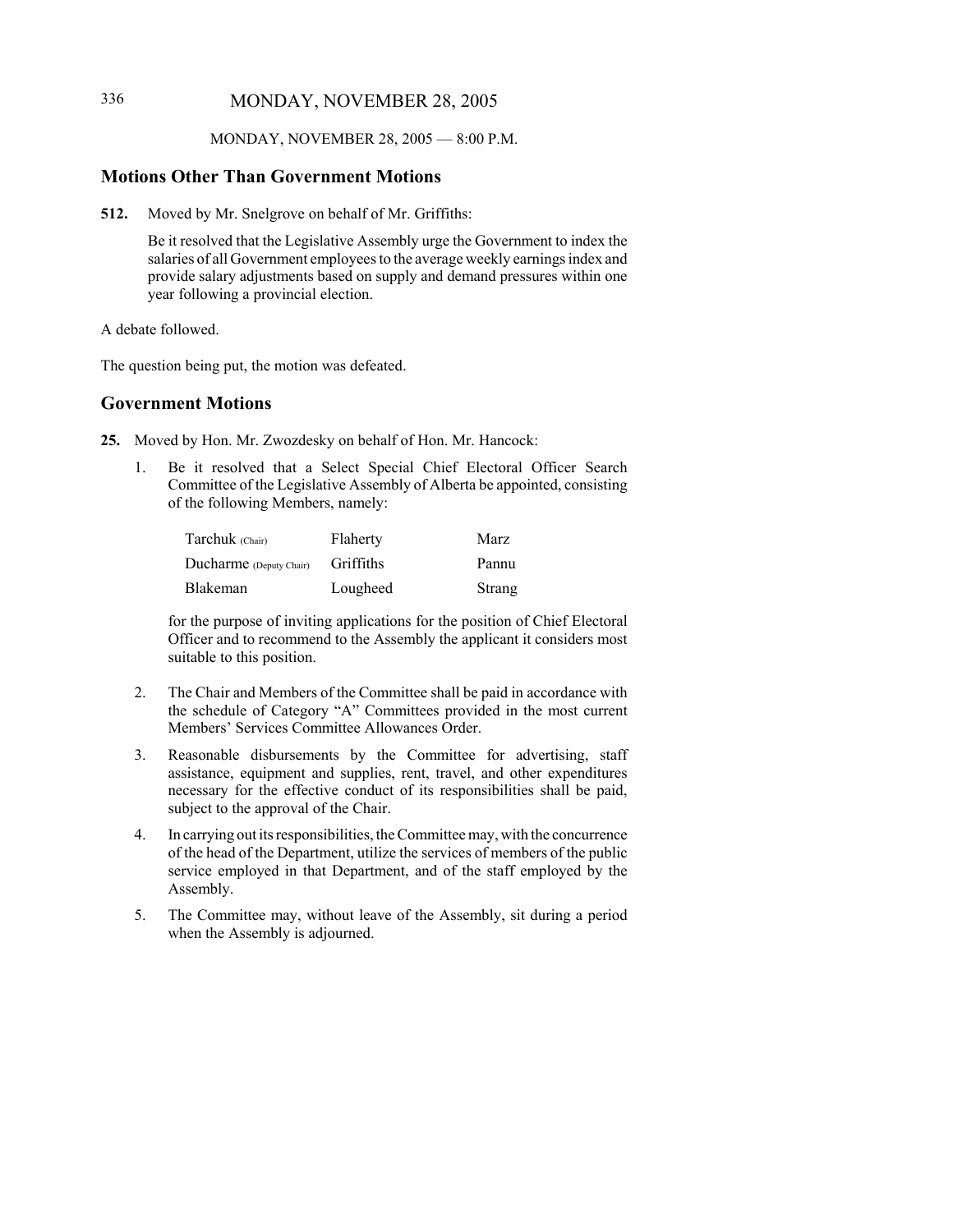MONDAY, NOVEMBER 28, 2005 — 8:00 P.M.

## Motions Other Than Government Motions

**512.** Moved by Mr. Snelgrove on behalf of Mr. Griffiths:

Be it resolved that the Legislative Assembly urge the Government to index the salaries of all Government employees to the average weekly earnings index and provide salary adjustments based on supply and demand pressures within one year following a provincial election.

A debate followed.

The question being put, the motion was defeated.

## Government Motions

**25.** Moved by Hon. Mr. Zwozdesky on behalf of Hon. Mr. Hancock:

1. Be it resolved that a Select Special Chief Electoral Officer Search Committee of the Legislative Assembly of Alberta be appointed, consisting of the following Members, namely:

| | | |
|---|---|---|
| Tarchuk (Chair) | Flaherty | Marz |
| Ducharme (Deputy Chair) | Griffiths | Pannu |
| Blakeman | Lougheed | Strang |

   for the purpose of inviting applications for the position of Chief Electoral Officer and to recommend to the Assembly the applicant it considers most suitable to this position.

2. The Chair and Members of the Committee shall be paid in accordance with the schedule of Category "A" Committees provided in the most current Members' Services Committee Allowances Order.

3. Reasonable disbursements by the Committee for advertising, staff assistance, equipment and supplies, rent, travel, and other expenditures necessary for the effective conduct of its responsibilities shall be paid, subject to the approval of the Chair.

4. In carrying out its responsibilities, the Committee may, with the concurrence of the head of the Department, utilize the services of members of the public service employed in that Department, and of the staff employed by the Assembly.

5. The Committee may, without leave of the Assembly, sit during a period when the Assembly is adjourned.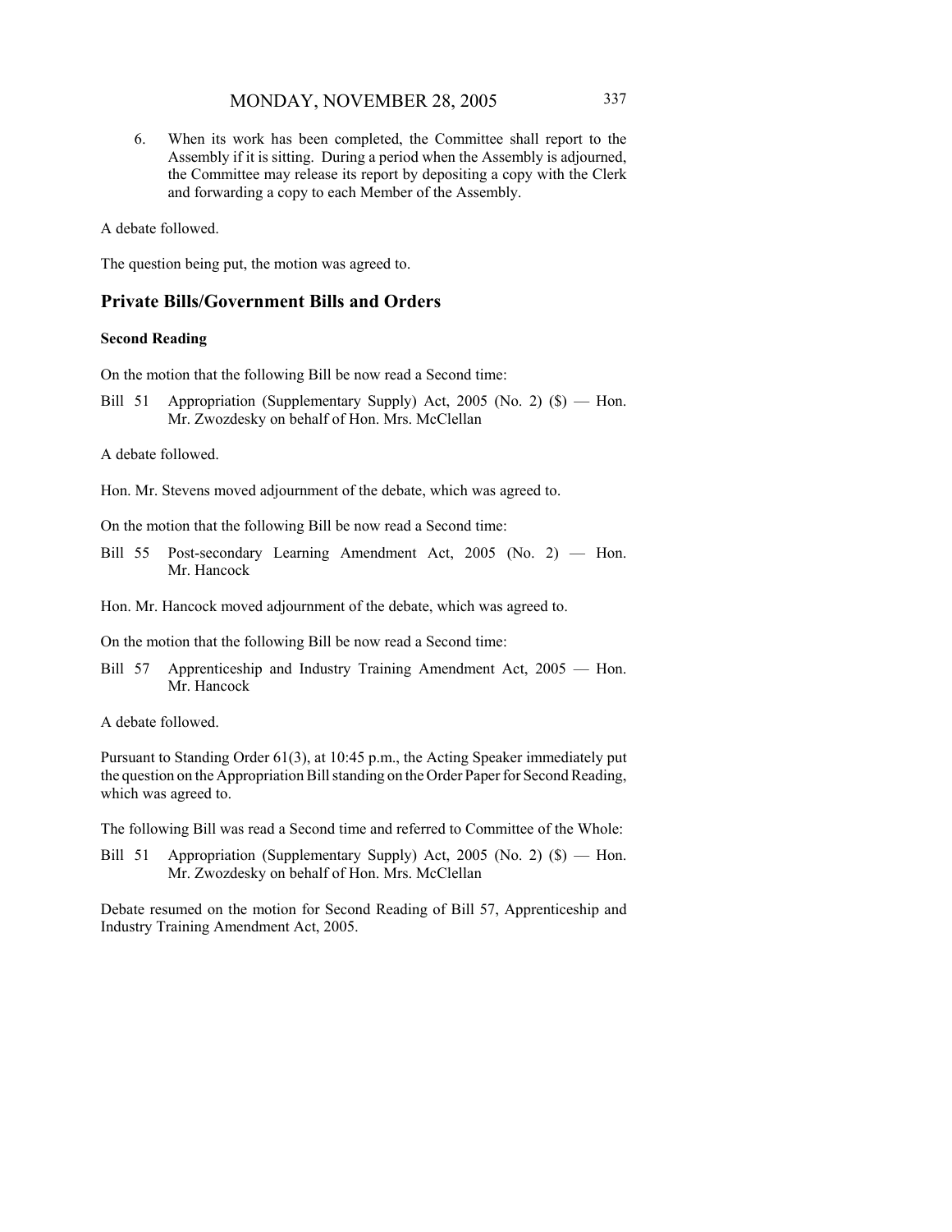6. When its work has been completed, the Committee shall report to the Assembly if it is sitting. During a period when the Assembly is adjourned, the Committee may release its report by depositing a copy with the Clerk and forwarding a copy to each Member of the Assembly.

A debate followed.

The question being put, the motion was agreed to.

## Private Bills/Government Bills and Orders

### Second Reading

On the motion that the following Bill be now read a Second time:

Bill 51 Appropriation (Supplementary Supply) Act, 2005 (No. 2) ($) — Hon. Mr. Zwozdesky on behalf of Hon. Mrs. McClellan

A debate followed.

Hon. Mr. Stevens moved adjournment of the debate, which was agreed to.

On the motion that the following Bill be now read a Second time:

Bill 55 Post-secondary Learning Amendment Act, 2005 (No. 2) — Hon. Mr. Hancock

Hon. Mr. Hancock moved adjournment of the debate, which was agreed to.

On the motion that the following Bill be now read a Second time:

Bill 57 Apprenticeship and Industry Training Amendment Act, 2005 — Hon. Mr. Hancock

A debate followed.

Pursuant to Standing Order 61(3), at 10:45 p.m., the Acting Speaker immediately put the question on the Appropriation Bill standing on the Order Paper for Second Reading, which was agreed to.

The following Bill was read a Second time and referred to Committee of the Whole:

Bill 51 Appropriation (Supplementary Supply) Act, 2005 (No. 2) ($) — Hon. Mr. Zwozdesky on behalf of Hon. Mrs. McClellan

Debate resumed on the motion for Second Reading of Bill 57, Apprenticeship and Industry Training Amendment Act, 2005.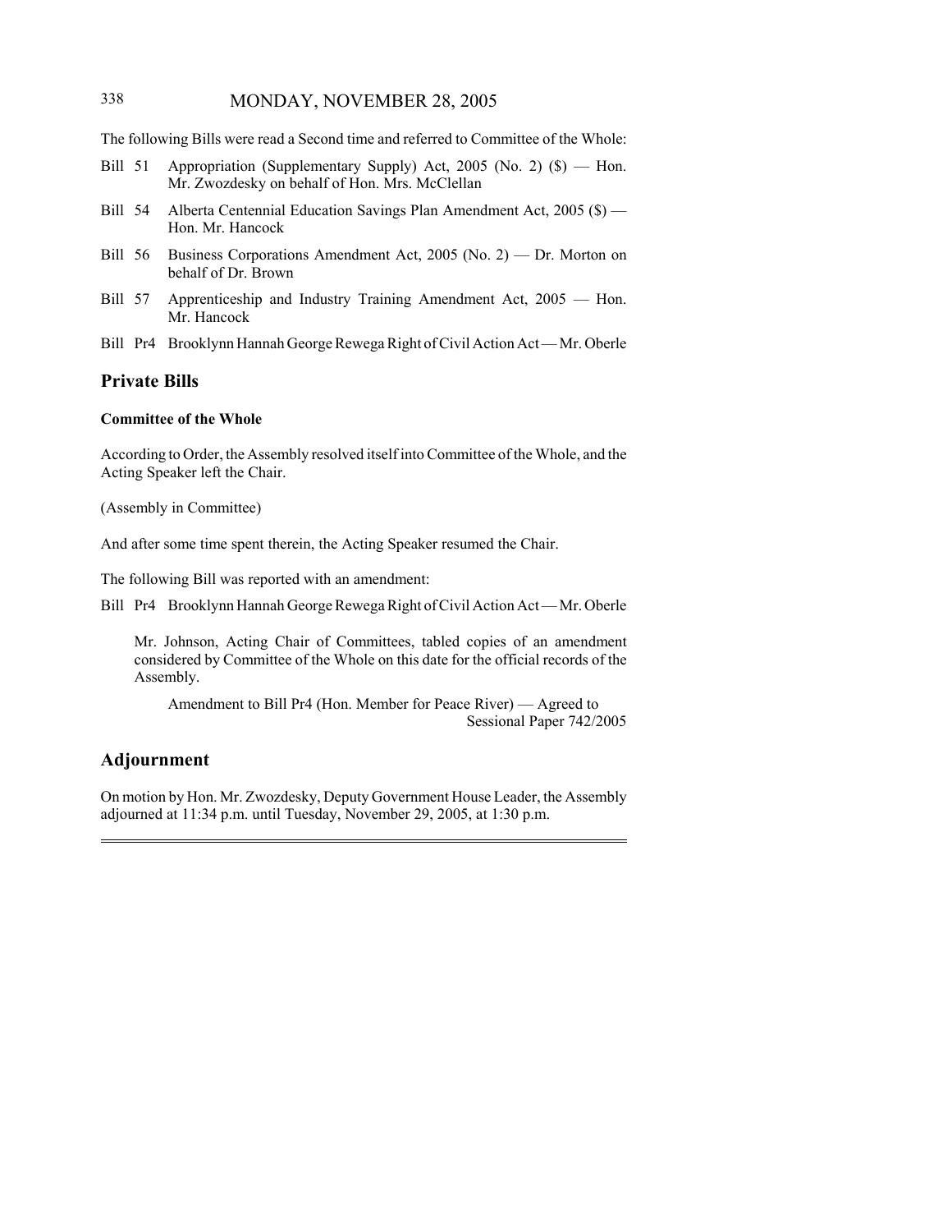The following Bills were read a Second time and referred to Committee of the Whole:

- Bill 51 Appropriation (Supplementary Supply) Act, 2005 (No. 2) ($) — Hon. Mr. Zwozdesky on behalf of Hon. Mrs. McClellan
- Bill 54 Alberta Centennial Education Savings Plan Amendment Act, 2005 ($) — Hon. Mr. Hancock
- Bill 56 Business Corporations Amendment Act, 2005 (No. 2) — Dr. Morton on behalf of Dr. Brown
- Bill 57 Apprenticeship and Industry Training Amendment Act, 2005 — Hon. Mr. Hancock
- Bill Pr4 Brooklynn Hannah George Rewega Right of Civil Action Act — Mr. Oberle

## Private Bills

### Committee of the Whole

According to Order, the Assembly resolved itself into Committee of the Whole, and the Acting Speaker left the Chair.

(Assembly in Committee)

And after some time spent therein, the Acting Speaker resumed the Chair.

The following Bill was reported with an amendment:

Bill Pr4 Brooklynn Hannah George Rewega Right of Civil Action Act — Mr. Oberle

Mr. Johnson, Acting Chair of Committees, tabled copies of an amendment considered by Committee of the Whole on this date for the official records of the Assembly.

Amendment to Bill Pr4 (Hon. Member for Peace River) — Agreed to
Sessional Paper 742/2005

## Adjournment

On motion by Hon. Mr. Zwozdesky, Deputy Government House Leader, the Assembly adjourned at 11:34 p.m. until Tuesday, November 29, 2005, at 1:30 p.m.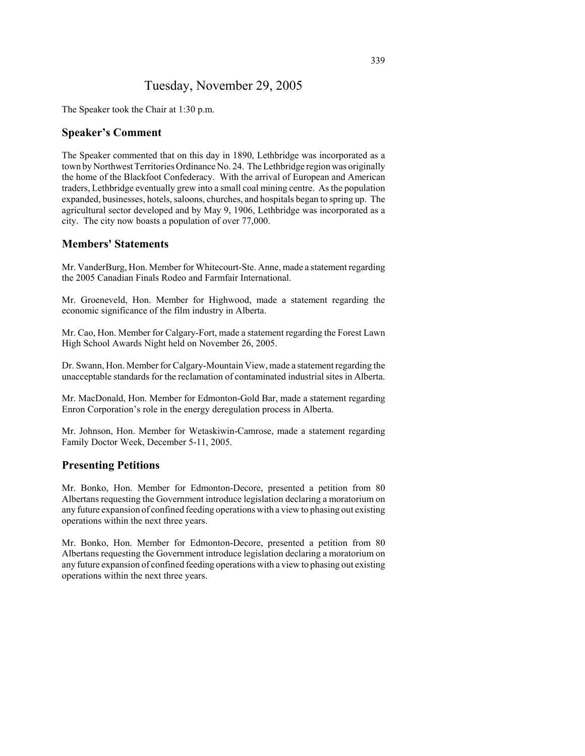# Tuesday, November 29, 2005

The Speaker took the Chair at 1:30 p.m.

## Speaker's Comment

The Speaker commented that on this day in 1890, Lethbridge was incorporated as a town by Northwest Territories Ordinance No. 24. The Lethbridge region was originally the home of the Blackfoot Confederacy. With the arrival of European and American traders, Lethbridge eventually grew into a small coal mining centre. As the population expanded, businesses, hotels, saloons, churches, and hospitals began to spring up. The agricultural sector developed and by May 9, 1906, Lethbridge was incorporated as a city. The city now boasts a population of over 77,000.

## Members' Statements

Mr. VanderBurg, Hon. Member for Whitecourt-Ste. Anne, made a statement regarding the 2005 Canadian Finals Rodeo and Farmfair International.

Mr. Groeneveld, Hon. Member for Highwood, made a statement regarding the economic significance of the film industry in Alberta.

Mr. Cao, Hon. Member for Calgary-Fort, made a statement regarding the Forest Lawn High School Awards Night held on November 26, 2005.

Dr. Swann, Hon. Member for Calgary-Mountain View, made a statement regarding the unacceptable standards for the reclamation of contaminated industrial sites in Alberta.

Mr. MacDonald, Hon. Member for Edmonton-Gold Bar, made a statement regarding Enron Corporation's role in the energy deregulation process in Alberta.

Mr. Johnson, Hon. Member for Wetaskiwin-Camrose, made a statement regarding Family Doctor Week, December 5-11, 2005.

## Presenting Petitions

Mr. Bonko, Hon. Member for Edmonton-Decore, presented a petition from 80 Albertans requesting the Government introduce legislation declaring a moratorium on any future expansion of confined feeding operations with a view to phasing out existing operations within the next three years.

Mr. Bonko, Hon. Member for Edmonton-Decore, presented a petition from 80 Albertans requesting the Government introduce legislation declaring a moratorium on any future expansion of confined feeding operations with a view to phasing out existing operations within the next three years.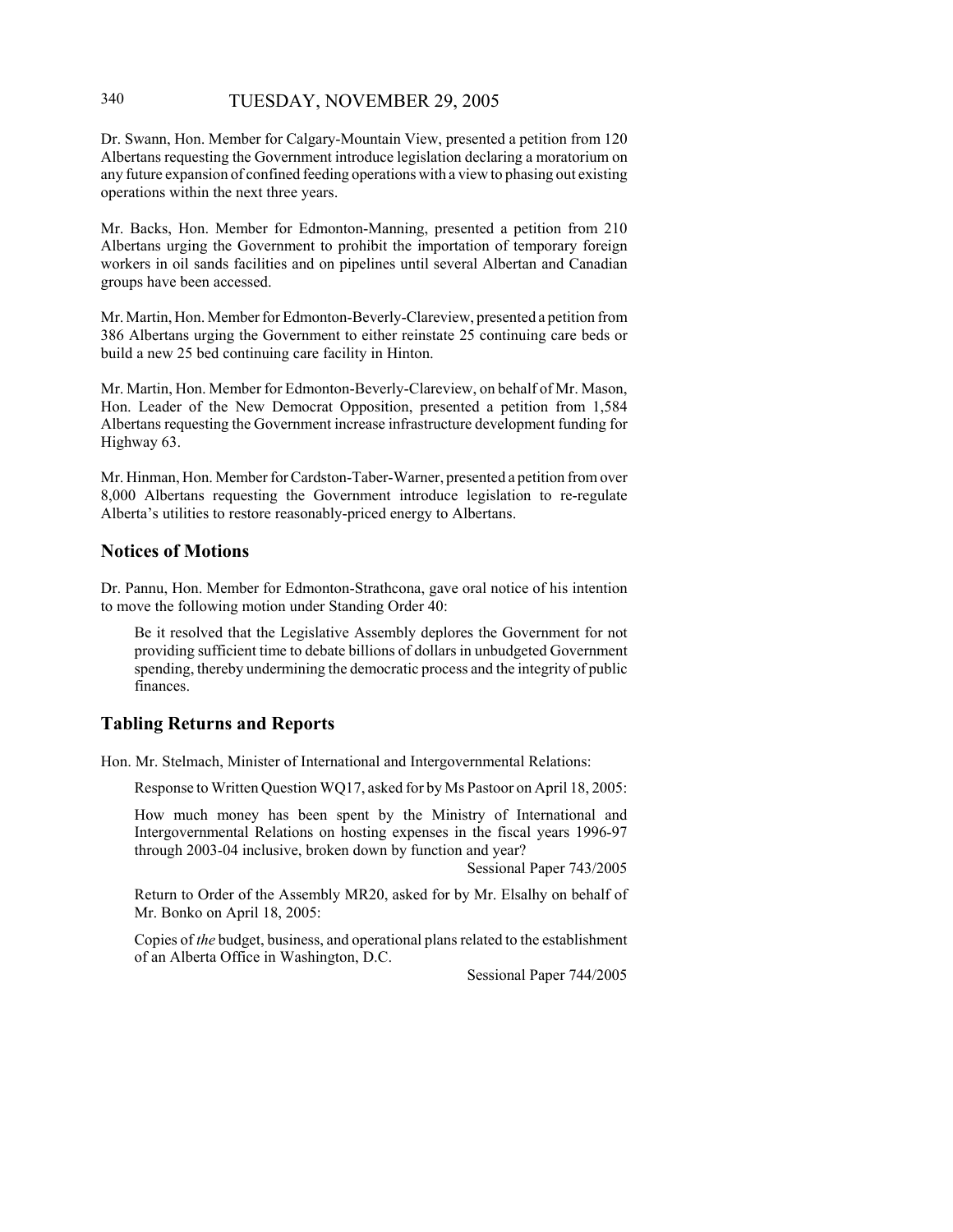Dr. Swann, Hon. Member for Calgary-Mountain View, presented a petition from 120 Albertans requesting the Government introduce legislation declaring a moratorium on any future expansion of confined feeding operations with a view to phasing out existing operations within the next three years.

Mr. Backs, Hon. Member for Edmonton-Manning, presented a petition from 210 Albertans urging the Government to prohibit the importation of temporary foreign workers in oil sands facilities and on pipelines until several Albertan and Canadian groups have been accessed.

Mr. Martin, Hon. Member for Edmonton-Beverly-Clareview, presented a petition from 386 Albertans urging the Government to either reinstate 25 continuing care beds or build a new 25 bed continuing care facility in Hinton.

Mr. Martin, Hon. Member for Edmonton-Beverly-Clareview, on behalf of Mr. Mason, Hon. Leader of the New Democrat Opposition, presented a petition from 1,584 Albertans requesting the Government increase infrastructure development funding for Highway 63.

Mr. Hinman, Hon. Member for Cardston-Taber-Warner, presented a petition from over 8,000 Albertans requesting the Government introduce legislation to re-regulate Alberta's utilities to restore reasonably-priced energy to Albertans.

## Notices of Motions

Dr. Pannu, Hon. Member for Edmonton-Strathcona, gave oral notice of his intention to move the following motion under Standing Order 40:

> Be it resolved that the Legislative Assembly deplores the Government for not providing sufficient time to debate billions of dollars in unbudgeted Government spending, thereby undermining the democratic process and the integrity of public finances.

## Tabling Returns and Reports

Hon. Mr. Stelmach, Minister of International and Intergovernmental Relations:

> Response to Written Question WQ17, asked for by Ms Pastoor on April 18, 2005:
>
> How much money has been spent by the Ministry of International and Intergovernmental Relations on hosting expenses in the fiscal years 1996-97 through 2003-04 inclusive, broken down by function and year?
>
> Sessional Paper 743/2005
>
> Return to Order of the Assembly MR20, asked for by Mr. Elsalhy on behalf of Mr. Bonko on April 18, 2005:
>
> Copies of *the* budget, business, and operational plans related to the establishment of an Alberta Office in Washington, D.C.
>
> Sessional Paper 744/2005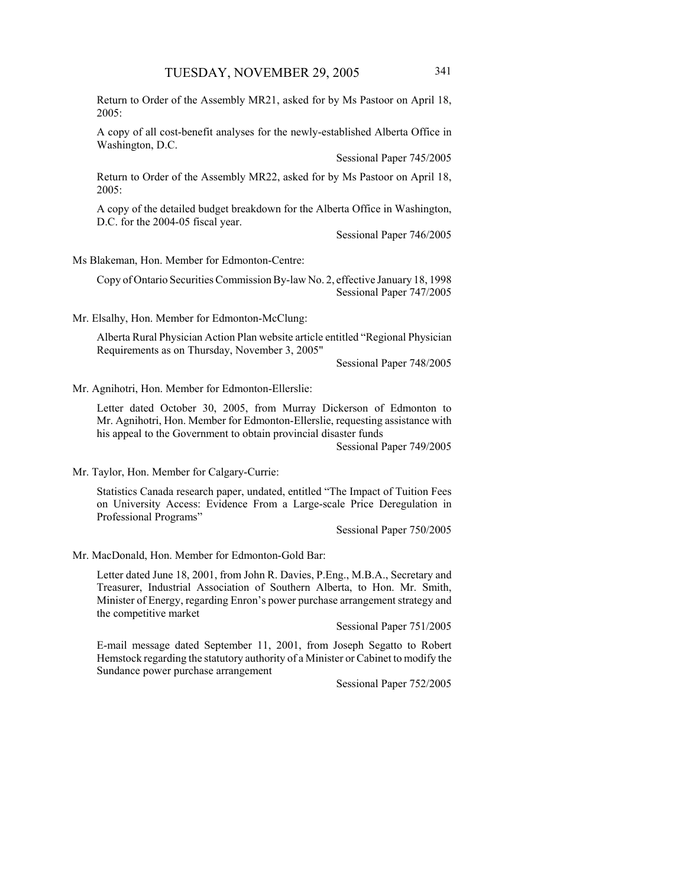Return to Order of the Assembly MR21, asked for by Ms Pastoor on April 18, 2005:

A copy of all cost-benefit analyses for the newly-established Alberta Office in Washington, D.C.

Sessional Paper 745/2005

Return to Order of the Assembly MR22, asked for by Ms Pastoor on April 18, 2005:

A copy of the detailed budget breakdown for the Alberta Office in Washington, D.C. for the 2004-05 fiscal year.

Sessional Paper 746/2005

Ms Blakeman, Hon. Member for Edmonton-Centre:

Copy of Ontario Securities Commission By-law No. 2, effective January 18, 1998

Sessional Paper 747/2005

Mr. Elsalhy, Hon. Member for Edmonton-McClung:

Alberta Rural Physician Action Plan website article entitled "Regional Physician Requirements as on Thursday, November 3, 2005"

Sessional Paper 748/2005

Mr. Agnihotri, Hon. Member for Edmonton-Ellerslie:

Letter dated October 30, 2005, from Murray Dickerson of Edmonton to Mr. Agnihotri, Hon. Member for Edmonton-Ellerslie, requesting assistance with his appeal to the Government to obtain provincial disaster funds

Sessional Paper 749/2005

Mr. Taylor, Hon. Member for Calgary-Currie:

Statistics Canada research paper, undated, entitled "The Impact of Tuition Fees on University Access: Evidence From a Large-scale Price Deregulation in Professional Programs"

Sessional Paper 750/2005

Mr. MacDonald, Hon. Member for Edmonton-Gold Bar:

Letter dated June 18, 2001, from John R. Davies, P.Eng., M.B.A., Secretary and Treasurer, Industrial Association of Southern Alberta, to Hon. Mr. Smith, Minister of Energy, regarding Enron's power purchase arrangement strategy and the competitive market

Sessional Paper 751/2005

E-mail message dated September 11, 2001, from Joseph Segatto to Robert Hemstock regarding the statutory authority of a Minister or Cabinet to modify the Sundance power purchase arrangement

Sessional Paper 752/2005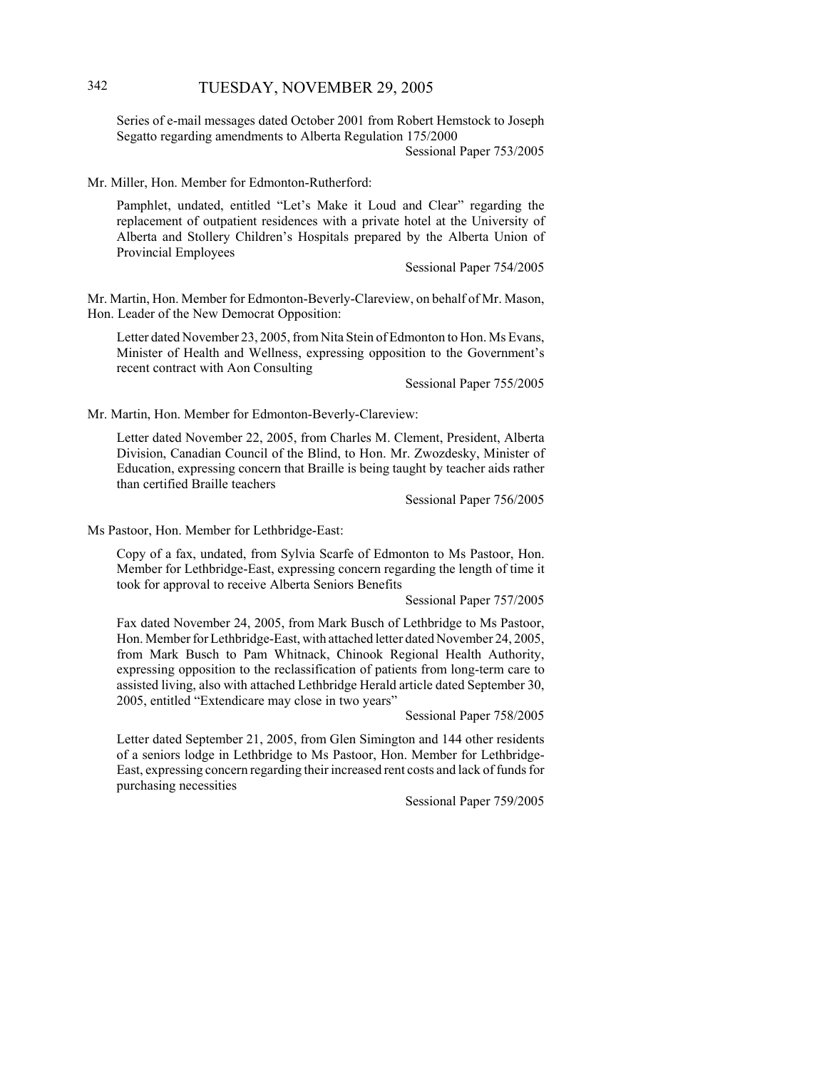Series of e-mail messages dated October 2001 from Robert Hemstock to Joseph Segatto regarding amendments to Alberta Regulation 175/2000

Sessional Paper 753/2005

Mr. Miller, Hon. Member for Edmonton-Rutherford:

Pamphlet, undated, entitled "Let's Make it Loud and Clear" regarding the replacement of outpatient residences with a private hotel at the University of Alberta and Stollery Children's Hospitals prepared by the Alberta Union of Provincial Employees

Sessional Paper 754/2005

Mr. Martin, Hon. Member for Edmonton-Beverly-Clareview, on behalf of Mr. Mason, Hon. Leader of the New Democrat Opposition:

Letter dated November 23, 2005, from Nita Stein of Edmonton to Hon. Ms Evans, Minister of Health and Wellness, expressing opposition to the Government's recent contract with Aon Consulting

Sessional Paper 755/2005

Mr. Martin, Hon. Member for Edmonton-Beverly-Clareview:

Letter dated November 22, 2005, from Charles M. Clement, President, Alberta Division, Canadian Council of the Blind, to Hon. Mr. Zwozdesky, Minister of Education, expressing concern that Braille is being taught by teacher aids rather than certified Braille teachers

Sessional Paper 756/2005

Ms Pastoor, Hon. Member for Lethbridge-East:

Copy of a fax, undated, from Sylvia Scarfe of Edmonton to Ms Pastoor, Hon. Member for Lethbridge-East, expressing concern regarding the length of time it took for approval to receive Alberta Seniors Benefits

Sessional Paper 757/2005

Fax dated November 24, 2005, from Mark Busch of Lethbridge to Ms Pastoor, Hon. Member for Lethbridge-East, with attached letter dated November 24, 2005, from Mark Busch to Pam Whitnack, Chinook Regional Health Authority, expressing opposition to the reclassification of patients from long-term care to assisted living, also with attached Lethbridge Herald article dated September 30, 2005, entitled "Extendicare may close in two years"

Sessional Paper 758/2005

Letter dated September 21, 2005, from Glen Simington and 144 other residents of a seniors lodge in Lethbridge to Ms Pastoor, Hon. Member for Lethbridge-East, expressing concern regarding their increased rent costs and lack of funds for purchasing necessities

Sessional Paper 759/2005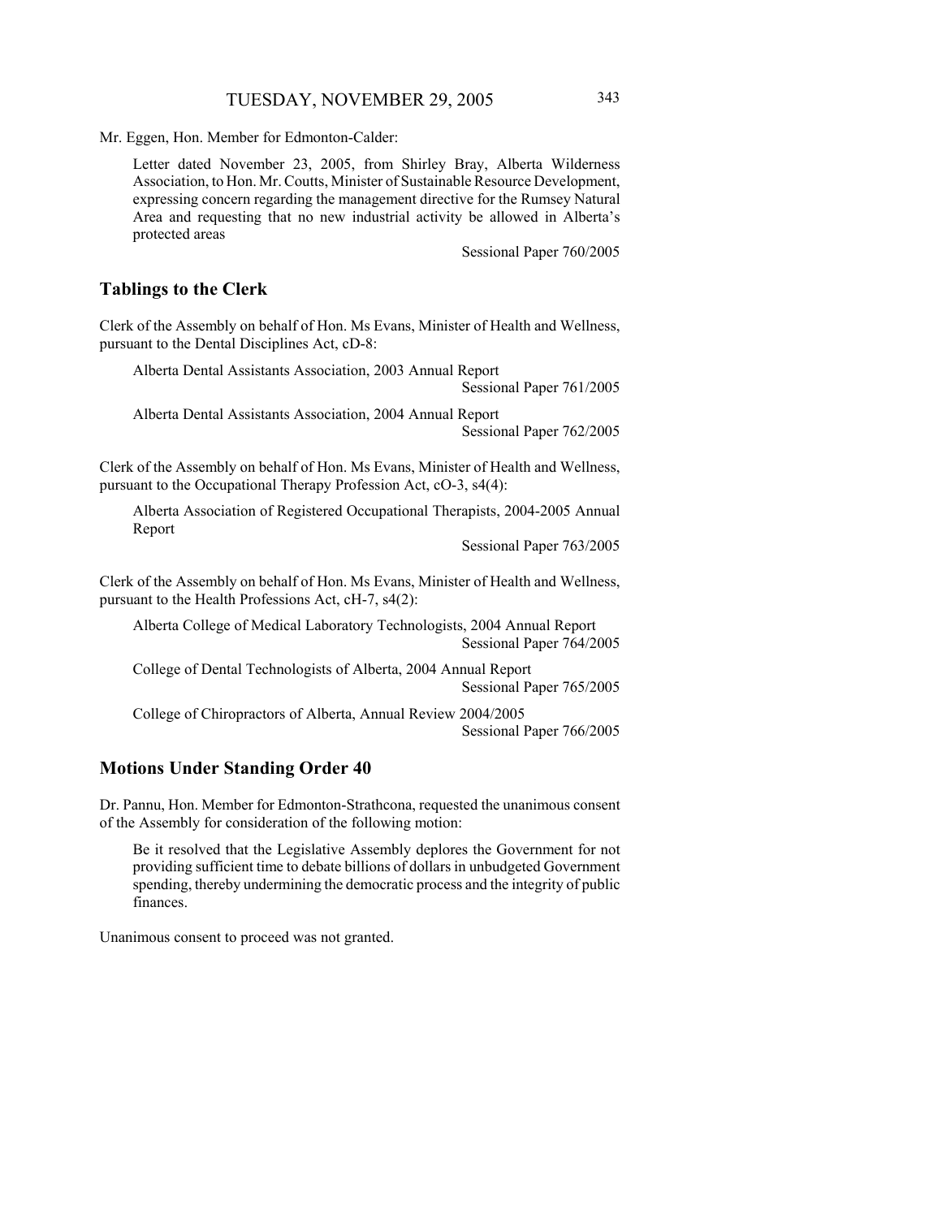Mr. Eggen, Hon. Member for Edmonton-Calder:

> Letter dated November 23, 2005, from Shirley Bray, Alberta Wilderness Association, to Hon. Mr. Coutts, Minister of Sustainable Resource Development, expressing concern regarding the management directive for the Rumsey Natural Area and requesting that no new industrial activity be allowed in Alberta's protected areas
>
> Sessional Paper 760/2005

## Tablings to the Clerk

Clerk of the Assembly on behalf of Hon. Ms Evans, Minister of Health and Wellness, pursuant to the Dental Disciplines Act, cD-8:

> Alberta Dental Assistants Association, 2003 Annual Report
>
> Sessional Paper 761/2005
>
> Alberta Dental Assistants Association, 2004 Annual Report
>
> Sessional Paper 762/2005

Clerk of the Assembly on behalf of Hon. Ms Evans, Minister of Health and Wellness, pursuant to the Occupational Therapy Profession Act, cO-3, s4(4):

> Alberta Association of Registered Occupational Therapists, 2004-2005 Annual Report
>
> Sessional Paper 763/2005

Clerk of the Assembly on behalf of Hon. Ms Evans, Minister of Health and Wellness, pursuant to the Health Professions Act, cH-7, s4(2):

> Alberta College of Medical Laboratory Technologists, 2004 Annual Report
>
> Sessional Paper 764/2005
>
> College of Dental Technologists of Alberta, 2004 Annual Report
>
> Sessional Paper 765/2005
>
> College of Chiropractors of Alberta, Annual Review 2004/2005
>
> Sessional Paper 766/2005

## Motions Under Standing Order 40

Dr. Pannu, Hon. Member for Edmonton-Strathcona, requested the unanimous consent of the Assembly for consideration of the following motion:

> Be it resolved that the Legislative Assembly deplores the Government for not providing sufficient time to debate billions of dollars in unbudgeted Government spending, thereby undermining the democratic process and the integrity of public finances.

Unanimous consent to proceed was not granted.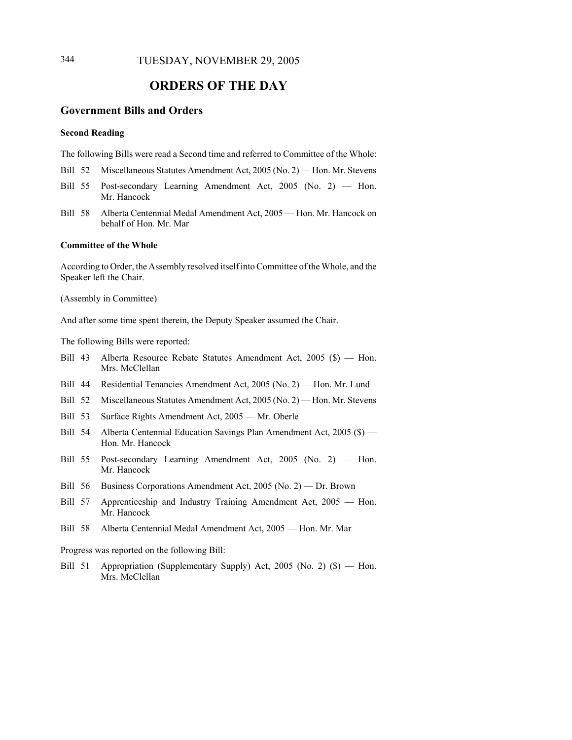# ORDERS OF THE DAY

## Government Bills and Orders

### Second Reading

The following Bills were read a Second time and referred to Committee of the Whole:

Bill 52 Miscellaneous Statutes Amendment Act, 2005 (No. 2) — Hon. Mr. Stevens

Bill 55 Post-secondary Learning Amendment Act, 2005 (No. 2) — Hon. Mr. Hancock

Bill 58 Alberta Centennial Medal Amendment Act, 2005 — Hon. Mr. Hancock on behalf of Hon. Mr. Mar

### Committee of the Whole

According to Order, the Assembly resolved itself into Committee of the Whole, and the Speaker left the Chair.

(Assembly in Committee)

And after some time spent therein, the Deputy Speaker assumed the Chair.

The following Bills were reported:

Bill 43 Alberta Resource Rebate Statutes Amendment Act, 2005 ($) — Hon. Mrs. McClellan

Bill 44 Residential Tenancies Amendment Act, 2005 (No. 2) — Hon. Mr. Lund

Bill 52 Miscellaneous Statutes Amendment Act, 2005 (No. 2) — Hon. Mr. Stevens

Bill 53 Surface Rights Amendment Act, 2005 — Mr. Oberle

Bill 54 Alberta Centennial Education Savings Plan Amendment Act, 2005 ($) — Hon. Mr. Hancock

Bill 55 Post-secondary Learning Amendment Act, 2005 (No. 2) — Hon. Mr. Hancock

Bill 56 Business Corporations Amendment Act, 2005 (No. 2) — Dr. Brown

Bill 57 Apprenticeship and Industry Training Amendment Act, 2005 — Hon. Mr. Hancock

Bill 58 Alberta Centennial Medal Amendment Act, 2005 — Hon. Mr. Mar

Progress was reported on the following Bill:

Bill 51 Appropriation (Supplementary Supply) Act, 2005 (No. 2) ($) — Hon. Mrs. McClellan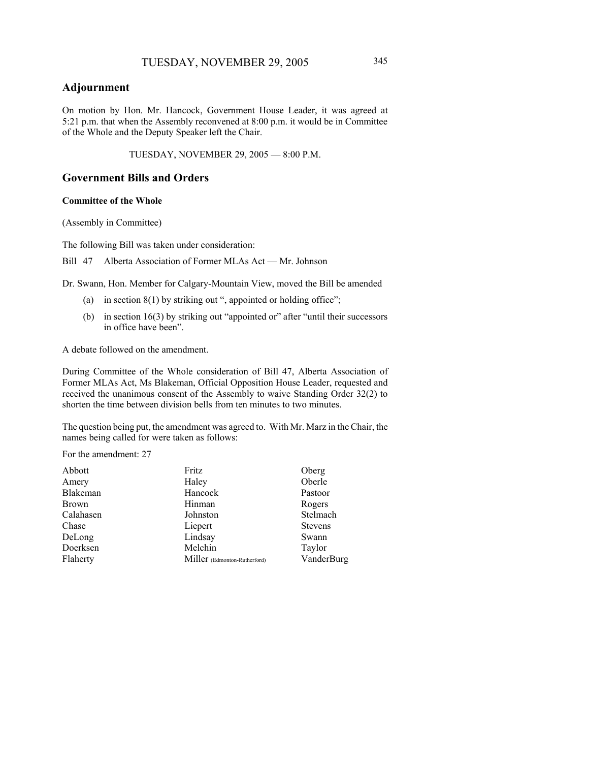## Adjournment

On motion by Hon. Mr. Hancock, Government House Leader, it was agreed at 5:21 p.m. that when the Assembly reconvened at 8:00 p.m. it would be in Committee of the Whole and the Deputy Speaker left the Chair.

TUESDAY, NOVEMBER 29, 2005 — 8:00 P.M.

## Government Bills and Orders

**Committee of the Whole**

(Assembly in Committee)

The following Bill was taken under consideration:

Bill 47 Alberta Association of Former MLAs Act — Mr. Johnson

Dr. Swann, Hon. Member for Calgary-Mountain View, moved the Bill be amended

(a) in section 8(1) by striking out ", appointed or holding office";

(b) in section 16(3) by striking out "appointed or" after "until their successors in office have been".

A debate followed on the amendment.

During Committee of the Whole consideration of Bill 47, Alberta Association of Former MLAs Act, Ms Blakeman, Official Opposition House Leader, requested and received the unanimous consent of the Assembly to waive Standing Order 32(2) to shorten the time between division bells from ten minutes to two minutes.

The question being put, the amendment was agreed to. With Mr. Marz in the Chair, the names being called for were taken as follows:

For the amendment: 27

| | | |
|---|---|---|
| Abbott | Fritz | Oberg |
| Amery | Haley | Oberle |
| Blakeman | Hancock | Pastoor |
| Brown | Hinman | Rogers |
| Calahasen | Johnston | Stelmach |
| Chase | Liepert | Stevens |
| DeLong | Lindsay | Swann |
| Doerksen | Melchin | Taylor |
| Flaherty | Miller (Edmonton-Rutherford) | VanderBurg |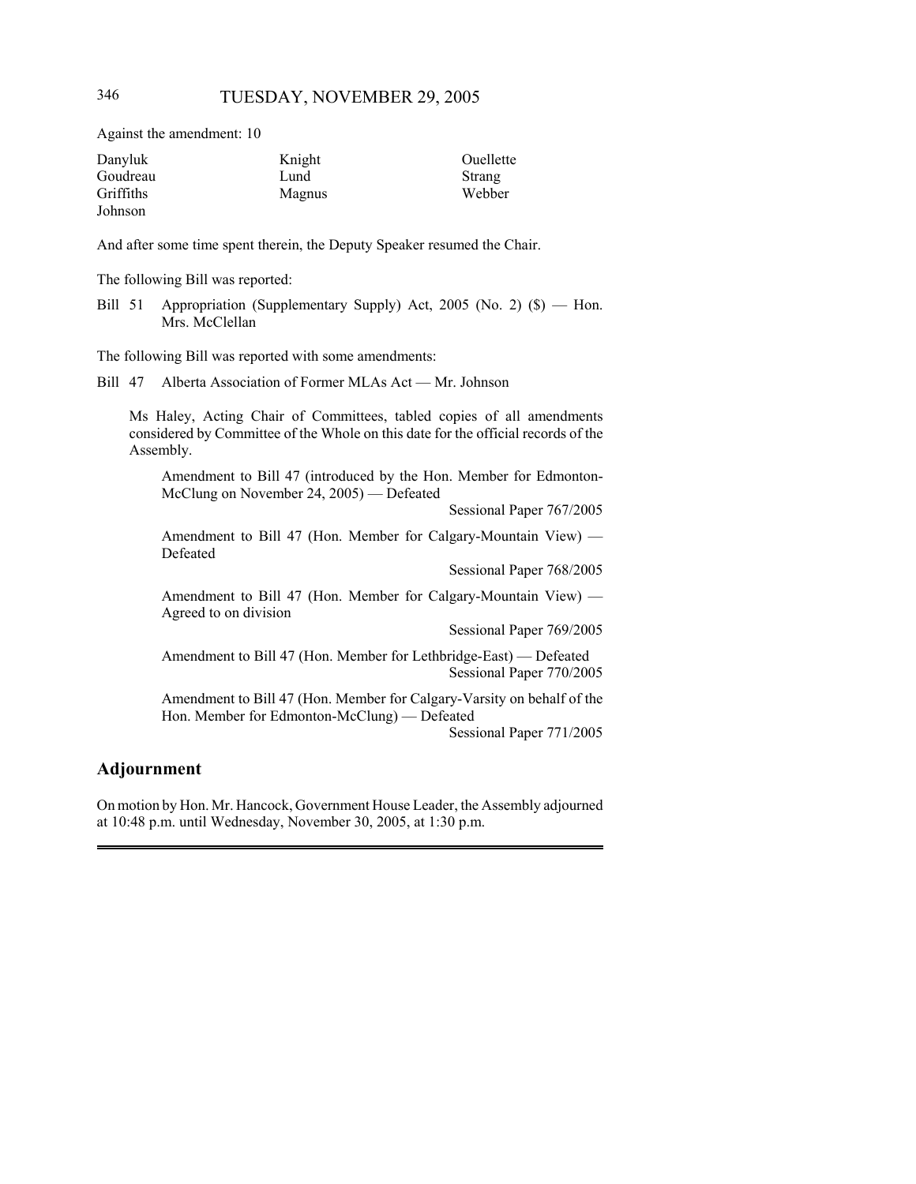Against the amendment: 10

| | | |
|---|---|---|
| Danyluk | Knight | Ouellette |
| Goudreau | Lund | Strang |
| Griffiths | Magnus | Webber |
| Johnson | | |

And after some time spent therein, the Deputy Speaker resumed the Chair.

The following Bill was reported:

Bill 51 Appropriation (Supplementary Supply) Act, 2005 (No. 2) ($) — Hon. Mrs. McClellan

The following Bill was reported with some amendments:

Bill 47 Alberta Association of Former MLAs Act — Mr. Johnson

Ms Haley, Acting Chair of Committees, tabled copies of all amendments considered by Committee of the Whole on this date for the official records of the Assembly.

Amendment to Bill 47 (introduced by the Hon. Member for Edmonton-McClung on November 24, 2005) — Defeated
Sessional Paper 767/2005

Amendment to Bill 47 (Hon. Member for Calgary-Mountain View) — Defeated
Sessional Paper 768/2005

Amendment to Bill 47 (Hon. Member for Calgary-Mountain View) — Agreed to on division
Sessional Paper 769/2005

Amendment to Bill 47 (Hon. Member for Lethbridge-East) — Defeated
Sessional Paper 770/2005

Amendment to Bill 47 (Hon. Member for Calgary-Varsity on behalf of the Hon. Member for Edmonton-McClung) — Defeated
Sessional Paper 771/2005

## Adjournment

On motion by Hon. Mr. Hancock, Government House Leader, the Assembly adjourned at 10:48 p.m. until Wednesday, November 30, 2005, at 1:30 p.m.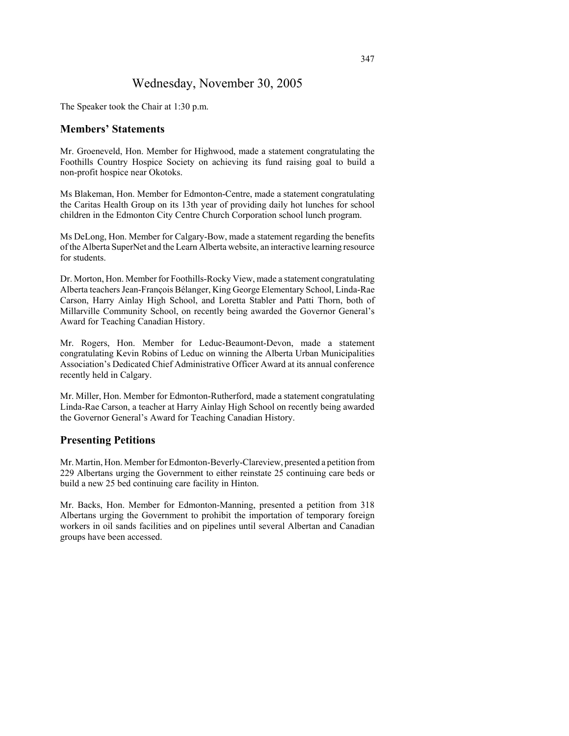# Wednesday, November 30, 2005

The Speaker took the Chair at 1:30 p.m.

## Members' Statements

Mr. Groeneveld, Hon. Member for Highwood, made a statement congratulating the Foothills Country Hospice Society on achieving its fund raising goal to build a non-profit hospice near Okotoks.

Ms Blakeman, Hon. Member for Edmonton-Centre, made a statement congratulating the Caritas Health Group on its 13th year of providing daily hot lunches for school children in the Edmonton City Centre Church Corporation school lunch program.

Ms DeLong, Hon. Member for Calgary-Bow, made a statement regarding the benefits of the Alberta SuperNet and the Learn Alberta website, an interactive learning resource for students.

Dr. Morton, Hon. Member for Foothills-Rocky View, made a statement congratulating Alberta teachers Jean-François Bélanger, King George Elementary School, Linda-Rae Carson, Harry Ainlay High School, and Loretta Stabler and Patti Thorn, both of Millarville Community School, on recently being awarded the Governor General's Award for Teaching Canadian History.

Mr. Rogers, Hon. Member for Leduc-Beaumont-Devon, made a statement congratulating Kevin Robins of Leduc on winning the Alberta Urban Municipalities Association's Dedicated Chief Administrative Officer Award at its annual conference recently held in Calgary.

Mr. Miller, Hon. Member for Edmonton-Rutherford, made a statement congratulating Linda-Rae Carson, a teacher at Harry Ainlay High School on recently being awarded the Governor General's Award for Teaching Canadian History.

## Presenting Petitions

Mr. Martin, Hon. Member for Edmonton-Beverly-Clareview, presented a petition from 229 Albertans urging the Government to either reinstate 25 continuing care beds or build a new 25 bed continuing care facility in Hinton.

Mr. Backs, Hon. Member for Edmonton-Manning, presented a petition from 318 Albertans urging the Government to prohibit the importation of temporary foreign workers in oil sands facilities and on pipelines until several Albertan and Canadian groups have been accessed.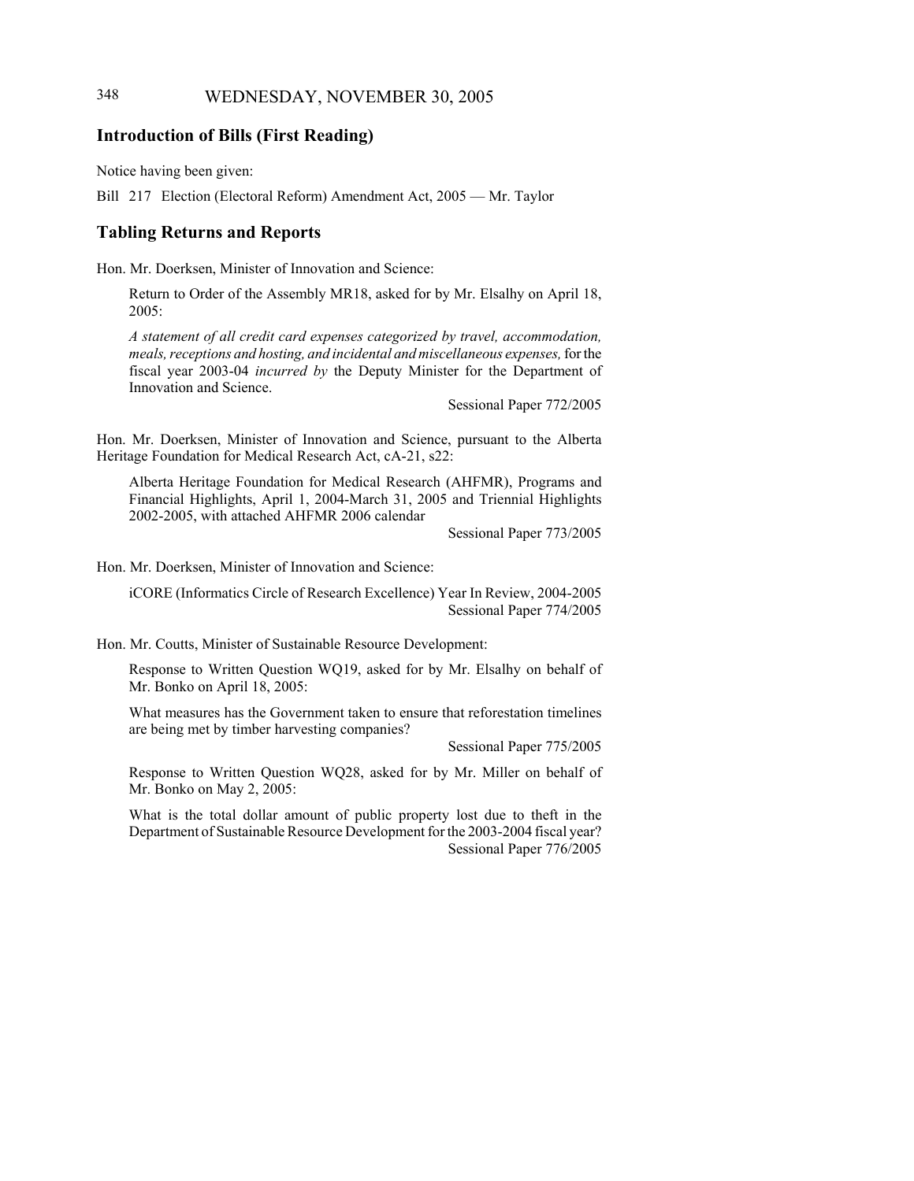## Introduction of Bills (First Reading)

Notice having been given:

Bill 217 Election (Electoral Reform) Amendment Act, 2005 — Mr. Taylor

## Tabling Returns and Reports

Hon. Mr. Doerksen, Minister of Innovation and Science:

> Return to Order of the Assembly MR18, asked for by Mr. Elsalhy on April 18, 2005:
>
> *A statement of all credit card expenses categorized by travel, accommodation, meals, receptions and hosting, and incidental and miscellaneous expenses,* for the fiscal year 2003-04 *incurred by* the Deputy Minister for the Department of Innovation and Science.
>
> Sessional Paper 772/2005

Hon. Mr. Doerksen, Minister of Innovation and Science, pursuant to the Alberta Heritage Foundation for Medical Research Act, cA-21, s22:

> Alberta Heritage Foundation for Medical Research (AHFMR), Programs and Financial Highlights, April 1, 2004-March 31, 2005 and Triennial Highlights 2002-2005, with attached AHFMR 2006 calendar
>
> Sessional Paper 773/2005

Hon. Mr. Doerksen, Minister of Innovation and Science:

> iCORE (Informatics Circle of Research Excellence) Year In Review, 2004-2005
>
> Sessional Paper 774/2005

Hon. Mr. Coutts, Minister of Sustainable Resource Development:

> Response to Written Question WQ19, asked for by Mr. Elsalhy on behalf of Mr. Bonko on April 18, 2005:
>
> What measures has the Government taken to ensure that reforestation timelines are being met by timber harvesting companies?
>
> Sessional Paper 775/2005
>
> Response to Written Question WQ28, asked for by Mr. Miller on behalf of Mr. Bonko on May 2, 2005:
>
> What is the total dollar amount of public property lost due to theft in the Department of Sustainable Resource Development for the 2003-2004 fiscal year?
>
> Sessional Paper 776/2005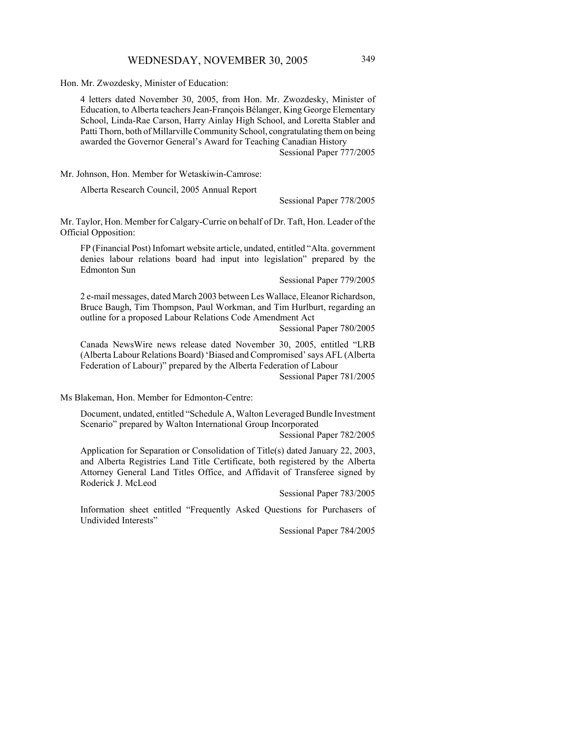Hon. Mr. Zwozdesky, Minister of Education:

4 letters dated November 30, 2005, from Hon. Mr. Zwozdesky, Minister of Education, to Alberta teachers Jean-François Bélanger, King George Elementary School, Linda-Rae Carson, Harry Ainlay High School, and Loretta Stabler and Patti Thorn, both of Millarville Community School, congratulating them on being awarded the Governor General's Award for Teaching Canadian History

Sessional Paper 777/2005

Mr. Johnson, Hon. Member for Wetaskiwin-Camrose:

Alberta Research Council, 2005 Annual Report

Sessional Paper 778/2005

Mr. Taylor, Hon. Member for Calgary-Currie on behalf of Dr. Taft, Hon. Leader of the Official Opposition:

FP (Financial Post) Infomart website article, undated, entitled "Alta. government denies labour relations board had input into legislation" prepared by the Edmonton Sun

Sessional Paper 779/2005

2 e-mail messages, dated March 2003 between Les Wallace, Eleanor Richardson, Bruce Baugh, Tim Thompson, Paul Workman, and Tim Hurlburt, regarding an outline for a proposed Labour Relations Code Amendment Act

Sessional Paper 780/2005

Canada NewsWire news release dated November 30, 2005, entitled "LRB (Alberta Labour Relations Board) 'Biased and Compromised' says AFL (Alberta Federation of Labour)" prepared by the Alberta Federation of Labour

Sessional Paper 781/2005

Ms Blakeman, Hon. Member for Edmonton-Centre:

Document, undated, entitled "Schedule A, Walton Leveraged Bundle Investment Scenario" prepared by Walton International Group Incorporated

Sessional Paper 782/2005

Application for Separation or Consolidation of Title(s) dated January 22, 2003, and Alberta Registries Land Title Certificate, both registered by the Alberta Attorney General Land Titles Office, and Affidavit of Transferee signed by Roderick J. McLeod

Sessional Paper 783/2005

Information sheet entitled "Frequently Asked Questions for Purchasers of Undivided Interests"

Sessional Paper 784/2005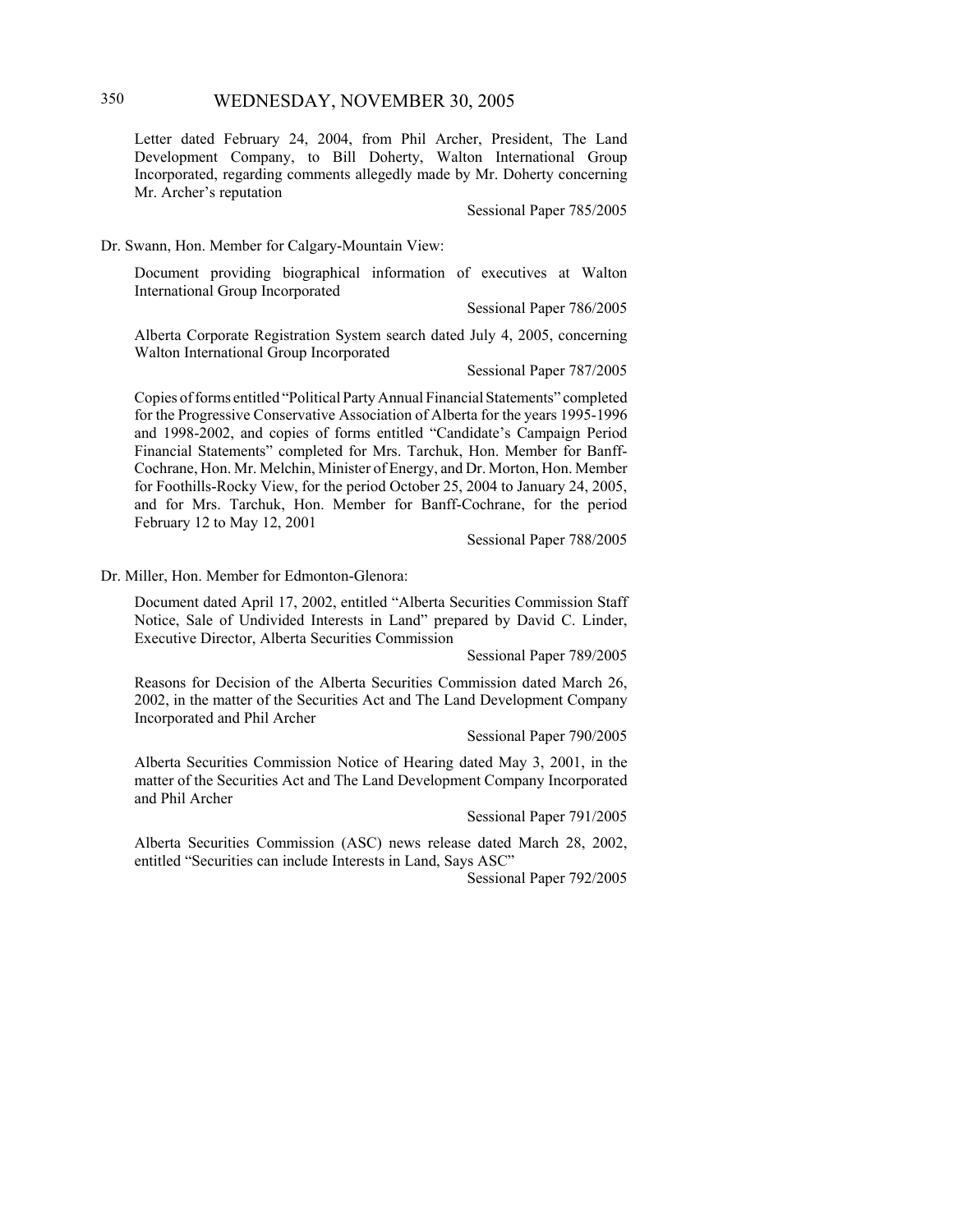Letter dated February 24, 2004, from Phil Archer, President, The Land Development Company, to Bill Doherty, Walton International Group Incorporated, regarding comments allegedly made by Mr. Doherty concerning Mr. Archer's reputation

Sessional Paper 785/2005

Dr. Swann, Hon. Member for Calgary-Mountain View:

Document providing biographical information of executives at Walton International Group Incorporated

Sessional Paper 786/2005

Alberta Corporate Registration System search dated July 4, 2005, concerning Walton International Group Incorporated

Sessional Paper 787/2005

Copies of forms entitled "Political Party Annual Financial Statements" completed for the Progressive Conservative Association of Alberta for the years 1995-1996 and 1998-2002, and copies of forms entitled "Candidate's Campaign Period Financial Statements" completed for Mrs. Tarchuk, Hon. Member for Banff-Cochrane, Hon. Mr. Melchin, Minister of Energy, and Dr. Morton, Hon. Member for Foothills-Rocky View, for the period October 25, 2004 to January 24, 2005, and for Mrs. Tarchuk, Hon. Member for Banff-Cochrane, for the period February 12 to May 12, 2001

Sessional Paper 788/2005

Dr. Miller, Hon. Member for Edmonton-Glenora:

Document dated April 17, 2002, entitled "Alberta Securities Commission Staff Notice, Sale of Undivided Interests in Land" prepared by David C. Linder, Executive Director, Alberta Securities Commission

Sessional Paper 789/2005

Reasons for Decision of the Alberta Securities Commission dated March 26, 2002, in the matter of the Securities Act and The Land Development Company Incorporated and Phil Archer

Sessional Paper 790/2005

Alberta Securities Commission Notice of Hearing dated May 3, 2001, in the matter of the Securities Act and The Land Development Company Incorporated and Phil Archer

Sessional Paper 791/2005

Alberta Securities Commission (ASC) news release dated March 28, 2002, entitled "Securities can include Interests in Land, Says ASC"

Sessional Paper 792/2005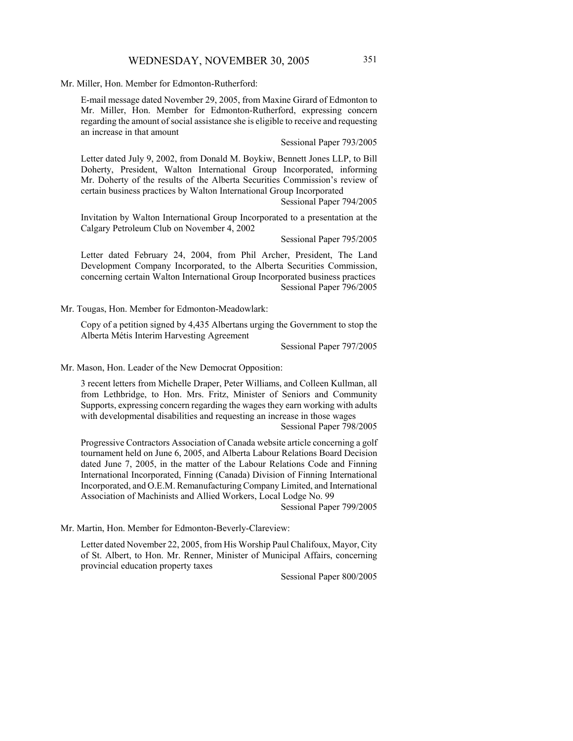Mr. Miller, Hon. Member for Edmonton-Rutherford:

E-mail message dated November 29, 2005, from Maxine Girard of Edmonton to Mr. Miller, Hon. Member for Edmonton-Rutherford, expressing concern regarding the amount of social assistance she is eligible to receive and requesting an increase in that amount

Sessional Paper 793/2005

Letter dated July 9, 2002, from Donald M. Boykiw, Bennett Jones LLP, to Bill Doherty, President, Walton International Group Incorporated, informing Mr. Doherty of the results of the Alberta Securities Commission's review of certain business practices by Walton International Group Incorporated

Sessional Paper 794/2005

Invitation by Walton International Group Incorporated to a presentation at the Calgary Petroleum Club on November 4, 2002

Sessional Paper 795/2005

Letter dated February 24, 2004, from Phil Archer, President, The Land Development Company Incorporated, to the Alberta Securities Commission, concerning certain Walton International Group Incorporated business practices

Sessional Paper 796/2005

Mr. Tougas, Hon. Member for Edmonton-Meadowlark:

Copy of a petition signed by 4,435 Albertans urging the Government to stop the Alberta Métis Interim Harvesting Agreement

Sessional Paper 797/2005

Mr. Mason, Hon. Leader of the New Democrat Opposition:

3 recent letters from Michelle Draper, Peter Williams, and Colleen Kullman, all from Lethbridge, to Hon. Mrs. Fritz, Minister of Seniors and Community Supports, expressing concern regarding the wages they earn working with adults with developmental disabilities and requesting an increase in those wages

Sessional Paper 798/2005

Progressive Contractors Association of Canada website article concerning a golf tournament held on June 6, 2005, and Alberta Labour Relations Board Decision dated June 7, 2005, in the matter of the Labour Relations Code and Finning International Incorporated, Finning (Canada) Division of Finning International Incorporated, and O.E.M. Remanufacturing Company Limited, and International Association of Machinists and Allied Workers, Local Lodge No. 99

Sessional Paper 799/2005

Mr. Martin, Hon. Member for Edmonton-Beverly-Clareview:

Letter dated November 22, 2005, from His Worship Paul Chalifoux, Mayor, City of St. Albert, to Hon. Mr. Renner, Minister of Municipal Affairs, concerning provincial education property taxes

Sessional Paper 800/2005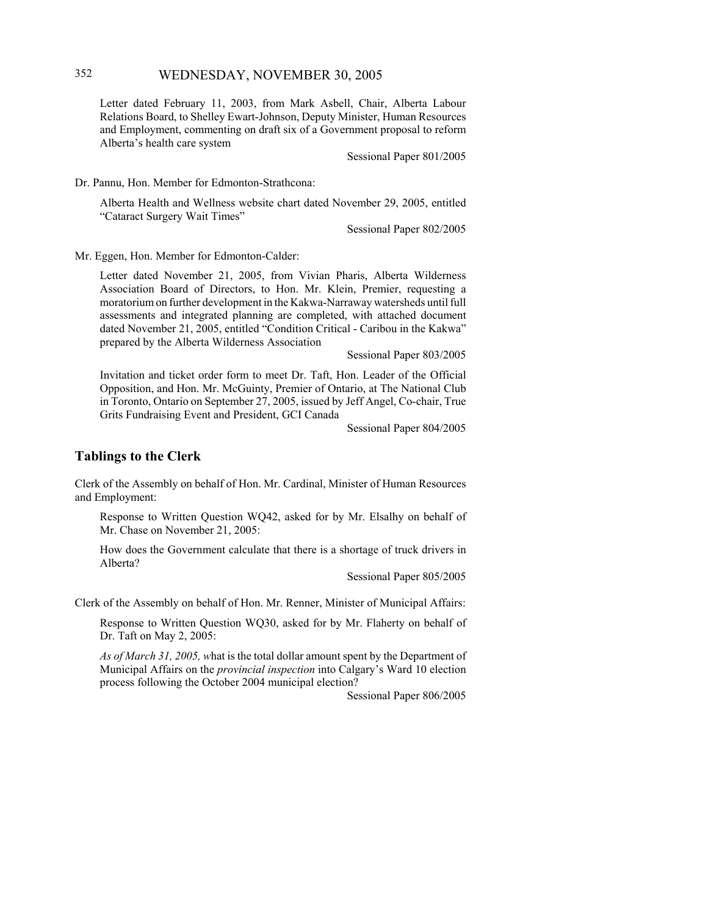Letter dated February 11, 2003, from Mark Asbell, Chair, Alberta Labour Relations Board, to Shelley Ewart-Johnson, Deputy Minister, Human Resources and Employment, commenting on draft six of a Government proposal to reform Alberta's health care system

Sessional Paper 801/2005

Dr. Pannu, Hon. Member for Edmonton-Strathcona:

Alberta Health and Wellness website chart dated November 29, 2005, entitled "Cataract Surgery Wait Times"

Sessional Paper 802/2005

Mr. Eggen, Hon. Member for Edmonton-Calder:

Letter dated November 21, 2005, from Vivian Pharis, Alberta Wilderness Association Board of Directors, to Hon. Mr. Klein, Premier, requesting a moratorium on further development in the Kakwa-Narraway watersheds until full assessments and integrated planning are completed, with attached document dated November 21, 2005, entitled "Condition Critical - Caribou in the Kakwa" prepared by the Alberta Wilderness Association

Sessional Paper 803/2005

Invitation and ticket order form to meet Dr. Taft, Hon. Leader of the Official Opposition, and Hon. Mr. McGuinty, Premier of Ontario, at The National Club in Toronto, Ontario on September 27, 2005, issued by Jeff Angel, Co-chair, True Grits Fundraising Event and President, GCI Canada

Sessional Paper 804/2005

## Tablings to the Clerk

Clerk of the Assembly on behalf of Hon. Mr. Cardinal, Minister of Human Resources and Employment:

Response to Written Question WQ42, asked for by Mr. Elsalhy on behalf of Mr. Chase on November 21, 2005:

How does the Government calculate that there is a shortage of truck drivers in Alberta?

Sessional Paper 805/2005

Clerk of the Assembly on behalf of Hon. Mr. Renner, Minister of Municipal Affairs:

Response to Written Question WQ30, asked for by Mr. Flaherty on behalf of Dr. Taft on May 2, 2005:

*As of March 31, 2005, w*hat is the total dollar amount spent by the Department of Municipal Affairs on the *provincial inspection* into Calgary's Ward 10 election process following the October 2004 municipal election?

Sessional Paper 806/2005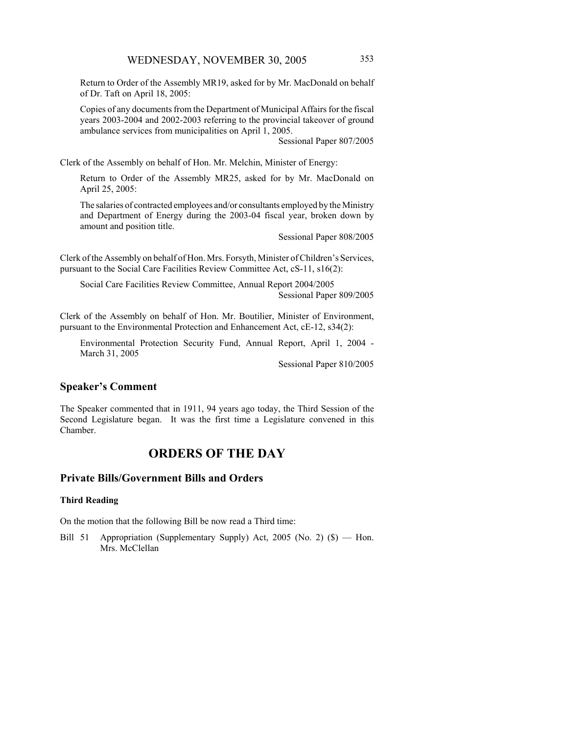Return to Order of the Assembly MR19, asked for by Mr. MacDonald on behalf of Dr. Taft on April 18, 2005:

Copies of any documents from the Department of Municipal Affairs for the fiscal years 2003-2004 and 2002-2003 referring to the provincial takeover of ground ambulance services from municipalities on April 1, 2005.

Sessional Paper 807/2005

Clerk of the Assembly on behalf of Hon. Mr. Melchin, Minister of Energy:

Return to Order of the Assembly MR25, asked for by Mr. MacDonald on April 25, 2005:

The salaries of contracted employees and/or consultants employed by the Ministry and Department of Energy during the 2003-04 fiscal year, broken down by amount and position title.

Sessional Paper 808/2005

Clerk of the Assembly on behalf of Hon. Mrs. Forsyth, Minister of Children's Services, pursuant to the Social Care Facilities Review Committee Act, cS-11, s16(2):

Social Care Facilities Review Committee, Annual Report 2004/2005

Sessional Paper 809/2005

Clerk of the Assembly on behalf of Hon. Mr. Boutilier, Minister of Environment, pursuant to the Environmental Protection and Enhancement Act, cE-12, s34(2):

Environmental Protection Security Fund, Annual Report, April 1, 2004 - March 31, 2005

Sessional Paper 810/2005

## Speaker's Comment

The Speaker commented that in 1911, 94 years ago today, the Third Session of the Second Legislature began. It was the first time a Legislature convened in this Chamber.

# ORDERS OF THE DAY

## Private Bills/Government Bills and Orders

### Third Reading

On the motion that the following Bill be now read a Third time:

Bill 51 Appropriation (Supplementary Supply) Act, 2005 (No. 2) ($) — Hon. Mrs. McClellan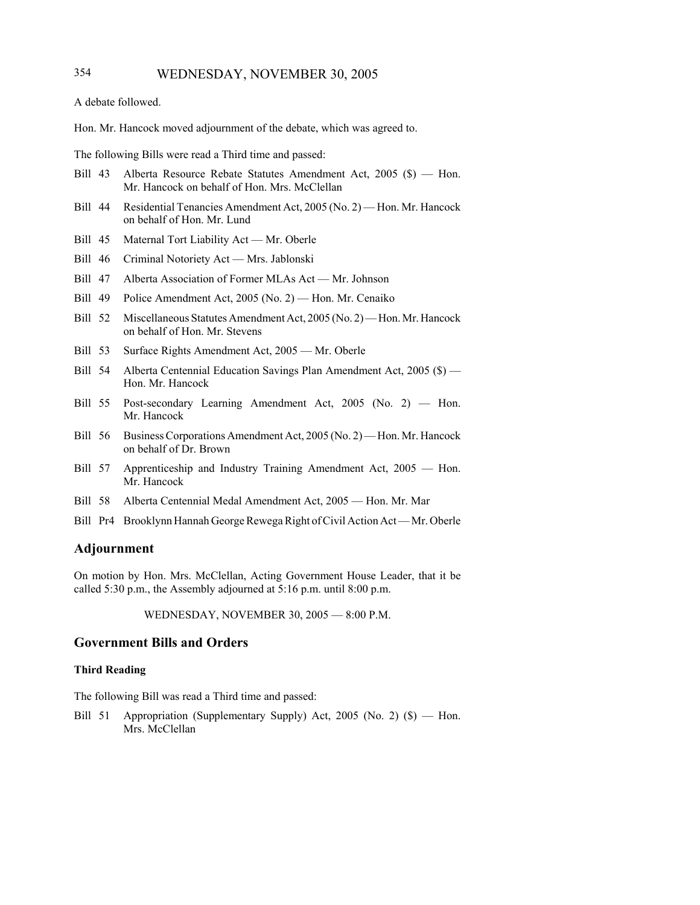A debate followed.

Hon. Mr. Hancock moved adjournment of the debate, which was agreed to.

The following Bills were read a Third time and passed:

Bill 43 Alberta Resource Rebate Statutes Amendment Act, 2005 ($) — Hon. Mr. Hancock on behalf of Hon. Mrs. McClellan

Bill 44 Residential Tenancies Amendment Act, 2005 (No. 2) — Hon. Mr. Hancock on behalf of Hon. Mr. Lund

Bill 45 Maternal Tort Liability Act — Mr. Oberle

Bill 46 Criminal Notoriety Act — Mrs. Jablonski

Bill 47 Alberta Association of Former MLAs Act — Mr. Johnson

Bill 49 Police Amendment Act, 2005 (No. 2) — Hon. Mr. Cenaiko

Bill 52 Miscellaneous Statutes Amendment Act, 2005 (No. 2) — Hon. Mr. Hancock on behalf of Hon. Mr. Stevens

Bill 53 Surface Rights Amendment Act, 2005 — Mr. Oberle

Bill 54 Alberta Centennial Education Savings Plan Amendment Act, 2005 ($) — Hon. Mr. Hancock

Bill 55 Post-secondary Learning Amendment Act, 2005 (No. 2) — Hon. Mr. Hancock

Bill 56 Business Corporations Amendment Act, 2005 (No. 2) — Hon. Mr. Hancock on behalf of Dr. Brown

Bill 57 Apprenticeship and Industry Training Amendment Act, 2005 — Hon. Mr. Hancock

Bill 58 Alberta Centennial Medal Amendment Act, 2005 — Hon. Mr. Mar

Bill Pr4 Brooklynn Hannah George Rewega Right of Civil Action Act — Mr. Oberle

## Adjournment

On motion by Hon. Mrs. McClellan, Acting Government House Leader, that it be called 5:30 p.m., the Assembly adjourned at 5:16 p.m. until 8:00 p.m.

WEDNESDAY, NOVEMBER 30, 2005 — 8:00 P.M.

## Government Bills and Orders

### Third Reading

The following Bill was read a Third time and passed:

Bill 51 Appropriation (Supplementary Supply) Act, 2005 (No. 2) ($) — Hon. Mrs. McClellan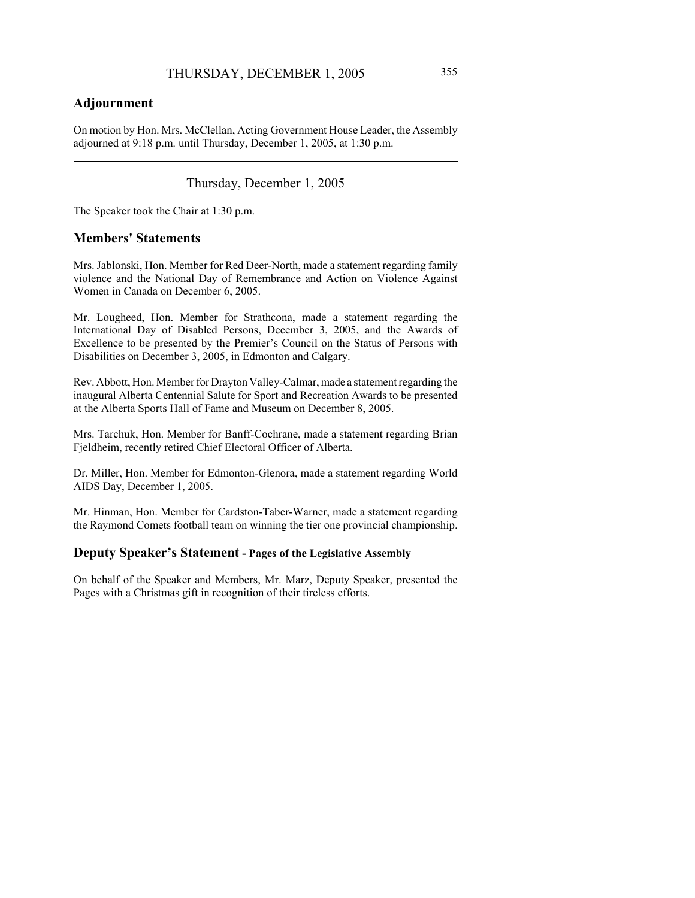## Adjournment

On motion by Hon. Mrs. McClellan, Acting Government House Leader, the Assembly adjourned at 9:18 p.m. until Thursday, December 1, 2005, at 1:30 p.m.

---

Thursday, December 1, 2005

The Speaker took the Chair at 1:30 p.m.

## Members' Statements

Mrs. Jablonski, Hon. Member for Red Deer-North, made a statement regarding family violence and the National Day of Remembrance and Action on Violence Against Women in Canada on December 6, 2005.

Mr. Lougheed, Hon. Member for Strathcona, made a statement regarding the International Day of Disabled Persons, December 3, 2005, and the Awards of Excellence to be presented by the Premier's Council on the Status of Persons with Disabilities on December 3, 2005, in Edmonton and Calgary.

Rev. Abbott, Hon. Member for Drayton Valley-Calmar, made a statement regarding the inaugural Alberta Centennial Salute for Sport and Recreation Awards to be presented at the Alberta Sports Hall of Fame and Museum on December 8, 2005.

Mrs. Tarchuk, Hon. Member for Banff-Cochrane, made a statement regarding Brian Fjeldheim, recently retired Chief Electoral Officer of Alberta.

Dr. Miller, Hon. Member for Edmonton-Glenora, made a statement regarding World AIDS Day, December 1, 2005.

Mr. Hinman, Hon. Member for Cardston-Taber-Warner, made a statement regarding the Raymond Comets football team on winning the tier one provincial championship.

## Deputy Speaker's Statement - Pages of the Legislative Assembly

On behalf of the Speaker and Members, Mr. Marz, Deputy Speaker, presented the Pages with a Christmas gift in recognition of their tireless efforts.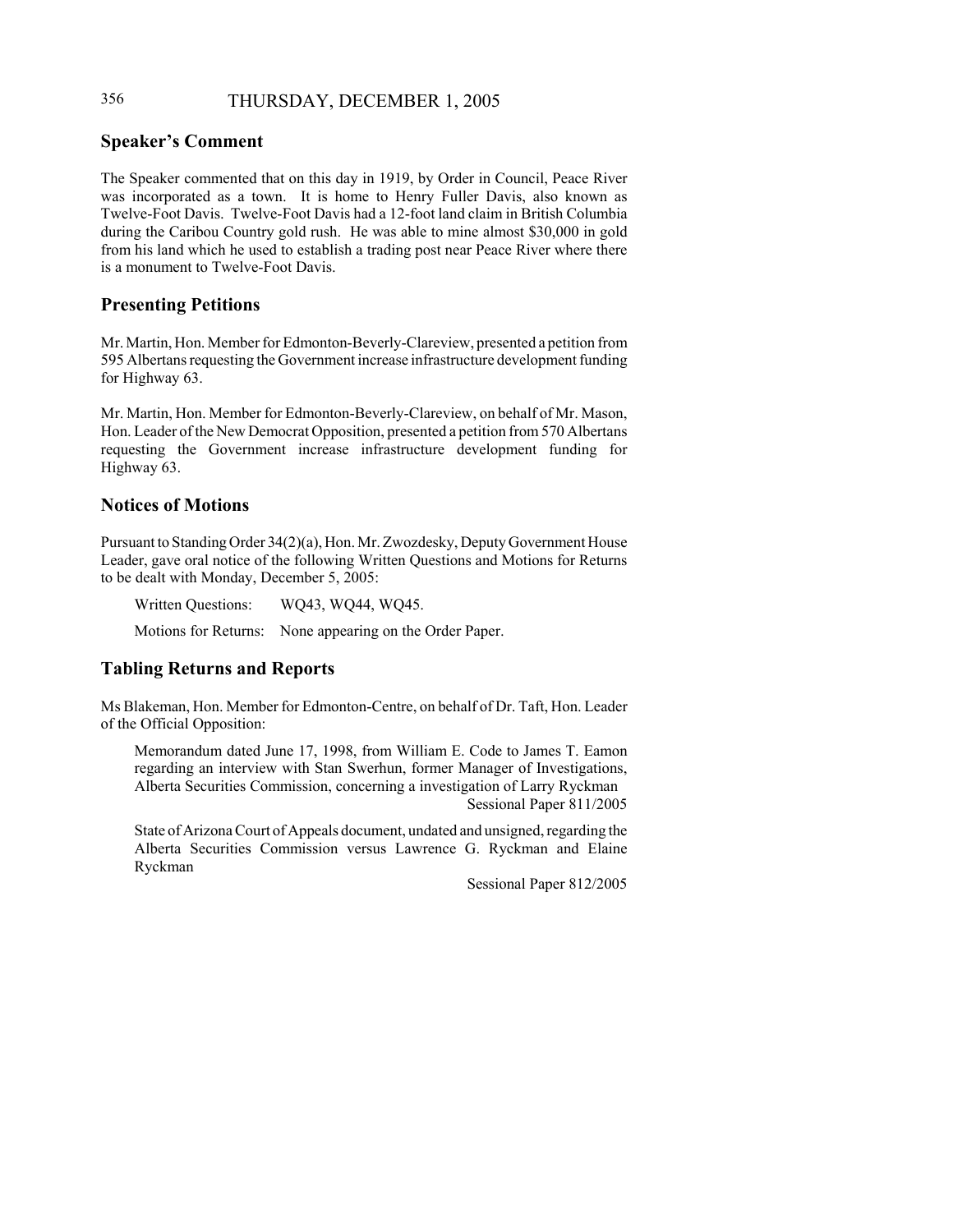## Speaker's Comment

The Speaker commented that on this day in 1919, by Order in Council, Peace River was incorporated as a town. It is home to Henry Fuller Davis, also known as Twelve-Foot Davis. Twelve-Foot Davis had a 12-foot land claim in British Columbia during the Caribou Country gold rush. He was able to mine almost $30,000 in gold from his land which he used to establish a trading post near Peace River where there is a monument to Twelve-Foot Davis.

## Presenting Petitions

Mr. Martin, Hon. Member for Edmonton-Beverly-Clareview, presented a petition from 595 Albertans requesting the Government increase infrastructure development funding for Highway 63.

Mr. Martin, Hon. Member for Edmonton-Beverly-Clareview, on behalf of Mr. Mason, Hon. Leader of the New Democrat Opposition, presented a petition from 570 Albertans requesting the Government increase infrastructure development funding for Highway 63.

## Notices of Motions

Pursuant to Standing Order 34(2)(a), Hon. Mr. Zwozdesky, Deputy Government House Leader, gave oral notice of the following Written Questions and Motions for Returns to be dealt with Monday, December 5, 2005:

Written Questions: WQ43, WQ44, WQ45.

Motions for Returns: None appearing on the Order Paper.

## Tabling Returns and Reports

Ms Blakeman, Hon. Member for Edmonton-Centre, on behalf of Dr. Taft, Hon. Leader of the Official Opposition:

Memorandum dated June 17, 1998, from William E. Code to James T. Eamon regarding an interview with Stan Swerhun, former Manager of Investigations, Alberta Securities Commission, concerning a investigation of Larry Ryckman
Sessional Paper 811/2005

State of Arizona Court of Appeals document, undated and unsigned, regarding the Alberta Securities Commission versus Lawrence G. Ryckman and Elaine Ryckman
Sessional Paper 812/2005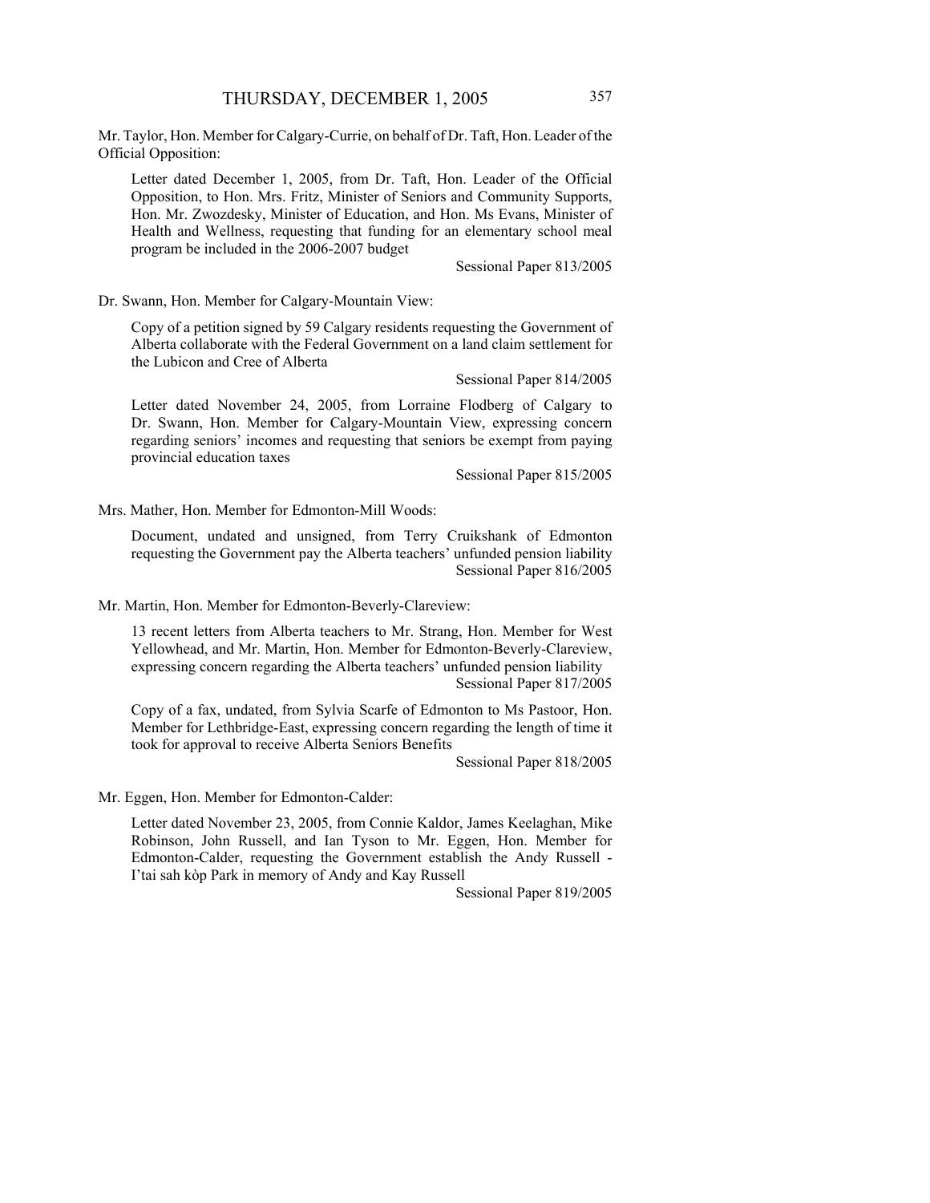Mr. Taylor, Hon. Member for Calgary-Currie, on behalf of Dr. Taft, Hon. Leader of the Official Opposition:

> Letter dated December 1, 2005, from Dr. Taft, Hon. Leader of the Official Opposition, to Hon. Mrs. Fritz, Minister of Seniors and Community Supports, Hon. Mr. Zwozdesky, Minister of Education, and Hon. Ms Evans, Minister of Health and Wellness, requesting that funding for an elementary school meal program be included in the 2006-2007 budget
>
> Sessional Paper 813/2005

Dr. Swann, Hon. Member for Calgary-Mountain View:

> Copy of a petition signed by 59 Calgary residents requesting the Government of Alberta collaborate with the Federal Government on a land claim settlement for the Lubicon and Cree of Alberta
>
> Sessional Paper 814/2005
>
> Letter dated November 24, 2005, from Lorraine Flodberg of Calgary to Dr. Swann, Hon. Member for Calgary-Mountain View, expressing concern regarding seniors' incomes and requesting that seniors be exempt from paying provincial education taxes
>
> Sessional Paper 815/2005

Mrs. Mather, Hon. Member for Edmonton-Mill Woods:

> Document, undated and unsigned, from Terry Cruikshank of Edmonton requesting the Government pay the Alberta teachers' unfunded pension liability
>
> Sessional Paper 816/2005

Mr. Martin, Hon. Member for Edmonton-Beverly-Clareview:

> 13 recent letters from Alberta teachers to Mr. Strang, Hon. Member for West Yellowhead, and Mr. Martin, Hon. Member for Edmonton-Beverly-Clareview, expressing concern regarding the Alberta teachers' unfunded pension liability
>
> Sessional Paper 817/2005
>
> Copy of a fax, undated, from Sylvia Scarfe of Edmonton to Ms Pastoor, Hon. Member for Lethbridge-East, expressing concern regarding the length of time it took for approval to receive Alberta Seniors Benefits
>
> Sessional Paper 818/2005

Mr. Eggen, Hon. Member for Edmonton-Calder:

> Letter dated November 23, 2005, from Connie Kaldor, James Keelaghan, Mike Robinson, John Russell, and Ian Tyson to Mr. Eggen, Hon. Member for Edmonton-Calder, requesting the Government establish the Andy Russell - I'tai sah kòp Park in memory of Andy and Kay Russell
>
> Sessional Paper 819/2005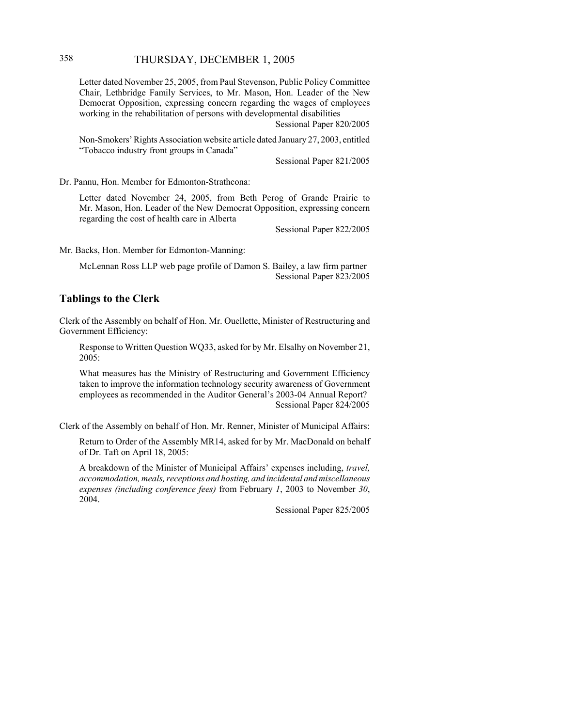Letter dated November 25, 2005, from Paul Stevenson, Public Policy Committee Chair, Lethbridge Family Services, to Mr. Mason, Hon. Leader of the New Democrat Opposition, expressing concern regarding the wages of employees working in the rehabilitation of persons with developmental disabilities

Sessional Paper 820/2005

Non-Smokers' Rights Association website article dated January 27, 2003, entitled "Tobacco industry front groups in Canada"

Sessional Paper 821/2005

Dr. Pannu, Hon. Member for Edmonton-Strathcona:

Letter dated November 24, 2005, from Beth Perog of Grande Prairie to Mr. Mason, Hon. Leader of the New Democrat Opposition, expressing concern regarding the cost of health care in Alberta

Sessional Paper 822/2005

Mr. Backs, Hon. Member for Edmonton-Manning:

McLennan Ross LLP web page profile of Damon S. Bailey, a law firm partner

Sessional Paper 823/2005

## Tablings to the Clerk

Clerk of the Assembly on behalf of Hon. Mr. Ouellette, Minister of Restructuring and Government Efficiency:

Response to Written Question WQ33, asked for by Mr. Elsalhy on November 21, 2005:

What measures has the Ministry of Restructuring and Government Efficiency taken to improve the information technology security awareness of Government employees as recommended in the Auditor General's 2003-04 Annual Report?

Sessional Paper 824/2005

Clerk of the Assembly on behalf of Hon. Mr. Renner, Minister of Municipal Affairs:

Return to Order of the Assembly MR14, asked for by Mr. MacDonald on behalf of Dr. Taft on April 18, 2005:

A breakdown of the Minister of Municipal Affairs' expenses including, *travel, accommodation, meals, receptions and hosting, and incidental and miscellaneous expenses (including conference fees)* from February *1*, 2003 to November *30*, 2004.

Sessional Paper 825/2005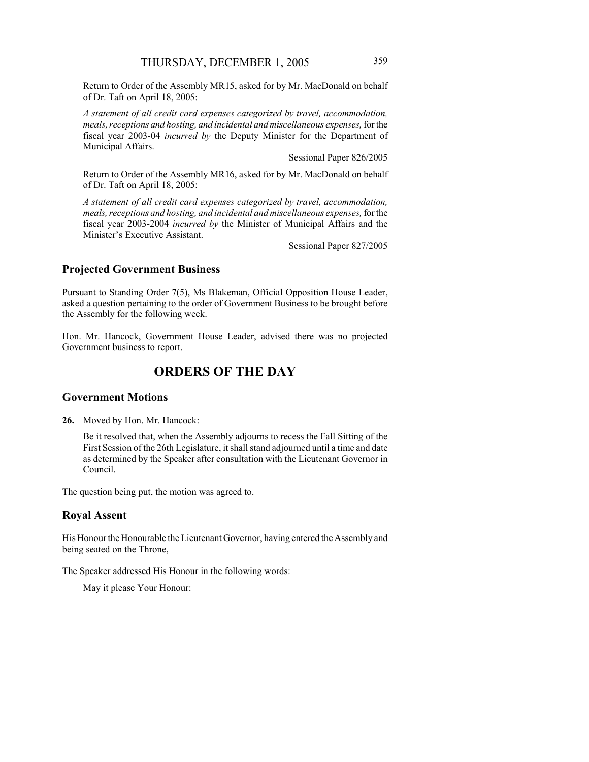Return to Order of the Assembly MR15, asked for by Mr. MacDonald on behalf of Dr. Taft on April 18, 2005:

*A statement of all credit card expenses categorized by travel, accommodation, meals, receptions and hosting, and incidental and miscellaneous expenses,* for the fiscal year 2003-04 *incurred by* the Deputy Minister for the Department of Municipal Affairs.

Sessional Paper 826/2005

Return to Order of the Assembly MR16, asked for by Mr. MacDonald on behalf of Dr. Taft on April 18, 2005:

*A statement of all credit card expenses categorized by travel, accommodation, meals, receptions and hosting, and incidental and miscellaneous expenses,* for the fiscal year 2003-2004 *incurred by* the Minister of Municipal Affairs and the Minister's Executive Assistant.

Sessional Paper 827/2005

## Projected Government Business

Pursuant to Standing Order 7(5), Ms Blakeman, Official Opposition House Leader, asked a question pertaining to the order of Government Business to be brought before the Assembly for the following week.

Hon. Mr. Hancock, Government House Leader, advised there was no projected Government business to report.

# ORDERS OF THE DAY

## Government Motions

**26.** Moved by Hon. Mr. Hancock:

Be it resolved that, when the Assembly adjourns to recess the Fall Sitting of the First Session of the 26th Legislature, it shall stand adjourned until a time and date as determined by the Speaker after consultation with the Lieutenant Governor in Council.

The question being put, the motion was agreed to.

## Royal Assent

His Honour the Honourable the Lieutenant Governor, having entered the Assembly and being seated on the Throne,

The Speaker addressed His Honour in the following words:

May it please Your Honour: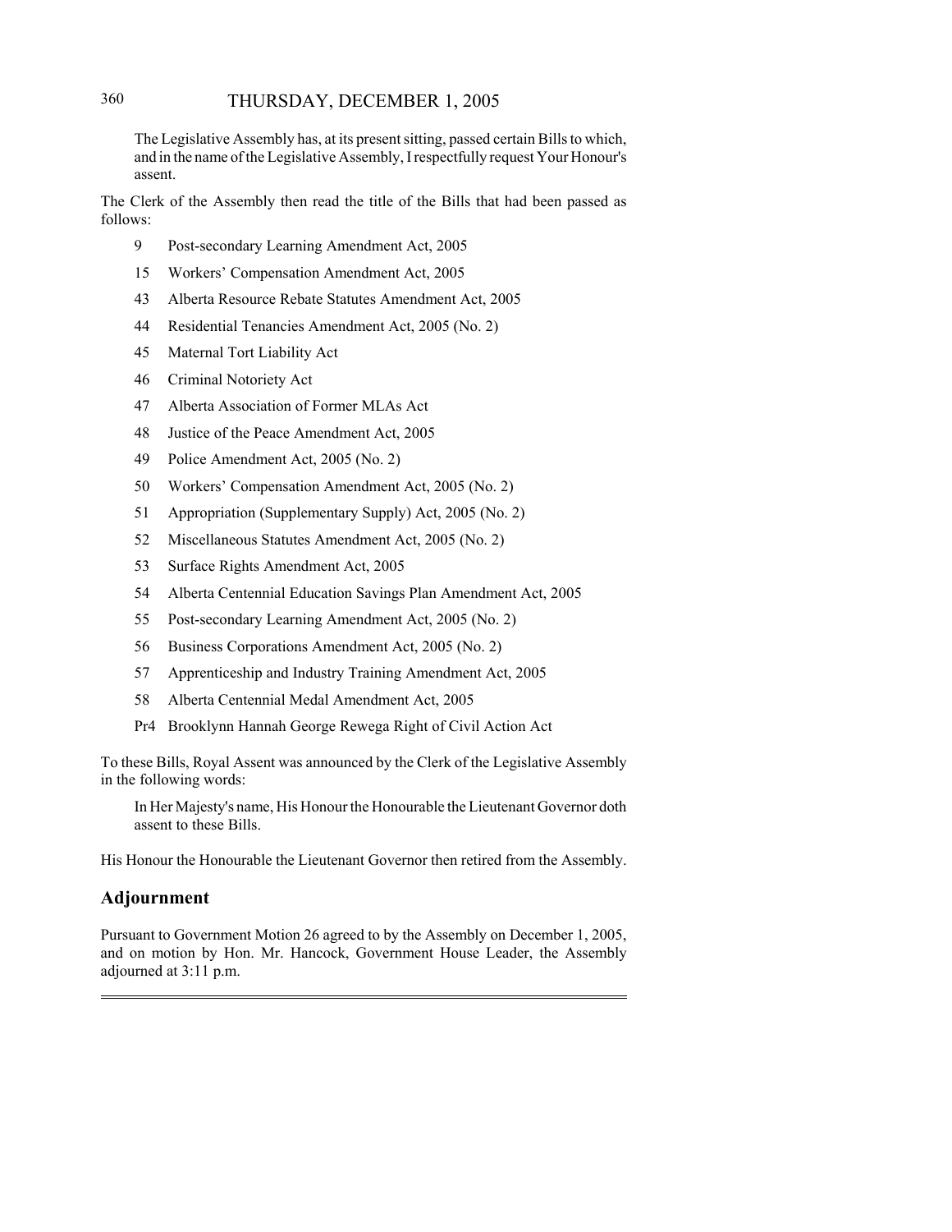The Legislative Assembly has, at its present sitting, passed certain Bills to which, and in the name of the Legislative Assembly, I respectfully request Your Honour's assent.

The Clerk of the Assembly then read the title of the Bills that had been passed as follows:

- 9 Post-secondary Learning Amendment Act, 2005
- 15 Workers' Compensation Amendment Act, 2005
- 43 Alberta Resource Rebate Statutes Amendment Act, 2005
- 44 Residential Tenancies Amendment Act, 2005 (No. 2)
- 45 Maternal Tort Liability Act
- 46 Criminal Notoriety Act
- 47 Alberta Association of Former MLAs Act
- 48 Justice of the Peace Amendment Act, 2005
- 49 Police Amendment Act, 2005 (No. 2)
- 50 Workers' Compensation Amendment Act, 2005 (No. 2)
- 51 Appropriation (Supplementary Supply) Act, 2005 (No. 2)
- 52 Miscellaneous Statutes Amendment Act, 2005 (No. 2)
- 53 Surface Rights Amendment Act, 2005
- 54 Alberta Centennial Education Savings Plan Amendment Act, 2005
- 55 Post-secondary Learning Amendment Act, 2005 (No. 2)
- 56 Business Corporations Amendment Act, 2005 (No. 2)
- 57 Apprenticeship and Industry Training Amendment Act, 2005
- 58 Alberta Centennial Medal Amendment Act, 2005
- Pr4 Brooklynn Hannah George Rewega Right of Civil Action Act

To these Bills, Royal Assent was announced by the Clerk of the Legislative Assembly in the following words:

In Her Majesty's name, His Honour the Honourable the Lieutenant Governor doth assent to these Bills.

His Honour the Honourable the Lieutenant Governor then retired from the Assembly.

## Adjournment

Pursuant to Government Motion 26 agreed to by the Assembly on December 1, 2005, and on motion by Hon. Mr. Hancock, Government House Leader, the Assembly adjourned at 3:11 p.m.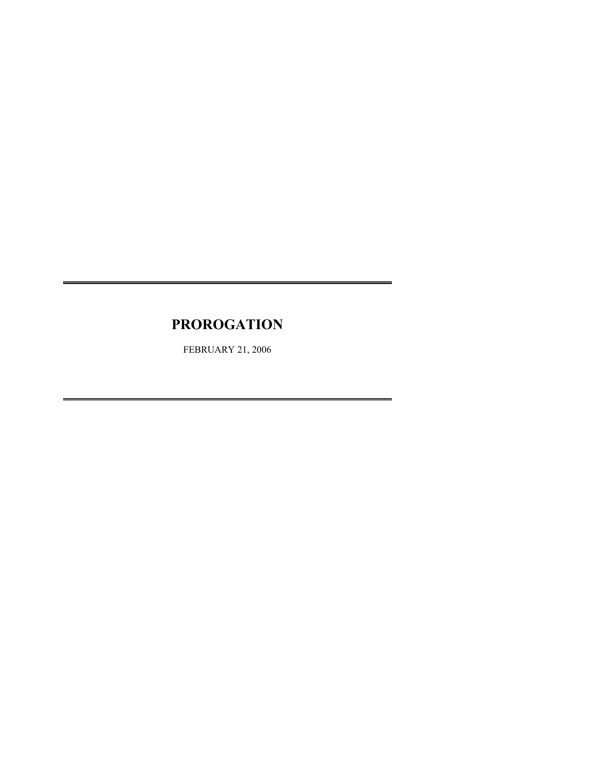# PROROGATION

FEBRUARY 21, 2006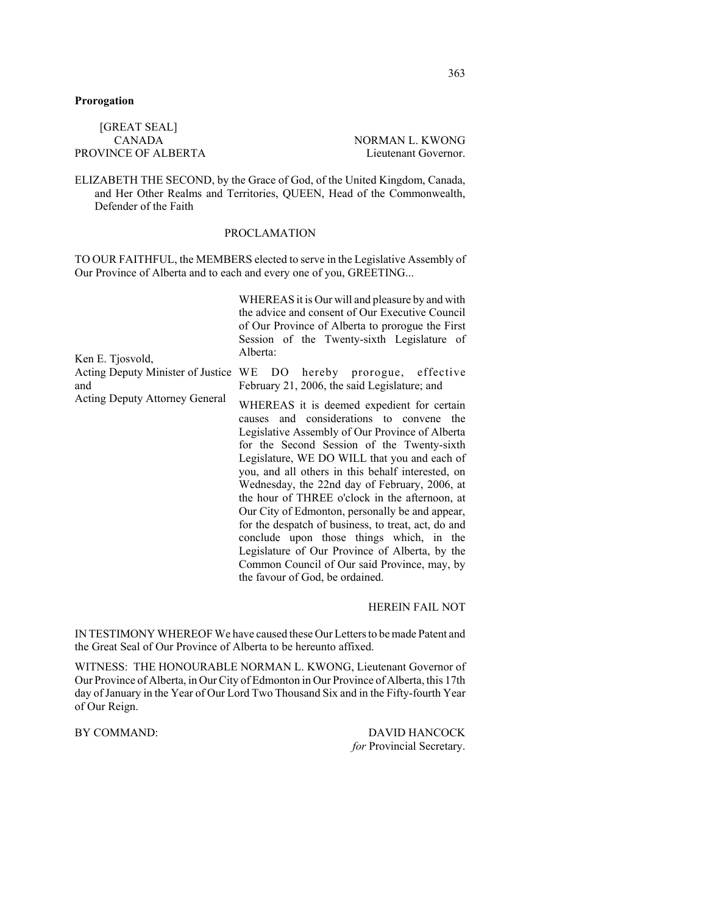**Prorogation**

[GREAT SEAL]
CANADA
PROVINCE OF ALBERTA

NORMAN L. KWONG
Lieutenant Governor.

ELIZABETH THE SECOND, by the Grace of God, of the United Kingdom, Canada, and Her Other Realms and Territories, QUEEN, Head of the Commonwealth, Defender of the Faith

PROCLAMATION

TO OUR FAITHFUL, the MEMBERS elected to serve in the Legislative Assembly of Our Province of Alberta and to each and every one of you, GREETING...

Ken E. Tjosvold,
Acting Deputy Minister of Justice and
Acting Deputy Attorney General

WHEREAS it is Our will and pleasure by and with the advice and consent of Our Executive Council of Our Province of Alberta to prorogue the First Session of the Twenty-sixth Legislature of Alberta:

WE DO hereby prorogue, effective February 21, 2006, the said Legislature; and

WHEREAS it is deemed expedient for certain causes and considerations to convene the Legislative Assembly of Our Province of Alberta for the Second Session of the Twenty-sixth Legislature, WE DO WILL that you and each of you, and all others in this behalf interested, on Wednesday, the 22nd day of February, 2006, at the hour of THREE o'clock in the afternoon, at Our City of Edmonton, personally be and appear, for the despatch of business, to treat, act, do and conclude upon those things which, in the Legislature of Our Province of Alberta, by the Common Council of Our said Province, may, by the favour of God, be ordained.

HEREIN FAIL NOT

IN TESTIMONY WHEREOF We have caused these Our Letters to be made Patent and the Great Seal of Our Province of Alberta to be hereunto affixed.

WITNESS: THE HONOURABLE NORMAN L. KWONG, Lieutenant Governor of Our Province of Alberta, in Our City of Edmonton in Our Province of Alberta, this 17th day of January in the Year of Our Lord Two Thousand Six and in the Fifty-fourth Year of Our Reign.

BY COMMAND:

DAVID HANCOCK
*for* Provincial Secretary.